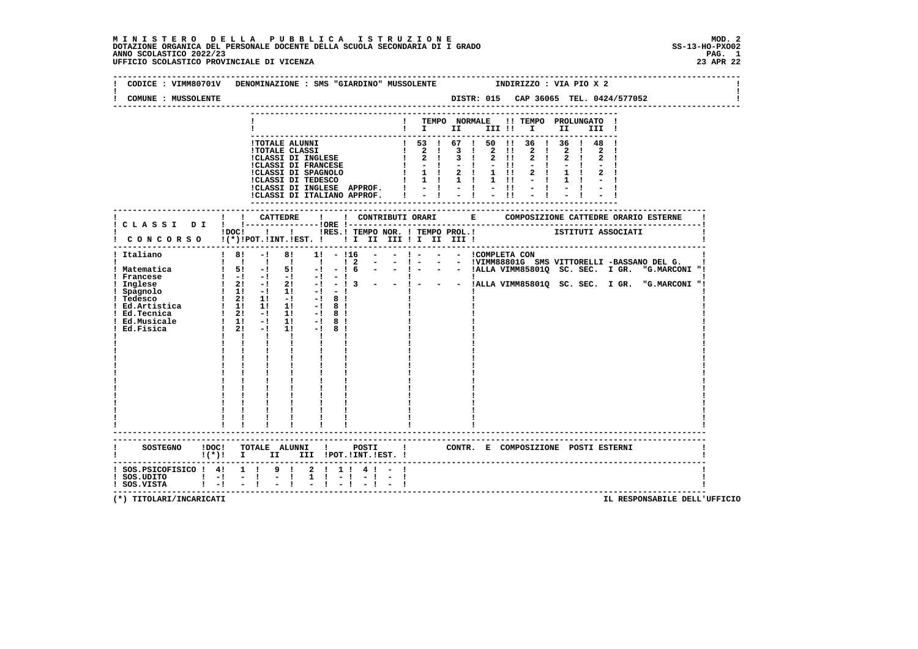# MINISTERO DELLA PUBBLICA ISTRUZIONE

DOTAZIONE ORGANICA DEL PERSONALE DOCENTE DELLA SCUOLA SECONDARIA DI I GRADO
ANNO SCOLASTICO 2022/23
UFFICIO SCOLASTICO PROVINCIALE DI VICENZA

MOD. 2
SS-13-HO-PXO02
23 APR 22

CODICE : VIMM80701V DENOMINAZIONE : SMS "GIARDINO" MUSSOLENTE INDIRIZZO : VIA PIO X 2

COMUNE : MUSSOLENTE DISTR: 015 CAP 36065 TEL. 0424/577052

| | TEMPO NORMALE I | II | III | TEMPO PROLUNGATO I | II | III |
|---|---|---|---|---|---|---|
| TOTALE ALUNNI | 53 | 67 | 50 | 36 | 36 | 48 |
| TOTALE CLASSI | 2 | 3 | 2 | 2 | 2 | 2 |
| CLASSI DI INGLESE | 2 | 3 | 2 | 2 | 2 | 2 |
| CLASSI DI FRANCESE | - | - | - | - | - | - |
| CLASSI DI SPAGNOLO | 1 | 2 | 1 | 2 | 1 | 2 |
| CLASSI DI TEDESCO | 1 | 1 | 1 | - | 1 | - |
| CLASSI DI INGLESE APPROF. | - | - | - | - | - | - |
| CLASSI DI ITALIANO APPROF. | - | - | - | - | - | - |

| CLASSI DI CONCORSO | DOC (*) | CATTEDRE POT. | INT. | EST. | ORE RES. | TEMPO NOR. I | II | III | TEMPO PROL. I | II | III | COMPOSIZIONE CATTEDRE ORARIO ESTERNE / ISTITUTI ASSOCIATI |
|---|---|---|---|---|---|---|---|---|---|---|---|---|
| Italiano | 8 | - | 8 | 1 | - | 16 | - | - | - | - | - | COMPLETA CON |
| | | | | | | 2 | - | - | - | - | - | VIMM88801G SMS VITTORELLI -BASSANO DEL G. |
| Matematica | 5 | - | 5 | - | - | 6 | - | - | - | - | - | ALLA VIMM85801Q SC. SEC. I GR. "G.MARCONI " |
| Francese | - | - | - | - | - | | | | | | | |
| Inglese | 2 | - | 2 | - | - | 3 | - | - | - | - | - | ALLA VIMM85801Q SC. SEC. I GR. "G.MARCONI " |
| Spagnolo | 1 | - | 1 | - | - | | | | | | | |
| Tedesco | 2 | 1 | - | - | 8 | | | | | | | |
| Ed.Artistica | 1 | 1 | 1 | - | 8 | | | | | | | |
| Ed.Tecnica | 2 | - | 1 | - | 8 | | | | | | | |
| Ed.Musicale | 1 | - | 1 | - | 8 | | | | | | | |
| Ed.Fisica | 2 | - | 1 | - | 8 | | | | | | | |

| SOSTEGNO | DOC (*) | TOTALE ALUNNI I | II | III | POSTI POT. | INT. | EST. | CONTR. E COMPOSIZIONE POSTI ESTERNI |
|---|---|---|---|---|---|---|---|---|
| SOS.PSICOFISICO | 4 | 1 | 9 | 2 | 1 | 4 | - | |
| SOS.UDITO | - | - | - | 1 | - | - | - | |
| SOS.VISTA | - | - | - | - | - | - | - | |

(*) TITOLARI/INCARICATI

IL RESPONSABILE DELL'UFFICIO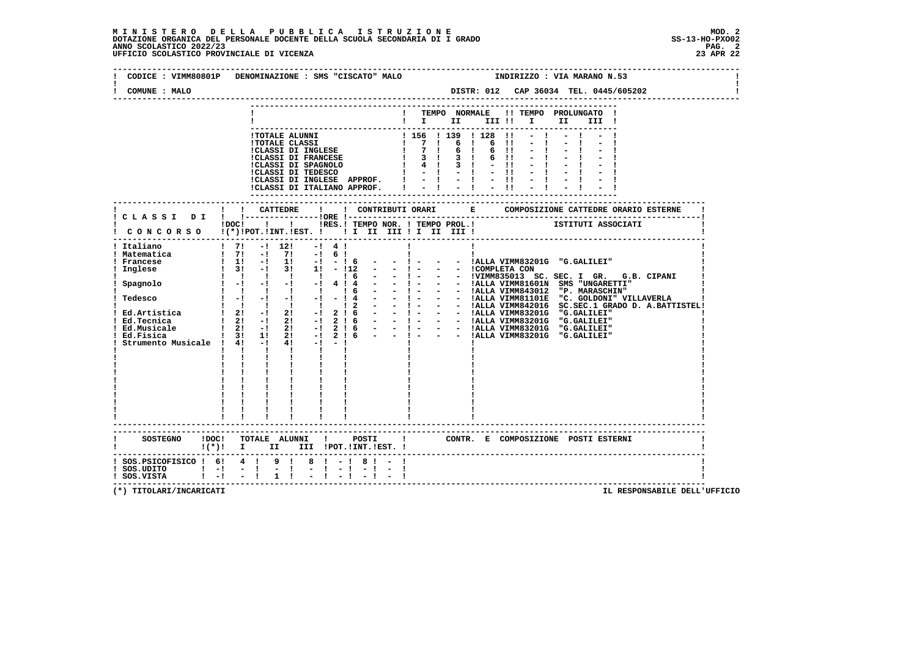**MINISTERO DELLA PUBBLICA ISTRUZIONE**
**DOTAZIONE ORGANICA DEL PERSONALE DOCENTE DELLA SCUOLA SECONDARIA DI I GRADO**
**ANNO SCOLASTICO 2022/23**
**UFFICIO SCOLASTICO PROVINCIALE DI VICENZA**

MOD. 2
SS-13-HO-PXO02
23 APR 22

CODICE : VIMM80801P DENOMINAZIONE : SMS "CISCATO" MALO INDIRIZZO : VIA MARANO N.53

COMUNE : MALO DISTR: 012 CAP 36034 TEL. 0445/605202

| | TEMPO NORMALE I | II | III | TEMPO PROLUNGATO I | II | III |
|---|---|---|---|---|---|---|
| TOTALE ALUNNI | 156 | 139 | 128 | - | - | - |
| TOTALE CLASSI | 7 | 6 | 6 | - | - | - |
| CLASSI DI INGLESE | 7 | 6 | 6 | - | - | - |
| CLASSI DI FRANCESE | 3 | 3 | 6 | - | - | - |
| CLASSI DI SPAGNOLO | 4 | 3 | - | - | - | - |
| CLASSI DI TEDESCO | - | - | - | - | - | - |
| CLASSI DI INGLESE APPROF. | - | - | - | - | - | - |
| CLASSI DI ITALIANO APPROF. | - | - | - | - | - | - |

| CLASSI DI CONCORSO | DOC (*) | CATTEDRE POT. | INT. | EST. | ORE RES. | CONTRIBUTI ORARI TEMPO NOR. I | II | III | TEMPO PROL. I | II | III | COMPOSIZIONE CATTEDRE ORARIO ESTERNE ISTITUTI ASSOCIATI |
|---|---|---|---|---|---|---|---|---|---|---|---|---|
| Italiano | 7 | - | 12 | - | 4 | | | | | | | |
| Matematica | 7 | - | 7 | - | 6 | | | | | | | |
| Francese | 1 | - | 1 | - | - | 6 | - | - | - | - | - | ALLA VIMM83201G "G.GALILEI" |
| Inglese | 3 | - | 3 | 1 | - | 12 | - | - | - | - | - | COMPLETA CON |
| | | | | | | 6 | - | - | - | - | - | VIMM835013 SC. SEC. I GR. G.B. CIPANI |
| Spagnolo | - | - | - | - | 4 | 4 | - | - | - | - | - | ALLA VIMM81601N SMS "UNGARETTI" |
| | | | | | | 6 | - | - | - | - | - | ALLA VIMM843012 "P. MARASCHIN" |
| Tedesco | - | - | - | - | - | 4 | - | - | - | - | - | ALLA VIMM81101E "C. GOLDONI" VILLAVERLA |
| | | | | | | 2 | - | - | - | - | - | ALLA VIMM842016 SC.SEC.1 GRADO D. A.BATTISTEL |
| Ed.Artistica | 2 | - | 2 | - | 2 | 6 | - | - | - | - | - | ALLA VIMM83201G "G.GALILEI" |
| Ed.Tecnica | 2 | - | 2 | - | 2 | 6 | - | - | - | - | - | ALLA VIMM83201G "G.GALILEI" |
| Ed.Musicale | 2 | - | 2 | - | 2 | 6 | - | - | - | - | - | ALLA VIMM83201G "G.GALILEI" |
| Ed.Fisica | 3 | 1 | 2 | - | 2 | 6 | - | - | - | - | - | ALLA VIMM83201G "G.GALILEI" |
| Strumento Musicale | 4 | - | 4 | - | - | | | | | | | |

| SOSTEGNO | DOC (*) | TOTALE ALUNNI I | II | III | POSTI POT. | INT. | EST. | CONTR. E COMPOSIZIONE POSTI ESTERNI |
|---|---|---|---|---|---|---|---|---|
| SOS.PSICOFISICO | 6 | 4 | 9 | 8 | - | 8 | - | |
| SOS.UDITO | - | - | - | - | - | - | - | |
| SOS.VISTA | - | - | 1 | - | - | - | - | |

(*) TITOLARI/INCARICATI

IL RESPONSABILE DELL'UFFICIO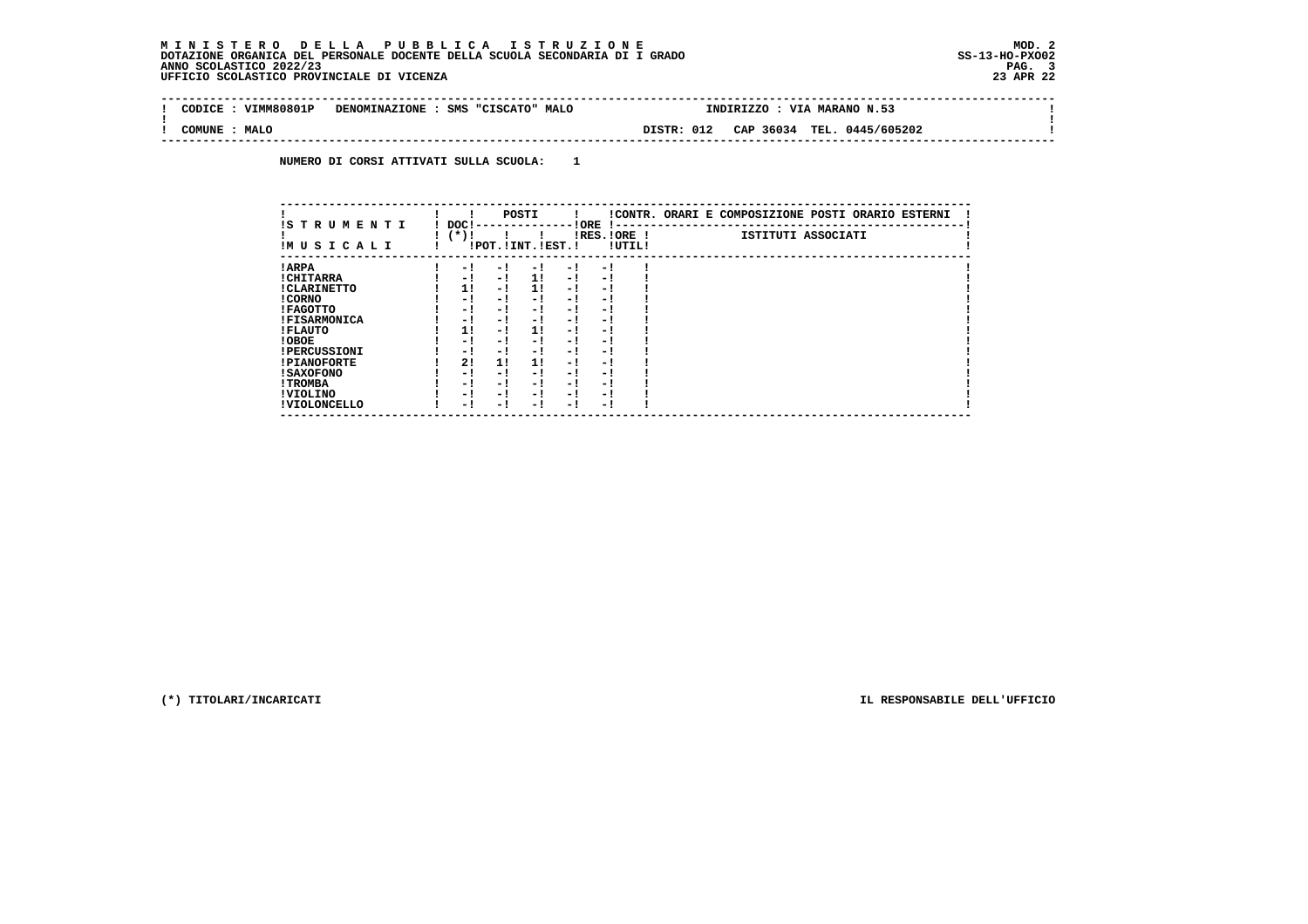**M I N I S T E R O   D E L L A   P U B B L I C A   I S T R U Z I O N E**
**DOTAZIONE ORGANICA DEL PERSONALE DOCENTE DELLA SCUOLA SECONDARIA DI I GRADO**
**ANNO SCOLASTICO 2022/23**
**UFFICIO SCOLASTICO PROVINCIALE DI VICENZA**

MOD. 2
SS-13-HO-PXO02
23 APR 22

CODICE : VIMM80801P   DENOMINAZIONE : SMS "CISCATO" MALO   INDIRIZZO : VIA MARANO N.53

COMUNE : MALO   DISTR: 012   CAP 36034   TEL. 0445/605202

NUMERO DI CORSI ATTIVATI SULLA SCUOLA:   1

| STRUMENTI MUSICALI | DOC (*) | POSTI POT. | POSTI INT. | POSTI EST. | ORE RES. | ORE UTIL. | CONTR. ORARI E COMPOSIZIONE POSTI ORARIO ESTERNI - ISTITUTI ASSOCIATI |
|---|---|---|---|---|---|---|---|
| ARPA | - | - | - | - | - | | |
| CHITARRA | - | - | 1 | - | - | | |
| CLARINETTO | 1 | - | 1 | - | - | | |
| CORNO | - | - | - | - | - | | |
| FAGOTTO | - | - | - | - | - | | |
| FISARMONICA | - | - | - | - | - | | |
| FLAUTO | 1 | - | 1 | - | - | | |
| OBOE | - | - | - | - | - | | |
| PERCUSSIONI | - | - | - | - | - | | |
| PIANOFORTE | 2 | 1 | 1 | - | - | | |
| SAXOFONO | - | - | - | - | - | | |
| TROMBA | - | - | - | - | - | | |
| VIOLINO | - | - | - | - | - | | |
| VIOLONCELLO | - | - | - | - | - | | |

(*) TITOLARI/INCARICATI

IL RESPONSABILE DELL'UFFICIO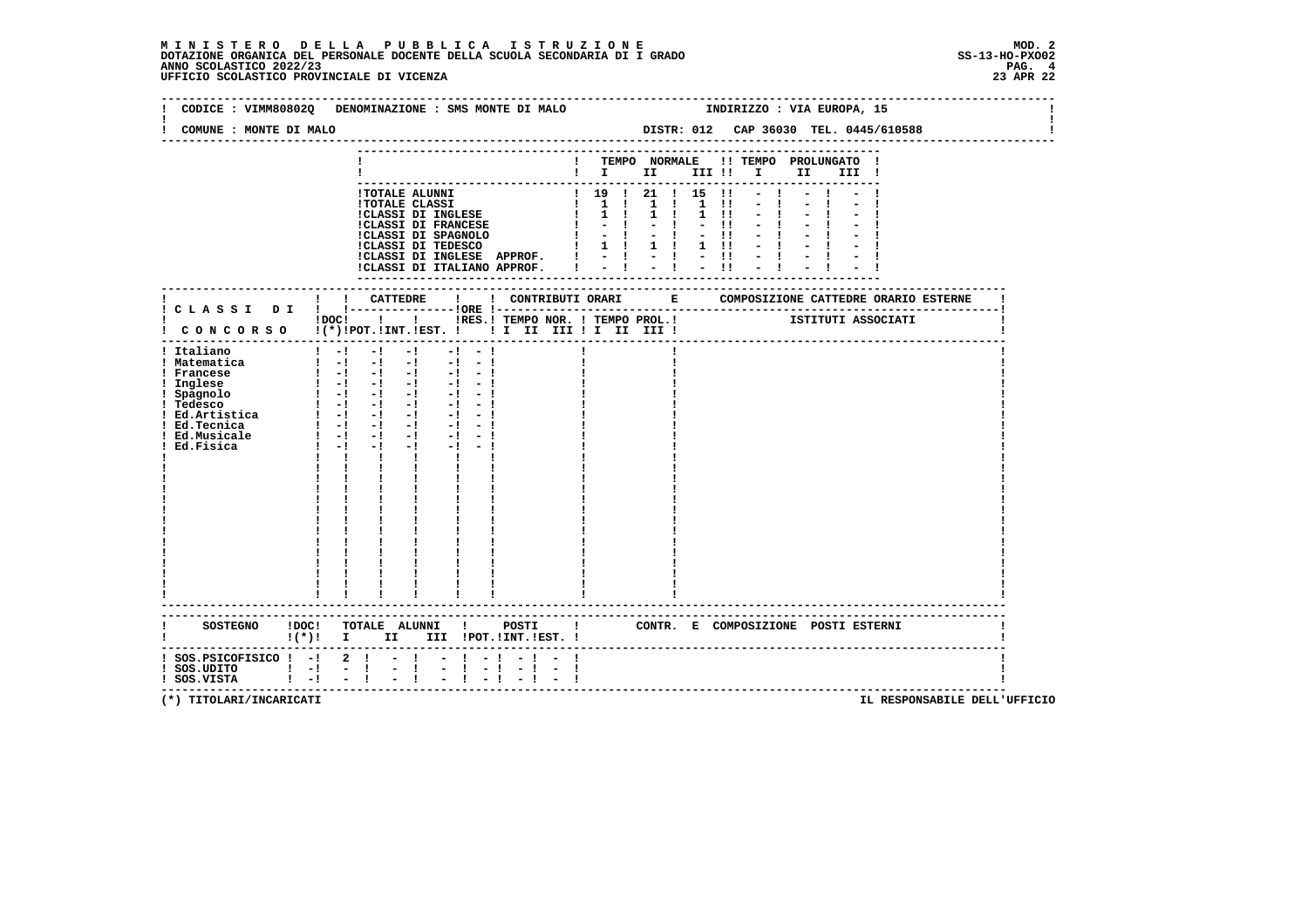**M I N I S T E R O   D E L L A   P U B B L I C A   I S T R U Z I O N E**
**DOTAZIONE ORGANICA DEL PERSONALE DOCENTE DELLA SCUOLA SECONDARIA DI I GRADO**
**ANNO SCOLASTICO 2022/23**
**UFFICIO SCOLASTICO PROVINCIALE DI VICENZA**

MOD. 2
SS-13-HO-PXO02
23 APR 22

CODICE : VIMM80802Q   DENOMINAZIONE : SMS MONTE DI MALO   INDIRIZZO : VIA EUROPA, 15

COMUNE : MONTE DI MALO   DISTR: 012   CAP 36030   TEL. 0445/610588

| | TEMPO NORMALE I | II | III | TEMPO PROLUNGATO I | II | III |
|---|---|---|---|---|---|---|
| TOTALE ALUNNI | 19 | 21 | 15 | - | - | - |
| TOTALE CLASSI | 1 | 1 | 1 | - | - | - |
| CLASSI DI INGLESE | 1 | 1 | 1 | - | - | - |
| CLASSI DI FRANCESE | - | - | - | - | - | - |
| CLASSI DI SPAGNOLO | - | - | - | - | - | - |
| CLASSI DI TEDESCO | 1 | 1 | 1 | - | - | - |
| CLASSI DI INGLESE APPROF. | - | - | - | - | - | - |
| CLASSI DI ITALIANO APPROF. | - | - | - | - | - | - |

| CLASSI DI CONCORSO | DOC (*) | CATTEDRE POT. | INT. | EST. | ORE RES. | CONTRIBUTI ORARI TEMPO NOR. I II III | TEMPO PROL. I II III | COMPOSIZIONE CATTEDRE ORARIO ESTERNE - ISTITUTI ASSOCIATI |
|---|---|---|---|---|---|---|---|---|
| Italiano | - | - | - | - | - | | | |
| Matematica | - | - | - | - | - | | | |
| Francese | - | - | - | - | - | | | |
| Inglese | - | - | - | - | - | | | |
| Spagnolo | - | - | - | - | - | | | |
| Tedesco | - | - | - | - | - | | | |
| Ed.Artistica | - | - | - | - | - | | | |
| Ed.Tecnica | - | - | - | - | - | | | |
| Ed.Musicale | - | - | - | - | - | | | |
| Ed.Fisica | - | - | - | - | - | | | |

| SOSTEGNO | DOC (*) | TOTALE ALUNNI I | II | III | POSTI POT. | INT. | EST. | CONTR. E COMPOSIZIONE POSTI ESTERNI |
|---|---|---|---|---|---|---|---|---|
| SOS.PSICOFISICO | - | 2 | - | - | - | - | - | |
| SOS.UDITO | - | - | - | - | - | - | - | |
| SOS.VISTA | - | - | - | - | - | - | - | |

(*) TITOLARI/INCARICATI

IL RESPONSABILE DELL'UFFICIO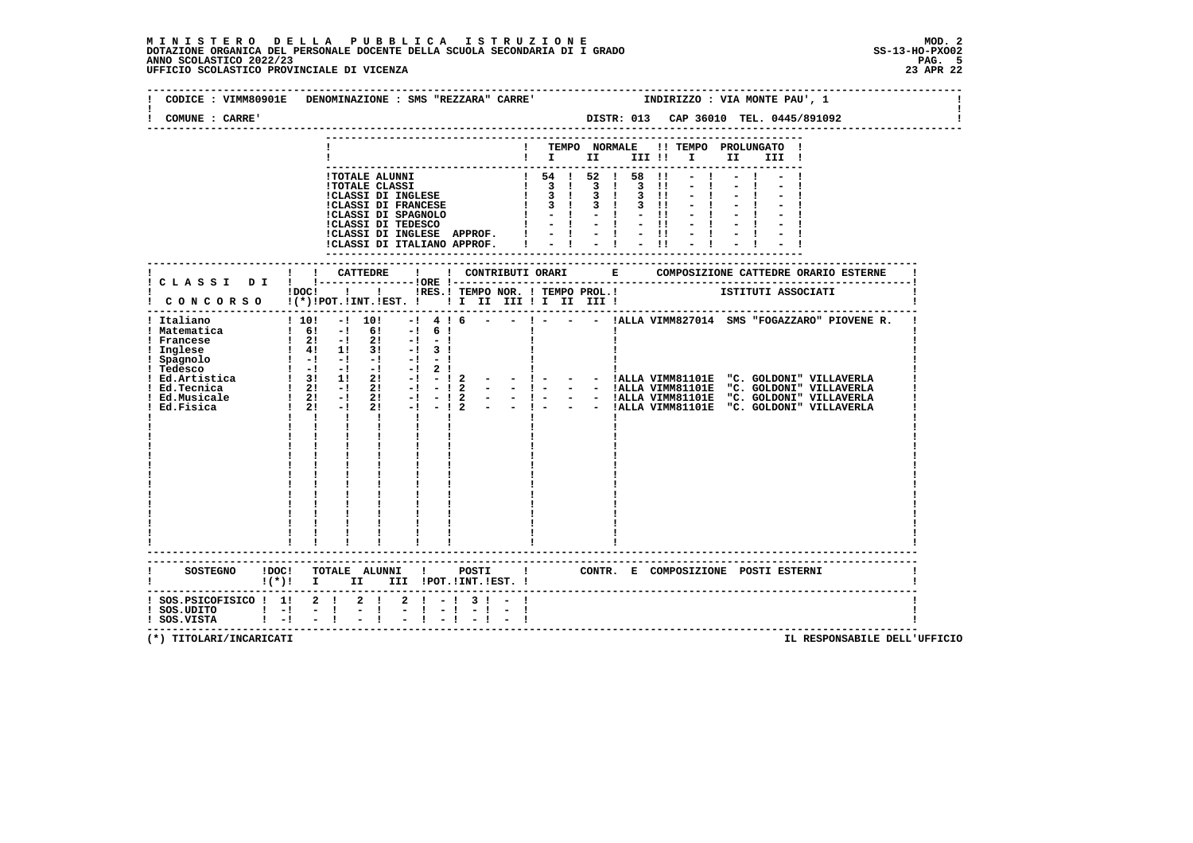MINISTERO DELLA PUBBLICA ISTRUZIONE
DOTAZIONE ORGANICA DEL PERSONALE DOCENTE DELLA SCUOLA SECONDARIA DI I GRADO
ANNO SCOLASTICO 2022/23
UFFICIO SCOLASTICO PROVINCIALE DI VICENZA

MOD. 2
SS-13-HO-PXO02
23 APR 22

CODICE : VIMM80901E DENOMINAZIONE : SMS "REZZARA" CARRE' INDIRIZZO : VIA MONTE PAU', 1

COMUNE : CARRE' DISTR: 013 CAP 36010 TEL. 0445/891092

| | TEMPO NORMALE I | II | III | TEMPO PROLUNGATO I | II | III |
|---|---|---|---|---|---|---|
| TOTALE ALUNNI | 54 | 52 | 58 | - | - | - |
| TOTALE CLASSI | 3 | 3 | 3 | - | - | - |
| CLASSI DI INGLESE | 3 | 3 | 3 | - | - | - |
| CLASSI DI FRANCESE | 3 | 3 | 3 | - | - | - |
| CLASSI DI SPAGNOLO | - | - | - | - | - | - |
| CLASSI DI TEDESCO | - | - | - | - | - | - |
| CLASSI DI INGLESE APPROF. | - | - | - | - | - | - |
| CLASSI DI ITALIANO APPROF. | - | - | - | - | - | - |

| CLASSI DI CONCORSO | DOC (*) | CATTEDRE POT. | INT. | EST. | ORE RES. | CONTRIBUTI ORARI TEMPO NOR. I | II | III | TEMPO PROL. I | II | III | COMPOSIZIONE CATTEDRE ORARIO ESTERNE - ISTITUTI ASSOCIATI |
|---|---|---|---|---|---|---|---|---|---|---|---|---|
| Italiano | 10 | - | 10 | - | 4 | 6 | - | - | - | - | - | ALLA VIMM827014 SMS "FOGAZZARO" PIOVENE R. |
| Matematica | 6 | - | 6 | - | 6 | | | | | | | |
| Francese | 2 | - | 2 | - | - | | | | | | | |
| Inglese | 4 | 1 | 3 | - | 3 | | | | | | | |
| Spagnolo | - | - | - | - | - | | | | | | | |
| Tedesco | - | - | - | - | 2 | | | | | | | |
| Ed.Artistica | 3 | 1 | 2 | - | - | 2 | - | - | - | - | - | ALLA VIMM81101E "C. GOLDONI" VILLAVERLA |
| Ed.Tecnica | 2 | - | 2 | - | - | 2 | - | - | - | - | - | ALLA VIMM81101E "C. GOLDONI" VILLAVERLA |
| Ed.Musicale | 2 | - | 2 | - | - | 2 | - | - | - | - | - | ALLA VIMM81101E "C. GOLDONI" VILLAVERLA |
| Ed.Fisica | 2 | - | 2 | - | - | 2 | - | - | - | - | - | ALLA VIMM81101E "C. GOLDONI" VILLAVERLA |

| SOSTEGNO | DOC (*) | TOTALE ALUNNI I | II | III | POSTI POT. | INT. | EST. | CONTR. E COMPOSIZIONE POSTI ESTERNI |
|---|---|---|---|---|---|---|---|---|
| SOS.PSICOFISICO | 1 | 2 | 2 | 2 | - | 3 | - | |
| SOS.UDITO | - | - | - | - | - | - | - | |
| SOS.VISTA | - | - | - | - | - | - | - | |

(*) TITOLARI/INCARICATI

IL RESPONSABILE DELL'UFFICIO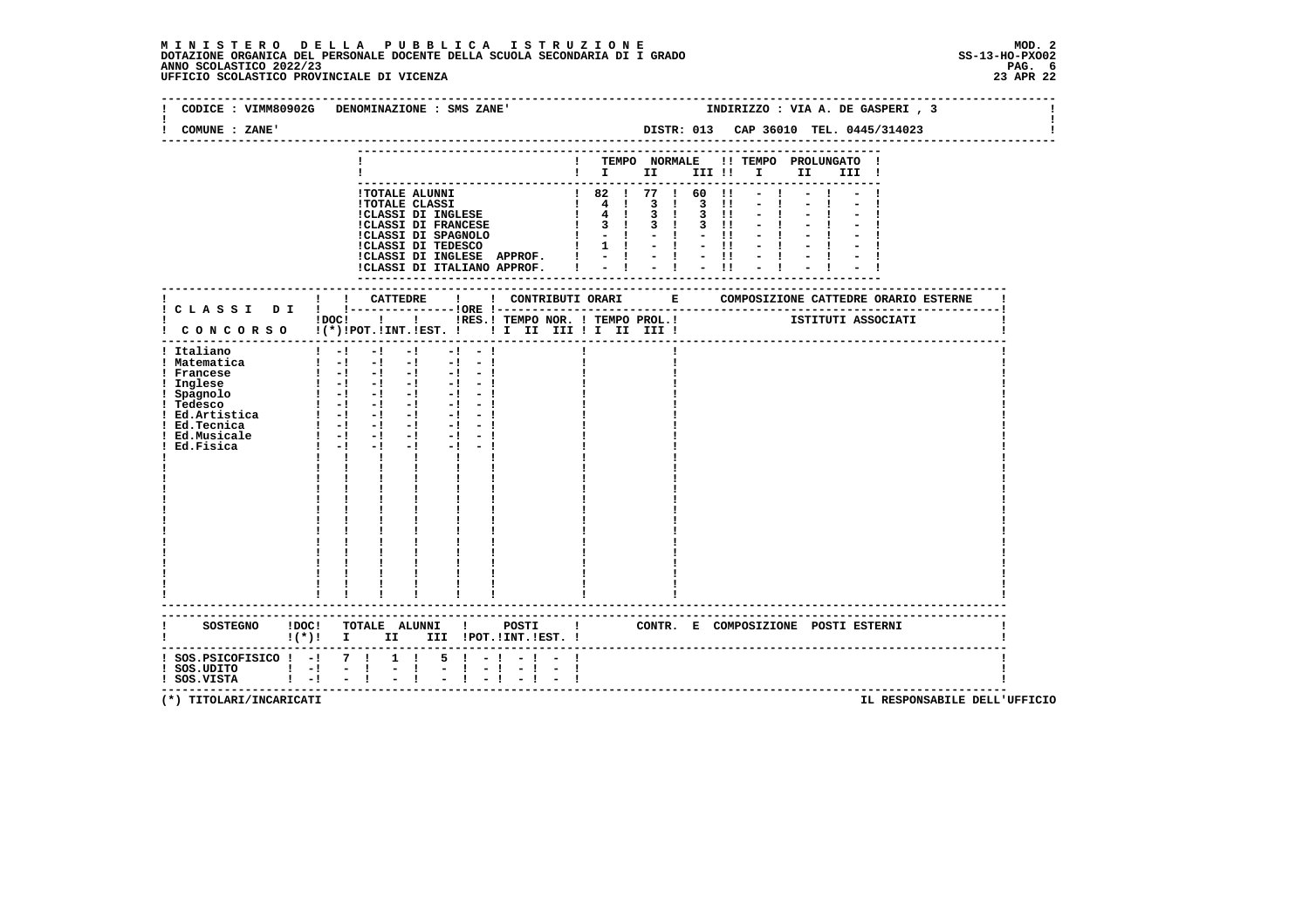**MINISTERO DELLA PUBBLICA ISTRUZIONE** — MOD. 2
DOTAZIONE ORGANICA DEL PERSONALE DOCENTE DELLA SCUOLA SECONDARIA DI I GRADO — SS-13-HO-PXO02
ANNO SCOLASTICO 2022/23
UFFICIO SCOLASTICO PROVINCIALE DI VICENZA — 23 APR 22

CODICE : VIMM80902G DENOMINAZIONE : SMS ZANE' INDIRIZZO : VIA A. DE GASPERI , 3

COMUNE : ZANE' DISTR: 013 CAP 36010 TEL. 0445/314023

| | TEMPO NORMALE I | II | III | TEMPO PROLUNGATO I | II | III |
|---|---|---|---|---|---|---|
| TOTALE ALUNNI | 82 | 77 | 60 | - | - | - |
| TOTALE CLASSI | 4 | 3 | 3 | - | - | - |
| CLASSI DI INGLESE | 4 | 3 | 3 | - | - | - |
| CLASSI DI FRANCESE | 3 | 3 | 3 | - | - | - |
| CLASSI DI SPAGNOLO | - | - | - | - | - | - |
| CLASSI DI TEDESCO | 1 | - | - | - | - | - |
| CLASSI DI INGLESE APPROF. | - | - | - | - | - | - |
| CLASSI DI ITALIANO APPROF. | - | - | - | - | - | - |

| CLASSI DI CONCORSO | DOC (*) | CATTEDRE POT. | INT. | EST. | ORE RES. | CONTRIBUTI ORARI TEMPO NOR. I II III | TEMPO PROL. I II III | COMPOSIZIONE CATTEDRE ORARIO ESTERNE - ISTITUTI ASSOCIATI |
|---|---|---|---|---|---|---|---|---|
| Italiano | - | - | - | - | - | | | |
| Matematica | - | - | - | - | - | | | |
| Francese | - | - | - | - | - | | | |
| Inglese | - | - | - | - | - | | | |
| Spagnolo | - | - | - | - | - | | | |
| Tedesco | - | - | - | - | - | | | |
| Ed.Artistica | - | - | - | - | - | | | |
| Ed.Tecnica | - | - | - | - | - | | | |
| Ed.Musicale | - | - | - | - | - | | | |
| Ed.Fisica | - | - | - | - | - | | | |

| SOSTEGNO | DOC (*) | TOTALE ALUNNI I | II | III | POSTI POT. | INT. | EST. | CONTR. E COMPOSIZIONE POSTI ESTERNI |
|---|---|---|---|---|---|---|---|---|
| SOS.PSICOFISICO | - | 7 | 1 | 5 | - | - | - | |
| SOS.UDITO | - | - | - | - | - | - | - | |
| SOS.VISTA | - | - | - | - | - | - | - | |

(*) TITOLARI/INCARICATI — IL RESPONSABILE DELL'UFFICIO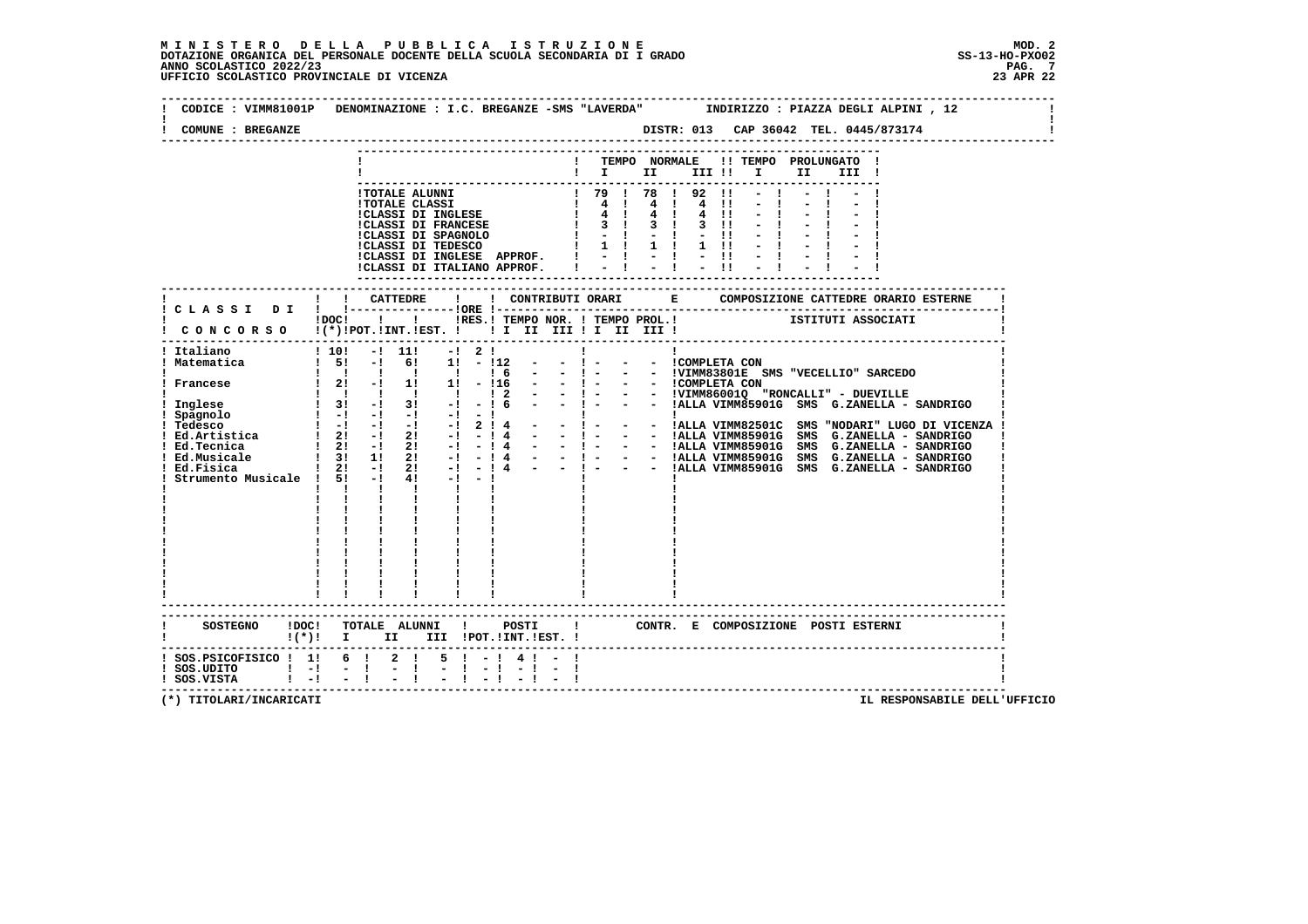**M I N I S T E R O D E L L A P U B B L I C A I S T R U Z I O N E**
**DOTAZIONE ORGANICA DEL PERSONALE DOCENTE DELLA SCUOLA SECONDARIA DI I GRADO**
**ANNO SCOLASTICO 2022/23**
**UFFICIO SCOLASTICO PROVINCIALE DI VICENZA**

MOD. 2
SS-13-HO-PXO02
23 APR 22

CODICE : VIMM81001P DENOMINAZIONE : I.C. BREGANZE -SMS "LAVERDA" INDIRIZZO : PIAZZA DEGLI ALPINI , 12

COMUNE : BREGANZE DISTR: 013 CAP 36042 TEL. 0445/873174

| | TEMPO NORMALE I | II | III | TEMPO PROLUNGATO I | II | III |
|---|---|---|---|---|---|---|
| TOTALE ALUNNI | 79 | 78 | 92 | - | - | - |
| TOTALE CLASSI | 4 | 4 | 4 | - | - | - |
| CLASSI DI INGLESE | 4 | 4 | 4 | - | - | - |
| CLASSI DI FRANCESE | 3 | 3 | 3 | - | - | - |
| CLASSI DI SPAGNOLO | - | - | - | - | - | - |
| CLASSI DI TEDESCO | 1 | 1 | 1 | - | - | - |
| CLASSI DI INGLESE APPROF. | - | - | - | - | - | - |
| CLASSI DI ITALIANO APPROF. | - | - | - | - | - | - |

| CLASSI DI CONCORSO | DOC (*) | CATTEDRE POT. | INT. | EST. | ORE RES. | TEMPO NOR. I | II | III | TEMPO PROL. I | II | III | COMPOSIZIONE CATTEDRE ORARIO ESTERNE - ISTITUTI ASSOCIATI |
|---|---|---|---|---|---|---|---|---|---|---|---|---|
| Italiano | 10 | - | 11 | - | 2 | | | | | | | |
| Matematica | 5 | - | 6 | 1 | - | 12 | - | - | - | - | - | COMPLETA CON |
| | | | | | | 6 | - | - | - | - | - | VIMM83801E SMS "VECELLIO" SARCEDO |
| Francese | 2 | - | 1 | 1 | - | 16 | - | - | - | - | - | COMPLETA CON |
| | | | | | | 2 | - | - | - | - | - | VIMM86001Q "RONCALLI" - DUEVILLE |
| Inglese | 3 | - | 3 | - | - | 6 | - | - | - | - | - | ALLA VIMM85901G SMS G.ZANELLA - SANDRIGO |
| Spagnolo | - | - | - | - | - | | | | | | | |
| Tedesco | - | - | - | - | 2 | 4 | - | - | - | - | - | ALLA VIMM82501C SMS "NODARI" LUGO DI VICENZA |
| Ed.Artistica | 2 | - | 2 | - | - | 4 | - | - | - | - | - | ALLA VIMM85901G SMS G.ZANELLA - SANDRIGO |
| Ed.Tecnica | 2 | - | 2 | - | - | 4 | - | - | - | - | - | ALLA VIMM85901G SMS G.ZANELLA - SANDRIGO |
| Ed.Musicale | 3 | 1 | 2 | - | - | 4 | - | - | - | - | - | ALLA VIMM85901G SMS G.ZANELLA - SANDRIGO |
| Ed.Fisica | 2 | - | 2 | - | - | 4 | - | - | - | - | - | ALLA VIMM85901G SMS G.ZANELLA - SANDRIGO |
| Strumento Musicale | 5 | - | 4 | - | - | | | | | | | |

| SOSTEGNO | DOC (*) | TOTALE ALUNNI I | II | III | POSTI POT. | INT. | EST. | CONTR. E COMPOSIZIONE POSTI ESTERNI |
|---|---|---|---|---|---|---|---|---|
| SOS.PSICOFISICO | 1 | 6 | 2 | 5 | - | 4 | - | |
| SOS.UDITO | - | - | - | - | - | - | - | |
| SOS.VISTA | - | - | - | - | - | - | - | |

(*) TITOLARI/INCARICATI

IL RESPONSABILE DELL'UFFICIO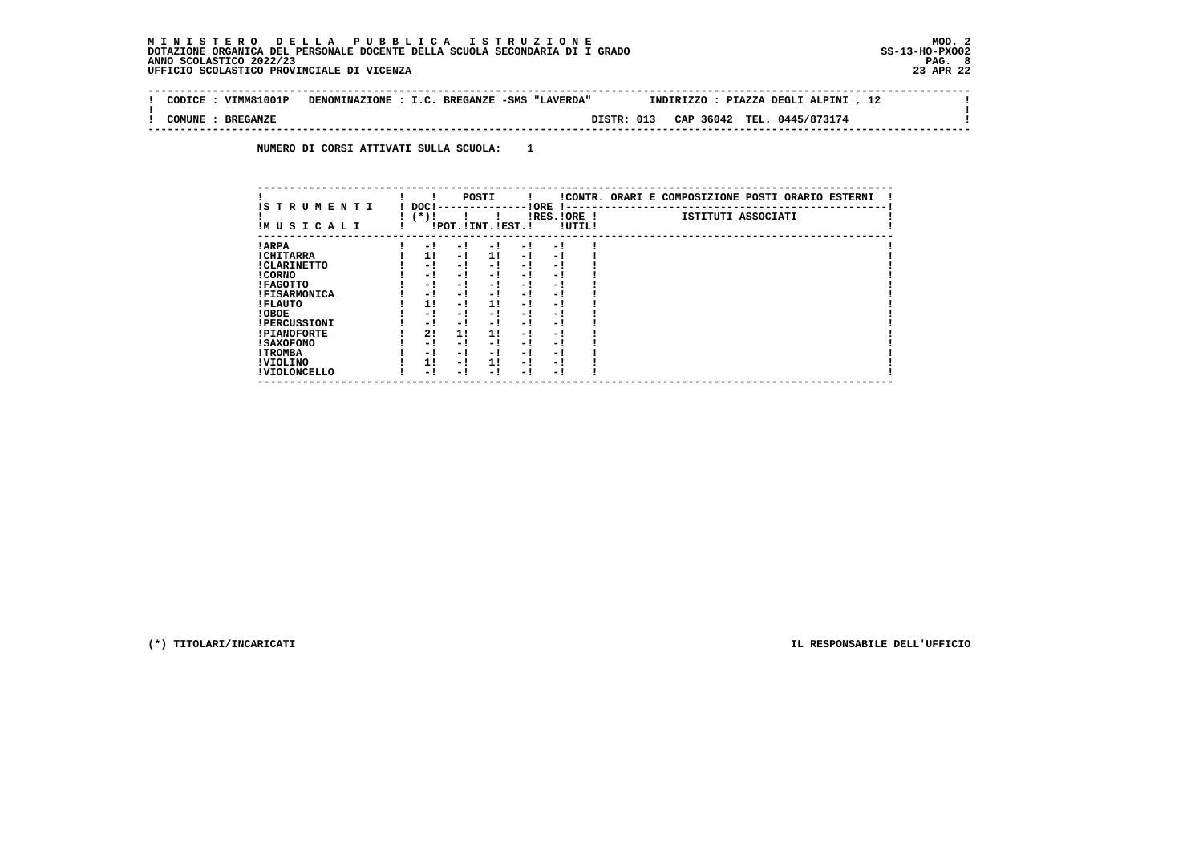**M I N I S T E R O   D E L L A   P U B B L I C A   I S T R U Z I O N E** MOD. 2
**DOTAZIONE ORGANICA DEL PERSONALE DOCENTE DELLA SCUOLA SECONDARIA DI I GRADO** SS-13-HO-PXO02
**ANNO SCOLASTICO 2022/23**
**UFFICIO SCOLASTICO PROVINCIALE DI VICENZA** 23 APR 22

**CODICE : VIMM81001P   DENOMINAZIONE : I.C. BREGANZE -SMS "LAVERDA"   INDIRIZZO : PIAZZA DEGLI ALPINI , 12**

**COMUNE : BREGANZE   DISTR: 013   CAP 36042   TEL. 0445/873174**

**NUMERO DI CORSI ATTIVATI SULLA SCUOLA: 1**

| STRUMENTI MUSICALI | DOC (*) | POSTI POT. | POSTI INT. | POSTI EST. | ORE RES. | ORE UTIL. | CONTR. ORARI E COMPOSIZIONE POSTI ORARIO ESTERNI - ISTITUTI ASSOCIATI |
|---|---|---|---|---|---|---|---|
| ARPA | - | - | - | - | - | | |
| CHITARRA | 1 | - | 1 | - | - | | |
| CLARINETTO | - | - | - | - | - | | |
| CORNO | - | - | - | - | - | | |
| FAGOTTO | - | - | - | - | - | | |
| FISARMONICA | - | - | - | - | - | | |
| FLAUTO | 1 | - | 1 | - | - | | |
| OBOE | - | - | - | - | - | | |
| PERCUSSIONI | - | - | - | - | - | | |
| PIANOFORTE | 2 | 1 | 1 | - | - | | |
| SAXOFONO | - | - | - | - | - | | |
| TROMBA | - | - | - | - | - | | |
| VIOLINO | 1 | - | 1 | - | - | | |
| VIOLONCELLO | - | - | - | - | - | | |

(*) TITOLARI/INCARICATI

IL RESPONSABILE DELL'UFFICIO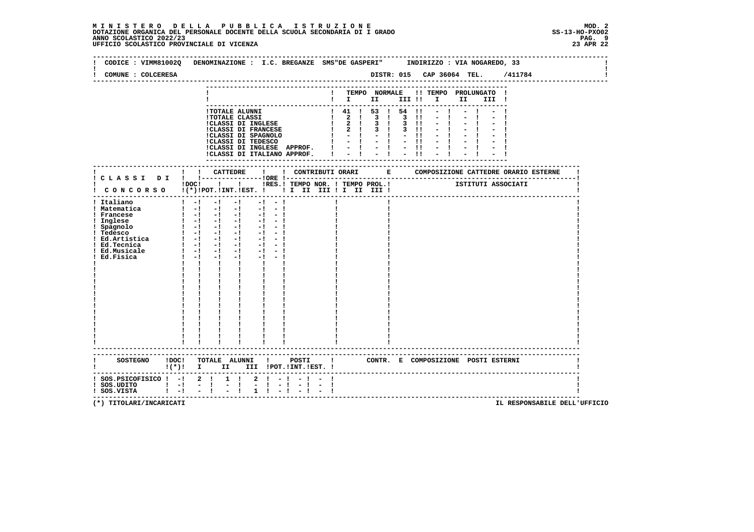**MINISTERO DELLA PUBBLICA ISTRUZIONE**
**DOTAZIONE ORGANICA DEL PERSONALE DOCENTE DELLA SCUOLA SECONDARIA DI I GRADO**
**ANNO SCOLASTICO 2022/23**
**UFFICIO SCOLASTICO PROVINCIALE DI VICENZA**

MOD. 2
SS-13-HO-PXO02
23 APR 22

CODICE : VIMM81002Q DENOMINAZIONE : I.C. BREGANZE SMS"DE GASPERI" INDIRIZZO : VIA NOGAREDO, 33

COMUNE : COLCERESA DISTR: 015 CAP 36064 TEL. /411784

| | TEMPO NORMALE I | II | III | TEMPO PROLUNGATO I | II | III |
|---|---|---|---|---|---|---|
| TOTALE ALUNNI | 41 | 53 | 54 | - | - | - |
| TOTALE CLASSI | 2 | 3 | 3 | - | - | - |
| CLASSI DI INGLESE | 2 | 3 | 3 | - | - | - |
| CLASSI DI FRANCESE | 2 | 3 | 3 | - | - | - |
| CLASSI DI SPAGNOLO | - | - | - | - | - | - |
| CLASSI DI TEDESCO | - | - | - | - | - | - |
| CLASSI DI INGLESE APPROF. | - | - | - | - | - | - |
| CLASSI DI ITALIANO APPROF. | - | - | - | - | - | - |

| CLASSI DI CONCORSO | DOC (*) | CATTEDRE POT. | CATTEDRE INT. | CATTEDRE EST. | ORE RES. | CONTRIBUTI ORARI TEMPO NOR. I II III | TEMPO PROL. I II III | COMPOSIZIONE CATTEDRE ORARIO ESTERNE - ISTITUTI ASSOCIATI |
|---|---|---|---|---|---|---|---|---|
| Italiano | - | - | - | - | - | | | |
| Matematica | - | - | - | - | - | | | |
| Francese | - | - | - | - | - | | | |
| Inglese | - | - | - | - | - | | | |
| Spagnolo | - | - | - | - | - | | | |
| Tedesco | - | - | - | - | - | | | |
| Ed.Artistica | - | - | - | - | - | | | |
| Ed.Tecnica | - | - | - | - | - | | | |
| Ed.Musicale | - | - | - | - | - | | | |
| Ed.Fisica | - | - | - | - | - | | | |

| SOSTEGNO | DOC (*) | TOTALE ALUNNI I | II | III | POSTI POT. | INT. | EST. | CONTR. E COMPOSIZIONE POSTI ESTERNI |
|---|---|---|---|---|---|---|---|---|
| SOS.PSICOFISICO | - | 2 | 1 | 2 | - | - | - | |
| SOS.UDITO | - | - | - | - | - | - | - | |
| SOS.VISTA | - | - | - | 1 | - | - | - | |

(*) TITOLARI/INCARICATI

IL RESPONSABILE DELL'UFFICIO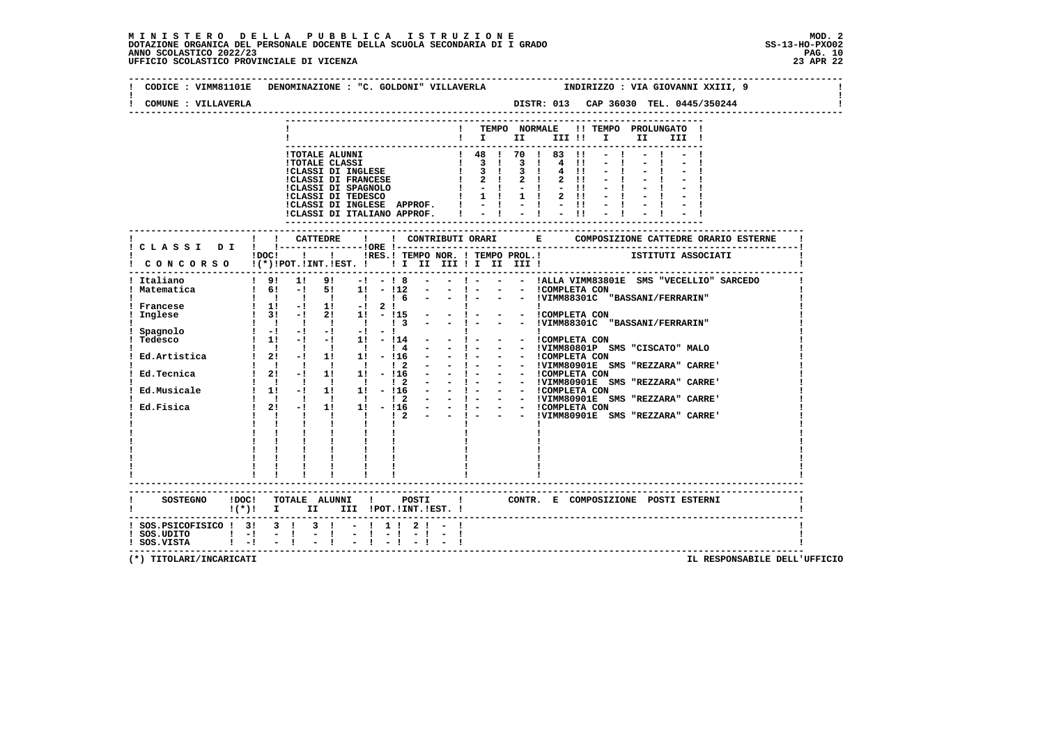# MINISTERO DELLA PUBBLICA ISTRUZIONE

DOTAZIONE ORGANICA DEL PERSONALE DOCENTE DELLA SCUOLA SECONDARIA DI I GRADO
ANNO SCOLASTICO 2022/23
UFFICIO SCOLASTICO PROVINCIALE DI VICENZA

MOD. 2
SS-13-HO-PXO02
23 APR 22

CODICE : VIMM81101E DENOMINAZIONE : "C. GOLDONI" VILLAVERLA INDIRIZZO : VIA GIOVANNI XXIII, 9

COMUNE : VILLAVERLA DISTR: 013 CAP 36030 TEL. 0445/350244

| | TEMPO NORMALE I | II | III | TEMPO PROLUNGATO I | II | III |
|---|---|---|---|---|---|---|
| TOTALE ALUNNI | 48 | 70 | 83 | - | - | - |
| TOTALE CLASSI | 3 | 3 | 4 | - | - | - |
| CLASSI DI INGLESE | 3 | 3 | 4 | - | - | - |
| CLASSI DI FRANCESE | 2 | 2 | 2 | - | - | - |
| CLASSI DI SPAGNOLO | - | - | - | - | - | - |
| CLASSI DI TEDESCO | 1 | 1 | 2 | - | - | - |
| CLASSI DI INGLESE APPROF. | - | - | - | - | - | - |
| CLASSI DI ITALIANO APPROF. | - | - | - | - | - | - |

| CLASSI DI CONCORSO | DOC (*) | CATTEDRE POT. | INT. | EST. | ORE RES. | TEMPO NOR. I | II | III | TEMPO PROL. I | II | III | COMPOSIZIONE CATTEDRE ORARIO ESTERNE / ISTITUTI ASSOCIATI |
|---|---|---|---|---|---|---|---|---|---|---|---|---|
| Italiano | 9 | 1 | 9 | - | - | 8 | - | - | - | - | - | ALLA VIMM83801E SMS "VECELLIO" SARCEDO |
| Matematica | 6 | - | 5 | 1 | - | 12 | - | - | - | - | - | COMPLETA CON |
| | | | | | | 6 | - | - | - | - | - | VIMM88301C "BASSANI/FERRARIN" |
| Francese | 1 | - | 1 | - | 2 | | | | | | | |
| Inglese | 3 | - | 2 | 1 | - | 15 | - | - | - | - | - | COMPLETA CON |
| | | | | | | 3 | - | - | - | - | - | VIMM88301C "BASSANI/FERRARIN" |
| Spagnolo | - | - | - | - | - | | | | | | | |
| Tedesco | 1 | - | - | 1 | - | 14 | - | - | - | - | - | COMPLETA CON |
| | | | | | | 4 | - | - | - | - | - | VIMM80801P SMS "CISCATO" MALO |
| Ed.Artistica | 2 | - | 1 | 1 | - | 16 | - | - | - | - | - | COMPLETA CON |
| | | | | | | 2 | - | - | - | - | - | VIMM80901E SMS "REZZARA" CARRE' |
| Ed.Tecnica | 2 | - | 1 | 1 | - | 16 | - | - | - | - | - | COMPLETA CON |
| | | | | | | 2 | - | - | - | - | - | VIMM80901E SMS "REZZARA" CARRE' |
| Ed.Musicale | 1 | - | 1 | 1 | - | 16 | - | - | - | - | - | COMPLETA CON |
| | | | | | | 2 | - | - | - | - | - | VIMM80901E SMS "REZZARA" CARRE' |
| Ed.Fisica | 2 | - | 1 | 1 | - | 16 | - | - | - | - | - | COMPLETA CON |
| | | | | | | 2 | - | - | - | - | - | VIMM80901E SMS "REZZARA" CARRE' |

| SOSTEGNO | DOC (*) | TOTALE ALUNNI I | II | III | POSTI POT. | INT. | EST. | CONTR. E COMPOSIZIONE POSTI ESTERNI |
|---|---|---|---|---|---|---|---|---|
| SOS.PSICOFISICO | 3 | 3 | 3 | - | 1 | 2 | - | |
| SOS.UDITO | - | - | - | - | - | - | - | |
| SOS.VISTA | - | - | - | - | - | - | - | |

(*) TITOLARI/INCARICATI

IL RESPONSABILE DELL'UFFICIO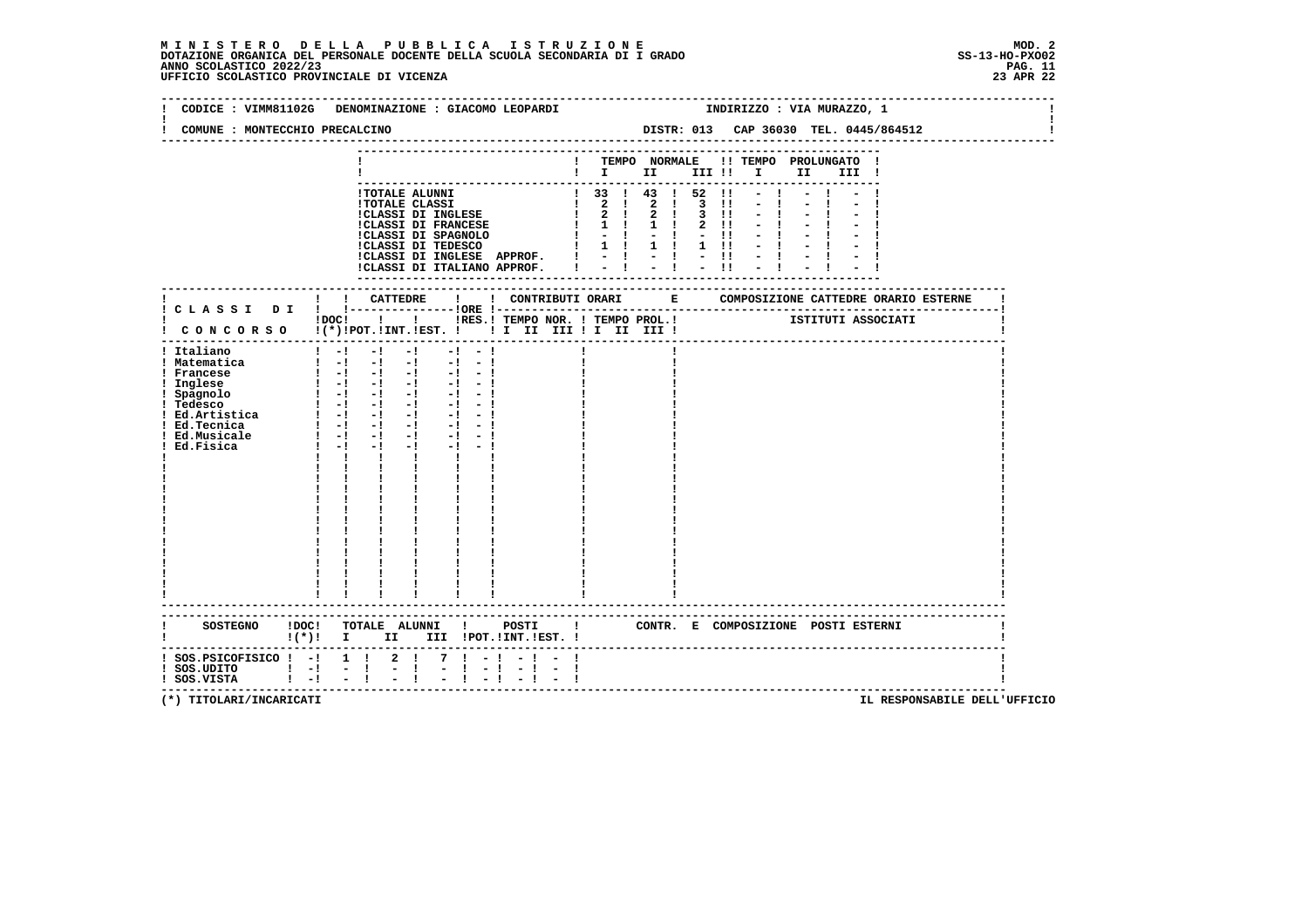**MINISTERO DELLA PUBBLICA ISTRUZIONE**
**DOTAZIONE ORGANICA DEL PERSONALE DOCENTE DELLA SCUOLA SECONDARIA DI I GRADO**
**ANNO SCOLASTICO 2022/23**
**UFFICIO SCOLASTICO PROVINCIALE DI VICENZA**

MOD. 2
SS-13-HO-PXO02
23 APR 22

CODICE : VIMM81102G DENOMINAZIONE : GIACOMO LEOPARDI INDIRIZZO : VIA MURAZZO, 1

COMUNE : MONTECCHIO PRECALCINO DISTR: 013 CAP 36030 TEL. 0445/864512

| | TEMPO NORMALE I | II | III | TEMPO PROLUNGATO I | II | III |
|---|---|---|---|---|---|---|
| TOTALE ALUNNI | 33 | 43 | 52 | - | - | - |
| TOTALE CLASSI | 2 | 2 | 3 | - | - | - |
| CLASSI DI INGLESE | 2 | 2 | 3 | - | - | - |
| CLASSI DI FRANCESE | 1 | 1 | 2 | - | - | - |
| CLASSI DI SPAGNOLO | - | - | - | - | - | - |
| CLASSI DI TEDESCO | 1 | 1 | 1 | - | - | - |
| CLASSI DI INGLESE APPROF. | - | - | - | - | - | - |
| CLASSI DI ITALIANO APPROF. | - | - | - | - | - | - |

| CLASSI DI CONCORSO | DOC (*) | CATTEDRE POT. | INT. | EST. | ORE RES. | CONTRIBUTI ORARI TEMPO NOR. I II III | TEMPO PROL. I II III | COMPOSIZIONE CATTEDRE ORARIO ESTERNE - ISTITUTI ASSOCIATI |
|---|---|---|---|---|---|---|---|---|
| Italiano | - | - | - | - | - | | | |
| Matematica | - | - | - | - | - | | | |
| Francese | - | - | - | - | - | | | |
| Inglese | - | - | - | - | - | | | |
| Spagnolo | - | - | - | - | - | | | |
| Tedesco | - | - | - | - | - | | | |
| Ed.Artistica | - | - | - | - | - | | | |
| Ed.Tecnica | - | - | - | - | - | | | |
| Ed.Musicale | - | - | - | - | - | | | |
| Ed.Fisica | - | - | - | - | - | | | |

| SOSTEGNO | DOC (*) | TOTALE ALUNNI I | II | III | POSTI POT. | INT. | EST. | CONTR. E COMPOSIZIONE POSTI ESTERNI |
|---|---|---|---|---|---|---|---|---|
| SOS.PSICOFISICO | - | 1 | 2 | 7 | - | - | - | |
| SOS.UDITO | - | - | - | - | - | - | - | |
| SOS.VISTA | - | - | - | - | - | - | - | |

(*) TITOLARI/INCARICATI

IL RESPONSABILE DELL'UFFICIO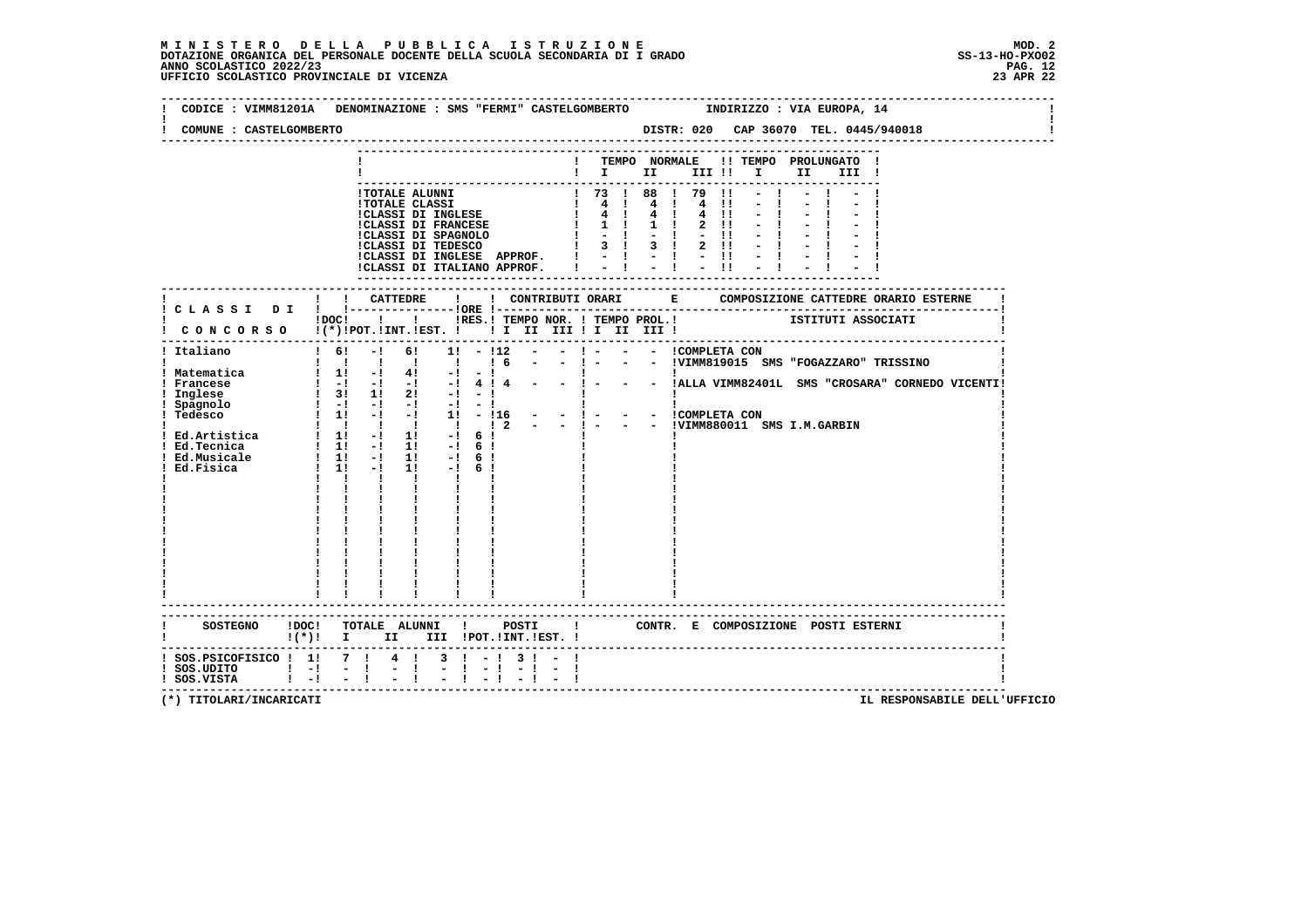**MINISTERO DELLA PUBBLICA ISTRUZIONE**
**DOTAZIONE ORGANICA DEL PERSONALE DOCENTE DELLA SCUOLA SECONDARIA DI I GRADO**
**ANNO SCOLASTICO 2022/23**
**UFFICIO SCOLASTICO PROVINCIALE DI VICENZA**

MOD. 2
SS-13-HO-PXO02
23 APR 22

CODICE : VIMM81201A DENOMINAZIONE : SMS "FERMI" CASTELGOMBERTO INDIRIZZO : VIA EUROPA, 14

COMUNE : CASTELGOMBERTO DISTR: 020 CAP 36070 TEL. 0445/940018

| | TEMPO NORMALE I | II | III | TEMPO PROLUNGATO I | II | III |
|---|---|---|---|---|---|---|
| TOTALE ALUNNI | 73 | 88 | 79 | - | - | - |
| TOTALE CLASSI | 4 | 4 | 4 | - | - | - |
| CLASSI DI INGLESE | 4 | 4 | 4 | - | - | - |
| CLASSI DI FRANCESE | 1 | 1 | 2 | - | - | - |
| CLASSI DI SPAGNOLO | - | - | - | - | - | - |
| CLASSI DI TEDESCO | 3 | 3 | 2 | - | - | - |
| CLASSI DI INGLESE APPROF. | - | - | - | - | - | - |
| CLASSI DI ITALIANO APPROF. | - | - | - | - | - | - |

| CLASSI DI CONCORSO | DOC (*) | CATTEDRE POT. | INT. | EST. | ORE RES. | CONTRIBUTI ORARI TEMPO NOR. I | II | III | TEMPO PROL. I | II | III | COMPOSIZIONE CATTEDRE ORARIO ESTERNE - ISTITUTI ASSOCIATI |
|---|---|---|---|---|---|---|---|---|---|---|---|---|
| Italiano | 6 | - | 6 | 1 | - | 12 | - | - | - | - | - | COMPLETA CON |
| | | | | | | 6 | - | - | - | - | - | VIMM819015 SMS "FOGAZZARO" TRISSINO |
| Matematica | 1 | - | 4 | - | - | | | | | | | |
| Francese | - | - | - | - | 4 | 4 | - | - | - | - | - | ALLA VIMM82401L SMS "CROSARA" CORNEDO VICENTI |
| Inglese | 3 | 1 | 2 | - | - | | | | | | | |
| Spagnolo | - | - | - | - | - | | | | | | | |
| Tedesco | 1 | - | - | 1 | - | 16 | - | - | - | - | - | COMPLETA CON |
| | | | | | | 2 | - | - | - | - | - | VIMM880011 SMS I.M.GARBIN |
| Ed.Artistica | 1 | - | 1 | - | 6 | | | | | | | |
| Ed.Tecnica | 1 | - | 1 | - | 6 | | | | | | | |
| Ed.Musicale | 1 | - | 1 | - | 6 | | | | | | | |
| Ed.Fisica | 1 | - | 1 | - | 6 | | | | | | | |

| SOSTEGNO | DOC (*) | TOTALE ALUNNI I | II | III | POSTI POT. | INT. | EST. | CONTR. E COMPOSIZIONE POSTI ESTERNI |
|---|---|---|---|---|---|---|---|---|
| SOS.PSICOFISICO | 1 | 7 | 4 | 3 | - | 3 | - | |
| SOS.UDITO | - | - | - | - | - | - | - | |
| SOS.VISTA | - | - | - | - | - | - | - | |

(*) TITOLARI/INCARICATI

IL RESPONSABILE DELL'UFFICIO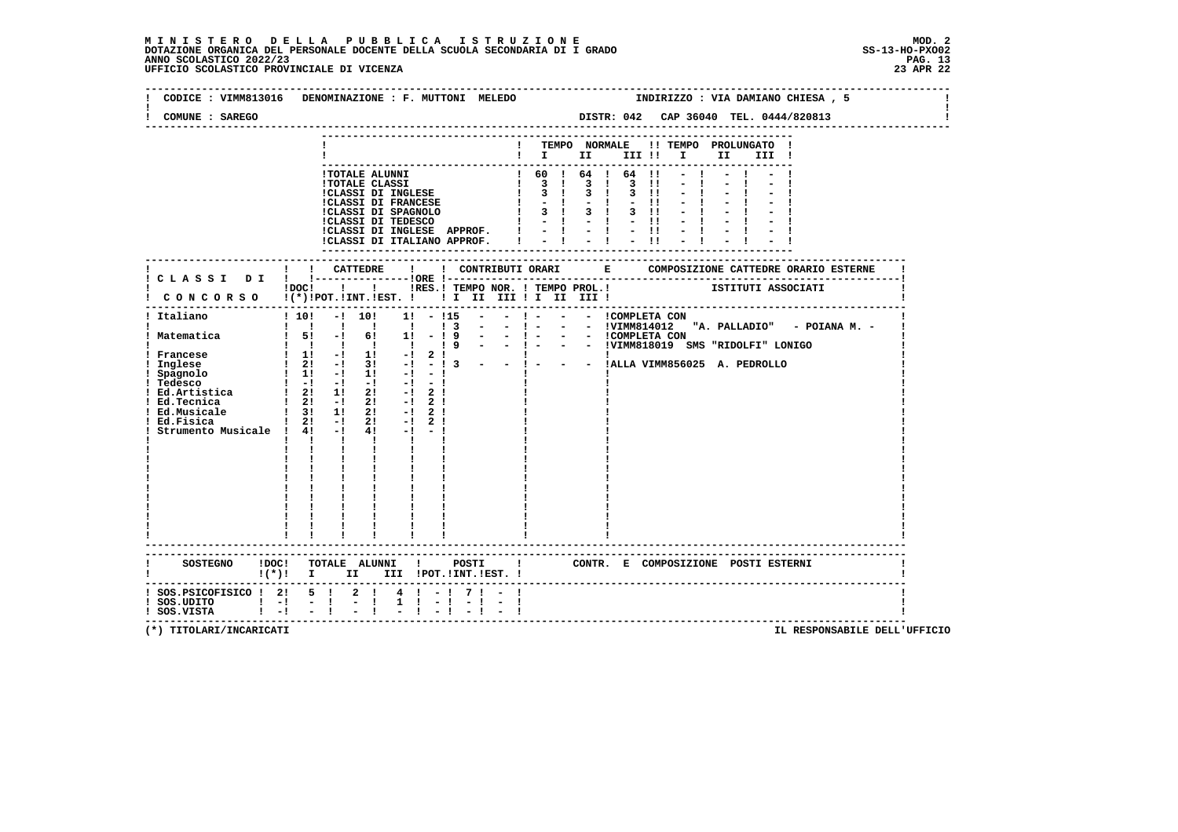MINISTERO DELLA PUBBLICA ISTRUZIONE
DOTAZIONE ORGANICA DEL PERSONALE DOCENTE DELLA SCUOLA SECONDARIA DI I GRADO
ANNO SCOLASTICO 2022/23
UFFICIO SCOLASTICO PROVINCIALE DI VICENZA

MOD. 2
SS-13-HO-PXO02
23 APR 22

CODICE : VIMM813016 DENOMINAZIONE : F. MUTTONI MELEDO INDIRIZZO : VIA DAMIANO CHIESA , 5
COMUNE : SAREGO DISTR: 042 CAP 36040 TEL. 0444/820813

| | TEMPO NORMALE I | II | III | TEMPO PROLUNGATO I | II | III |
|---|---|---|---|---|---|---|
| TOTALE ALUNNI | 60 | 64 | 64 | - | - | - |
| TOTALE CLASSI | 3 | 3 | 3 | - | - | - |
| CLASSI DI INGLESE | 3 | 3 | 3 | - | - | - |
| CLASSI DI FRANCESE | - | - | - | - | - | - |
| CLASSI DI SPAGNOLO | 3 | 3 | 3 | - | - | - |
| CLASSI DI TEDESCO | - | - | - | - | - | - |
| CLASSI DI INGLESE APPROF. | - | - | - | - | - | - |
| CLASSI DI ITALIANO APPROF. | - | - | - | - | - | - |

| CLASSI DI CONCORSO | DOC (*) | CATTEDRE POT. | INT. | EST. | ORE RES. | TEMPO NOR. I | II | III | TEMPO PROL. I | II | III | COMPOSIZIONE CATTEDRE ORARIO ESTERNE - ISTITUTI ASSOCIATI |
|---|---|---|---|---|---|---|---|---|---|---|---|---|
| Italiano | 10 | - | 10 | 1 | - | 15 | - | - | - | - | - | COMPLETA CON |
| | | | | | | 3 | - | - | - | - | - | VIMM814012 "A. PALLADIO" - POIANA M. - |
| Matematica | 5 | - | 6 | 1 | - | 9 | - | - | - | - | - | COMPLETA CON |
| | | | | | | 9 | - | - | - | - | - | VIMM818019 SMS "RIDOLFI" LONIGO |
| Francese | 1 | - | 1 | - | 2 | | | | | | | |
| Inglese | 2 | - | 3 | - | - | 3 | - | - | - | - | - | ALLA VIMM856025 A. PEDROLLO |
| Spagnolo | 1 | - | 1 | - | - | | | | | | | |
| Tedesco | - | - | - | - | - | | | | | | | |
| Ed.Artistica | 2 | 1 | 2 | - | 2 | | | | | | | |
| Ed.Tecnica | 2 | - | 2 | - | 2 | | | | | | | |
| Ed.Musicale | 3 | 1 | 2 | - | 2 | | | | | | | |
| Ed.Fisica | 2 | - | 2 | - | 2 | | | | | | | |
| Strumento Musicale | 4 | - | 4 | - | - | | | | | | | |

| SOSTEGNO | DOC (*) | TOTALE ALUNNI I | II | III | POSTI POT. | INT. | EST. | CONTR. E COMPOSIZIONE POSTI ESTERNI |
|---|---|---|---|---|---|---|---|---|
| SOS.PSICOFISICO | 2 | 5 | 2 | 4 | - | 7 | - | |
| SOS.UDITO | - | - | - | 1 | - | - | - | |
| SOS.VISTA | - | - | - | - | - | - | - | |

(*) TITOLARI/INCARICATI

IL RESPONSABILE DELL'UFFICIO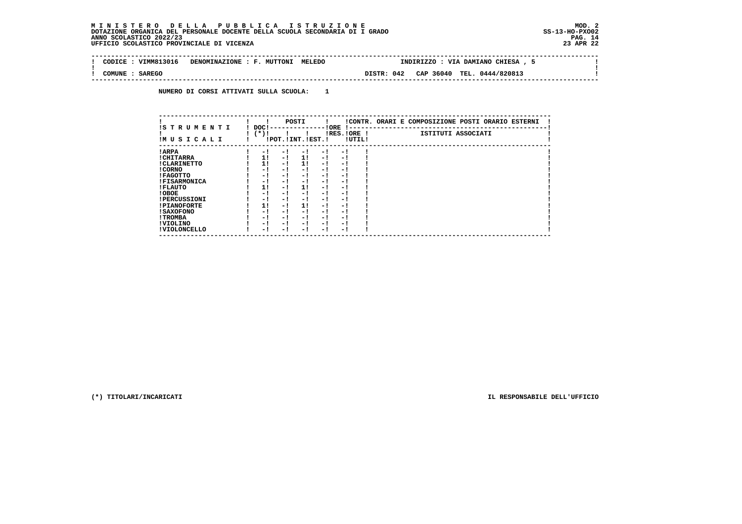**MINISTERO DELLA PUBBLICA ISTRUZIONE** — MOD. 2
DOTAZIONE ORGANICA DEL PERSONALE DOCENTE DELLA SCUOLA SECONDARIA DI I GRADO — SS-13-HO-PXO02
ANNO SCOLASTICO 2022/23
UFFICIO SCOLASTICO PROVINCIALE DI VICENZA — 23 APR 22

| CODICE : VIMM813016 | DENOMINAZIONE : F. MUTTONI MELEDO | INDIRIZZO : VIA DAMIANO CHIESA , 5 |
|---|---|---|
| COMUNE : SAREGO | DISTR: 042 CAP 36040 | TEL. 0444/820813 |

NUMERO DI CORSI ATTIVATI SULLA SCUOLA: 1

| STRUMENTI MUSICALI | DOC (*) | POSTI POT. | POSTI INT. | POSTI EST. | ORE RES. | ORE UTIL. | CONTR. ORARI E COMPOSIZIONE POSTI ORARIO ESTERNI - ISTITUTI ASSOCIATI |
|---|---|---|---|---|---|---|---|
| ARPA | - | - | - | - | - | | |
| CHITARRA | 1 | - | 1 | - | - | | |
| CLARINETTO | 1 | - | 1 | - | - | | |
| CORNO | - | - | - | - | - | | |
| FAGOTTO | - | - | - | - | - | | |
| FISARMONICA | - | - | - | - | - | | |
| FLAUTO | 1 | - | 1 | - | - | | |
| OBOE | - | - | - | - | - | | |
| PERCUSSIONI | - | - | - | - | - | | |
| PIANOFORTE | 1 | - | 1 | - | - | | |
| SAXOFONO | - | - | - | - | - | | |
| TROMBA | - | - | - | - | - | | |
| VIOLINO | - | - | - | - | - | | |
| VIOLONCELLO | - | - | - | - | - | | |

(*) TITOLARI/INCARICATI

IL RESPONSABILE DELL'UFFICIO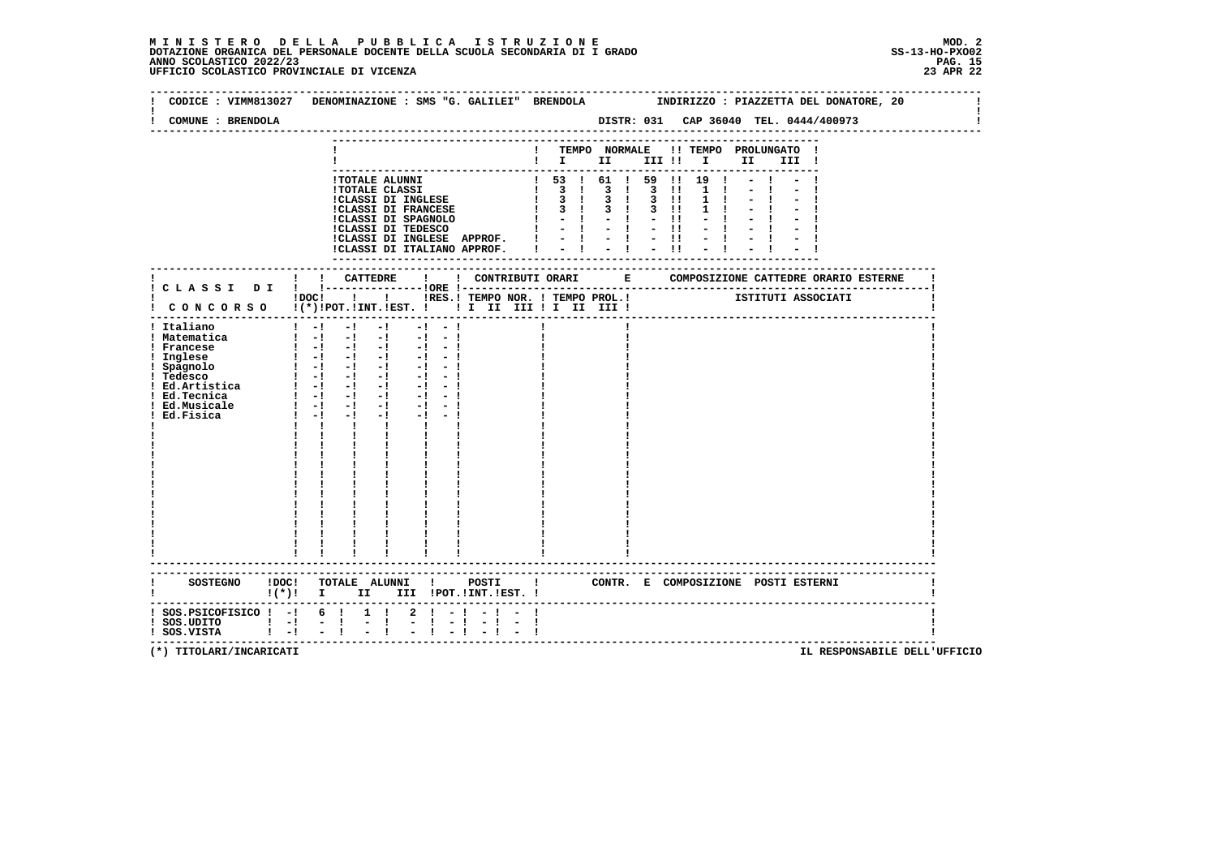**M I N I S T E R O   D E L L A   P U B B L I C A   I S T R U Z I O N E**
**DOTAZIONE ORGANICA DEL PERSONALE DOCENTE DELLA SCUOLA SECONDARIA DI I GRADO**
**ANNO SCOLASTICO 2022/23**
**UFFICIO SCOLASTICO PROVINCIALE DI VICENZA**

MOD. 2
SS-13-HO-PXO02
23 APR 22

CODICE : VIMM813027   DENOMINAZIONE : SMS "G. GALILEI" BRENDOLA   INDIRIZZO : PIAZZETTA DEL DONATORE, 20

COMUNE : BRENDOLA   DISTR: 031   CAP 36040   TEL. 0444/400973

| | TEMPO NORMALE I | II | III | TEMPO PROLUNGATO I | II | III |
|---|---|---|---|---|---|---|
| TOTALE ALUNNI | 53 | 61 | 59 | 19 | - | - |
| TOTALE CLASSI | 3 | 3 | 3 | 1 | - | - |
| CLASSI DI INGLESE | 3 | 3 | 3 | 1 | - | - |
| CLASSI DI FRANCESE | 3 | 3 | 3 | 1 | - | - |
| CLASSI DI SPAGNOLO | - | - | - | - | - | - |
| CLASSI DI TEDESCO | - | - | - | - | - | - |
| CLASSI DI INGLESE APPROF. | - | - | - | - | - | - |
| CLASSI DI ITALIANO APPROF. | - | - | - | - | - | - |

| CLASSI DI CONCORSO | DOC (*) | CATTEDRE POT. | INT. | EST. | ORE RES. | CONTRIBUTI ORARI TEMPO NOR. I II III | TEMPO PROL. I II III | COMPOSIZIONE CATTEDRE ORARIO ESTERNE - ISTITUTI ASSOCIATI |
|---|---|---|---|---|---|---|---|---|
| Italiano | - | - | - | - | - | | | |
| Matematica | - | - | - | - | - | | | |
| Francese | - | - | - | - | - | | | |
| Inglese | - | - | - | - | - | | | |
| Spagnolo | - | - | - | - | - | | | |
| Tedesco | - | - | - | - | - | | | |
| Ed.Artistica | - | - | - | - | - | | | |
| Ed.Tecnica | - | - | - | - | - | | | |
| Ed.Musicale | - | - | - | - | - | | | |
| Ed.Fisica | - | - | - | - | - | | | |

| SOSTEGNO | DOC (*) | TOTALE ALUNNI I | II | III | POSTI POT. | INT. | EST. | CONTR. E COMPOSIZIONE POSTI ESTERNI |
|---|---|---|---|---|---|---|---|---|
| SOS.PSICOFISICO | - | 6 | 1 | 2 | - | - | - | |
| SOS.UDITO | - | - | - | - | - | - | - | |
| SOS.VISTA | - | - | - | - | - | - | - | |

(*) TITOLARI/INCARICATI

IL RESPONSABILE DELL'UFFICIO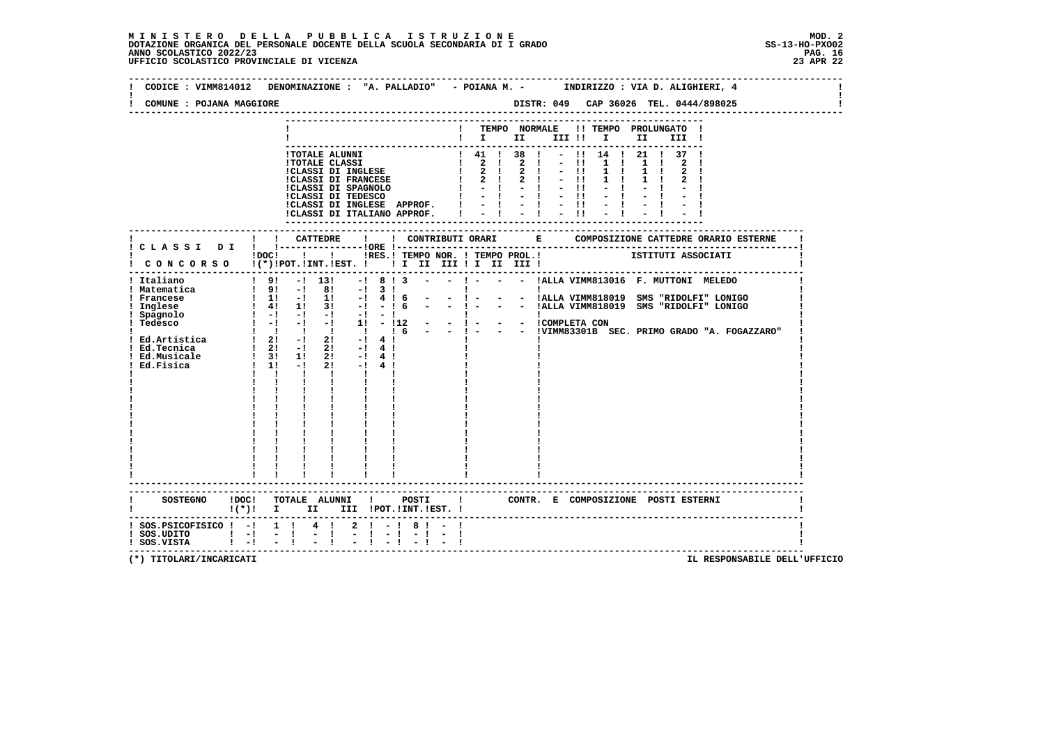**MINISTERO DELLA PUBBLICA ISTRUZIONE**
**DOTAZIONE ORGANICA DEL PERSONALE DOCENTE DELLA SCUOLA SECONDARIA DI I GRADO**
**ANNO SCOLASTICO 2022/23**
**UFFICIO SCOLASTICO PROVINCIALE DI VICENZA**

MOD. 2
SS-13-HO-PXO02
23 APR 22

CODICE : VIMM814012 DENOMINAZIONE : "A. PALLADIO" - POIANA M. - INDIRIZZO : VIA D. ALIGHIERI, 4

COMUNE : POJANA MAGGIORE DISTR: 049 CAP 36026 TEL. 0444/898025

| | TEMPO NORMALE I | II | III | TEMPO PROLUNGATO I | II | III |
|---|---|---|---|---|---|---|
| TOTALE ALUNNI | 41 | 38 | - | 14 | 21 | 37 |
| TOTALE CLASSI | 2 | 2 | - | 1 | 1 | 2 |
| CLASSI DI INGLESE | 2 | 2 | - | 1 | 1 | 2 |
| CLASSI DI FRANCESE | 2 | 2 | - | 1 | 1 | 2 |
| CLASSI DI SPAGNOLO | - | - | - | - | - | - |
| CLASSI DI TEDESCO | - | - | - | - | - | - |
| CLASSI DI INGLESE APPROF. | - | - | - | - | - | - |
| CLASSI DI ITALIANO APPROF. | - | - | - | - | - | - |

| CLASSI DI CONCORSO | DOC (*) | CATTEDRE POT. | INT. | EST. | ORE RES. | TEMPO NOR. I | II | III | TEMPO PROL. I | II | III | COMPOSIZIONE CATTEDRE ORARIO ESTERNE - ISTITUTI ASSOCIATI |
|---|---|---|---|---|---|---|---|---|---|---|---|---|
| Italiano | 9 | - | 13 | - | 8 | 3 | - | - | - | - | - | ALLA VIMM813016 F. MUTTONI MELEDO |
| Matematica | 9 | - | 8 | - | 3 | | | | | | | |
| Francese | 1 | - | 1 | - | 4 | 6 | - | - | - | - | - | ALLA VIMM818019 SMS "RIDOLFI" LONIGO |
| Inglese | 4 | 1 | 3 | - | - | 6 | - | - | - | - | - | ALLA VIMM818019 SMS "RIDOLFI" LONIGO |
| Spagnolo | - | - | - | - | - | | | | | | | |
| Tedesco | - | - | - | 1 | - | 12 | - | - | - | - | - | COMPLETA CON |
| | | | | | | 6 | - | - | - | - | - | VIMM83301B SEC. PRIMO GRADO "A. FOGAZZARO" |
| Ed.Artistica | 2 | - | 2 | - | 4 | | | | | | | |
| Ed.Tecnica | 2 | - | 2 | - | 4 | | | | | | | |
| Ed.Musicale | 3 | 1 | 2 | - | 4 | | | | | | | |
| Ed.Fisica | 1 | - | 2 | - | 4 | | | | | | | |

| SOSTEGNO | DOC (*) | TOTALE ALUNNI I | II | III | POSTI POT. | INT. | EST. | CONTR. E COMPOSIZIONE POSTI ESTERNI |
|---|---|---|---|---|---|---|---|---|
| SOS.PSICOFISICO | - | 1 | 4 | 2 | - | 8 | - | |
| SOS.UDITO | - | - | - | - | - | - | - | |
| SOS.VISTA | - | - | - | - | - | - | - | |

(*) TITOLARI/INCARICATI

IL RESPONSABILE DELL'UFFICIO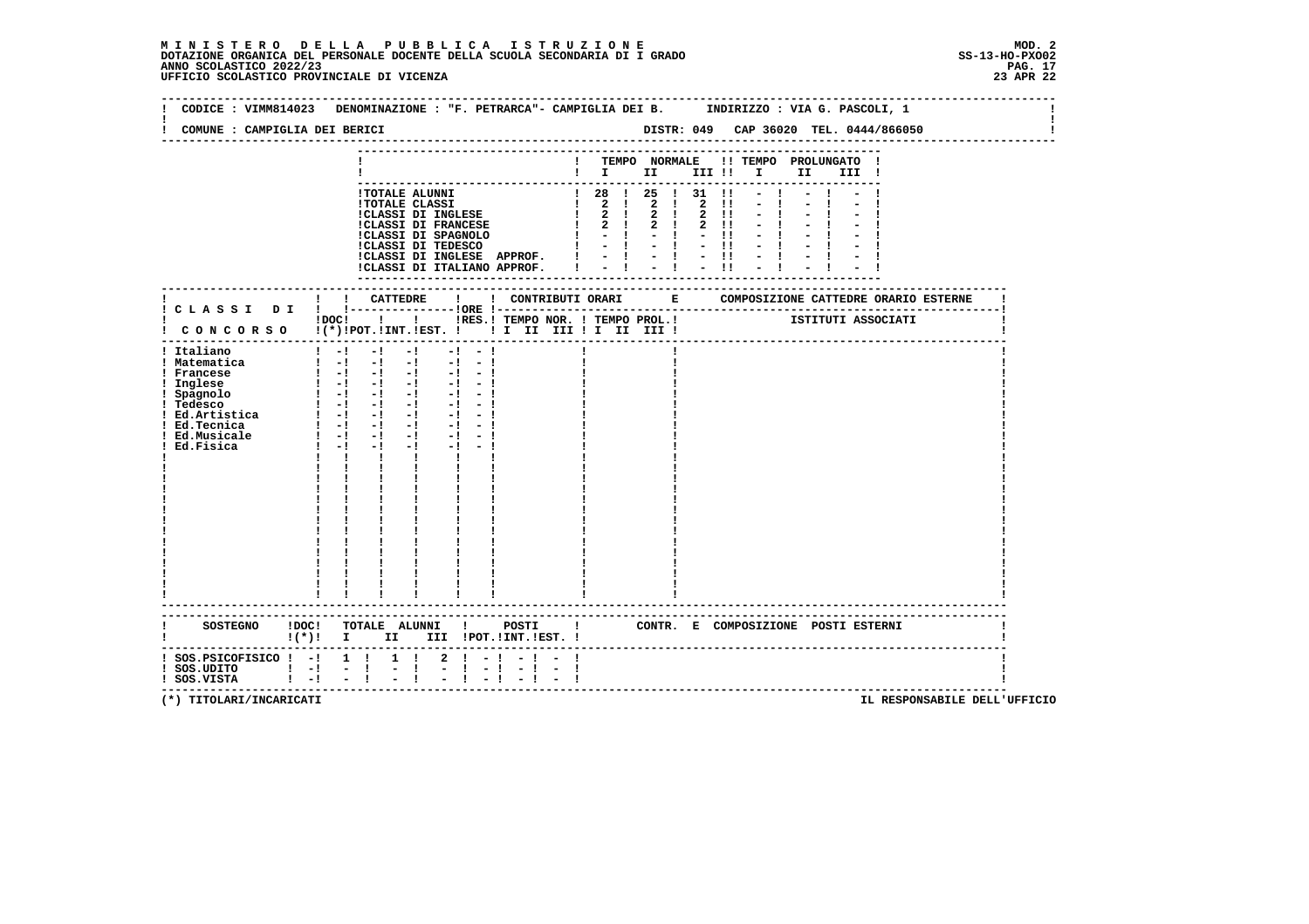**MINISTERO DELLA PUBBLICA ISTRUZIONE**
**DOTAZIONE ORGANICA DEL PERSONALE DOCENTE DELLA SCUOLA SECONDARIA DI I GRADO**
**ANNO SCOLASTICO 2022/23**
**UFFICIO SCOLASTICO PROVINCIALE DI VICENZA**

MOD. 2
SS-13-HO-PXO02
23 APR 22

CODICE : VIMM814023 DENOMINAZIONE : "F. PETRARCA"- CAMPIGLIA DEI B. INDIRIZZO : VIA G. PASCOLI, 1

COMUNE : CAMPIGLIA DEI BERICI DISTR: 049 CAP 36020 TEL. 0444/866050

| | TEMPO NORMALE I | II | III | TEMPO PROLUNGATO I | II | III |
|---|---|---|---|---|---|---|
| TOTALE ALUNNI | 28 | 25 | 31 | - | - | - |
| TOTALE CLASSI | 2 | 2 | 2 | - | - | - |
| CLASSI DI INGLESE | 2 | 2 | 2 | - | - | - |
| CLASSI DI FRANCESE | 2 | 2 | 2 | - | - | - |
| CLASSI DI SPAGNOLO | - | - | - | - | - | - |
| CLASSI DI TEDESCO | - | - | - | - | - | - |
| CLASSI DI INGLESE APPROF. | - | - | - | - | - | - |
| CLASSI DI ITALIANO APPROF. | - | - | - | - | - | - |

| CLASSI DI CONCORSO | DOC (*) | CATTEDRE POT. | INT. | EST. | ORE RES. | CONTRIBUTI ORARI TEMPO NOR. I II III | TEMPO PROL. I II III | COMPOSIZIONE CATTEDRE ORARIO ESTERNE ISTITUTI ASSOCIATI |
|---|---|---|---|---|---|---|---|---|
| Italiano | - | - | - | - | - | | | |
| Matematica | - | - | - | - | - | | | |
| Francese | - | - | - | - | - | | | |
| Inglese | - | - | - | - | - | | | |
| Spagnolo | - | - | - | - | - | | | |
| Tedesco | - | - | - | - | - | | | |
| Ed.Artistica | - | - | - | - | - | | | |
| Ed.Tecnica | - | - | - | - | - | | | |
| Ed.Musicale | - | - | - | - | - | | | |
| Ed.Fisica | - | - | - | - | - | | | |

| SOSTEGNO | DOC (*) | TOTALE ALUNNI I | II | III | POSTI POT. | INT. | EST. | CONTR. E COMPOSIZIONE POSTI ESTERNI |
|---|---|---|---|---|---|---|---|---|
| SOS.PSICOFISICO | - | 1 | 1 | 2 | - | - | - | |
| SOS.UDITO | - | - | - | - | - | - | - | |
| SOS.VISTA | - | - | - | - | - | - | - | |

(*) TITOLARI/INCARICATI

IL RESPONSABILE DELL'UFFICIO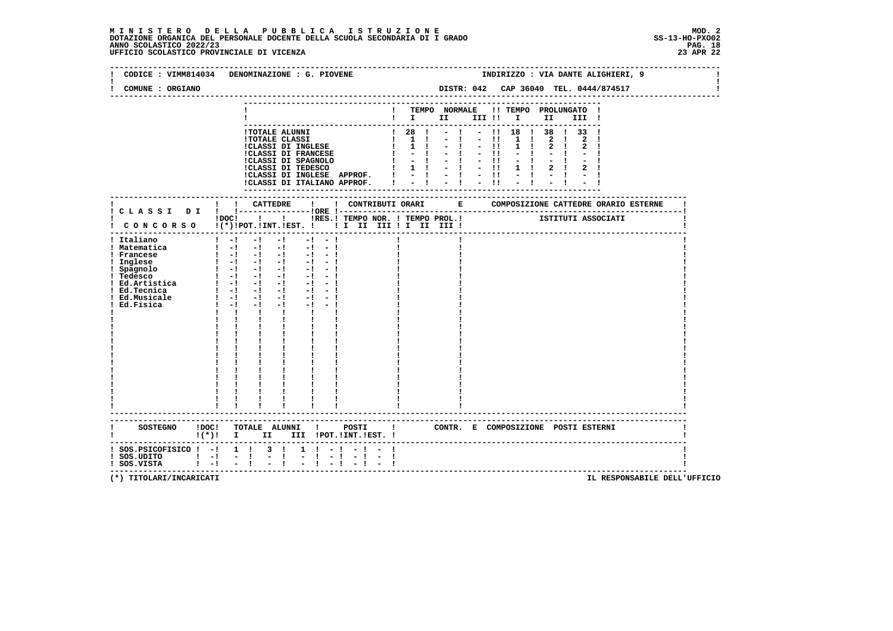**MINISTERO DELLA PUBBLICA ISTRUZIONE**
**DOTAZIONE ORGANICA DEL PERSONALE DOCENTE DELLA SCUOLA SECONDARIA DI I GRADO**
**ANNO SCOLASTICO 2022/23**
**UFFICIO SCOLASTICO PROVINCIALE DI VICENZA**

MOD. 2
SS-13-HO-PXO02
23 APR 22

CODICE : VIMM814034 DENOMINAZIONE : G. PIOVENE — INDIRIZZO : VIA DANTE ALIGHIERI, 9

COMUNE : ORGIANO — DISTR: 042 CAP 36040 TEL. 0444/874517

| | TEMPO NORMALE I | II | III | TEMPO PROLUNGATO I | II | III |
|---|---|---|---|---|---|---|
| TOTALE ALUNNI | 28 | - | - | 18 | 38 | 33 |
| TOTALE CLASSI | 1 | - | - | 1 | 2 | 2 |
| CLASSI DI INGLESE | 1 | - | - | 1 | 2 | 2 |
| CLASSI DI FRANCESE | - | - | - | - | - | - |
| CLASSI DI SPAGNOLO | - | - | - | - | - | - |
| CLASSI DI TEDESCO | 1 | - | - | 1 | 2 | 2 |
| CLASSI DI INGLESE APPROF. | - | - | - | - | - | - |
| CLASSI DI ITALIANO APPROF. | - | - | - | - | - | - |

| CLASSI DI CONCORSO | DOC (*) | CATTEDRE POT. | INT. | EST. | ORE RES. | CONTRIBUTI ORARI TEMPO NOR. I II III | TEMPO PROL. I II III | COMPOSIZIONE CATTEDRE ORARIO ESTERNE - ISTITUTI ASSOCIATI |
|---|---|---|---|---|---|---|---|---|
| Italiano | - | - | - | - | - | | | |
| Matematica | - | - | - | - | - | | | |
| Francese | - | - | - | - | - | | | |
| Inglese | - | - | - | - | - | | | |
| Spagnolo | - | - | - | - | - | | | |
| Tedesco | - | - | - | - | - | | | |
| Ed.Artistica | - | - | - | - | - | | | |
| Ed.Tecnica | - | - | - | - | - | | | |
| Ed.Musicale | - | - | - | - | - | | | |
| Ed.Fisica | - | - | - | - | - | | | |

| SOSTEGNO | DOC (*) | TOTALE ALUNNI I | II | III | POSTI POT. | INT. | EST. | CONTR. E COMPOSIZIONE POSTI ESTERNI |
|---|---|---|---|---|---|---|---|---|
| SOS.PSICOFISICO | - | 1 | 3 | 1 | - | - | - | |
| SOS.UDITO | - | - | - | - | - | - | - | |
| SOS.VISTA | - | - | - | - | - | - | - | |

(*) TITOLARI/INCARICATI — IL RESPONSABILE DELL'UFFICIO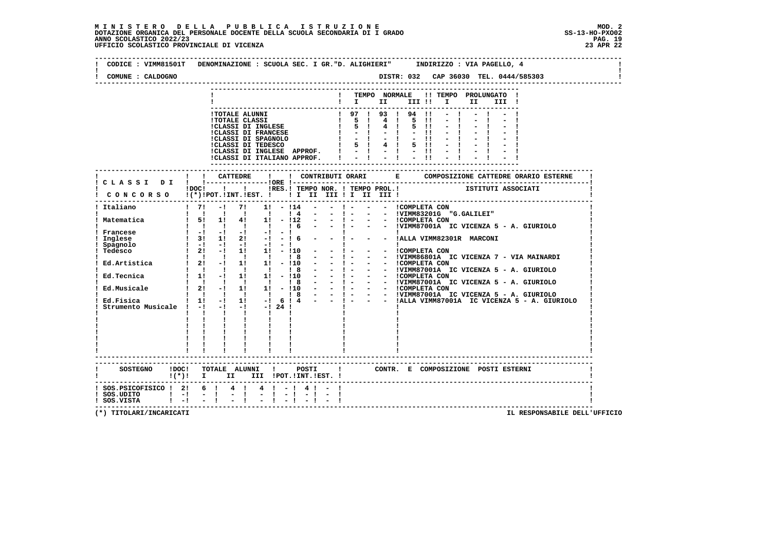**MINISTERO DELLA PUBBLICA ISTRUZIONE**
**DOTAZIONE ORGANICA DEL PERSONALE DOCENTE DELLA SCUOLA SECONDARIA DI I GRADO**
**ANNO SCOLASTICO 2022/23**
**UFFICIO SCOLASTICO PROVINCIALE DI VICENZA**

MOD. 2
SS-13-HO-PXO02
23 APR 22

CODICE : VIMM81501T DENOMINAZIONE : SCUOLA SEC. I GR."D. ALIGHIERI" INDIRIZZO : VIA PAGELLO, 4

COMUNE : CALDOGNO DISTR: 032 CAP 36030 TEL. 0444/585303

| | TEMPO NORMALE I | II | III | TEMPO PROLUNGATO I | II | III |
|---|---|---|---|---|---|---|
| TOTALE ALUNNI | 97 | 93 | 94 | - | - | - |
| TOTALE CLASSI | 5 | 4 | 5 | - | - | - |
| CLASSI DI INGLESE | 5 | 4 | 5 | - | - | - |
| CLASSI DI FRANCESE | - | - | - | - | - | - |
| CLASSI DI SPAGNOLO | - | - | - | - | - | - |
| CLASSI DI TEDESCO | 5 | 4 | 5 | - | - | - |
| CLASSI DI INGLESE APPROF. | - | - | - | - | - | - |
| CLASSI DI ITALIANO APPROF. | - | - | - | - | - | - |

| CLASSI DI CONCORSO | DOC (*) | CATTEDRE POT. | INT. | EST. | ORE RES. | CONTRIBUTI ORARI TEMPO NOR. I | II | III | TEMPO PROL. I | II | III | COMPOSIZIONE CATTEDRE ORARIO ESTERNE - ISTITUTI ASSOCIATI |
|---|---|---|---|---|---|---|---|---|---|---|---|---|
| Italiano | 7 | - | 7 | 1 | - | 14 | - | - | - | - | - | COMPLETA CON |
| | | | | | | 4 | - | - | - | - | - | VIMM83201G "G.GALILEI" |
| Matematica | 5 | 1 | 4 | 1 | - | 12 | - | - | - | - | - | COMPLETA CON |
| | | | | | | 6 | - | - | - | - | - | VIMM87001A IC VICENZA 5 - A. GIURIOLO |
| Francese | - | - | - | - | - | | | | | | | |
| Inglese | 3 | 1 | 2 | - | - | 6 | - | - | - | - | - | ALLA VIMM82301R MARCONI |
| Spagnolo | - | - | - | - | - | | | | | | | |
| Tedesco | 2 | - | 1 | 1 | - | 10 | - | - | - | - | - | COMPLETA CON |
| | | | | | | 8 | - | - | - | - | - | VIMM86801A IC VICENZA 7 - VIA MAINARDI |
| Ed.Artistica | 2 | - | 1 | 1 | - | 10 | - | - | - | - | - | COMPLETA CON |
| | | | | | | 8 | - | - | - | - | - | VIMM87001A IC VICENZA 5 - A. GIURIOLO |
| Ed.Tecnica | 1 | - | 1 | 1 | - | 10 | - | - | - | - | - | COMPLETA CON |
| | | | | | | 8 | - | - | - | - | - | VIMM87001A IC VICENZA 5 - A. GIURIOLO |
| Ed.Musicale | 2 | - | 1 | 1 | - | 10 | - | - | - | - | - | COMPLETA CON |
| | | | | | | 8 | - | - | - | - | - | VIMM87001A IC VICENZA 5 - A. GIURIOLO |
| Ed.Fisica | 1 | - | 1 | - | 6 | 4 | - | - | - | - | - | ALLA VIMM87001A IC VICENZA 5 - A. GIURIOLO |
| Strumento Musicale | - | - | - | - | 24 | | | | | | | |

| SOSTEGNO | DOC (*) | TOTALE ALUNNI I | II | III | POSTI POT. | INT. | EST. | CONTR. E COMPOSIZIONE POSTI ESTERNI |
|---|---|---|---|---|---|---|---|---|
| SOS.PSICOFISICO | 2 | 6 | 4 | 4 | - | 4 | - | |
| SOS.UDITO | - | - | - | - | - | - | - | |
| SOS.VISTA | - | - | - | - | - | - | - | |

(*) TITOLARI/INCARICATI

IL RESPONSABILE DELL'UFFICIO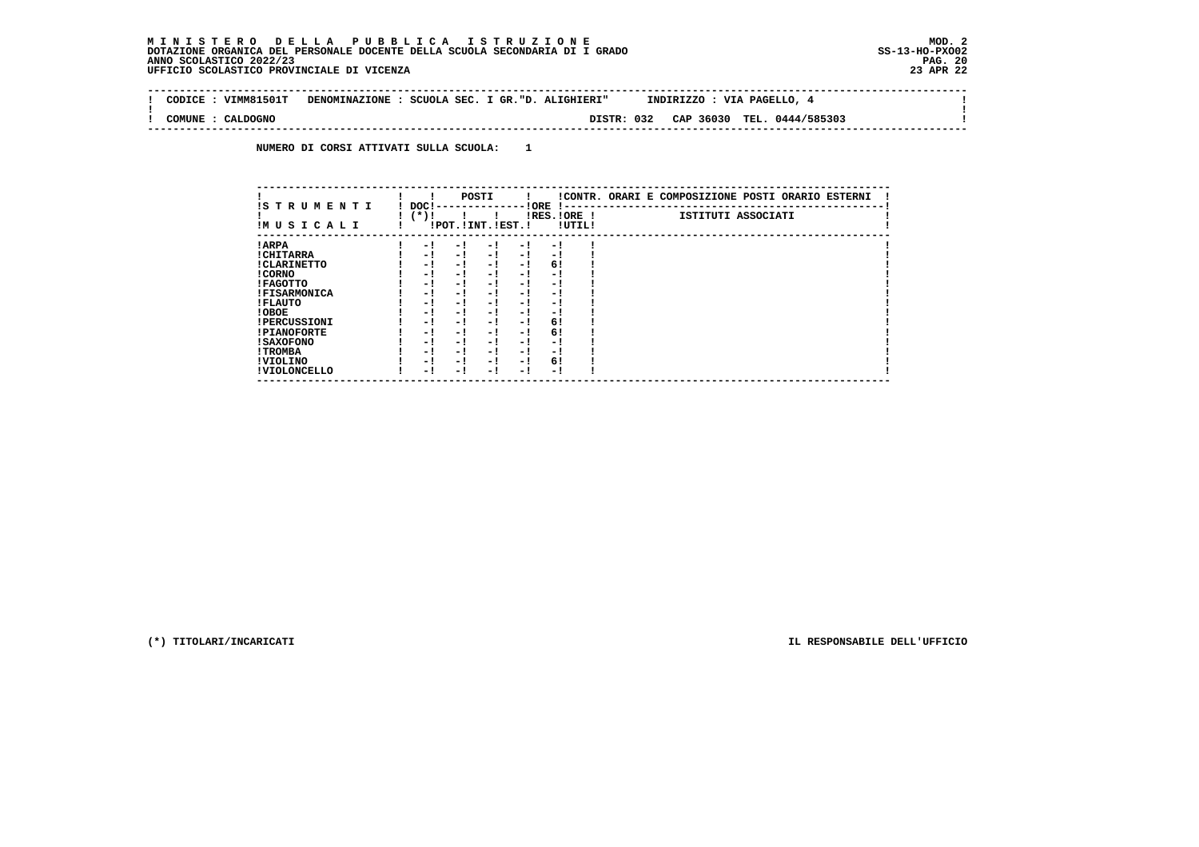**MINISTERO DELLA PUBBLICA ISTRUZIONE**
**DOTAZIONE ORGANICA DEL PERSONALE DOCENTE DELLA SCUOLA SECONDARIA DI I GRADO**
**ANNO SCOLASTICO 2022/23**
**UFFICIO SCOLASTICO PROVINCIALE DI VICENZA**

MOD. 2
SS-13-HO-PXO02
23 APR 22

CODICE : VIMM81501T DENOMINAZIONE : SCUOLA SEC. I GR."D. ALIGHIERI" INDIRIZZO : VIA PAGELLO, 4

COMUNE : CALDOGNO DISTR: 032 CAP 36030 TEL. 0444/585303

**NUMERO DI CORSI ATTIVATI SULLA SCUOLA: 1**

| STRUMENTI MUSICALI | DOC (*) | POSTI POT. | POSTI INT. | POSTI EST. | ORE RES. | ORE UTIL. | CONTR. ORARI E COMPOSIZIONE POSTI ORARIO ESTERNI - ISTITUTI ASSOCIATI |
|---|---|---|---|---|---|---|---|
| ARPA | - | - | - | - | - | | |
| CHITARRA | - | - | - | - | - | | |
| CLARINETTO | - | - | - | - | 6 | | |
| CORNO | - | - | - | - | - | | |
| FAGOTTO | - | - | - | - | - | | |
| FISARMONICA | - | - | - | - | - | | |
| FLAUTO | - | - | - | - | - | | |
| OBOE | - | - | - | - | - | | |
| PERCUSSIONI | - | - | - | - | 6 | | |
| PIANOFORTE | - | - | - | - | 6 | | |
| SAXOFONO | - | - | - | - | - | | |
| TROMBA | - | - | - | - | - | | |
| VIOLINO | - | - | - | - | 6 | | |
| VIOLONCELLO | - | - | - | - | - | | |

(*) TITOLARI/INCARICATI

IL RESPONSABILE DELL'UFFICIO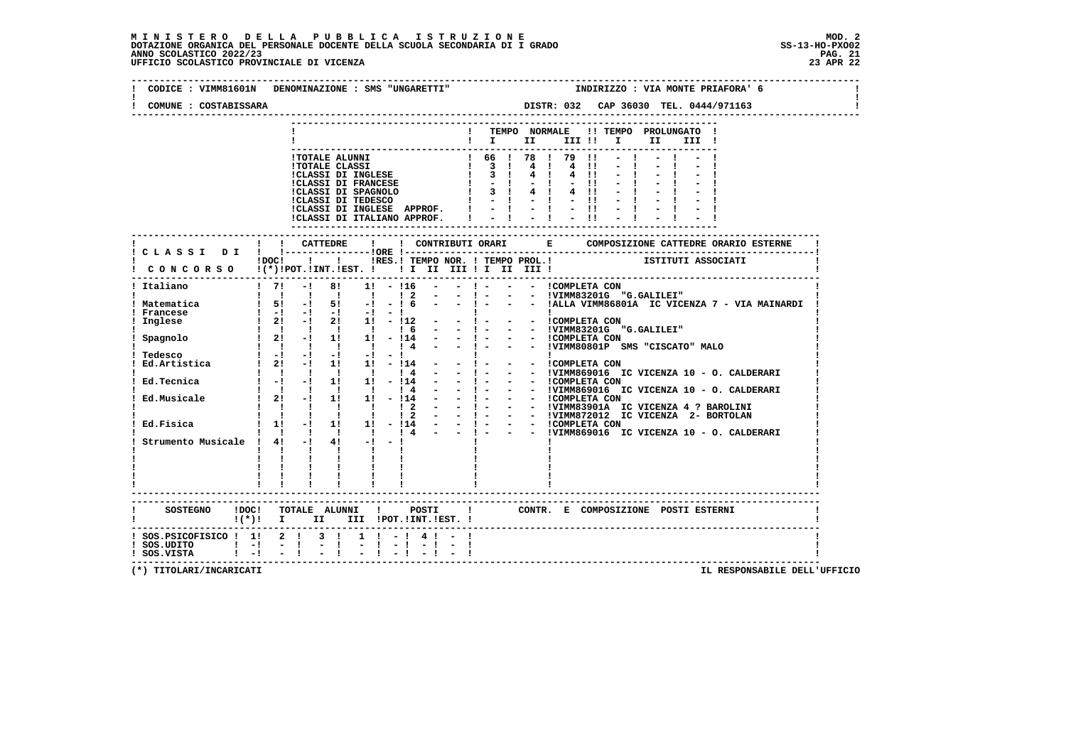MINISTERO DELLA PUBBLICA ISTRUZIONE
DOTAZIONE ORGANICA DEL PERSONALE DOCENTE DELLA SCUOLA SECONDARIA DI I GRADO
ANNO SCOLASTICO 2022/23
UFFICIO SCOLASTICO PROVINCIALE DI VICENZA

MOD. 2
SS-13-HO-PXO02
23 APR 22

CODICE : VIMM81601N   DENOMINAZIONE : SMS "UNGARETTI"   INDIRIZZO : VIA MONTE PRIAFORA' 6

COMUNE : COSTABISSARA   DISTR: 032   CAP 36030   TEL. 0444/971163

| | TEMPO NORMALE I | II | III | TEMPO PROLUNGATO I | II | III |
|---|---|---|---|---|---|---|
| TOTALE ALUNNI | 66 | 78 | 79 | - | - | - |
| TOTALE CLASSI | 3 | 4 | 4 | - | - | - |
| CLASSI DI INGLESE | 3 | 4 | 4 | - | - | - |
| CLASSI DI FRANCESE | - | - | - | - | - | - |
| CLASSI DI SPAGNOLO | 3 | 4 | 4 | - | - | - |
| CLASSI DI TEDESCO | - | - | - | - | - | - |
| CLASSI DI INGLESE APPROF. | - | - | - | - | - | - |
| CLASSI DI ITALIANO APPROF. | - | - | - | - | - | - |

| CLASSI DI CONCORSO | DOC (*) | CATTEDRE POT. | INT. | EST. | ORE RES. | TEMPO NOR. I | II | III | TEMPO PROL. I | II | III | COMPOSIZIONE CATTEDRE ORARIO ESTERNE - ISTITUTI ASSOCIATI |
|---|---|---|---|---|---|---|---|---|---|---|---|---|
| Italiano | 7 | - | 8 | 1 | - | 16 | - | - | - | - | - | COMPLETA CON |
| | | | | | | 2 | - | - | - | - | - | VIMM83201G "G.GALILEI" |
| Matematica | 5 | - | 5 | - | - | 6 | - | - | - | - | - | ALLA VIMM86801A IC VICENZA 7 - VIA MAINARDI |
| Francese | - | - | - | - | - | | | | | | | |
| Inglese | 2 | - | 2 | 1 | - | 12 | - | - | - | - | - | COMPLETA CON |
| | | | | | | 6 | - | - | - | - | - | VIMM83201G "G.GALILEI" |
| Spagnolo | 2 | - | 1 | 1 | - | 14 | - | - | - | - | - | COMPLETA CON |
| | | | | | | 4 | - | - | - | - | - | VIMM80801P SMS "CISCATO" MALO |
| Tedesco | - | - | - | - | - | | | | | | | |
| Ed.Artistica | 2 | - | 1 | 1 | - | 14 | - | - | - | - | - | COMPLETA CON |
| | | | | | | 4 | - | - | - | - | - | VIMM869016 IC VICENZA 10 - O. CALDERARI |
| Ed.Tecnica | - | - | 1 | 1 | - | 14 | - | - | - | - | - | COMPLETA CON |
| | | | | | | 4 | - | - | - | - | - | VIMM869016 IC VICENZA 10 - O. CALDERARI |
| Ed.Musicale | 2 | - | 1 | 1 | - | 14 | - | - | - | - | - | COMPLETA CON |
| | | | | | | 2 | - | - | - | - | - | VIMM83901A IC VICENZA 4 ? BAROLINI |
| | | | | | | 2 | - | - | - | - | - | VIMM872012 IC VICENZA 2- BORTOLAN |
| Ed.Fisica | 1 | - | 1 | 1 | - | 14 | - | - | - | - | - | COMPLETA CON |
| | | | | | | 4 | - | - | - | - | - | VIMM869016 IC VICENZA 10 - O. CALDERARI |
| Strumento Musicale | 4 | - | 4 | - | - | | | | | | | |

| SOSTEGNO | DOC (*) | TOTALE ALUNNI I | II | III | POSTI POT. | INT. | EST. | CONTR. E COMPOSIZIONE POSTI ESTERNI |
|---|---|---|---|---|---|---|---|---|
| SOS.PSICOFISICO | 1 | 2 | 3 | 1 | - | 4 | - | |
| SOS.UDITO | - | - | - | - | - | - | - | |
| SOS.VISTA | - | - | - | - | - | - | - | |

(*) TITOLARI/INCARICATI

IL RESPONSABILE DELL'UFFICIO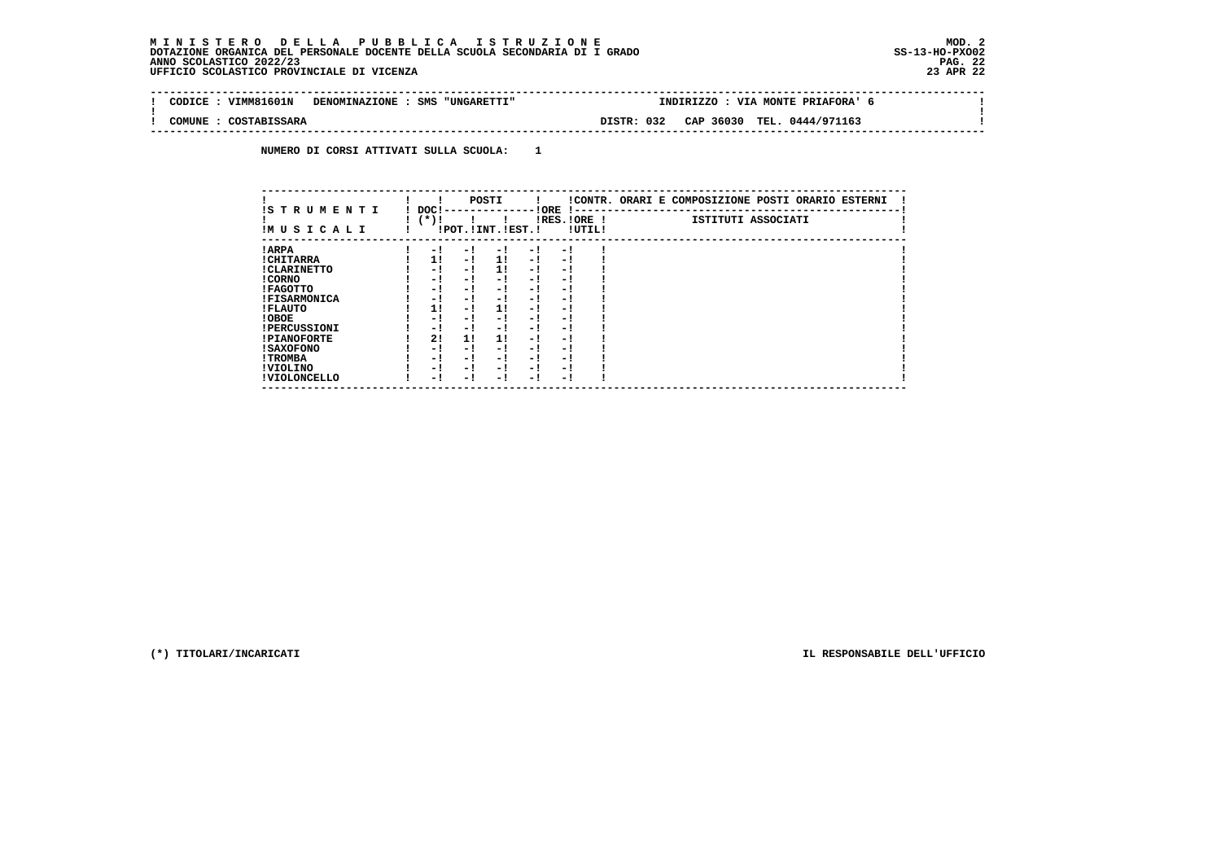**M I N I S T E R O   D E L L A   P U B B L I C A   I S T R U Z I O N E**
**DOTAZIONE ORGANICA DEL PERSONALE DOCENTE DELLA SCUOLA SECONDARIA DI I GRADO**
**ANNO SCOLASTICO 2022/23**
**UFFICIO SCOLASTICO PROVINCIALE DI VICENZA**

MOD. 2
SS-13-HO-PXO02
23 APR 22

CODICE : VIMM81601N   DENOMINAZIONE : SMS "UNGARETTI"   INDIRIZZO : VIA MONTE PRIAFORA' 6

COMUNE : COSTABISSARA   DISTR: 032   CAP 36030   TEL. 0444/971163

NUMERO DI CORSI ATTIVATI SULLA SCUOLA:   1

| STRUMENTI MUSICALI | DOC (*) | POSTI POT. | POSTI INT. | POSTI EST. | ORE RES. | ORE UTIL. | CONTR. ORARI E COMPOSIZIONE POSTI ORARIO ESTERNI - ISTITUTI ASSOCIATI |
|---|---|---|---|---|---|---|---|
| ARPA | - | - | - | - | - | | |
| CHITARRA | 1 | - | 1 | - | - | | |
| CLARINETTO | - | - | 1 | - | - | | |
| CORNO | - | - | - | - | - | | |
| FAGOTTO | - | - | - | - | - | | |
| FISARMONICA | - | - | - | - | - | | |
| FLAUTO | 1 | - | 1 | - | - | | |
| OBOE | - | - | - | - | - | | |
| PERCUSSIONI | - | - | - | - | - | | |
| PIANOFORTE | 2 | 1 | 1 | - | - | | |
| SAXOFONO | - | - | - | - | - | | |
| TROMBA | - | - | - | - | - | | |
| VIOLINO | - | - | - | - | - | | |
| VIOLONCELLO | - | - | - | - | - | | |

(*) TITOLARI/INCARICATI

IL RESPONSABILE DELL'UFFICIO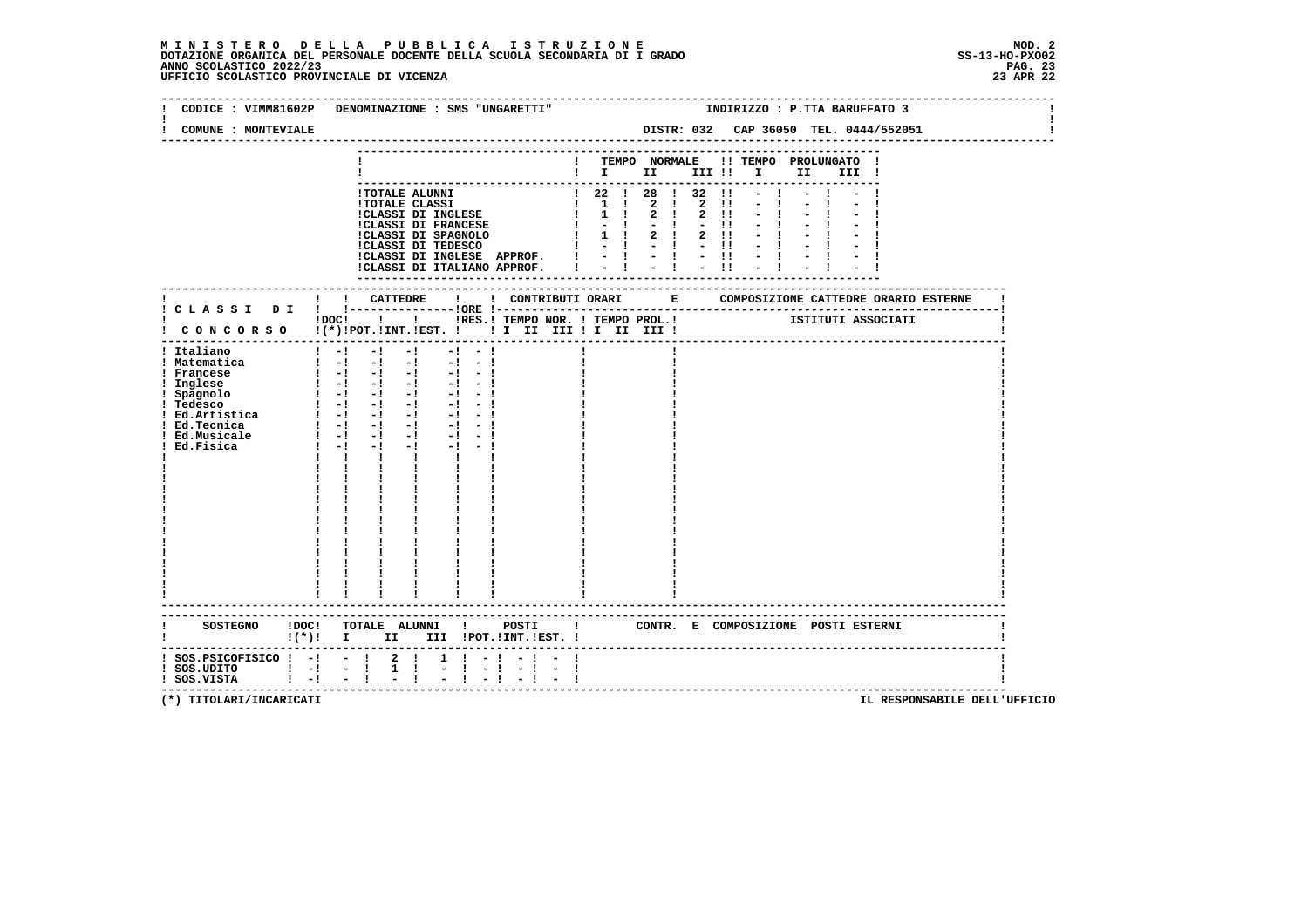**M I N I S T E R O   D E L L A   P U B B L I C A   I S T R U Z I O N E**
**DOTAZIONE ORGANICA DEL PERSONALE DOCENTE DELLA SCUOLA SECONDARIA DI I GRADO**
**ANNO SCOLASTICO 2022/23**
**UFFICIO SCOLASTICO PROVINCIALE DI VICENZA**

MOD. 2
SS-13-HO-PXO02
23 APR 22

CODICE : VIMM81602P   DENOMINAZIONE : SMS "UNGARETTI"   INDIRIZZO : P.TTA BARUFFATO 3

COMUNE : MONTEVIALE   DISTR: 032   CAP 36050   TEL. 0444/552051

| | TEMPO NORMALE I | II | III | TEMPO PROLUNGATO I | II | III |
|---|---|---|---|---|---|---|
| TOTALE ALUNNI | 22 | 28 | 32 | - | - | - |
| TOTALE CLASSI | 1 | 2 | 2 | - | - | - |
| CLASSI DI INGLESE | 1 | 2 | 2 | - | - | - |
| CLASSI DI FRANCESE | - | - | - | - | - | - |
| CLASSI DI SPAGNOLO | 1 | 2 | 2 | - | - | - |
| CLASSI DI TEDESCO | - | - | - | - | - | - |
| CLASSI DI INGLESE APPROF. | - | - | - | - | - | - |
| CLASSI DI ITALIANO APPROF. | - | - | - | - | - | - |

| CLASSI DI CONCORSO | DOC (*) | CATTEDRE POT. | INT. | EST. | ORE RES. | CONTRIBUTI ORARI TEMPO NOR. I II III | TEMPO PROL. I II III | COMPOSIZIONE CATTEDRE ORARIO ESTERNE - ISTITUTI ASSOCIATI |
|---|---|---|---|---|---|---|---|---|
| Italiano | - | - | - | - | - | | | |
| Matematica | - | - | - | - | - | | | |
| Francese | - | - | - | - | - | | | |
| Inglese | - | - | - | - | - | | | |
| Spagnolo | - | - | - | - | - | | | |
| Tedesco | - | - | - | - | - | | | |
| Ed.Artistica | - | - | - | - | - | | | |
| Ed.Tecnica | - | - | - | - | - | | | |
| Ed.Musicale | - | - | - | - | - | | | |
| Ed.Fisica | - | - | - | - | - | | | |

| SOSTEGNO | DOC (*) | TOTALE ALUNNI I | II | III | POSTI POT. | INT. | EST. | CONTR. E COMPOSIZIONE POSTI ESTERNI |
|---|---|---|---|---|---|---|---|---|
| SOS.PSICOFISICO | - | - | 2 | 1 | - | - | - | |
| SOS.UDITO | - | - | 1 | - | - | - | - | |
| SOS.VISTA | - | - | - | - | - | - | - | |

(*) TITOLARI/INCARICATI

IL RESPONSABILE DELL'UFFICIO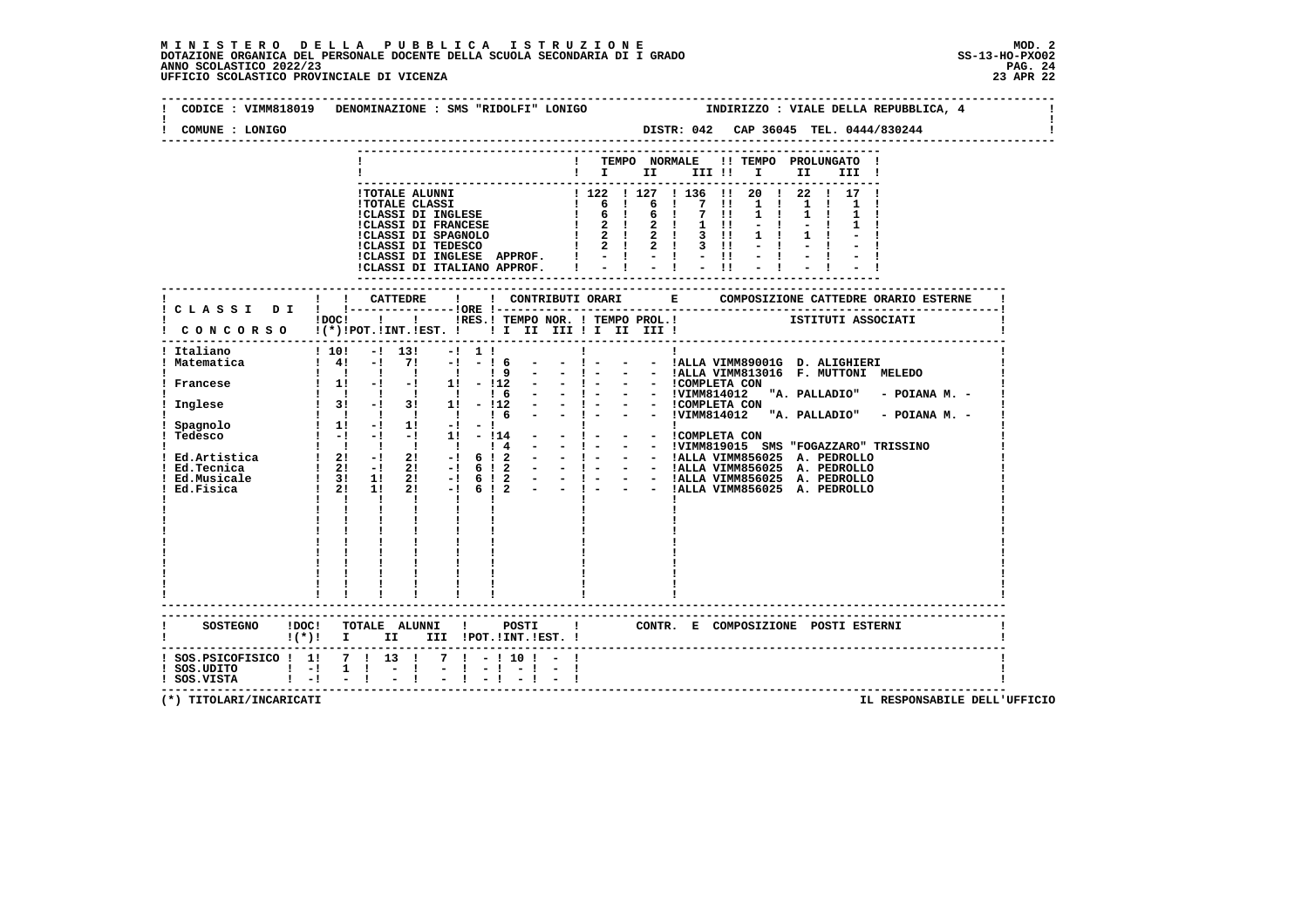**MINISTERO DELLA PUBBLICA ISTRUZIONE** — MOD. 2
**DOTAZIONE ORGANICA DEL PERSONALE DOCENTE DELLA SCUOLA SECONDARIA DI I GRADO** — SS-13-HO-PXO02
**ANNO SCOLASTICO 2022/23**
**UFFICIO SCOLASTICO PROVINCIALE DI VICENZA** — 23 APR 22

CODICE : VIMM818019 DENOMINAZIONE : SMS "RIDOLFI" LONIGO INDIRIZZO : VIALE DELLA REPUBBLICA, 4
COMUNE : LONIGO DISTR: 042 CAP 36045 TEL. 0444/830244

| | TEMPO NORMALE I | II | III | TEMPO PROLUNGATO I | II | III |
|---|---|---|---|---|---|---|
| TOTALE ALUNNI | 122 | 127 | 136 | 20 | 22 | 17 |
| TOTALE CLASSI | 6 | 6 | 7 | 1 | 1 | 1 |
| CLASSI DI INGLESE | 6 | 6 | 7 | 1 | 1 | 1 |
| CLASSI DI FRANCESE | 2 | 2 | 1 | - | - | 1 |
| CLASSI DI SPAGNOLO | 2 | 2 | 3 | 1 | 1 | - |
| CLASSI DI TEDESCO | 2 | 2 | 3 | - | - | - |
| CLASSI DI INGLESE APPROF. | - | - | - | - | - | - |
| CLASSI DI ITALIANO APPROF. | - | - | - | - | - | - |

| CLASSI DI CONCORSO | DOC (*) | CATTEDRE POT. | INT. | EST. | ORE RES. | TEMPO NOR. I | II | III | TEMPO PROL. I | II | III | COMPOSIZIONE CATTEDRE ORARIO ESTERNE - ISTITUTI ASSOCIATI |
|---|---|---|---|---|---|---|---|---|---|---|---|---|
| Italiano | 10 | - | 13 | - | 1 | | | | | | | |
| Matematica | 4 | - | 7 | - | - | 6 | - | - | - | - | - | ALLA VIMM89001G D. ALIGHIERI |
| | | | | | | 9 | - | - | - | - | - | ALLA VIMM813016 F. MUTTONI MELEDO |
| Francese | 1 | - | - | 1 | - | 12 | - | - | - | - | - | COMPLETA CON |
| | | | | | | 6 | - | - | - | - | - | VIMM814012 "A. PALLADIO" - POIANA M. - |
| Inglese | 3 | - | 3 | 1 | - | 12 | - | - | - | - | - | COMPLETA CON |
| | | | | | | 6 | - | - | - | - | - | VIMM814012 "A. PALLADIO" - POIANA M. - |
| Spagnolo | 1 | - | 1 | - | - | | | | | | | |
| Tedesco | - | - | - | 1 | - | 14 | - | - | - | - | - | COMPLETA CON |
| | | | | | | 4 | - | - | - | - | - | VIMM819015 SMS "FOGAZZARO" TRISSINO |
| Ed.Artistica | 2 | - | 2 | - | 6 | 2 | - | - | - | - | - | ALLA VIMM856025 A. PEDROLLO |
| Ed.Tecnica | 2 | - | 2 | - | 6 | 2 | - | - | - | - | - | ALLA VIMM856025 A. PEDROLLO |
| Ed.Musicale | 3 | 1 | 2 | - | 6 | 2 | - | - | - | - | - | ALLA VIMM856025 A. PEDROLLO |
| Ed.Fisica | 2 | 1 | 2 | - | 6 | 2 | - | - | - | - | - | ALLA VIMM856025 A. PEDROLLO |

| SOSTEGNO | DOC (*) | TOTALE ALUNNI I | II | III | POSTI POT. | INT. | EST. | CONTR. E COMPOSIZIONE POSTI ESTERNI |
|---|---|---|---|---|---|---|---|---|
| SOS.PSICOFISICO | 1 | 7 | 13 | 7 | - | 10 | - | |
| SOS.UDITO | - | 1 | - | - | - | - | - | |
| SOS.VISTA | - | - | - | - | - | - | - | |

(*) TITOLARI/INCARICATI — IL RESPONSABILE DELL'UFFICIO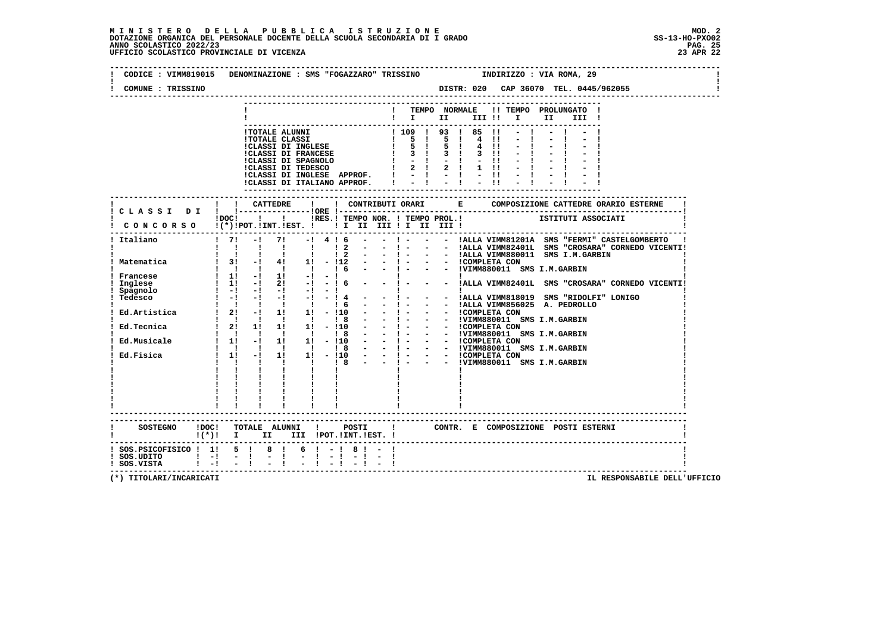# MINISTERO DELLA PUBBLICA ISTRUZIONE

DOTAZIONE ORGANICA DEL PERSONALE DOCENTE DELLA SCUOLA SECONDARIA DI I GRADO
ANNO SCOLASTICO 2022/23
UFFICIO SCOLASTICO PROVINCIALE DI VICENZA

MOD. 2
SS-13-HO-PXO02
23 APR 22

CODICE : VIMM819015 DENOMINAZIONE : SMS "FOGAZZARO" TRISSINO INDIRIZZO : VIA ROMA, 29

COMUNE : TRISSINO DISTR: 020 CAP 36070 TEL. 0445/962055

| | TEMPO NORMALE I | II | III | TEMPO PROLUNGATO I | II | III |
|---|---|---|---|---|---|---|
| TOTALE ALUNNI | 109 | 93 | 85 | - | - | - |
| TOTALE CLASSI | 5 | 5 | 4 | - | - | - |
| CLASSI DI INGLESE | 5 | 5 | 4 | - | - | - |
| CLASSI DI FRANCESE | 3 | 3 | 3 | - | - | - |
| CLASSI DI SPAGNOLO | - | - | - | - | - | - |
| CLASSI DI TEDESCO | 2 | 2 | 1 | - | - | - |
| CLASSI DI INGLESE APPROF. | - | - | - | - | - | - |
| CLASSI DI ITALIANO APPROF. | - | - | - | - | - | - |

| CLASSI DI CONCORSO | DOC (*) | CATTEDRE POT. | INT. | EST. | ORE RES. | TEMPO NOR. I | II | III | TEMPO PROL. I | II | III | ISTITUTI ASSOCIATI |
|---|---|---|---|---|---|---|---|---|---|---|---|---|
| Italiano | 7 | - | 7 | - | 4 | 6 | - | - | - | - | - | ALLA VIMM81201A SMS "FERMI" CASTELGOMBERTO |
| | | | | | | 2 | - | - | - | - | - | ALLA VIMM82401L SMS "CROSARA" CORNEDO VICENTI |
| | | | | | | 2 | - | - | - | - | - | ALLA VIMM880011 SMS I.M.GARBIN |
| Matematica | 3 | - | 4 | 1 | - | 12 | - | - | - | - | - | COMPLETA CON |
| | | | | | | 6 | - | - | - | - | - | VIMM880011 SMS I.M.GARBIN |
| Francese | 1 | - | 1 | - | - | | | | | | | |
| Inglese | 1 | - | 2 | - | - | 6 | - | - | - | - | - | ALLA VIMM82401L SMS "CROSARA" CORNEDO VICENTI |
| Spagnolo | - | - | - | - | - | | | | | | | |
| Tedesco | - | - | - | - | - | 4 | - | - | - | - | - | ALLA VIMM818019 SMS "RIDOLFI" LONIGO |
| | | | | | | 6 | - | - | - | - | - | ALLA VIMM856025 A. PEDROLLO |
| Ed.Artistica | 2 | - | 1 | 1 | - | 10 | - | - | - | - | - | COMPLETA CON |
| | | | | | | 8 | - | - | - | - | - | VIMM880011 SMS I.M.GARBIN |
| Ed.Tecnica | 2 | 1 | 1 | 1 | - | 10 | - | - | - | - | - | COMPLETA CON |
| | | | | | | 8 | - | - | - | - | - | VIMM880011 SMS I.M.GARBIN |
| Ed.Musicale | 1 | - | 1 | 1 | - | 10 | - | - | - | - | - | COMPLETA CON |
| | | | | | | 8 | - | - | - | - | - | VIMM880011 SMS I.M.GARBIN |
| Ed.Fisica | 1 | - | 1 | 1 | - | 10 | - | - | - | - | - | COMPLETA CON |
| | | | | | | 8 | - | - | - | - | - | VIMM880011 SMS I.M.GARBIN |

| SOSTEGNO | DOC (*) | TOTALE ALUNNI I | II | III | POSTI POT. | INT. | EST. | CONTR. E COMPOSIZIONE POSTI ESTERNI |
|---|---|---|---|---|---|---|---|---|
| SOS.PSICOFISICO | 1 | 5 | 8 | 6 | - | 8 | - | |
| SOS.UDITO | - | - | - | - | - | - | - | |
| SOS.VISTA | - | - | - | - | - | - | - | |

(*) TITOLARI/INCARICATI

IL RESPONSABILE DELL'UFFICIO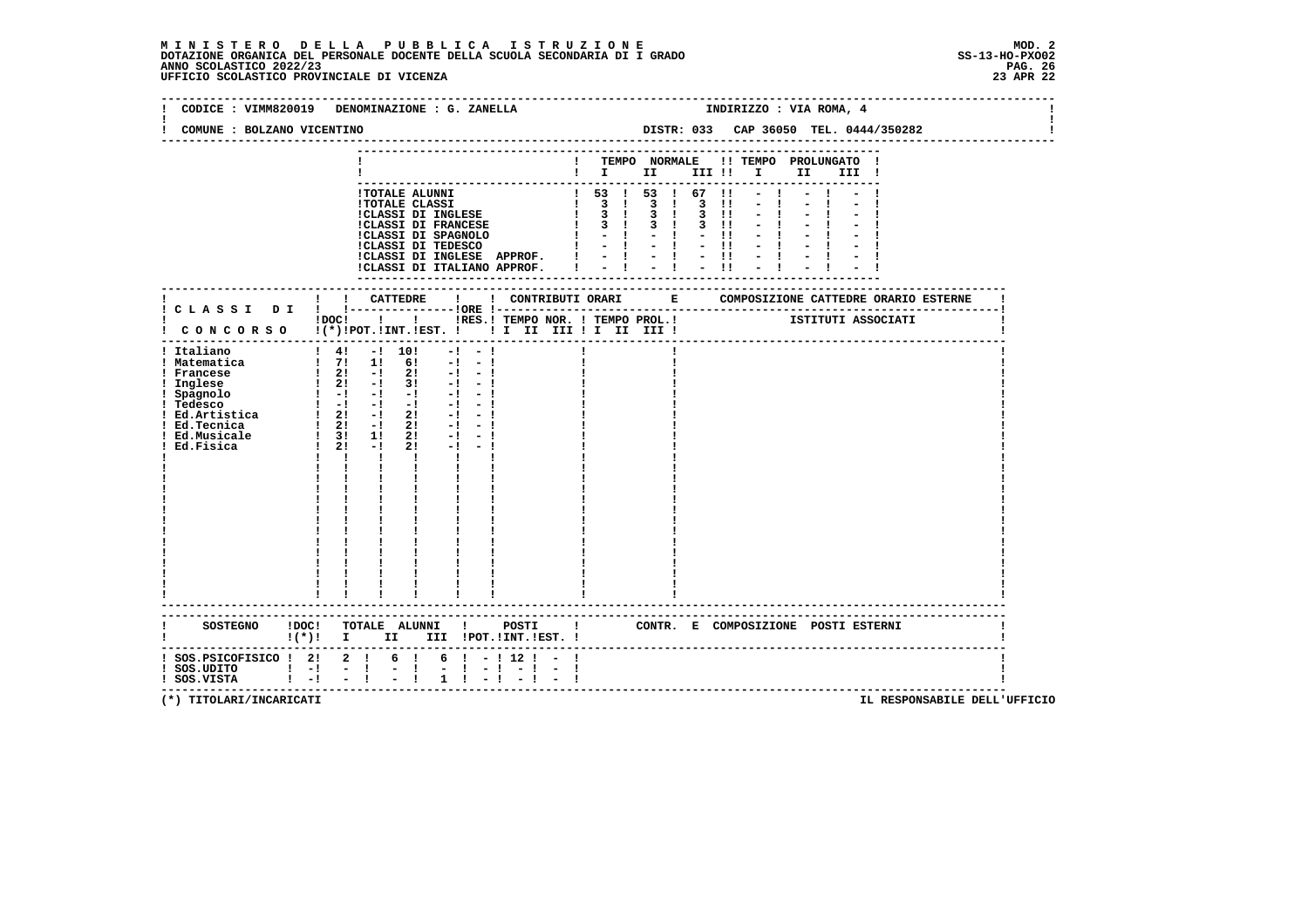# MINISTERO DELLA PUBBLICA ISTRUZIONE

DOTAZIONE ORGANICA DEL PERSONALE DOCENTE DELLA SCUOLA SECONDARIA DI I GRADO
ANNO SCOLASTICO 2022/23
UFFICIO SCOLASTICO PROVINCIALE DI VICENZA

MOD. 2
SS-13-HO-PXO02
23 APR 22

CODICE : VIMM820019 DENOMINAZIONE : G. ZANELLA — INDIRIZZO : VIA ROMA, 4

COMUNE : BOLZANO VICENTINO — DISTR: 033 CAP 36050 TEL. 0444/350282

| | TEMPO NORMALE I | II | III | TEMPO PROLUNGATO I | II | III |
|---|---|---|---|---|---|---|
| TOTALE ALUNNI | 53 | 53 | 67 | - | - | - |
| TOTALE CLASSI | 3 | 3 | 3 | - | - | - |
| CLASSI DI INGLESE | 3 | 3 | 3 | - | - | - |
| CLASSI DI FRANCESE | 3 | 3 | 3 | - | - | - |
| CLASSI DI SPAGNOLO | - | - | - | - | - | - |
| CLASSI DI TEDESCO | - | - | - | - | - | - |
| CLASSI DI INGLESE APPROF. | - | - | - | - | - | - |
| CLASSI DI ITALIANO APPROF. | - | - | - | - | - | - |

| CLASSI DI CONCORSO | DOC (*) | CATTEDRE POT. | INT. | EST. | ORE RES. | CONTRIBUTI ORARI TEMPO NOR. I II III | TEMPO PROL. I II III | COMPOSIZIONE CATTEDRE ORARIO ESTERNE - ISTITUTI ASSOCIATI |
|---|---|---|---|---|---|---|---|---|
| Italiano | 4 | - | 10 | - | - | | | |
| Matematica | 7 | 1 | 6 | - | - | | | |
| Francese | 2 | - | 2 | - | - | | | |
| Inglese | 2 | - | 3 | - | - | | | |
| Spagnolo | - | - | - | - | - | | | |
| Tedesco | - | - | - | - | - | | | |
| Ed.Artistica | 2 | - | 2 | - | - | | | |
| Ed.Tecnica | 2 | - | 2 | - | - | | | |
| Ed.Musicale | 3 | 1 | 2 | - | - | | | |
| Ed.Fisica | 2 | - | 2 | - | - | | | |

| SOSTEGNO | DOC (*) | TOTALE ALUNNI I | II | III | POSTI POT. | INT. | EST. | CONTR. E COMPOSIZIONE POSTI ESTERNI |
|---|---|---|---|---|---|---|---|---|
| SOS.PSICOFISICO | 2 | 2 | 6 | 6 | - | 12 | - | |
| SOS.UDITO | - | - | - | - | - | - | - | |
| SOS.VISTA | - | - | - | 1 | - | - | - | |

(*) TITOLARI/INCARICATI — IL RESPONSABILE DELL'UFFICIO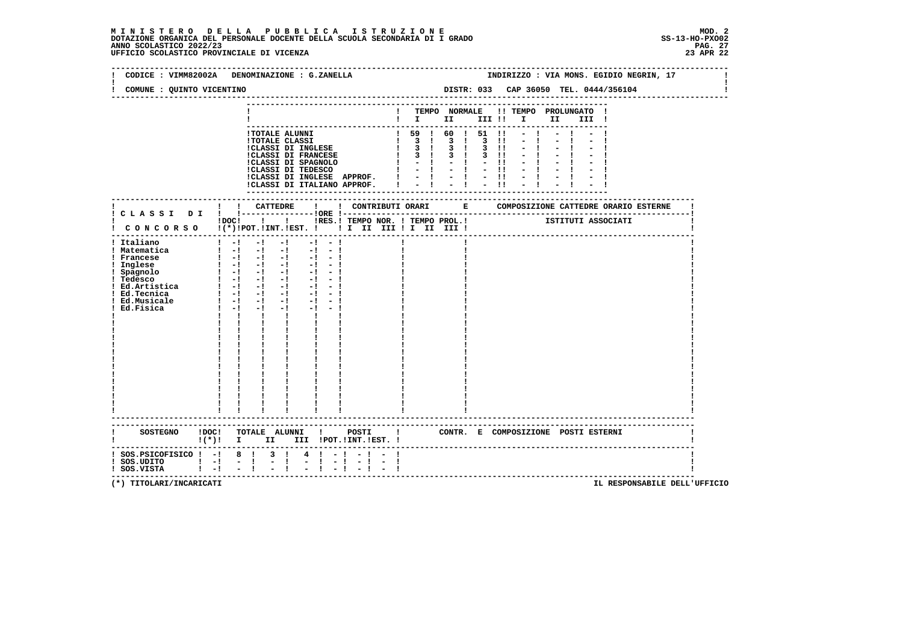**MINISTERO DELLA PUBBLICA ISTRUZIONE**
**DOTAZIONE ORGANICA DEL PERSONALE DOCENTE DELLA SCUOLA SECONDARIA DI I GRADO**
**ANNO SCOLASTICO 2022/23**
**UFFICIO SCOLASTICO PROVINCIALE DI VICENZA**

MOD. 2
SS-13-HO-PXO02
23 APR 22

CODICE : VIMM82002A DENOMINAZIONE : G.ZANELLA — INDIRIZZO : VIA MONS. EGIDIO NEGRIN, 17

COMUNE : QUINTO VICENTINO — DISTR: 033 CAP 36050 TEL. 0444/356104

| | TEMPO NORMALE I | II | III | TEMPO PROLUNGATO I | II | III |
|---|---|---|---|---|---|---|
| TOTALE ALUNNI | 59 | 60 | 51 | - | - | - |
| TOTALE CLASSI | 3 | 3 | 3 | - | - | - |
| CLASSI DI INGLESE | 3 | 3 | 3 | - | - | - |
| CLASSI DI FRANCESE | 3 | 3 | 3 | - | - | - |
| CLASSI DI SPAGNOLO | - | - | - | - | - | - |
| CLASSI DI TEDESCO | - | - | - | - | - | - |
| CLASSI DI INGLESE APPROF. | - | - | - | - | - | - |
| CLASSI DI ITALIANO APPROF. | - | - | - | - | - | - |

| CLASSI DI CONCORSO | DOC (*) | CATTEDRE POT. | INT. | EST. | ORE RES. | CONTRIBUTI ORARI TEMPO NOR. I II III | TEMPO PROL. I II III | COMPOSIZIONE CATTEDRE ORARIO ESTERNE - ISTITUTI ASSOCIATI |
|---|---|---|---|---|---|---|---|---|
| Italiano | - | - | - | - | - | | | |
| Matematica | - | - | - | - | - | | | |
| Francese | - | - | - | - | - | | | |
| Inglese | - | - | - | - | - | | | |
| Spagnolo | - | - | - | - | - | | | |
| Tedesco | - | - | - | - | - | | | |
| Ed.Artistica | - | - | - | - | - | | | |
| Ed.Tecnica | - | - | - | - | - | | | |
| Ed.Musicale | - | - | - | - | - | | | |
| Ed.Fisica | - | - | - | - | - | | | |

| SOSTEGNO | DOC (*) | TOTALE ALUNNI I | II | III | POSTI POT. | INT. | EST. | CONTR. E COMPOSIZIONE POSTI ESTERNI |
|---|---|---|---|---|---|---|---|---|
| SOS.PSICOFISICO | - | 8 | 3 | 4 | - | - | - | |
| SOS.UDITO | - | - | - | - | - | - | - | |
| SOS.VISTA | - | - | - | - | - | - | - | |

(*) TITOLARI/INCARICATI — IL RESPONSABILE DELL'UFFICIO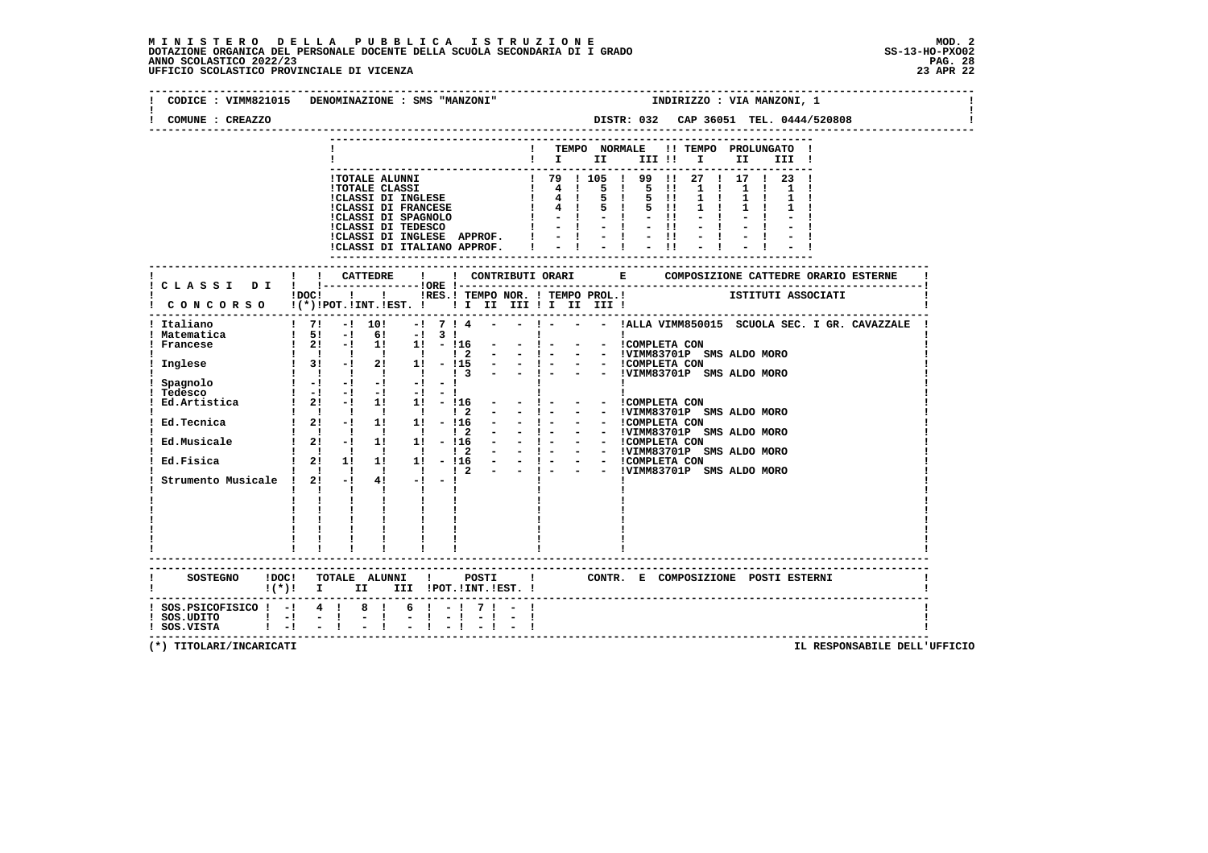MINISTERO DELLA PUBBLICA ISTRUZIONE
DOTAZIONE ORGANICA DEL PERSONALE DOCENTE DELLA SCUOLA SECONDARIA DI I GRADO
ANNO SCOLASTICO 2022/23
UFFICIO SCOLASTICO PROVINCIALE DI VICENZA

MOD. 2
SS-13-HO-PXO02
23 APR 22

CODICE : VIMM821015 DENOMINAZIONE : SMS "MANZONI" INDIRIZZO : VIA MANZONI, 1

COMUNE : CREAZZO DISTR: 032 CAP 36051 TEL. 0444/520808

| | TEMPO NORMALE I | II | III | TEMPO PROLUNGATO I | II | III |
|---|---|---|---|---|---|---|
| TOTALE ALUNNI | 79 | 105 | 99 | 27 | 17 | 23 |
| TOTALE CLASSI | 4 | 5 | 5 | 1 | 1 | 1 |
| CLASSI DI INGLESE | 4 | 5 | 5 | 1 | 1 | 1 |
| CLASSI DI FRANCESE | 4 | 5 | 5 | 1 | 1 | 1 |
| CLASSI DI SPAGNOLO | - | - | - | - | - | - |
| CLASSI DI TEDESCO | - | - | - | - | - | - |
| CLASSI DI INGLESE APPROF. | - | - | - | - | - | - |
| CLASSI DI ITALIANO APPROF. | - | - | - | - | - | - |

| CLASSI DI CONCORSO | DOC (*) | CATTEDRE POT. | INT. | EST. | ORE RES. | TEMPO NOR. I | II | III | TEMPO PROL. I | II | III | COMPOSIZIONE CATTEDRE ORARIO ESTERNE / ISTITUTI ASSOCIATI |
|---|---|---|---|---|---|---|---|---|---|---|---|---|
| Italiano | 7 | - | 10 | - | 7 | 4 | - | - | - | - | - | ALLA VIMM850015 SCUOLA SEC. I GR. CAVAZZALE |
| Matematica | 5 | - | 6 | - | 3 | | | | | | | |
| Francese | 2 | - | 1 | 1 | - | 16 | - | - | - | - | - | COMPLETA CON |
| | | | | | | 2 | - | - | - | - | - | VIMM83701P SMS ALDO MORO |
| Inglese | 3 | - | 2 | 1 | - | 15 | - | - | - | - | - | COMPLETA CON |
| | | | | | | 3 | - | - | - | - | - | VIMM83701P SMS ALDO MORO |
| Spagnolo | - | - | - | - | - | | | | | | | |
| Tedesco | - | - | - | - | - | | | | | | | |
| Ed.Artistica | 2 | - | 1 | 1 | - | 16 | - | - | - | - | - | COMPLETA CON |
| | | | | | | 2 | - | - | - | - | - | VIMM83701P SMS ALDO MORO |
| Ed.Tecnica | 2 | - | 1 | 1 | - | 16 | - | - | - | - | - | COMPLETA CON |
| | | | | | | 2 | - | - | - | - | - | VIMM83701P SMS ALDO MORO |
| Ed.Musicale | 2 | - | 1 | 1 | - | 16 | - | - | - | - | - | COMPLETA CON |
| | | | | | | 2 | - | - | - | - | - | VIMM83701P SMS ALDO MORO |
| Ed.Fisica | 2 | 1 | 1 | 1 | - | 16 | - | - | - | - | - | COMPLETA CON |
| | | | | | | 2 | - | - | - | - | - | VIMM83701P SMS ALDO MORO |
| Strumento Musicale | 2 | - | 4 | - | - | | | | | | | |

| SOSTEGNO | DOC (*) | TOTALE ALUNNI I | II | III | POSTI POT. | INT. | EST. | CONTR. E COMPOSIZIONE POSTI ESTERNI |
|---|---|---|---|---|---|---|---|---|
| SOS.PSICOFISICO | - | 4 | 8 | 6 | - | 7 | - | |
| SOS.UDITO | - | - | - | - | - | - | - | |
| SOS.VISTA | - | - | - | - | - | - | - | |

(*) TITOLARI/INCARICATI

IL RESPONSABILE DELL'UFFICIO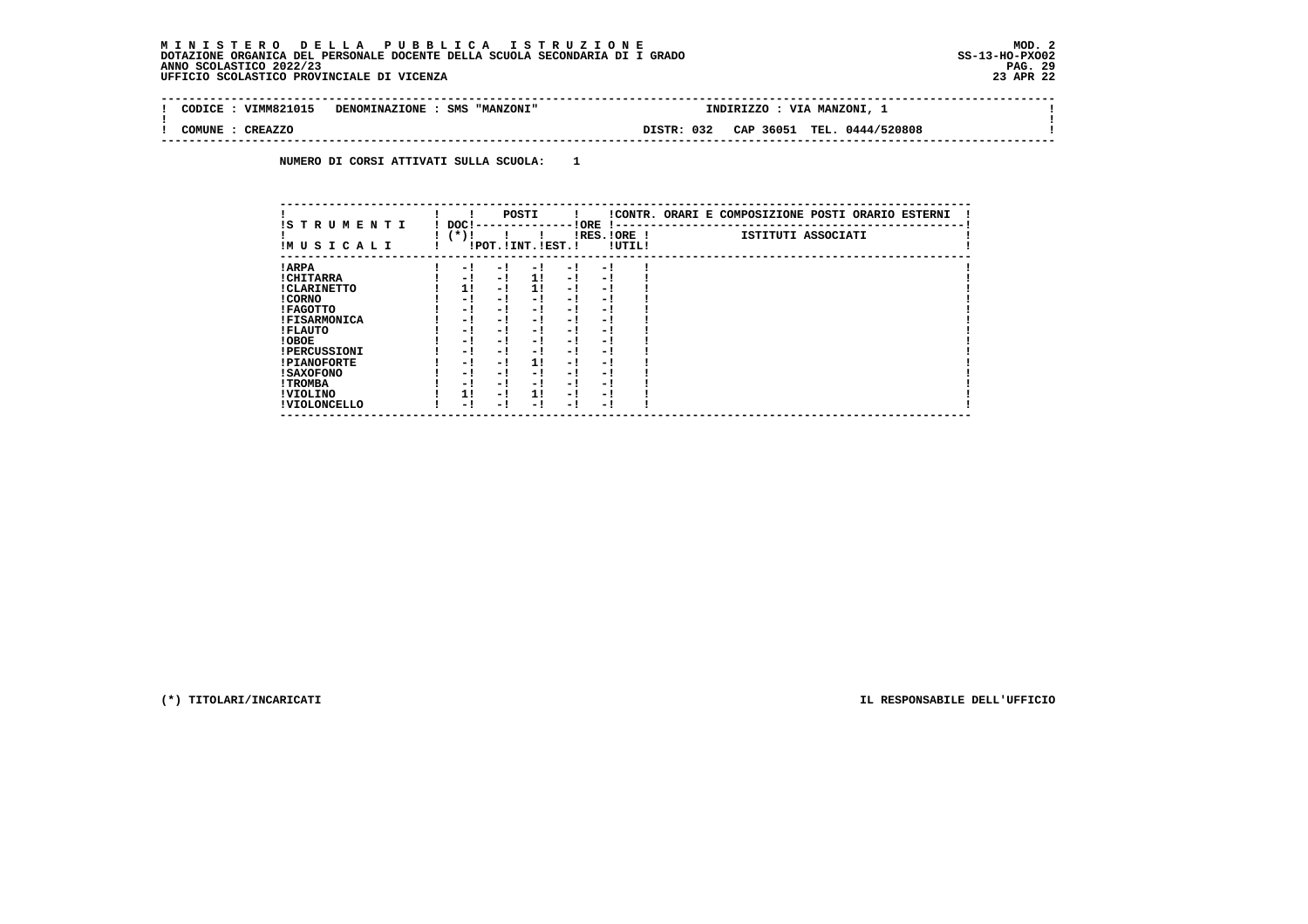**MINISTERO DELLA PUBBLICA ISTRUZIONE**
**DOTAZIONE ORGANICA DEL PERSONALE DOCENTE DELLA SCUOLA SECONDARIA DI I GRADO**
**ANNO SCOLASTICO 2022/23**
**UFFICIO SCOLASTICO PROVINCIALE DI VICENZA**

MOD. 2
SS-13-HO-PXO02
23 APR 22

| CODICE : VIMM821015 | DENOMINAZIONE : SMS "MANZONI" | INDIRIZZO : VIA MANZONI, 1 |
|---|---|---|
| COMUNE : CREAZZO | DISTR: 032 | CAP 36051 TEL. 0444/520808 |

**NUMERO DI CORSI ATTIVATI SULLA SCUOLA: 1**

| STRUMENTI MUSICALI | DOC (*) | POSTI | | | ORE | | CONTR. ORARI E COMPOSIZIONE POSTI ORARIO ESTERNI |
|---|---|---|---|---|---|---|---|
| | | POT. | INT. | EST. | RES. | ORE UTIL. | ISTITUTI ASSOCIATI |
| ARPA | - | - | - | - | - | | |
| CHITARRA | - | - | 1 | - | - | | |
| CLARINETTO | 1 | - | 1 | - | - | | |
| CORNO | - | - | - | - | - | | |
| FAGOTTO | - | - | - | - | - | | |
| FISARMONICA | - | - | - | - | - | | |
| FLAUTO | - | - | - | - | - | | |
| OBOE | - | - | - | - | - | | |
| PERCUSSIONI | - | - | - | - | - | | |
| PIANOFORTE | - | - | 1 | - | - | | |
| SAXOFONO | - | - | - | - | - | | |
| TROMBA | - | - | - | - | - | | |
| VIOLINO | 1 | - | 1 | - | - | | |
| VIOLONCELLO | - | - | - | - | - | | |

(*) TITOLARI/INCARICATI

IL RESPONSABILE DELL'UFFICIO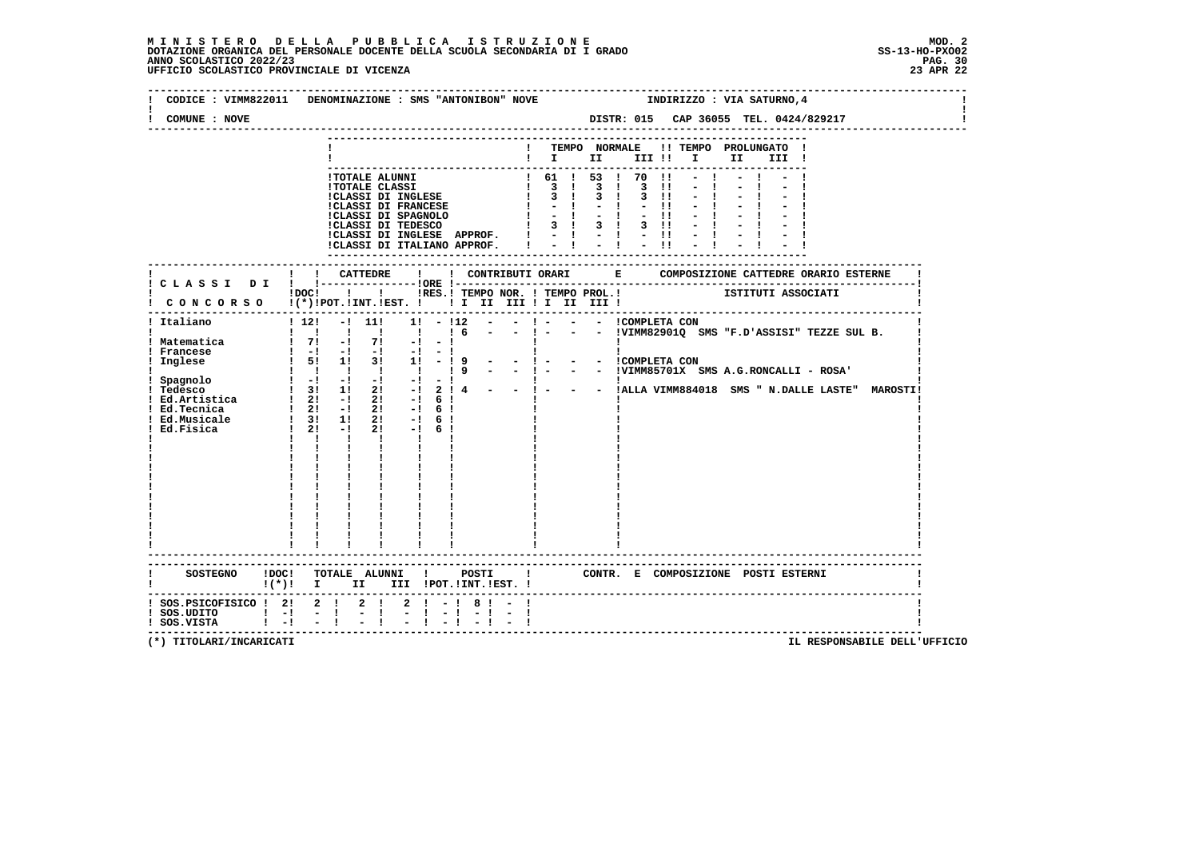**MINISTERO DELLA PUBBLICA ISTRUZIONE**
**DOTAZIONE ORGANICA DEL PERSONALE DOCENTE DELLA SCUOLA SECONDARIA DI I GRADO**
**ANNO SCOLASTICO 2022/23**
**UFFICIO SCOLASTICO PROVINCIALE DI VICENZA**

MOD. 2
SS-13-HO-PXO02
23 APR 22

CODICE : VIMM822011 DENOMINAZIONE : SMS "ANTONIBON" NOVE INDIRIZZO : VIA SATURNO,4

COMUNE : NOVE DISTR: 015 CAP 36055 TEL. 0424/829217

| | TEMPO NORMALE I | II | III | TEMPO PROLUNGATO I | II | III |
|---|---|---|---|---|---|---|
| TOTALE ALUNNI | 61 | 53 | 70 | - | - | - |
| TOTALE CLASSI | 3 | 3 | 3 | - | - | - |
| CLASSI DI INGLESE | 3 | 3 | 3 | - | - | - |
| CLASSI DI FRANCESE | - | - | - | - | - | - |
| CLASSI DI SPAGNOLO | - | - | - | - | - | - |
| CLASSI DI TEDESCO | 3 | 3 | 3 | - | - | - |
| CLASSI DI INGLESE APPROF. | - | - | - | - | - | - |
| CLASSI DI ITALIANO APPROF. | - | - | - | - | - | - |

| CLASSI DI CONCORSO | DOC (*) | CATTEDRE POT. | INT. | EST. | ORE RES. | TEMPO NOR. I | II | III | TEMPO PROL. I | II | III | COMPOSIZIONE CATTEDRE ORARIO ESTERNE - ISTITUTI ASSOCIATI |
|---|---|---|---|---|---|---|---|---|---|---|---|---|
| Italiano | 12 | - | 11 | 1 | - | 12 | - | - | - | - | - | COMPLETA CON |
| | | | | | | 6 | - | - | - | - | - | VIMM82901Q SMS "F.D'ASSISI" TEZZE SUL B. |
| Matematica | 7 | - | 7 | - | - | | | | | | | |
| Francese | - | - | - | - | - | | | | | | | |
| Inglese | 5 | 1 | 3 | 1 | - | 9 | - | - | - | - | - | COMPLETA CON |
| | | | | | | 9 | - | - | - | - | - | VIMM85701X SMS A.G.RONCALLI - ROSA' |
| Spagnolo | - | - | - | - | - | | | | | | | |
| Tedesco | 3 | 1 | 2 | - | 2 | 4 | - | - | - | - | - | ALLA VIMM884018 SMS " N.DALLE LASTE" MAROSTI |
| Ed.Artistica | 2 | - | 2 | - | 6 | | | | | | | |
| Ed.Tecnica | 2 | - | 2 | - | 6 | | | | | | | |
| Ed.Musicale | 3 | 1 | 2 | - | 6 | | | | | | | |
| Ed.Fisica | 2 | - | 2 | - | 6 | | | | | | | |

| SOSTEGNO | DOC (*) | TOTALE ALUNNI I | II | III | POSTI POT. | INT. | EST. | CONTR. E COMPOSIZIONE POSTI ESTERNI |
|---|---|---|---|---|---|---|---|---|
| SOS.PSICOFISICO | 2 | 2 | 2 | 2 | - | 8 | - | |
| SOS.UDITO | - | - | - | - | - | - | - | |
| SOS.VISTA | - | - | - | - | - | - | - | |

(*) TITOLARI/INCARICATI

IL RESPONSABILE DELL'UFFICIO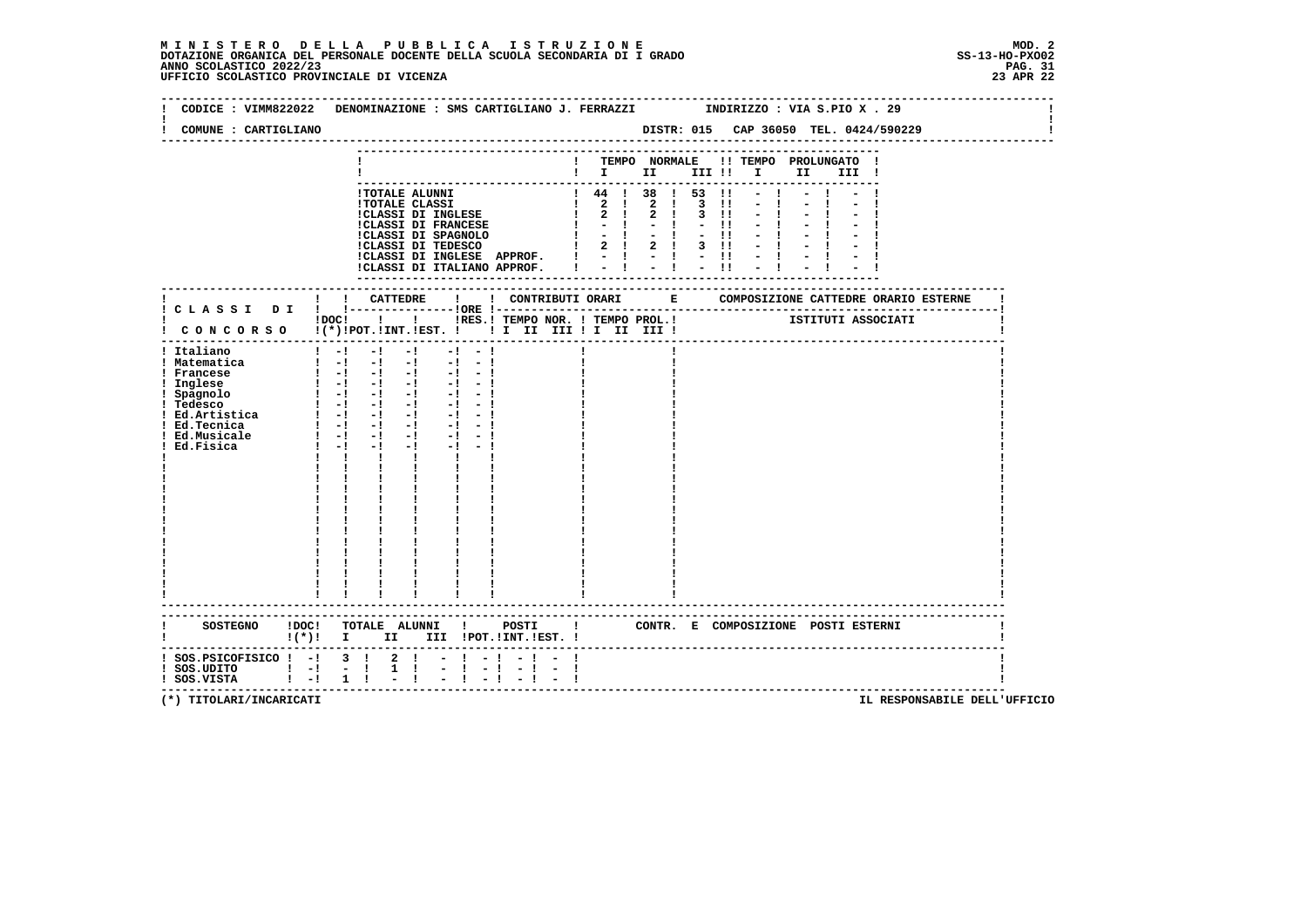**MINISTERO DELLA PUBBLICA ISTRUZIONE**
**DOTAZIONE ORGANICA DEL PERSONALE DOCENTE DELLA SCUOLA SECONDARIA DI I GRADO**
**ANNO SCOLASTICO 2022/23**
**UFFICIO SCOLASTICO PROVINCIALE DI VICENZA**

MOD. 2
SS-13-HO-PXO02
23 APR 22

CODICE : VIMM822022 DENOMINAZIONE : SMS CARTIGLIANO J. FERRAZZI INDIRIZZO : VIA S.PIO X . 29

COMUNE : CARTIGLIANO DISTR: 015 CAP 36050 TEL. 0424/590229

| | TEMPO NORMALE I | II | III | TEMPO PROLUNGATO I | II | III |
|---|---|---|---|---|---|---|
| TOTALE ALUNNI | 44 | 38 | 53 | - | - | - |
| TOTALE CLASSI | 2 | 2 | 3 | - | - | - |
| CLASSI DI INGLESE | 2 | 2 | 3 | - | - | - |
| CLASSI DI FRANCESE | - | - | - | - | - | - |
| CLASSI DI SPAGNOLO | - | - | - | - | - | - |
| CLASSI DI TEDESCO | 2 | 2 | 3 | - | - | - |
| CLASSI DI INGLESE APPROF. | - | - | - | - | - | - |
| CLASSI DI ITALIANO APPROF. | - | - | - | - | - | - |

| CLASSI DI CONCORSO | DOC (*) | CATTEDRE POT. | INT. | EST. | ORE RES. | CONTRIBUTI ORARI TEMPO NOR. I II III | TEMPO PROL. I II III | COMPOSIZIONE CATTEDRE ORARIO ESTERNE - ISTITUTI ASSOCIATI |
|---|---|---|---|---|---|---|---|---|
| Italiano | - | - | - | - | - | | | |
| Matematica | - | - | - | - | - | | | |
| Francese | - | - | - | - | - | | | |
| Inglese | - | - | - | - | - | | | |
| Spagnolo | - | - | - | - | - | | | |
| Tedesco | - | - | - | - | - | | | |
| Ed.Artistica | - | - | - | - | - | | | |
| Ed.Tecnica | - | - | - | - | - | | | |
| Ed.Musicale | - | - | - | - | - | | | |
| Ed.Fisica | - | - | - | - | - | | | |

| SOSTEGNO | DOC (*) | TOTALE ALUNNI I | II | III | POSTI POT. | INT. | EST. | CONTR. E COMPOSIZIONE POSTI ESTERNI |
|---|---|---|---|---|---|---|---|---|
| SOS.PSICOFISICO | - | 3 | 2 | - | - | - | - | |
| SOS.UDITO | - | - | 1 | - | - | - | - | |
| SOS.VISTA | - | 1 | - | - | - | - | - | |

(*) TITOLARI/INCARICATI

IL RESPONSABILE DELL'UFFICIO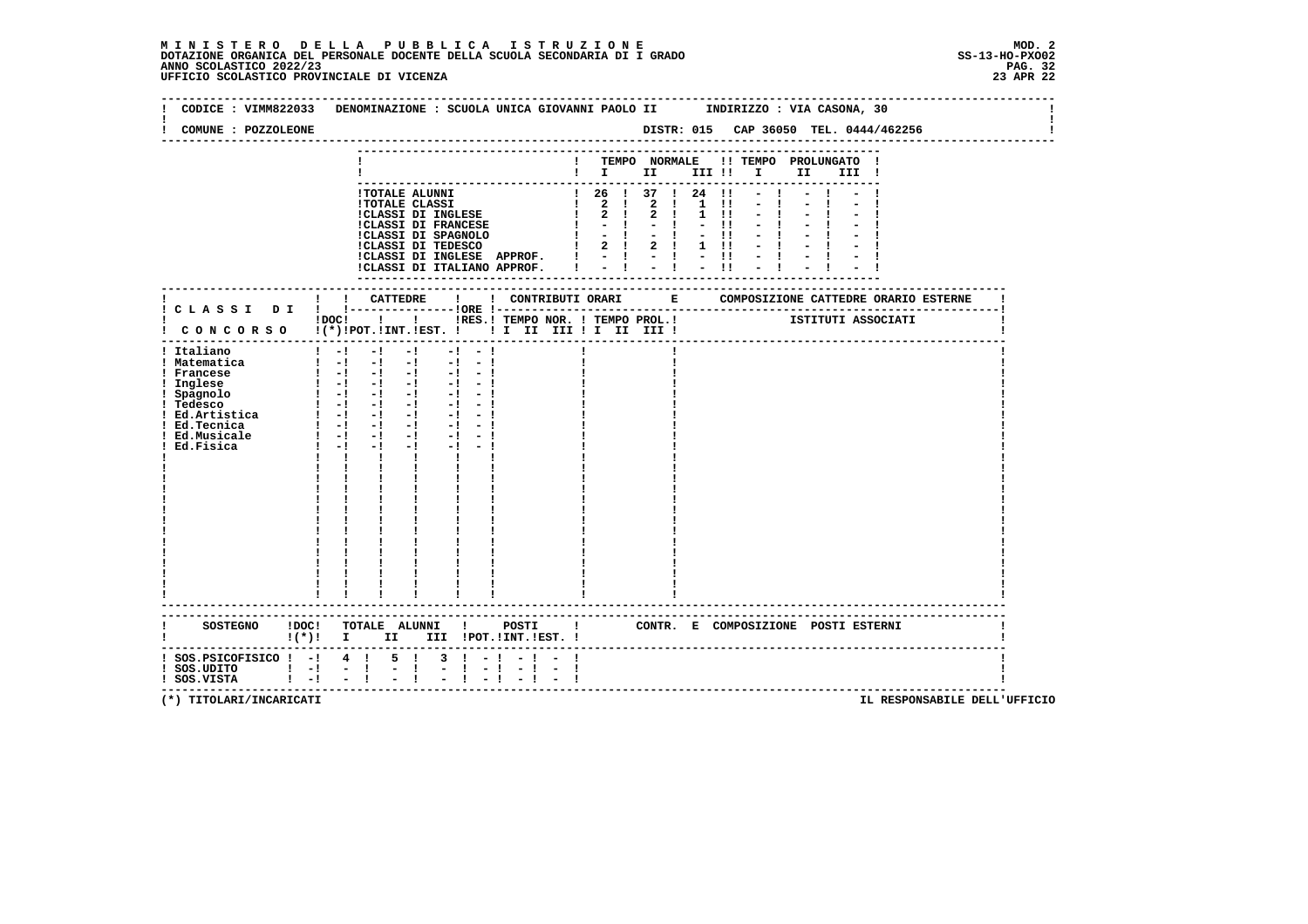**MINISTERO DELLA PUBBLICA ISTRUZIONE**
**DOTAZIONE ORGANICA DEL PERSONALE DOCENTE DELLA SCUOLA SECONDARIA DI I GRADO**
**ANNO SCOLASTICO 2022/23**
**UFFICIO SCOLASTICO PROVINCIALE DI VICENZA**

MOD. 2
SS-13-HO-PXO02
23 APR 22

CODICE : VIMM822033 DENOMINAZIONE : SCUOLA UNICA GIOVANNI PAOLO II INDIRIZZO : VIA CASONA, 30

COMUNE : POZZOLEONE DISTR: 015 CAP 36050 TEL. 0444/462256

| | TEMPO NORMALE I | II | III | TEMPO PROLUNGATO I | II | III |
|---|---|---|---|---|---|---|
| TOTALE ALUNNI | 26 | 37 | 24 | - | - | - |
| TOTALE CLASSI | 2 | 2 | 1 | - | - | - |
| CLASSI DI INGLESE | 2 | 2 | 1 | - | - | - |
| CLASSI DI FRANCESE | - | - | - | - | - | - |
| CLASSI DI SPAGNOLO | - | - | - | - | - | - |
| CLASSI DI TEDESCO | 2 | 2 | 1 | - | - | - |
| CLASSI DI INGLESE APPROF. | - | - | - | - | - | - |
| CLASSI DI ITALIANO APPROF. | - | - | - | - | - | - |

| CLASSI DI CONCORSO | DOC (*) | CATTEDRE POT. | CATTEDRE INT. | CATTEDRE EST. | ORE | RES. | CONTRIBUTI ORARI TEMPO NOR. I II III | TEMPO PROL. I II III | COMPOSIZIONE CATTEDRE ORARIO ESTERNE - ISTITUTI ASSOCIATI |
|---|---|---|---|---|---|---|---|---|---|
| Italiano | - | - | - | | - | - | | | |
| Matematica | - | - | - | | - | - | | | |
| Francese | - | - | - | | - | - | | | |
| Inglese | - | - | - | | - | - | | | |
| Spagnolo | - | - | - | | - | - | | | |
| Tedesco | - | - | - | | - | - | | | |
| Ed.Artistica | - | - | - | | - | - | | | |
| Ed.Tecnica | - | - | - | | - | - | | | |
| Ed.Musicale | - | - | - | | - | - | | | |
| Ed.Fisica | - | - | - | | - | - | | | |

| SOSTEGNO | DOC (*) | TOTALE ALUNNI I | II | III | POSTI POT. | INT. | EST. | CONTR. E COMPOSIZIONE POSTI ESTERNI |
|---|---|---|---|---|---|---|---|---|
| SOS.PSICOFISICO | - | 4 | 5 | 3 | - | - | - | |
| SOS.UDITO | - | - | - | - | - | - | - | |
| SOS.VISTA | - | - | - | - | - | - | - | |

(*) TITOLARI/INCARICATI

IL RESPONSABILE DELL'UFFICIO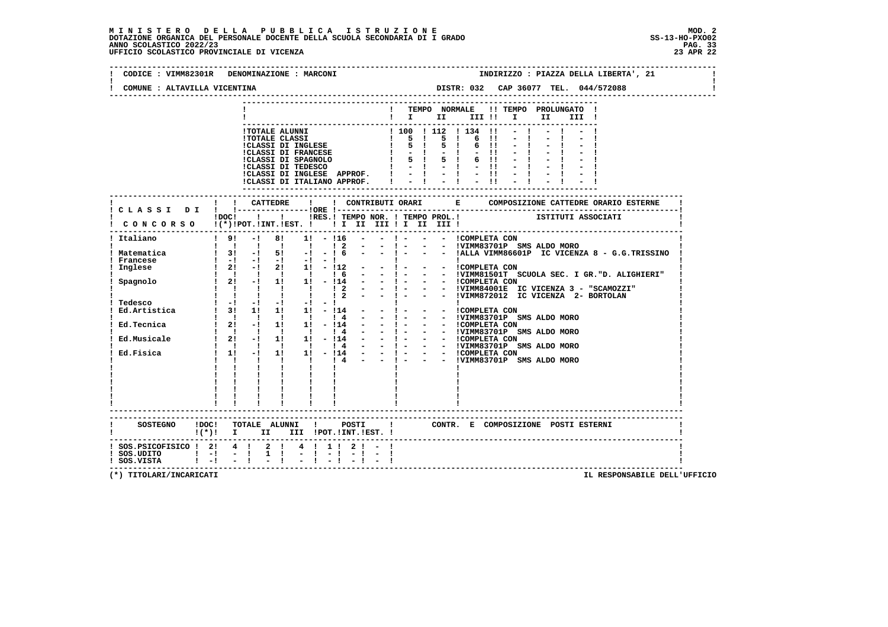**M I N I S T E R O   D E L L A   P U B B L I C A   I S T R U Z I O N E**
**DOTAZIONE ORGANICA DEL PERSONALE DOCENTE DELLA SCUOLA SECONDARIA DI I GRADO**
**ANNO SCOLASTICO 2022/23**
**UFFICIO SCOLASTICO PROVINCIALE DI VICENZA**

MOD. 2
SS-13-HO-PXO02
23 APR 22

CODICE : VIMM82301R   DENOMINAZIONE : MARCONI   INDIRIZZO : PIAZZA DELLA LIBERTA', 21

COMUNE : ALTAVILLA VICENTINA   DISTR: 032   CAP 36077   TEL. 044/572088

| | TEMPO NORMALE I | II | III | TEMPO PROLUNGATO I | II | III |
|---|---|---|---|---|---|---|
| TOTALE ALUNNI | 100 | 112 | 134 | - | - | - |
| TOTALE CLASSI | 5 | 5 | 6 | - | - | - |
| CLASSI DI INGLESE | 5 | 5 | 6 | - | - | - |
| CLASSI DI FRANCESE | - | - | - | - | - | - |
| CLASSI DI SPAGNOLO | 5 | 5 | 6 | - | - | - |
| CLASSI DI TEDESCO | - | - | - | - | - | - |
| CLASSI DI INGLESE APPROF. | - | - | - | - | - | - |
| CLASSI DI ITALIANO APPROF. | - | - | - | - | - | - |

| CLASSI DI CONCORSO | DOC (*) | CATTEDRE POT. | INT. | EST. | ORE RES. | TEMPO NOR. I | II | III | TEMPO PROL. I | II | III | COMPOSIZIONE CATTEDRE ORARIO ESTERNE / ISTITUTI ASSOCIATI |
|---|---|---|---|---|---|---|---|---|---|---|---|---|
| Italiano | 9 | - | 8 | 1 | - | 16 | - | - | - | - | - | COMPLETA CON |
| | | | | | | 2 | - | - | - | - | - | VIMM83701P SMS ALDO MORO |
| Matematica | 3 | - | 5 | - | - | 6 | - | - | - | - | - | ALLA VIMM86601P IC VICENZA 8 - G.G.TRISSINO |
| Francese | - | - | - | - | - | | | | | | | |
| Inglese | 2 | - | 2 | 1 | - | 12 | - | - | - | - | - | COMPLETA CON |
| | | | | | | 6 | - | - | - | - | - | VIMM81501T SCUOLA SEC. I GR."D. ALIGHIERI" |
| Spagnolo | 2 | - | 1 | 1 | - | 14 | - | - | - | - | - | COMPLETA CON |
| | | | | | | 2 | - | - | - | - | - | VIMM84001E IC VICENZA 3 - "SCAMOZZI" |
| | | | | | | 2 | - | - | - | - | - | VIMM872012 IC VICENZA 2- BORTOLAN |
| Tedesco | - | - | - | - | - | | | | | | | |
| Ed.Artistica | 3 | 1 | 1 | 1 | - | 14 | - | - | - | - | - | COMPLETA CON |
| | | | | | | 4 | - | - | - | - | - | VIMM83701P SMS ALDO MORO |
| Ed.Tecnica | 2 | - | 1 | 1 | - | 14 | - | - | - | - | - | COMPLETA CON |
| | | | | | | 4 | - | - | - | - | - | VIMM83701P SMS ALDO MORO |
| Ed.Musicale | 2 | - | 1 | 1 | - | 14 | - | - | - | - | - | COMPLETA CON |
| | | | | | | 4 | - | - | - | - | - | VIMM83701P SMS ALDO MORO |
| Ed.Fisica | 1 | - | 1 | 1 | - | 14 | - | - | - | - | - | COMPLETA CON |
| | | | | | | 4 | - | - | - | - | - | VIMM83701P SMS ALDO MORO |

| SOSTEGNO | DOC (*) | TOTALE ALUNNI I | II | III | POSTI POT. | INT. | EST. | CONTR. E COMPOSIZIONE POSTI ESTERNI |
|---|---|---|---|---|---|---|---|---|
| SOS.PSICOFISICO | 2 | 4 | 2 | 4 | 1 | 2 | - | |
| SOS.UDITO | - | - | 1 | - | - | - | - | |
| SOS.VISTA | - | - | - | - | - | - | - | |

(*) TITOLARI/INCARICATI

IL RESPONSABILE DELL'UFFICIO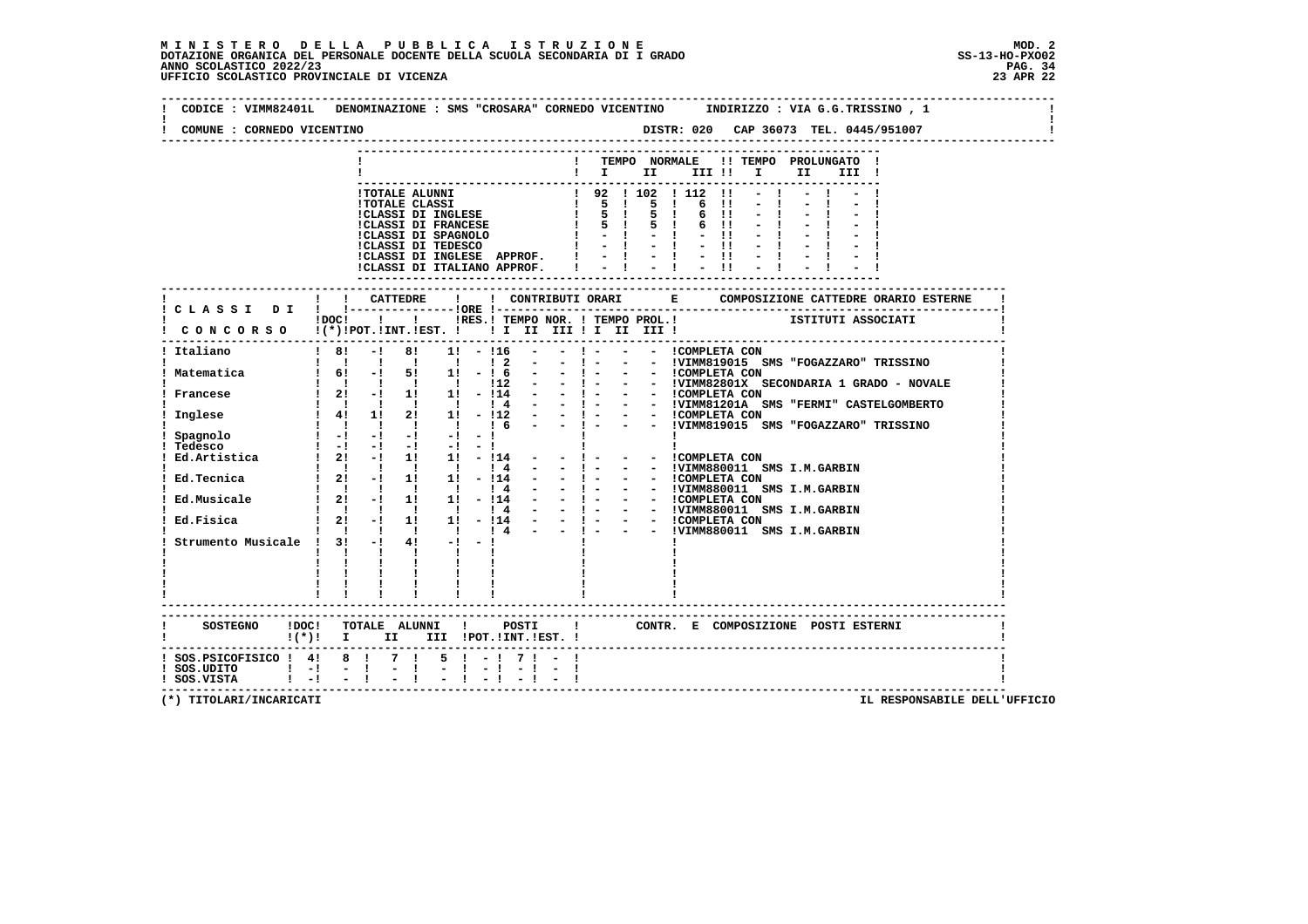**MINISTERO DELLA PUBBLICA ISTRUZIONE** — MOD. 2
DOTAZIONE ORGANICA DEL PERSONALE DOCENTE DELLA SCUOLA SECONDARIA DI I GRADO — SS-13-HO-PXO02
ANNO SCOLASTICO 2022/23
UFFICIO SCOLASTICO PROVINCIALE DI VICENZA — 23 APR 22

CODICE : VIMM82401L   DENOMINAZIONE : SMS "CROSARA" CORNEDO VICENTINO   INDIRIZZO : VIA G.G.TRISSINO , 1

COMUNE : CORNEDO VICENTINO   DISTR: 020   CAP 36073   TEL. 0445/951007

| | TEMPO NORMALE I | II | III | TEMPO PROLUNGATO I | II | III |
|---|---|---|---|---|---|---|
| TOTALE ALUNNI | 92 | 102 | 112 | - | - | - |
| TOTALE CLASSI | 5 | 5 | 6 | - | - | - |
| CLASSI DI INGLESE | 5 | 5 | 6 | - | - | - |
| CLASSI DI FRANCESE | 5 | 5 | 6 | - | - | - |
| CLASSI DI SPAGNOLO | - | - | - | - | - | - |
| CLASSI DI TEDESCO | - | - | - | - | - | - |
| CLASSI DI INGLESE APPROF. | - | - | - | - | - | - |
| CLASSI DI ITALIANO APPROF. | - | - | - | - | - | - |

| CLASSI DI CONCORSO | DOC (*) | CATTEDRE POT. | INT. | EST. | ORE RES. | TEMPO NOR. I | II | III | TEMPO PROL. I | II | III | COMPOSIZIONE CATTEDRE ORARIO ESTERNE / ISTITUTI ASSOCIATI |
|---|---|---|---|---|---|---|---|---|---|---|---|---|
| Italiano | 8 | - | 8 | 1 | - | 16 | - | - | - | - | - | COMPLETA CON |
| | | | | | | 2 | - | - | - | - | - | VIMM819015 SMS "FOGAZZARO" TRISSINO |
| Matematica | 6 | - | 5 | 1 | - | 6 | - | - | - | - | - | COMPLETA CON |
| | | | | | | 12 | - | - | - | - | - | VIMM82801X SECONDARIA 1 GRADO - NOVALE |
| Francese | 2 | - | 1 | 1 | - | 14 | - | - | - | - | - | COMPLETA CON |
| | | | | | | 4 | - | - | - | - | - | VIMM81201A SMS "FERMI" CASTELGOMBERTO |
| Inglese | 4 | 1 | 2 | 1 | - | 12 | - | - | - | - | - | COMPLETA CON |
| | | | | | | 6 | - | - | - | - | - | VIMM819015 SMS "FOGAZZARO" TRISSINO |
| Spagnolo | - | - | - | - | - | | | | | | | |
| Tedesco | - | - | - | - | - | | | | | | | |
| Ed.Artistica | 2 | - | 1 | 1 | - | 14 | - | - | - | - | - | COMPLETA CON |
| | | | | | | 4 | - | - | - | - | - | VIMM880011 SMS I.M.GARBIN |
| Ed.Tecnica | 2 | - | 1 | 1 | - | 14 | - | - | - | - | - | COMPLETA CON |
| | | | | | | 4 | - | - | - | - | - | VIMM880011 SMS I.M.GARBIN |
| Ed.Musicale | 2 | - | 1 | 1 | - | 14 | - | - | - | - | - | COMPLETA CON |
| | | | | | | 4 | - | - | - | - | - | VIMM880011 SMS I.M.GARBIN |
| Ed.Fisica | 2 | - | 1 | 1 | - | 14 | - | - | - | - | - | COMPLETA CON |
| | | | | | | 4 | - | - | - | - | - | VIMM880011 SMS I.M.GARBIN |
| Strumento Musicale | 3 | - | 4 | - | - | | | | | | | |

| SOSTEGNO | DOC (*) | TOTALE ALUNNI I | II | III | POSTI POT. | INT. | EST. | CONTR. E COMPOSIZIONE POSTI ESTERNI |
|---|---|---|---|---|---|---|---|---|
| SOS.PSICOFISICO | 4 | 8 | 7 | 5 | - | 7 | - | |
| SOS.UDITO | - | - | - | - | - | - | - | |
| SOS.VISTA | - | - | - | - | - | - | - | |

(*) TITOLARI/INCARICATI — IL RESPONSABILE DELL'UFFICIO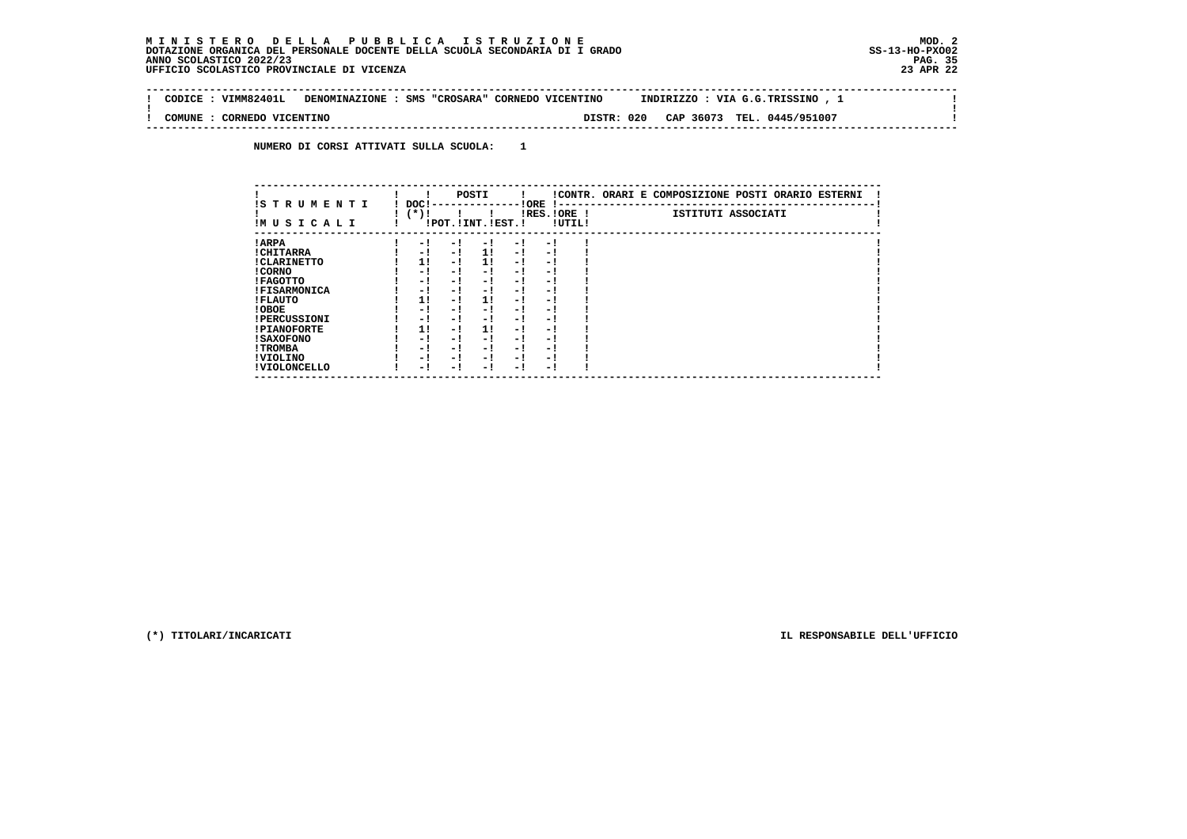**MINISTERO DELLA PUBBLICA ISTRUZIONE**
**DOTAZIONE ORGANICA DEL PERSONALE DOCENTE DELLA SCUOLA SECONDARIA DI I GRADO**
**ANNO SCOLASTICO 2022/23**
**UFFICIO SCOLASTICO PROVINCIALE DI VICENZA**

MOD. 2
SS-13-HO-PXO02
23 APR 22

CODICE : VIMM82401L DENOMINAZIONE : SMS "CROSARA" CORNEDO VICENTINO INDIRIZZO : VIA G.G.TRISSINO , 1

COMUNE : CORNEDO VICENTINO DISTR: 020 CAP 36073 TEL. 0445/951007

NUMERO DI CORSI ATTIVATI SULLA SCUOLA: 1

| STRUMENTI MUSICALI | DOC (*) | POSTI POT. | POSTI INT. | POSTI EST. | ORE RES. | ORE UTIL. | CONTR. ORARI E COMPOSIZIONE POSTI ORARIO ESTERNI - ISTITUTI ASSOCIATI |
|---|---|---|---|---|---|---|---|
| ARPA | - | - | - | - | - | | |
| CHITARRA | - | - | 1 | - | - | | |
| CLARINETTO | 1 | - | 1 | - | - | | |
| CORNO | - | - | - | - | - | | |
| FAGOTTO | - | - | - | - | - | | |
| FISARMONICA | - | - | - | - | - | | |
| FLAUTO | 1 | - | 1 | - | - | | |
| OBOE | - | - | - | - | - | | |
| PERCUSSIONI | - | - | - | - | - | | |
| PIANOFORTE | 1 | - | 1 | - | - | | |
| SAXOFONO | - | - | - | - | - | | |
| TROMBA | - | - | - | - | - | | |
| VIOLINO | - | - | - | - | - | | |
| VIOLONCELLO | - | - | - | - | - | | |

(*) TITOLARI/INCARICATI

IL RESPONSABILE DELL'UFFICIO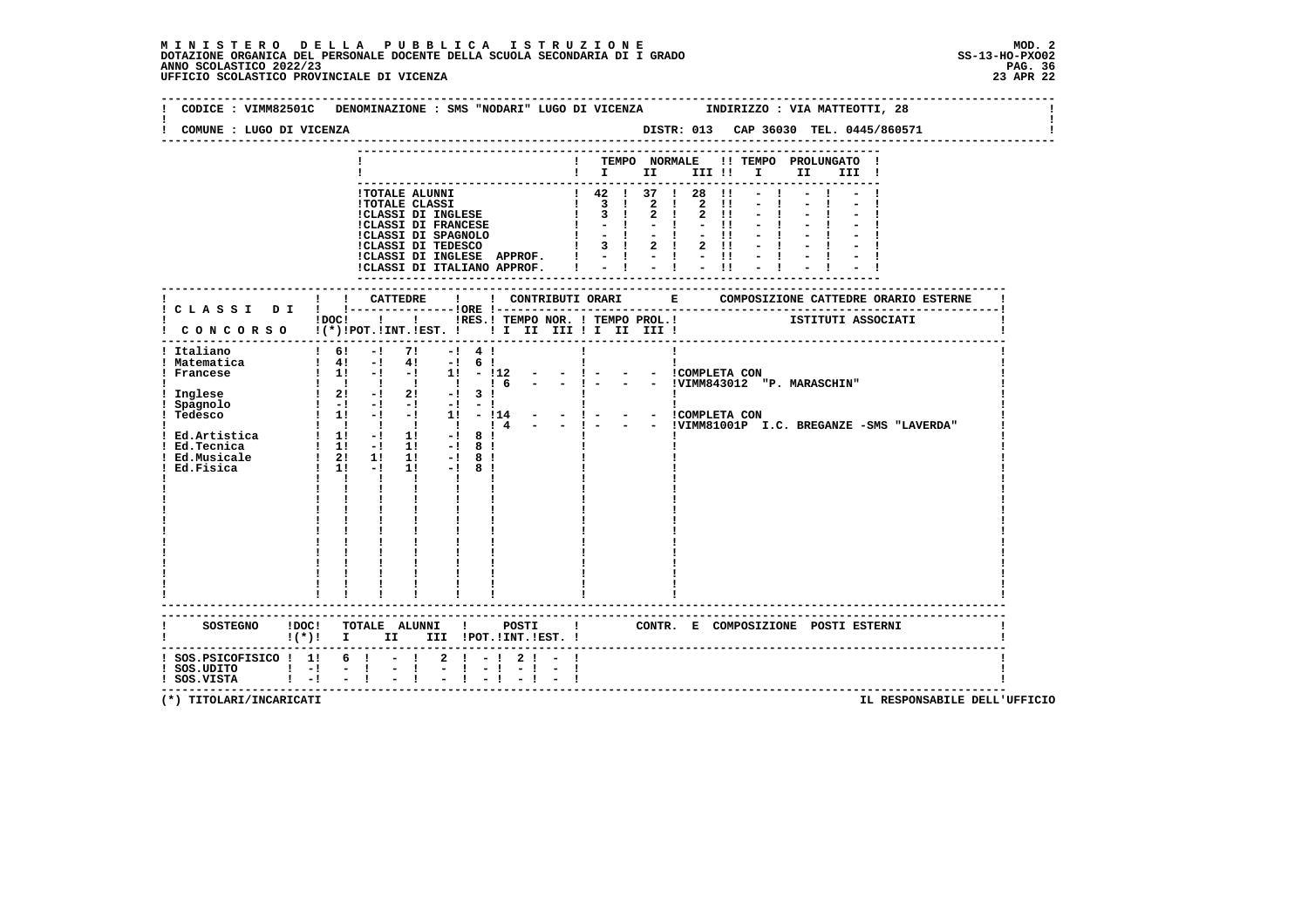**MINISTERO DELLA PUBBLICA ISTRUZIONE**
**DOTAZIONE ORGANICA DEL PERSONALE DOCENTE DELLA SCUOLA SECONDARIA DI I GRADO**
**ANNO SCOLASTICO 2022/23**
**UFFICIO SCOLASTICO PROVINCIALE DI VICENZA**

MOD. 2
SS-13-HO-PXO02
23 APR 22

CODICE : VIMM82501C DENOMINAZIONE : SMS "NODARI" LUGO DI VICENZA INDIRIZZO : VIA MATTEOTTI, 28

COMUNE : LUGO DI VICENZA DISTR: 013 CAP 36030 TEL. 0445/860571

| | TEMPO NORMALE I | II | III | TEMPO PROLUNGATO I | II | III |
|---|---|---|---|---|---|---|
| TOTALE ALUNNI | 42 | 37 | 28 | - | - | - |
| TOTALE CLASSI | 3 | 2 | 2 | - | - | - |
| CLASSI DI INGLESE | 3 | 2 | 2 | - | - | - |
| CLASSI DI FRANCESE | - | - | - | - | - | - |
| CLASSI DI SPAGNOLO | - | - | - | - | - | - |
| CLASSI DI TEDESCO | 3 | 2 | 2 | - | - | - |
| CLASSI DI INGLESE APPROF. | - | - | - | - | - | - |
| CLASSI DI ITALIANO APPROF. | - | - | - | - | - | - |

| CLASSI DI CONCORSO | DOC (*) | CATTEDRE POT. | INT. | EST. | ORE RES. | CONTRIBUTI ORARI TEMPO NOR. I II III | TEMPO PROL. I II III | COMPOSIZIONE CATTEDRE ORARIO ESTERNE ISTITUTI ASSOCIATI |
|---|---|---|---|---|---|---|---|---|
| Italiano | 6 | - | 7 | - | 4 | | | |
| Matematica | 4 | - | 4 | - | 6 | | | |
| Francese | 1 | - | - | 1 | - | 12 - - | - - - | COMPLETA CON |
| | | | | | | 6 - - | - - - | VIMM843012 "P. MARASCHIN" |
| Inglese | 2 | - | 2 | - | 3 | | | |
| Spagnolo | - | - | - | - | - | | | |
| Tedesco | 1 | - | - | 1 | - | 14 - - | - - - | COMPLETA CON |
| | | | | | | 4 - - | - - - | VIMM81001P I.C. BREGANZE -SMS "LAVERDA" |
| Ed.Artistica | 1 | - | 1 | - | 8 | | | |
| Ed.Tecnica | 1 | - | 1 | - | 8 | | | |
| Ed.Musicale | 2 | 1 | 1 | - | 8 | | | |
| Ed.Fisica | 1 | - | 1 | - | 8 | | | |

| SOSTEGNO | DOC (*) | TOTALE ALUNNI I | II | III | POSTI POT. | INT. | EST. | CONTR. E COMPOSIZIONE POSTI ESTERNI |
|---|---|---|---|---|---|---|---|---|
| SOS.PSICOFISICO | 1 | 6 | - | 2 | - | 2 | - | |
| SOS.UDITO | - | - | - | - | - | - | - | |
| SOS.VISTA | - | - | - | - | - | - | - | |

(*) TITOLARI/INCARICATI

IL RESPONSABILE DELL'UFFICIO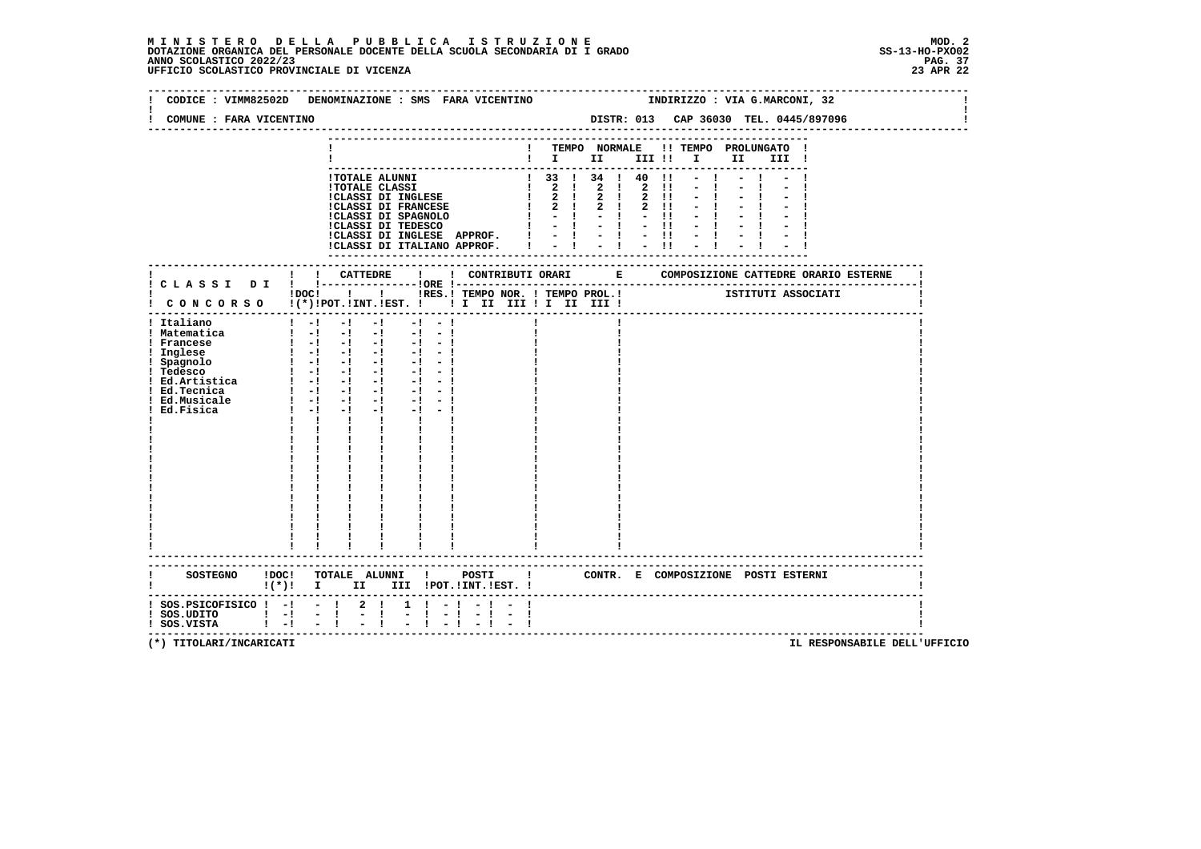# MINISTERO DELLA PUBBLICA ISTRUZIONE

**DOTAZIONE ORGANICA DEL PERSONALE DOCENTE DELLA SCUOLA SECONDARIA DI I GRADO**
**ANNO SCOLASTICO 2022/23**
**UFFICIO SCOLASTICO PROVINCIALE DI VICENZA**

MOD. 2
SS-13-HO-PXO02
23 APR 22

CODICE : VIMM82502D DENOMINAZIONE : SMS FARA VICENTINO INDIRIZZO : VIA G.MARCONI, 32

COMUNE : FARA VICENTINO DISTR: 013 CAP 36030 TEL. 0445/897096

| | TEMPO NORMALE I | II | III | TEMPO PROLUNGATO I | II | III |
|---|---|---|---|---|---|---|
| TOTALE ALUNNI | 33 | 34 | 40 | - | - | - |
| TOTALE CLASSI | 2 | 2 | 2 | - | - | - |
| CLASSI DI INGLESE | 2 | 2 | 2 | - | - | - |
| CLASSI DI FRANCESE | 2 | 2 | 2 | - | - | - |
| CLASSI DI SPAGNOLO | - | - | - | - | - | - |
| CLASSI DI TEDESCO | - | - | - | - | - | - |
| CLASSI DI INGLESE APPROF. | - | - | - | - | - | - |
| CLASSI DI ITALIANO APPROF. | - | - | - | - | - | - |

| CLASSI DI CONCORSO | DOC (*) | CATTEDRE POT. | INT. | EST. | ORE RES. | CONTRIBUTI ORARI TEMPO NOR. I II III | TEMPO PROL. I II III | COMPOSIZIONE CATTEDRE ORARIO ESTERNE ISTITUTI ASSOCIATI |
|---|---|---|---|---|---|---|---|---|
| Italiano | - | - | - | - | - | | | |
| Matematica | - | - | - | - | - | | | |
| Francese | - | - | - | - | - | | | |
| Inglese | - | - | - | - | - | | | |
| Spagnolo | - | - | - | - | - | | | |
| Tedesco | - | - | - | - | - | | | |
| Ed.Artistica | - | - | - | - | - | | | |
| Ed.Tecnica | - | - | - | - | - | | | |
| Ed.Musicale | - | - | - | - | - | | | |
| Ed.Fisica | - | - | - | - | - | | | |

| SOSTEGNO | DOC (*) | TOTALE ALUNNI I | II | III | POSTI POT. | INT. | EST. | CONTR. E COMPOSIZIONE POSTI ESTERNI |
|---|---|---|---|---|---|---|---|---|
| SOS.PSICOFISICO | - | - | 2 | 1 | - | - | - | |
| SOS.UDITO | - | - | - | - | - | - | - | |
| SOS.VISTA | - | - | - | - | - | - | - | |

(*) TITOLARI/INCARICATI

IL RESPONSABILE DELL'UFFICIO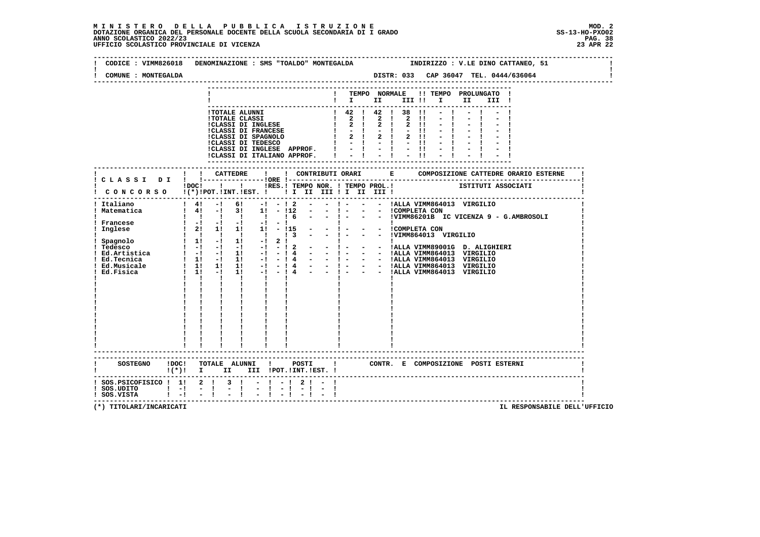**MINISTERO DELLA PUBBLICA ISTRUZIONE**
**DOTAZIONE ORGANICA DEL PERSONALE DOCENTE DELLA SCUOLA SECONDARIA DI I GRADO** MOD. 2 SS-13-HO-PXO02
**ANNO SCOLASTICO 2022/23**
**UFFICIO SCOLASTICO PROVINCIALE DI VICENZA** 23 APR 22

CODICE : VIMM826018 DENOMINAZIONE : SMS "TOALDO" MONTEGALDA INDIRIZZO : V.LE DINO CATTANEO, 51

COMUNE : MONTEGALDA DISTR: 033 CAP 36047 TEL. 0444/636064

| | TEMPO NORMALE I | II | III | TEMPO PROLUNGATO I | II | III |
|---|---|---|---|---|---|---|
| TOTALE ALUNNI | 42 | 42 | 38 | - | - | - |
| TOTALE CLASSI | 2 | 2 | 2 | - | - | - |
| CLASSI DI INGLESE | 2 | 2 | 2 | - | - | - |
| CLASSI DI FRANCESE | - | - | - | - | - | - |
| CLASSI DI SPAGNOLO | 2 | 2 | 2 | - | - | - |
| CLASSI DI TEDESCO | - | - | - | - | - | - |
| CLASSI DI INGLESE APPROF. | - | - | - | - | - | - |
| CLASSI DI ITALIANO APPROF. | - | - | - | - | - | - |

| CLASSI DI CONCORSO | DOC (*) | CATTEDRE POT. | INT. | EST. | ORE RES. | TEMPO NOR. I | II | III | TEMPO PROL. I | II | III | COMPOSIZIONE CATTEDRE ORARIO ESTERNE - ISTITUTI ASSOCIATI |
|---|---|---|---|---|---|---|---|---|---|---|---|---|
| Italiano | 4 | - | 6 | - | - | 2 | - | - | - | - | - | ALLA VIMM864013 VIRGILIO |
| Matematica | 4 | - | 3 | 1 | - | 12 | - | - | - | - | - | COMPLETA CON |
| | | | | | | 6 | - | - | - | - | - | VIMM86201B IC VICENZA 9 - G.AMBROSOLI |
| Francese | - | - | - | - | - | | | | | | | |
| Inglese | 2 | 1 | 1 | 1 | - | 15 | - | - | - | - | - | COMPLETA CON |
| | | | | | | 3 | - | - | - | - | - | VIMM864013 VIRGILIO |
| Spagnolo | 1 | - | 1 | - | 2 | | | | | | | |
| Tedesco | - | - | - | - | - | 2 | - | - | - | - | - | ALLA VIMM89001G D. ALIGHIERI |
| Ed.Artistica | - | - | 1 | - | - | 4 | - | - | - | - | - | ALLA VIMM864013 VIRGILIO |
| Ed.Tecnica | 1 | - | 1 | - | - | 4 | - | - | - | - | - | ALLA VIMM864013 VIRGILIO |
| Ed.Musicale | 1 | 1 | 1 | - | - | 4 | - | - | - | - | - | ALLA VIMM864013 VIRGILIO |
| Ed.Fisica | 1 | - | 1 | - | - | 4 | - | - | - | - | - | ALLA VIMM864013 VIRGILIO |

| SOSTEGNO | DOC (*) | TOTALE ALUNNI I | II | III | POSTI POT. | INT. | EST. | CONTR. E COMPOSIZIONE POSTI ESTERNI |
|---|---|---|---|---|---|---|---|---|
| SOS.PSICOFISICO | 1 | 2 | 3 | - | - | 2 | - | |
| SOS.UDITO | - | - | - | - | - | - | - | |
| SOS.VISTA | - | - | - | - | - | - | - | |

(*) TITOLARI/INCARICATI IL RESPONSABILE DELL'UFFICIO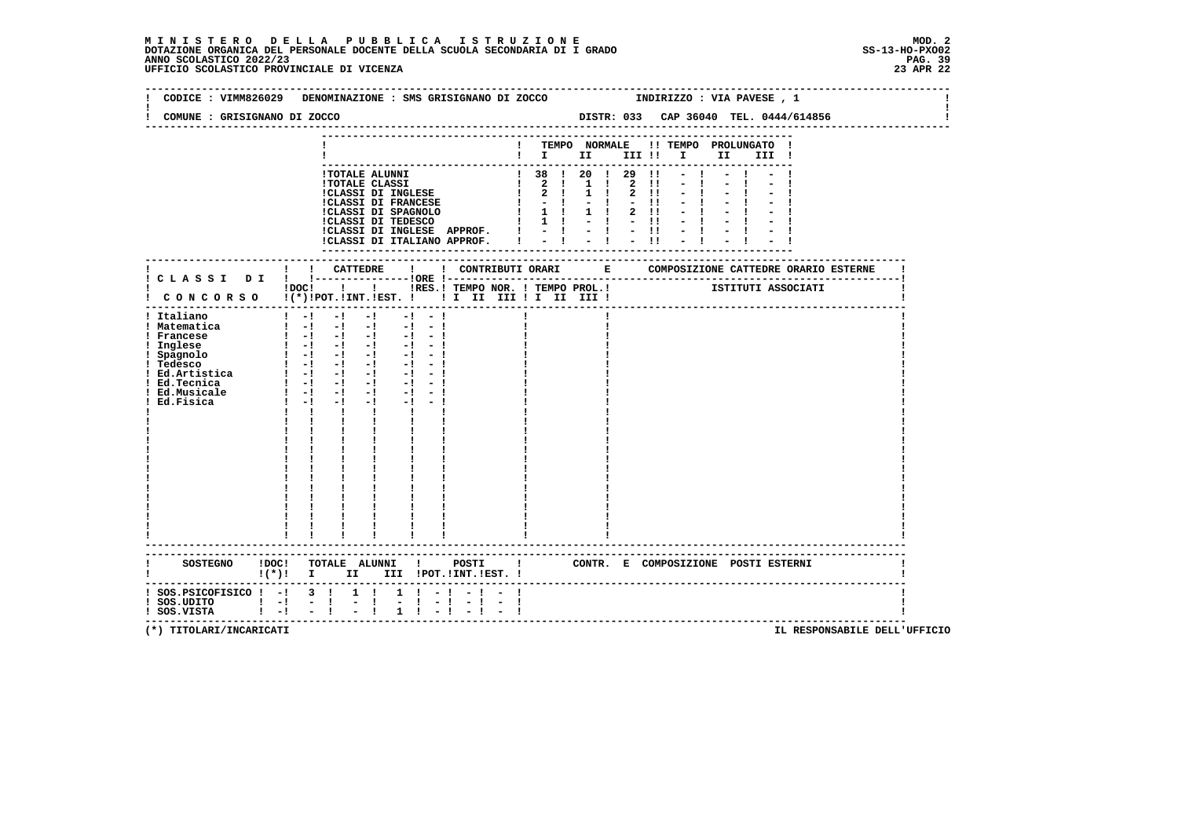**MINISTERO DELLA PUBBLICA ISTRUZIONE** — MOD. 2
DOTAZIONE ORGANICA DEL PERSONALE DOCENTE DELLA SCUOLA SECONDARIA DI I GRADO — SS-13-HO-PXO02
ANNO SCOLASTICO 2022/23 — PAG. 39
UFFICIO SCOLASTICO PROVINCIALE DI VICENZA — 23 APR 22

CODICE : VIMM826029   DENOMINAZIONE : SMS GRISIGNANO DI ZOCCO   INDIRIZZO : VIA PAVESE , 1

COMUNE : GRISIGNANO DI ZOCCO   DISTR: 033   CAP 36040   TEL. 0444/614856

| | TEMPO NORMALE I | II | III | TEMPO PROLUNGATO I | II | III |
|---|---|---|---|---|---|---|
| TOTALE ALUNNI | 38 | 20 | 29 | - | - | - |
| TOTALE CLASSI | 2 | 1 | 2 | - | - | - |
| CLASSI DI INGLESE | 2 | 1 | 2 | - | - | - |
| CLASSI DI FRANCESE | - | - | - | - | - | - |
| CLASSI DI SPAGNOLO | 1 | 1 | 2 | - | - | - |
| CLASSI DI TEDESCO | 1 | - | - | - | - | - |
| CLASSI DI INGLESE APPROF. | - | - | - | - | - | - |
| CLASSI DI ITALIANO APPROF. | - | - | - | - | - | - |

| CLASSI DI CONCORSO | DOC (*) | CATTEDRE POT. | INT. | EST. | ORE | RES. | CONTRIBUTI ORARI TEMPO NOR. I II III | TEMPO PROL. I II III | COMPOSIZIONE CATTEDRE ORARIO ESTERNE – ISTITUTI ASSOCIATI |
|---|---|---|---|---|---|---|---|---|---|
| Italiano | - | - | - | - | - | | | | |
| Matematica | - | - | - | - | - | | | | |
| Francese | - | - | - | - | - | | | | |
| Inglese | - | - | - | - | - | | | | |
| Spagnolo | - | - | - | - | - | | | | |
| Tedesco | - | - | - | - | - | | | | |
| Ed.Artistica | - | - | - | - | - | | | | |
| Ed.Tecnica | - | - | - | - | - | | | | |
| Ed.Musicale | - | - | - | - | - | | | | |
| Ed.Fisica | - | - | - | - | - | | | | |

| SOSTEGNO | DOC (*) | TOTALE ALUNNI I | II | III | POSTI POT. | INT. | EST. | CONTR. E COMPOSIZIONE POSTI ESTERNI |
|---|---|---|---|---|---|---|---|---|
| SOS.PSICOFISICO | - | 3 | 1 | 1 | - | - | - | |
| SOS.UDITO | - | - | - | - | - | - | - | |
| SOS.VISTA | - | - | - | 1 | - | - | - | |

(*) TITOLARI/INCARICATI — IL RESPONSABILE DELL'UFFICIO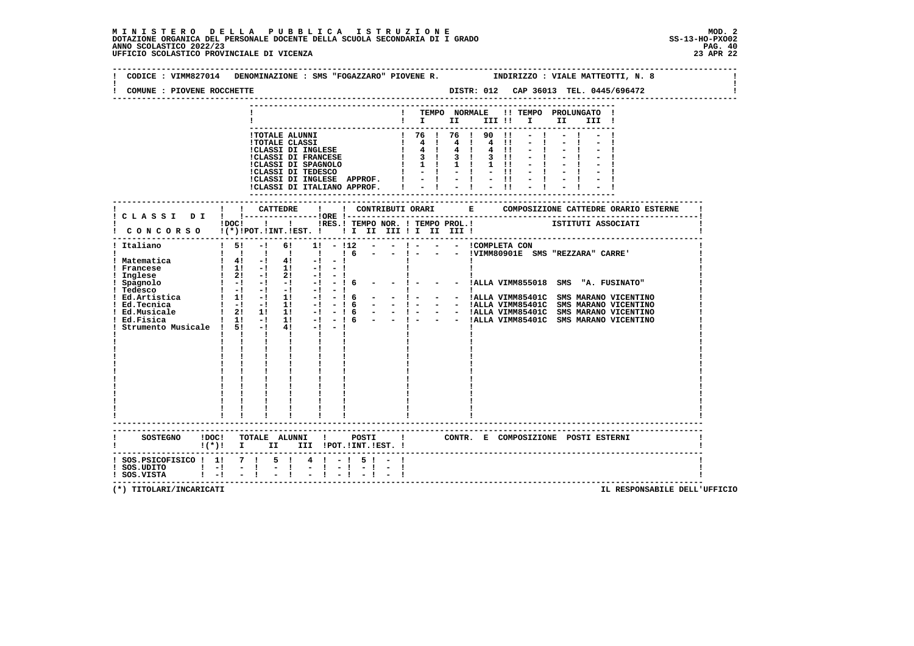**MINISTERO DELLA PUBBLICA ISTRUZIONE**
**DOTAZIONE ORGANICA DEL PERSONALE DOCENTE DELLA SCUOLA SECONDARIA DI I GRADO**
**ANNO SCOLASTICO 2022/23**
**UFFICIO SCOLASTICO PROVINCIALE DI VICENZA**

MOD. 2
SS-13-HO-PXO02
23 APR 22

CODICE : VIMM827014 DENOMINAZIONE : SMS "FOGAZZARO" PIOVENE R. INDIRIZZO : VIALE MATTEOTTI, N. 8

COMUNE : PIOVENE ROCCHETTE DISTR: 012 CAP 36013 TEL. 0445/696472

| | TEMPO NORMALE I | II | III | TEMPO PROLUNGATO I | II | III |
|---|---|---|---|---|---|---|
| TOTALE ALUNNI | 76 | 76 | 90 | - | - | - |
| TOTALE CLASSI | 4 | 4 | 4 | - | - | - |
| CLASSI DI INGLESE | 4 | 4 | 4 | - | - | - |
| CLASSI DI FRANCESE | 3 | 3 | 3 | - | - | - |
| CLASSI DI SPAGNOLO | 1 | 1 | 1 | - | - | - |
| CLASSI DI TEDESCO | - | - | - | - | - | - |
| CLASSI DI INGLESE APPROF. | - | - | - | - | - | - |
| CLASSI DI ITALIANO APPROF. | - | - | - | - | - | - |

| CLASSI DI CONCORSO | DOC (*) | CATTEDRE POT. | INT. | EST. | ORE RES. | CONTRIBUTI ORARI TEMPO NOR. I | II | III | TEMPO PROL. I | II | III | COMPOSIZIONE CATTEDRE ORARIO ESTERNE - ISTITUTI ASSOCIATI |
|---|---|---|---|---|---|---|---|---|---|---|---|---|
| Italiano | 5 | - | 6 | 1 | - | 12 | - | - | - | - | - | COMPLETA CON |
| | | | | | | 6 | - | - | - | - | - | VIMM80901E SMS "REZZARA" CARRE' |
| Matematica | 4 | - | 4 | - | - | | | | | | | |
| Francese | 1 | - | 1 | - | - | | | | | | | |
| Inglese | 2 | - | 2 | - | - | | | | | | | |
| Spagnolo | - | - | - | - | - | 6 | - | - | - | - | - | ALLA VIMM855018 SMS "A. FUSINATO" |
| Tedesco | - | - | - | - | - | | | | | | | |
| Ed.Artistica | 1 | - | 1 | - | - | 6 | - | - | - | - | - | ALLA VIMM85401C SMS MARANO VICENTINO |
| Ed.Tecnica | - | - | 1 | - | - | 6 | - | - | - | - | - | ALLA VIMM85401C SMS MARANO VICENTINO |
| Ed.Musicale | 2 | 1 | 1 | - | - | 6 | - | - | - | - | - | ALLA VIMM85401C SMS MARANO VICENTINO |
| Ed.Fisica | 1 | - | 1 | - | - | 6 | - | - | - | - | - | ALLA VIMM85401C SMS MARANO VICENTINO |
| Strumento Musicale | 5 | - | 4 | - | - | | | | | | | |

| SOSTEGNO | DOC (*) | TOTALE ALUNNI I | II | III | POSTI POT. | INT. | EST. | CONTR. E COMPOSIZIONE POSTI ESTERNI |
|---|---|---|---|---|---|---|---|---|
| SOS.PSICOFISICO | 1 | 7 | 5 | 4 | - | 5 | - | |
| SOS.UDITO | - | - | - | - | - | - | - | |
| SOS.VISTA | - | - | - | - | - | - | - | |

(*) TITOLARI/INCARICATI

IL RESPONSABILE DELL'UFFICIO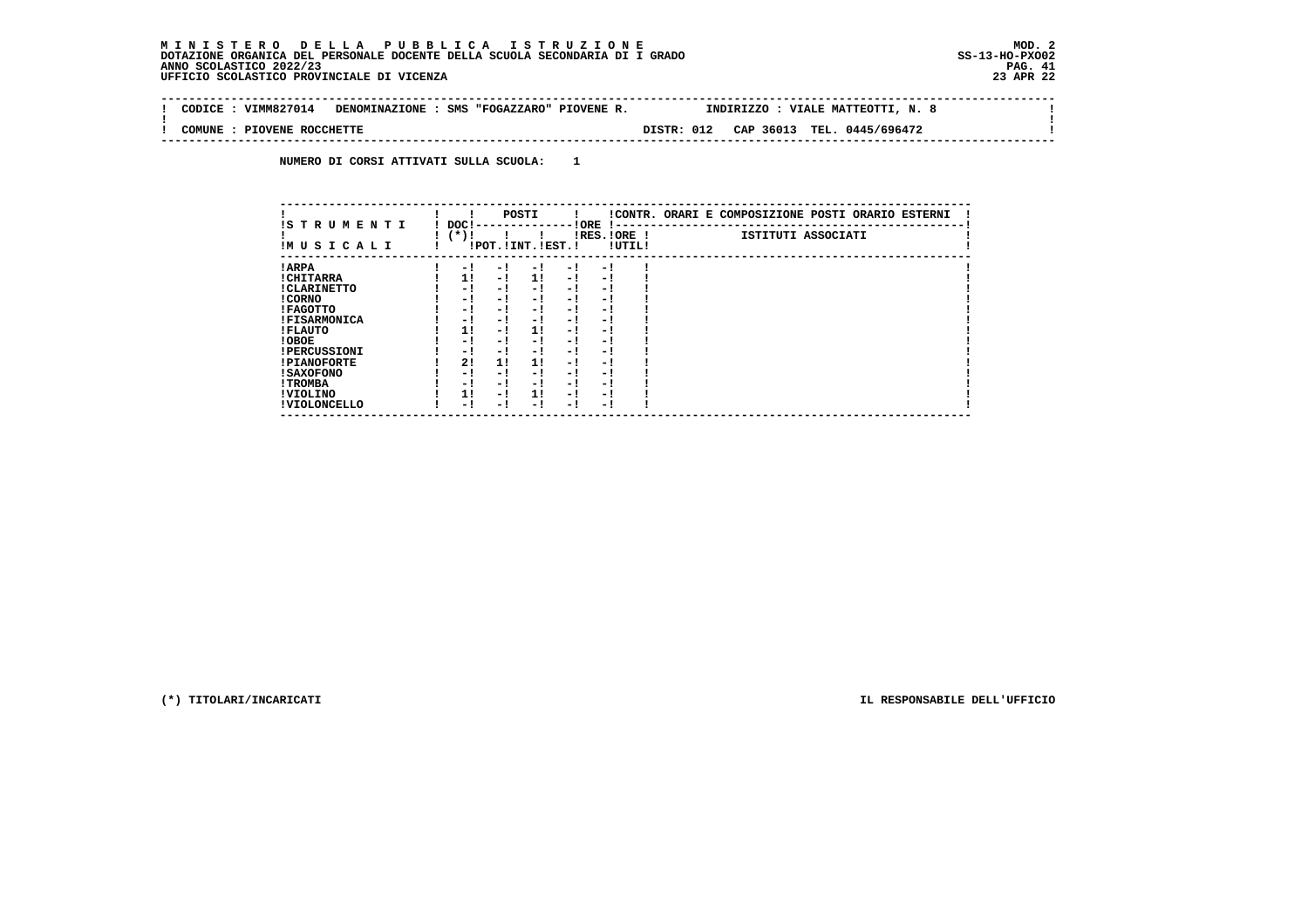**MINISTERO DELLA PUBBLICA ISTRUZIONE**
**DOTAZIONE ORGANICA DEL PERSONALE DOCENTE DELLA SCUOLA SECONDARIA DI I GRADO**
**ANNO SCOLASTICO 2022/23**
**UFFICIO SCOLASTICO PROVINCIALE DI VICENZA**

MOD. 2
SS-13-HO-PXO02
23 APR 22

CODICE : VIMM827014 DENOMINAZIONE : SMS "FOGAZZARO" PIOVENE R. INDIRIZZO : VIALE MATTEOTTI, N. 8

COMUNE : PIOVENE ROCCHETTE DISTR: 012 CAP 36013 TEL. 0445/696472

NUMERO DI CORSI ATTIVATI SULLA SCUOLA: 1

| STRUMENTI MUSICALI | DOC (*) | POSTI POT. | POSTI INT. | POSTI EST. | ORE RES. | ORE UTIL. | CONTR. ORARI E COMPOSIZIONE POSTI ORARIO ESTERNI - ISTITUTI ASSOCIATI |
|---|---|---|---|---|---|---|---|
| ARPA | - | - | - | - | - | | |
| CHITARRA | 1 | - | 1 | - | - | | |
| CLARINETTO | - | - | - | - | - | | |
| CORNO | - | - | - | - | - | | |
| FAGOTTO | - | - | - | - | - | | |
| FISARMONICA | - | - | - | - | - | | |
| FLAUTO | 1 | - | 1 | - | - | | |
| OBOE | - | - | - | - | - | | |
| PERCUSSIONI | - | - | - | - | - | | |
| PIANOFORTE | 2 | 1 | 1 | - | - | | |
| SAXOFONO | - | - | - | - | - | | |
| TROMBA | - | - | - | - | - | | |
| VIOLINO | 1 | - | 1 | - | - | | |
| VIOLONCELLO | - | - | - | - | - | | |

(*) TITOLARI/INCARICATI

IL RESPONSABILE DELL'UFFICIO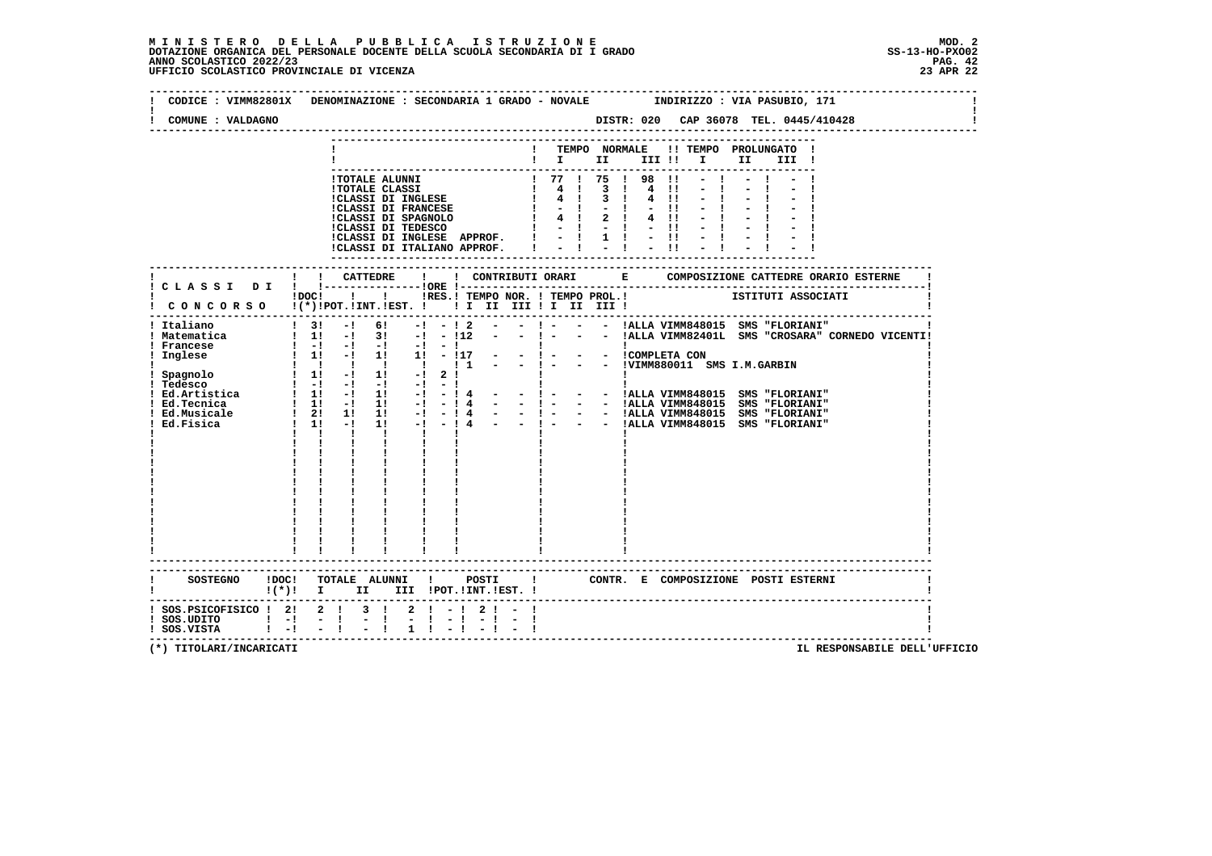**MINISTERO DELLA PUBBLICA ISTRUZIONE**
**DOTAZIONE ORGANICA DEL PERSONALE DOCENTE DELLA SCUOLA SECONDARIA DI I GRADO**
**ANNO SCOLASTICO 2022/23**
**UFFICIO SCOLASTICO PROVINCIALE DI VICENZA**

MOD. 2
SS-13-HO-PXO02
23 APR 22

CODICE : VIMM82801X DENOMINAZIONE : SECONDARIA 1 GRADO - NOVALE INDIRIZZO : VIA PASUBIO, 171

COMUNE : VALDAGNO DISTR: 020 CAP 36078 TEL. 0445/410428

| | TEMPO NORMALE I | II | III | TEMPO PROLUNGATO I | II | III |
|---|---|---|---|---|---|---|
| TOTALE ALUNNI | 77 | 75 | 98 | - | - | - |
| TOTALE CLASSI | 4 | 3 | 4 | - | - | - |
| CLASSI DI INGLESE | 4 | 3 | 4 | - | - | - |
| CLASSI DI FRANCESE | - | - | - | - | - | - |
| CLASSI DI SPAGNOLO | 4 | 2 | 4 | - | - | - |
| CLASSI DI TEDESCO | - | - | - | - | - | - |
| CLASSI DI INGLESE APPROF. | - | 1 | - | - | - | - |
| CLASSI DI ITALIANO APPROF. | - | - | - | - | - | - |

| CLASSI DI CONCORSO | DOC (*) | CATTEDRE POT. | INT. | EST. | ORE RES. | TEMPO NOR. I | II | III | TEMPO PROL. I | II | III | COMPOSIZIONE CATTEDRE ORARIO ESTERNE - ISTITUTI ASSOCIATI |
|---|---|---|---|---|---|---|---|---|---|---|---|---|
| Italiano | 3 | - | 6 | - | - | 2 | - | - | - | - | - | ALLA VIMM848015 SMS "FLORIANI" |
| Matematica | 1 | - | 3 | - | - | 12 | - | - | - | - | - | ALLA VIMM82401L SMS "CROSARA" CORNEDO VICENTI |
| Francese | - | - | - | - | - | | | | | | | |
| Inglese | 1 | - | 1 | 1 | - | 17 | - | - | - | - | - | COMPLETA CON |
| | | | | | | 1 | - | - | - | - | - | VIMM880011 SMS I.M.GARBIN |
| Spagnolo | 1 | - | 1 | - | 2 | | | | | | | |
| Tedesco | - | - | - | - | - | | | | | | | |
| Ed.Artistica | 1 | - | 1 | - | - | 4 | - | - | - | - | - | ALLA VIMM848015 SMS "FLORIANI" |
| Ed.Tecnica | 1 | - | 1 | - | - | 4 | - | - | - | - | - | ALLA VIMM848015 SMS "FLORIANI" |
| Ed.Musicale | 2 | 1 | 1 | - | - | 4 | - | - | - | - | - | ALLA VIMM848015 SMS "FLORIANI" |
| Ed.Fisica | 1 | - | 1 | - | - | 4 | - | - | - | - | - | ALLA VIMM848015 SMS "FLORIANI" |

| SOSTEGNO | DOC (*) | TOTALE ALUNNI I | II | III | POSTI POT. | INT. | EST. | CONTR. E COMPOSIZIONE POSTI ESTERNI |
|---|---|---|---|---|---|---|---|---|
| SOS.PSICOFISICO | 2 | 2 | 3 | 2 | - | 2 | - | |
| SOS.UDITO | - | - | - | - | - | - | - | |
| SOS.VISTA | - | - | - | 1 | - | - | - | |

(*) TITOLARI/INCARICATI

IL RESPONSABILE DELL'UFFICIO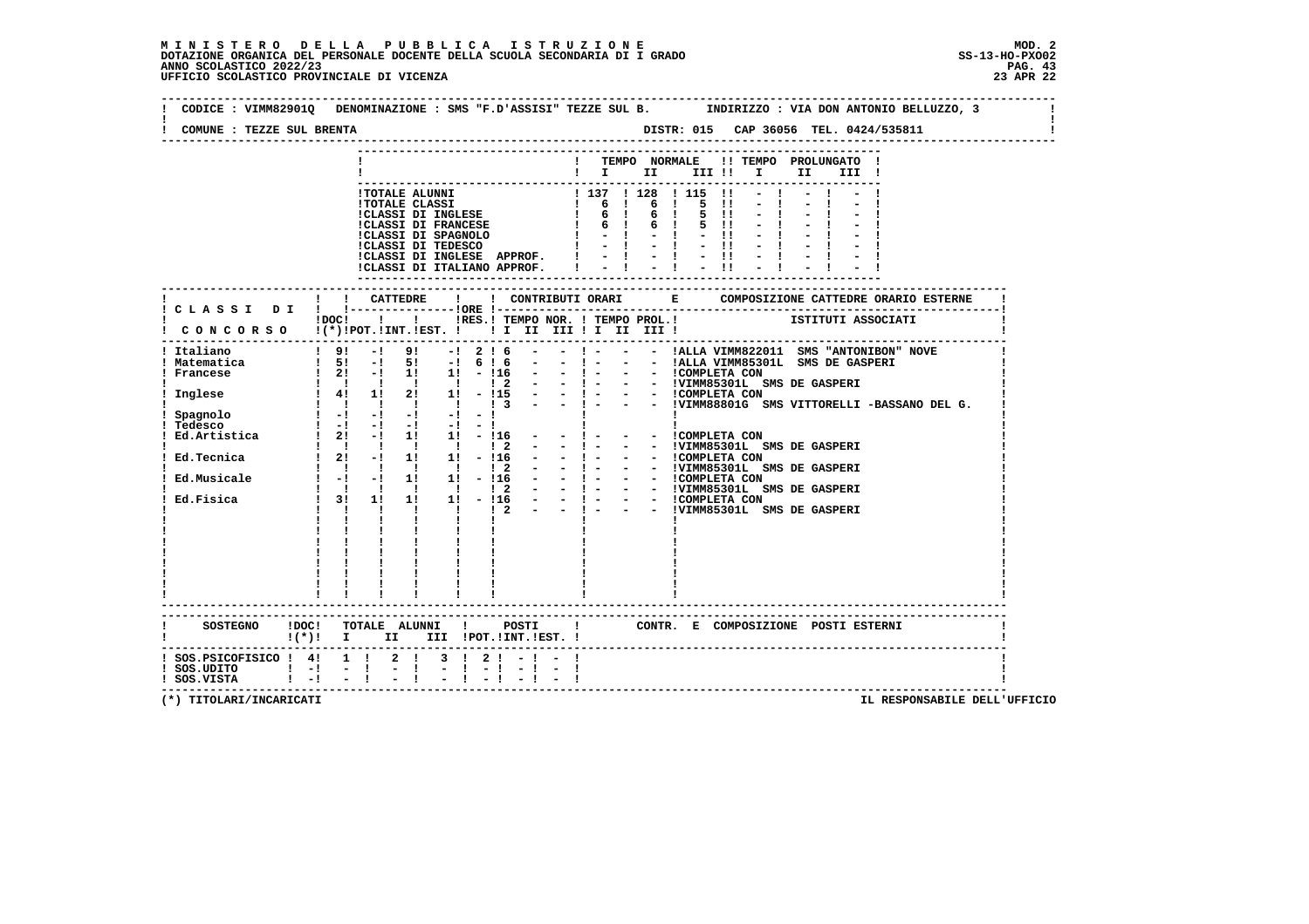**MINISTERO DELLA PUBBLICA ISTRUZIONE**
**DOTAZIONE ORGANICA DEL PERSONALE DOCENTE DELLA SCUOLA SECONDARIA DI I GRADO**
**ANNO SCOLASTICO 2022/23**
**UFFICIO SCOLASTICO PROVINCIALE DI VICENZA**

MOD. 2
SS-13-HO-PXO02
23 APR 22

CODICE : VIMM82901Q DENOMINAZIONE : SMS "F.D'ASSISI" TEZZE SUL B. INDIRIZZO : VIA DON ANTONIO BELLUZZO, 3

COMUNE : TEZZE SUL BRENTA DISTR: 015 CAP 36056 TEL. 0424/535811

| | TEMPO NORMALE I | II | III | TEMPO PROLUNGATO I | II | III |
|---|---|---|---|---|---|---|
| TOTALE ALUNNI | 137 | 128 | 115 | - | - | - |
| TOTALE CLASSI | 6 | 6 | 5 | - | - | - |
| CLASSI DI INGLESE | 6 | 6 | 5 | - | - | - |
| CLASSI DI FRANCESE | 6 | 6 | 5 | - | - | - |
| CLASSI DI SPAGNOLO | - | - | - | - | - | - |
| CLASSI DI TEDESCO | - | - | - | - | - | - |
| CLASSI DI INGLESE APPROF. | - | - | - | - | - | - |
| CLASSI DI ITALIANO APPROF. | - | - | - | - | - | - |

| CLASSI DI CONCORSO | DOC (*) | CATTEDRE POT. | INT. | EST. | ORE RES. | TEMPO NOR. I | II | III | TEMPO PROL. I | II | III | COMPOSIZIONE CATTEDRE ORARIO ESTERNE - ISTITUTI ASSOCIATI |
|---|---|---|---|---|---|---|---|---|---|---|---|---|
| Italiano | 9 | - | 9 | - | 2 | 6 | - | - | - | - | - | ALLA VIMM822011 SMS "ANTONIBON" NOVE |
| Matematica | 5 | - | 5 | - | 6 | 6 | - | - | - | - | - | ALLA VIMM85301L SMS DE GASPERI |
| Francese | 2 | - | 1 | 1 | - | 16 | - | - | - | - | - | COMPLETA CON |
| | | | | | | 2 | - | - | - | - | - | VIMM85301L SMS DE GASPERI |
| Inglese | 4 | 1 | 2 | 1 | - | 15 | - | - | - | - | - | COMPLETA CON |
| | | | | | | 3 | - | - | - | - | - | VIMM88801G SMS VITTORELLI -BASSANO DEL G. |
| Spagnolo | - | - | - | - | - | | | | | | | |
| Tedesco | - | - | - | - | - | | | | | | | |
| Ed.Artistica | 2 | - | 1 | 1 | - | 16 | - | - | - | - | - | COMPLETA CON |
| | | | | | | 2 | - | - | - | - | - | VIMM85301L SMS DE GASPERI |
| Ed.Tecnica | 2 | - | 1 | 1 | - | 16 | - | - | - | - | - | COMPLETA CON |
| | | | | | | 2 | - | - | - | - | - | VIMM85301L SMS DE GASPERI |
| Ed.Musicale | - | - | 1 | 1 | - | 16 | - | - | - | - | - | COMPLETA CON |
| | | | | | | 2 | - | - | - | - | - | VIMM85301L SMS DE GASPERI |
| Ed.Fisica | 3 | 1 | 1 | 1 | - | 16 | - | - | - | - | - | COMPLETA CON |
| | | | | | | 2 | - | - | - | - | - | VIMM85301L SMS DE GASPERI |

| SOSTEGNO | DOC (*) | TOTALE ALUNNI I | II | III | POSTI POT. | INT. | EST. | CONTR. E COMPOSIZIONE POSTI ESTERNI |
|---|---|---|---|---|---|---|---|---|
| SOS.PSICOFISICO | 4 | 1 | 2 | 3 | 2 | - | - | |
| SOS.UDITO | - | - | - | - | - | - | - | |
| SOS.VISTA | - | - | - | - | - | - | - | |

(*) TITOLARI/INCARICATI

IL RESPONSABILE DELL'UFFICIO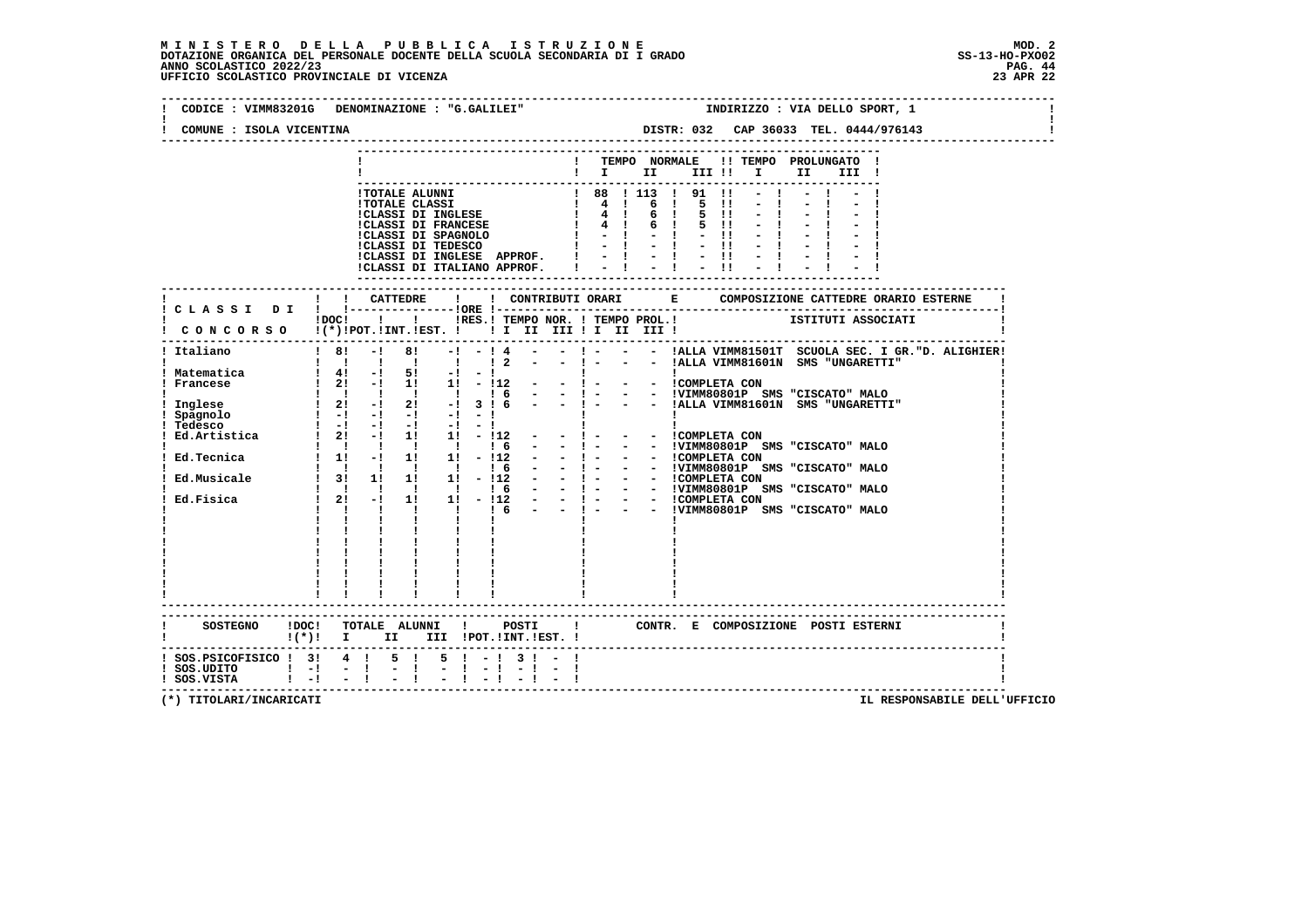**MINISTERO DELLA PUBBLICA ISTRUZIONE** MOD. 2
**DOTAZIONE ORGANICA DEL PERSONALE DOCENTE DELLA SCUOLA SECONDARIA DI I GRADO** SS-13-HO-PXO02
**ANNO SCOLASTICO 2022/23**
**UFFICIO SCOLASTICO PROVINCIALE DI VICENZA** 23 APR 22

CODICE : VIMM83201G DENOMINAZIONE : "G.GALILEI" INDIRIZZO : VIA DELLO SPORT, 1

COMUNE : ISOLA VICENTINA DISTR: 032 CAP 36033 TEL. 0444/976143

| | TEMPO NORMALE I | II | III | TEMPO PROLUNGATO I | II | III |
|---|---|---|---|---|---|---|
| TOTALE ALUNNI | 88 | 113 | 91 | - | - | - |
| TOTALE CLASSI | 4 | 6 | 5 | - | - | - |
| CLASSI DI INGLESE | 4 | 6 | 5 | - | - | - |
| CLASSI DI FRANCESE | 4 | 6 | 5 | - | - | - |
| CLASSI DI SPAGNOLO | - | - | - | - | - | - |
| CLASSI DI TEDESCO | - | - | - | - | - | - |
| CLASSI DI INGLESE APPROF. | - | - | - | - | - | - |
| CLASSI DI ITALIANO APPROF. | - | - | - | - | - | - |

| CLASSI DI CONCORSO | DOC (*) | CATTEDRE POT. | CATTEDRE INT. | CATTEDRE EST. | ORE RES. | TEMPO NOR. I | II | III | TEMPO PROL. I | II | III | COMPOSIZIONE CATTEDRE ORARIO ESTERNE - ISTITUTI ASSOCIATI |
|---|---|---|---|---|---|---|---|---|---|---|---|---|
| Italiano | 8 | - | 8 | - | - | 4 | - | - | - | - | - | ALLA VIMM81501T SCUOLA SEC. I GR."D. ALIGHIER |
| | | | | | | 2 | - | - | - | - | - | ALLA VIMM81601N SMS "UNGARETTI" |
| Matematica | 4 | - | 5 | - | - | | | | | | | |
| Francese | 2 | - | 1 | 1 | - | 12 | - | - | - | - | - | COMPLETA CON |
| | | | | | | 6 | - | - | - | - | - | VIMM80801P SMS "CISCATO" MALO |
| Inglese | 2 | - | 2 | - | 3 | 6 | - | - | - | - | - | ALLA VIMM81601N SMS "UNGARETTI" |
| Spagnolo | - | - | - | - | - | | | | | | | |
| Tedesco | - | - | - | - | - | | | | | | | |
| Ed.Artistica | 2 | - | 1 | 1 | - | 12 | - | - | - | - | - | COMPLETA CON |
| | | | | | | 6 | - | - | - | - | - | VIMM80801P SMS "CISCATO" MALO |
| Ed.Tecnica | 1 | - | 1 | 1 | - | 12 | - | - | - | - | - | COMPLETA CON |
| | | | | | | 6 | - | - | - | - | - | VIMM80801P SMS "CISCATO" MALO |
| Ed.Musicale | 3 | 1 | 1 | 1 | - | 12 | - | - | - | - | - | COMPLETA CON |
| | | | | | | 6 | - | - | - | - | - | VIMM80801P SMS "CISCATO" MALO |
| Ed.Fisica | 2 | - | 1 | 1 | - | 12 | - | - | - | - | - | COMPLETA CON |
| | | | | | | 6 | - | - | - | - | - | VIMM80801P SMS "CISCATO" MALO |

| SOSTEGNO | DOC (*) | TOTALE ALUNNI I | II | III | POSTI POT. | INT. | EST. | CONTR. E COMPOSIZIONE POSTI ESTERNI |
|---|---|---|---|---|---|---|---|---|
| SOS.PSICOFISICO | 3 | 4 | 5 | 5 | - | 3 | - | |
| SOS.UDITO | - | - | - | - | - | - | - | |
| SOS.VISTA | - | - | - | - | - | - | - | |

(*) TITOLARI/INCARICATI IL RESPONSABILE DELL'UFFICIO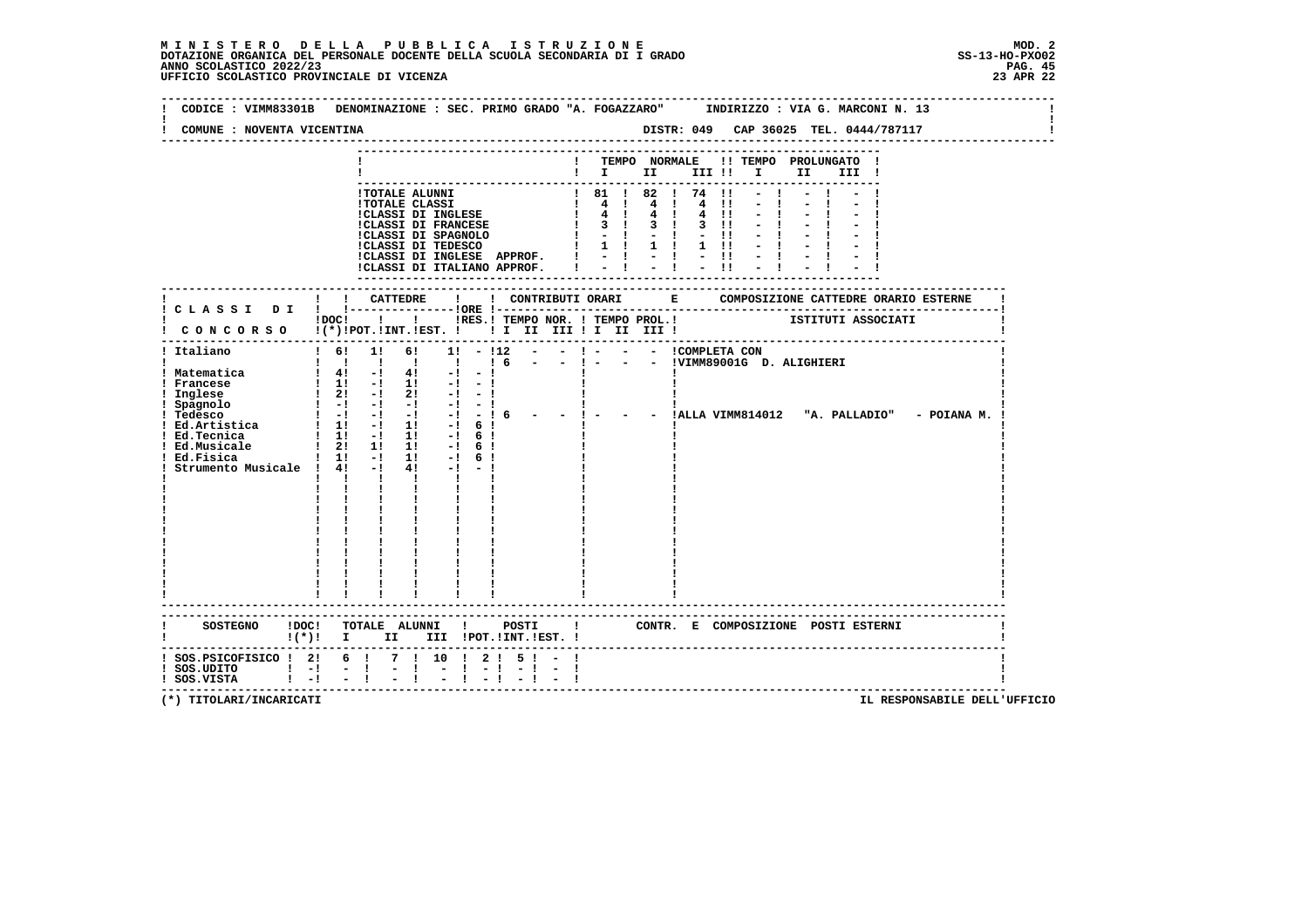**MINISTERO DELLA PUBBLICA ISTRUZIONE**
**DOTAZIONE ORGANICA DEL PERSONALE DOCENTE DELLA SCUOLA SECONDARIA DI I GRADO**
**ANNO SCOLASTICO 2022/23**
**UFFICIO SCOLASTICO PROVINCIALE DI VICENZA**

MOD. 2
SS-13-HO-PXO02
23 APR 22

CODICE : VIMM83301B DENOMINAZIONE : SEC. PRIMO GRADO "A. FOGAZZARO" INDIRIZZO : VIA G. MARCONI N. 13

COMUNE : NOVENTA VICENTINA DISTR: 049 CAP 36025 TEL. 0444/787117

| | TEMPO NORMALE I | II | III | TEMPO PROLUNGATO I | II | III |
|---|---|---|---|---|---|---|
| TOTALE ALUNNI | 81 | 82 | 74 | - | - | - |
| TOTALE CLASSI | 4 | 4 | 4 | - | - | - |
| CLASSI DI INGLESE | 4 | 4 | 4 | - | - | - |
| CLASSI DI FRANCESE | 3 | 3 | 3 | - | - | - |
| CLASSI DI SPAGNOLO | - | - | - | - | - | - |
| CLASSI DI TEDESCO | 1 | 1 | 1 | - | - | - |
| CLASSI DI INGLESE APPROF. | - | - | - | - | - | - |
| CLASSI DI ITALIANO APPROF. | - | - | - | - | - | - |

| CLASSI DI CONCORSO | DOC (*) | CATTEDRE POT. | INT. | EST. | ORE RES. | CONTRIBUTI ORARI TEMPO NOR. I | II | III | TEMPO PROL. I | II | III | COMPOSIZIONE CATTEDRE ORARIO ESTERNE - ISTITUTI ASSOCIATI |
|---|---|---|---|---|---|---|---|---|---|---|---|---|
| Italiano | 6 | 1 | 6 | 1 | - | 12 | - | - | - | - | - | COMPLETA CON |
| | | | | | | 6 | - | - | - | - | - | VIMM89001G D. ALIGHIERI |
| Matematica | 4 | - | 4 | - | - | | | | | | | |
| Francese | 1 | - | 1 | - | - | | | | | | | |
| Inglese | 2 | - | 2 | - | - | | | | | | | |
| Spagnolo | - | - | - | - | - | | | | | | | |
| Tedesco | - | - | - | - | - | 6 | - | - | - | - | - | ALLA VIMM814012 "A. PALLADIO" - POIANA M. |
| Ed.Artistica | 1 | - | 1 | - | 6 | | | | | | | |
| Ed.Tecnica | 1 | - | 1 | - | 6 | | | | | | | |
| Ed.Musicale | 2 | 1 | 1 | - | 6 | | | | | | | |
| Ed.Fisica | 1 | - | 1 | - | 6 | | | | | | | |
| Strumento Musicale | 4 | - | 4 | - | - | | | | | | | |

| SOSTEGNO | DOC (*) | TOTALE ALUNNI I | II | III | POSTI POT. | INT. | EST. | CONTR. E COMPOSIZIONE POSTI ESTERNI |
|---|---|---|---|---|---|---|---|---|
| SOS.PSICOFISICO | 2 | 6 | 7 | 10 | 2 | 5 | - | |
| SOS.UDITO | - | - | - | - | - | - | - | |
| SOS.VISTA | - | - | - | - | - | - | - | |

(*) TITOLARI/INCARICATI

IL RESPONSABILE DELL'UFFICIO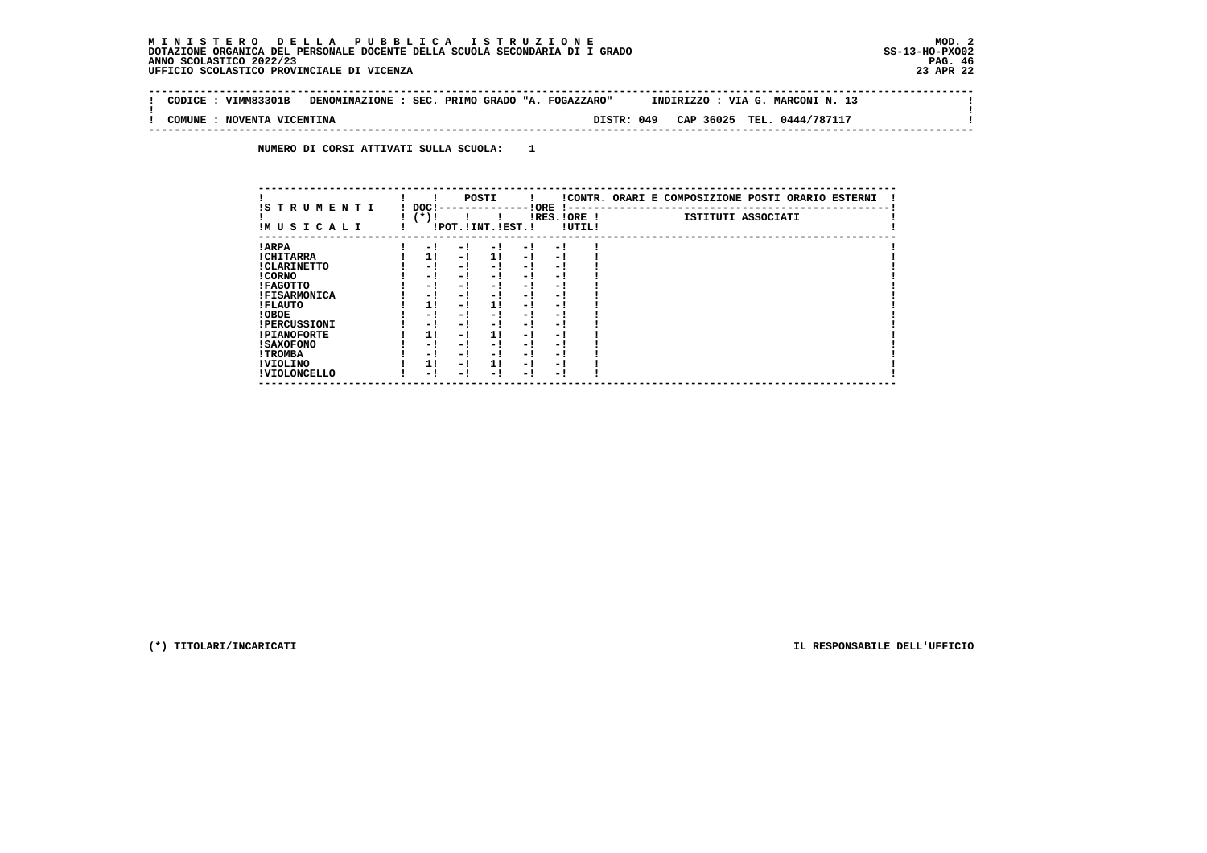**MINISTERO DELLA PUBBLICA ISTRUZIONE**
**DOTAZIONE ORGANICA DEL PERSONALE DOCENTE DELLA SCUOLA SECONDARIA DI I GRADO**
**ANNO SCOLASTICO 2022/23**
**UFFICIO SCOLASTICO PROVINCIALE DI VICENZA**

MOD. 2
SS-13-HO-PXO02
23 APR 22

CODICE : VIMM83301B DENOMINAZIONE : SEC. PRIMO GRADO "A. FOGAZZARO" INDIRIZZO : VIA G. MARCONI N. 13

COMUNE : NOVENTA VICENTINA DISTR: 049 CAP 36025 TEL. 0444/787117

NUMERO DI CORSI ATTIVATI SULLA SCUOLA: 1

| STRUMENTI MUSICALI | DOC (*) | POSTI POT. | POSTI INT. | POSTI EST. | ORE RES. | ORE UTIL. | CONTR. ORARI E COMPOSIZIONE POSTI ORARIO ESTERNI - ISTITUTI ASSOCIATI |
|---|---|---|---|---|---|---|---|
| ARPA | - | - | - | - | - | | |
| CHITARRA | 1 | - | 1 | - | - | | |
| CLARINETTO | - | - | - | - | - | | |
| CORNO | - | - | - | - | - | | |
| FAGOTTO | - | - | - | - | - | | |
| FISARMONICA | - | - | - | - | - | | |
| FLAUTO | 1 | - | 1 | - | - | | |
| OBOE | - | - | - | - | - | | |
| PERCUSSIONI | - | - | - | - | - | | |
| PIANOFORTE | 1 | - | 1 | - | - | | |
| SAXOFONO | - | - | - | - | - | | |
| TROMBA | - | - | - | - | - | | |
| VIOLINO | 1 | - | 1 | - | - | | |
| VIOLONCELLO | - | - | - | - | - | | |

(*) TITOLARI/INCARICATI

IL RESPONSABILE DELL'UFFICIO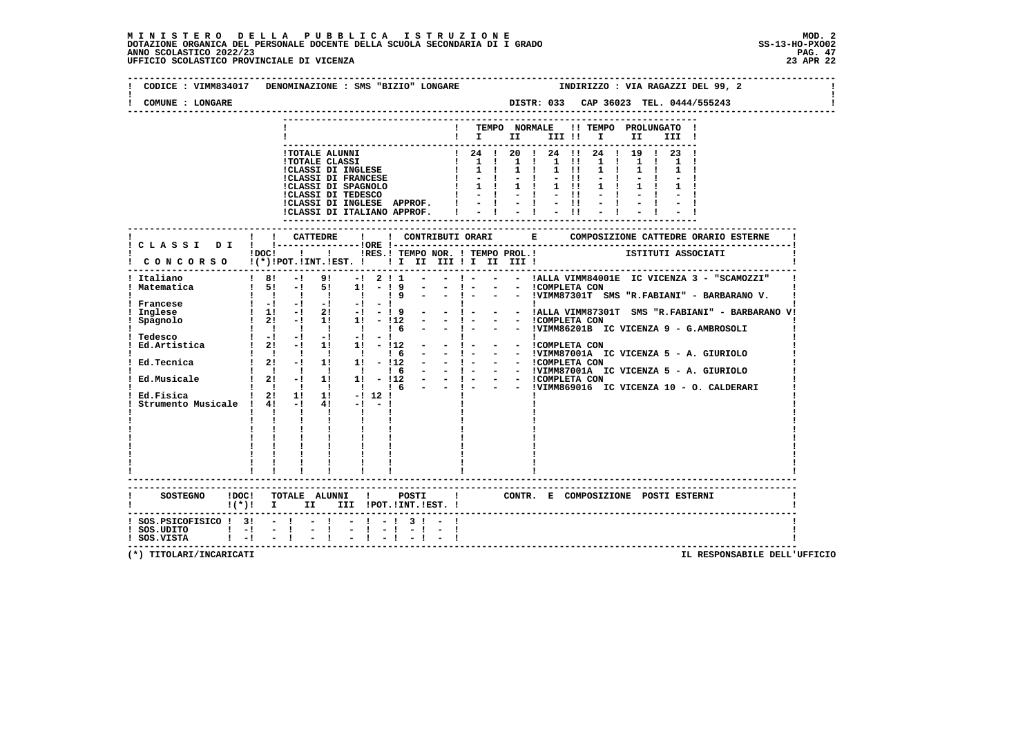**M I N I S T E R O   D E L L A   P U B B L I C A   I S T R U Z I O N E**
**DOTAZIONE ORGANICA DEL PERSONALE DOCENTE DELLA SCUOLA SECONDARIA DI I GRADO**
**ANNO SCOLASTICO 2022/23**
**UFFICIO SCOLASTICO PROVINCIALE DI VICENZA**

MOD. 2
SS-13-HO-PXO02
23 APR 22

CODICE : VIMM834017   DENOMINAZIONE : SMS "BIZIO" LONGARE   INDIRIZZO : VIA RAGAZZI DEL 99, 2
COMUNE : LONGARE   DISTR: 033   CAP 36023   TEL. 0444/555243

| | TEMPO NORMALE I | II | III | TEMPO PROLUNGATO I | II | III |
|---|---|---|---|---|---|---|
| TOTALE ALUNNI | 24 | 20 | 24 | 24 | 19 | 23 |
| TOTALE CLASSI | 1 | 1 | 1 | 1 | 1 | 1 |
| CLASSI DI INGLESE | 1 | 1 | 1 | 1 | 1 | 1 |
| CLASSI DI FRANCESE | - | - | - | - | - | - |
| CLASSI DI SPAGNOLO | 1 | 1 | 1 | 1 | 1 | 1 |
| CLASSI DI TEDESCO | - | - | - | - | - | - |
| CLASSI DI INGLESE APPROF. | - | - | - | - | - | - |
| CLASSI DI ITALIANO APPROF. | - | - | - | - | - | - |

| CLASSI DI CONCORSO | DOC (*) | CATTEDRE POT. | INT. | EST. | ORE RES. | CONTRIBUTI ORARI TEMPO NOR. I | II | III | TEMPO PROL. I | II | III | COMPOSIZIONE CATTEDRE ORARIO ESTERNE / ISTITUTI ASSOCIATI |
|---|---|---|---|---|---|---|---|---|---|---|---|---|
| Italiano | 8 | - | 9 | - | 2 | 1 | - | - | - | - | - | ALLA VIMM84001E IC VICENZA 3 - "SCAMOZZI" |
| Matematica | 5 | - | 5 | 1 | - | 9 | - | - | - | - | - | COMPLETA CON |
| | | | | | | 9 | - | - | - | - | - | VIMM87301T SMS "R.FABIANI" - BARBARANO V. |
| Francese | - | - | - | - | - | | | | | | | |
| Inglese | 1 | - | 2 | - | - | 9 | - | - | - | - | - | ALLA VIMM87301T SMS "R.FABIANI" - BARBARANO V |
| Spagnolo | 2 | - | 1 | 1 | - | 12 | - | - | - | - | - | COMPLETA CON |
| | | | | | | 6 | - | - | - | - | - | VIMM86201B IC VICENZA 9 - G.AMBROSOLI |
| Tedesco | - | - | - | - | - | | | | | | | |
| Ed.Artistica | 2 | - | 1 | 1 | - | 12 | - | - | - | - | - | COMPLETA CON |
| | | | | | | 6 | - | - | - | - | - | VIMM87001A IC VICENZA 5 - A. GIURIOLO |
| Ed.Tecnica | 2 | - | 1 | 1 | - | 12 | - | - | - | - | - | COMPLETA CON |
| | | | | | | 6 | - | - | - | - | - | VIMM87001A IC VICENZA 5 - A. GIURIOLO |
| Ed.Musicale | 2 | - | 1 | 1 | - | 12 | - | - | - | - | - | COMPLETA CON |
| | | | | | | 6 | - | - | - | - | - | VIMM869016 IC VICENZA 10 - O. CALDERARI |
| Ed.Fisica | 2 | 1 | 1 | - | 12 | | | | | | | |
| Strumento Musicale | 4 | - | 4 | - | - | | | | | | | |

| SOSTEGNO | DOC (*) | TOTALE ALUNNI I | II | III | POSTI POT. | INT. | EST. | CONTR. E COMPOSIZIONE POSTI ESTERNI |
|---|---|---|---|---|---|---|---|---|
| SOS.PSICOFISICO | 3 | - | - | - | - | 3 | - | |
| SOS.UDITO | - | - | - | - | - | - | - | |
| SOS.VISTA | - | - | - | - | - | - | - | |

(*) TITOLARI/INCARICATI

IL RESPONSABILE DELL'UFFICIO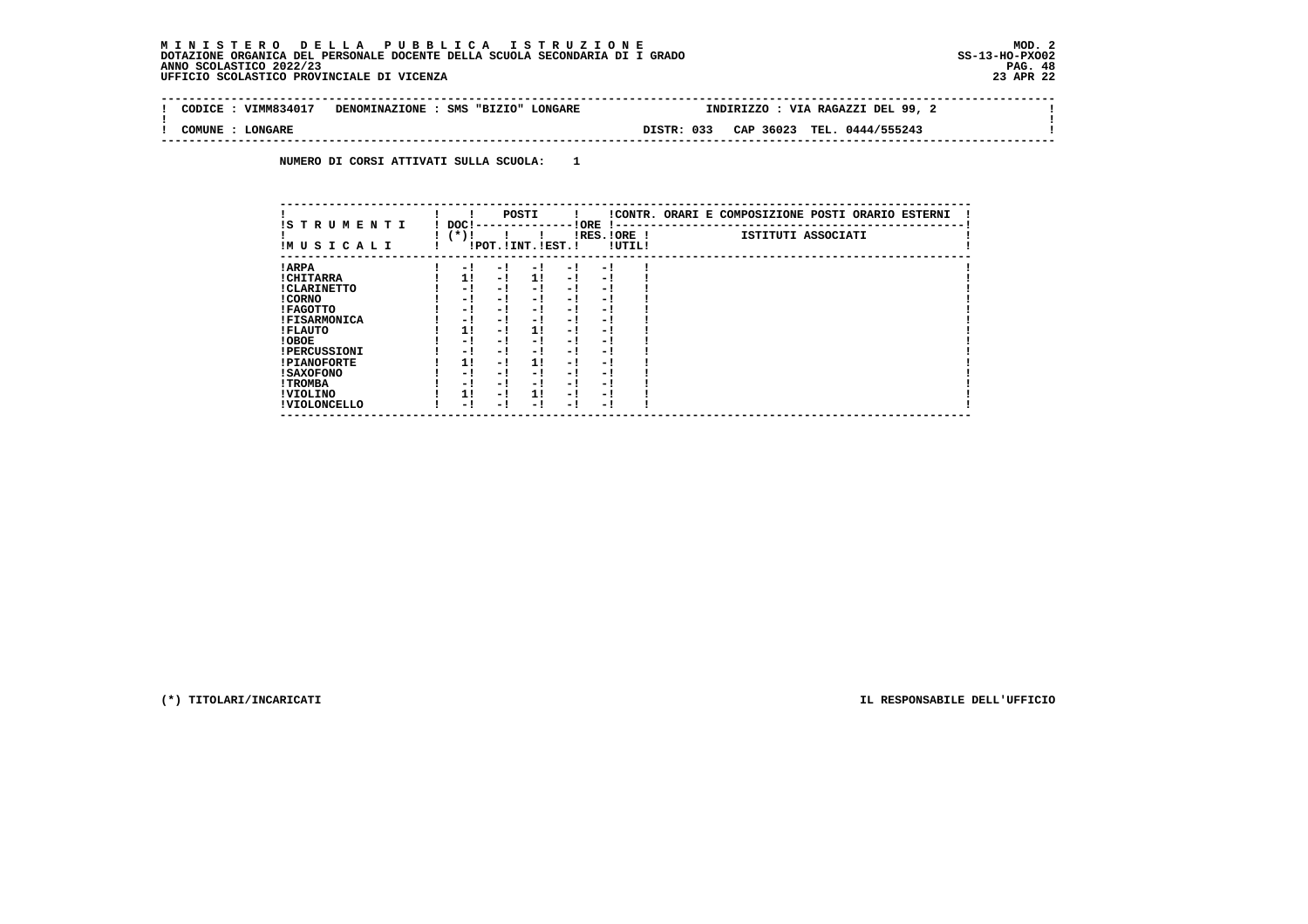**M I N I S T E R O D E L L A P U B B L I C A I S T R U Z I O N E**
**DOTAZIONE ORGANICA DEL PERSONALE DOCENTE DELLA SCUOLA SECONDARIA DI I GRADO**
**ANNO SCOLASTICO 2022/23**
**UFFICIO SCOLASTICO PROVINCIALE DI VICENZA**

MOD. 2
SS-13-HO-PXO02
23 APR 22

| CODICE : VIMM834017 | DENOMINAZIONE : SMS "BIZIO" LONGARE | INDIRIZZO : VIA RAGAZZI DEL 99, 2 |
|---|---|---|
| COMUNE : LONGARE | | DISTR: 033 CAP 36023 TEL. 0444/555243 |

**NUMERO DI CORSI ATTIVATI SULLA SCUOLA: 1**

| STRUMENTI MUSICALI | DOC (*) | POSTI POT. | POSTI INT. | POSTI EST. | ORE RES. | ORE UTIL. | CONTR. ORARI E COMPOSIZIONE POSTI ORARIO ESTERNI - ISTITUTI ASSOCIATI |
|---|---|---|---|---|---|---|---|
| ARPA | - | - | - | - | - | | |
| CHITARRA | 1 | - | 1 | - | - | | |
| CLARINETTO | - | - | - | - | - | | |
| CORNO | - | - | - | - | - | | |
| FAGOTTO | - | - | - | - | - | | |
| FISARMONICA | - | - | - | - | - | | |
| FLAUTO | 1 | - | 1 | - | - | | |
| OBOE | - | - | - | - | - | | |
| PERCUSSIONI | - | - | - | - | - | | |
| PIANOFORTE | 1 | - | 1 | - | - | | |
| SAXOFONO | - | - | - | - | - | | |
| TROMBA | - | - | - | - | - | | |
| VIOLINO | 1 | - | 1 | - | - | | |
| VIOLONCELLO | - | - | - | - | - | | |

(*) TITOLARI/INCARICATI

IL RESPONSABILE DELL'UFFICIO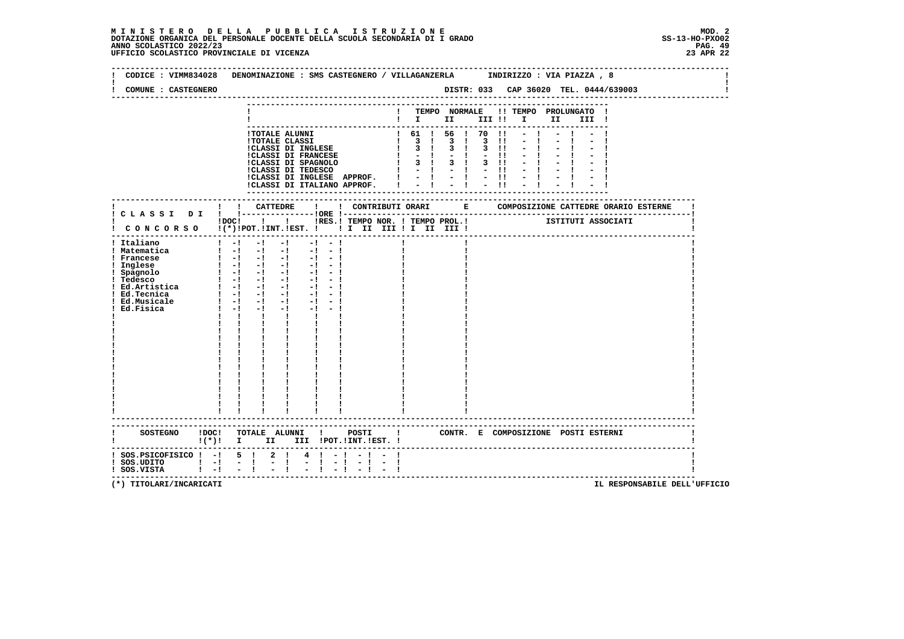**MINISTERO DELLA PUBBLICA ISTRUZIONE**
**DOTAZIONE ORGANICA DEL PERSONALE DOCENTE DELLA SCUOLA SECONDARIA DI I GRADO**
**ANNO SCOLASTICO 2022/23**
**UFFICIO SCOLASTICO PROVINCIALE DI VICENZA**

MOD. 2
SS-13-HO-PXO02
23 APR 22

CODICE : VIMM834028 DENOMINAZIONE : SMS CASTEGNERO / VILLAGANZERLA INDIRIZZO : VIA PIAZZA , 8

COMUNE : CASTEGNERO DISTR: 033 CAP 36020 TEL. 0444/639003

| | TEMPO NORMALE I | II | III | TEMPO PROLUNGATO I | II | III |
|---|---|---|---|---|---|---|
| TOTALE ALUNNI | 61 | 56 | 70 | - | - | - |
| TOTALE CLASSI | 3 | 3 | 3 | - | - | - |
| CLASSI DI INGLESE | 3 | 3 | 3 | - | - | - |
| CLASSI DI FRANCESE | - | - | - | - | - | - |
| CLASSI DI SPAGNOLO | 3 | 3 | 3 | - | - | - |
| CLASSI DI TEDESCO | - | - | - | - | - | - |
| CLASSI DI INGLESE APPROF. | - | - | - | - | - | - |
| CLASSI DI ITALIANO APPROF. | - | - | - | - | - | - |

| CLASSI DI CONCORSO | DOC (*) | CATTEDRE POT. | CATTEDRE INT. | CATTEDRE EST. | ORE | RES. | CONTRIBUTI ORARI TEMPO NOR. I II III | TEMPO PROL. I II III | COMPOSIZIONE CATTEDRE ORARIO ESTERNE - ISTITUTI ASSOCIATI |
|---|---|---|---|---|---|---|---|---|---|
| Italiano | - | - | - | | - | - | | | |
| Matematica | - | - | - | | - | - | | | |
| Francese | - | - | - | | - | - | | | |
| Inglese | - | - | - | | - | - | | | |
| Spagnolo | - | - | - | | - | - | | | |
| Tedesco | - | - | - | | - | - | | | |
| Ed.Artistica | - | - | - | | - | - | | | |
| Ed.Tecnica | - | - | - | | - | - | | | |
| Ed.Musicale | - | - | - | | - | - | | | |
| Ed.Fisica | - | - | - | | - | - | | | |

| SOSTEGNO | DOC (*) | TOTALE ALUNNI I | II | III | POSTI POT. | INT. | EST. | CONTR. E COMPOSIZIONE POSTI ESTERNI |
|---|---|---|---|---|---|---|---|---|
| SOS.PSICOFISICO | - | 5 | 2 | 4 | - | - | - | |
| SOS.UDITO | - | - | - | - | - | - | - | |
| SOS.VISTA | - | - | - | - | - | - | - | |

(*) TITOLARI/INCARICATI

IL RESPONSABILE DELL'UFFICIO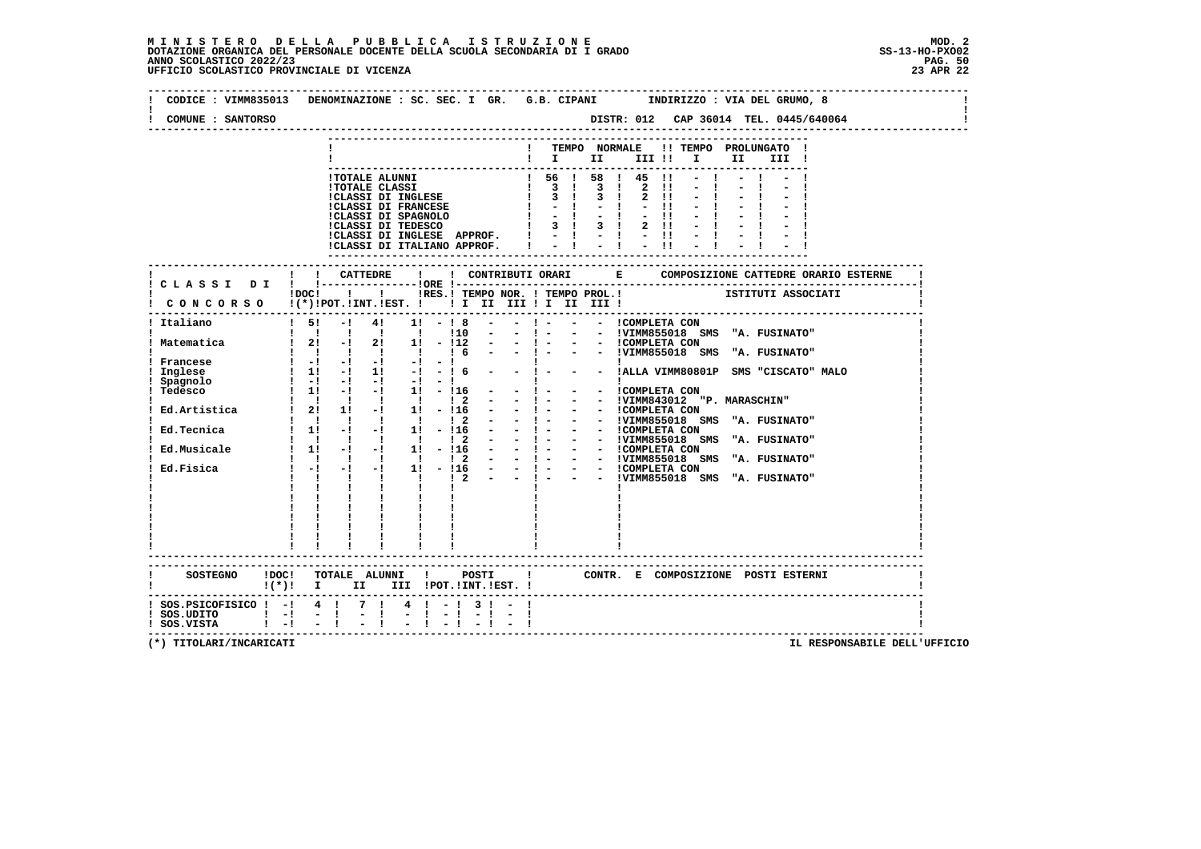**MINISTERO DELLA PUBBLICA ISTRUZIONE**
**DOTAZIONE ORGANICA DEL PERSONALE DOCENTE DELLA SCUOLA SECONDARIA DI I GRADO**
**ANNO SCOLASTICO 2022/23**
**UFFICIO SCOLASTICO PROVINCIALE DI VICENZA**

MOD. 2
SS-13-HO-PXO02
23 APR 22

CODICE : VIMM835013 DENOMINAZIONE : SC. SEC. I GR. G.B. CIPANI INDIRIZZO : VIA DEL GRUMO, 8

COMUNE : SANTORSO DISTR: 012 CAP 36014 TEL. 0445/640064

| | TEMPO NORMALE I | II | III | TEMPO PROLUNGATO I | II | III |
|---|---|---|---|---|---|---|
| TOTALE ALUNNI | 56 | 58 | 45 | - | - | - |
| TOTALE CLASSI | 3 | 3 | 2 | - | - | - |
| CLASSI DI INGLESE | 3 | 3 | 2 | - | - | - |
| CLASSI DI FRANCESE | - | - | - | - | - | - |
| CLASSI DI SPAGNOLO | - | - | - | - | - | - |
| CLASSI DI TEDESCO | 3 | 3 | 2 | - | - | - |
| CLASSI DI INGLESE APPROF. | - | - | - | - | - | - |
| CLASSI DI ITALIANO APPROF. | - | - | - | - | - | - |

| CLASSI DI CONCORSO | DOC (*) | CATTEDRE POT. | CATTEDRE INT. | CATTEDRE EST. | ORE RES. | CONTR. TEMPO NOR. I | II | III | TEMPO PROL. I | II | III | COMPOSIZIONE CATTEDRE ORARIO ESTERNE / ISTITUTI ASSOCIATI |
|---|---|---|---|---|---|---|---|---|---|---|---|---|
| Italiano | 5 | - | 4 | 1 | - | 8 | - | - | - | - | - | COMPLETA CON |
| | | | | | | 10 | - | - | - | - | - | VIMM855018 SMS "A. FUSINATO" |
| Matematica | 2 | - | 2 | 1 | - | 12 | - | - | - | - | - | COMPLETA CON |
| | | | | | | 6 | - | - | - | - | - | VIMM855018 SMS "A. FUSINATO" |
| Francese | - | - | - | - | - | | | | | | | |
| Inglese | 1 | - | 1 | - | - | 6 | - | - | - | - | - | ALLA VIMM80801P SMS "CISCATO" MALO |
| Spagnolo | - | - | - | - | - | | | | | | | |
| Tedesco | 1 | - | - | 1 | - | 16 | - | - | - | - | - | COMPLETA CON |
| | | | | | | 2 | - | - | - | - | - | VIMM843012 "P. MARASCHIN" |
| Ed.Artistica | 2 | 1 | - | 1 | - | 16 | - | - | - | - | - | COMPLETA CON |
| | | | | | | 2 | - | - | - | - | - | VIMM855018 SMS "A. FUSINATO" |
| Ed.Tecnica | 1 | - | - | 1 | - | 16 | - | - | - | - | - | COMPLETA CON |
| | | | | | | 2 | - | - | - | - | - | VIMM855018 SMS "A. FUSINATO" |
| Ed.Musicale | 1 | - | - | 1 | - | 16 | - | - | - | - | - | COMPLETA CON |
| | | | | | | 2 | - | - | - | - | - | VIMM855018 SMS "A. FUSINATO" |
| Ed.Fisica | - | - | - | 1 | - | 16 | - | - | - | - | - | COMPLETA CON |
| | | | | | | 2 | - | - | - | - | - | VIMM855018 SMS "A. FUSINATO" |

| SOSTEGNO | DOC (*) | TOTALE ALUNNI I | II | III | POSTI POT. | INT. | EST. | CONTR. E COMPOSIZIONE POSTI ESTERNI |
|---|---|---|---|---|---|---|---|---|
| SOS.PSICOFISICO | - | 4 | 7 | 4 | - | 3 | - | |
| SOS.UDITO | - | - | - | - | - | - | - | |
| SOS.VISTA | - | - | - | - | - | - | - | |

(*) TITOLARI/INCARICATI

IL RESPONSABILE DELL'UFFICIO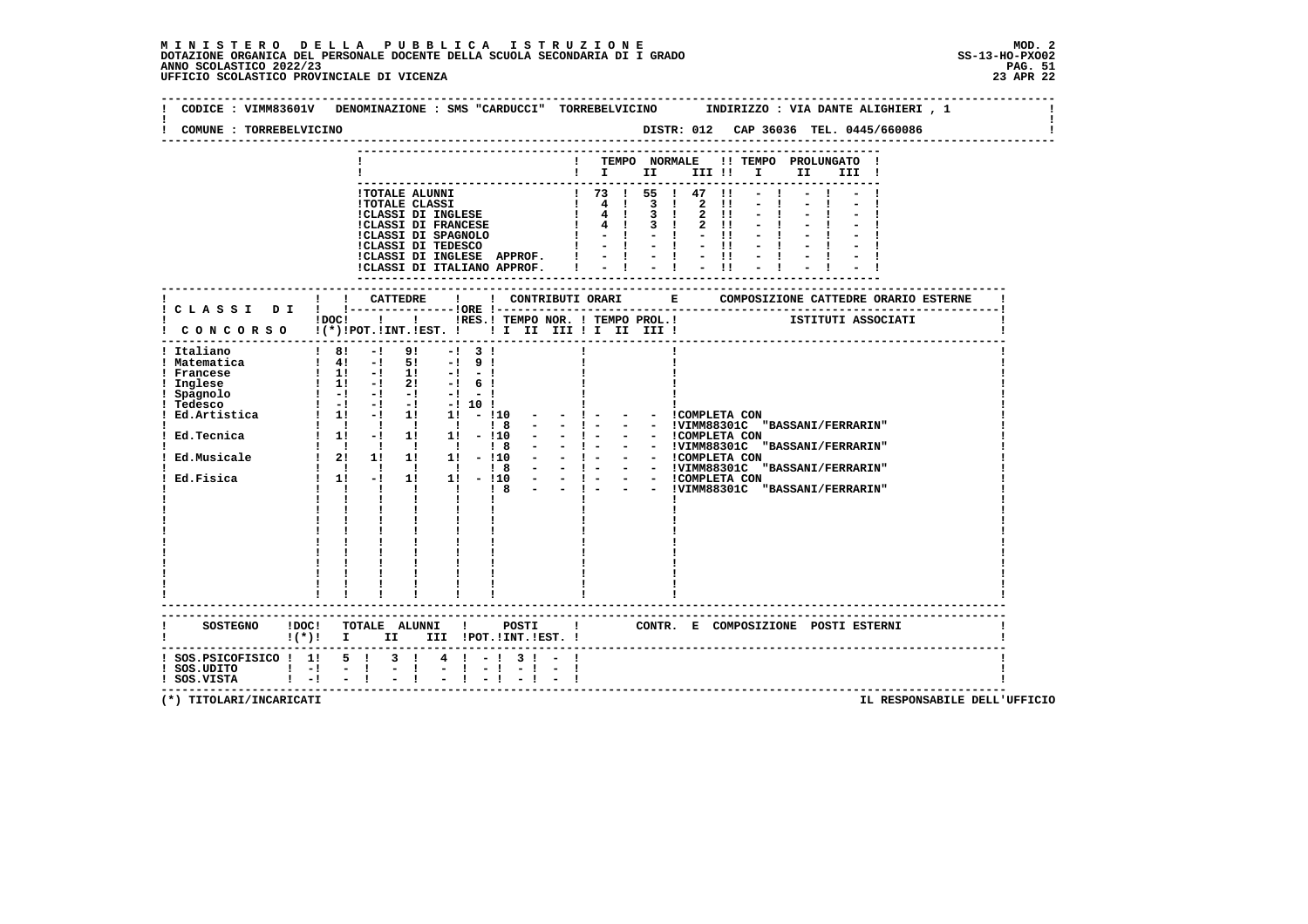MINISTERO DELLA PUBBLICA ISTRUZIONE
DOTAZIONE ORGANICA DEL PERSONALE DOCENTE DELLA SCUOLA SECONDARIA DI I GRADO
ANNO SCOLASTICO 2022/23
UFFICIO SCOLASTICO PROVINCIALE DI VICENZA

MOD. 2
SS-13-HO-PXO02
23 APR 22

CODICE : VIMM83601V DENOMINAZIONE : SMS "CARDUCCI" TORREBELVICINO INDIRIZZO : VIA DANTE ALIGHIERI , 1

COMUNE : TORREBELVICINO DISTR: 012 CAP 36036 TEL. 0445/660086

| | TEMPO NORMALE I | II | III | TEMPO PROLUNGATO I | II | III |
|---|---|---|---|---|---|---|
| TOTALE ALUNNI | 73 | 55 | 47 | - | - | - |
| TOTALE CLASSI | 4 | 3 | 2 | - | - | - |
| CLASSI DI INGLESE | 4 | 3 | 2 | - | - | - |
| CLASSI DI FRANCESE | 4 | 3 | 2 | - | - | - |
| CLASSI DI SPAGNOLO | - | - | - | - | - | - |
| CLASSI DI TEDESCO | - | - | - | - | - | - |
| CLASSI DI INGLESE APPROF. | - | - | - | - | - | - |
| CLASSI DI ITALIANO APPROF. | - | - | - | - | - | - |

| CLASSI DI CONCORSO | DOC (*) | CATTEDRE POT. | INT. | EST. | ORE RES. | TEMPO NOR. I | II | III | TEMPO PROL. I | II | III | COMPOSIZIONE CATTEDRE ORARIO ESTERNE - ISTITUTI ASSOCIATI |
|---|---|---|---|---|---|---|---|---|---|---|---|---|
| Italiano | 8 | - | 9 | - | 3 | | | | | | | |
| Matematica | 4 | - | 5 | - | 9 | | | | | | | |
| Francese | 1 | - | 1 | - | - | | | | | | | |
| Inglese | 1 | - | 2 | - | 6 | | | | | | | |
| Spagnolo | - | - | - | - | - | | | | | | | |
| Tedesco | - | - | - | - | 10 | | | | | | | |
| Ed.Artistica | 1 | - | 1 | 1 | - | 10 | - | - | - | - | - | COMPLETA CON |
| | | | | | | 8 | - | - | - | - | - | VIMM88301C "BASSANI/FERRARIN" |
| Ed.Tecnica | 1 | - | 1 | 1 | - | 10 | - | - | - | - | - | COMPLETA CON |
| | | | | | | 8 | - | - | - | - | - | VIMM88301C "BASSANI/FERRARIN" |
| Ed.Musicale | 2 | 1 | 1 | 1 | - | 10 | - | - | - | - | - | COMPLETA CON |
| | | | | | | 8 | - | - | - | - | - | VIMM88301C "BASSANI/FERRARIN" |
| Ed.Fisica | 1 | - | 1 | 1 | - | 10 | - | - | - | - | - | COMPLETA CON |
| | | | | | | 8 | - | - | - | - | - | VIMM88301C "BASSANI/FERRARIN" |

| SOSTEGNO | DOC (*) | TOTALE ALUNNI I | II | III | POSTI POT. | INT. | EST. | CONTR. E COMPOSIZIONE POSTI ESTERNI |
|---|---|---|---|---|---|---|---|---|
| SOS.PSICOFISICO | 1 | 5 | 3 | 4 | - | 3 | - | |
| SOS.UDITO | - | - | - | - | - | - | - | |
| SOS.VISTA | - | - | - | - | - | - | - | |

(*) TITOLARI/INCARICATI

IL RESPONSABILE DELL'UFFICIO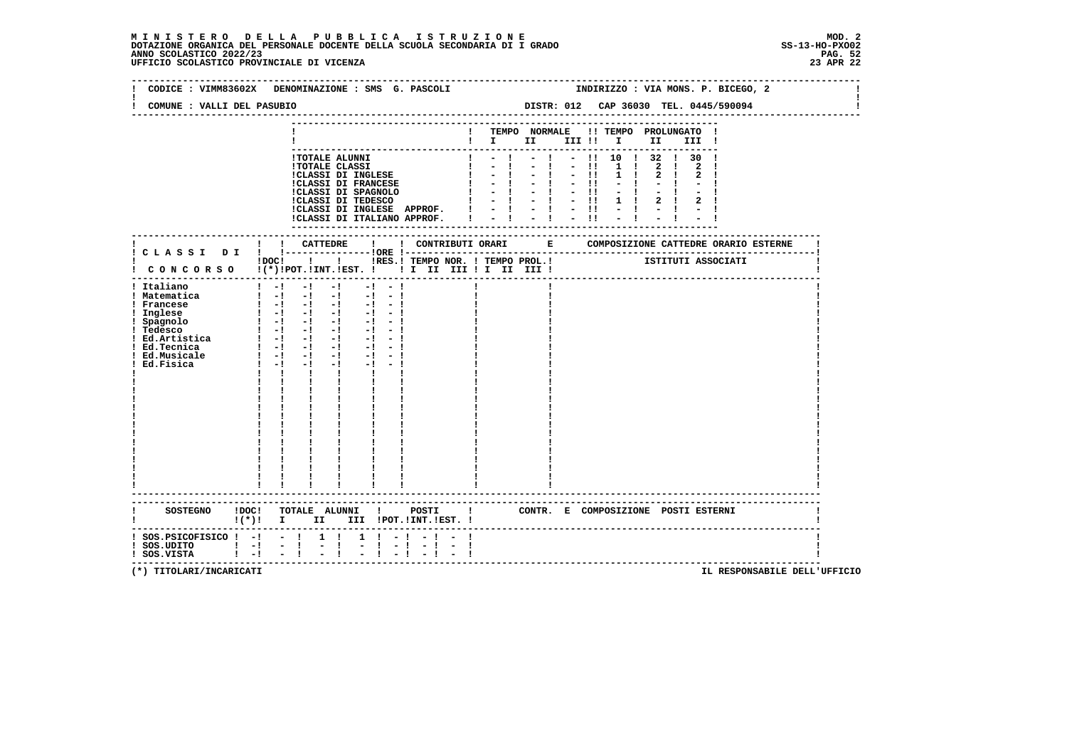**MINISTERO DELLA PUBBLICA ISTRUZIONE**
**DOTAZIONE ORGANICA DEL PERSONALE DOCENTE DELLA SCUOLA SECONDARIA DI I GRADO**
**ANNO SCOLASTICO 2022/23**
**UFFICIO SCOLASTICO PROVINCIALE DI VICENZA**

MOD. 2
SS-13-HO-PXO02
23 APR 22

CODICE : VIMM83602X DENOMINAZIONE : SMS G. PASCOLI INDIRIZZO : VIA MONS. P. BICEGO, 2

COMUNE : VALLI DEL PASUBIO DISTR: 012 CAP 36030 TEL. 0445/590094

| | TEMPO NORMALE I | II | III | TEMPO PROLUNGATO I | II | III |
|---|---|---|---|---|---|---|
| TOTALE ALUNNI | - | - | - | 10 | 32 | 30 |
| TOTALE CLASSI | - | - | - | 1 | 2 | 2 |
| CLASSI DI INGLESE | - | - | - | 1 | 2 | 2 |
| CLASSI DI FRANCESE | - | - | - | - | - | - |
| CLASSI DI SPAGNOLO | - | - | - | - | - | - |
| CLASSI DI TEDESCO | - | - | - | 1 | 2 | 2 |
| CLASSI DI INGLESE APPROF. | - | - | - | - | - | - |
| CLASSI DI ITALIANO APPROF. | - | - | - | - | - | - |

| CLASSI DI CONCORSO | DOC (*) | CATTEDRE POT. | INT. | EST. | ORE RES. | CONTRIBUTI ORARI TEMPO NOR. I II III | TEMPO PROL. I II III | COMPOSIZIONE CATTEDRE ORARIO ESTERNE ISTITUTI ASSOCIATI |
|---|---|---|---|---|---|---|---|---|
| Italiano | - | - | - | - | - | | | |
| Matematica | - | - | - | - | - | | | |
| Francese | - | - | - | - | - | | | |
| Inglese | - | - | - | - | - | | | |
| Spagnolo | - | - | - | - | - | | | |
| Tedesco | - | - | - | - | - | | | |
| Ed.Artistica | - | - | - | - | - | | | |
| Ed.Tecnica | - | - | - | - | - | | | |
| Ed.Musicale | - | - | - | - | - | | | |
| Ed.Fisica | - | - | - | - | - | | | |

| SOSTEGNO | DOC (*) | TOTALE ALUNNI I | II | III | POSTI POT. | INT. | EST. | CONTR. E COMPOSIZIONE POSTI ESTERNI |
|---|---|---|---|---|---|---|---|---|
| SOS.PSICOFISICO | - | - | 1 | 1 | - | - | - | |
| SOS.UDITO | - | - | - | - | - | - | - | |
| SOS.VISTA | - | - | - | - | - | - | - | |

(*) TITOLARI/INCARICATI IL RESPONSABILE DELL'UFFICIO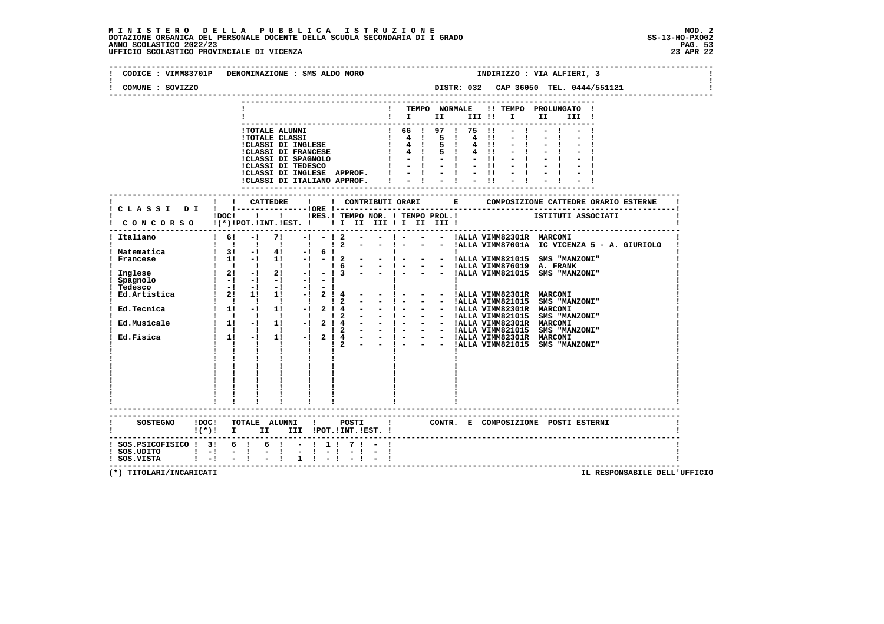**MINISTERO DELLA PUBBLICA ISTRUZIONE**
**DOTAZIONE ORGANICA DEL PERSONALE DOCENTE DELLA SCUOLA SECONDARIA DI I GRADO**
**ANNO SCOLASTICO 2022/23**
**UFFICIO SCOLASTICO PROVINCIALE DI VICENZA**

MOD. 2
SS-13-HO-PXO02
23 APR 22

CODICE : VIMM83701P  DENOMINAZIONE : SMS ALDO MORO  INDIRIZZO : VIA ALFIERI, 3
COMUNE : SOVIZZO  DISTR: 032  CAP 36050  TEL. 0444/551121

| | TEMPO NORMALE I | II | III | TEMPO PROLUNGATO I | II | III |
|---|---|---|---|---|---|---|
| TOTALE ALUNNI | 66 | 97 | 75 | - | - | - |
| TOTALE CLASSI | 4 | 5 | 4 | - | - | - |
| CLASSI DI INGLESE | 4 | 5 | 4 | - | - | - |
| CLASSI DI FRANCESE | 4 | 5 | 4 | - | - | - |
| CLASSI DI SPAGNOLO | - | - | - | - | - | - |
| CLASSI DI TEDESCO | - | - | - | - | - | - |
| CLASSI DI INGLESE APPROF. | - | - | - | - | - | - |
| CLASSI DI ITALIANO APPROF. | - | - | - | - | - | - |

| CLASSI DI CONCORSO | DOC (*) | CATTEDRE POT. | INT. | EST. | ORE RES. | TEMPO NOR. I | II | III | TEMPO PROL. I | II | III | ISTITUTI ASSOCIATI |
|---|---|---|---|---|---|---|---|---|---|---|---|---|
| Italiano | 6 | - | 7 | - | - | 2 | - | - | - | - | - | ALLA VIMM82301R MARCONI |
| | | | | | | 2 | - | - | - | - | - | ALLA VIMM87001A IC VICENZA 5 - A. GIURIOLO |
| Matematica | 3 | - | 4 | - | 6 | | | | | | | |
| Francese | 1 | - | 1 | - | - | 2 | - | - | - | - | - | ALLA VIMM821015 SMS "MANZONI" |
| | | | | | | 6 | - | - | - | - | - | ALLA VIMM876019 A. FRANK |
| Inglese | 2 | - | 2 | - | - | 3 | - | - | - | - | - | ALLA VIMM821015 SMS "MANZONI" |
| Spagnolo | - | - | - | - | - | | | | | | | |
| Tedesco | - | - | - | - | - | | | | | | | |
| Ed.Artistica | 2 | 1 | 1 | - | 2 | 4 | - | - | - | - | - | ALLA VIMM82301R MARCONI |
| | | | | | | 2 | - | - | - | - | - | ALLA VIMM821015 SMS "MANZONI" |
| Ed.Tecnica | 1 | - | 1 | - | 2 | 4 | - | - | - | - | - | ALLA VIMM82301R MARCONI |
| | | | | | | 2 | - | - | - | - | - | ALLA VIMM821015 SMS "MANZONI" |
| Ed.Musicale | 1 | - | 1 | - | 2 | 4 | - | - | - | - | - | ALLA VIMM82301R MARCONI |
| | | | | | | 2 | - | - | - | - | - | ALLA VIMM821015 SMS "MANZONI" |
| Ed.Fisica | 1 | - | 1 | - | 2 | 4 | - | - | - | - | - | ALLA VIMM82301R MARCONI |
| | | | | | | 2 | - | - | - | - | - | ALLA VIMM821015 SMS "MANZONI" |

| SOSTEGNO | DOC (*) | TOTALE ALUNNI I | II | III | POSTI POT. | INT. | EST. | CONTR. E COMPOSIZIONE POSTI ESTERNI |
|---|---|---|---|---|---|---|---|---|
| SOS.PSICOFISICO | 3 | 6 | 6 | - | 1 | 7 | - | |
| SOS.UDITO | - | - | - | - | - | - | - | |
| SOS.VISTA | - | - | - | 1 | - | - | - | |

(*) TITOLARI/INCARICATI

IL RESPONSABILE DELL'UFFICIO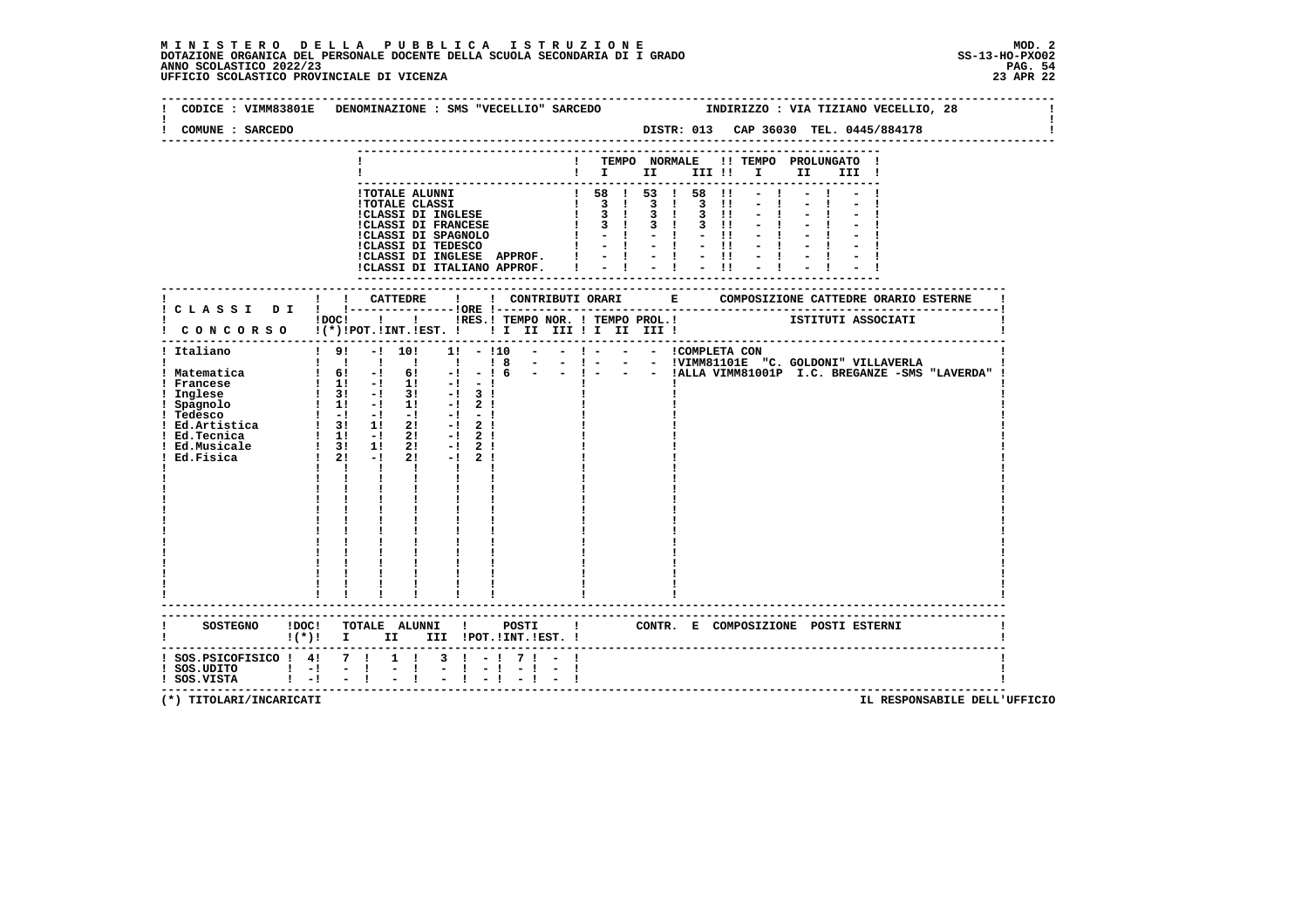**MINISTERO DELLA PUBBLICA ISTRUZIONE** — MOD. 2
DOTAZIONE ORGANICA DEL PERSONALE DOCENTE DELLA SCUOLA SECONDARIA DI I GRADO — SS-13-HO-PXO02
ANNO SCOLASTICO 2022/23
UFFICIO SCOLASTICO PROVINCIALE DI VICENZA — 23 APR 22

CODICE : VIMM83801E   DENOMINAZIONE : SMS "VECELLIO" SARCEDO   INDIRIZZO : VIA TIZIANO VECELLIO, 28

COMUNE : SARCEDO   DISTR: 013   CAP 36030   TEL. 0445/884178

| | TEMPO NORMALE I | II | III | TEMPO PROLUNGATO I | II | III |
|---|---|---|---|---|---|---|
| TOTALE ALUNNI | 58 | 53 | 58 | - | - | - |
| TOTALE CLASSI | 3 | 3 | 3 | - | - | - |
| CLASSI DI INGLESE | 3 | 3 | 3 | - | - | - |
| CLASSI DI FRANCESE | 3 | 3 | 3 | - | - | - |
| CLASSI DI SPAGNOLO | - | - | - | - | - | - |
| CLASSI DI TEDESCO | - | - | - | - | - | - |
| CLASSI DI INGLESE APPROF. | - | - | - | - | - | - |
| CLASSI DI ITALIANO APPROF. | - | - | - | - | - | - |

| CLASSI DI CONCORSO | DOC (*) | CATTEDRE POT. | INT. | EST. | ORE RES. | CONTRIBUTI ORARI TEMPO NOR. I | II | III | TEMPO PROL. I | II | III | COMPOSIZIONE CATTEDRE ORARIO ESTERNE - ISTITUTI ASSOCIATI |
|---|---|---|---|---|---|---|---|---|---|---|---|---|
| Italiano | 9 | - | 10 | 1 | - | 10 | - | - | - | - | - | COMPLETA CON |
| | | | | | | 8 | - | - | - | - | - | VIMM81101E "C. GOLDONI" VILLAVERLA |
| Matematica | 6 | - | 6 | - | - | 6 | - | - | - | - | - | ALLA VIMM81001P I.C. BREGANZE -SMS "LAVERDA" |
| Francese | 1 | - | 1 | - | - | | | | | | | |
| Inglese | 3 | - | 3 | - | 3 | | | | | | | |
| Spagnolo | 1 | - | 1 | - | 2 | | | | | | | |
| Tedesco | - | - | - | - | - | | | | | | | |
| Ed.Artistica | 3 | 1 | 2 | - | 2 | | | | | | | |
| Ed.Tecnica | 1 | - | 2 | - | 2 | | | | | | | |
| Ed.Musicale | 3 | 1 | 2 | - | 2 | | | | | | | |
| Ed.Fisica | 2 | - | 2 | - | 2 | | | | | | | |

| SOSTEGNO | DOC (*) | TOTALE ALUNNI I | II | III | POSTI POT. | INT. | EST. | CONTR. E COMPOSIZIONE POSTI ESTERNI |
|---|---|---|---|---|---|---|---|---|
| SOS.PSICOFISICO | 4 | 7 | 1 | 3 | - | 7 | - | |
| SOS.UDITO | - | - | - | - | - | - | - | |
| SOS.VISTA | - | - | - | - | - | - | - | |

(*) TITOLARI/INCARICATI — IL RESPONSABILE DELL'UFFICIO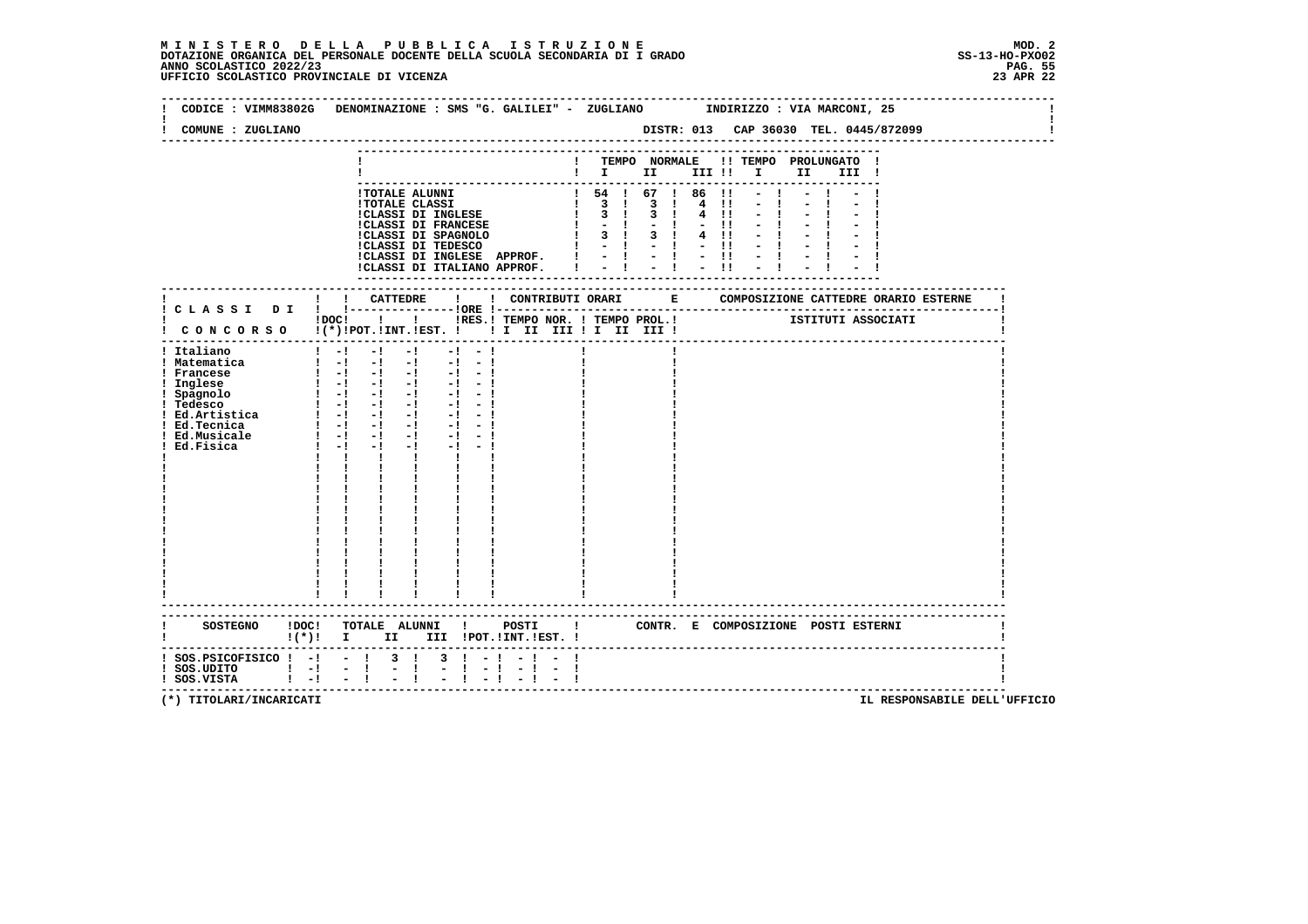**MINISTERO DELLA PUBBLICA ISTRUZIONE**
**DOTAZIONE ORGANICA DEL PERSONALE DOCENTE DELLA SCUOLA SECONDARIA DI I GRADO**
**ANNO SCOLASTICO 2022/23**
**UFFICIO SCOLASTICO PROVINCIALE DI VICENZA**

MOD. 2
SS-13-HO-PXO02
23 APR 22

CODICE : VIMM83802G   DENOMINAZIONE : SMS "G. GALILEI" - ZUGLIANO   INDIRIZZO : VIA MARCONI, 25

COMUNE : ZUGLIANO   DISTR: 013   CAP 36030   TEL. 0445/872099

| | TEMPO NORMALE I | II | III | TEMPO PROLUNGATO I | II | III |
|---|---|---|---|---|---|---|
| TOTALE ALUNNI | 54 | 67 | 86 | - | - | - |
| TOTALE CLASSI | 3 | 3 | 4 | - | - | - |
| CLASSI DI INGLESE | 3 | 3 | 4 | - | - | - |
| CLASSI DI FRANCESE | - | - | - | - | - | - |
| CLASSI DI SPAGNOLO | 3 | 3 | 4 | - | - | - |
| CLASSI DI TEDESCO | - | - | - | - | - | - |
| CLASSI DI INGLESE APPROF. | - | - | - | - | - | - |
| CLASSI DI ITALIANO APPROF. | - | - | - | - | - | - |

| CLASSI DI CONCORSO | DOC (*) | CATTEDRE POT. | INT. | EST. | ORE RES. | CONTRIBUTI ORARI TEMPO NOR. I II III | TEMPO PROL. I II III | COMPOSIZIONE CATTEDRE ORARIO ESTERNE - ISTITUTI ASSOCIATI |
|---|---|---|---|---|---|---|---|---|
| Italiano | - | - | - | - | - | | | |
| Matematica | - | - | - | - | - | | | |
| Francese | - | - | - | - | - | | | |
| Inglese | - | - | - | - | - | | | |
| Spagnolo | - | - | - | - | - | | | |
| Tedesco | - | - | - | - | - | | | |
| Ed.Artistica | - | - | - | - | - | | | |
| Ed.Tecnica | - | - | - | - | - | | | |
| Ed.Musicale | - | - | - | - | - | | | |
| Ed.Fisica | - | - | - | - | - | | | |

| SOSTEGNO | DOC (*) | TOTALE ALUNNI I | II | III | POSTI POT. | INT. | EST. | CONTR. E COMPOSIZIONE POSTI ESTERNI |
|---|---|---|---|---|---|---|---|---|
| SOS.PSICOFISICO | - | - | 3 | 3 | - | - | - | |
| SOS.UDITO | - | - | - | - | - | - | - | |
| SOS.VISTA | - | - | - | - | - | - | - | |

(*) TITOLARI/INCARICATI

IL RESPONSABILE DELL'UFFICIO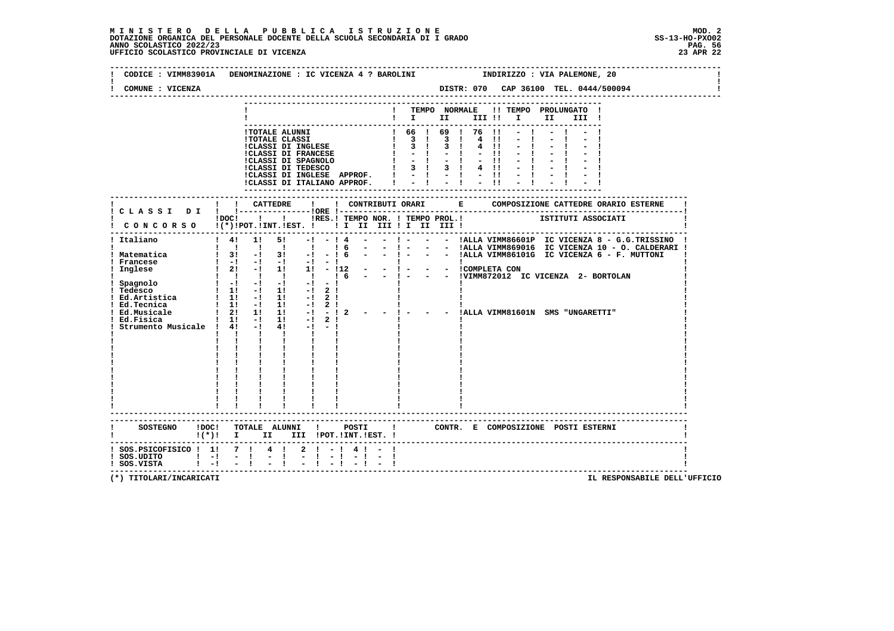**MINISTERO DELLA PUBBLICA ISTRUZIONE**
**DOTAZIONE ORGANICA DEL PERSONALE DOCENTE DELLA SCUOLA SECONDARIA DI I GRADO**
**ANNO SCOLASTICO 2022/23**
**UFFICIO SCOLASTICO PROVINCIALE DI VICENZA**

MOD. 2
SS-13-HO-PXO02
23 APR 22

CODICE : VIMM83901A DENOMINAZIONE : IC VICENZA 4 ? BAROLINI INDIRIZZO : VIA PALEMONE, 20

COMUNE : VICENZA DISTR: 070 CAP 36100 TEL. 0444/500094

| | TEMPO NORMALE I | II | III | TEMPO PROLUNGATO I | II | III |
|---|---|---|---|---|---|---|
| TOTALE ALUNNI | 66 | 69 | 76 | - | - | - |
| TOTALE CLASSI | 3 | 3 | 4 | - | - | - |
| CLASSI DI INGLESE | 3 | 3 | 4 | - | - | - |
| CLASSI DI FRANCESE | - | - | - | - | - | - |
| CLASSI DI SPAGNOLO | - | - | - | - | - | - |
| CLASSI DI TEDESCO | 3 | 3 | 4 | - | - | - |
| CLASSI DI INGLESE APPROF. | - | - | - | - | - | - |
| CLASSI DI ITALIANO APPROF. | - | - | - | - | - | - |

| CLASSI DI CONCORSO | DOC (*) | CATTEDRE POT. | INT. | EST. | ORE RES. | CONTRIBUTI ORARI TEMPO NOR. I | II | III | TEMPO PROL. I | II | III | COMPOSIZIONE CATTEDRE ORARIO ESTERNE - ISTITUTI ASSOCIATI |
|---|---|---|---|---|---|---|---|---|---|---|---|---|
| Italiano | 4 | 1 | 5 | - | - | 4 | - | - | - | - | - | ALLA VIMM86601P IC VICENZA 8 - G.G.TRISSINO |
| | | | | | | 6 | - | - | - | - | - | ALLA VIMM869016 IC VICENZA 10 - O. CALDERARI |
| Matematica | 3 | - | 3 | - | - | 6 | - | - | - | - | - | ALLA VIMM86101G IC VICENZA 6 - F. MUTTONI |
| Francese | - | - | - | - | - | | | | | | | |
| Inglese | 2 | - | 1 | 1 | - | 12 | - | - | - | - | - | COMPLETA CON |
| | | | | | | 6 | - | - | - | - | - | VIMM872012 IC VICENZA 2- BORTOLAN |
| Spagnolo | - | - | - | - | - | | | | | | | |
| Tedesco | 1 | - | 1 | - | 2 | | | | | | | |
| Ed.Artistica | 1 | - | 1 | - | 2 | | | | | | | |
| Ed.Tecnica | 1 | - | 1 | - | 2 | | | | | | | |
| Ed.Musicale | 2 | 1 | 1 | - | - | 2 | - | - | - | - | - | ALLA VIMM81601N SMS "UNGARETTI" |
| Ed.Fisica | 1 | - | 1 | - | 2 | | | | | | | |
| Strumento Musicale | 4 | - | 4 | - | - | | | | | | | |

| SOSTEGNO | DOC (*) | TOTALE ALUNNI I | II | III | POSTI POT. | INT. | EST. | CONTR. E COMPOSIZIONE POSTI ESTERNI |
|---|---|---|---|---|---|---|---|---|
| SOS.PSICOFISICO | 1 | 7 | 4 | 2 | - | 4 | - | |
| SOS.UDITO | - | - | - | - | - | - | - | |
| SOS.VISTA | - | - | - | - | - | - | - | |

(*) TITOLARI/INCARICATI

IL RESPONSABILE DELL'UFFICIO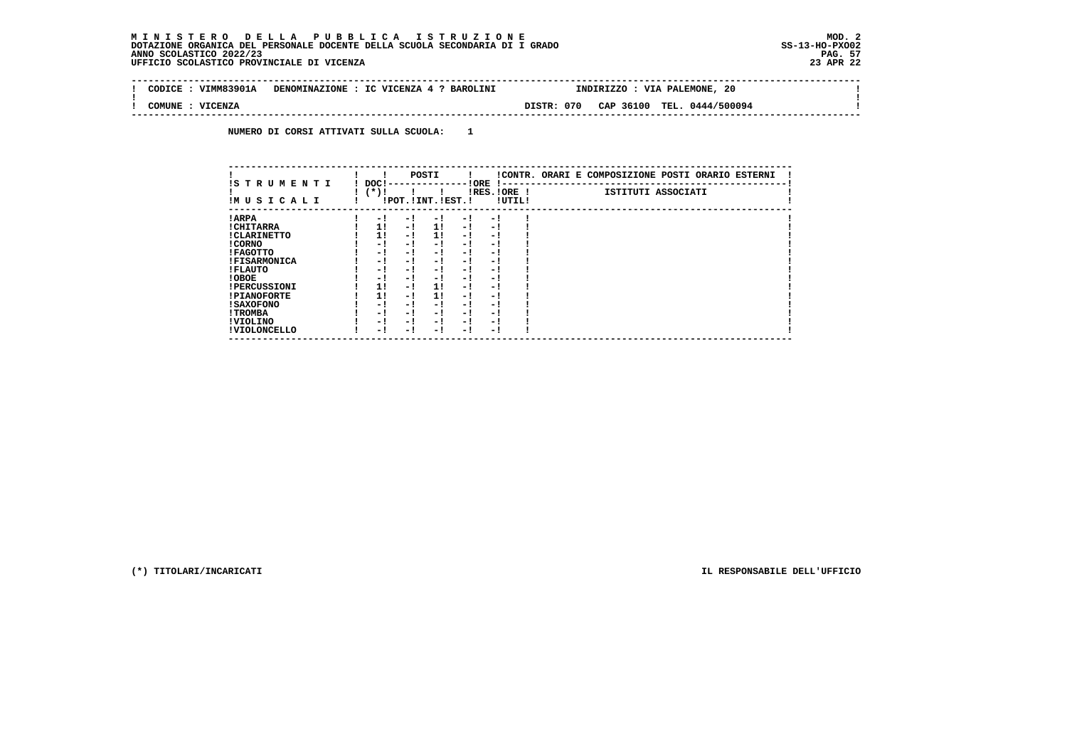**MINISTERO DELLA PUBBLICA ISTRUZIONE**
**DOTAZIONE ORGANICA DEL PERSONALE DOCENTE DELLA SCUOLA SECONDARIA DI I GRADO**
**ANNO SCOLASTICO 2022/23**
**UFFICIO SCOLASTICO PROVINCIALE DI VICENZA**

MOD. 2
SS-13-HO-PXO02
23 APR 22

CODICE : VIMM83901A DENOMINAZIONE : IC VICENZA 4 ? BAROLINI INDIRIZZO : VIA PALEMONE, 20

COMUNE : VICENZA DISTR: 070 CAP 36100 TEL. 0444/500094

NUMERO DI CORSI ATTIVATI SULLA SCUOLA: 1

| STRUMENTI MUSICALI | DOC (*) | POSTI POT. | POSTI INT. | POSTI EST. | ORE RES. | ORE UTIL. | CONTR. ORARI E COMPOSIZIONE POSTI ORARIO ESTERNI - ISTITUTI ASSOCIATI |
|---|---|---|---|---|---|---|---|
| ARPA | - | - | - | - | - | | |
| CHITARRA | 1 | - | 1 | - | - | | |
| CLARINETTO | 1 | - | 1 | - | - | | |
| CORNO | - | - | - | - | - | | |
| FAGOTTO | - | - | - | - | - | | |
| FISARMONICA | - | - | - | - | - | | |
| FLAUTO | - | - | - | - | - | | |
| OBOE | - | - | - | - | - | | |
| PERCUSSIONI | 1 | - | 1 | - | - | | |
| PIANOFORTE | 1 | - | 1 | - | - | | |
| SAXOFONO | - | - | - | - | - | | |
| TROMBA | - | - | - | - | - | | |
| VIOLINO | - | - | - | - | - | | |
| VIOLONCELLO | - | - | - | - | - | | |

(*) TITOLARI/INCARICATI

IL RESPONSABILE DELL'UFFICIO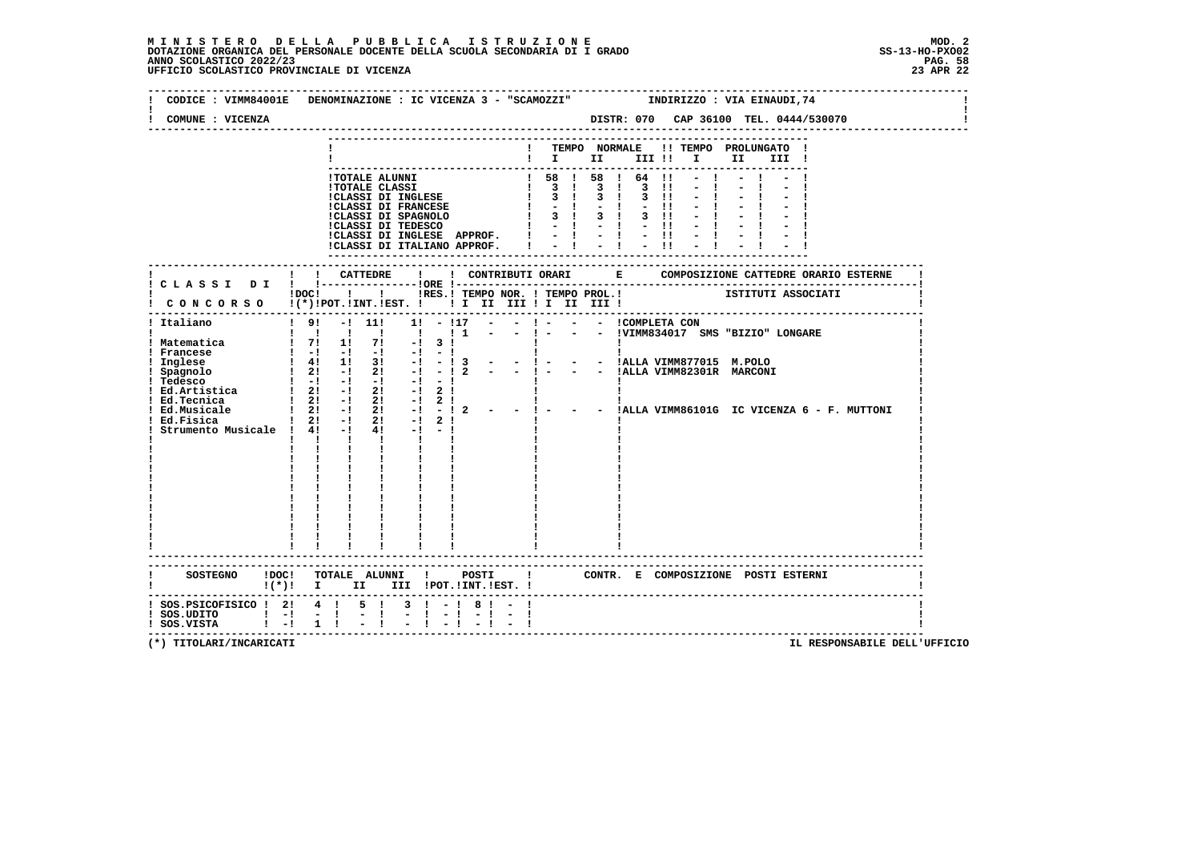**MINISTERO DELLA PUBBLICA ISTRUZIONE**
**DOTAZIONE ORGANICA DEL PERSONALE DOCENTE DELLA SCUOLA SECONDARIA DI I GRADO**
**ANNO SCOLASTICO 2022/23**
**UFFICIO SCOLASTICO PROVINCIALE DI VICENZA**

MOD. 2
SS-13-HO-PXO02
23 APR 22

CODICE : VIMM84001E DENOMINAZIONE : IC VICENZA 3 - "SCAMOZZI" INDIRIZZO : VIA EINAUDI,74

COMUNE : VICENZA DISTR: 070 CAP 36100 TEL. 0444/530070

| | TEMPO NORMALE I | II | III | TEMPO PROLUNGATO I | II | III |
|---|---|---|---|---|---|---|
| TOTALE ALUNNI | 58 | 58 | 64 | - | - | - |
| TOTALE CLASSI | 3 | 3 | 3 | - | - | - |
| CLASSI DI INGLESE | 3 | 3 | 3 | - | - | - |
| CLASSI DI FRANCESE | - | - | - | - | - | - |
| CLASSI DI SPAGNOLO | 3 | 3 | 3 | - | - | - |
| CLASSI DI TEDESCO | - | - | - | - | - | - |
| CLASSI DI INGLESE APPROF. | - | - | - | - | - | - |
| CLASSI DI ITALIANO APPROF. | - | - | - | - | - | - |

| CLASSI DI CONCORSO | DOC (*) | CATTEDRE POT. | INT. | EST. | ORE RES. | CONTRIBUTI ORARI TEMPO NOR. I | II | III | TEMPO PROL. I | II | III | COMPOSIZIONE CATTEDRE ORARIO ESTERNE - ISTITUTI ASSOCIATI |
|---|---|---|---|---|---|---|---|---|---|---|---|---|
| Italiano | 9 | - | 11 | 1 | - | 17 | - | - | - | - | - | COMPLETA CON |
| | | | | | | 1 | - | - | - | - | - | VIMM834017 SMS "BIZIO" LONGARE |
| Matematica | 7 | 1 | 7 | - | 3 | | | | | | | |
| Francese | - | - | - | - | - | | | | | | | |
| Inglese | 4 | 1 | 3 | - | - | 3 | - | - | - | - | - | ALLA VIMM877015 M.POLO |
| Spagnolo | 2 | - | 2 | - | - | 2 | - | - | - | - | - | ALLA VIMM82301R MARCONI |
| Tedesco | - | - | - | - | - | | | | | | | |
| Ed.Artistica | 2 | - | 2 | - | 2 | | | | | | | |
| Ed.Tecnica | 2 | - | 2 | - | 2 | | | | | | | |
| Ed.Musicale | 2 | - | 2 | - | - | 2 | - | - | - | - | - | ALLA VIMM86101G IC VICENZA 6 - F. MUTTONI |
| Ed.Fisica | 2 | - | 2 | - | 2 | | | | | | | |
| Strumento Musicale | 4 | - | 4 | - | - | | | | | | | |

| SOSTEGNO | DOC (*) | TOTALE ALUNNI I | II | III | POSTI POT. | INT. | EST. | CONTR. E COMPOSIZIONE POSTI ESTERNI |
|---|---|---|---|---|---|---|---|---|
| SOS.PSICOFISICO | 2 | 4 | 5 | 3 | - | 8 | - | |
| SOS.UDITO | - | - | - | - | - | - | - | |
| SOS.VISTA | - | 1 | - | - | - | - | - | |

(*) TITOLARI/INCARICATI

IL RESPONSABILE DELL'UFFICIO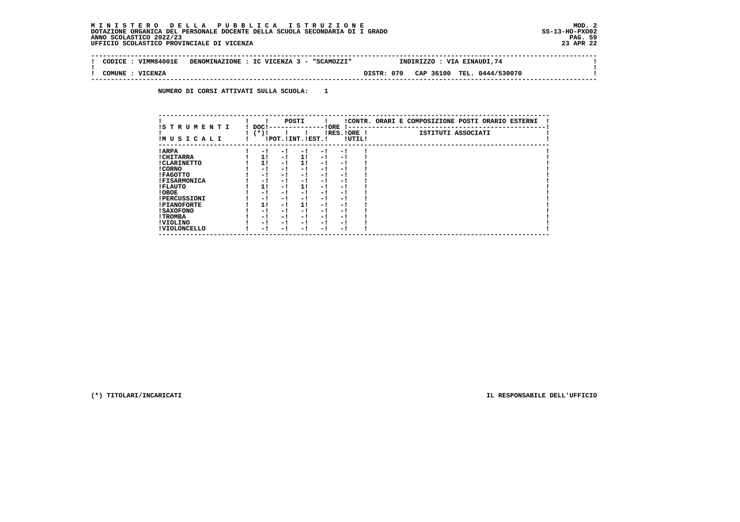**MINISTERO DELLA PUBBLICA ISTRUZIONE**
**DOTAZIONE ORGANICA DEL PERSONALE DOCENTE DELLA SCUOLA SECONDARIA DI I GRADO**
**ANNO SCOLASTICO 2022/23**
**UFFICIO SCOLASTICO PROVINCIALE DI VICENZA**

MOD. 2
SS-13-HO-PXO02
23 APR 22

CODICE : VIMM84001E   DENOMINAZIONE : IC VICENZA 3 - "SCAMOZZI"   INDIRIZZO : VIA EINAUDI,74

COMUNE : VICENZA   DISTR: 070   CAP 36100   TEL. 0444/530070

NUMERO DI CORSI ATTIVATI SULLA SCUOLA: 1

| STRUMENTI MUSICALI | DOC (*) | POSTI POT. | POSTI INT. | POSTI EST. | ORE RES. | ORE UTIL. | CONTR. ORARI E COMPOSIZIONE POSTI ORARIO ESTERNI - ISTITUTI ASSOCIATI |
|---|---|---|---|---|---|---|---|
| ARPA | - | - | - | - | - | | |
| CHITARRA | 1 | - | 1 | - | - | | |
| CLARINETTO | 1 | - | 1 | - | - | | |
| CORNO | - | - | - | - | - | | |
| FAGOTTO | - | - | - | - | - | | |
| FISARMONICA | - | - | - | - | - | | |
| FLAUTO | 1 | - | 1 | - | - | | |
| OBOE | - | - | - | - | - | | |
| PERCUSSIONI | - | - | - | - | - | | |
| PIANOFORTE | 1 | - | 1 | - | - | | |
| SAXOFONO | - | - | - | - | - | | |
| TROMBA | - | - | - | - | - | | |
| VIOLINO | - | - | - | - | - | | |
| VIOLONCELLO | - | - | - | - | - | | |

(*) TITOLARI/INCARICATI

IL RESPONSABILE DELL'UFFICIO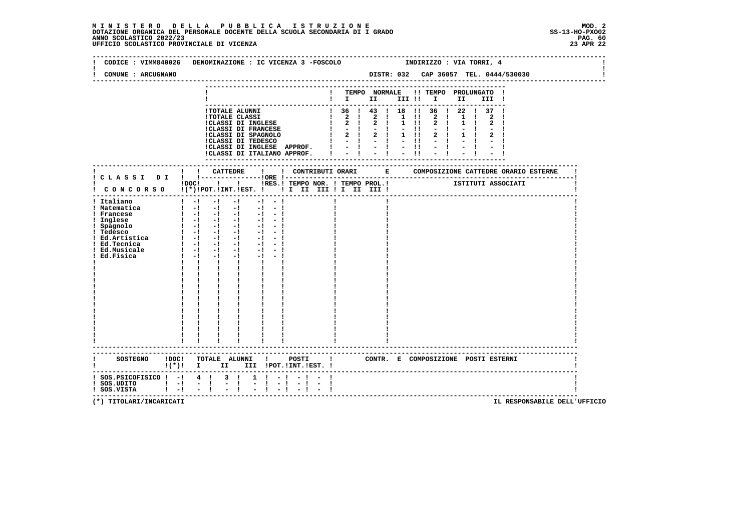MINISTERO DELLA PUBBLICA ISTRUZIONE
DOTAZIONE ORGANICA DEL PERSONALE DOCENTE DELLA SCUOLA SECONDARIA DI I GRADO
ANNO SCOLASTICO 2022/23
UFFICIO SCOLASTICO PROVINCIALE DI VICENZA

MOD. 2
SS-13-HO-PXO02
23 APR 22

CODICE : VIMM84002G DENOMINAZIONE : IC VICENZA 3 -FOSCOLO INDIRIZZO : VIA TORRI, 4

COMUNE : ARCUGNANO DISTR: 032 CAP 36057 TEL. 0444/530030

| | TEMPO NORMALE I | II | III | TEMPO PROLUNGATO I | II | III |
|---|---|---|---|---|---|---|
| TOTALE ALUNNI | 36 | 43 | 18 | 36 | 22 | 37 |
| TOTALE CLASSI | 2 | 2 | 1 | 2 | 1 | 2 |
| CLASSI DI INGLESE | 2 | 2 | 1 | 2 | 1 | 2 |
| CLASSI DI FRANCESE | - | - | - | - | - | - |
| CLASSI DI SPAGNOLO | 2 | 2 | 1 | 2 | 1 | 2 |
| CLASSI DI TEDESCO | - | - | - | - | - | - |
| CLASSI DI INGLESE APPROF. | - | - | - | - | - | - |
| CLASSI DI ITALIANO APPROF. | - | - | - | - | - | - |

| CLASSI DI CONCORSO | DOC (*) | CATTEDRE POT. | INT. | EST. | ORE RES. | CONTRIBUTI ORARI TEMPO NOR. I II III | TEMPO PROL. I II III | COMPOSIZIONE CATTEDRE ORARIO ESTERNE - ISTITUTI ASSOCIATI |
|---|---|---|---|---|---|---|---|---|
| Italiano | - | - | - | - | - | | | |
| Matematica | - | - | - | - | - | | | |
| Francese | - | - | - | - | - | | | |
| Inglese | - | - | - | - | - | | | |
| Spagnolo | - | - | - | - | - | | | |
| Tedesco | - | - | - | - | - | | | |
| Ed.Artistica | - | - | - | - | - | | | |
| Ed.Tecnica | - | - | - | - | - | | | |
| Ed.Musicale | - | - | - | - | - | | | |
| Ed.Fisica | - | - | - | - | - | | | |

| SOSTEGNO | DOC (*) | TOTALE ALUNNI I | II | III | POSTI POT. | INT. | EST. | CONTR. E COMPOSIZIONE POSTI ESTERNI |
|---|---|---|---|---|---|---|---|---|
| SOS.PSICOFISICO | - | 4 | 3 | 1 | - | - | - | |
| SOS.UDITO | - | - | - | - | - | - | - | |
| SOS.VISTA | - | - | - | - | - | - | - | |

(*) TITOLARI/INCARICATI

IL RESPONSABILE DELL'UFFICIO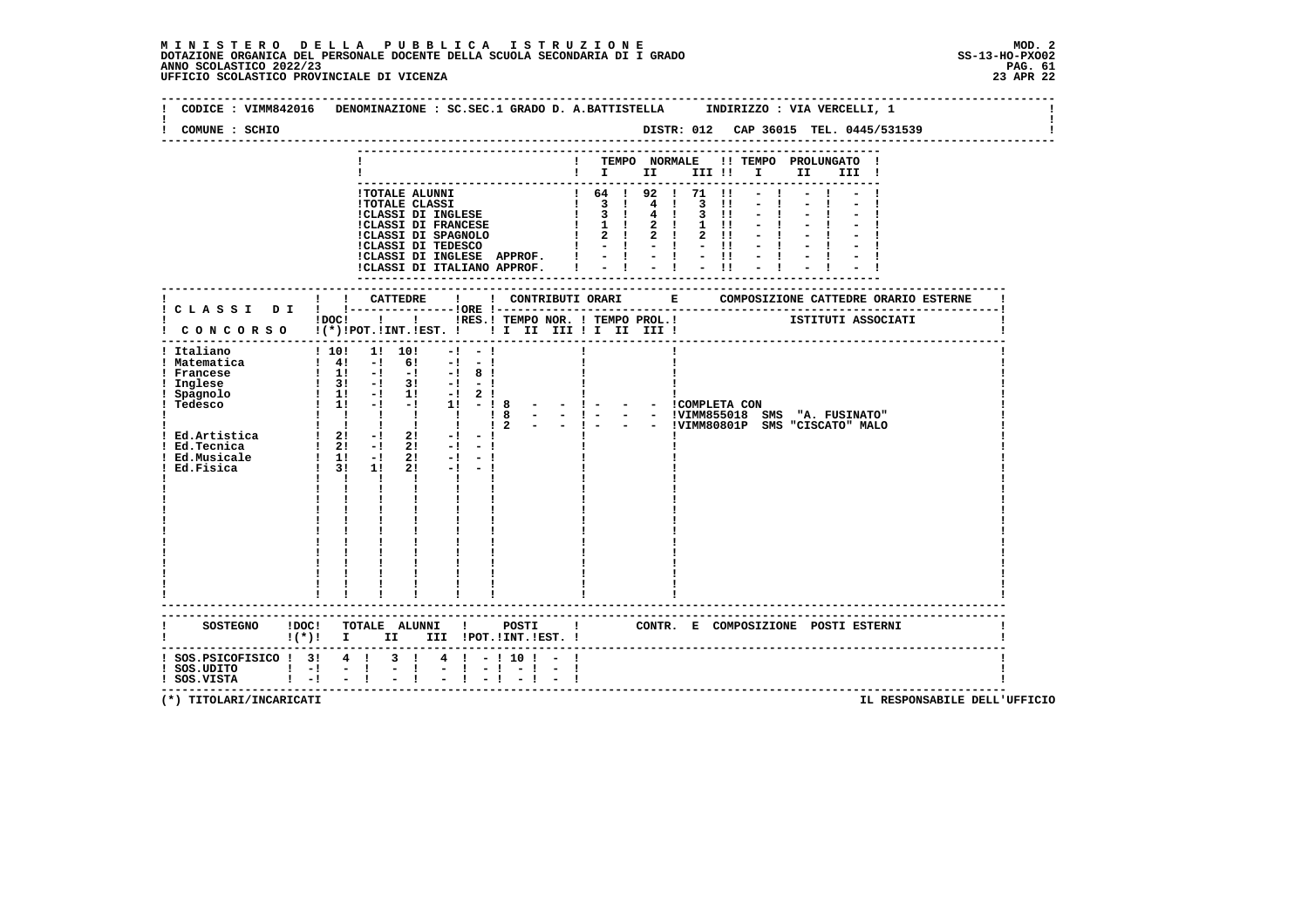# MINISTERO DELLA PUBBLICA ISTRUZIONE

DOTAZIONE ORGANICA DEL PERSONALE DOCENTE DELLA SCUOLA SECONDARIA DI I GRADO
ANNO SCOLASTICO 2022/23
UFFICIO SCOLASTICO PROVINCIALE DI VICENZA

MOD. 2
SS-13-HO-PXO02
23 APR 22

CODICE : VIMM842016 DENOMINAZIONE : SC.SEC.1 GRADO D. A.BATTISTELLA INDIRIZZO : VIA VERCELLI, 1

COMUNE : SCHIO DISTR: 012 CAP 36015 TEL. 0445/531539

| | TEMPO NORMALE I | II | III | TEMPO PROLUNGATO I | II | III |
|---|---|---|---|---|---|---|
| TOTALE ALUNNI | 64 | 92 | 71 | - | - | - |
| TOTALE CLASSI | 3 | 4 | 3 | - | - | - |
| CLASSI DI INGLESE | 3 | 4 | 3 | - | - | - |
| CLASSI DI FRANCESE | 1 | 2 | 1 | - | - | - |
| CLASSI DI SPAGNOLO | 2 | 2 | 2 | - | - | - |
| CLASSI DI TEDESCO | - | - | - | - | - | - |
| CLASSI DI INGLESE APPROF. | - | - | - | - | - | - |
| CLASSI DI ITALIANO APPROF. | - | - | - | - | - | - |

| CLASSI DI CONCORSO | DOC (*) | CATTEDRE POT. | INT. | EST. | ORE RES. | CONTRIBUTI ORARI TEMPO NOR. I II III | TEMPO PROL. I II III | COMPOSIZIONE CATTEDRE ORARIO ESTERNE - ISTITUTI ASSOCIATI |
|---|---|---|---|---|---|---|---|---|
| Italiano | 10 | 1 | 10 | - | - | | | |
| Matematica | 4 | - | 6 | - | - | | | |
| Francese | 1 | - | - | - | 8 | | | |
| Inglese | 3 | - | 3 | - | - | | | |
| Spagnolo | 1 | - | 1 | - | 2 | | | |
| Tedesco | 1 | - | - | 1 | - | 8 - - | - - - | COMPLETA CON |
| | | | | | | 8 - - | - - - | VIMM855018 SMS "A. FUSINATO" |
| | | | | | | 2 - - | - - - | VIMM80801P SMS "CISCATO" MALO |
| Ed.Artistica | 2 | - | 2 | - | - | | | |
| Ed.Tecnica | 2 | - | 2 | - | - | | | |
| Ed.Musicale | 1 | - | 2 | - | - | | | |
| Ed.Fisica | 3 | 1 | 2 | - | - | | | |

| SOSTEGNO | DOC (*) | TOTALE ALUNNI I | II | III | POSTI POT. | INT. | EST. | CONTR. E COMPOSIZIONE POSTI ESTERNI |
|---|---|---|---|---|---|---|---|---|
| SOS.PSICOFISICO | 3 | 4 | 3 | 4 | - | 10 | - | |
| SOS.UDITO | - | - | - | - | - | - | - | |
| SOS.VISTA | - | - | - | - | - | - | - | |

(*) TITOLARI/INCARICATI

IL RESPONSABILE DELL'UFFICIO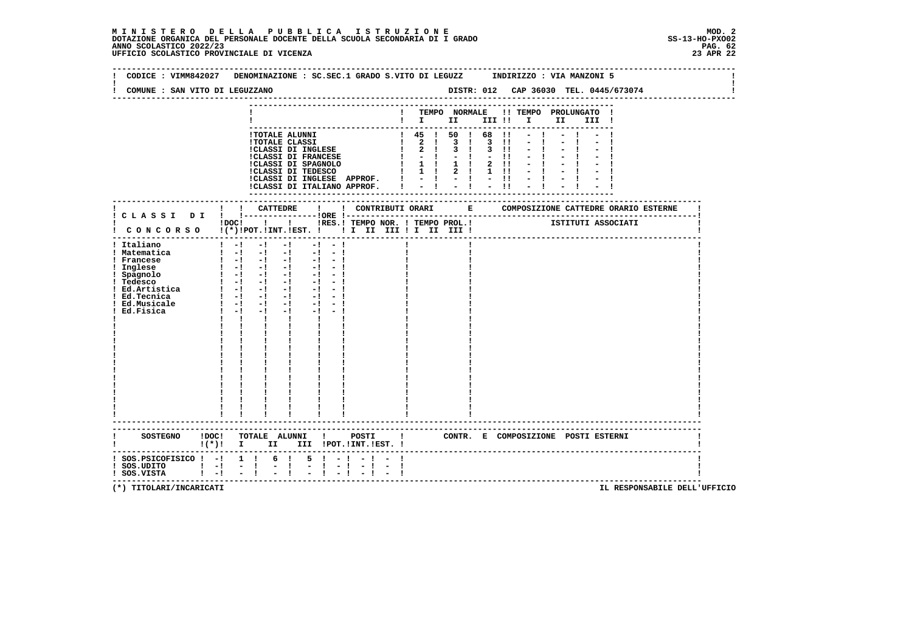**MINISTERO DELLA PUBBLICA ISTRUZIONE**
**DOTAZIONE ORGANICA DEL PERSONALE DOCENTE DELLA SCUOLA SECONDARIA DI I GRADO**
**ANNO SCOLASTICO 2022/23**
**UFFICIO SCOLASTICO PROVINCIALE DI VICENZA**

MOD. 2
SS-13-HO-PXO02
23 APR 22

CODICE : VIMM842027   DENOMINAZIONE : SC.SEC.1 GRADO S.VITO DI LEGUZZ   INDIRIZZO : VIA MANZONI 5

COMUNE : SAN VITO DI LEGUZZANO   DISTR: 012   CAP 36030   TEL. 0445/673074

| | TEMPO NORMALE I | II | III | TEMPO PROLUNGATO I | II | III |
|---|---|---|---|---|---|---|
| TOTALE ALUNNI | 45 | 50 | 68 | - | - | - |
| TOTALE CLASSI | 2 | 3 | 3 | - | - | - |
| CLASSI DI INGLESE | 2 | 3 | 3 | - | - | - |
| CLASSI DI FRANCESE | - | - | - | - | - | - |
| CLASSI DI SPAGNOLO | 1 | 1 | 2 | - | - | - |
| CLASSI DI TEDESCO | 1 | 2 | 1 | - | - | - |
| CLASSI DI INGLESE APPROF. | - | - | - | - | - | - |
| CLASSI DI ITALIANO APPROF. | - | - | - | - | - | - |

| CLASSI DI CONCORSO | DOC (*) | CATTEDRE POT. | INT. | EST. | ORE RES. | CONTRIBUTI ORARI TEMPO NOR. I II III | TEMPO PROL. I II III | E COMPOSIZIONE CATTEDRE ORARIO ESTERNE - ISTITUTI ASSOCIATI |
|---|---|---|---|---|---|---|---|---|
| Italiano | - | - | - | - | - | | | |
| Matematica | - | - | - | - | - | | | |
| Francese | - | - | - | - | - | | | |
| Inglese | - | - | - | - | - | | | |
| Spagnolo | - | - | - | - | - | | | |
| Tedesco | - | - | - | - | - | | | |
| Ed.Artistica | - | - | - | - | - | | | |
| Ed.Tecnica | - | - | - | - | - | | | |
| Ed.Musicale | - | - | - | - | - | | | |
| Ed.Fisica | - | - | - | - | - | | | |

| SOSTEGNO | DOC (*) | TOTALE ALUNNI I | II | III | POSTI POT. | INT. | EST. | CONTR. E COMPOSIZIONE POSTI ESTERNI |
|---|---|---|---|---|---|---|---|---|
| SOS.PSICOFISICO | - | 1 | 6 | 5 | - | - | - | |
| SOS.UDITO | - | - | - | - | - | - | - | |
| SOS.VISTA | - | - | - | - | - | - | - | |

(*) TITOLARI/INCARICATI

IL RESPONSABILE DELL'UFFICIO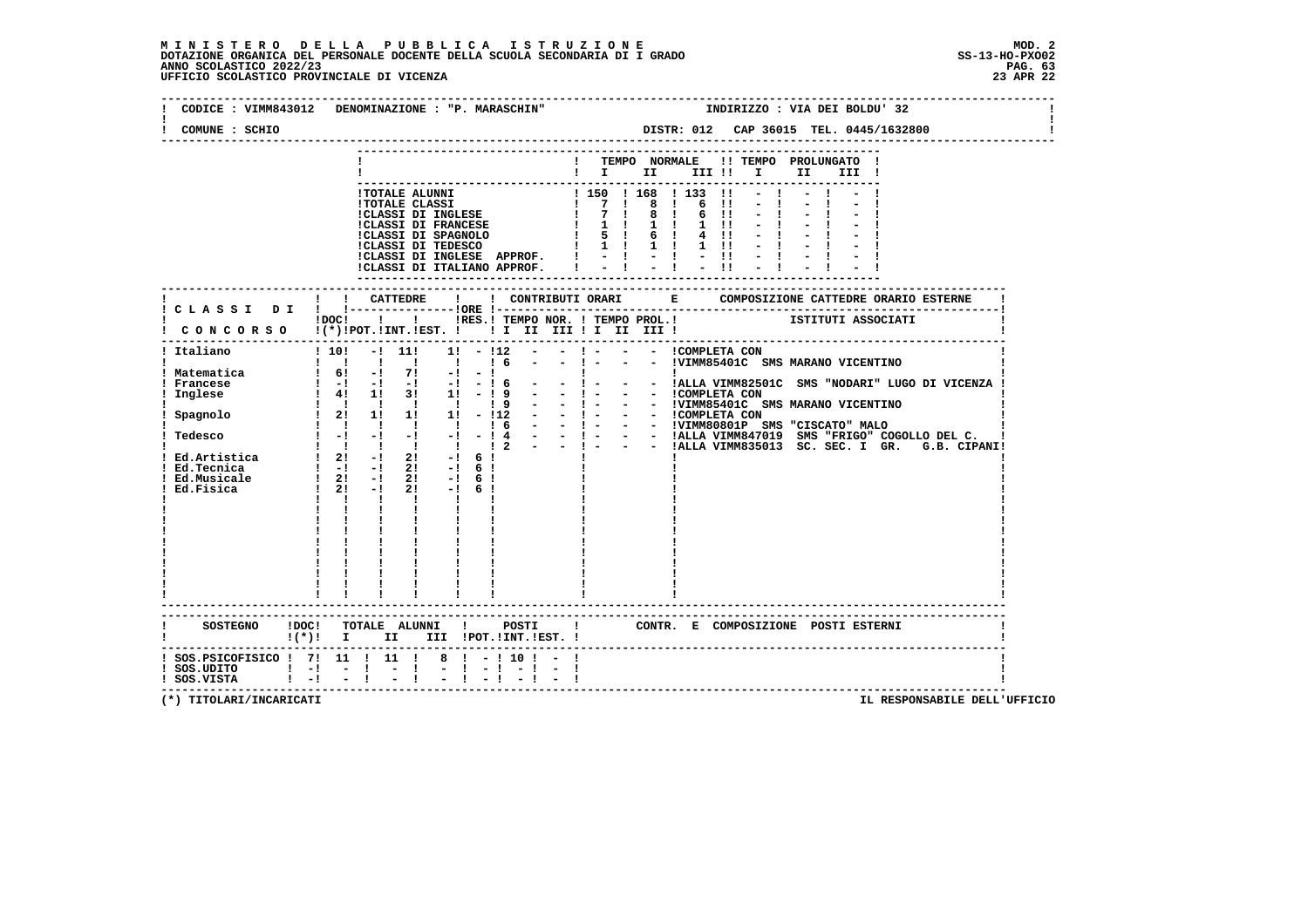# MINISTERO DELLA PUBBLICA ISTRUZIONE

**DOTAZIONE ORGANICA DEL PERSONALE DOCENTE DELLA SCUOLA SECONDARIA DI I GRADO**
**ANNO SCOLASTICO 2022/23**
**UFFICIO SCOLASTICO PROVINCIALE DI VICENZA**

MOD. 2
SS-13-HO-PXO02
23 APR 22

CODICE : VIMM843012 DENOMINAZIONE : "P. MARASCHIN" INDIRIZZO : VIA DEI BOLDU' 32

COMUNE : SCHIO DISTR: 012 CAP 36015 TEL. 0445/1632800

| | TEMPO NORMALE I | II | III | TEMPO PROLUNGATO I | II | III |
|---|---|---|---|---|---|---|
| TOTALE ALUNNI | 150 | 168 | 133 | - | - | - |
| TOTALE CLASSI | 7 | 8 | 6 | - | - | - |
| CLASSI DI INGLESE | 7 | 8 | 6 | - | - | - |
| CLASSI DI FRANCESE | 1 | 1 | 1 | - | - | - |
| CLASSI DI SPAGNOLO | 5 | 6 | 4 | - | - | - |
| CLASSI DI TEDESCO | 1 | 1 | 1 | - | - | - |
| CLASSI DI INGLESE APPROF. | - | - | - | - | - | - |
| CLASSI DI ITALIANO APPROF. | - | - | - | - | - | - |

| CLASSI DI CONCORSO | DOC (*) | CATTEDRE POT. | CATTEDRE INT. | CATTEDRE EST. | ORE RES. | TEMPO NOR. I | II | III | TEMPO PROL. I | II | III | COMPOSIZIONE CATTEDRE ORARIO ESTERNE / ISTITUTI ASSOCIATI |
|---|---|---|---|---|---|---|---|---|---|---|---|---|
| Italiano | 10 | - | 11 | 1 | - | 12 | - | - | - | - | - | COMPLETA CON |
| | | | | | | 6 | - | - | - | - | - | VIMM85401C SMS MARANO VICENTINO |
| Matematica | 6 | - | 7 | - | - | | | | | | | |
| Francese | - | - | - | - | - | 6 | - | - | - | - | - | ALLA VIMM82501C SMS "NODARI" LUGO DI VICENZA |
| Inglese | 4 | 1 | 3 | 1 | - | 9 | - | - | - | - | - | COMPLETA CON |
| | | | | | | 9 | - | - | - | - | - | VIMM85401C SMS MARANO VICENTINO |
| Spagnolo | 2 | 1 | 1 | 1 | - | 12 | - | - | - | - | - | COMPLETA CON |
| | | | | | | 6 | - | - | - | - | - | VIMM80801P SMS "CISCATO" MALO |
| Tedesco | - | - | - | - | - | 4 | - | - | - | - | - | ALLA VIMM847019 SMS "FRIGO" COGOLLO DEL C. |
| | | | | | | 2 | - | - | - | - | - | ALLA VIMM835013 SC. SEC. I GR. G.B. CIPANI |
| Ed.Artistica | 2 | - | 2 | - | 6 | | | | | | | |
| Ed.Tecnica | - | - | 2 | - | 6 | | | | | | | |
| Ed.Musicale | 2 | - | 2 | - | 6 | | | | | | | |
| Ed.Fisica | 2 | - | 2 | - | 6 | | | | | | | |

| SOSTEGNO | DOC (*) | TOTALE ALUNNI I | II | III | POSTI POT. | INT. | EST. | CONTR. E COMPOSIZIONE POSTI ESTERNI |
|---|---|---|---|---|---|---|---|---|
| SOS.PSICOFISICO | 7 | 11 | 11 | 8 | - | 10 | - | |
| SOS.UDITO | - | - | - | - | - | - | - | |
| SOS.VISTA | - | - | - | - | - | - | - | |

(*) TITOLARI/INCARICATI

IL RESPONSABILE DELL'UFFICIO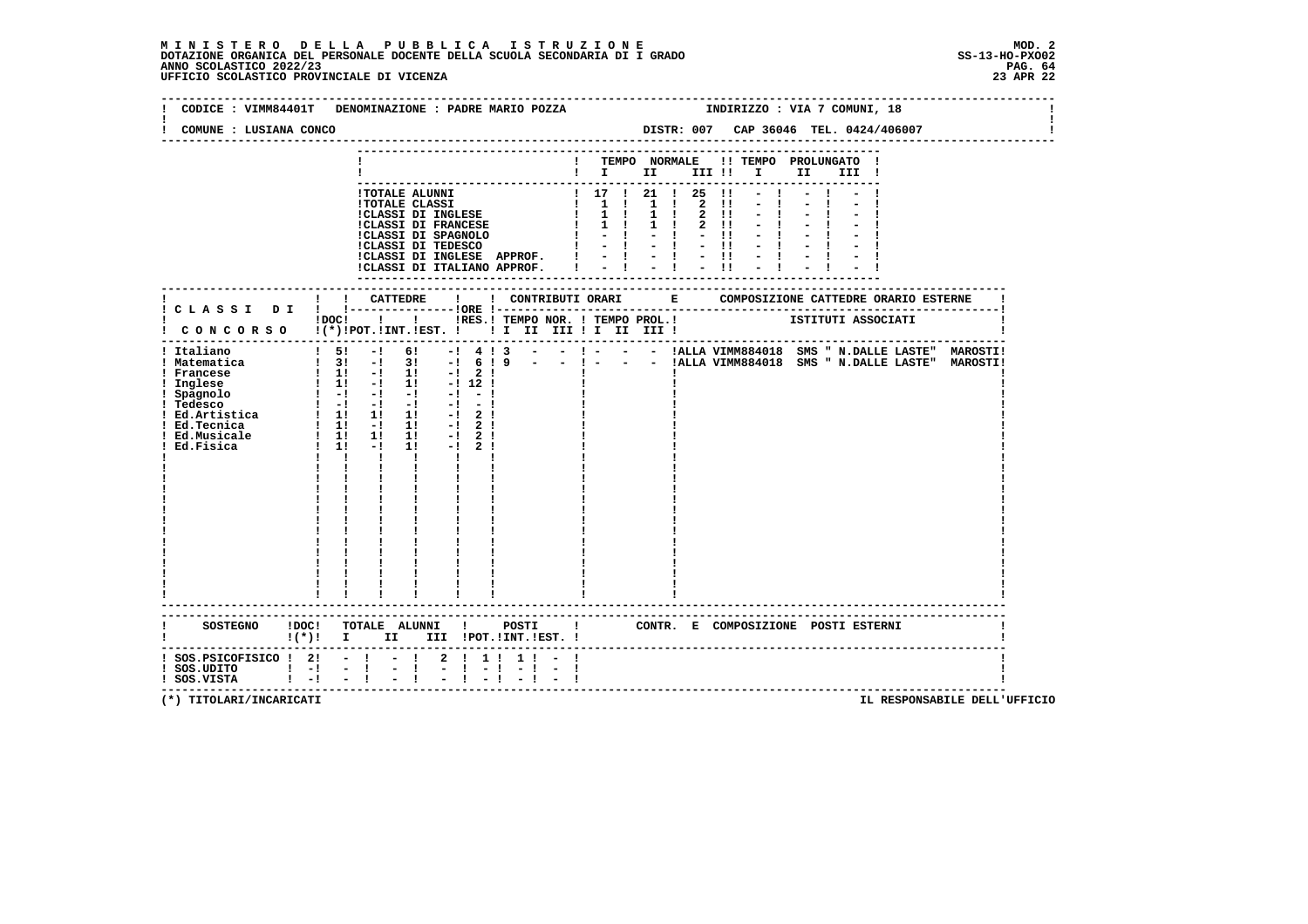**M I N I S T E R O   D E L L A   P U B B L I C A   I S T R U Z I O N E**
**DOTAZIONE ORGANICA DEL PERSONALE DOCENTE DELLA SCUOLA SECONDARIA DI I GRADO**
**ANNO SCOLASTICO 2022/23**
**UFFICIO SCOLASTICO PROVINCIALE DI VICENZA**

MOD. 2
SS-13-HO-PXO02
23 APR 22

CODICE : VIMM84401T   DENOMINAZIONE : PADRE MARIO POZZA   INDIRIZZO : VIA 7 COMUNI, 18

COMUNE : LUSIANA CONCO   DISTR: 007   CAP 36046  TEL. 0424/406007

| | TEMPO NORMALE I | II | III | TEMPO PROLUNGATO I | II | III |
|---|---|---|---|---|---|---|
| TOTALE ALUNNI | 17 | 21 | 25 | - | - | - |
| TOTALE CLASSI | 1 | 1 | 2 | - | - | - |
| CLASSI DI INGLESE | 1 | 1 | 2 | - | - | - |
| CLASSI DI FRANCESE | 1 | 1 | 2 | - | - | - |
| CLASSI DI SPAGNOLO | - | - | - | - | - | - |
| CLASSI DI TEDESCO | - | - | - | - | - | - |
| CLASSI DI INGLESE APPROF. | - | - | - | - | - | - |
| CLASSI DI ITALIANO APPROF. | - | - | - | - | - | - |

| CLASSI DI CONCORSO | DOC (*) | CATTEDRE POT. | CATTEDRE INT. | CATTEDRE EST. | ORE RES. | TEMPO NOR. I | TEMPO NOR. II | TEMPO NOR. III | TEMPO PROL. I | TEMPO PROL. II | TEMPO PROL. III | COMPOSIZIONE CATTEDRE ORARIO ESTERNE - ISTITUTI ASSOCIATI |
|---|---|---|---|---|---|---|---|---|---|---|---|---|
| Italiano | 5 | - | 6 | - | 4 | 3 | - | - | - | - | - | ALLA VIMM884018 SMS " N.DALLE LASTE" MAROSTI |
| Matematica | 3 | - | 3 | - | 6 | 9 | - | - | - | - | - | ALLA VIMM884018 SMS " N.DALLE LASTE" MAROSTI |
| Francese | 1 | - | 1 | - | 2 | | | | | | | |
| Inglese | 1 | - | 1 | - | 12 | | | | | | | |
| Spagnolo | - | - | - | - | - | | | | | | | |
| Tedesco | - | - | - | - | - | | | | | | | |
| Ed.Artistica | 1 | 1 | 1 | - | 2 | | | | | | | |
| Ed.Tecnica | 1 | - | 1 | - | 2 | | | | | | | |
| Ed.Musicale | 1 | 1 | 1 | - | 2 | | | | | | | |
| Ed.Fisica | 1 | - | 1 | - | 2 | | | | | | | |

| SOSTEGNO | DOC (*) | TOTALE ALUNNI I | II | III | POSTI POT. | INT. | EST. | CONTR. E COMPOSIZIONE POSTI ESTERNI |
|---|---|---|---|---|---|---|---|---|
| SOS.PSICOFISICO | 2 | - | - | 2 | 1 | 1 | - | |
| SOS.UDITO | - | - | - | - | - | - | - | |
| SOS.VISTA | - | - | - | - | - | - | - | |

(*) TITOLARI/INCARICATI

IL RESPONSABILE DELL'UFFICIO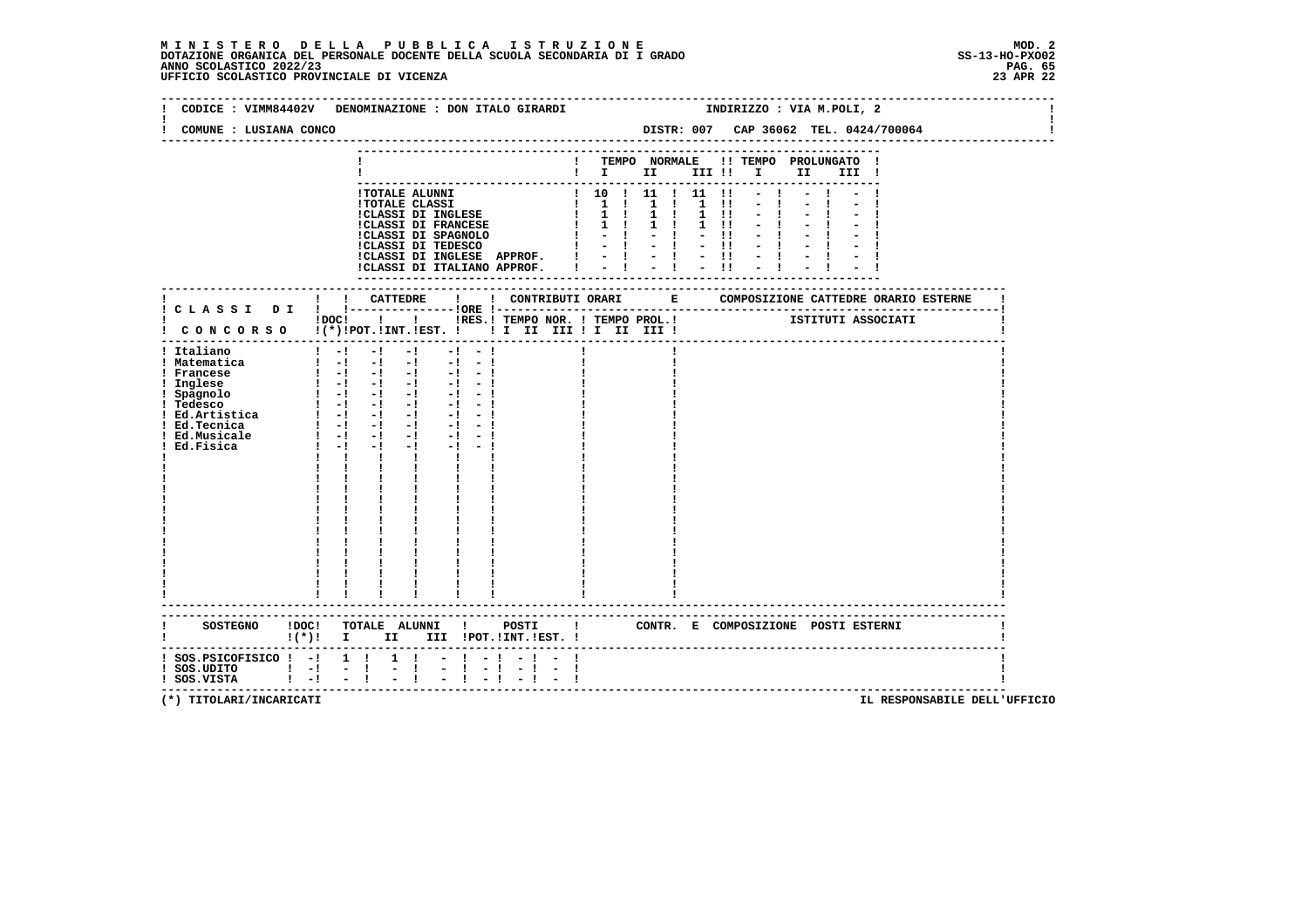**M I N I S T E R O   D E L L A   P U B B L I C A   I S T R U Z I O N E**
**DOTAZIONE ORGANICA DEL PERSONALE DOCENTE DELLA SCUOLA SECONDARIA DI I GRADO**
**ANNO SCOLASTICO 2022/23**
**UFFICIO SCOLASTICO PROVINCIALE DI VICENZA**

MOD. 2
SS-13-HO-PXO02
23 APR 22

CODICE : VIMM84402V   DENOMINAZIONE : DON ITALO GIRARDI   INDIRIZZO : VIA M.POLI, 2

COMUNE : LUSIANA CONCO   DISTR: 007   CAP 36062   TEL. 0424/700064

| | TEMPO NORMALE I | TEMPO NORMALE II | TEMPO NORMALE III | TEMPO PROLUNGATO I | TEMPO PROLUNGATO II | TEMPO PROLUNGATO III |
|---|---|---|---|---|---|---|
| TOTALE ALUNNI | 10 | 11 | 11 | - | - | - |
| TOTALE CLASSI | 1 | 1 | 1 | - | - | - |
| CLASSI DI INGLESE | 1 | 1 | 1 | - | - | - |
| CLASSI DI FRANCESE | 1 | 1 | 1 | - | - | - |
| CLASSI DI SPAGNOLO | - | - | - | - | - | - |
| CLASSI DI TEDESCO | - | - | - | - | - | - |
| CLASSI DI INGLESE APPROF. | - | - | - | - | - | - |
| CLASSI DI ITALIANO APPROF. | - | - | - | - | - | - |

| CLASSI DI CONCORSO | DOC (*) | CATTEDRE POT. | CATTEDRE INT. | CATTEDRE EST. | ORE RES. | CONTRIBUTI ORARI TEMPO NOR. I II III | TEMPO PROL. I II III | COMPOSIZIONE CATTEDRE ORARIO ESTERNE - ISTITUTI ASSOCIATI |
|---|---|---|---|---|---|---|---|---|
| Italiano | - | - | - | - | - | | | |
| Matematica | - | - | - | - | - | | | |
| Francese | - | - | - | - | - | | | |
| Inglese | - | - | - | - | - | | | |
| Spagnolo | - | - | - | - | - | | | |
| Tedesco | - | - | - | - | - | | | |
| Ed.Artistica | - | - | - | - | - | | | |
| Ed.Tecnica | - | - | - | - | - | | | |
| Ed.Musicale | - | - | - | - | - | | | |
| Ed.Fisica | - | - | - | - | - | | | |

| SOSTEGNO | DOC (*) | TOTALE ALUNNI I | II | III | POSTI POT. | INT. | EST. | CONTR. E COMPOSIZIONE POSTI ESTERNI |
|---|---|---|---|---|---|---|---|---|
| SOS.PSICOFISICO | - | 1 | 1 | - | - | - | - | |
| SOS.UDITO | - | - | - | - | - | - | - | |
| SOS.VISTA | - | - | - | - | - | - | - | |

(*) TITOLARI/INCARICATI

IL RESPONSABILE DELL'UFFICIO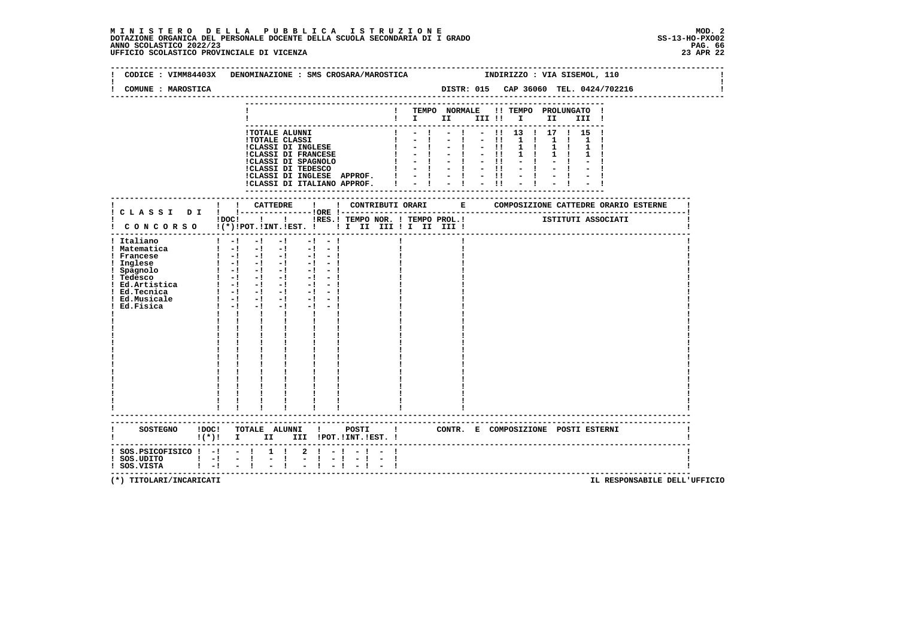**M I N I S T E R O D E L L A P U B B L I C A I S T R U Z I O N E**
**DOTAZIONE ORGANICA DEL PERSONALE DOCENTE DELLA SCUOLA SECONDARIA DI I GRADO**
**ANNO SCOLASTICO 2022/23**
**UFFICIO SCOLASTICO PROVINCIALE DI VICENZA**

MOD. 2
SS-13-HO-PXO02
23 APR 22

CODICE : VIMM84403X DENOMINAZIONE : SMS CROSARA/MAROSTICA INDIRIZZO : VIA SISEMOL, 110

COMUNE : MAROSTICA DISTR: 015 CAP 36060 TEL. 0424/702216

| | TEMPO NORMALE I | II | III | TEMPO PROLUNGATO I | II | III |
|---|---|---|---|---|---|---|
| TOTALE ALUNNI | - | - | - | 13 | 17 | 15 |
| TOTALE CLASSI | - | - | - | 1 | 1 | 1 |
| CLASSI DI INGLESE | - | - | - | 1 | 1 | 1 |
| CLASSI DI FRANCESE | - | - | - | 1 | 1 | 1 |
| CLASSI DI SPAGNOLO | - | - | - | - | - | - |
| CLASSI DI TEDESCO | - | - | - | - | - | - |
| CLASSI DI INGLESE APPROF. | - | - | - | - | - | - |
| CLASSI DI ITALIANO APPROF. | - | - | - | - | - | - |

| CLASSI DI CONCORSO | DOC (*) | CATTEDRE POT. | INT. | EST. | ORE RES. | CONTRIBUTI ORARI TEMPO NOR. I II III | TEMPO PROL. I II III | COMPOSIZIONE CATTEDRE ORARIO ESTERNE - ISTITUTI ASSOCIATI |
|---|---|---|---|---|---|---|---|---|
| Italiano | - | - | - | - | - | | | |
| Matematica | - | - | - | - | - | | | |
| Francese | - | - | - | - | - | | | |
| Inglese | - | - | - | - | - | | | |
| Spagnolo | - | - | - | - | - | | | |
| Tedesco | - | - | - | - | - | | | |
| Ed.Artistica | - | - | - | - | - | | | |
| Ed.Tecnica | - | - | - | - | - | | | |
| Ed.Musicale | - | - | - | - | - | | | |
| Ed.Fisica | - | - | - | - | - | | | |

| SOSTEGNO | DOC (*) | TOTALE ALUNNI I | II | III | POSTI POT. | INT. | EST. | CONTR. E COMPOSIZIONE POSTI ESTERNI |
|---|---|---|---|---|---|---|---|---|
| SOS.PSICOFISICO | - | - | 1 | 2 | - | - | - | |
| SOS.UDITO | - | - | - | - | - | - | - | |
| SOS.VISTA | - | - | - | - | - | - | - | |

(*) TITOLARI/INCARICATI

IL RESPONSABILE DELL'UFFICIO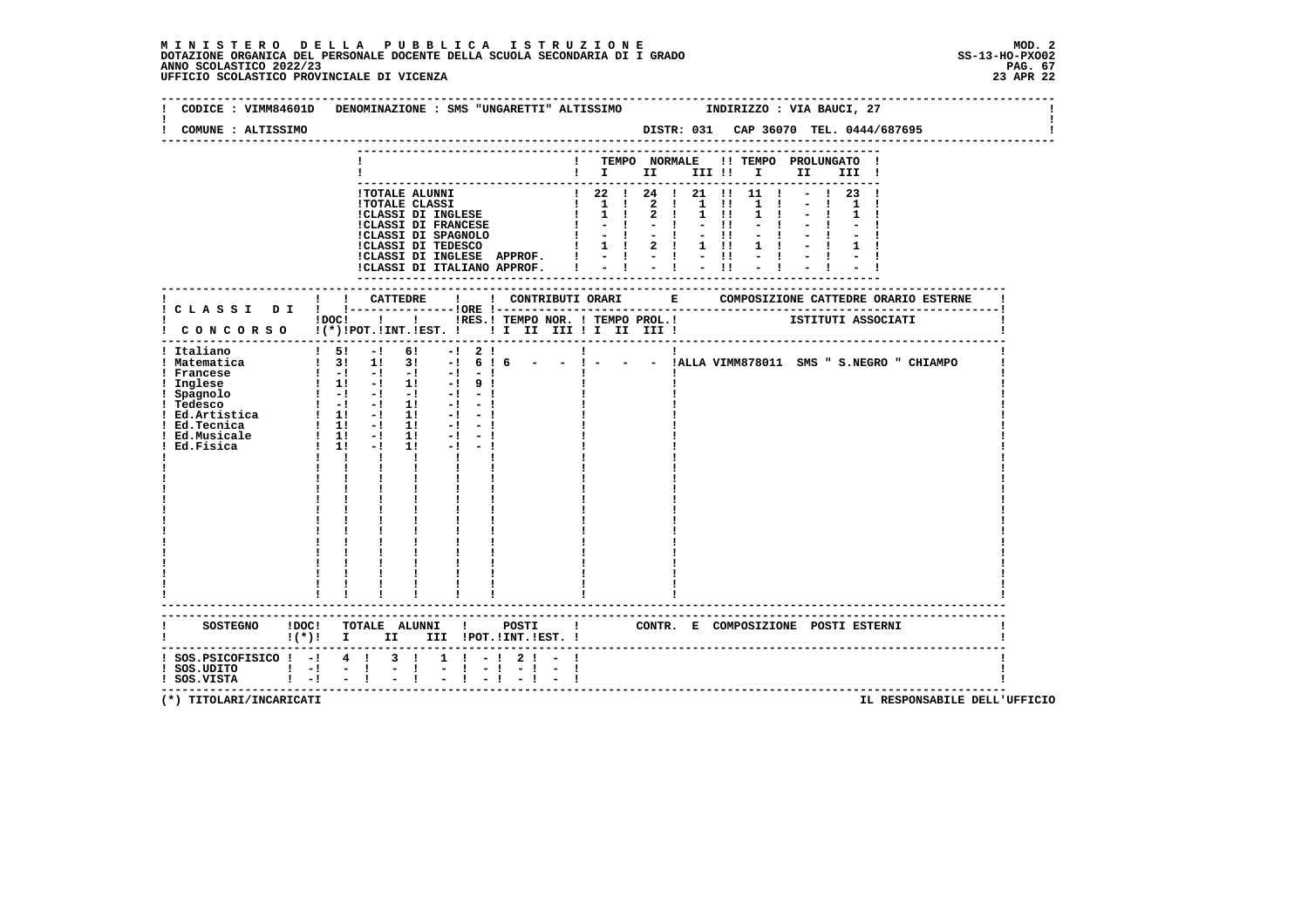**MINISTERO DELLA PUBBLICA ISTRUZIONE**
**DOTAZIONE ORGANICA DEL PERSONALE DOCENTE DELLA SCUOLA SECONDARIA DI I GRADO**
**ANNO SCOLASTICO 2022/23**
**UFFICIO SCOLASTICO PROVINCIALE DI VICENZA**

MOD. 2
SS-13-HO-PXO02
23 APR 22

CODICE : VIMM84601D DENOMINAZIONE : SMS "UNGARETTI" ALTISSIMO INDIRIZZO : VIA BAUCI, 27

COMUNE : ALTISSIMO DISTR: 031 CAP 36070 TEL. 0444/687695

| | TEMPO NORMALE I | II | III | TEMPO PROLUNGATO I | II | III |
|---|---|---|---|---|---|---|
| TOTALE ALUNNI | 22 | 24 | 21 | 11 | - | 23 |
| TOTALE CLASSI | 1 | 2 | 1 | 1 | - | 1 |
| CLASSI DI INGLESE | 1 | 2 | 1 | 1 | - | 1 |
| CLASSI DI FRANCESE | - | - | - | - | - | - |
| CLASSI DI SPAGNOLO | - | - | - | - | - | - |
| CLASSI DI TEDESCO | 1 | 2 | 1 | 1 | - | 1 |
| CLASSI DI INGLESE APPROF. | - | - | - | - | - | - |
| CLASSI DI ITALIANO APPROF. | - | - | - | - | - | - |

| CLASSI DI CONCORSO | DOC (*) | CATTEDRE POT. | INT. | EST. | ORE RES. | CONTRIBUTI ORARI TEMPO NOR. I II III | TEMPO PROL. I II III | COMPOSIZIONE CATTEDRE ORARIO ESTERNE - ISTITUTI ASSOCIATI |
|---|---|---|---|---|---|---|---|---|
| Italiano | 5 | - | 6 | - | 2 | | | |
| Matematica | 3 | 1 | 3 | - | 6 | 6 - - | - - - | ALLA VIMM878011 SMS " S.NEGRO " CHIAMPO |
| Francese | - | - | - | - | - | | | |
| Inglese | 1 | - | 1 | - | 9 | | | |
| Spagnolo | - | - | - | - | - | | | |
| Tedesco | - | - | 1 | - | - | | | |
| Ed.Artistica | 1 | - | 1 | - | - | | | |
| Ed.Tecnica | 1 | - | 1 | - | - | | | |
| Ed.Musicale | 1 | - | 1 | - | - | | | |
| Ed.Fisica | 1 | - | 1 | - | - | | | |

| SOSTEGNO | DOC (*) | TOTALE ALUNNI I | II | III | POSTI POT. | INT. | EST. | CONTR. E COMPOSIZIONE POSTI ESTERNI |
|---|---|---|---|---|---|---|---|---|
| SOS.PSICOFISICO | - | 4 | 3 | 1 | - | 2 | - | |
| SOS.UDITO | - | - | - | - | - | - | - | |
| SOS.VISTA | - | - | - | - | - | - | - | |

(*) TITOLARI/INCARICATI

IL RESPONSABILE DELL'UFFICIO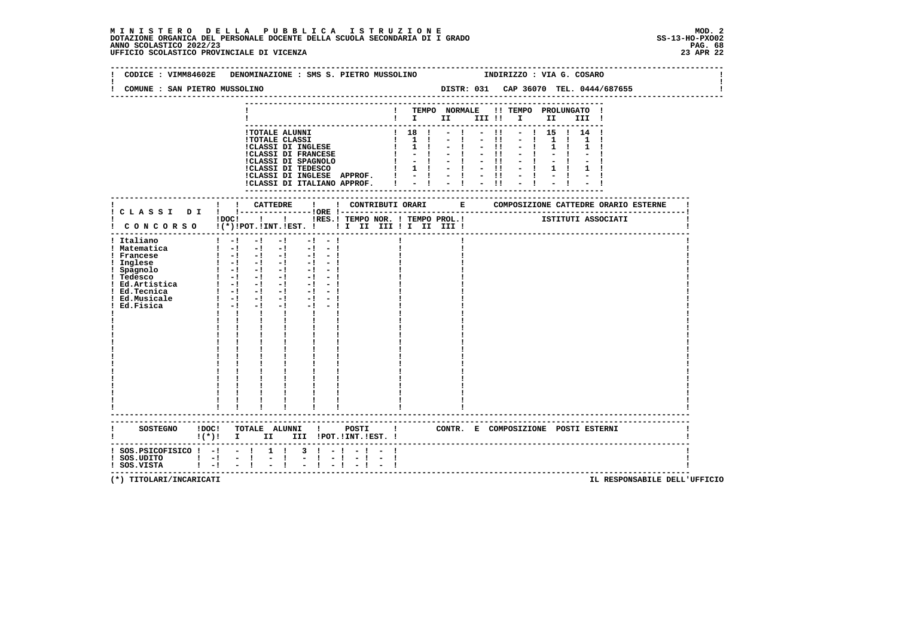# MINISTERO DELLA PUBBLICA ISTRUZIONE

DOTAZIONE ORGANICA DEL PERSONALE DOCENTE DELLA SCUOLA SECONDARIA DI I GRADO
ANNO SCOLASTICO 2022/23
UFFICIO SCOLASTICO PROVINCIALE DI VICENZA

MOD. 2
SS-13-HO-PXO02
23 APR 22

CODICE : VIMM84602E DENOMINAZIONE : SMS S. PIETRO MUSSOLINO INDIRIZZO : VIA G. COSARO

COMUNE : SAN PIETRO MUSSOLINO DISTR: 031 CAP 36070 TEL. 0444/687655

| | TEMPO NORMALE I | II | III | TEMPO PROLUNGATO I | II | III |
|---|---|---|---|---|---|---|
| TOTALE ALUNNI | 18 | - | - | - | 15 | 14 |
| TOTALE CLASSI | 1 | - | - | - | 1 | 1 |
| CLASSI DI INGLESE | 1 | - | - | - | 1 | 1 |
| CLASSI DI FRANCESE | - | - | - | - | - | - |
| CLASSI DI SPAGNOLO | - | - | - | - | - | - |
| CLASSI DI TEDESCO | 1 | - | - | - | 1 | 1 |
| CLASSI DI INGLESE APPROF. | - | - | - | - | - | - |
| CLASSI DI ITALIANO APPROF. | - | - | - | - | - | - |

| CLASSI DI CONCORSO | DOC (*) | CATTEDRE POT. | INT. | EST. | ORE RES. | CONTRIBUTI ORARI TEMPO NOR. I II III | TEMPO PROL. I II III | COMPOSIZIONE CATTEDRE ORARIO ESTERNE ISTITUTI ASSOCIATI |
|---|---|---|---|---|---|---|---|---|
| Italiano | - | - | - | - | - | | | |
| Matematica | - | - | - | - | - | | | |
| Francese | - | - | - | - | - | | | |
| Inglese | - | - | - | - | - | | | |
| Spagnolo | - | - | - | - | - | | | |
| Tedesco | - | - | - | - | - | | | |
| Ed.Artistica | - | - | - | - | - | | | |
| Ed.Tecnica | - | - | - | - | - | | | |
| Ed.Musicale | - | - | - | - | - | | | |
| Ed.Fisica | - | - | - | - | - | | | |

| SOSTEGNO | DOC (*) | TOTALE ALUNNI I | II | III | POSTI POT. | INT. | EST. | CONTR. E COMPOSIZIONE POSTI ESTERNI |
|---|---|---|---|---|---|---|---|---|
| SOS.PSICOFISICO | - | - | 1 | 3 | - | - | - | |
| SOS.UDITO | - | - | - | - | - | - | - | |
| SOS.VISTA | - | - | - | - | - | - | - | |

(*) TITOLARI/INCARICATI

IL RESPONSABILE DELL'UFFICIO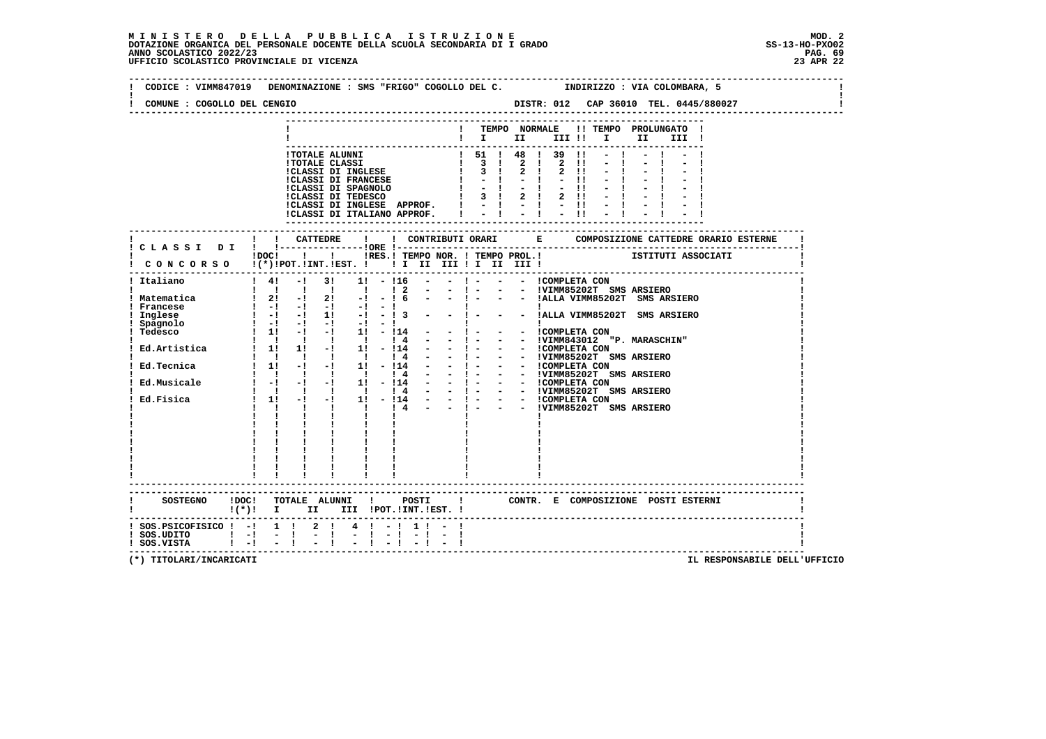**MINISTERO DELLA PUBBLICA ISTRUZIONE** — MOD. 2
DOTAZIONE ORGANICA DEL PERSONALE DOCENTE DELLA SCUOLA SECONDARIA DI I GRADO — SS-13-HO-PXO02
ANNO SCOLASTICO 2022/23
UFFICIO SCOLASTICO PROVINCIALE DI VICENZA — 23 APR 22

CODICE : VIMM847019   DENOMINAZIONE : SMS "FRIGO" COGOLLO DEL C.   INDIRIZZO : VIA COLOMBARA, 5

COMUNE : COGOLLO DEL CENGIO   DISTR: 012   CAP 36010   TEL. 0445/880027

| | TEMPO NORMALE I | II | III | TEMPO PROLUNGATO I | II | III |
|---|---|---|---|---|---|---|
| TOTALE ALUNNI | 51 | 48 | 39 | - | - | - |
| TOTALE CLASSI | 3 | 2 | 2 | - | - | - |
| CLASSI DI INGLESE | 3 | 2 | 2 | - | - | - |
| CLASSI DI FRANCESE | - | - | - | - | - | - |
| CLASSI DI SPAGNOLO | - | - | - | - | - | - |
| CLASSI DI TEDESCO | 3 | 2 | 2 | - | - | - |
| CLASSI DI INGLESE APPROF. | - | - | - | - | - | - |
| CLASSI DI ITALIANO APPROF. | - | - | - | - | - | - |

| CLASSI DI CONCORSO | DOC (*) | CATTEDRE POT. | CATTEDRE INT. | CATTEDRE EST. | ORE RES. | TEMPO NOR. I | II | III | TEMPO PROL. I | II | III | COMPOSIZIONE CATTEDRE ORARIO ESTERNE / ISTITUTI ASSOCIATI |
|---|---|---|---|---|---|---|---|---|---|---|---|---|
| Italiano | 4 | - | 3 | 1 | - | 16 | - | - | - | - | - | COMPLETA CON |
| | | | | | | 2 | - | - | - | - | - | VIMM85202T SMS ARSIERO |
| Matematica | 2 | - | 2 | - | - | 6 | - | - | - | - | - | ALLA VIMM85202T SMS ARSIERO |
| Francese | - | - | - | - | - | | | | | | | |
| Inglese | - | - | 1 | - | - | 3 | - | - | - | - | - | ALLA VIMM85202T SMS ARSIERO |
| Spagnolo | - | - | - | - | - | | | | | | | |
| Tedesco | 1 | - | - | 1 | - | 14 | - | - | - | - | - | COMPLETA CON |
| | | | | | | 4 | - | - | - | - | - | VIMM843012 "P. MARASCHIN" |
| Ed.Artistica | 1 | 1 | - | 1 | - | 14 | - | - | - | - | - | COMPLETA CON |
| | | | | | | 4 | - | - | - | - | - | VIMM85202T SMS ARSIERO |
| Ed.Tecnica | 1 | - | - | 1 | - | 14 | - | - | - | - | - | COMPLETA CON |
| | | | | | | 4 | - | - | - | - | - | VIMM85202T SMS ARSIERO |
| Ed.Musicale | - | - | - | 1 | - | 14 | - | - | - | - | - | COMPLETA CON |
| | | | | | | 4 | - | - | - | - | - | VIMM85202T SMS ARSIERO |
| Ed.Fisica | 1 | - | - | 1 | - | 14 | - | - | - | - | - | COMPLETA CON |
| | | | | | | 4 | - | - | - | - | - | VIMM85202T SMS ARSIERO |

| SOSTEGNO | DOC (*) | TOTALE ALUNNI I | II | III | POSTI POT. | INT. | EST. | CONTR. E COMPOSIZIONE POSTI ESTERNI |
|---|---|---|---|---|---|---|---|---|
| SOS.PSICOFISICO | - | 1 | 2 | 4 | - | 1 | - | |
| SOS.UDITO | - | - | - | - | - | - | - | |
| SOS.VISTA | - | - | - | - | - | - | - | |

(*) TITOLARI/INCARICATI — IL RESPONSABILE DELL'UFFICIO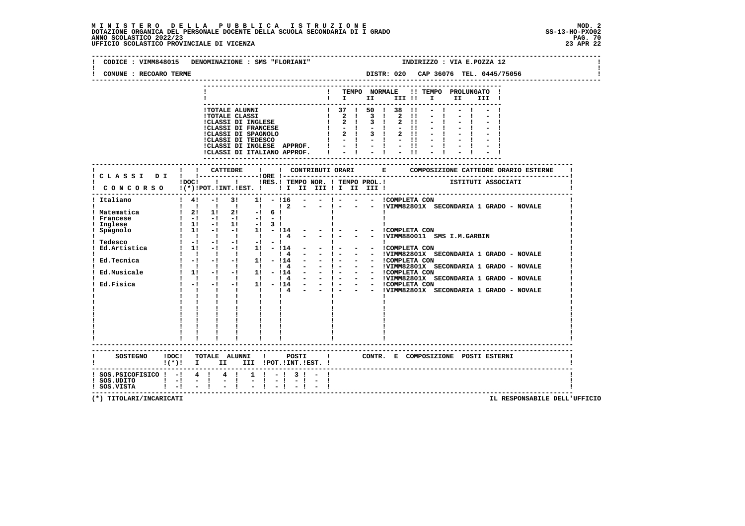**MINISTERO DELLA PUBBLICA ISTRUZIONE**
**DOTAZIONE ORGANICA DEL PERSONALE DOCENTE DELLA SCUOLA SECONDARIA DI I GRADO**
**ANNO SCOLASTICO 2022/23**
**UFFICIO SCOLASTICO PROVINCIALE DI VICENZA**

MOD. 2
SS-13-HO-PXO02
23 APR 22

CODICE : VIMM848015   DENOMINAZIONE : SMS "FLORIANI"   INDIRIZZO : VIA E.POZZA 12

COMUNE : RECOARO TERME   DISTR: 020   CAP 36076  TEL. 0445/75056

| | TEMPO NORMALE I | II | III | TEMPO PROLUNGATO I | II | III |
|---|---|---|---|---|---|---|
| TOTALE ALUNNI | 37 | 50 | 38 | - | - | - |
| TOTALE CLASSI | 2 | 3 | 2 | - | - | - |
| CLASSI DI INGLESE | 2 | 3 | 2 | - | - | - |
| CLASSI DI FRANCESE | - | - | - | - | - | - |
| CLASSI DI SPAGNOLO | 2 | 3 | 2 | - | - | - |
| CLASSI DI TEDESCO | - | - | - | - | - | - |
| CLASSI DI INGLESE APPROF. | - | - | - | - | - | - |
| CLASSI DI ITALIANO APPROF. | - | - | - | - | - | - |

| CLASSI DI CONCORSO | DOC (*) | CATTEDRE POT. | INT. | EST. | ORE RES. | TEMPO NOR. I | II | III | TEMPO PROL. I | II | III | COMPOSIZIONE CATTEDRE ORARIO ESTERNE / ISTITUTI ASSOCIATI |
|---|---|---|---|---|---|---|---|---|---|---|---|---|
| Italiano | 4 | - | 3 | 1 | - | 16 | - | - | - | - | - | COMPLETA CON |
| | | | | | | 2 | - | - | - | - | - | VIMM82801X SECONDARIA 1 GRADO - NOVALE |
| Matematica | 2 | 1 | 2 | - | 6 | | | | | | | |
| Francese | - | - | - | - | - | | | | | | | |
| Inglese | 1 | - | 1 | - | 3 | | | | | | | |
| Spagnolo | 1 | - | - | 1 | - | 14 | - | - | - | - | - | COMPLETA CON |
| | | | | | | 4 | - | - | - | - | - | VIMM880011 SMS I.M.GARBIN |
| Tedesco | - | - | - | - | - | | | | | | | |
| Ed.Artistica | 1 | - | - | 1 | - | 14 | - | - | - | - | - | COMPLETA CON |
| | | | | | | 4 | - | - | - | - | - | VIMM82801X SECONDARIA 1 GRADO - NOVALE |
| Ed.Tecnica | - | - | - | 1 | - | 14 | - | - | - | - | - | COMPLETA CON |
| | | | | | | 4 | - | - | - | - | - | VIMM82801X SECONDARIA 1 GRADO - NOVALE |
| Ed.Musicale | 1 | - | - | 1 | - | 14 | - | - | - | - | - | COMPLETA CON |
| | | | | | | 4 | - | - | - | - | - | VIMM82801X SECONDARIA 1 GRADO - NOVALE |
| Ed.Fisica | - | - | - | 1 | - | 14 | - | - | - | - | - | COMPLETA CON |
| | | | | | | 4 | - | - | - | - | - | VIMM82801X SECONDARIA 1 GRADO - NOVALE |

| SOSTEGNO | DOC (*) | TOTALE ALUNNI I | II | III | POSTI POT. | INT. | EST. | CONTR. E COMPOSIZIONE POSTI ESTERNI |
|---|---|---|---|---|---|---|---|---|
| SOS.PSICOFISICO | - | 4 | 4 | 1 | - | 3 | - | |
| SOS.UDITO | - | - | - | - | - | - | - | |
| SOS.VISTA | - | - | - | - | - | - | - | |

(*) TITOLARI/INCARICATI

IL RESPONSABILE DELL'UFFICIO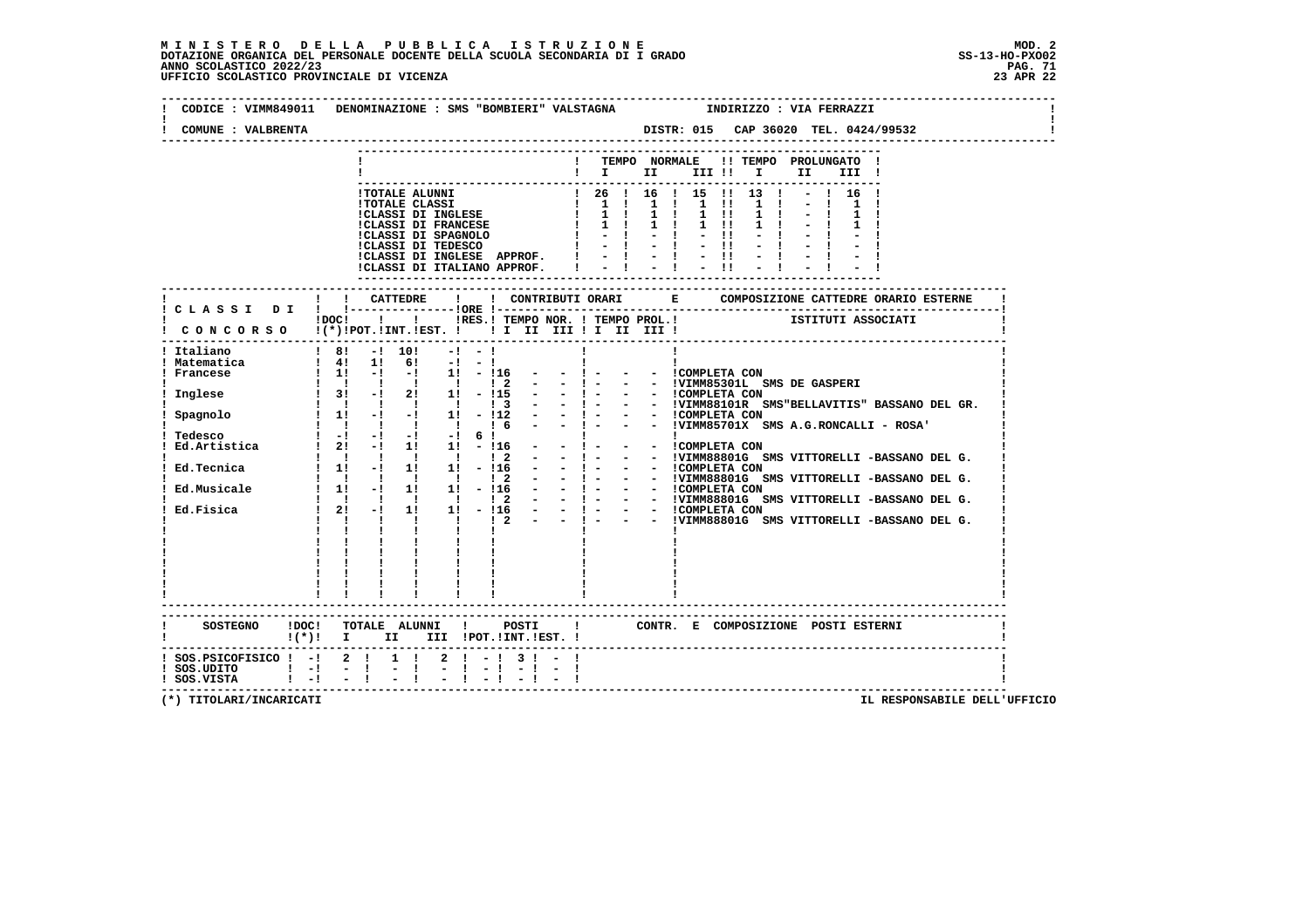# MINISTERO DELLA PUBBLICA ISTRUZIONE

DOTAZIONE ORGANICA DEL PERSONALE DOCENTE DELLA SCUOLA SECONDARIA DI I GRADO
ANNO SCOLASTICO 2022/23
UFFICIO SCOLASTICO PROVINCIALE DI VICENZA

MOD. 2
SS-13-HO-PXO02
23 APR 22

CODICE : VIMM849011 DENOMINAZIONE : SMS "BOMBIERI" VALSTAGNA INDIRIZZO : VIA FERRAZZI

COMUNE : VALBRENTA DISTR: 015 CAP 36020 TEL. 0424/99532

| | TEMPO NORMALE I | II | III | TEMPO PROLUNGATO I | II | III |
|---|---|---|---|---|---|---|
| TOTALE ALUNNI | 26 | 16 | 15 | 13 | - | 16 |
| TOTALE CLASSI | 1 | 1 | 1 | 1 | - | 1 |
| CLASSI DI INGLESE | 1 | 1 | 1 | 1 | - | 1 |
| CLASSI DI FRANCESE | 1 | 1 | 1 | 1 | - | 1 |
| CLASSI DI SPAGNOLO | - | - | - | - | - | - |
| CLASSI DI TEDESCO | - | - | - | - | - | - |
| CLASSI DI INGLESE APPROF. | - | - | - | - | - | - |
| CLASSI DI ITALIANO APPROF. | - | - | - | - | - | - |

| CLASSI DI CONCORSO | DOC (*) | CATTEDRE POT. | INT. | EST. | ORE RES. | TEMPO NOR. I | II | III | TEMPO PROL. I | II | III | COMPOSIZIONE CATTEDRE ORARIO ESTERNE / ISTITUTI ASSOCIATI |
|---|---|---|---|---|---|---|---|---|---|---|---|---|
| Italiano | 8 | - | 10 | - | - | | | | | | | |
| Matematica | 4 | 1 | 6 | - | - | | | | | | | |
| Francese | 1 | - | - | 1 | - | 16 | - | - | - | - | - | COMPLETA CON |
| | | | | | | 2 | - | - | - | - | - | VIMM85301L SMS DE GASPERI |
| Inglese | 3 | - | 2 | 1 | - | 15 | - | - | - | - | - | COMPLETA CON |
| | | | | | | 3 | - | - | - | - | - | VIMM88101R SMS"BELLAVITIS" BASSANO DEL GR. |
| Spagnolo | 1 | - | - | 1 | - | 12 | - | - | - | - | - | COMPLETA CON |
| | | | | | | 6 | - | - | - | - | - | VIMM85701X SMS A.G.RONCALLI - ROSA' |
| Tedesco | - | - | - | - | 6 | | | | | | | |
| Ed.Artistica | 2 | - | 1 | 1 | - | 16 | - | - | - | - | - | COMPLETA CON |
| | | | | | | 2 | - | - | - | - | - | VIMM88801G SMS VITTORELLI -BASSANO DEL G. |
| Ed.Tecnica | 1 | - | 1 | 1 | - | 16 | - | - | - | - | - | COMPLETA CON |
| | | | | | | 2 | - | - | - | - | - | VIMM88801G SMS VITTORELLI -BASSANO DEL G. |
| Ed.Musicale | 1 | - | 1 | 1 | - | 16 | - | - | - | - | - | COMPLETA CON |
| | | | | | | 2 | - | - | - | - | - | VIMM88801G SMS VITTORELLI -BASSANO DEL G. |
| Ed.Fisica | 2 | - | 1 | 1 | - | 16 | - | - | - | - | - | COMPLETA CON |
| | | | | | | 2 | - | - | - | - | - | VIMM88801G SMS VITTORELLI -BASSANO DEL G. |

| SOSTEGNO | DOC (*) | TOTALE ALUNNI I | II | III | POSTI POT. | INT. | EST. | CONTR. E COMPOSIZIONE POSTI ESTERNI |
|---|---|---|---|---|---|---|---|---|
| SOS.PSICOFISICO | - | 2 | 1 | 2 | - | 3 | - | |
| SOS.UDITO | - | - | - | - | - | - | - | |
| SOS.VISTA | - | - | - | - | - | - | - | |

(*) TITOLARI/INCARICATI

IL RESPONSABILE DELL'UFFICIO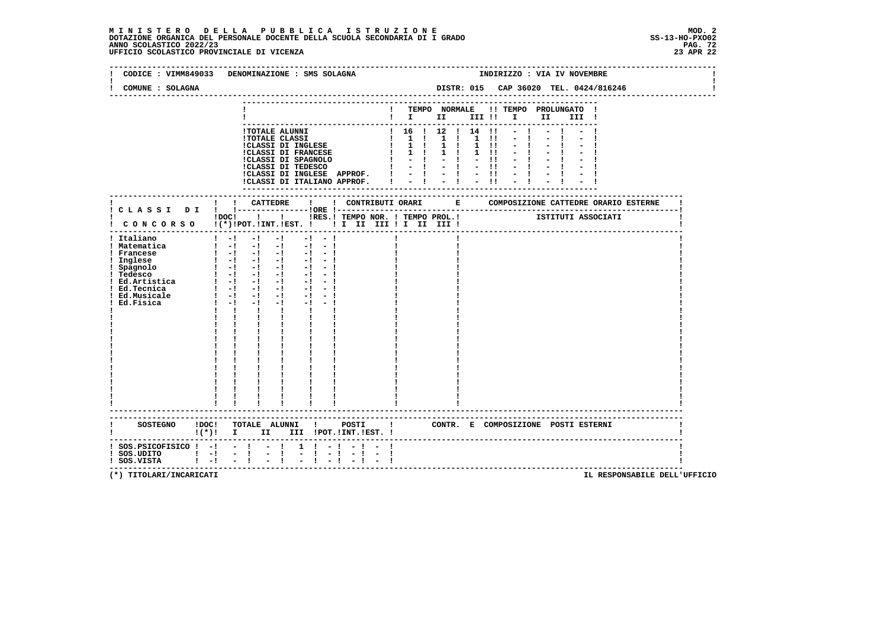**M I N I S T E R O   D E L L A   P U B B L I C A   I S T R U Z I O N E**
**DOTAZIONE ORGANICA DEL PERSONALE DOCENTE DELLA SCUOLA SECONDARIA DI I GRADO**
**ANNO SCOLASTICO 2022/23**
**UFFICIO SCOLASTICO PROVINCIALE DI VICENZA**

MOD. 2
SS-13-HO-PXO02
23 APR 22

CODICE : VIMM849033   DENOMINAZIONE : SMS SOLAGNA   INDIRIZZO : VIA IV NOVEMBRE
COMUNE : SOLAGNA   DISTR: 015   CAP 36020   TEL. 0424/816246

| | TEMPO NORMALE I | II | III | TEMPO PROLUNGATO I | II | III |
|---|---|---|---|---|---|---|
| TOTALE ALUNNI | 16 | 12 | 14 | - | - | - |
| TOTALE CLASSI | 1 | 1 | 1 | - | - | - |
| CLASSI DI INGLESE | 1 | 1 | 1 | - | - | - |
| CLASSI DI FRANCESE | 1 | 1 | 1 | - | - | - |
| CLASSI DI SPAGNOLO | - | - | - | - | - | - |
| CLASSI DI TEDESCO | - | - | - | - | - | - |
| CLASSI DI INGLESE APPROF. | - | - | - | - | - | - |
| CLASSI DI ITALIANO APPROF. | - | - | - | - | - | - |

| CLASSI DI CONCORSO | DOC (*) | CATTEDRE POT. | INT. | EST. | ORE RES. | CONTRIBUTI ORARI TEMPO NOR. I II III | TEMPO PROL. I II III | COMPOSIZIONE CATTEDRE ORARIO ESTERNE - ISTITUTI ASSOCIATI |
|---|---|---|---|---|---|---|---|---|
| Italiano | - | - | - | - | - | | | |
| Matematica | - | - | - | - | - | | | |
| Francese | - | - | - | - | - | | | |
| Inglese | - | - | - | - | - | | | |
| Spagnolo | - | - | - | - | - | | | |
| Tedesco | - | - | - | - | - | | | |
| Ed.Artistica | - | - | - | - | - | | | |
| Ed.Tecnica | - | - | - | - | - | | | |
| Ed.Musicale | - | - | - | - | - | | | |
| Ed.Fisica | - | - | - | - | - | | | |

| SOSTEGNO | DOC (*) | TOTALE ALUNNI I | II | III | POSTI POT. | INT. | EST. | CONTR. E COMPOSIZIONE POSTI ESTERNI |
|---|---|---|---|---|---|---|---|---|
| SOS.PSICOFISICO | - | - | - | 1 | - | - | - | |
| SOS.UDITO | - | - | - | - | - | - | - | |
| SOS.VISTA | - | - | - | - | - | - | - | |

(*) TITOLARI/INCARICATI

IL RESPONSABILE DELL'UFFICIO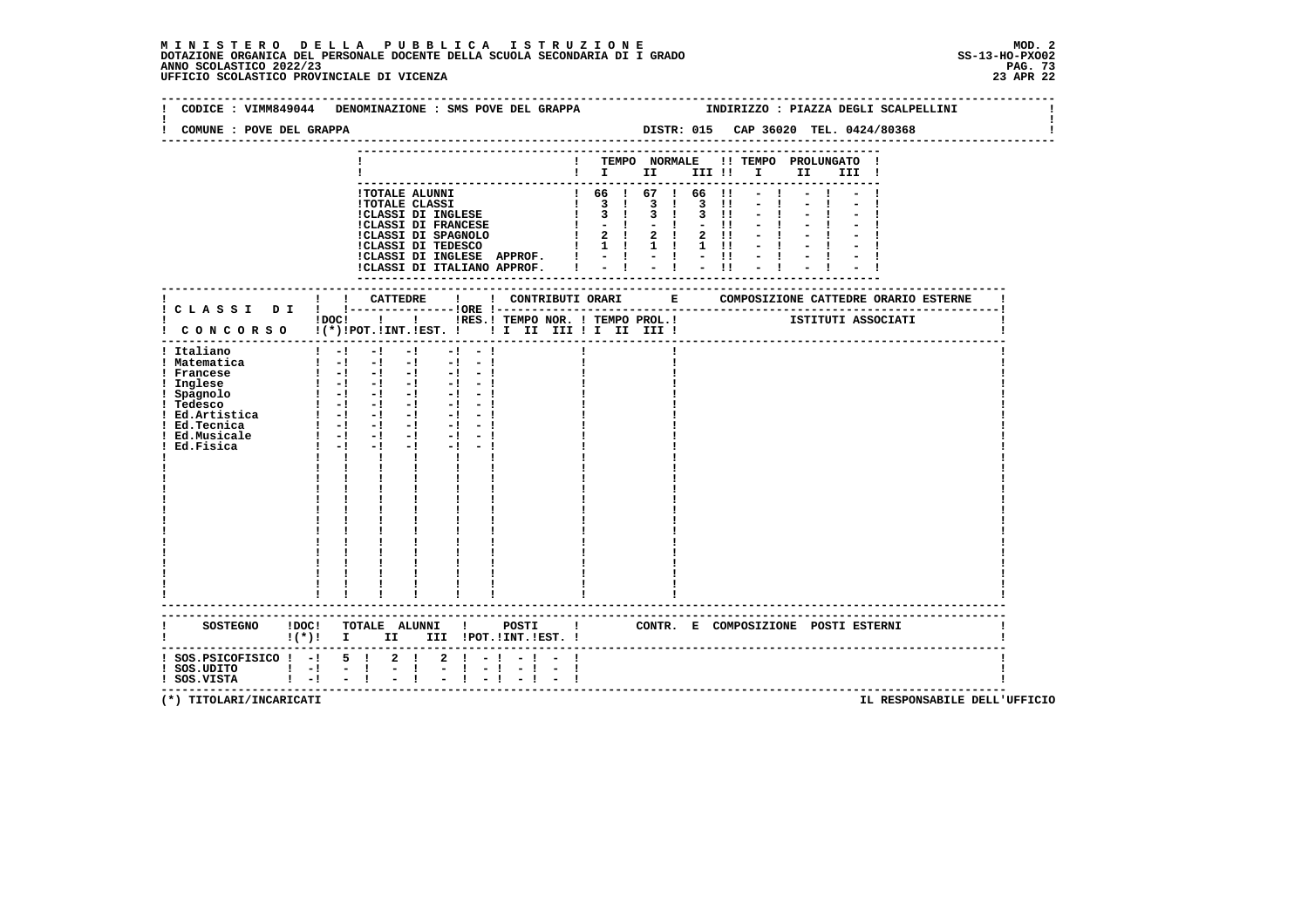# MINISTERO DELLA PUBBLICA ISTRUZIONE

DOTAZIONE ORGANICA DEL PERSONALE DOCENTE DELLA SCUOLA SECONDARIA DI I GRADO
ANNO SCOLASTICO 2022/23
UFFICIO SCOLASTICO PROVINCIALE DI VICENZA

MOD. 2
SS-13-HO-PXO02
23 APR 22

CODICE : VIMM849044 DENOMINAZIONE : SMS POVE DEL GRAPPA INDIRIZZO : PIAZZA DEGLI SCALPELLINI

COMUNE : POVE DEL GRAPPA DISTR: 015 CAP 36020 TEL. 0424/80368

| | TEMPO NORMALE I | II | III | TEMPO PROLUNGATO I | II | III |
|---|---|---|---|---|---|---|
| TOTALE ALUNNI | 66 | 67 | 66 | - | - | - |
| TOTALE CLASSI | 3 | 3 | 3 | - | - | - |
| CLASSI DI INGLESE | 3 | 3 | 3 | - | - | - |
| CLASSI DI FRANCESE | - | - | - | - | - | - |
| CLASSI DI SPAGNOLO | 2 | 2 | 2 | - | - | - |
| CLASSI DI TEDESCO | 1 | 1 | 1 | - | - | - |
| CLASSI DI INGLESE APPROF. | - | - | - | - | - | - |
| CLASSI DI ITALIANO APPROF. | - | - | - | - | - | - |

| CLASSI DI CONCORSO | DOC (*) | CATTEDRE POT. | INT. | EST. | ORE | RES. | CONTRIBUTI ORARI TEMPO NOR. I II III | TEMPO PROL. I II III | COMPOSIZIONE CATTEDRE ORARIO ESTERNE - ISTITUTI ASSOCIATI |
|---|---|---|---|---|---|---|---|---|---|
| Italiano | - | - | - | | - | - | | | |
| Matematica | - | - | - | | - | - | | | |
| Francese | - | - | - | | - | - | | | |
| Inglese | - | - | - | | - | - | | | |
| Spagnolo | - | - | - | | - | - | | | |
| Tedesco | - | - | - | | - | - | | | |
| Ed.Artistica | - | - | - | | - | - | | | |
| Ed.Tecnica | - | - | - | | - | - | | | |
| Ed.Musicale | - | - | - | | - | - | | | |
| Ed.Fisica | - | - | - | | - | - | | | |

| SOSTEGNO | DOC (*) | TOTALE ALUNNI I | II | III | POSTI POT. | INT. | EST. | CONTR. E COMPOSIZIONE POSTI ESTERNI |
|---|---|---|---|---|---|---|---|---|
| SOS.PSICOFISICO | - | 5 | 2 | 2 | - | - | - | |
| SOS.UDITO | - | - | - | - | - | - | - | |
| SOS.VISTA | - | - | - | - | - | - | - | |

(*) TITOLARI/INCARICATI

IL RESPONSABILE DELL'UFFICIO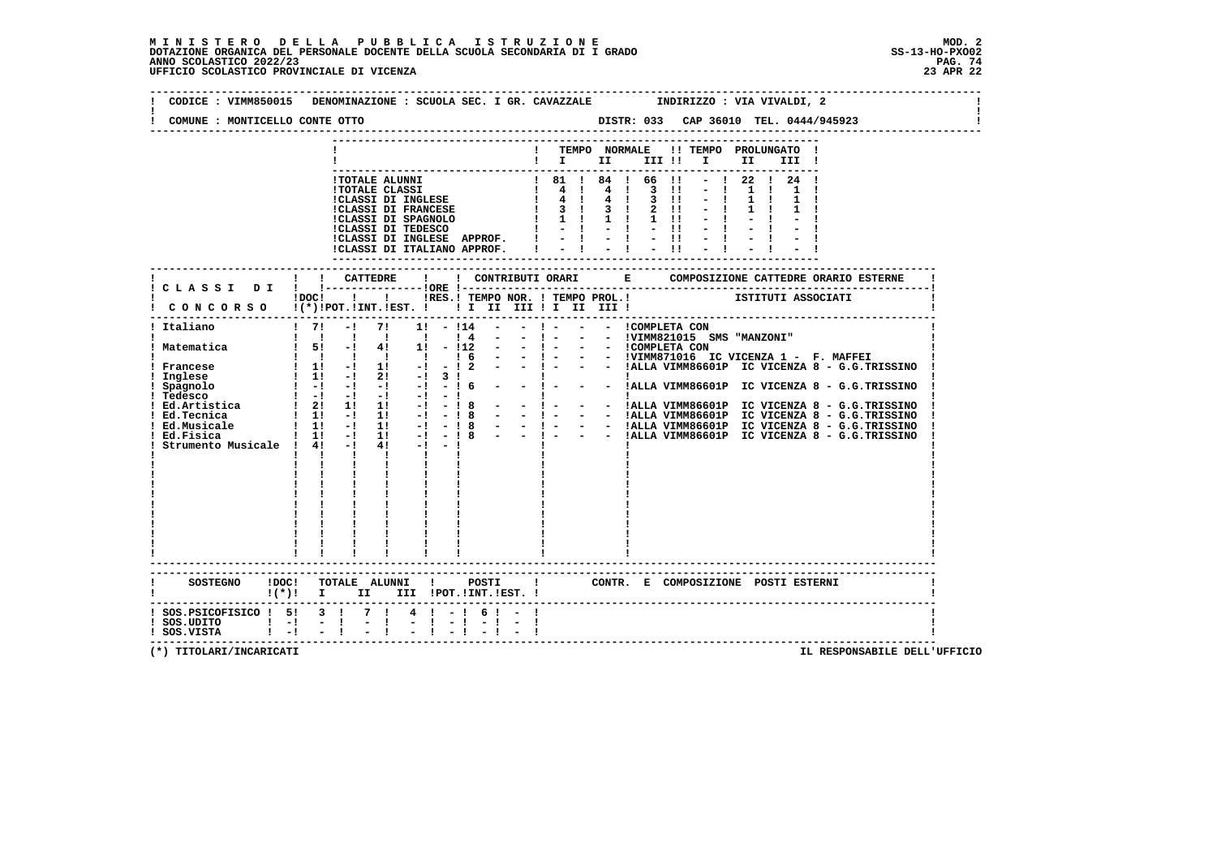**MINISTERO DELLA PUBBLICA ISTRUZIONE**
**DOTAZIONE ORGANICA DEL PERSONALE DOCENTE DELLA SCUOLA SECONDARIA DI I GRADO**
**ANNO SCOLASTICO 2022/23**
**UFFICIO SCOLASTICO PROVINCIALE DI VICENZA**

MOD. 2
SS-13-HO-PXO02
23 APR 22

CODICE : VIMM850015 DENOMINAZIONE : SCUOLA SEC. I GR. CAVAZZALE INDIRIZZO : VIA VIVALDI, 2

COMUNE : MONTICELLO CONTE OTTO DISTR: 033 CAP 36010 TEL. 0444/945923

| | TEMPO NORMALE I | II | III | TEMPO PROLUNGATO I | II | III |
|---|---|---|---|---|---|---|
| TOTALE ALUNNI | 81 | 84 | 66 | - | 22 | 24 |
| TOTALE CLASSI | 4 | 4 | 3 | - | 1 | 1 |
| CLASSI DI INGLESE | 4 | 4 | 3 | - | 1 | 1 |
| CLASSI DI FRANCESE | 3 | 3 | 2 | - | 1 | 1 |
| CLASSI DI SPAGNOLO | 1 | 1 | 1 | - | - | - |
| CLASSI DI TEDESCO | - | - | - | - | - | - |
| CLASSI DI INGLESE APPROF. | - | - | - | - | - | - |
| CLASSI DI ITALIANO APPROF. | - | - | - | - | - | - |

| CLASSI DI CONCORSO | DOC (*) | CATTEDRE POT. | CATTEDRE INT. | CATTEDRE EST. | ORE RES. | TEMPO NOR. I | II | III | TEMPO PROL. I | II | III | COMPOSIZIONE CATTEDRE ORARIO ESTERNE / ISTITUTI ASSOCIATI |
|---|---|---|---|---|---|---|---|---|---|---|---|---|
| Italiano | 7 | - | 7 | 1 | - | 14 | - | - | - | - | - | COMPLETA CON |
| | | | | | | 4 | - | - | - | - | - | VIMM821015 SMS "MANZONI" |
| Matematica | 5 | - | 4 | 1 | - | 12 | - | - | - | - | - | COMPLETA CON |
| | | | | | | 6 | - | - | - | - | - | VIMM871016 IC VICENZA 1 - F. MAFFEI |
| Francese | 1 | - | 1 | - | - | 2 | - | - | - | - | - | ALLA VIMM86601P IC VICENZA 8 - G.G.TRISSINO |
| Inglese | 1 | - | 2 | - | 3 | | | | | | | |
| Spagnolo | - | - | - | - | - | 6 | - | - | - | - | - | ALLA VIMM86601P IC VICENZA 8 - G.G.TRISSINO |
| Tedesco | - | - | - | - | - | | | | | | | |
| Ed.Artistica | 2 | 1 | 1 | - | - | 8 | - | - | - | - | - | ALLA VIMM86601P IC VICENZA 8 - G.G.TRISSINO |
| Ed.Tecnica | 1 | - | 1 | - | - | 8 | - | - | - | - | - | ALLA VIMM86601P IC VICENZA 8 - G.G.TRISSINO |
| Ed.Musicale | 1 | - | 1 | - | - | 8 | - | - | - | - | - | ALLA VIMM86601P IC VICENZA 8 - G.G.TRISSINO |
| Ed.Fisica | 1 | - | 1 | - | - | 8 | - | - | - | - | - | ALLA VIMM86601P IC VICENZA 8 - G.G.TRISSINO |
| Strumento Musicale | 4 | - | 4 | - | - | | | | | | | |

| SOSTEGNO | DOC (*) | TOTALE ALUNNI I | II | III | POSTI POT. | INT. | EST. | CONTR. E COMPOSIZIONE POSTI ESTERNI |
|---|---|---|---|---|---|---|---|---|
| SOS.PSICOFISICO | 5 | 3 | 7 | 4 | - | 6 | - | |
| SOS.UDITO | - | - | - | - | - | - | - | |
| SOS.VISTA | - | - | - | - | - | - | - | |

(*) TITOLARI/INCARICATI

IL RESPONSABILE DELL'UFFICIO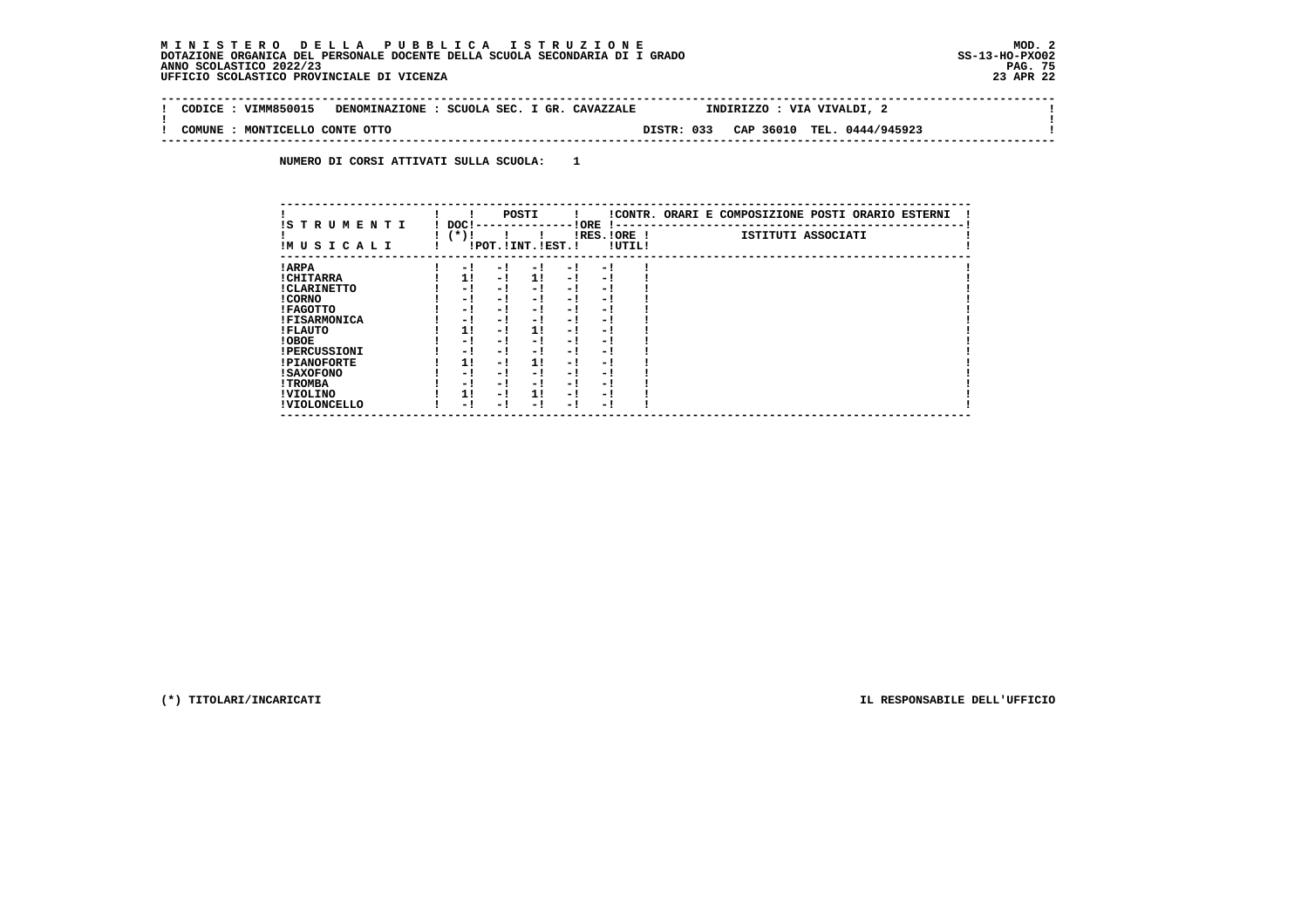**M I N I S T E R O   D E L L A   P U B B L I C A   I S T R U Z I O N E** MOD. 2
**DOTAZIONE ORGANICA DEL PERSONALE DOCENTE DELLA SCUOLA SECONDARIA DI I GRADO** SS-13-HO-PXO02
**ANNO SCOLASTICO 2022/23**
**UFFICIO SCOLASTICO PROVINCIALE DI VICENZA** 23 APR 22

| CODICE : VIMM850015 | DENOMINAZIONE : SCUOLA SEC. I GR. CAVAZZALE | INDIRIZZO : VIA VIVALDI, 2 |
|---|---|---|
| COMUNE : MONTICELLO CONTE OTTO | DISTR: 033 CAP 36010 | TEL. 0444/945923 |

**NUMERO DI CORSI ATTIVATI SULLA SCUOLA: 1**

| STRUMENTI MUSICALI | DOC (*) | POSTI POT. | POSTI INT. | POSTI EST. | ORE RES. | ORE UTIL. | CONTR. ORARI E COMPOSIZIONE POSTI ORARIO ESTERNI - ISTITUTI ASSOCIATI |
|---|---|---|---|---|---|---|---|
| ARPA | - | - | - | - | - | | |
| CHITARRA | 1 | - | 1 | - | - | | |
| CLARINETTO | - | - | - | - | - | | |
| CORNO | - | - | - | - | - | | |
| FAGOTTO | - | - | - | - | - | | |
| FISARMONICA | - | - | - | - | - | | |
| FLAUTO | 1 | - | 1 | - | - | | |
| OBOE | - | - | - | - | - | | |
| PERCUSSIONI | - | - | - | - | - | | |
| PIANOFORTE | 1 | - | 1 | - | - | | |
| SAXOFONO | - | - | - | - | - | | |
| TROMBA | - | - | - | - | - | | |
| VIOLINO | 1 | - | 1 | - | - | | |
| VIOLONCELLO | - | - | - | - | - | | |

(*) TITOLARI/INCARICATI

IL RESPONSABILE DELL'UFFICIO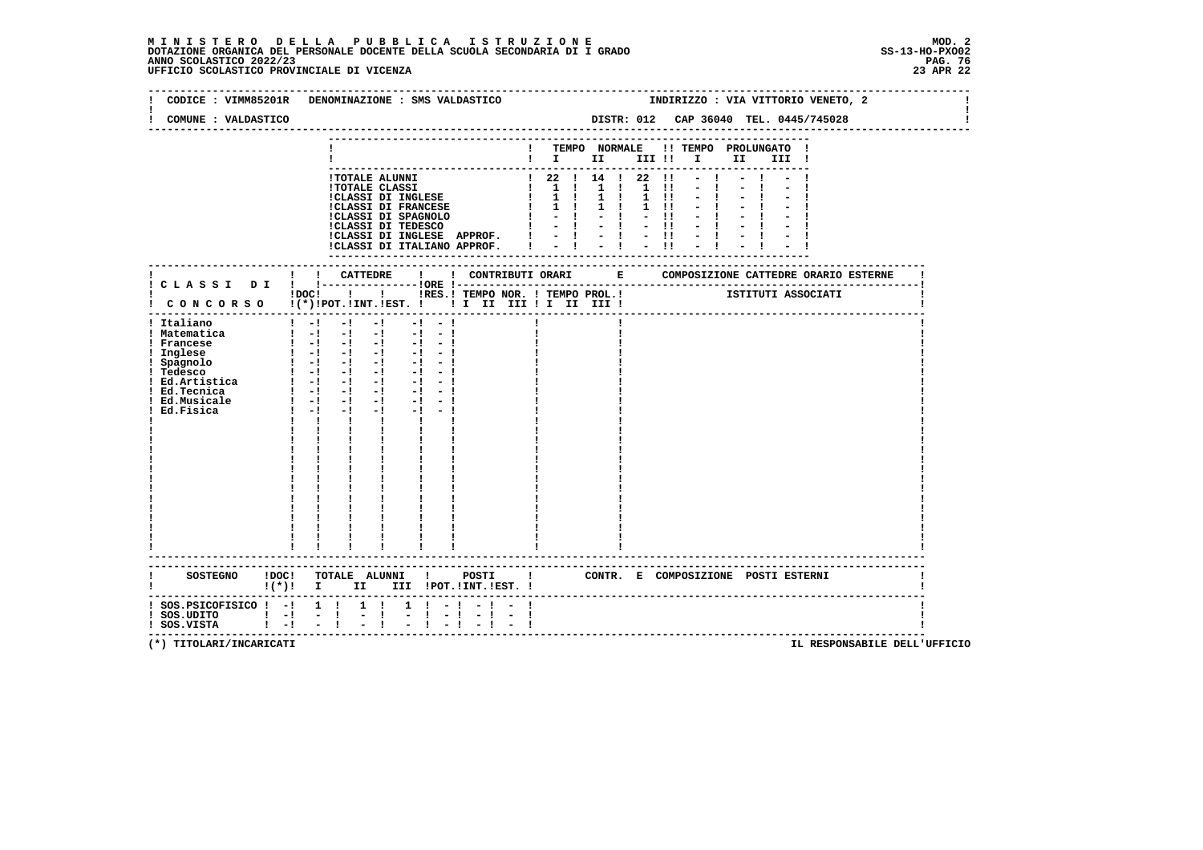**MINISTERO DELLA PUBBLICA ISTRUZIONE**
**DOTAZIONE ORGANICA DEL PERSONALE DOCENTE DELLA SCUOLA SECONDARIA DI I GRADO**
**ANNO SCOLASTICO 2022/23**
**UFFICIO SCOLASTICO PROVINCIALE DI VICENZA**

MOD. 2
SS-13-HO-PXO02
23 APR 22

CODICE : VIMM85201R DENOMINAZIONE : SMS VALDASTICO INDIRIZZO : VIA VITTORIO VENETO, 2

COMUNE : VALDASTICO DISTR: 012 CAP 36040 TEL. 0445/745028

| | TEMPO NORMALE I | II | III | TEMPO PROLUNGATO I | II | III |
|---|---|---|---|---|---|---|
| TOTALE ALUNNI | 22 | 14 | 22 | - | - | - |
| TOTALE CLASSI | 1 | 1 | 1 | - | - | - |
| CLASSI DI INGLESE | 1 | 1 | 1 | - | - | - |
| CLASSI DI FRANCESE | 1 | 1 | 1 | - | - | - |
| CLASSI DI SPAGNOLO | - | - | - | - | - | - |
| CLASSI DI TEDESCO | - | - | - | - | - | - |
| CLASSI DI INGLESE APPROF. | - | - | - | - | - | - |
| CLASSI DI ITALIANO APPROF. | - | - | - | - | - | - |

| CLASSI DI CONCORSO | DOC (*) | CATTEDRE POT. | INT. | EST. | ORE RES. | CONTRIBUTI ORARI TEMPO NOR. I II III | TEMPO PROL. I II III | COMPOSIZIONE CATTEDRE ORARIO ESTERNE - ISTITUTI ASSOCIATI |
|---|---|---|---|---|---|---|---|---|
| Italiano | - | - | - | - | - | | | |
| Matematica | - | - | - | - | - | | | |
| Francese | - | - | - | - | - | | | |
| Inglese | - | - | - | - | - | | | |
| Spagnolo | - | - | - | - | - | | | |
| Tedesco | - | - | - | - | - | | | |
| Ed.Artistica | - | - | - | - | - | | | |
| Ed.Tecnica | - | - | - | - | - | | | |
| Ed.Musicale | - | - | - | - | - | | | |
| Ed.Fisica | - | - | - | - | - | | | |

| SOSTEGNO | DOC (*) | TOTALE ALUNNI I | II | III | POSTI POT. | INT. | EST. | CONTR. E COMPOSIZIONE POSTI ESTERNI |
|---|---|---|---|---|---|---|---|---|
| SOS.PSICOFISICO | - | 1 | 1 | 1 | - | - | - | |
| SOS.UDITO | - | - | - | - | - | - | - | |
| SOS.VISTA | - | - | - | - | - | - | - | |

(*) TITOLARI/INCARICATI

IL RESPONSABILE DELL'UFFICIO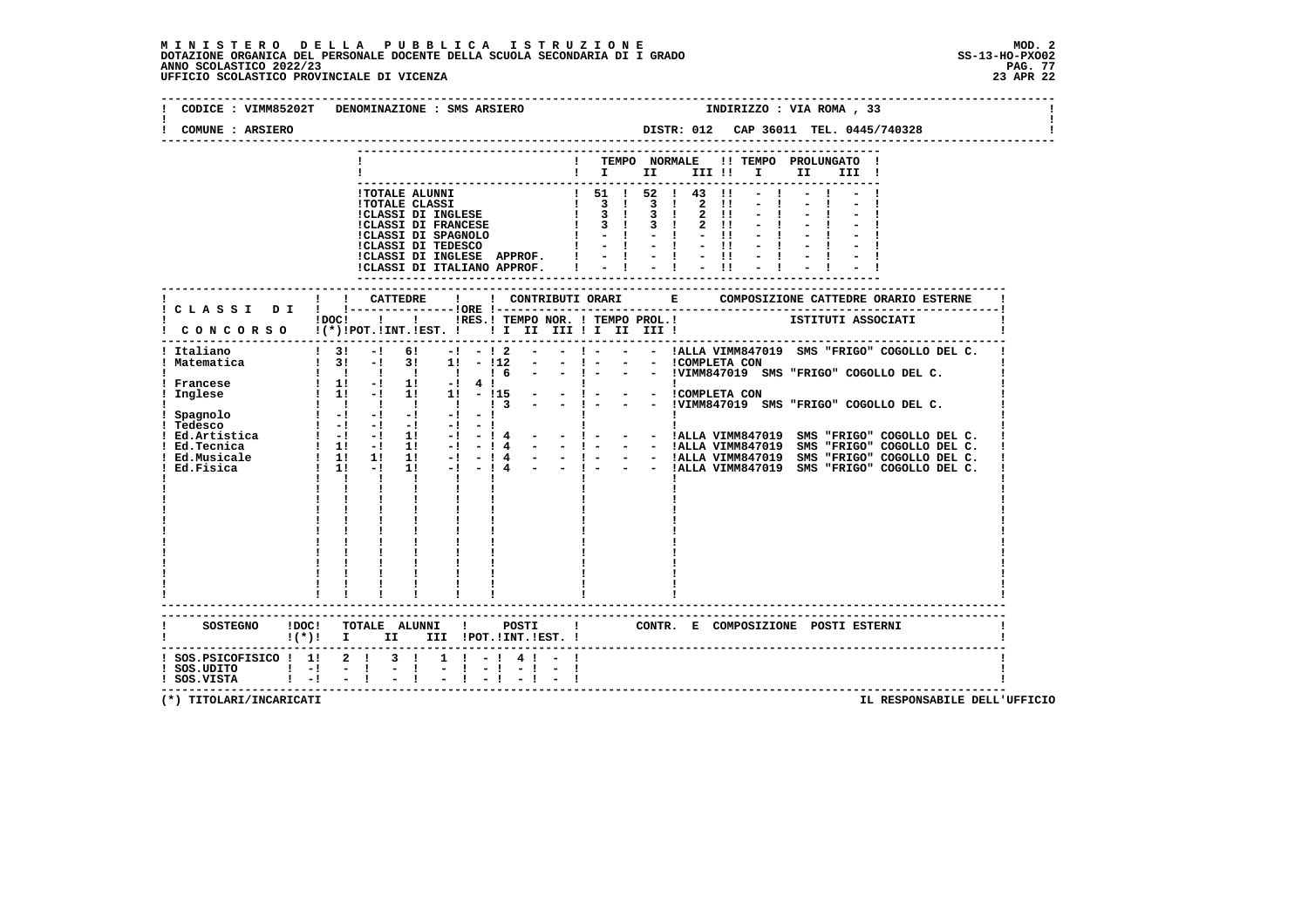# MINISTERO DELLA PUBBLICA ISTRUZIONE

DOTAZIONE ORGANICA DEL PERSONALE DOCENTE DELLA SCUOLA SECONDARIA DI I GRADO
ANNO SCOLASTICO 2022/23
UFFICIO SCOLASTICO PROVINCIALE DI VICENZA

MOD. 2
SS-13-HO-PXO02
23 APR 22

CODICE : VIMM85202T DENOMINAZIONE : SMS ARSIERO INDIRIZZO : VIA ROMA , 33
COMUNE : ARSIERO DISTR: 012 CAP 36011 TEL. 0445/740328

| | TEMPO NORMALE I | II | III | TEMPO PROLUNGATO I | II | III |
|---|---|---|---|---|---|---|
| TOTALE ALUNNI | 51 | 52 | 43 | - | - | - |
| TOTALE CLASSI | 3 | 3 | 2 | - | - | - |
| CLASSI DI INGLESE | 3 | 3 | 2 | - | - | - |
| CLASSI DI FRANCESE | 3 | 3 | 2 | - | - | - |
| CLASSI DI SPAGNOLO | - | - | - | - | - | - |
| CLASSI DI TEDESCO | - | - | - | - | - | - |
| CLASSI DI INGLESE APPROF. | - | - | - | - | - | - |
| CLASSI DI ITALIANO APPROF. | - | - | - | - | - | - |

| CLASSI DI CONCORSO | DOC (*) | CATTEDRE POT. | INT. | EST. | ORE RES. | TEMPO NOR. I | II | III | TEMPO PROL. I | II | III | COMPOSIZIONE CATTEDRE ORARIO ESTERNE / ISTITUTI ASSOCIATI |
|---|---|---|---|---|---|---|---|---|---|---|---|---|
| Italiano | 3 | - | 6 | - | - | 2 | - | - | - | - | - | ALLA VIMM847019 SMS "FRIGO" COGOLLO DEL C. |
| Matematica | 3 | - | 3 | 1 | - | 12 | - | - | - | - | - | COMPLETA CON |
| | | | | | | 6 | - | - | - | - | - | VIMM847019 SMS "FRIGO" COGOLLO DEL C. |
| Francese | 1 | - | 1 | - | 4 | | | | | | | |
| Inglese | 1 | - | 1 | 1 | - | 15 | - | - | - | - | - | COMPLETA CON |
| | | | | | | 3 | - | - | - | - | - | VIMM847019 SMS "FRIGO" COGOLLO DEL C. |
| Spagnolo | - | - | - | - | - | | | | | | | |
| Tedesco | - | - | - | - | - | | | | | | | |
| Ed.Artistica | - | - | 1 | - | - | 4 | - | - | - | - | - | ALLA VIMM847019 SMS "FRIGO" COGOLLO DEL C. |
| Ed.Tecnica | 1 | - | 1 | - | - | 4 | - | - | - | - | - | ALLA VIMM847019 SMS "FRIGO" COGOLLO DEL C. |
| Ed.Musicale | 1 | 1 | 1 | - | - | 4 | - | - | - | - | - | ALLA VIMM847019 SMS "FRIGO" COGOLLO DEL C. |
| Ed.Fisica | 1 | - | 1 | - | - | 4 | - | - | - | - | - | ALLA VIMM847019 SMS "FRIGO" COGOLLO DEL C. |

| SOSTEGNO | DOC (*) | TOTALE ALUNNI I | II | III | POSTI POT. | INT. | EST. | CONTR. E COMPOSIZIONE POSTI ESTERNI |
|---|---|---|---|---|---|---|---|---|
| SOS.PSICOFISICO | 1 | 2 | 3 | 1 | - | 4 | - | |
| SOS.UDITO | - | - | - | - | - | - | - | |
| SOS.VISTA | - | - | - | - | - | - | - | |

(*) TITOLARI/INCARICATI

IL RESPONSABILE DELL'UFFICIO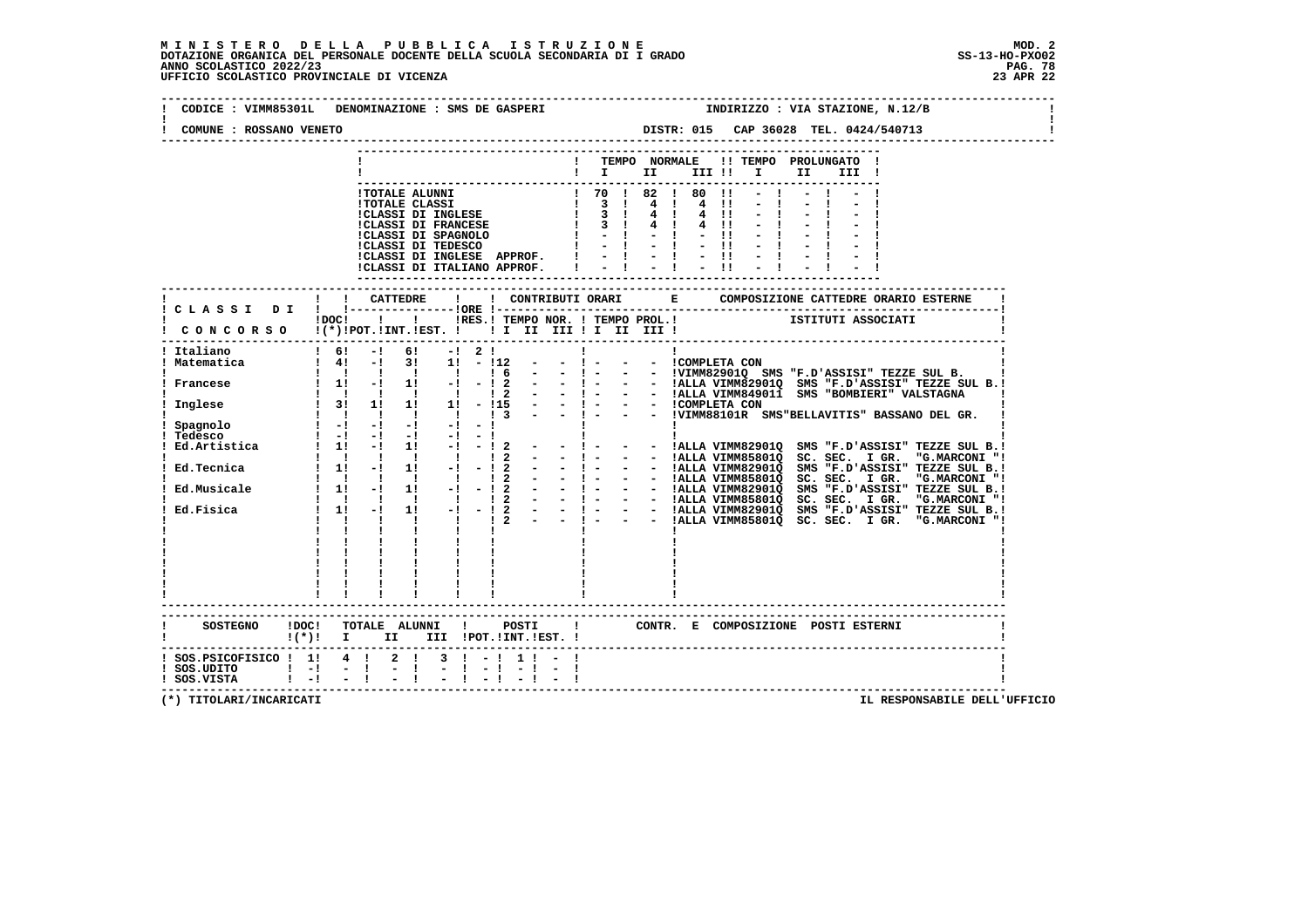MINISTERO DELLA PUBBLICA ISTRUZIONE
DOTAZIONE ORGANICA DEL PERSONALE DOCENTE DELLA SCUOLA SECONDARIA DI I GRADO
ANNO SCOLASTICO 2022/23
UFFICIO SCOLASTICO PROVINCIALE DI VICENZA

MOD. 2
SS-13-HO-PXO02
23 APR 22

CODICE : VIMM85301L DENOMINAZIONE : SMS DE GASPERI INDIRIZZO : VIA STAZIONE, N.12/B
COMUNE : ROSSANO VENETO DISTR: 015 CAP 36028 TEL. 0424/540713

| | TEMPO NORMALE I | II | III | TEMPO PROLUNGATO I | II | III |
|---|---|---|---|---|---|---|
| TOTALE ALUNNI | 70 | 82 | 80 | - | - | - |
| TOTALE CLASSI | 3 | 4 | 4 | - | - | - |
| CLASSI DI INGLESE | 3 | 4 | 4 | - | - | - |
| CLASSI DI FRANCESE | 3 | 4 | 4 | - | - | - |
| CLASSI DI SPAGNOLO | - | - | - | - | - | - |
| CLASSI DI TEDESCO | - | - | - | - | - | - |
| CLASSI DI INGLESE APPROF. | - | - | - | - | - | - |
| CLASSI DI ITALIANO APPROF. | - | - | - | - | - | - |

| CLASSI DI CONCORSO | DOC (*) | CATTEDRE POT. | INT. | EST. | ORE RES. | TEMPO NOR. I | II | III | TEMPO PROL. I | II | III | COMPOSIZIONE CATTEDRE ORARIO ESTERNE - ISTITUTI ASSOCIATI |
|---|---|---|---|---|---|---|---|---|---|---|---|---|
| Italiano | 6 | - | 6 | - | 2 | | | | | | | |
| Matematica | 4 | - | 3 | 1 | - | 12 | - | - | - | - | - | COMPLETA CON |
| | | | | | | 6 | - | - | - | - | - | VIMM82901Q SMS "F.D'ASSISI" TEZZE SUL B. |
| Francese | 1 | - | 1 | - | - | 2 | - | - | - | - | - | ALLA VIMM82901Q SMS "F.D'ASSISI" TEZZE SUL B. |
| | | | | | | 2 | - | - | - | - | - | ALLA VIMM849011 SMS "BOMBIERI" VALSTAGNA |
| Inglese | 3 | 1 | 1 | 1 | - | 15 | - | - | - | - | - | COMPLETA CON |
| | | | | | | 3 | - | - | - | - | - | VIMM88101R SMS"BELLAVITIS" BASSANO DEL GR. |
| Spagnolo | - | - | - | - | - | | | | | | | |
| Tedesco | - | - | - | - | - | | | | | | | |
| Ed.Artistica | 1 | - | 1 | - | - | 2 | - | - | - | - | - | ALLA VIMM82901Q SMS "F.D'ASSISI" TEZZE SUL B. |
| | | | | | | 2 | - | - | - | - | - | ALLA VIMM85801Q SC. SEC. I GR. "G.MARCONI " |
| Ed.Tecnica | 1 | - | 1 | - | - | 2 | - | - | - | - | - | ALLA VIMM82901Q SMS "F.D'ASSISI" TEZZE SUL B. |
| | | | | | | 2 | - | - | - | - | - | ALLA VIMM85801Q SC. SEC. I GR. "G.MARCONI " |
| Ed.Musicale | 1 | - | 1 | - | - | 2 | - | - | - | - | - | ALLA VIMM82901Q SMS "F.D'ASSISI" TEZZE SUL B. |
| | | | | | | 2 | - | - | - | - | - | ALLA VIMM85801Q SC. SEC. I GR. "G.MARCONI " |
| Ed.Fisica | 1 | - | 1 | - | - | 2 | - | - | - | - | - | ALLA VIMM82901Q SMS "F.D'ASSISI" TEZZE SUL B. |
| | | | | | | 2 | - | - | - | - | - | ALLA VIMM85801Q SC. SEC. I GR. "G.MARCONI " |

| SOSTEGNO | DOC (*) | TOTALE ALUNNI I | II | III | POSTI POT. | INT. | EST. | CONTR. E COMPOSIZIONE POSTI ESTERNI |
|---|---|---|---|---|---|---|---|---|
| SOS.PSICOFISICO | 1 | 4 | 2 | 3 | - | 1 | - | |
| SOS.UDITO | - | - | - | - | - | - | - | |
| SOS.VISTA | - | - | - | - | - | - | - | |

(*) TITOLARI/INCARICATI

IL RESPONSABILE DELL'UFFICIO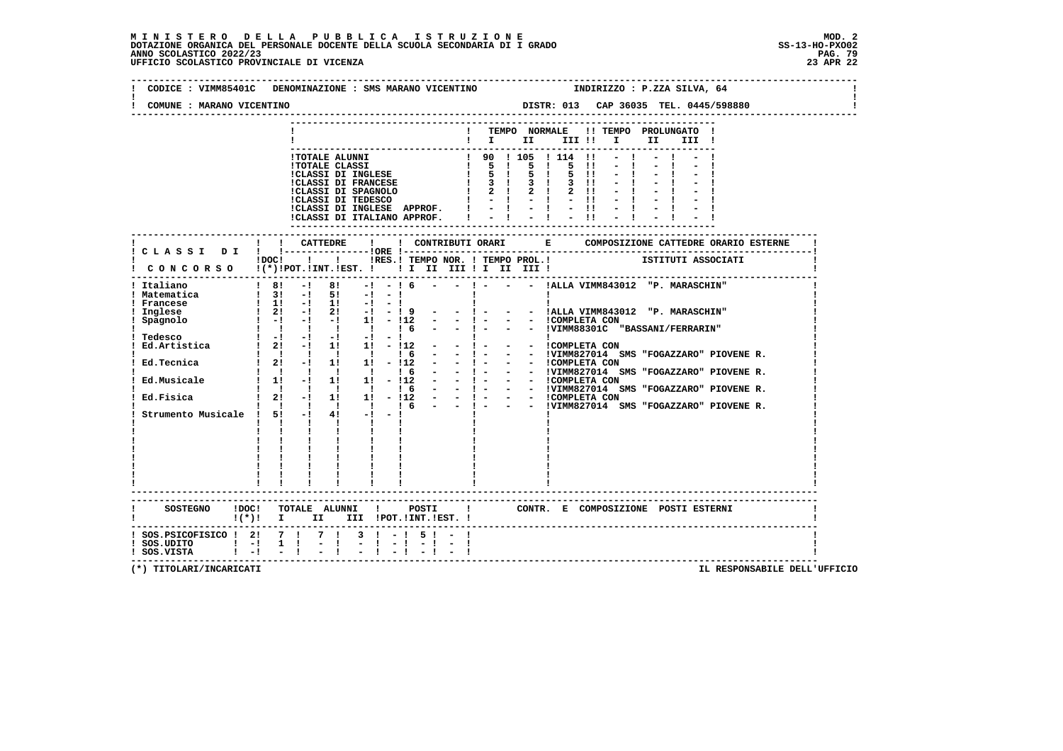# MINISTERO DELLA PUBBLICA ISTRUZIONE

DOTAZIONE ORGANICA DEL PERSONALE DOCENTE DELLA SCUOLA SECONDARIA DI I GRADO
ANNO SCOLASTICO 2022/23
UFFICIO SCOLASTICO PROVINCIALE DI VICENZA

MOD. 2
SS-13-HO-PXO02
23 APR 22

CODICE : VIMM85401C DENOMINAZIONE : SMS MARANO VICENTINO INDIRIZZO : P.ZZA SILVA, 64

COMUNE : MARANO VICENTINO DISTR: 013 CAP 36035 TEL. 0445/598880

| | TEMPO NORMALE I | II | III | TEMPO PROLUNGATO I | II | III |
|---|---|---|---|---|---|---|
| TOTALE ALUNNI | 90 | 105 | 114 | - | - | - |
| TOTALE CLASSI | 5 | 5 | 5 | - | - | - |
| CLASSI DI INGLESE | 5 | 5 | 5 | - | - | - |
| CLASSI DI FRANCESE | 3 | 3 | 3 | - | - | - |
| CLASSI DI SPAGNOLO | 2 | 2 | 2 | - | - | - |
| CLASSI DI TEDESCO | - | - | - | - | - | - |
| CLASSI DI INGLESE APPROF. | - | - | - | - | - | - |
| CLASSI DI ITALIANO APPROF. | - | - | - | - | - | - |

| CLASSI DI CONCORSO | DOC (*) | CATTEDRE POT. | INT. | EST. | ORE RES. | CONTRIBUTI ORARI TEMPO NOR. I | II | III | TEMPO PROL. I | II | III | COMPOSIZIONE CATTEDRE ORARIO ESTERNE ISTITUTI ASSOCIATI |
|---|---|---|---|---|---|---|---|---|---|---|---|---|
| Italiano | 8 | - | 8 | - | - | 6 | - | - | - | - | - | ALLA VIMM843012 "P. MARASCHIN" |
| Matematica | 3 | - | 5 | - | - | | | | | | | |
| Francese | 1 | - | 1 | - | - | | | | | | | |
| Inglese | 2 | - | 2 | - | - | 9 | - | - | - | - | - | ALLA VIMM843012 "P. MARASCHIN" |
| Spagnolo | - | - | - | 1 | - | 12 | - | - | - | - | - | COMPLETA CON |
| | | | | | | 6 | - | - | - | - | - | VIMM88301C "BASSANI/FERRARIN" |
| Tedesco | - | - | - | - | - | | | | | | | |
| Ed.Artistica | 2 | - | 1 | 1 | - | 12 | - | - | - | - | - | COMPLETA CON |
| | | | | | | 6 | - | - | - | - | - | VIMM827014 SMS "FOGAZZARO" PIOVENE R. |
| Ed.Tecnica | 2 | - | 1 | 1 | - | 12 | - | - | - | - | - | COMPLETA CON |
| | | | | | | 6 | - | - | - | - | - | VIMM827014 SMS "FOGAZZARO" PIOVENE R. |
| Ed.Musicale | 1 | - | 1 | 1 | - | 12 | - | - | - | - | - | COMPLETA CON |
| | | | | | | 6 | - | - | - | - | - | VIMM827014 SMS "FOGAZZARO" PIOVENE R. |
| Ed.Fisica | 2 | - | 1 | 1 | - | 12 | - | - | - | - | - | COMPLETA CON |
| | | | | | | 6 | - | - | - | - | - | VIMM827014 SMS "FOGAZZARO" PIOVENE R. |
| Strumento Musicale | 5 | - | 4 | - | - | | | | | | | |

| SOSTEGNO | DOC (*) | TOTALE ALUNNI I | II | III | POSTI POT. | INT. | EST. | CONTR. E COMPOSIZIONE POSTI ESTERNI |
|---|---|---|---|---|---|---|---|---|
| SOS.PSICOFISICO | 2 | 7 | 7 | 3 | - | 5 | - | |
| SOS.UDITO | - | 1 | - | - | - | - | - | |
| SOS.VISTA | - | - | - | - | - | - | - | |

(*) TITOLARI/INCARICATI

IL RESPONSABILE DELL'UFFICIO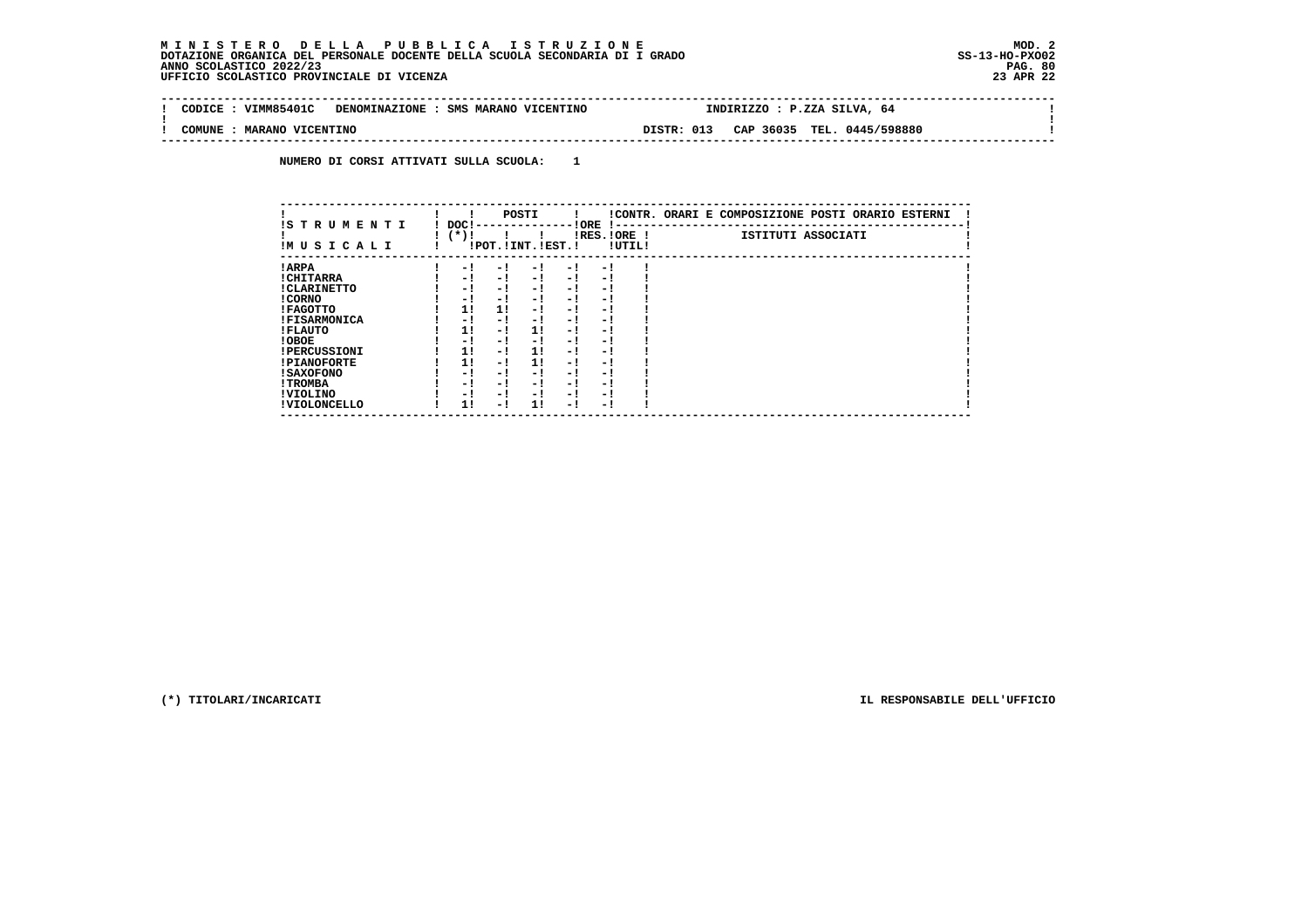**M I N I S T E R O   D E L L A   P U B B L I C A   I S T R U Z I O N E**
**DOTAZIONE ORGANICA DEL PERSONALE DOCENTE DELLA SCUOLA SECONDARIA DI I GRADO**
**ANNO SCOLASTICO 2022/23**
**UFFICIO SCOLASTICO PROVINCIALE DI VICENZA**

MOD. 2
SS-13-HO-PXO02
23 APR 22

| CODICE : VIMM85401C | DENOMINAZIONE : SMS MARANO VICENTINO | INDIRIZZO : P.ZZA SILVA, 64 |
|---|---|---|
| COMUNE : MARANO VICENTINO | DISTR: 013 | CAP 36035 TEL. 0445/598880 |

**NUMERO DI CORSI ATTIVATI SULLA SCUOLA: 1**

| STRUMENTI MUSICALI | DOC (*) | POSTI POT. | POSTI INT. | POSTI EST. | ORE RES. | ORE UTIL. | CONTR. ORARI E COMPOSIZIONE POSTI ORARIO ESTERNI - ISTITUTI ASSOCIATI |
|---|---|---|---|---|---|---|---|
| ARPA | - | - | - | - | - | | |
| CHITARRA | - | - | - | - | - | | |
| CLARINETTO | - | - | - | - | - | | |
| CORNO | - | - | - | - | - | | |
| FAGOTTO | 1 | 1 | - | - | - | | |
| FISARMONICA | - | - | - | - | - | | |
| FLAUTO | 1 | - | 1 | - | - | | |
| OBOE | - | - | - | - | - | | |
| PERCUSSIONI | 1 | - | 1 | - | - | | |
| PIANOFORTE | 1 | - | 1 | - | - | | |
| SAXOFONO | - | - | - | - | - | | |
| TROMBA | - | - | - | - | - | | |
| VIOLINO | - | - | - | - | - | | |
| VIOLONCELLO | 1 | - | 1 | - | - | | |

(*) TITOLARI/INCARICATI

IL RESPONSABILE DELL'UFFICIO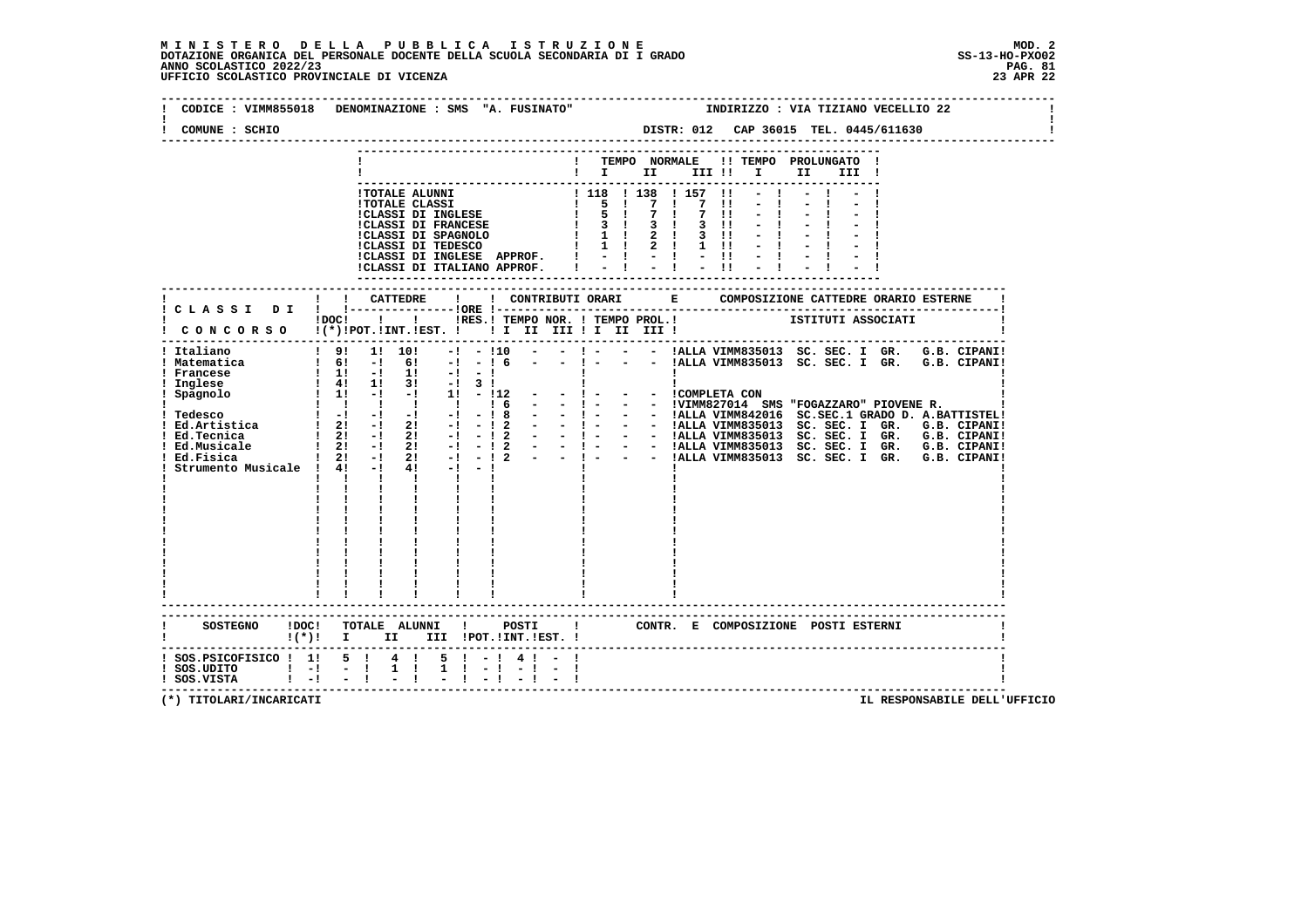**MINISTERO DELLA PUBBLICA ISTRUZIONE**
**DOTAZIONE ORGANICA DEL PERSONALE DOCENTE DELLA SCUOLA SECONDARIA DI I GRADO**
**ANNO SCOLASTICO 2022/23**
**UFFICIO SCOLASTICO PROVINCIALE DI VICENZA**

MOD. 2
SS-13-HO-PXO02
23 APR 22

CODICE : VIMM855018 DENOMINAZIONE : SMS "A. FUSINATO" INDIRIZZO : VIA TIZIANO VECELLIO 22

COMUNE : SCHIO DISTR: 012 CAP 36015 TEL. 0445/611630

| | TEMPO NORMALE I | II | III | TEMPO PROLUNGATO I | II | III |
|---|---|---|---|---|---|---|
| TOTALE ALUNNI | 118 | 138 | 157 | - | - | - |
| TOTALE CLASSI | 5 | 7 | 7 | - | - | - |
| CLASSI DI INGLESE | 5 | 7 | 7 | - | - | - |
| CLASSI DI FRANCESE | 3 | 3 | 3 | - | - | - |
| CLASSI DI SPAGNOLO | 1 | 2 | 3 | - | - | - |
| CLASSI DI TEDESCO | 1 | 2 | 1 | - | - | - |
| CLASSI DI INGLESE APPROF. | - | - | - | - | - | - |
| CLASSI DI ITALIANO APPROF. | - | - | - | - | - | - |

| CLASSI DI CONCORSO | DOC (*) | CATTEDRE POT. | INT. | EST. | ORE RES. | TEMPO NOR. I | II | III | TEMPO PROL. I | II | III | COMPOSIZIONE CATTEDRE ORARIO ESTERNE / ISTITUTI ASSOCIATI |
|---|---|---|---|---|---|---|---|---|---|---|---|---|
| Italiano | 9 | 1 | 10 | - | - | 10 | - | - | - | - | - | ALLA VIMM835013 SC. SEC. I GR. G.B. CIPANI |
| Matematica | 6 | - | 6 | - | - | 6 | - | - | - | - | - | ALLA VIMM835013 SC. SEC. I GR. G.B. CIPANI |
| Francese | 1 | - | 1 | - | - | | | | | | | |
| Inglese | 4 | 1 | 3 | - | 3 | | | | | | | |
| Spagnolo | 1 | - | - | 1 | - | 12 | - | - | - | - | - | COMPLETA CON |
| | | | | | | 6 | - | - | - | - | - | VIMM827014 SMS "FOGAZZARO" PIOVENE R. |
| Tedesco | - | - | - | - | - | 8 | - | - | - | - | - | ALLA VIMM842016 SC.SEC.1 GRADO D. A.BATTISTEL |
| Ed.Artistica | 2 | - | 2 | - | - | 2 | - | - | - | - | - | ALLA VIMM835013 SC. SEC. I GR. G.B. CIPANI |
| Ed.Tecnica | 2 | - | 2 | - | - | 2 | - | - | - | - | - | ALLA VIMM835013 SC. SEC. I GR. G.B. CIPANI |
| Ed.Musicale | 2 | - | 2 | - | - | 2 | - | - | - | - | - | ALLA VIMM835013 SC. SEC. I GR. G.B. CIPANI |
| Ed.Fisica | 2 | - | 2 | - | - | 2 | - | - | - | - | - | ALLA VIMM835013 SC. SEC. I GR. G.B. CIPANI |
| Strumento Musicale | 4 | - | 4 | - | - | | | | | | | |

| SOSTEGNO | DOC (*) | TOTALE ALUNNI I | II | III | POSTI POT. | INT. | EST. | CONTR. E COMPOSIZIONE POSTI ESTERNI |
|---|---|---|---|---|---|---|---|---|
| SOS.PSICOFISICO | 1 | 5 | 4 | 5 | - | 4 | - | |
| SOS.UDITO | - | - | 1 | 1 | - | - | - | |
| SOS.VISTA | - | - | - | - | - | - | - | |

(*) TITOLARI/INCARICATI

IL RESPONSABILE DELL'UFFICIO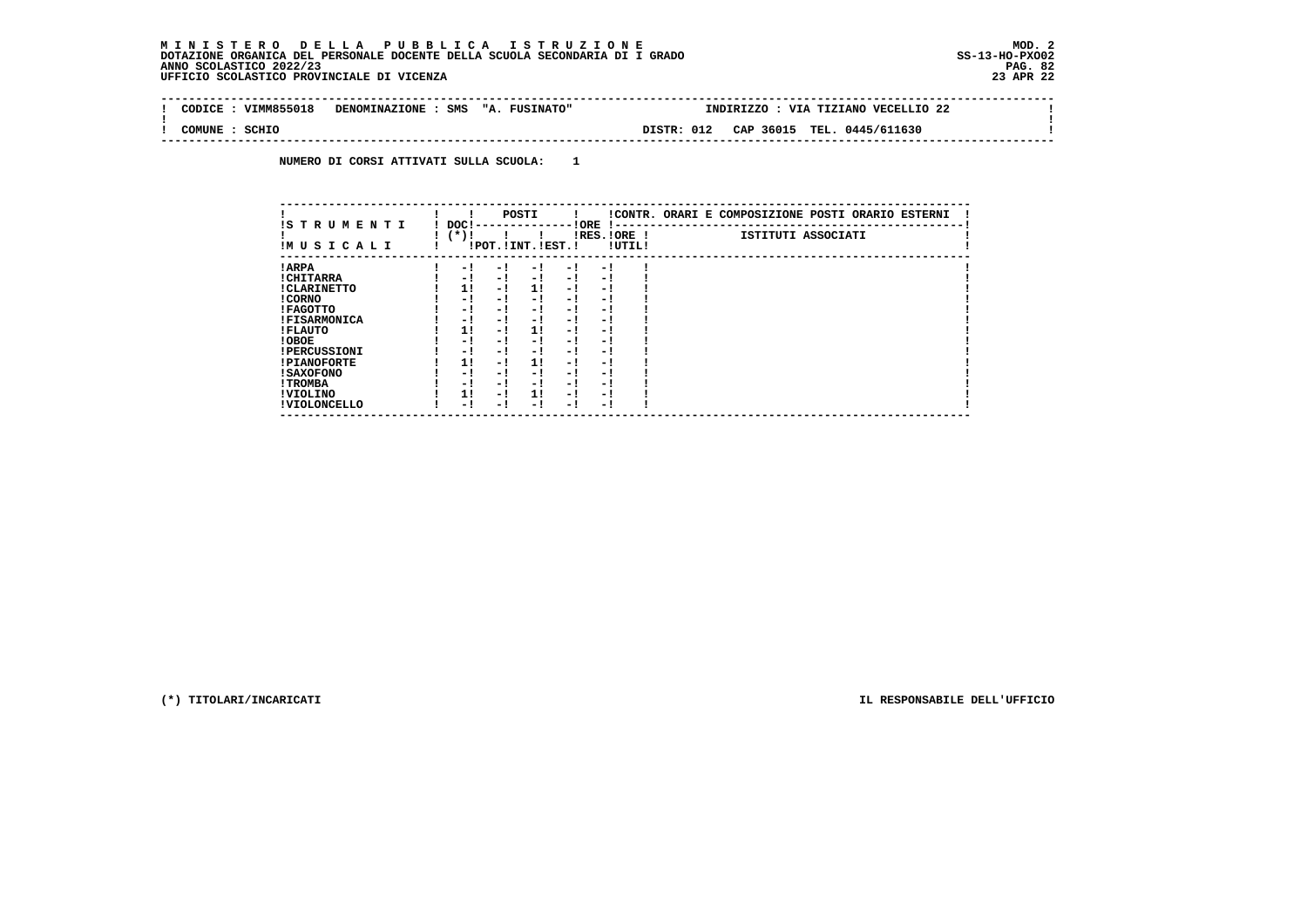**M I N I S T E R O   D E L L A   P U B B L I C A   I S T R U Z I O N E** MOD. 2
**DOTAZIONE ORGANICA DEL PERSONALE DOCENTE DELLA SCUOLA SECONDARIA DI I GRADO** SS-13-HO-PXO02
**ANNO SCOLASTICO 2022/23**
**UFFICIO SCOLASTICO PROVINCIALE DI VICENZA** 23 APR 22

**CODICE : VIMM855018   DENOMINAZIONE : SMS "A. FUSINATO"   INDIRIZZO : VIA TIZIANO VECELLIO 22**

**COMUNE : SCHIO   DISTR: 012   CAP 36015   TEL. 0445/611630**

**NUMERO DI CORSI ATTIVATI SULLA SCUOLA: 1**

| STRUMENTI MUSICALI | DOC (*) | POSTI POT. | POSTI INT. | POSTI EST. | ORE RES. | ORE UTIL. | CONTR. ORARI E COMPOSIZIONE POSTI ORARIO ESTERNI - ISTITUTI ASSOCIATI |
|---|---|---|---|---|---|---|---|
| ARPA | - | - | - | - | - | | |
| CHITARRA | - | - | - | - | - | | |
| CLARINETTO | 1 | - | 1 | - | - | | |
| CORNO | - | - | - | - | - | | |
| FAGOTTO | - | - | - | - | - | | |
| FISARMONICA | - | - | - | - | - | | |
| FLAUTO | 1 | - | 1 | - | - | | |
| OBOE | - | - | - | - | - | | |
| PERCUSSIONI | - | - | - | - | - | | |
| PIANOFORTE | 1 | - | 1 | - | - | | |
| SAXOFONO | - | - | - | - | - | | |
| TROMBA | - | - | - | - | - | | |
| VIOLINO | 1 | - | 1 | - | - | | |
| VIOLONCELLO | - | - | - | - | - | | |

(*) TITOLARI/INCARICATI

IL RESPONSABILE DELL'UFFICIO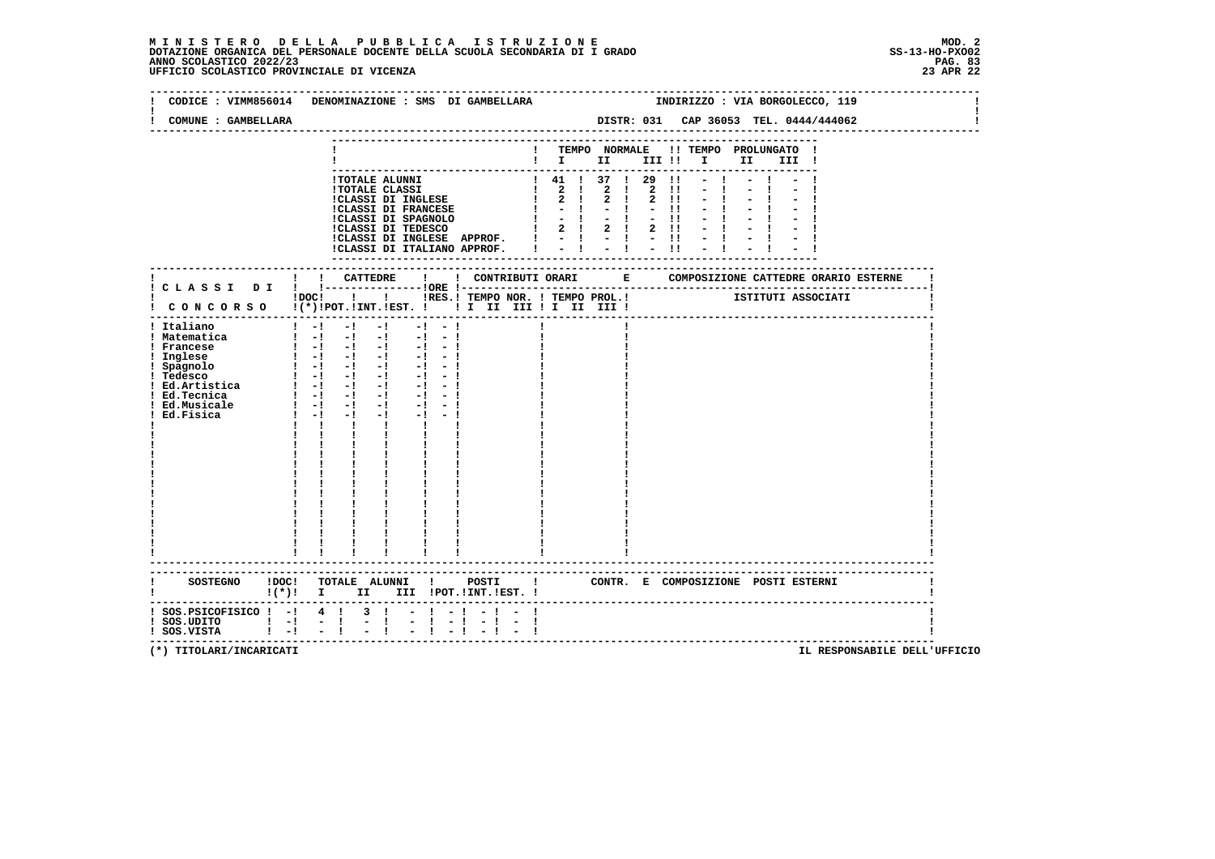**MINISTERO DELLA PUBBLICA ISTRUZIONE**
**DOTAZIONE ORGANICA DEL PERSONALE DOCENTE DELLA SCUOLA SECONDARIA DI I GRADO**
**ANNO SCOLASTICO 2022/23**
**UFFICIO SCOLASTICO PROVINCIALE DI VICENZA**

MOD. 2
SS-13-HO-PXO02
23 APR 22

CODICE : VIMM856014   DENOMINAZIONE : SMS DI GAMBELLARA   INDIRIZZO : VIA BORGOLECCO, 119

COMUNE : GAMBELLARA   DISTR: 031   CAP 36053   TEL. 0444/444062

| | TEMPO NORMALE I | II | III | TEMPO PROLUNGATO I | II | III |
|---|---|---|---|---|---|---|
| TOTALE ALUNNI | 41 | 37 | 29 | - | - | - |
| TOTALE CLASSI | 2 | 2 | 2 | - | - | - |
| CLASSI DI INGLESE | 2 | 2 | 2 | - | - | - |
| CLASSI DI FRANCESE | - | - | - | - | - | - |
| CLASSI DI SPAGNOLO | - | - | - | - | - | - |
| CLASSI DI TEDESCO | 2 | 2 | 2 | - | - | - |
| CLASSI DI INGLESE APPROF. | - | - | - | - | - | - |
| CLASSI DI ITALIANO APPROF. | - | - | - | - | - | - |

| CLASSI DI CONCORSO | DOC (*) | CATTEDRE POT. | INT. | EST. | ORE RES. | CONTRIBUTI ORARI TEMPO NOR. I II III | TEMPO PROL. I II III | COMPOSIZIONE CATTEDRE ORARIO ESTERNE ISTITUTI ASSOCIATI |
|---|---|---|---|---|---|---|---|---|
| Italiano | - | - | - | - | - | | | |
| Matematica | - | - | - | - | - | | | |
| Francese | - | - | - | - | - | | | |
| Inglese | - | - | - | - | - | | | |
| Spagnolo | - | - | - | - | - | | | |
| Tedesco | - | - | - | - | - | | | |
| Ed.Artistica | - | - | - | - | - | | | |
| Ed.Tecnica | - | - | - | - | - | | | |
| Ed.Musicale | - | - | - | - | - | | | |
| Ed.Fisica | - | - | - | - | - | | | |

| SOSTEGNO | DOC (*) | TOTALE ALUNNI I | II | III | POSTI POT. | INT. | EST. | CONTR. E COMPOSIZIONE POSTI ESTERNI |
|---|---|---|---|---|---|---|---|---|
| SOS.PSICOFISICO | - | 4 | 3 | - | - | - | - | |
| SOS.UDITO | - | - | - | - | - | - | - | |
| SOS.VISTA | - | - | - | - | - | - | - | |

(*) TITOLARI/INCARICATI

IL RESPONSABILE DELL'UFFICIO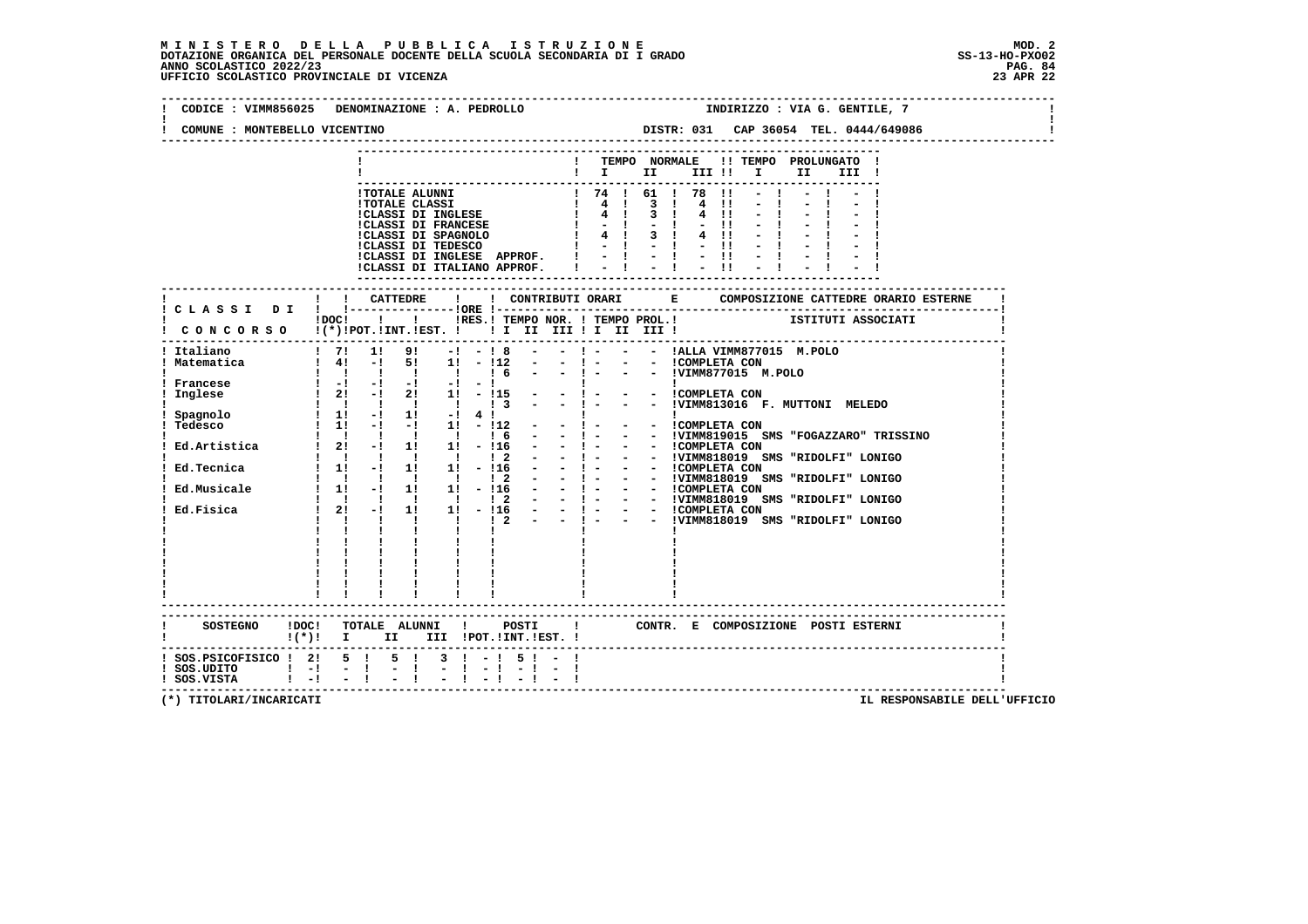**MINISTERO DELLA PUBBLICA ISTRUZIONE**
**DOTAZIONE ORGANICA DEL PERSONALE DOCENTE DELLA SCUOLA SECONDARIA DI I GRADO**
**ANNO SCOLASTICO 2022/23**
**UFFICIO SCOLASTICO PROVINCIALE DI VICENZA**

MOD. 2
SS-13-HO-PXO02
23 APR 22

CODICE : VIMM856025 DENOMINAZIONE : A. PEDROLLO — INDIRIZZO : VIA G. GENTILE, 7

COMUNE : MONTEBELLO VICENTINO — DISTR: 031 CAP 36054 TEL. 0444/649086

| | TEMPO NORMALE I | II | III | TEMPO PROLUNGATO I | II | III |
|---|---|---|---|---|---|---|
| TOTALE ALUNNI | 74 | 61 | 78 | - | - | - |
| TOTALE CLASSI | 4 | 3 | 4 | - | - | - |
| CLASSI DI INGLESE | 4 | 3 | 4 | - | - | - |
| CLASSI DI FRANCESE | - | - | - | - | - | - |
| CLASSI DI SPAGNOLO | 4 | 3 | 4 | - | - | - |
| CLASSI DI TEDESCO | - | - | - | - | - | - |
| CLASSI DI INGLESE APPROF. | - | - | - | - | - | - |
| CLASSI DI ITALIANO APPROF. | - | - | - | - | - | - |

| CLASSI DI CONCORSO | DOC (*) | CATTEDRE POT. | INT. | EST. | ORE RES. | TEMPO NOR. I | II | III | TEMPO PROL. I | II | III | COMPOSIZIONE CATTEDRE ORARIO ESTERNE - ISTITUTI ASSOCIATI |
|---|---|---|---|---|---|---|---|---|---|---|---|---|
| Italiano | 7 | 1 | 9 | - | - | 8 | - | - | - | - | - | ALLA VIMM877015 M.POLO |
| Matematica | 4 | - | 5 | 1 | - | 12 | - | - | - | - | - | COMPLETA CON |
| | | | | | | 6 | - | - | - | - | - | VIMM877015 M.POLO |
| Francese | - | - | - | - | - | | | | | | | |
| Inglese | 2 | - | 2 | 1 | - | 15 | - | - | - | - | - | COMPLETA CON |
| | | | | | | 3 | - | - | - | - | - | VIMM813016 F. MUTTONI MELEDO |
| Spagnolo | 1 | - | 1 | - | 4 | | | | | | | |
| Tedesco | 1 | - | - | 1 | - | 12 | - | - | - | - | - | COMPLETA CON |
| | | | | | | 6 | - | - | - | - | - | VIMM819015 SMS "FOGAZZARO" TRISSINO |
| Ed.Artistica | 2 | - | 1 | 1 | - | 16 | - | - | - | - | - | COMPLETA CON |
| | | | | | | 2 | - | - | - | - | - | VIMM818019 SMS "RIDOLFI" LONIGO |
| Ed.Tecnica | 1 | - | 1 | 1 | - | 16 | - | - | - | - | - | COMPLETA CON |
| | | | | | | 2 | - | - | - | - | - | VIMM818019 SMS "RIDOLFI" LONIGO |
| Ed.Musicale | 1 | - | 1 | 1 | - | 16 | - | - | - | - | - | COMPLETA CON |
| | | | | | | 2 | - | - | - | - | - | VIMM818019 SMS "RIDOLFI" LONIGO |
| Ed.Fisica | 2 | - | 1 | 1 | - | 16 | - | - | - | - | - | COMPLETA CON |
| | | | | | | 2 | - | - | - | - | - | VIMM818019 SMS "RIDOLFI" LONIGO |

| SOSTEGNO | DOC (*) | TOTALE ALUNNI I | II | III | POSTI POT. | INT. | EST. | CONTR. E COMPOSIZIONE POSTI ESTERNI |
|---|---|---|---|---|---|---|---|---|
| SOS.PSICOFISICO | 2 | 5 | 5 | 3 | - | 5 | - | |
| SOS.UDITO | - | - | - | - | - | - | - | |
| SOS.VISTA | - | - | - | - | - | - | - | |

(*) TITOLARI/INCARICATI

IL RESPONSABILE DELL'UFFICIO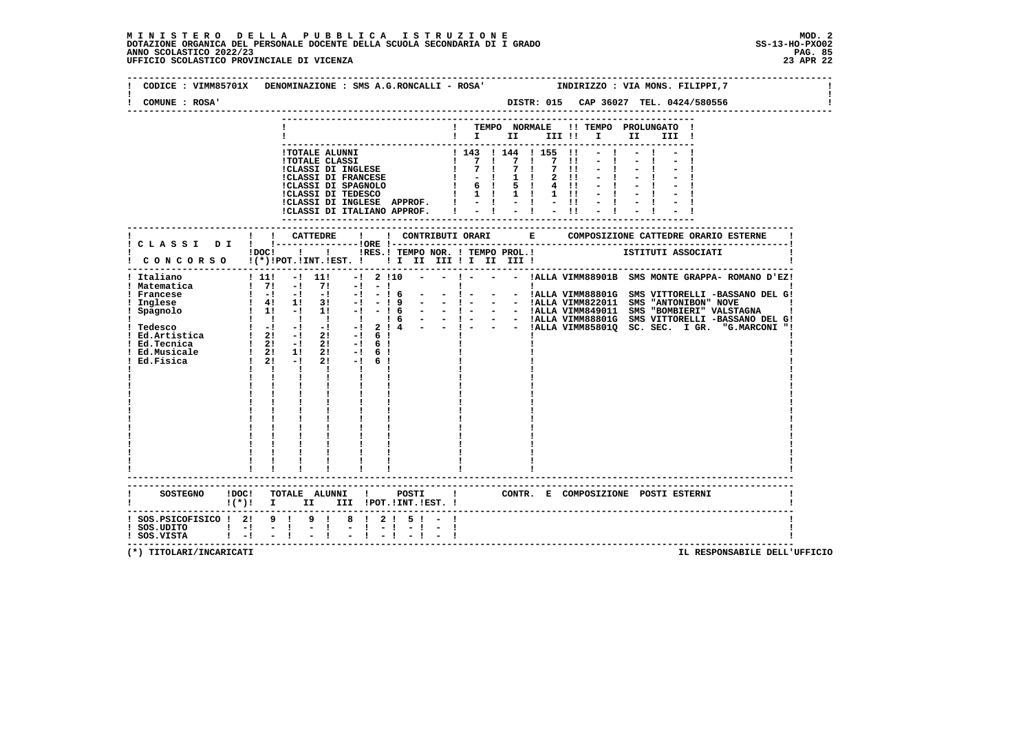**MINISTERO DELLA PUBBLICA ISTRUZIONE**
**DOTAZIONE ORGANICA DEL PERSONALE DOCENTE DELLA SCUOLA SECONDARIA DI I GRADO**
**ANNO SCOLASTICO 2022/23**
**UFFICIO SCOLASTICO PROVINCIALE DI VICENZA**

MOD. 2
SS-13-HO-PXO02
23 APR 22

CODICE : VIMM85701X DENOMINAZIONE : SMS A.G.RONCALLI - ROSA' INDIRIZZO : VIA MONS. FILIPPI,7
COMUNE : ROSA' DISTR: 015 CAP 36027 TEL. 0424/580556

| | TEMPO NORMALE I | II | III | TEMPO PROLUNGATO I | II | III |
|---|---|---|---|---|---|---|
| TOTALE ALUNNI | 143 | 144 | 155 | - | - | - |
| TOTALE CLASSI | 7 | 7 | 7 | - | - | - |
| CLASSI DI INGLESE | 7 | 7 | 7 | - | - | - |
| CLASSI DI FRANCESE | - | 1 | 2 | - | - | - |
| CLASSI DI SPAGNOLO | 6 | 5 | 4 | - | - | - |
| CLASSI DI TEDESCO | 1 | 1 | 1 | - | - | - |
| CLASSI DI INGLESE APPROF. | - | - | - | - | - | - |
| CLASSI DI ITALIANO APPROF. | - | - | - | - | - | - |

| CLASSI DI CONCORSO | DOC (*) | CATTEDRE POT. | INT. | EST. | ORE RES. | TEMPO NOR. I | II | III | TEMPO PROL. I | II | III | COMPOSIZIONE CATTEDRE ORARIO ESTERNE - ISTITUTI ASSOCIATI |
|---|---|---|---|---|---|---|---|---|---|---|---|---|
| Italiano | 11 | - | 11 | - | 2 | 10 | - | - | - | - | - | ALLA VIMM88901B SMS MONTE GRAPPA- ROMANO D'EZ |
| Matematica | 7 | - | 7 | - | - | | | | | | | |
| Francese | - | - | - | - | - | 6 | - | - | - | - | - | ALLA VIMM88801G SMS VITTORELLI -BASSANO DEL G |
| Inglese | 4 | 1 | 3 | - | - | 9 | - | - | - | - | - | ALLA VIMM822011 SMS "ANTONIBON" NOVE |
| Spagnolo | 1 | - | 1 | - | - | 6 | - | - | - | - | - | ALLA VIMM849011 SMS "BOMBIERI" VALSTAGNA |
| | | | | | | 6 | - | - | - | - | - | ALLA VIMM88801G SMS VITTORELLI -BASSANO DEL G |
| Tedesco | - | - | - | - | 2 | 4 | - | - | - | - | - | ALLA VIMM85801Q SC. SEC. I GR. "G.MARCONI " |
| Ed.Artistica | 2 | - | 2 | - | 6 | | | | | | | |
| Ed.Tecnica | 2 | - | 2 | - | 6 | | | | | | | |
| Ed.Musicale | 2 | 1 | 2 | - | 6 | | | | | | | |
| Ed.Fisica | 2 | - | 2 | - | 6 | | | | | | | |

| SOSTEGNO | DOC (*) | TOTALE ALUNNI I | II | III | POSTI POT. | INT. | EST. | CONTR. E COMPOSIZIONE POSTI ESTERNI |
|---|---|---|---|---|---|---|---|---|
| SOS.PSICOFISICO | 2 | 9 | 9 | 8 | 2 | 5 | - | |
| SOS.UDITO | - | - | - | - | - | - | - | |
| SOS.VISTA | - | - | - | - | - | - | - | |

(*) TITOLARI/INCARICATI

IL RESPONSABILE DELL'UFFICIO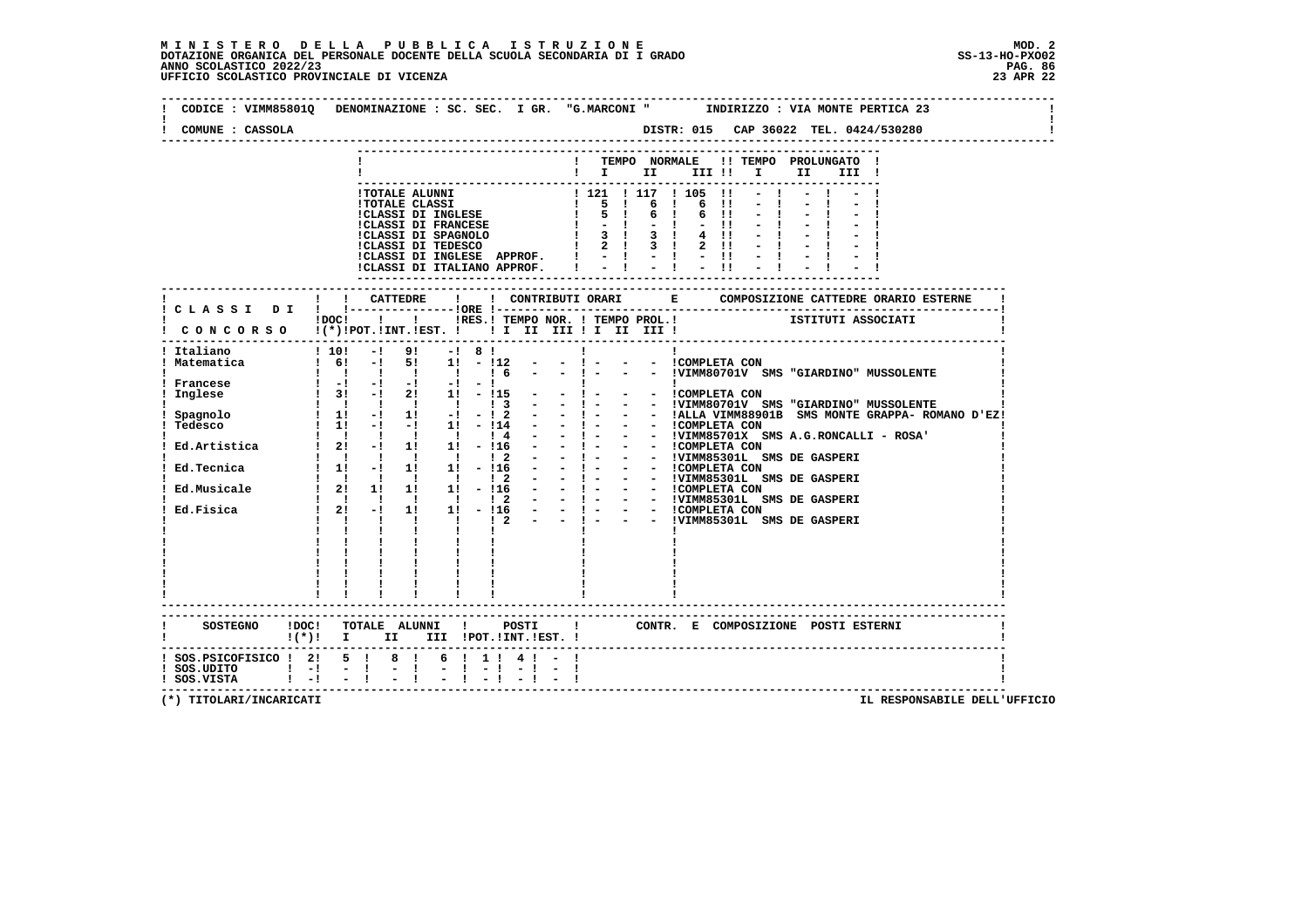**MINISTERO DELLA PUBBLICA ISTRUZIONE**
**DOTAZIONE ORGANICA DEL PERSONALE DOCENTE DELLA SCUOLA SECONDARIA DI I GRADO**
**ANNO SCOLASTICO 2022/23**
**UFFICIO SCOLASTICO PROVINCIALE DI VICENZA**

MOD. 2
SS-13-HO-PXO02
23 APR 22

CODICE : VIMM85801Q DENOMINAZIONE : SC. SEC. I GR. "G.MARCONI " INDIRIZZO : VIA MONTE PERTICA 23

COMUNE : CASSOLA DISTR: 015 CAP 36022 TEL. 0424/530280

| | TEMPO NORMALE I | II | III | TEMPO PROLUNGATO I | II | III |
|---|---|---|---|---|---|---|
| TOTALE ALUNNI | 121 | 117 | 105 | - | - | - |
| TOTALE CLASSI | 5 | 6 | 6 | - | - | - |
| CLASSI DI INGLESE | 5 | 6 | 6 | - | - | - |
| CLASSI DI FRANCESE | - | - | - | - | - | - |
| CLASSI DI SPAGNOLO | 3 | 3 | 4 | - | - | - |
| CLASSI DI TEDESCO | 2 | 3 | 2 | - | - | - |
| CLASSI DI INGLESE APPROF. | - | - | - | - | - | - |
| CLASSI DI ITALIANO APPROF. | - | - | - | - | - | - |

| CLASSI DI CONCORSO | DOC (*) | CATTEDRE POT. | INT. | EST. | ORE RES. | CONTRIBUTI ORARI TEMPO NOR. I II III | TEMPO PROL. I II III | COMPOSIZIONE CATTEDRE ORARIO ESTERNE - ISTITUTI ASSOCIATI |
|---|---|---|---|---|---|---|---|---|
| Italiano | 10 | - | 9 | - | 8 | | | |
| Matematica | 6 | - | 5 | 1 | - | 12 - - | - - - | COMPLETA CON |
| | | | | | | 6 - - | - - - | VIMM80701V SMS "GIARDINO" MUSSOLENTE |
| Francese | - | - | - | - | - | | | |
| Inglese | 3 | - | 2 | 1 | - | 15 - - | - - - | COMPLETA CON |
| | | | | | | 3 - - | - - - | VIMM80701V SMS "GIARDINO" MUSSOLENTE |
| Spagnolo | 1 | - | 1 | - | - | 2 - - | - - - | ALLA VIMM88901B SMS MONTE GRAPPA- ROMANO D'EZ |
| Tedesco | 1 | - | - | 1 | - | 14 - - | - - - | COMPLETA CON |
| | | | | | | 4 - - | - - - | VIMM85701X SMS A.G.RONCALLI - ROSA' |
| Ed.Artistica | 2 | - | 1 | 1 | - | 16 - - | - - - | COMPLETA CON |
| | | | | | | 2 - - | - - - | VIMM85301L SMS DE GASPERI |
| Ed.Tecnica | 1 | - | 1 | 1 | - | 16 - - | - - - | COMPLETA CON |
| | | | | | | 2 - - | - - - | VIMM85301L SMS DE GASPERI |
| Ed.Musicale | 2 | 1 | 1 | 1 | - | 16 - - | - - - | COMPLETA CON |
| | | | | | | 2 - - | - - - | VIMM85301L SMS DE GASPERI |
| Ed.Fisica | 2 | - | 1 | 1 | - | 16 - - | - - - | COMPLETA CON |
| | | | | | | 2 - - | - - - | VIMM85301L SMS DE GASPERI |

| SOSTEGNO | DOC (*) | TOTALE ALUNNI I | II | III | POSTI POT. | INT. | EST. | CONTR. E COMPOSIZIONE POSTI ESTERNI |
|---|---|---|---|---|---|---|---|---|
| SOS.PSICOFISICO | 2 | 5 | 8 | 6 | 1 | 4 | - | |
| SOS.UDITO | - | - | - | - | - | - | - | |
| SOS.VISTA | - | - | - | - | - | - | - | |

(*) TITOLARI/INCARICATI

IL RESPONSABILE DELL'UFFICIO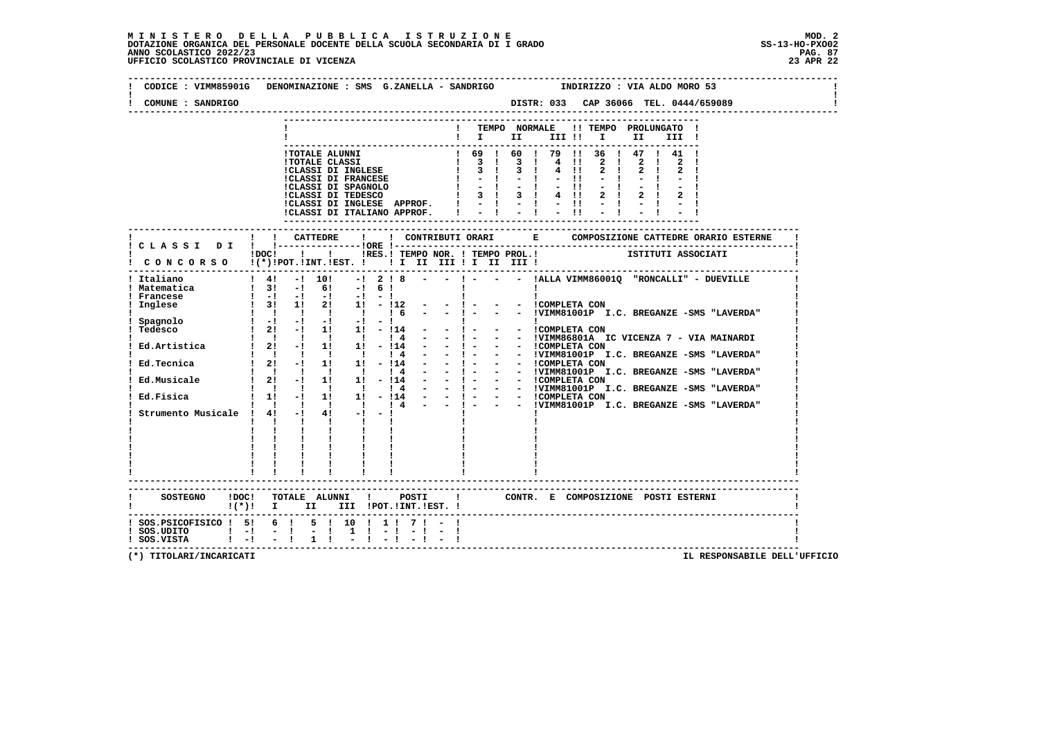**MINISTERO DELLA PUBBLICA ISTRUZIONE**
**DOTAZIONE ORGANICA DEL PERSONALE DOCENTE DELLA SCUOLA SECONDARIA DI I GRADO**
**ANNO SCOLASTICO 2022/23**
**UFFICIO SCOLASTICO PROVINCIALE DI VICENZA**

MOD. 2
SS-13-HO-PXO02
23 APR 22

CODICE : VIMM85901G DENOMINAZIONE : SMS G.ZANELLA - SANDRIGO INDIRIZZO : VIA ALDO MORO 53
COMUNE : SANDRIGO DISTR: 033 CAP 36066 TEL. 0444/659089

| | TEMPO NORMALE I | II | III | TEMPO PROLUNGATO I | II | III |
|---|---|---|---|---|---|---|
| TOTALE ALUNNI | 69 | 60 | 79 | 36 | 47 | 41 |
| TOTALE CLASSI | 3 | 3 | 4 | 2 | 2 | 2 |
| CLASSI DI INGLESE | 3 | 3 | 4 | 2 | 2 | 2 |
| CLASSI DI FRANCESE | - | - | - | - | - | - |
| CLASSI DI SPAGNOLO | - | - | - | - | - | - |
| CLASSI DI TEDESCO | 3 | 3 | 4 | 2 | 2 | 2 |
| CLASSI DI INGLESE APPROF. | - | - | - | - | - | - |
| CLASSI DI ITALIANO APPROF. | - | - | - | - | - | - |

| CLASSI DI CONCORSO | DOC (*) | CATTEDRE POT. | INT. | EST. | ORE RES. | TEMPO NOR. I | II | III | TEMPO PROL. I | II | III | COMPOSIZIONE CATTEDRE ORARIO ESTERNE - ISTITUTI ASSOCIATI |
|---|---|---|---|---|---|---|---|---|---|---|---|---|
| Italiano | 4 | - | 10 | - | 2 | 8 | - | - | - | - | - | ALLA VIMM86001Q "RONCALLI" - DUEVILLE |
| Matematica | 3 | - | 6 | - | 6 | | | | | | | |
| Francese | - | - | - | - | - | | | | | | | |
| Inglese | 3 | 1 | 2 | 1 | - | 12 | - | - | - | - | - | COMPLETA CON |
| | | | | | | 6 | - | - | - | - | - | VIMM81001P I.C. BREGANZE -SMS "LAVERDA" |
| Spagnolo | - | - | - | - | - | | | | | | | |
| Tedesco | 2 | - | 1 | 1 | - | 14 | - | - | - | - | - | COMPLETA CON |
| | | | | | | 4 | - | - | - | - | - | VIMM86801A IC VICENZA 7 - VIA MAINARDI |
| Ed.Artistica | 2 | - | 1 | 1 | - | 14 | - | - | - | - | - | COMPLETA CON |
| | | | | | | 4 | - | - | - | - | - | VIMM81001P I.C. BREGANZE -SMS "LAVERDA" |
| Ed.Tecnica | 2 | - | 1 | 1 | - | 14 | - | - | - | - | - | COMPLETA CON |
| | | | | | | 4 | - | - | - | - | - | VIMM81001P I.C. BREGANZE -SMS "LAVERDA" |
| Ed.Musicale | 2 | - | 1 | 1 | - | 14 | - | - | - | - | - | COMPLETA CON |
| | | | | | | 4 | - | - | - | - | - | VIMM81001P I.C. BREGANZE -SMS "LAVERDA" |
| Ed.Fisica | 1 | - | 1 | 1 | - | 14 | - | - | - | - | - | COMPLETA CON |
| | | | | | | 4 | - | - | - | - | - | VIMM81001P I.C. BREGANZE -SMS "LAVERDA" |
| Strumento Musicale | 4 | - | 4 | - | - | | | | | | | |

| SOSTEGNO | DOC (*) | TOTALE ALUNNI I | II | III | POSTI POT. | INT. | EST. | CONTR. E COMPOSIZIONE POSTI ESTERNI |
|---|---|---|---|---|---|---|---|---|
| SOS.PSICOFISICO | 5 | 6 | 5 | 10 | 1 | 7 | - | |
| SOS.UDITO | - | - | - | 1 | - | - | - | |
| SOS.VISTA | - | - | 1 | - | - | - | - | |

(*) TITOLARI/INCARICATI

IL RESPONSABILE DELL'UFFICIO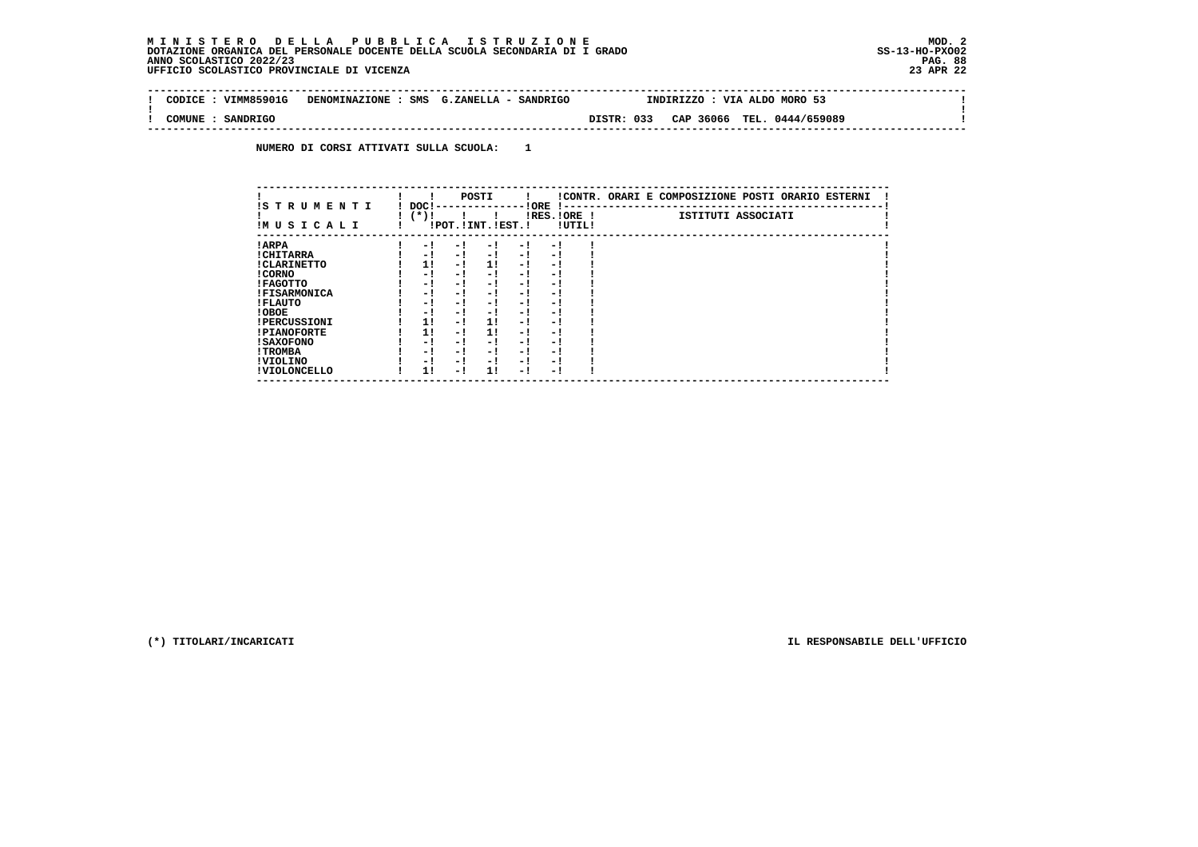**MINISTERO DELLA PUBBLICA ISTRUZIONE**
**DOTAZIONE ORGANICA DEL PERSONALE DOCENTE DELLA SCUOLA SECONDARIA DI I GRADO**
**ANNO SCOLASTICO 2022/23**
**UFFICIO SCOLASTICO PROVINCIALE DI VICENZA**

MOD. 2
SS-13-HO-PXO02
23 APR 22

CODICE : VIMM85901G   DENOMINAZIONE : SMS G.ZANELLA - SANDRIGO   INDIRIZZO : VIA ALDO MORO 53

COMUNE : SANDRIGO   DISTR: 033   CAP 36066   TEL. 0444/659089

NUMERO DI CORSI ATTIVATI SULLA SCUOLA: 1

| STRUMENTI MUSICALI | DOC (*) | POSTI | | | ORE | | CONTR. ORARI E COMPOSIZIONE POSTI ORARIO ESTERNI |
|---|---|---|---|---|---|---|---|
| | | POT. | INT. | EST. | RES. | ORE UTIL | ISTITUTI ASSOCIATI |
| ARPA | - | - | - | - | - | | |
| CHITARRA | - | - | - | - | - | | |
| CLARINETTO | 1 | - | 1 | - | - | | |
| CORNO | - | - | - | - | - | | |
| FAGOTTO | - | - | - | - | - | | |
| FISARMONICA | - | - | - | - | - | | |
| FLAUTO | - | - | - | - | - | | |
| OBOE | - | - | - | - | - | | |
| PERCUSSIONI | 1 | - | 1 | - | - | | |
| PIANOFORTE | 1 | - | 1 | - | - | | |
| SAXOFONO | - | - | - | - | - | | |
| TROMBA | - | - | - | - | - | | |
| VIOLINO | - | - | - | - | - | | |
| VIOLONCELLO | 1 | - | 1 | - | - | | |

(*) TITOLARI/INCARICATI

IL RESPONSABILE DELL'UFFICIO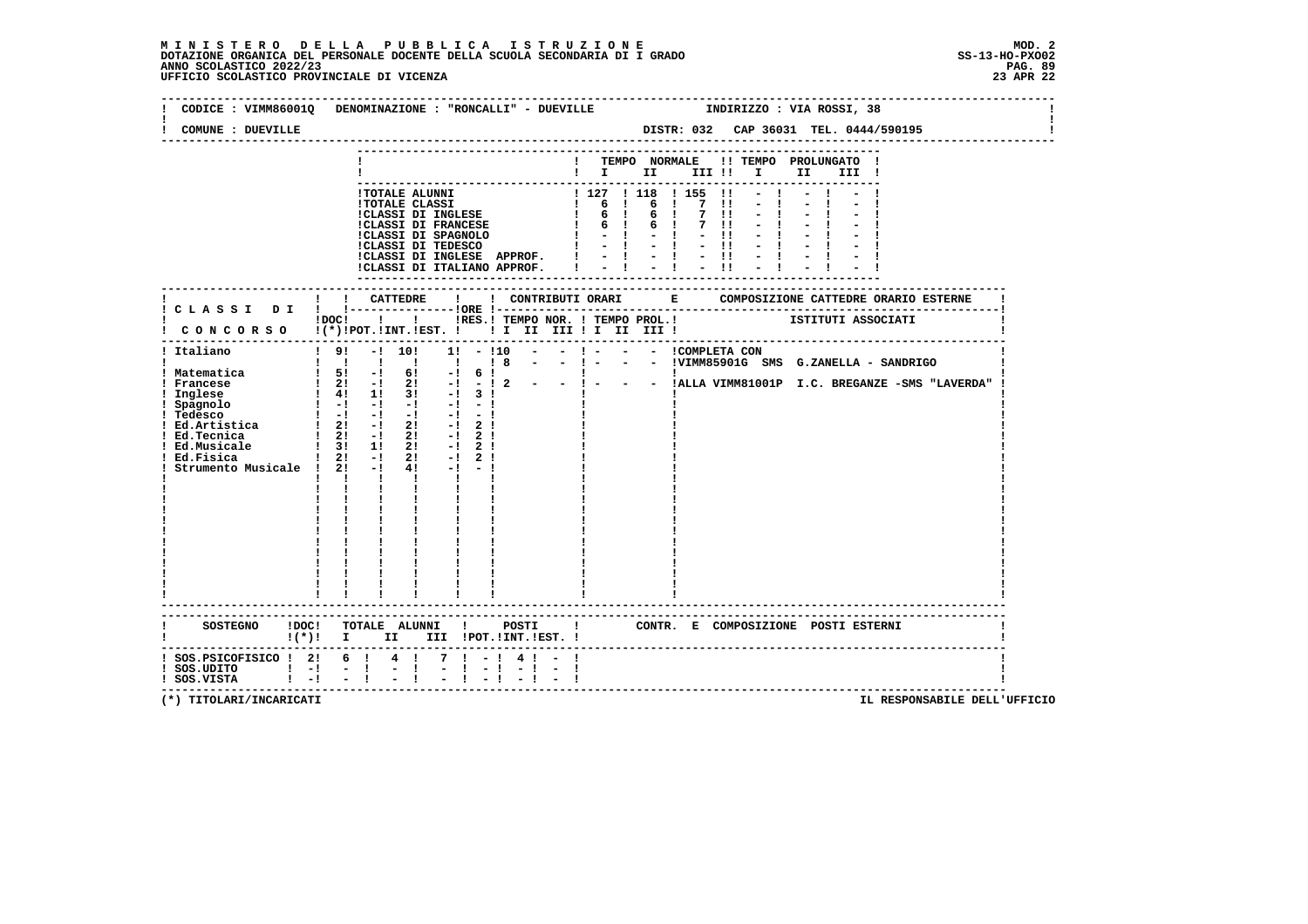**M I N I S T E R O D E L L A P U B B L I C A I S T R U Z I O N E**
**DOTAZIONE ORGANICA DEL PERSONALE DOCENTE DELLA SCUOLA SECONDARIA DI I GRADO**
**ANNO SCOLASTICO 2022/23**
**UFFICIO SCOLASTICO PROVINCIALE DI VICENZA**

MOD. 2
SS-13-HO-PXO02
23 APR 22

CODICE : VIMM86001Q DENOMINAZIONE : "RONCALLI" - DUEVILLE INDIRIZZO : VIA ROSSI, 38

COMUNE : DUEVILLE DISTR: 032 CAP 36031 TEL. 0444/590195

| | TEMPO NORMALE I | II | III | TEMPO PROLUNGATO I | II | III |
|---|---|---|---|---|---|---|
| TOTALE ALUNNI | 127 | 118 | 155 | - | - | - |
| TOTALE CLASSI | 6 | 6 | 7 | - | - | - |
| CLASSI DI INGLESE | 6 | 6 | 7 | - | - | - |
| CLASSI DI FRANCESE | 6 | 6 | 7 | - | - | - |
| CLASSI DI SPAGNOLO | - | - | - | - | - | - |
| CLASSI DI TEDESCO | - | - | - | - | - | - |
| CLASSI DI INGLESE APPROF. | - | - | - | - | - | - |
| CLASSI DI ITALIANO APPROF. | - | - | - | - | - | - |

| CLASSI DI CONCORSO | DOC (*) | CATTEDRE POT. | INT. | EST. | ORE RES. | CONTRIBUTI ORARI TEMPO NOR. I | II | III | TEMPO PROL. I | II | III | COMPOSIZIONE CATTEDRE ORARIO ESTERNE - ISTITUTI ASSOCIATI |
|---|---|---|---|---|---|---|---|---|---|---|---|---|
| Italiano | 9 | - | 10 | 1 | - | 10 | - | - | - | - | - | COMPLETA CON |
| | | | | | | 8 | - | - | - | - | - | VIMM85901G SMS G.ZANELLA - SANDRIGO |
| Matematica | 5 | - | 6 | - | 6 | | | | | | | |
| Francese | 2 | - | 2 | - | - | 2 | - | - | - | - | - | ALLA VIMM81001P I.C. BREGANZE -SMS "LAVERDA" |
| Inglese | 4 | 1 | 3 | - | 3 | | | | | | | |
| Spagnolo | - | - | - | - | - | | | | | | | |
| Tedesco | - | - | - | - | - | | | | | | | |
| Ed.Artistica | 2 | - | 2 | - | 2 | | | | | | | |
| Ed.Tecnica | 2 | - | 2 | - | 2 | | | | | | | |
| Ed.Musicale | 3 | 1 | 2 | - | 2 | | | | | | | |
| Ed.Fisica | 2 | - | 2 | - | 2 | | | | | | | |
| Strumento Musicale | 2 | - | 4 | - | - | | | | | | | |

| SOSTEGNO | DOC (*) | TOTALE ALUNNI I | II | III | POSTI POT. | INT. | EST. | CONTR. E COMPOSIZIONE POSTI ESTERNI |
|---|---|---|---|---|---|---|---|---|
| SOS.PSICOFISICO | 2 | 6 | 4 | 7 | - | 4 | - | |
| SOS.UDITO | - | - | - | - | - | - | - | |
| SOS.VISTA | - | - | - | - | - | - | - | |

(*) TITOLARI/INCARICATI

IL RESPONSABILE DELL'UFFICIO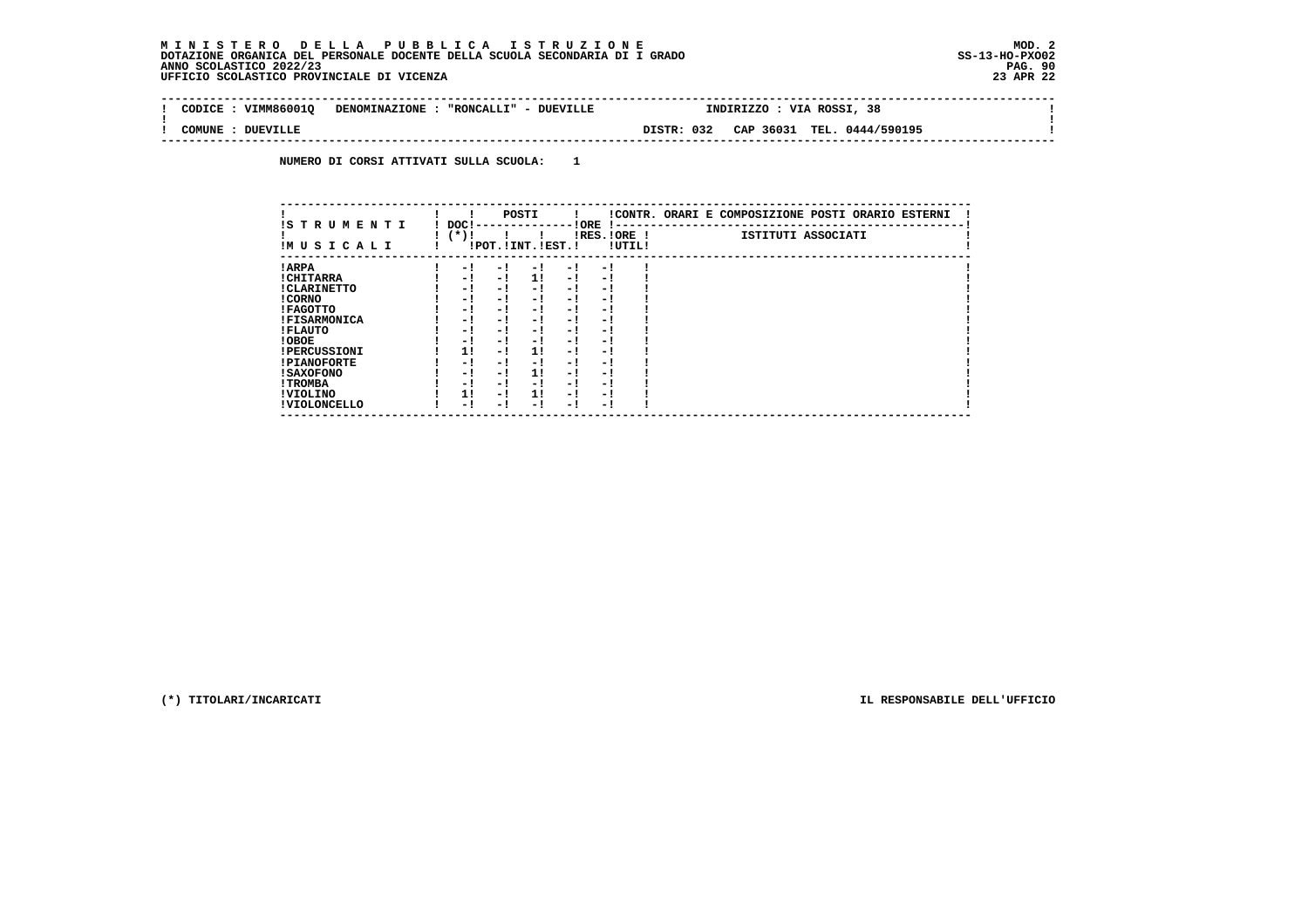**M I N I S T E R O   D E L L A   P U B B L I C A   I S T R U Z I O N E** MOD. 2
**DOTAZIONE ORGANICA DEL PERSONALE DOCENTE DELLA SCUOLA SECONDARIA DI I GRADO** SS-13-HO-PXO02
**ANNO SCOLASTICO 2022/23**
**UFFICIO SCOLASTICO PROVINCIALE DI VICENZA** 23 APR 22

| CODICE : VIMM86001Q | DENOMINAZIONE : "RONCALLI" - DUEVILLE | INDIRIZZO : VIA ROSSI, 38 |
|---|---|---|
| COMUNE : DUEVILLE | DISTR: 032 | CAP 36031 TEL. 0444/590195 |

**NUMERO DI CORSI ATTIVATI SULLA SCUOLA: 1**

| STRUMENTI MUSICALI | DOC (*) | POSTI POT. | POSTI INT. | POSTI EST. | ORE RES. | ORE UTIL. | CONTR. ORARI E COMPOSIZIONE POSTI ORARIO ESTERNI - ISTITUTI ASSOCIATI |
|---|---|---|---|---|---|---|---|
| ARPA | - | - | - | - | - | | |
| CHITARRA | - | - | 1 | - | - | | |
| CLARINETTO | - | - | - | - | - | | |
| CORNO | - | - | - | - | - | | |
| FAGOTTO | - | - | - | - | - | | |
| FISARMONICA | - | - | - | - | - | | |
| FLAUTO | - | - | - | - | - | | |
| OBOE | - | - | - | - | - | | |
| PERCUSSIONI | 1 | - | 1 | - | - | | |
| PIANOFORTE | - | - | - | - | - | | |
| SAXOFONO | - | - | 1 | - | - | | |
| TROMBA | - | - | - | - | - | | |
| VIOLINO | 1 | - | 1 | - | - | | |
| VIOLONCELLO | - | - | - | - | - | | |

(*) TITOLARI/INCARICATI

IL RESPONSABILE DELL'UFFICIO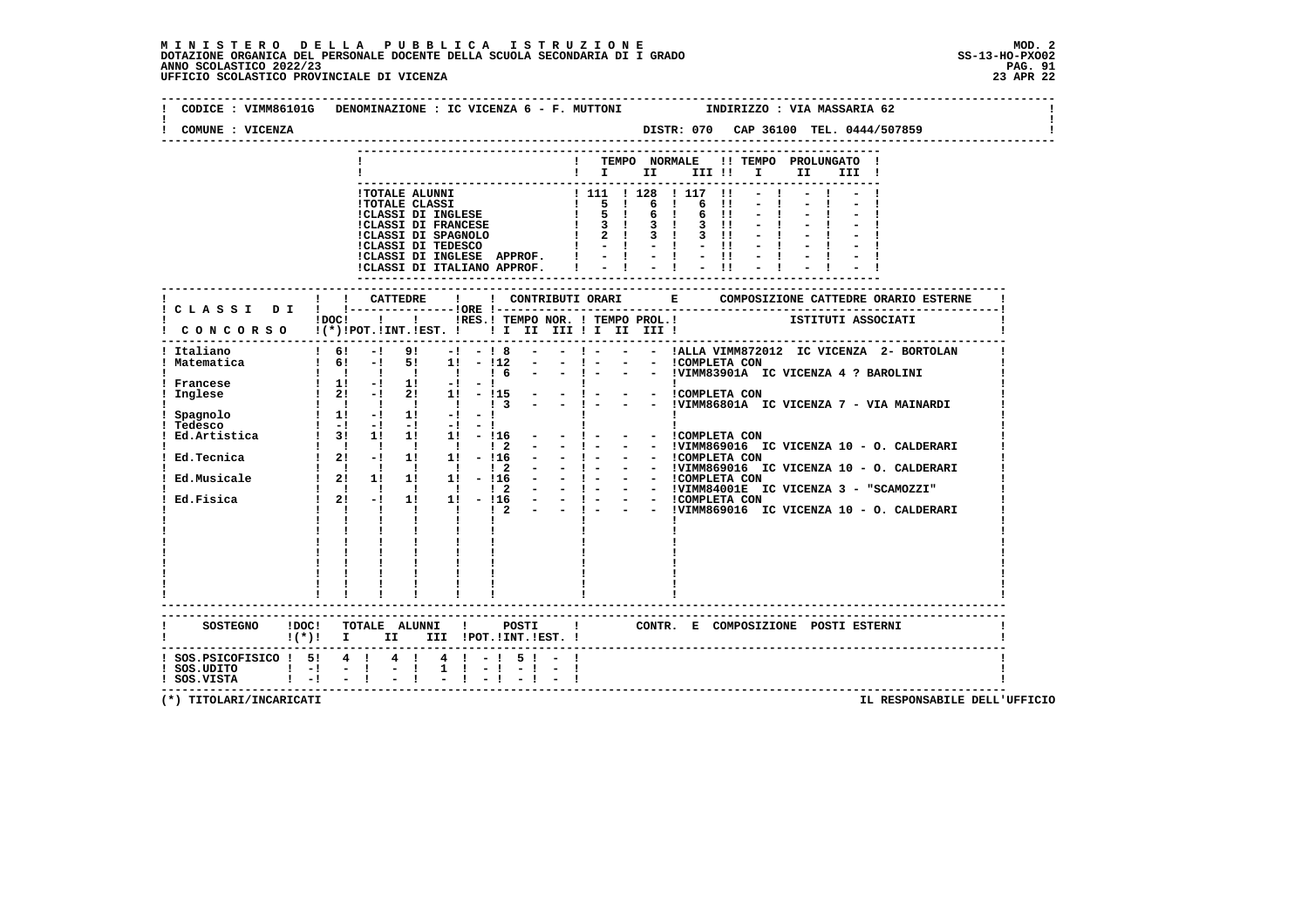**MINISTERO DELLA PUBBLICA ISTRUZIONE**
**DOTAZIONE ORGANICA DEL PERSONALE DOCENTE DELLA SCUOLA SECONDARIA DI I GRADO**
**ANNO SCOLASTICO 2022/23**
**UFFICIO SCOLASTICO PROVINCIALE DI VICENZA**

MOD. 2
SS-13-HO-PXO02
23 APR 22

CODICE : VIMM86101G DENOMINAZIONE : IC VICENZA 6 - F. MUTTONI INDIRIZZO : VIA MASSARIA 62

COMUNE : VICENZA DISTR: 070 CAP 36100 TEL. 0444/507859

| | TEMPO NORMALE I | II | III | TEMPO PROLUNGATO I | II | III |
|---|---|---|---|---|---|---|
| TOTALE ALUNNI | 111 | 128 | 117 | - | - | - |
| TOTALE CLASSI | 5 | 6 | 6 | - | - | - |
| CLASSI DI INGLESE | 5 | 6 | 6 | - | - | - |
| CLASSI DI FRANCESE | 3 | 3 | 3 | - | - | - |
| CLASSI DI SPAGNOLO | 2 | 3 | 3 | - | - | - |
| CLASSI DI TEDESCO | - | - | - | - | - | - |
| CLASSI DI INGLESE APPROF. | - | - | - | - | - | - |
| CLASSI DI ITALIANO APPROF. | - | - | - | - | - | - |

| CLASSI DI CONCORSO | DOC (*) | CATTEDRE POT. | INT. | EST. | ORE RES. | TEMPO NOR. I | II | III | TEMPO PROL. I | II | III | COMPOSIZIONE CATTEDRE ORARIO ESTERNE - ISTITUTI ASSOCIATI |
|---|---|---|---|---|---|---|---|---|---|---|---|---|
| Italiano | 6 | - | 9 | - | - | 8 | - | - | - | - | - | ALLA VIMM872012 IC VICENZA 2- BORTOLAN |
| Matematica | 6 | - | 5 | 1 | - | 12 | - | - | - | - | - | COMPLETA CON |
| | | | | | | 6 | - | - | - | - | - | VIMM83901A IC VICENZA 4 ? BAROLINI |
| Francese | 1 | - | 1 | - | - | | | | | | | |
| Inglese | 2 | - | 2 | 1 | - | 15 | - | - | - | - | - | COMPLETA CON |
| | | | | | | 3 | - | - | - | - | - | VIMM86801A IC VICENZA 7 - VIA MAINARDI |
| Spagnolo | 1 | - | 1 | - | - | | | | | | | |
| Tedesco | - | - | - | - | - | | | | | | | |
| Ed.Artistica | 3 | 1 | 1 | 1 | - | 16 | - | - | - | - | - | COMPLETA CON |
| | | | | | | 2 | - | - | - | - | - | VIMM869016 IC VICENZA 10 - O. CALDERARI |
| Ed.Tecnica | 2 | - | 1 | 1 | - | 16 | - | - | - | - | - | COMPLETA CON |
| | | | | | | 2 | - | - | - | - | - | VIMM869016 IC VICENZA 10 - O. CALDERARI |
| Ed.Musicale | 2 | 1 | 1 | 1 | - | 16 | - | - | - | - | - | COMPLETA CON |
| | | | | | | 2 | - | - | - | - | - | VIMM84001E IC VICENZA 3 - "SCAMOZZI" |
| Ed.Fisica | 2 | - | 1 | 1 | - | 16 | - | - | - | - | - | COMPLETA CON |
| | | | | | | 2 | - | - | - | - | - | VIMM869016 IC VICENZA 10 - O. CALDERARI |

| SOSTEGNO | DOC (*) | TOTALE ALUNNI I | II | III | POSTI POT. | INT. | EST. | CONTR. E COMPOSIZIONE POSTI ESTERNI |
|---|---|---|---|---|---|---|---|---|
| SOS.PSICOFISICO | 5 | 4 | 4 | 4 | - | 5 | - | |
| SOS.UDITO | - | - | - | 1 | - | - | - | |
| SOS.VISTA | - | - | - | - | - | - | - | |

(*) TITOLARI/INCARICATI

IL RESPONSABILE DELL'UFFICIO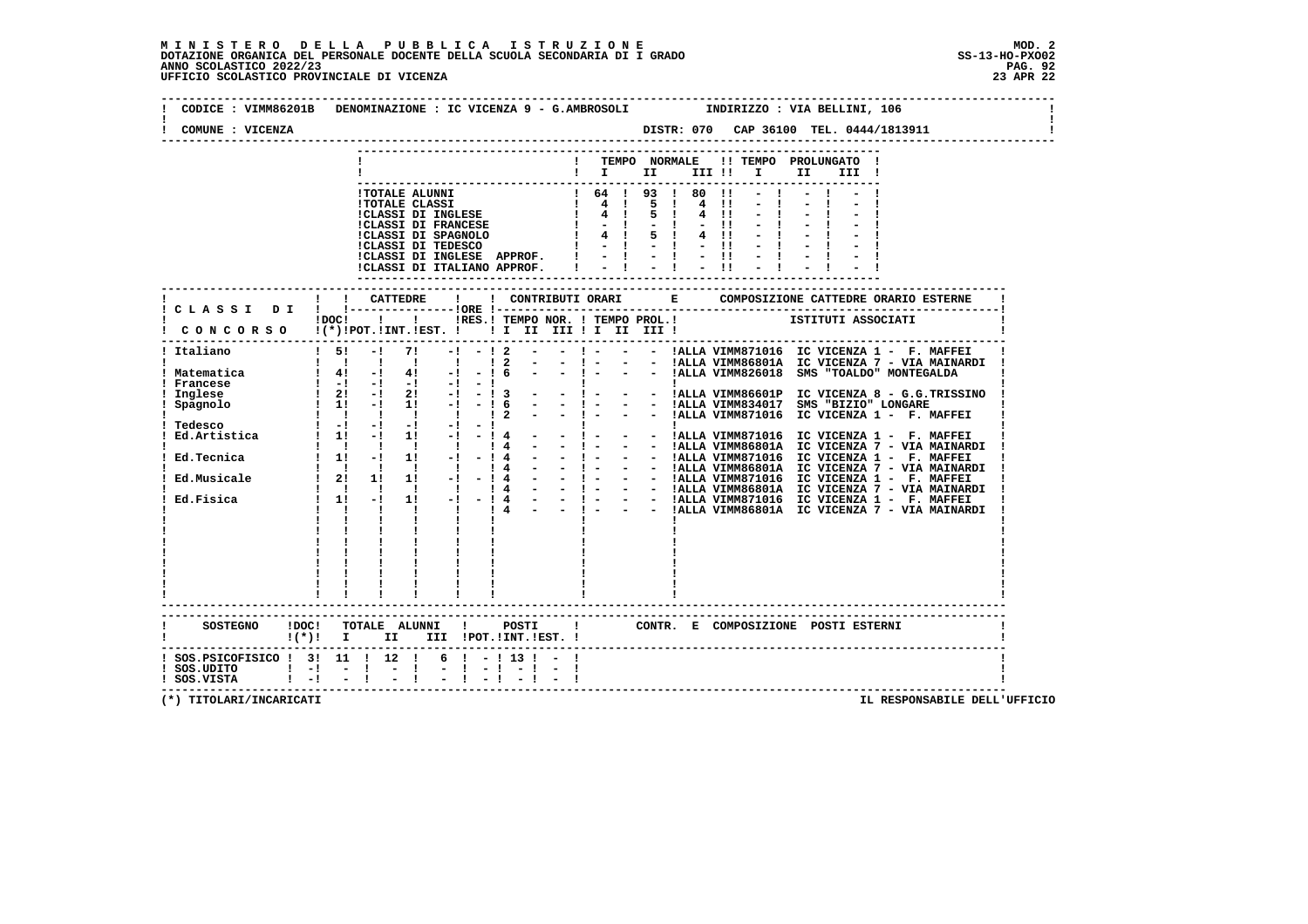**MINISTERO DELLA PUBBLICA ISTRUZIONE**
**DOTAZIONE ORGANICA DEL PERSONALE DOCENTE DELLA SCUOLA SECONDARIA DI I GRADO**
**ANNO SCOLASTICO 2022/23**
**UFFICIO SCOLASTICO PROVINCIALE DI VICENZA**

MOD. 2
SS-13-HO-PXO02
23 APR 22

CODICE : VIMM86201B DENOMINAZIONE : IC VICENZA 9 - G.AMBROSOLI INDIRIZZO : VIA BELLINI, 106
COMUNE : VICENZA DISTR: 070 CAP 36100 TEL. 0444/1813911

| | TEMPO NORMALE I | II | III | TEMPO PROLUNGATO I | II | III |
|---|---|---|---|---|---|---|
| TOTALE ALUNNI | 64 | 93 | 80 | - | - | - |
| TOTALE CLASSI | 4 | 5 | 4 | - | - | - |
| CLASSI DI INGLESE | 4 | 5 | 4 | - | - | - |
| CLASSI DI FRANCESE | - | - | - | - | - | - |
| CLASSI DI SPAGNOLO | 4 | 5 | 4 | - | - | - |
| CLASSI DI TEDESCO | - | - | - | - | - | - |
| CLASSI DI INGLESE APPROF. | - | - | - | - | - | - |
| CLASSI DI ITALIANO APPROF. | - | - | - | - | - | - |

| CLASSI DI CONCORSO | DOC (*) | CATTEDRE POT. | INT. | EST. | ORE RES. | TEMPO NOR. I | II | III | TEMPO PROL. I | II | III | ISTITUTI ASSOCIATI |
|---|---|---|---|---|---|---|---|---|---|---|---|---|
| Italiano | 5 | - | 7 | - | - | 2 | - | - | - | - | - | ALLA VIMM871016 IC VICENZA 1 - F. MAFFEI |
| | | | | | | 2 | - | - | - | - | - | ALLA VIMM86801A IC VICENZA 7 - VIA MAINARDI |
| Matematica | 4 | - | 4 | - | - | 6 | - | - | - | - | - | ALLA VIMM826018 SMS "TOALDO" MONTEGALDA |
| Francese | - | - | - | - | - | | | | | | | |
| Inglese | 2 | - | 2 | - | - | 3 | - | - | - | - | - | ALLA VIMM86601P IC VICENZA 8 - G.G.TRISSINO |
| Spagnolo | 1 | - | 1 | - | - | 6 | - | - | - | - | - | ALLA VIMM834017 SMS "BIZIO" LONGARE |
| | | | | | | 2 | - | - | - | - | - | ALLA VIMM871016 IC VICENZA 1 - F. MAFFEI |
| Tedesco | - | - | - | - | - | | | | | | | |
| Ed.Artistica | 1 | - | 1 | - | - | 4 | - | - | - | - | - | ALLA VIMM871016 IC VICENZA 1 - F. MAFFEI |
| | | | | | | 4 | - | - | - | - | - | ALLA VIMM86801A IC VICENZA 7 - VIA MAINARDI |
| Ed.Tecnica | 1 | - | 1 | - | - | 4 | - | - | - | - | - | ALLA VIMM871016 IC VICENZA 1 - F. MAFFEI |
| | | | | | | 4 | - | - | - | - | - | ALLA VIMM86801A IC VICENZA 7 - VIA MAINARDI |
| Ed.Musicale | 2 | 1 | 1 | - | - | 4 | - | - | - | - | - | ALLA VIMM871016 IC VICENZA 1 - F. MAFFEI |
| | | | | | | 4 | - | - | - | - | - | ALLA VIMM86801A IC VICENZA 7 - VIA MAINARDI |
| Ed.Fisica | 1 | - | 1 | - | - | 4 | - | - | - | - | - | ALLA VIMM871016 IC VICENZA 1 - F. MAFFEI |
| | | | | | | 4 | - | - | - | - | - | ALLA VIMM86801A IC VICENZA 7 - VIA MAINARDI |

| SOSTEGNO | DOC (*) | TOTALE ALUNNI I | II | III | POSTI POT. | INT. | EST. | CONTR. E COMPOSIZIONE POSTI ESTERNI |
|---|---|---|---|---|---|---|---|---|
| SOS.PSICOFISICO | 3 | 11 | 12 | 6 | - | 13 | - | |
| SOS.UDITO | - | - | - | - | - | - | - | |
| SOS.VISTA | - | - | - | - | - | - | - | |

(*) TITOLARI/INCARICATI

IL RESPONSABILE DELL'UFFICIO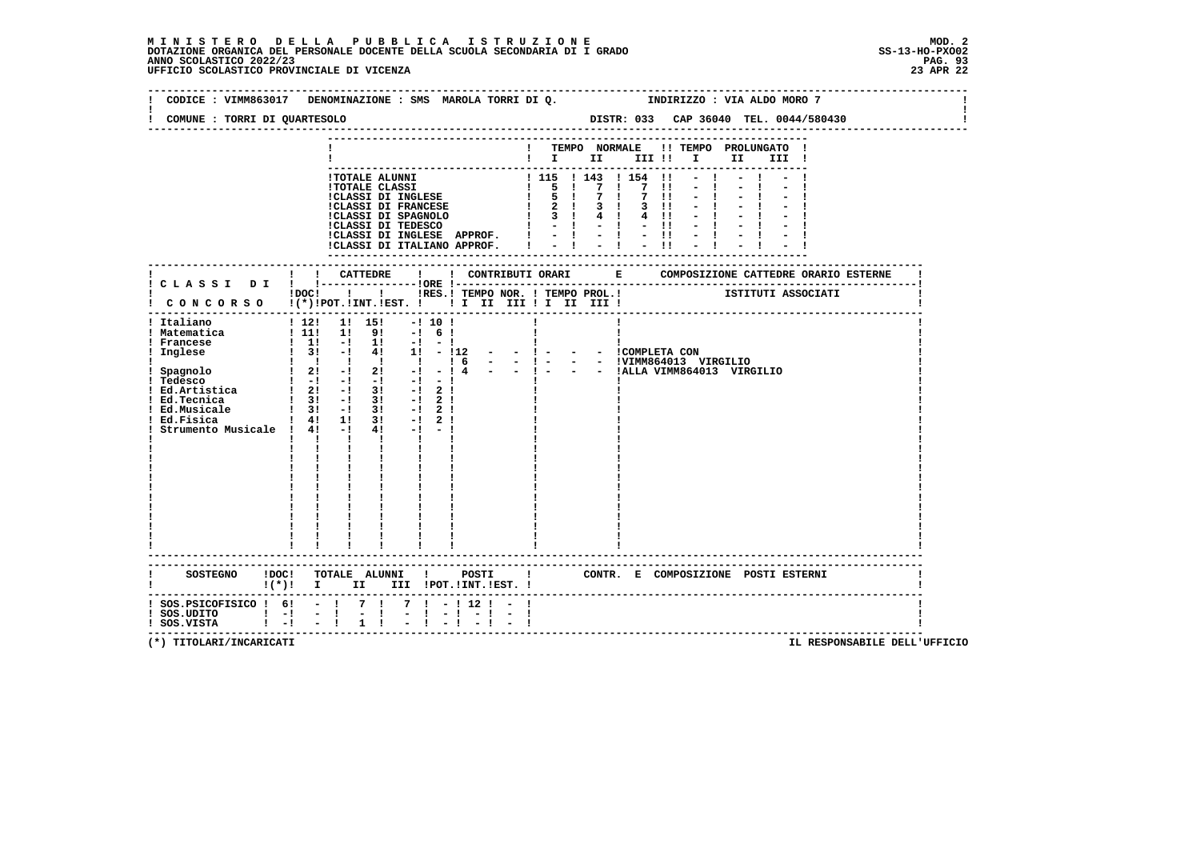**MINISTERO DELLA PUBBLICA ISTRUZIONE**
**DOTAZIONE ORGANICA DEL PERSONALE DOCENTE DELLA SCUOLA SECONDARIA DI I GRADO**
**ANNO SCOLASTICO 2022/23**
**UFFICIO SCOLASTICO PROVINCIALE DI VICENZA**

MOD. 2
SS-13-HO-PXO02
23 APR 22

CODICE : VIMM863017 DENOMINAZIONE : SMS MAROLA TORRI DI Q. INDIRIZZO : VIA ALDO MORO 7

COMUNE : TORRI DI QUARTESOLO DISTR: 033 CAP 36040 TEL. 0044/580430

| | TEMPO NORMALE I | II | III | TEMPO PROLUNGATO I | II | III |
|---|---|---|---|---|---|---|
| TOTALE ALUNNI | 115 | 143 | 154 | - | - | - |
| TOTALE CLASSI | 5 | 7 | 7 | - | - | - |
| CLASSI DI INGLESE | 5 | 7 | 7 | - | - | - |
| CLASSI DI FRANCESE | 2 | 3 | 3 | - | - | - |
| CLASSI DI SPAGNOLO | 3 | 4 | 4 | - | - | - |
| CLASSI DI TEDESCO | - | - | - | - | - | - |
| CLASSI DI INGLESE APPROF. | - | - | - | - | - | - |
| CLASSI DI ITALIANO APPROF. | - | - | - | - | - | - |

| CLASSI DI CONCORSO | DOC (*) | CATTEDRE POT. | CATTEDRE INT. | CATTEDRE EST. | ORE RES. | CONTRIBUTI ORARI TEMPO NOR. I | II | III | TEMPO PROL. I | II | III | COMPOSIZIONE CATTEDRE ORARIO ESTERNE - ISTITUTI ASSOCIATI |
|---|---|---|---|---|---|---|---|---|---|---|---|---|
| Italiano | 12 | 1 | 15 | - | 10 | | | | | | | |
| Matematica | 11 | 1 | 9 | - | 6 | | | | | | | |
| Francese | 1 | - | 1 | - | - | | | | | | | |
| Inglese | 3 | - | 4 | 1 | - | 12 | - | - | - | - | - | COMPLETA CON |
| | | | | | | 6 | - | - | - | - | - | VIMM864013 VIRGILIO |
| Spagnolo | 2 | - | 2 | - | - | 4 | - | - | - | - | - | ALLA VIMM864013 VIRGILIO |
| Tedesco | - | - | - | - | - | | | | | | | |
| Ed.Artistica | 2 | - | 3 | - | 2 | | | | | | | |
| Ed.Tecnica | 3 | - | 3 | - | 2 | | | | | | | |
| Ed.Musicale | 3 | - | 3 | - | 2 | | | | | | | |
| Ed.Fisica | 4 | 1 | 3 | - | 2 | | | | | | | |
| Strumento Musicale | 4 | - | 4 | - | - | | | | | | | |

| SOSTEGNO | DOC (*) | TOTALE ALUNNI I | II | III | POSTI POT. | INT. | EST. | CONTR. E COMPOSIZIONE POSTI ESTERNI |
|---|---|---|---|---|---|---|---|---|
| SOS.PSICOFISICO | 6 | - | 7 | 7 | - | 12 | - | |
| SOS.UDITO | - | - | - | - | - | - | - | |
| SOS.VISTA | - | - | 1 | - | - | - | - | |

(*) TITOLARI/INCARICATI

IL RESPONSABILE DELL'UFFICIO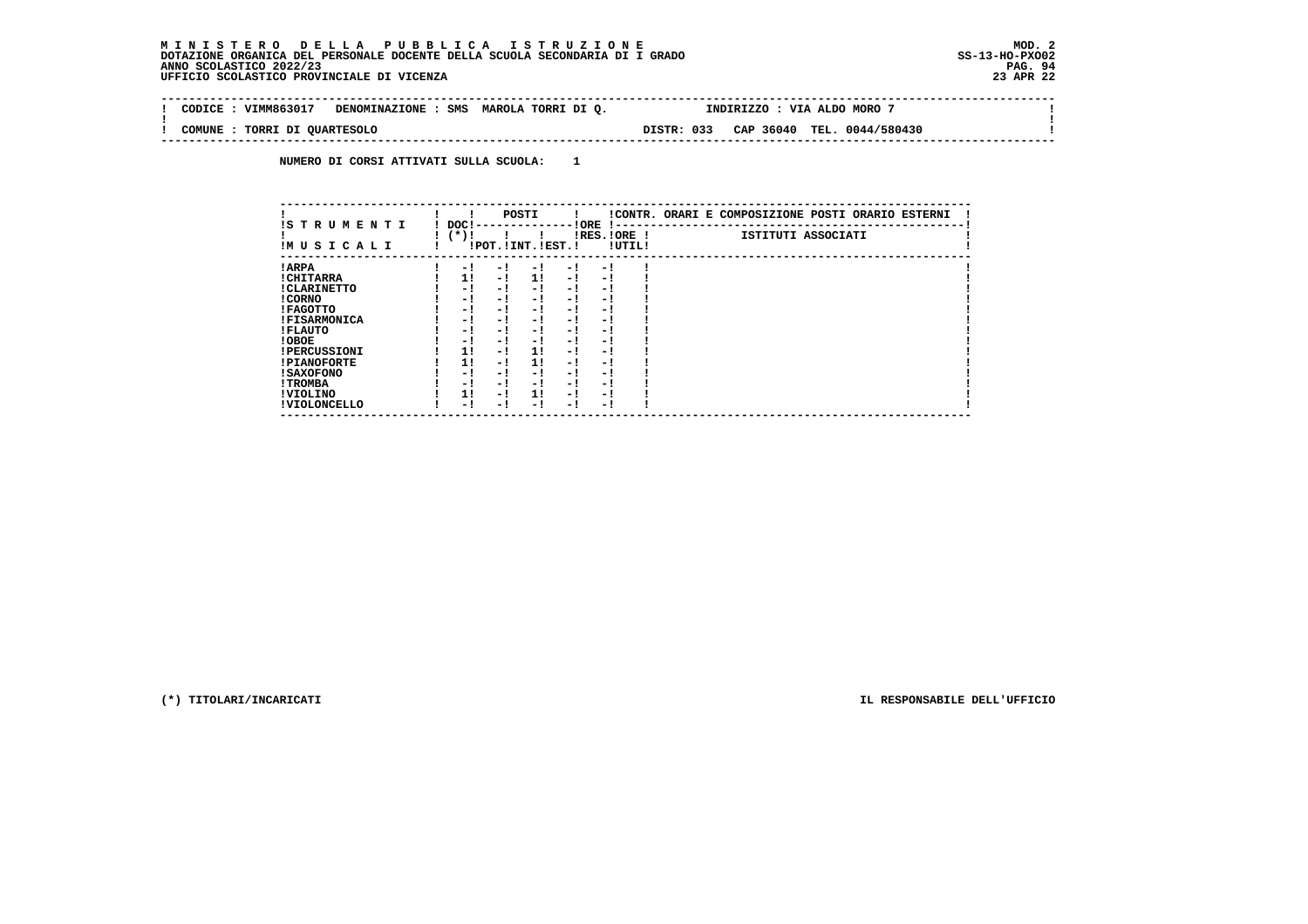**MINISTERO DELLA PUBBLICA ISTRUZIONE**
**DOTAZIONE ORGANICA DEL PERSONALE DOCENTE DELLA SCUOLA SECONDARIA DI I GRADO**
**ANNO SCOLASTICO 2022/23**
**UFFICIO SCOLASTICO PROVINCIALE DI VICENZA**

MOD. 2
SS-13-HO-PXO02
23 APR 22

CODICE : VIMM863017   DENOMINAZIONE : SMS MAROLA TORRI DI Q.   INDIRIZZO : VIA ALDO MORO 7

COMUNE : TORRI DI QUARTESOLO   DISTR: 033   CAP 36040   TEL. 0044/580430

NUMERO DI CORSI ATTIVATI SULLA SCUOLA: 1

| STRUMENTI MUSICALI | DOC (*) | POSTI | | | ORE | | CONTR. ORARI E COMPOSIZIONE POSTI ORARIO ESTERNI |
|---|---|---|---|---|---|---|---|
| | | POT. | INT. | EST. | RES. | ORE UTIL. | ISTITUTI ASSOCIATI |
| ARPA | - | - | - | - | - | | |
| CHITARRA | 1 | - | 1 | - | - | | |
| CLARINETTO | - | - | - | - | - | | |
| CORNO | - | - | - | - | - | | |
| FAGOTTO | - | - | - | - | - | | |
| FISARMONICA | - | - | - | - | - | | |
| FLAUTO | - | - | - | - | - | | |
| OBOE | - | - | - | - | - | | |
| PERCUSSIONI | 1 | - | 1 | - | - | | |
| PIANOFORTE | 1 | - | 1 | - | - | | |
| SAXOFONO | - | - | - | - | - | | |
| TROMBA | - | - | - | - | - | | |
| VIOLINO | 1 | - | 1 | - | - | | |
| VIOLONCELLO | - | - | - | - | - | | |

(*) TITOLARI/INCARICATI

IL RESPONSABILE DELL'UFFICIO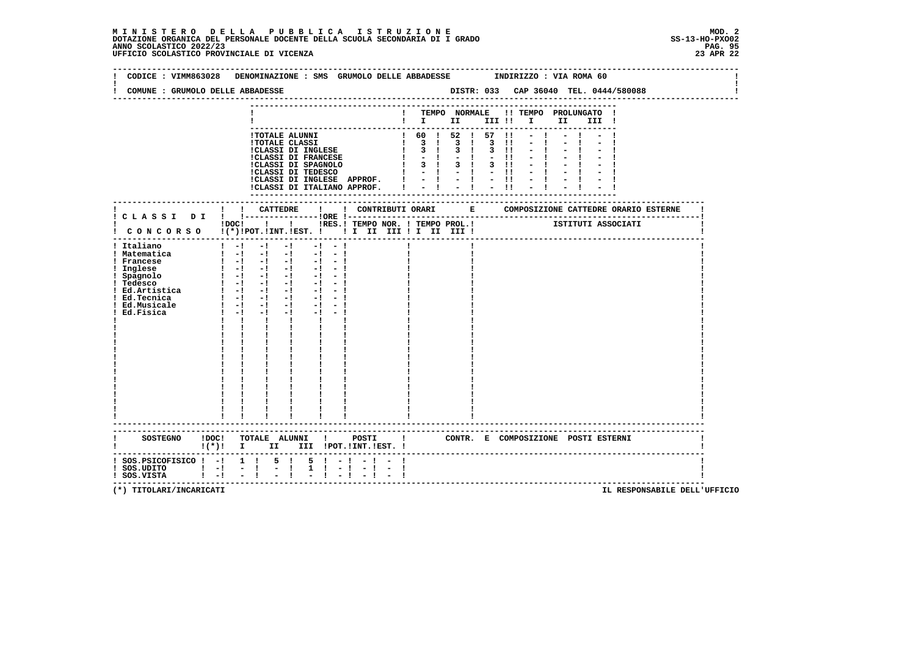**MINISTERO DELLA PUBBLICA ISTRUZIONE**
**DOTAZIONE ORGANICA DEL PERSONALE DOCENTE DELLA SCUOLA SECONDARIA DI I GRADO**
**ANNO SCOLASTICO 2022/23**
**UFFICIO SCOLASTICO PROVINCIALE DI VICENZA**

MOD. 2
SS-13-HO-PXO02
23 APR 22

CODICE : VIMM863028   DENOMINAZIONE : SMS GRUMOLO DELLE ABBADESSE   INDIRIZZO : VIA ROMA 60

COMUNE : GRUMOLO DELLE ABBADESSE   DISTR: 033   CAP 36040   TEL. 0444/580088

| | TEMPO NORMALE I | II | III | TEMPO PROLUNGATO I | II | III |
|---|---|---|---|---|---|---|
| TOTALE ALUNNI | 60 | 52 | 57 | - | - | - |
| TOTALE CLASSI | 3 | 3 | 3 | - | - | - |
| CLASSI DI INGLESE | 3 | 3 | 3 | - | - | - |
| CLASSI DI FRANCESE | - | - | - | - | - | - |
| CLASSI DI SPAGNOLO | 3 | 3 | 3 | - | - | - |
| CLASSI DI TEDESCO | - | - | - | - | - | - |
| CLASSI DI INGLESE APPROF. | - | - | - | - | - | - |
| CLASSI DI ITALIANO APPROF. | - | - | - | - | - | - |

| CLASSI DI CONCORSO | DOC (*) | CATTEDRE POT. | INT. | EST. | ORE RES. | CONTRIBUTI ORARI TEMPO NOR. I II III | TEMPO PROL. I II III | COMPOSIZIONE CATTEDRE ORARIO ESTERNE - ISTITUTI ASSOCIATI |
|---|---|---|---|---|---|---|---|---|
| Italiano | - | - | - | - | - | | | |
| Matematica | - | - | - | - | - | | | |
| Francese | - | - | - | - | - | | | |
| Inglese | - | - | - | - | - | | | |
| Spagnolo | - | - | - | - | - | | | |
| Tedesco | - | - | - | - | - | | | |
| Ed.Artistica | - | - | - | - | - | | | |
| Ed.Tecnica | - | - | - | - | - | | | |
| Ed.Musicale | - | - | - | - | - | | | |
| Ed.Fisica | - | - | - | - | - | | | |

| SOSTEGNO | DOC (*) | TOTALE ALUNNI I | II | III | POSTI POT. | INT. | EST. | CONTR. E COMPOSIZIONE POSTI ESTERNI |
|---|---|---|---|---|---|---|---|---|
| SOS.PSICOFISICO | - | 1 | 5 | 5 | - | - | - | |
| SOS.UDITO | - | - | - | 1 | - | - | - | |
| SOS.VISTA | - | - | - | - | - | - | - | |

(*) TITOLARI/INCARICATI

IL RESPONSABILE DELL'UFFICIO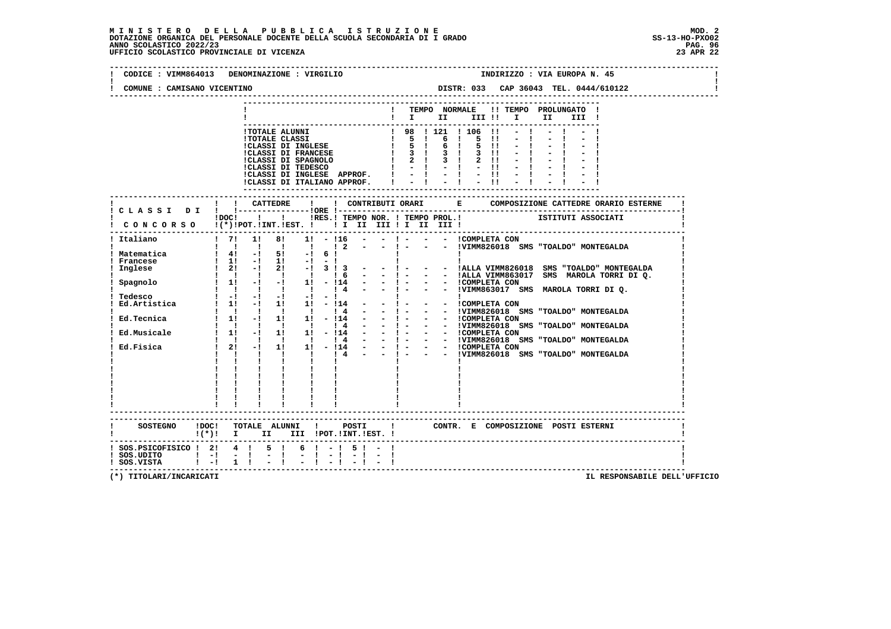**MINISTERO DELLA PUBBLICA ISTRUZIONE**
**DOTAZIONE ORGANICA DEL PERSONALE DOCENTE DELLA SCUOLA SECONDARIA DI I GRADO**
**ANNO SCOLASTICO 2022/23**
**UFFICIO SCOLASTICO PROVINCIALE DI VICENZA**

MOD. 2
SS-13-HO-PXO02
23 APR 22

CODICE : VIMM864013 DENOMINAZIONE : VIRGILIO — INDIRIZZO : VIA EUROPA N. 45

COMUNE : CAMISANO VICENTINO — DISTR: 033 CAP 36043 TEL. 0444/610122

| | TEMPO NORMALE I | II | III | TEMPO PROLUNGATO I | II | III |
|---|---|---|---|---|---|---|
| TOTALE ALUNNI | 98 | 121 | 106 | - | - | - |
| TOTALE CLASSI | 5 | 6 | 5 | - | - | - |
| CLASSI DI INGLESE | 5 | 6 | 5 | - | - | - |
| CLASSI DI FRANCESE | 3 | 3 | 3 | - | - | - |
| CLASSI DI SPAGNOLO | 2 | 3 | 2 | - | - | - |
| CLASSI DI TEDESCO | - | - | - | - | - | - |
| CLASSI DI INGLESE APPROF. | - | - | - | - | - | - |
| CLASSI DI ITALIANO APPROF. | - | - | - | - | - | - |

| CLASSI DI CONCORSO | DOC (*) | CATTEDRE POT. | INT. | EST. | ORE RES. | TEMPO NOR. I | II | III | TEMPO PROL. I | II | III | COMPOSIZIONE CATTEDRE ORARIO ESTERNE / ISTITUTI ASSOCIATI |
|---|---|---|---|---|---|---|---|---|---|---|---|---|
| Italiano | 7 | 1 | 8 | 1 | - | 16 | - | - | - | - | - | COMPLETA CON |
| | | | | | | 2 | - | - | - | - | - | VIMM826018 SMS "TOALDO" MONTEGALDA |
| Matematica | 4 | - | 5 | - | 6 | | | | | | | |
| Francese | 1 | - | 1 | - | - | | | | | | | |
| Inglese | 2 | - | 2 | - | 3 | 3 | - | - | - | - | - | ALLA VIMM826018 SMS "TOALDO" MONTEGALDA |
| | | | | | | 6 | - | - | - | - | - | ALLA VIMM863017 SMS MAROLA TORRI DI Q. |
| Spagnolo | 1 | - | - | 1 | - | 14 | - | - | - | - | - | COMPLETA CON |
| | | | | | | 4 | - | - | - | - | - | VIMM863017 SMS MAROLA TORRI DI Q. |
| Tedesco | - | - | - | - | - | | | | | | | |
| Ed.Artistica | 1 | - | 1 | 1 | - | 14 | - | - | - | - | - | COMPLETA CON |
| | | | | | | 4 | - | - | - | - | - | VIMM826018 SMS "TOALDO" MONTEGALDA |
| Ed.Tecnica | 1 | - | 1 | 1 | - | 14 | - | - | - | - | - | COMPLETA CON |
| | | | | | | 4 | - | - | - | - | - | VIMM826018 SMS "TOALDO" MONTEGALDA |
| Ed.Musicale | 1 | - | 1 | 1 | - | 14 | - | - | - | - | - | COMPLETA CON |
| | | | | | | 4 | - | - | - | - | - | VIMM826018 SMS "TOALDO" MONTEGALDA |
| Ed.Fisica | 2 | - | 1 | 1 | - | 14 | - | - | - | - | - | COMPLETA CON |
| | | | | | | 4 | - | - | - | - | - | VIMM826018 SMS "TOALDO" MONTEGALDA |

| SOSTEGNO | DOC (*) | TOTALE ALUNNI I | II | III | POSTI POT. | INT. | EST. | CONTR. E COMPOSIZIONE POSTI ESTERNI |
|---|---|---|---|---|---|---|---|---|
| SOS.PSICOFISICO | 2 | 4 | 5 | 6 | - | 5 | - | |
| SOS.UDITO | - | - | - | - | - | - | - | |
| SOS.VISTA | - | 1 | - | - | - | - | - | |

(*) TITOLARI/INCARICATI

IL RESPONSABILE DELL'UFFICIO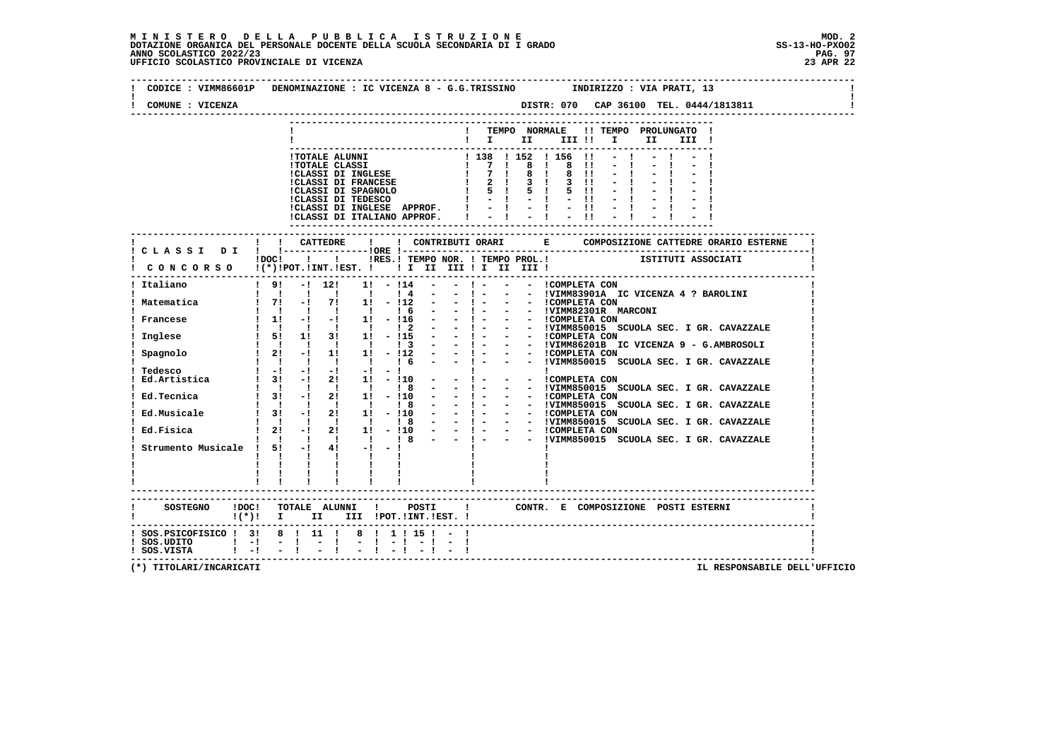**MINISTERO DELLA PUBBLICA ISTRUZIONE**
**DOTAZIONE ORGANICA DEL PERSONALE DOCENTE DELLA SCUOLA SECONDARIA DI I GRADO**
**ANNO SCOLASTICO 2022/23**
**UFFICIO SCOLASTICO PROVINCIALE DI VICENZA**

MOD. 2
SS-13-HO-PXO02
23 APR 22

CODICE : VIMM86601P DENOMINAZIONE : IC VICENZA 8 - G.G.TRISSINO INDIRIZZO : VIA PRATI, 13

COMUNE : VICENZA DISTR: 070 CAP 36100 TEL. 0444/1813811

| | TEMPO NORMALE I | II | III | TEMPO PROLUNGATO I | II | III |
|---|---|---|---|---|---|---|
| TOTALE ALUNNI | 138 | 152 | 156 | - | - | - |
| TOTALE CLASSI | 7 | 8 | 8 | - | - | - |
| CLASSI DI INGLESE | 7 | 8 | 8 | - | - | - |
| CLASSI DI FRANCESE | 2 | 3 | 3 | - | - | - |
| CLASSI DI SPAGNOLO | 5 | 5 | 5 | - | - | - |
| CLASSI DI TEDESCO | - | - | - | - | - | - |
| CLASSI DI INGLESE APPROF. | - | - | - | - | - | - |
| CLASSI DI ITALIANO APPROF. | - | - | - | - | - | - |

| CLASSI DI CONCORSO | DOC (*) | CATTEDRE POT. | INT. | EST. | ORE RES. | TEMPO NOR. I | II | III | TEMPO PROL. I | II | III | COMPOSIZIONE CATTEDRE ORARIO ESTERNE / ISTITUTI ASSOCIATI |
|---|---|---|---|---|---|---|---|---|---|---|---|---|
| Italiano | 9 | - | 12 | 1 | - | 14 | - | - | - | - | - | COMPLETA CON |
| | | | | | | 4 | - | - | - | - | - | VIMM83901A IC VICENZA 4 ? BAROLINI |
| Matematica | 7 | - | 7 | 1 | - | 12 | - | - | - | - | - | COMPLETA CON |
| | | | | | | 6 | - | - | - | - | - | VIMM82301R MARCONI |
| Francese | 1 | - | - | 1 | - | 16 | - | - | - | - | - | COMPLETA CON |
| | | | | | | 2 | - | - | - | - | - | VIMM850015 SCUOLA SEC. I GR. CAVAZZALE |
| Inglese | 5 | 1 | 3 | 1 | - | 15 | - | - | - | - | - | COMPLETA CON |
| | | | | | | 3 | - | - | - | - | - | VIMM86201B IC VICENZA 9 - G.AMBROSOLI |
| Spagnolo | 2 | - | 1 | 1 | - | 12 | - | - | - | - | - | COMPLETA CON |
| | | | | | | 6 | - | - | - | - | - | VIMM850015 SCUOLA SEC. I GR. CAVAZZALE |
| Tedesco | - | - | - | - | - | | | | | | | |
| Ed.Artistica | 3 | - | 2 | 1 | - | 10 | - | - | - | - | - | COMPLETA CON |
| | | | | | | 8 | - | - | - | - | - | VIMM850015 SCUOLA SEC. I GR. CAVAZZALE |
| Ed.Tecnica | 3 | - | 2 | 1 | - | 10 | - | - | - | - | - | COMPLETA CON |
| | | | | | | 8 | - | - | - | - | - | VIMM850015 SCUOLA SEC. I GR. CAVAZZALE |
| Ed.Musicale | 3 | - | 2 | 1 | - | 10 | - | - | - | - | - | COMPLETA CON |
| | | | | | | 8 | - | - | - | - | - | VIMM850015 SCUOLA SEC. I GR. CAVAZZALE |
| Ed.Fisica | 2 | - | 2 | 1 | - | 10 | - | - | - | - | - | COMPLETA CON |
| | | | | | | 8 | - | - | - | - | - | VIMM850015 SCUOLA SEC. I GR. CAVAZZALE |
| Strumento Musicale | 5 | - | 4 | - | - | | | | | | | |

| SOSTEGNO | DOC (*) | TOTALE ALUNNI I | II | III | POSTI POT. | INT. | EST. | CONTR. E COMPOSIZIONE POSTI ESTERNI |
|---|---|---|---|---|---|---|---|---|
| SOS.PSICOFISICO | 3 | 8 | 11 | 8 | 1 | 15 | - | |
| SOS.UDITO | - | - | - | - | - | - | - | |
| SOS.VISTA | - | - | - | - | - | - | - | |

(*) TITOLARI/INCARICATI

IL RESPONSABILE DELL'UFFICIO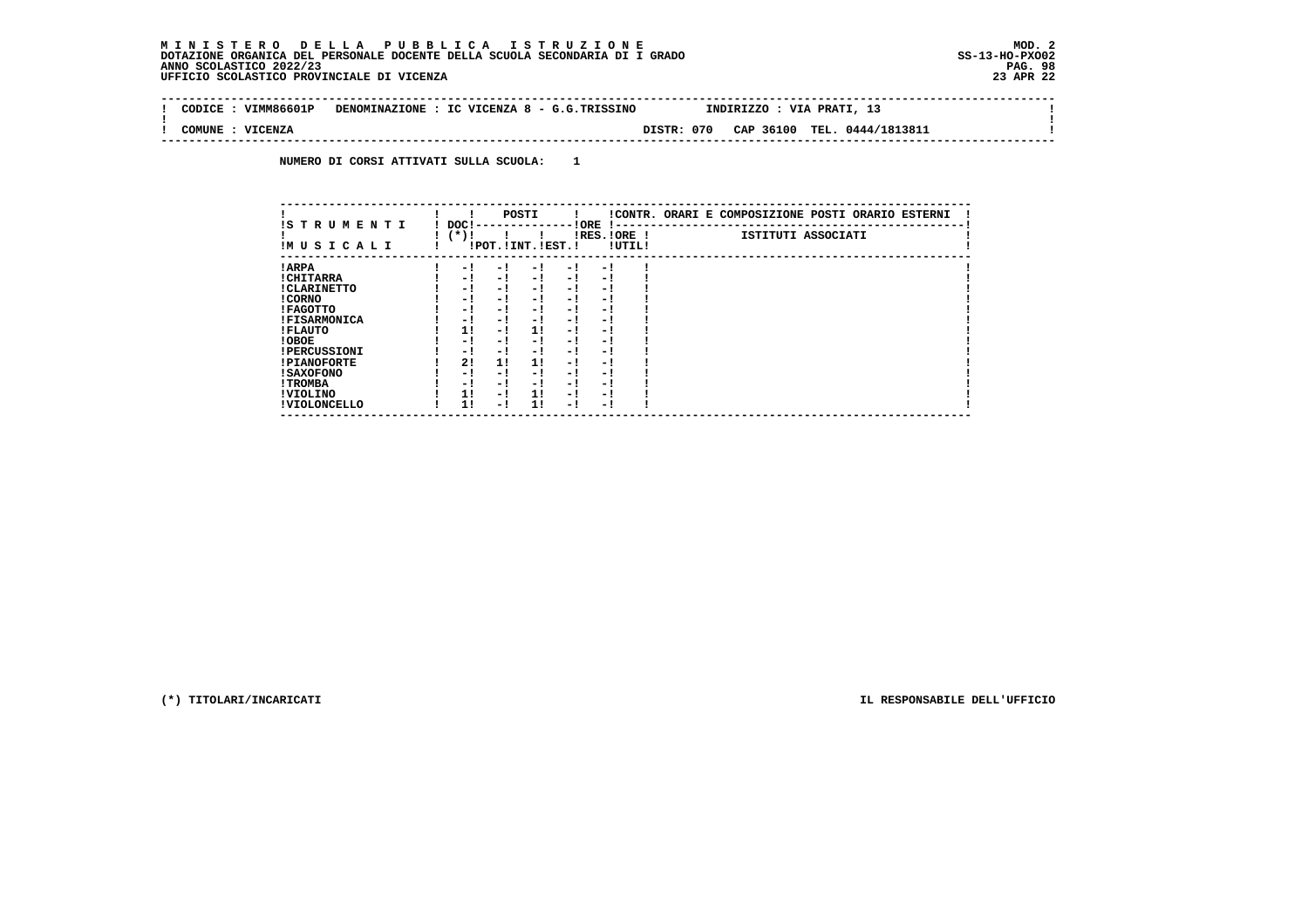**M I N I S T E R O D E L L A P U B B L I C A I S T R U Z I O N E** MOD. 2
**DOTAZIONE ORGANICA DEL PERSONALE DOCENTE DELLA SCUOLA SECONDARIA DI I GRADO** SS-13-HO-PXO02
**ANNO SCOLASTICO 2022/23**
**UFFICIO SCOLASTICO PROVINCIALE DI VICENZA** 23 APR 22

CODICE : VIMM86601P DENOMINAZIONE : IC VICENZA 8 - G.G.TRISSINO INDIRIZZO : VIA PRATI, 13

COMUNE : VICENZA DISTR: 070 CAP 36100 TEL. 0444/1813811

**NUMERO DI CORSI ATTIVATI SULLA SCUOLA: 1**

| STRUMENTI MUSICALI | DOC (*) | POSTI POT. | POSTI INT. | POSTI EST. | ORE RES. | ORE UTIL. | CONTR. ORARI E COMPOSIZIONE POSTI ORARIO ESTERNI - ISTITUTI ASSOCIATI |
|---|---|---|---|---|---|---|---|
| ARPA | - | - | - | - | - | | |
| CHITARRA | - | - | - | - | - | | |
| CLARINETTO | - | - | - | - | - | | |
| CORNO | - | - | - | - | - | | |
| FAGOTTO | - | - | - | - | - | | |
| FISARMONICA | - | - | - | - | - | | |
| FLAUTO | 1 | - | 1 | - | - | | |
| OBOE | - | - | - | - | - | | |
| PERCUSSIONI | - | - | - | - | - | | |
| PIANOFORTE | 2 | 1 | 1 | - | - | | |
| SAXOFONO | - | - | - | - | - | | |
| TROMBA | - | - | - | - | - | | |
| VIOLINO | 1 | - | 1 | - | - | | |
| VIOLONCELLO | 1 | - | 1 | - | - | | |

(*) TITOLARI/INCARICATI

IL RESPONSABILE DELL'UFFICIO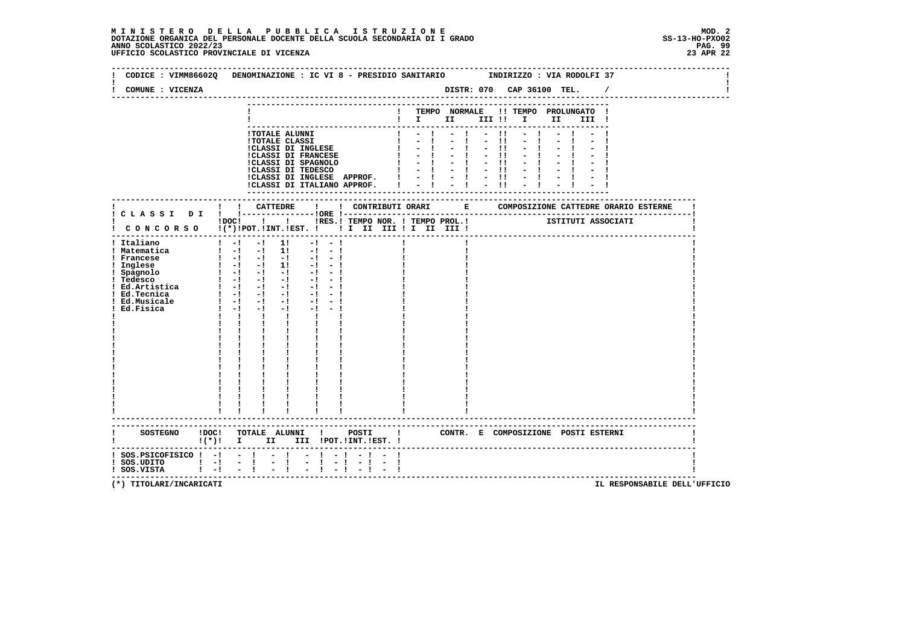**MINISTERO DELLA PUBBLICA ISTRUZIONE** MOD. 2
DOTAZIONE ORGANICA DEL PERSONALE DOCENTE DELLA SCUOLA SECONDARIA DI I GRADO SS-13-HO-PXO02
ANNO SCOLASTICO 2022/23
UFFICIO SCOLASTICO PROVINCIALE DI VICENZA 23 APR 22

CODICE : VIMM86602Q DENOMINAZIONE : IC VI 8 - PRESIDIO SANITARIO INDIRIZZO : VIA RODOLFI 37

COMUNE : VICENZA DISTR: 070 CAP 36100 TEL. /

| | TEMPO NORMALE I | II | III | TEMPO PROLUNGATO I | II | III |
|---|---|---|---|---|---|---|
| TOTALE ALUNNI | - | - | - | - | - | - |
| TOTALE CLASSI | - | - | - | - | - | - |
| CLASSI DI INGLESE | - | - | - | - | - | - |
| CLASSI DI FRANCESE | - | - | - | - | - | - |
| CLASSI DI SPAGNOLO | - | - | - | - | - | - |
| CLASSI DI TEDESCO | - | - | - | - | - | - |
| CLASSI DI INGLESE APPROF. | - | - | - | - | - | - |
| CLASSI DI ITALIANO APPROF. | - | - | - | - | - | - |

| CLASSI DI CONCORSO | DOC (*) | CATTEDRE POT. | INT. | EST. | ORE RES. | CONTRIBUTI ORARI TEMPO NOR. I II III | TEMPO PROL. I II III | COMPOSIZIONE CATTEDRE ORARIO ESTERNE - ISTITUTI ASSOCIATI |
|---|---|---|---|---|---|---|---|---|
| Italiano | - | - | 1 | - | - | | | |
| Matematica | - | - | 1 | - | - | | | |
| Francese | - | - | - | - | - | | | |
| Inglese | - | - | 1 | - | - | | | |
| Spagnolo | - | - | - | - | - | | | |
| Tedesco | - | - | - | - | - | | | |
| Ed.Artistica | - | - | - | - | - | | | |
| Ed.Tecnica | - | - | - | - | - | | | |
| Ed.Musicale | - | - | - | - | - | | | |
| Ed.Fisica | - | - | - | - | - | | | |

| SOSTEGNO | DOC (*) | TOTALE ALUNNI I | II | III | POSTI POT. | INT. | EST. | CONTR. E COMPOSIZIONE POSTI ESTERNI |
|---|---|---|---|---|---|---|---|---|
| SOS.PSICOFISICO | - | - | - | - | - | - | - | |
| SOS.UDITO | - | - | - | - | - | - | - | |
| SOS.VISTA | - | - | - | - | - | - | - | |

(*) TITOLARI/INCARICATI IL RESPONSABILE DELL'UFFICIO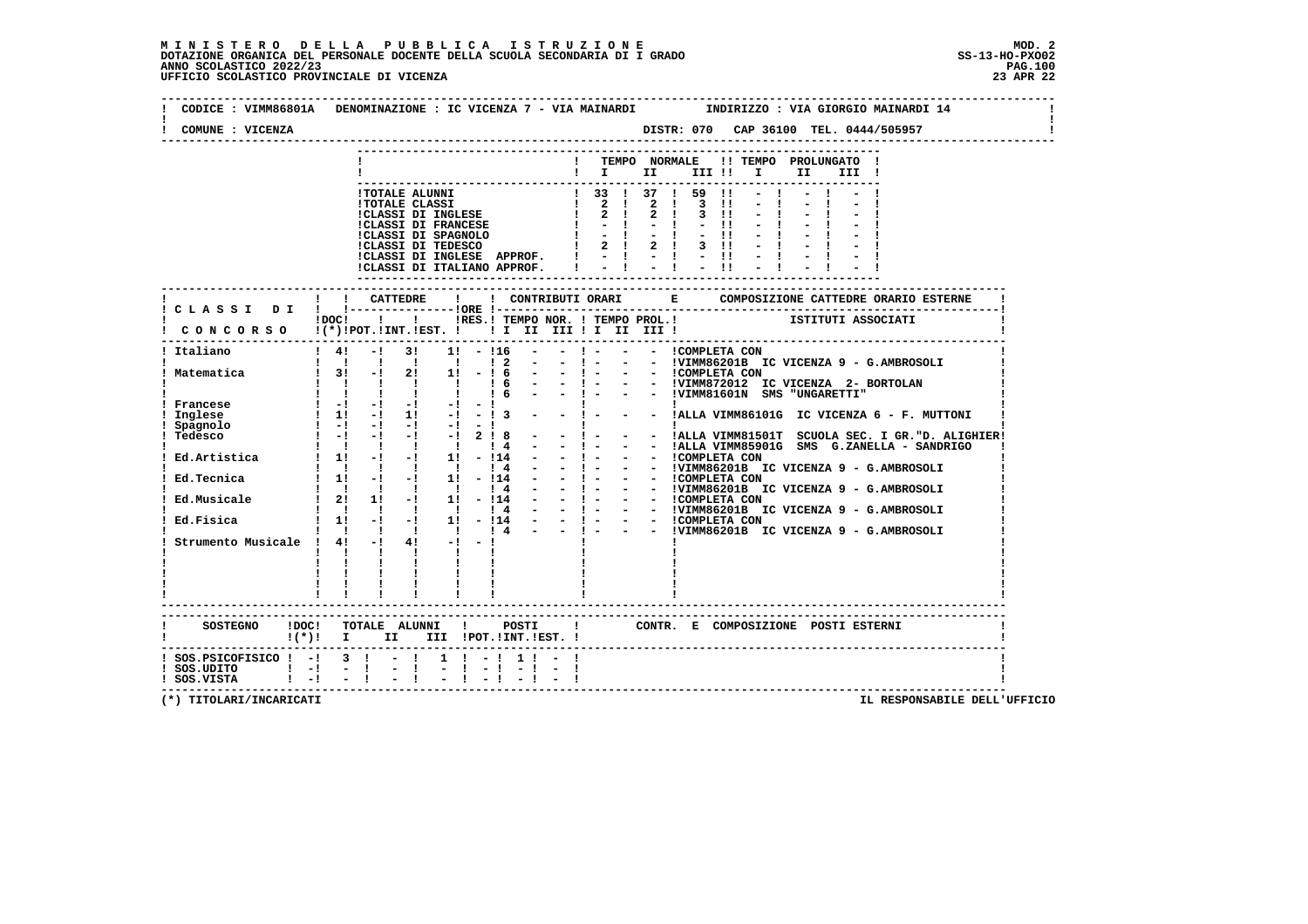**MINISTERO DELLA PUBBLICA ISTRUZIONE**
**DOTAZIONE ORGANICA DEL PERSONALE DOCENTE DELLA SCUOLA SECONDARIA DI I GRADO**
**ANNO SCOLASTICO 2022/23**
**UFFICIO SCOLASTICO PROVINCIALE DI VICENZA**

MOD. 2
SS-13-HO-PXO02
23 APR 22

CODICE : VIMM86801A DENOMINAZIONE : IC VICENZA 7 - VIA MAINARDI INDIRIZZO : VIA GIORGIO MAINARDI 14

COMUNE : VICENZA DISTR: 070 CAP 36100 TEL. 0444/505957

| | TEMPO NORMALE I | II | III | TEMPO PROLUNGATO I | II | III |
|---|---|---|---|---|---|---|
| TOTALE ALUNNI | 33 | 37 | 59 | - | - | - |
| TOTALE CLASSI | 2 | 2 | 3 | - | - | - |
| CLASSI DI INGLESE | 2 | 2 | 3 | - | - | - |
| CLASSI DI FRANCESE | - | - | - | - | - | - |
| CLASSI DI SPAGNOLO | - | - | - | - | - | - |
| CLASSI DI TEDESCO | 2 | 2 | 3 | - | - | - |
| CLASSI DI INGLESE APPROF. | - | - | - | - | - | - |
| CLASSI DI ITALIANO APPROF. | - | - | - | - | - | - |

| CLASSI DI CONCORSO | DOC (*) | CATTEDRE POT. | INT. | EST. | ORE RES. | CONTRIBUTI ORARI TEMPO NOR. I | II | III | TEMPO PROL. I | II | III | COMPOSIZIONE CATTEDRE ORARIO ESTERNE - ISTITUTI ASSOCIATI |
|---|---|---|---|---|---|---|---|---|---|---|---|---|
| Italiano | 4 | - | 3 | 1 | - | 16 | - | - | - | - | - | COMPLETA CON |
| | | | | | | 2 | - | - | - | - | - | VIMM86201B IC VICENZA 9 - G.AMBROSOLI |
| Matematica | 3 | - | 2 | 1 | - | 6 | - | - | - | - | - | COMPLETA CON |
| | | | | | | 6 | - | - | - | - | - | VIMM872012 IC VICENZA 2- BORTOLAN |
| | | | | | | 6 | - | - | - | - | - | VIMM81601N SMS "UNGARETTI" |
| Francese | - | - | - | - | - | | | | | | | |
| Inglese | 1 | - | 1 | - | - | 3 | - | - | - | - | - | ALLA VIMM86101G IC VICENZA 6 - F. MUTTONI |
| Spagnolo | - | - | - | - | - | | | | | | | |
| Tedesco | - | - | - | - | 2 | 8 | - | - | - | - | - | ALLA VIMM81501T SCUOLA SEC. I GR."D. ALIGHIER |
| | | | | | | 4 | - | - | - | - | - | ALLA VIMM85901G SMS G.ZANELLA - SANDRIGO |
| Ed.Artistica | 1 | - | - | 1 | - | 14 | - | - | - | - | - | COMPLETA CON |
| | | | | | | 4 | - | - | - | - | - | VIMM86201B IC VICENZA 9 - G.AMBROSOLI |
| Ed.Tecnica | 1 | - | - | 1 | - | 14 | - | - | - | - | - | COMPLETA CON |
| | | | | | | 4 | - | - | - | - | - | VIMM86201B IC VICENZA 9 - G.AMBROSOLI |
| Ed.Musicale | 2 | 1 | - | 1 | - | 14 | - | - | - | - | - | COMPLETA CON |
| | | | | | | 4 | - | - | - | - | - | VIMM86201B IC VICENZA 9 - G.AMBROSOLI |
| Ed.Fisica | 1 | - | - | 1 | - | 14 | - | - | - | - | - | COMPLETA CON |
| | | | | | | 4 | - | - | - | - | - | VIMM86201B IC VICENZA 9 - G.AMBROSOLI |
| Strumento Musicale | 4 | - | 4 | - | - | | | | | | | |

| SOSTEGNO | DOC (*) | TOTALE ALUNNI I | II | III | POSTI POT. | INT. | EST. | CONTR. E COMPOSIZIONE POSTI ESTERNI |
|---|---|---|---|---|---|---|---|---|
| SOS.PSICOFISICO | - | 3 | - | 1 | - | 1 | - | |
| SOS.UDITO | - | - | - | - | - | - | - | |
| SOS.VISTA | - | - | - | - | - | - | - | |

(*) TITOLARI/INCARICATI

IL RESPONSABILE DELL'UFFICIO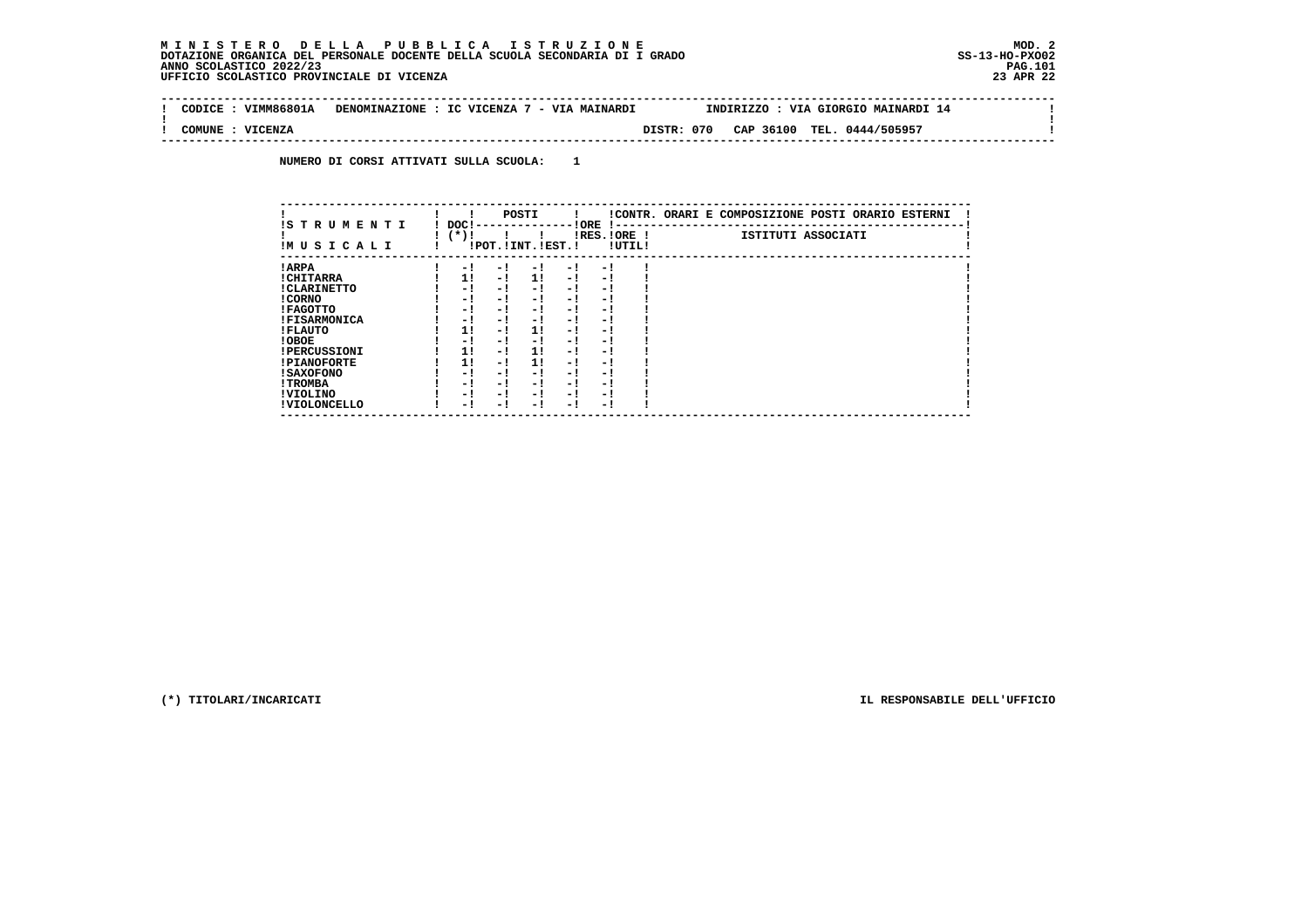**MINISTERO DELLA PUBBLICA ISTRUZIONE**
**DOTAZIONE ORGANICA DEL PERSONALE DOCENTE DELLA SCUOLA SECONDARIA DI I GRADO**
**ANNO SCOLASTICO 2022/23**
**UFFICIO SCOLASTICO PROVINCIALE DI VICENZA**

MOD. 2
SS-13-HO-PXO02
23 APR 22

| CODICE : VIMM86801A | DENOMINAZIONE : IC VICENZA 7 - VIA MAINARDI | INDIRIZZO : VIA GIORGIO MAINARDI 14 |
|---|---|---|
| COMUNE : VICENZA | | DISTR: 070 CAP 36100 TEL. 0444/505957 |

**NUMERO DI CORSI ATTIVATI SULLA SCUOLA: 1**

| STRUMENTI MUSICALI | DOC (*) | POSTI POT. | POSTI INT. | POSTI EST. | ORE RES. | ORE UTIL. | CONTR. ORARI E COMPOSIZIONE POSTI ORARIO ESTERNI - ISTITUTI ASSOCIATI |
|---|---|---|---|---|---|---|---|
| ARPA | - | - | - | - | - | | |
| CHITARRA | 1 | - | 1 | - | - | | |
| CLARINETTO | - | - | - | - | - | | |
| CORNO | - | - | - | - | - | | |
| FAGOTTO | - | - | - | - | - | | |
| FISARMONICA | - | - | - | - | - | | |
| FLAUTO | 1 | - | 1 | - | - | | |
| OBOE | - | - | - | - | - | | |
| PERCUSSIONI | 1 | - | 1 | - | - | | |
| PIANOFORTE | 1 | - | 1 | - | - | | |
| SAXOFONO | - | - | - | - | - | | |
| TROMBA | - | - | - | - | - | | |
| VIOLINO | - | - | - | - | - | | |
| VIOLONCELLO | - | - | - | - | - | | |

(*) TITOLARI/INCARICATI

IL RESPONSABILE DELL'UFFICIO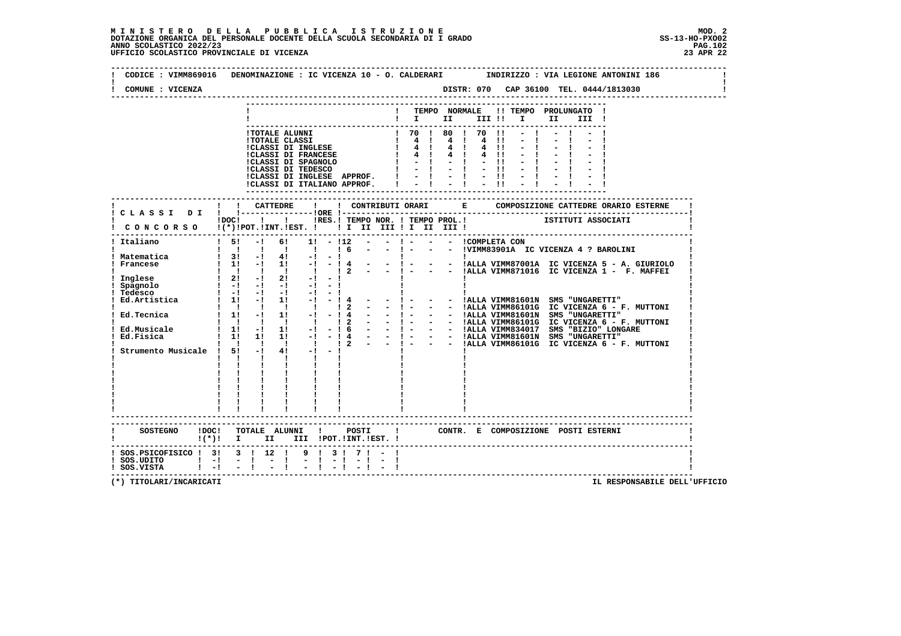**MINISTERO DELLA PUBBLICA ISTRUZIONE**
**DOTAZIONE ORGANICA DEL PERSONALE DOCENTE DELLA SCUOLA SECONDARIA DI I GRADO**
**ANNO SCOLASTICO 2022/23**
**UFFICIO SCOLASTICO PROVINCIALE DI VICENZA**

MOD. 2
SS-13-HO-PXO02
23 APR 22

CODICE : VIMM869016 DENOMINAZIONE : IC VICENZA 10 - O. CALDERARI INDIRIZZO : VIA LEGIONE ANTONINI 186

COMUNE : VICENZA DISTR: 070 CAP 36100 TEL. 0444/1813030

| | TEMPO NORMALE I | II | III | TEMPO PROLUNGATO I | II | III |
|---|---|---|---|---|---|---|
| TOTALE ALUNNI | 70 | 80 | 70 | - | - | - |
| TOTALE CLASSI | 4 | 4 | 4 | - | - | - |
| CLASSI DI INGLESE | 4 | 4 | 4 | - | - | - |
| CLASSI DI FRANCESE | 4 | 4 | 4 | - | - | - |
| CLASSI DI SPAGNOLO | - | - | - | - | - | - |
| CLASSI DI TEDESCO | - | - | - | - | - | - |
| CLASSI DI INGLESE APPROF. | - | - | - | - | - | - |
| CLASSI DI ITALIANO APPROF. | - | - | - | - | - | - |

| CLASSI DI CONCORSO | DOC (*) | CATTEDRE POT. | INT. | EST. | ORE RES. | TEMPO NOR. I | II | III | TEMPO PROL. I | II | III | COMPOSIZIONE CATTEDRE ORARIO ESTERNE - ISTITUTI ASSOCIATI |
|---|---|---|---|---|---|---|---|---|---|---|---|---|
| Italiano | 5 | - | 6 | 1 | - | 12 | - | - | - | - | - | COMPLETA CON |
| | | | | | | 6 | - | - | - | - | - | VIMM83901A IC VICENZA 4 ? BAROLINI |
| Matematica | 3 | - | 4 | - | - | | | | | | | |
| Francese | 1 | - | 1 | - | - | 4 | - | - | - | - | - | ALLA VIMM87001A IC VICENZA 5 - A. GIURIOLO |
| | | | | | | 2 | - | - | - | - | - | ALLA VIMM871016 IC VICENZA 1 - F. MAFFEI |
| Inglese | 2 | - | 2 | - | - | | | | | | | |
| Spagnolo | - | - | - | - | - | | | | | | | |
| Tedesco | - | - | - | - | - | | | | | | | |
| Ed.Artistica | 1 | - | 1 | - | - | 4 | - | - | - | - | - | ALLA VIMM81601N SMS "UNGARETTI" |
| | | | | | | 2 | - | - | - | - | - | ALLA VIMM86101G IC VICENZA 6 - F. MUTTONI |
| Ed.Tecnica | 1 | - | 1 | - | - | 4 | - | - | - | - | - | ALLA VIMM81601N SMS "UNGARETTI" |
| | | | | | | 2 | - | - | - | - | - | ALLA VIMM86101G IC VICENZA 6 - F. MUTTONI |
| Ed.Musicale | 1 | - | 1 | - | - | 6 | - | - | - | - | - | ALLA VIMM834017 SMS "BIZIO" LONGARE |
| Ed.Fisica | 1 | 1 | 1 | - | - | 4 | - | - | - | - | - | ALLA VIMM81601N SMS "UNGARETTI" |
| | | | | | | 2 | - | - | - | - | - | ALLA VIMM86101G IC VICENZA 6 - F. MUTTONI |
| Strumento Musicale | 5 | - | 4 | - | - | | | | | | | |

| SOSTEGNO | DOC (*) | TOTALE ALUNNI I | II | III | POSTI POT. | INT. | EST. | CONTR. E COMPOSIZIONE POSTI ESTERNI |
|---|---|---|---|---|---|---|---|---|
| SOS.PSICOFISICO | 3 | 3 | 12 | 9 | 3 | 7 | - | |
| SOS.UDITO | - | - | - | - | - | - | - | |
| SOS.VISTA | - | - | - | - | - | - | - | |

(*) TITOLARI/INCARICATI

IL RESPONSABILE DELL'UFFICIO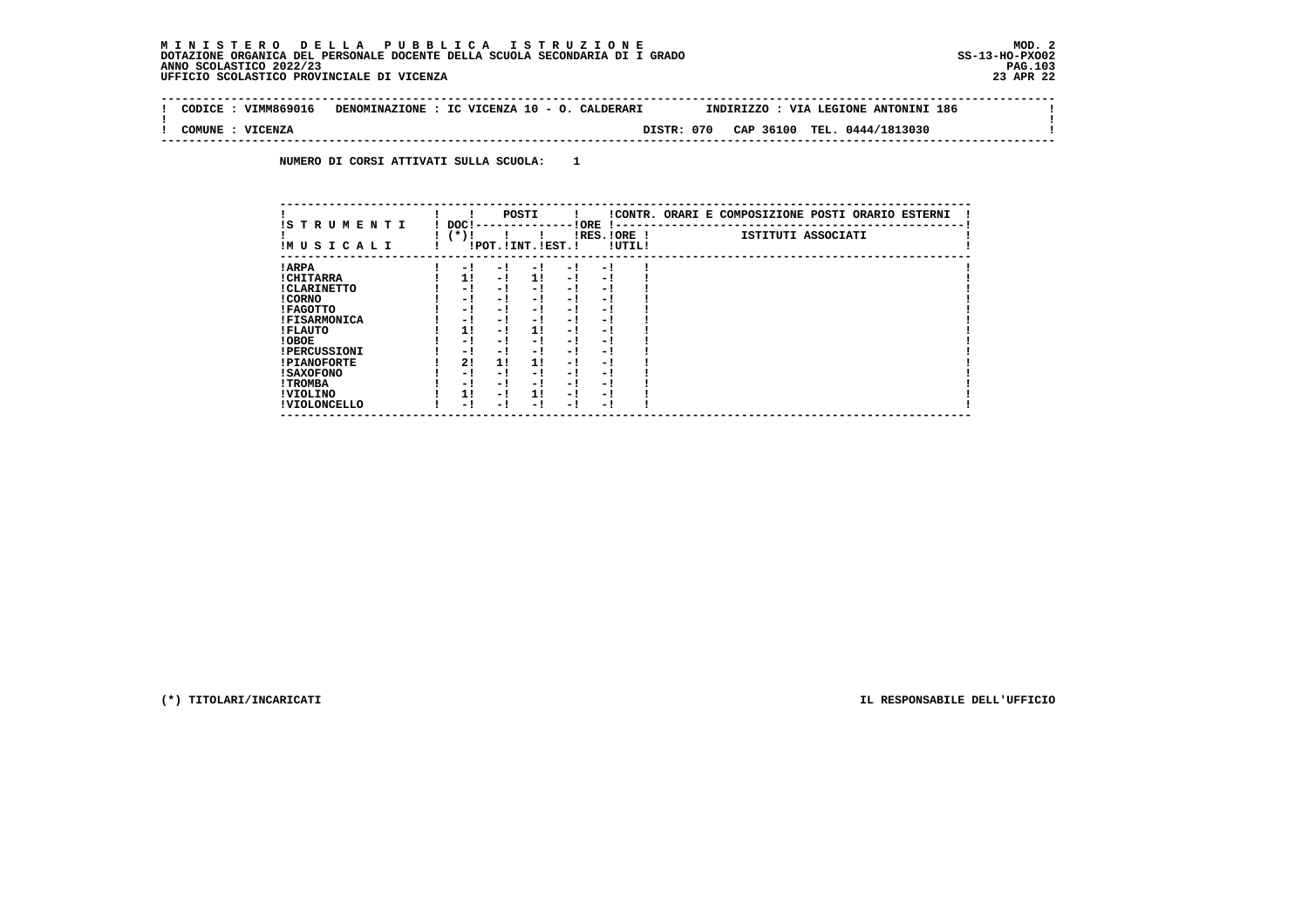**M I N I S T E R O   D E L L A   P U B B L I C A   I S T R U Z I O N E**
**DOTAZIONE ORGANICA DEL PERSONALE DOCENTE DELLA SCUOLA SECONDARIA DI I GRADO**
**ANNO SCOLASTICO 2022/23**
**UFFICIO SCOLASTICO PROVINCIALE DI VICENZA**

MOD. 2
SS-13-HO-PXO02
23 APR 22

CODICE : VIMM869016   DENOMINAZIONE : IC VICENZA 10 - O. CALDERARI   INDIRIZZO : VIA LEGIONE ANTONINI 186

COMUNE : VICENZA   DISTR: 070   CAP 36100   TEL. 0444/1813030

NUMERO DI CORSI ATTIVATI SULLA SCUOLA:   1

| STRUMENTI MUSICALI | DOC (*) | POSTI POT. | POSTI INT. | POSTI EST. | ORE RES. | ORE UTIL. | CONTR. ORARI E COMPOSIZIONE POSTI ORARIO ESTERNI - ISTITUTI ASSOCIATI |
|---|---|---|---|---|---|---|---|
| ARPA | - | - | - | - | - | | |
| CHITARRA | 1 | - | 1 | - | - | | |
| CLARINETTO | - | - | - | - | - | | |
| CORNO | - | - | - | - | - | | |
| FAGOTTO | - | - | - | - | - | | |
| FISARMONICA | - | - | - | - | - | | |
| FLAUTO | 1 | - | 1 | - | - | | |
| OBOE | - | - | - | - | - | | |
| PERCUSSIONI | - | - | - | - | - | | |
| PIANOFORTE | 2 | 1 | 1 | - | - | | |
| SAXOFONO | - | - | - | - | - | | |
| TROMBA | - | - | - | - | - | | |
| VIOLINO | 1 | - | 1 | - | - | | |
| VIOLONCELLO | - | - | - | - | - | | |

(*) TITOLARI/INCARICATI

IL RESPONSABILE DELL'UFFICIO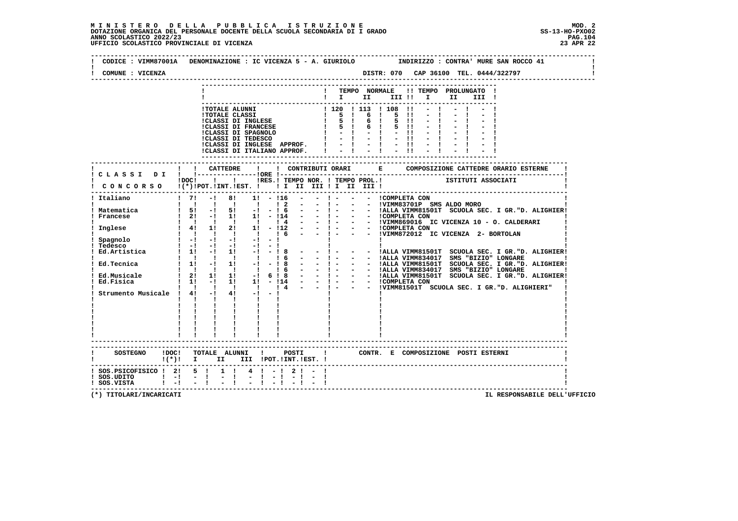**MINISTERO DELLA PUBBLICA ISTRUZIONE**
**DOTAZIONE ORGANICA DEL PERSONALE DOCENTE DELLA SCUOLA SECONDARIA DI I GRADO**
**ANNO SCOLASTICO 2022/23**
**UFFICIO SCOLASTICO PROVINCIALE DI VICENZA**

MOD. 2
SS-13-HO-PXO02
23 APR 22

CODICE : VIMM87001A   DENOMINAZIONE : IC VICENZA 5 - A. GIURIOLO   INDIRIZZO : CONTRA' MURE SAN ROCCO 41

COMUNE : VICENZA   DISTR: 070   CAP 36100   TEL. 0444/322797

| | TEMPO NORMALE I | II | III | TEMPO PROLUNGATO I | II | III |
|---|---|---|---|---|---|---|
| TOTALE ALUNNI | 120 | 113 | 108 | - | - | - |
| TOTALE CLASSI | 5 | 6 | 5 | - | - | - |
| CLASSI DI INGLESE | 5 | 6 | 5 | - | - | - |
| CLASSI DI FRANCESE | 5 | 6 | 5 | - | - | - |
| CLASSI DI SPAGNOLO | - | - | - | - | - | - |
| CLASSI DI TEDESCO | - | - | - | - | - | - |
| CLASSI DI INGLESE APPROF. | - | - | - | - | - | - |
| CLASSI DI ITALIANO APPROF. | - | - | - | - | - | - |

| CLASSI DI CONCORSO | DOC (*) | CATTEDRE POT. | INT. | EST. | ORE RES. | CONTRIBUTI ORARI TEMPO NOR. I | II | III | TEMPO PROL. I | II | III | COMPOSIZIONE CATTEDRE ORARIO ESTERNE - ISTITUTI ASSOCIATI |
|---|---|---|---|---|---|---|---|---|---|---|---|---|
| Italiano | 7 | - | 8 | 1 | - | 16 | - | - | - | - | - | COMPLETA CON |
| | | | | | | 2 | - | - | - | - | - | VIMM83701P SMS ALDO MORO |
| Matematica | 5 | - | 5 | - | - | 6 | - | - | - | - | - | ALLA VIMM81501T SCUOLA SEC. I GR."D. ALIGHIER |
| Francese | 2 | - | 1 | 1 | - | 14 | - | - | - | - | - | COMPLETA CON |
| | | | | | | 4 | - | - | - | - | - | VIMM869016 IC VICENZA 10 - O. CALDERARI |
| Inglese | 4 | 1 | 2 | 1 | - | 12 | - | - | - | - | - | COMPLETA CON |
| | | | | | | 6 | - | - | - | - | - | VIMM872012 IC VICENZA 2- BORTOLAN |
| Spagnolo | - | - | - | - | - | | | | | | | |
| Tedesco | - | - | - | - | - | | | | | | | |
| Ed.Artistica | 1 | - | 1 | - | - | 8 | - | - | - | - | - | ALLA VIMM81501T SCUOLA SEC. I GR."D. ALIGHIER |
| | | | | | | 6 | - | - | - | - | - | ALLA VIMM834017 SMS "BIZIO" LONGARE |
| Ed.Tecnica | 1 | - | 1 | - | - | 8 | - | - | - | - | - | ALLA VIMM81501T SCUOLA SEC. I GR."D. ALIGHIER |
| | | | | | | 6 | - | - | - | - | - | ALLA VIMM834017 SMS "BIZIO" LONGARE |
| Ed.Musicale | 2 | 1 | 1 | - | 6 | 8 | - | - | - | - | - | ALLA VIMM81501T SCUOLA SEC. I GR."D. ALIGHIER |
| Ed.Fisica | 1 | - | 1 | 1 | - | 14 | - | - | - | - | - | COMPLETA CON |
| | | | | | | 4 | - | - | - | - | - | VIMM81501T SCUOLA SEC. I GR."D. ALIGHIERI" |
| Strumento Musicale | 4 | - | 4 | - | - | | | | | | | |

| SOSTEGNO | DOC (*) | TOTALE ALUNNI I | II | III | POSTI POT. | INT. | EST. | CONTR. E COMPOSIZIONE POSTI ESTERNI |
|---|---|---|---|---|---|---|---|---|
| SOS.PSICOFISICO | 2 | 5 | 1 | 4 | - | 2 | - | |
| SOS.UDITO | - | - | - | - | - | - | - | |
| SOS.VISTA | - | - | - | - | - | - | - | |

(*) TITOLARI/INCARICATI

IL RESPONSABILE DELL'UFFICIO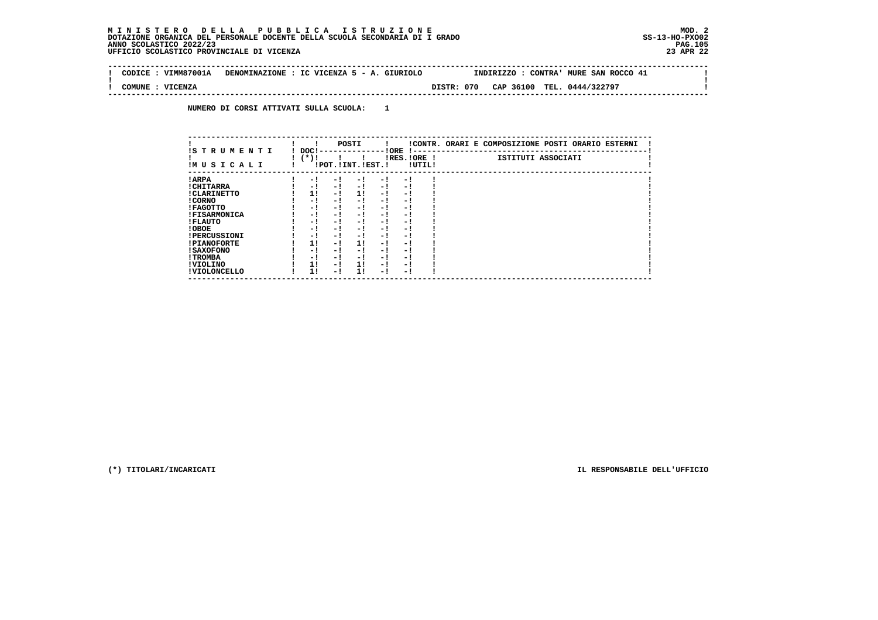**MINISTERO DELLA PUBBLICA ISTRUZIONE**
**DOTAZIONE ORGANICA DEL PERSONALE DOCENTE DELLA SCUOLA SECONDARIA DI I GRADO**
**ANNO SCOLASTICO 2022/23**
**UFFICIO SCOLASTICO PROVINCIALE DI VICENZA**

MOD. 2
SS-13-HO-PXO02
23 APR 22

| CODICE : VIMM87001A | DENOMINAZIONE : IC VICENZA 5 - A. GIURIOLO | INDIRIZZO : CONTRA' MURE SAN ROCCO 41 |
|---|---|---|
| COMUNE : VICENZA | DISTR: 070 CAP 36100 | TEL. 0444/322797 |

**NUMERO DI CORSI ATTIVATI SULLA SCUOLA: 1**

| STRUMENTI MUSICALI | DOC (*) | POSTI POT. | POSTI INT. | POSTI EST. | ORE RES. | ORE UTIL. | CONTR. ORARI E COMPOSIZIONE POSTI ORARIO ESTERNI - ISTITUTI ASSOCIATI |
|---|---|---|---|---|---|---|---|
| ARPA | - | - | - | - | - | | |
| CHITARRA | - | - | - | - | - | | |
| CLARINETTO | 1 | - | 1 | - | - | | |
| CORNO | - | - | - | - | - | | |
| FAGOTTO | - | - | - | - | - | | |
| FISARMONICA | - | - | - | - | - | | |
| FLAUTO | - | - | - | - | - | | |
| OBOE | - | - | - | - | - | | |
| PERCUSSIONI | - | - | - | - | - | | |
| PIANOFORTE | 1 | - | 1 | - | - | | |
| SAXOFONO | - | - | - | - | - | | |
| TROMBA | - | - | - | - | - | | |
| VIOLINO | 1 | - | 1 | - | - | | |
| VIOLONCELLO | 1 | - | 1 | - | - | | |

(*) TITOLARI/INCARICATI

IL RESPONSABILE DELL'UFFICIO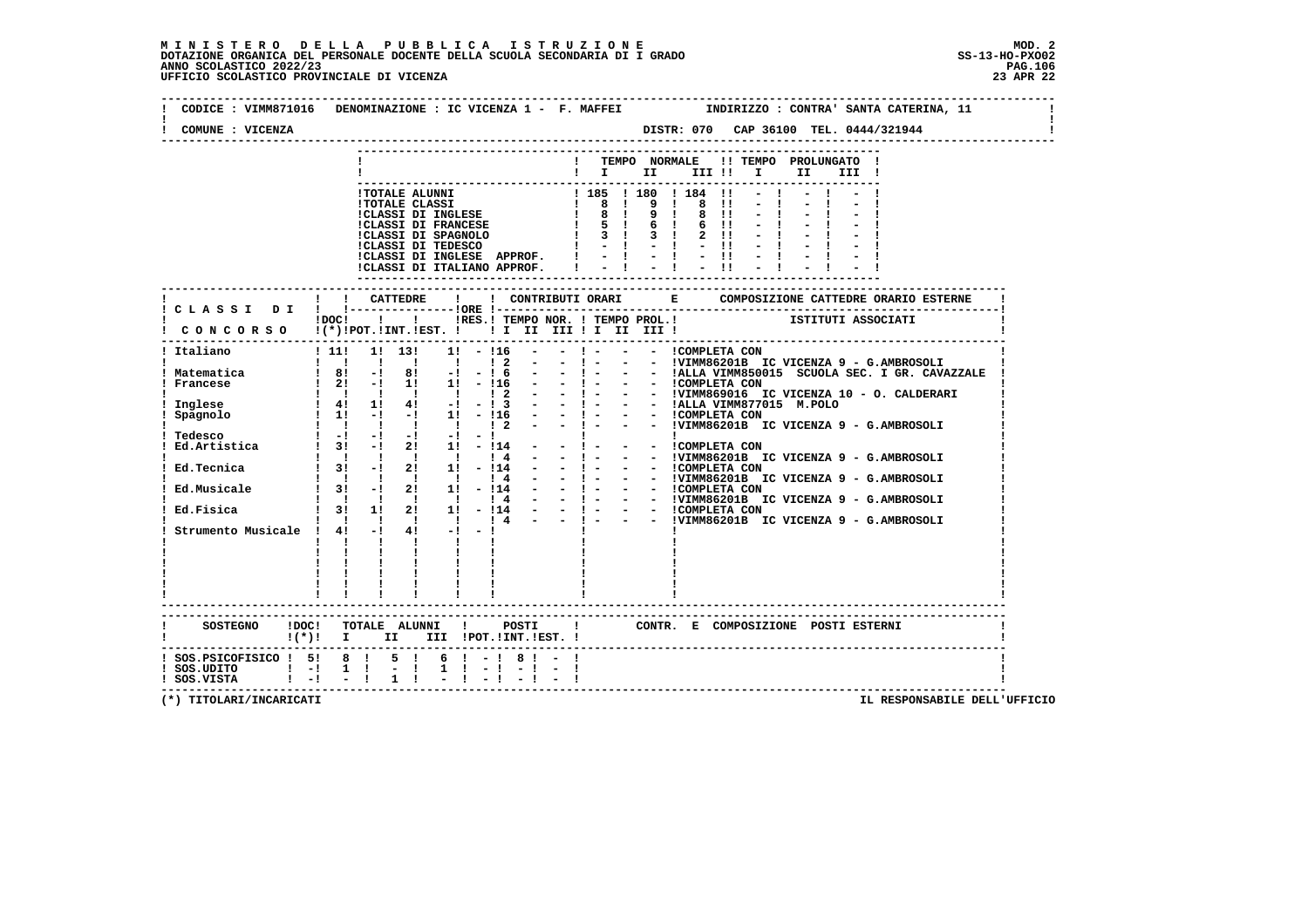# MINISTERO DELLA PUBBLICA ISTRUZIONE

DOTAZIONE ORGANICA DEL PERSONALE DOCENTE DELLA SCUOLA SECONDARIA DI I GRADO
ANNO SCOLASTICO 2022/23
UFFICIO SCOLASTICO PROVINCIALE DI VICENZA

MOD. 2
SS-13-HO-PXO02
23 APR 22

CODICE : VIMM871016 DENOMINAZIONE : IC VICENZA 1 - F. MAFFEI INDIRIZZO : CONTRA' SANTA CATERINA, 11

COMUNE : VICENZA DISTR: 070 CAP 36100 TEL. 0444/321944

| | TEMPO NORMALE I | II | III | TEMPO PROLUNGATO I | II | III |
|---|---|---|---|---|---|---|
| TOTALE ALUNNI | 185 | 180 | 184 | - | - | - |
| TOTALE CLASSI | 8 | 9 | 8 | - | - | - |
| CLASSI DI INGLESE | 8 | 9 | 8 | - | - | - |
| CLASSI DI FRANCESE | 5 | 6 | 6 | - | - | - |
| CLASSI DI SPAGNOLO | 3 | 3 | 2 | - | - | - |
| CLASSI DI TEDESCO | - | - | - | - | - | - |
| CLASSI DI INGLESE APPROF. | - | - | - | - | - | - |
| CLASSI DI ITALIANO APPROF. | - | - | - | - | - | - |

| CLASSI DI CONCORSO | DOC (*) | CATTEDRE POT. | INT. | EST. | ORE RES. | CONTRIBUTI ORARI TEMPO NOR. I | II | III | TEMPO PROL. I | II | III | COMPOSIZIONE CATTEDRE ORARIO ESTERNE - ISTITUTI ASSOCIATI |
|---|---|---|---|---|---|---|---|---|---|---|---|---|
| Italiano | 11 | 1 | 13 | 1 | - | 16 | - | - | - | - | - | COMPLETA CON |
| | | | | | | 2 | - | - | - | - | - | VIMM86201B IC VICENZA 9 - G.AMBROSOLI |
| Matematica | 8 | - | 8 | - | - | 6 | - | - | - | - | - | ALLA VIMM850015 SCUOLA SEC. I GR. CAVAZZALE |
| Francese | 2 | - | 1 | 1 | - | 16 | - | - | - | - | - | COMPLETA CON |
| | | | | | | 2 | - | - | - | - | - | VIMM869016 IC VICENZA 10 - O. CALDERARI |
| Inglese | 4 | 1 | 4 | - | - | 3 | - | - | - | - | - | ALLA VIMM877015 M.POLO |
| Spagnolo | 1 | - | - | 1 | - | 16 | - | - | - | - | - | COMPLETA CON |
| | | | | | | 2 | - | - | - | - | - | VIMM86201B IC VICENZA 9 - G.AMBROSOLI |
| Tedesco | - | - | - | - | - | | | | | | | |
| Ed.Artistica | 3 | - | 2 | 1 | - | 14 | - | - | - | - | - | COMPLETA CON |
| | | | | | | 4 | - | - | - | - | - | VIMM86201B IC VICENZA 9 - G.AMBROSOLI |
| Ed.Tecnica | 3 | - | 2 | 1 | - | 14 | - | - | - | - | - | COMPLETA CON |
| | | | | | | 4 | - | - | - | - | - | VIMM86201B IC VICENZA 9 - G.AMBROSOLI |
| Ed.Musicale | 3 | - | 2 | 1 | - | 14 | - | - | - | - | - | COMPLETA CON |
| | | | | | | 4 | - | - | - | - | - | VIMM86201B IC VICENZA 9 - G.AMBROSOLI |
| Ed.Fisica | 3 | 1 | 2 | 1 | - | 14 | - | - | - | - | - | COMPLETA CON |
| | | | | | | 4 | - | - | - | - | - | VIMM86201B IC VICENZA 9 - G.AMBROSOLI |
| Strumento Musicale | 4 | - | 4 | - | - | | | | | | | |

| SOSTEGNO | DOC (*) | TOTALE ALUNNI I | II | III | POSTI POT. | INT. | EST. | CONTR. E COMPOSIZIONE POSTI ESTERNI |
|---|---|---|---|---|---|---|---|---|
| SOS.PSICOFISICO | 5 | 8 | 5 | 6 | - | 8 | - | |
| SOS.UDITO | - | 1 | - | 1 | - | - | - | |
| SOS.VISTA | - | - | 1 | - | - | - | - | |

(*) TITOLARI/INCARICATI

IL RESPONSABILE DELL'UFFICIO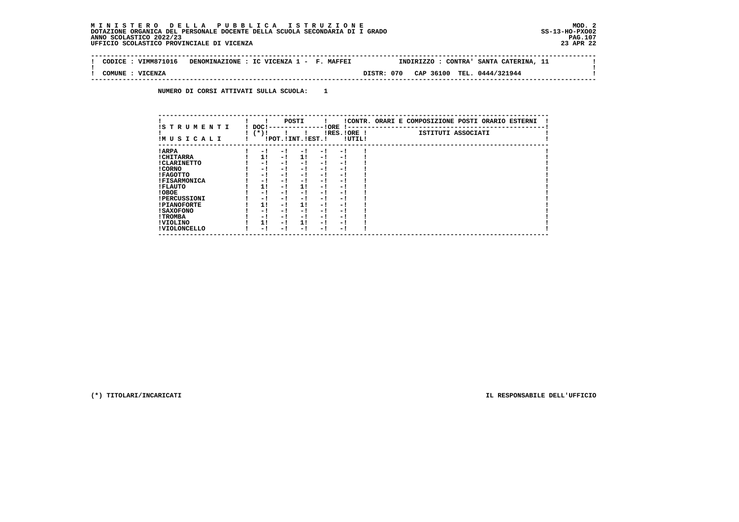**MINISTERO DELLA PUBBLICA ISTRUZIONE**
**DOTAZIONE ORGANICA DEL PERSONALE DOCENTE DELLA SCUOLA SECONDARIA DI I GRADO**
**ANNO SCOLASTICO 2022/23**
**UFFICIO SCOLASTICO PROVINCIALE DI VICENZA**

MOD. 2
SS-13-HO-PXO02
23 APR 22

CODICE : VIMM871016 DENOMINAZIONE : IC VICENZA 1 - F. MAFFEI INDIRIZZO : CONTRA' SANTA CATERINA, 11

COMUNE : VICENZA DISTR: 070 CAP 36100 TEL. 0444/321944

NUMERO DI CORSI ATTIVATI SULLA SCUOLA: 1

| STRUMENTI MUSICALI | DOC (*) | POSTI POT. | POSTI INT. | POSTI EST. | ORE RES. | ORE UTIL. | CONTR. ORARI E COMPOSIZIONE POSTI ORARIO ESTERNI - ISTITUTI ASSOCIATI |
|---|---|---|---|---|---|---|---|
| ARPA | - | - | - | - | - | | |
| CHITARRA | 1 | - | 1 | - | - | | |
| CLARINETTO | - | - | - | - | - | | |
| CORNO | - | - | - | - | - | | |
| FAGOTTO | - | - | - | - | - | | |
| FISARMONICA | - | - | - | - | - | | |
| FLAUTO | 1 | - | 1 | - | - | | |
| OBOE | - | - | - | - | - | | |
| PERCUSSIONI | - | - | - | - | - | | |
| PIANOFORTE | 1 | - | 1 | - | - | | |
| SAXOFONO | - | - | - | - | - | | |
| TROMBA | - | - | - | - | - | | |
| VIOLINO | 1 | - | 1 | - | - | | |
| VIOLONCELLO | - | - | - | - | - | | |

(*) TITOLARI/INCARICATI

IL RESPONSABILE DELL'UFFICIO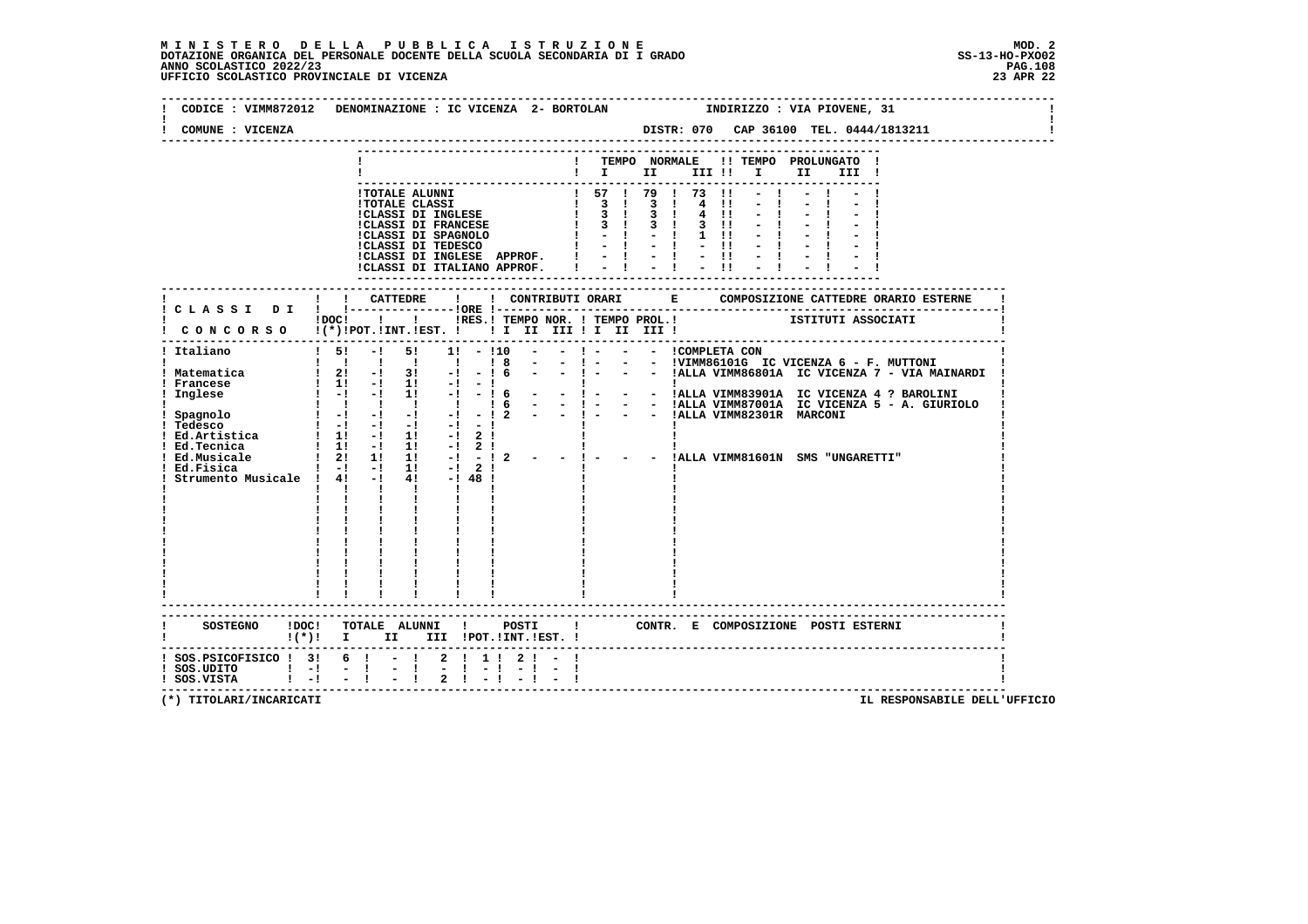**MINISTERO DELLA PUBBLICA ISTRUZIONE**
**DOTAZIONE ORGANICA DEL PERSONALE DOCENTE DELLA SCUOLA SECONDARIA DI I GRADO**
**ANNO SCOLASTICO 2022/23**
**UFFICIO SCOLASTICO PROVINCIALE DI VICENZA**

MOD. 2
SS-13-HO-PXO02
23 APR 22

CODICE : VIMM872012 DENOMINAZIONE : IC VICENZA 2- BORTOLAN INDIRIZZO : VIA PIOVENE, 31

COMUNE : VICENZA DISTR: 070 CAP 36100 TEL. 0444/1813211

| | TEMPO NORMALE I | II | III | TEMPO PROLUNGATO I | II | III |
|---|---|---|---|---|---|---|
| TOTALE ALUNNI | 57 | 79 | 73 | - | - | - |
| TOTALE CLASSI | 3 | 3 | 4 | - | - | - |
| CLASSI DI INGLESE | 3 | 3 | 4 | - | - | - |
| CLASSI DI FRANCESE | 3 | 3 | 3 | - | - | - |
| CLASSI DI SPAGNOLO | - | - | 1 | - | - | - |
| CLASSI DI TEDESCO | - | - | - | - | - | - |
| CLASSI DI INGLESE APPROF. | - | - | - | - | - | - |
| CLASSI DI ITALIANO APPROF. | - | - | - | - | - | - |

| CLASSI DI CONCORSO | DOC (*) | CATTEDRE POT. | INT. | EST. | ORE RES. | TEMPO NOR. I | II | III | TEMPO PROL. I | II | III | COMPOSIZIONE CATTEDRE ORARIO ESTERNE - ISTITUTI ASSOCIATI |
|---|---|---|---|---|---|---|---|---|---|---|---|---|
| Italiano | 5 | - | 5 | 1 | - | 10 | - | - | - | - | - | COMPLETA CON |
| | | | | | | 8 | - | - | - | - | - | VIMM86101G IC VICENZA 6 - F. MUTTONI |
| Matematica | 2 | - | 3 | - | - | 6 | - | - | - | - | - | ALLA VIMM86801A IC VICENZA 7 - VIA MAINARDI |
| Francese | 1 | - | 1 | - | - | | | | | | | |
| Inglese | - | - | 1 | - | - | 6 | - | - | - | - | - | ALLA VIMM83901A IC VICENZA 4 ? BAROLINI |
| | | | | | | 6 | - | - | - | - | - | ALLA VIMM87001A IC VICENZA 5 - A. GIURIOLO |
| Spagnolo | - | - | - | - | - | 2 | - | - | - | - | - | ALLA VIMM82301R MARCONI |
| Tedesco | - | - | - | - | - | | | | | | | |
| Ed.Artistica | 1 | - | 1 | - | 2 | | | | | | | |
| Ed.Tecnica | 1 | - | 1 | - | 2 | | | | | | | |
| Ed.Musicale | 2 | 1 | 1 | - | - | 2 | - | - | - | - | - | ALLA VIMM81601N SMS "UNGARETTI" |
| Ed.Fisica | - | - | 1 | - | 2 | | | | | | | |
| Strumento Musicale | 4 | - | 4 | - | 48 | | | | | | | |

| SOSTEGNO | DOC (*) | TOTALE ALUNNI I | II | III | POSTI POT. | INT. | EST. | CONTR. E COMPOSIZIONE POSTI ESTERNI |
|---|---|---|---|---|---|---|---|---|
| SOS.PSICOFISICO | 3 | 6 | - | 2 | 1 | 2 | - | |
| SOS.UDITO | - | - | - | - | - | - | - | |
| SOS.VISTA | - | - | - | 2 | - | - | - | |

(*) TITOLARI/INCARICATI

IL RESPONSABILE DELL'UFFICIO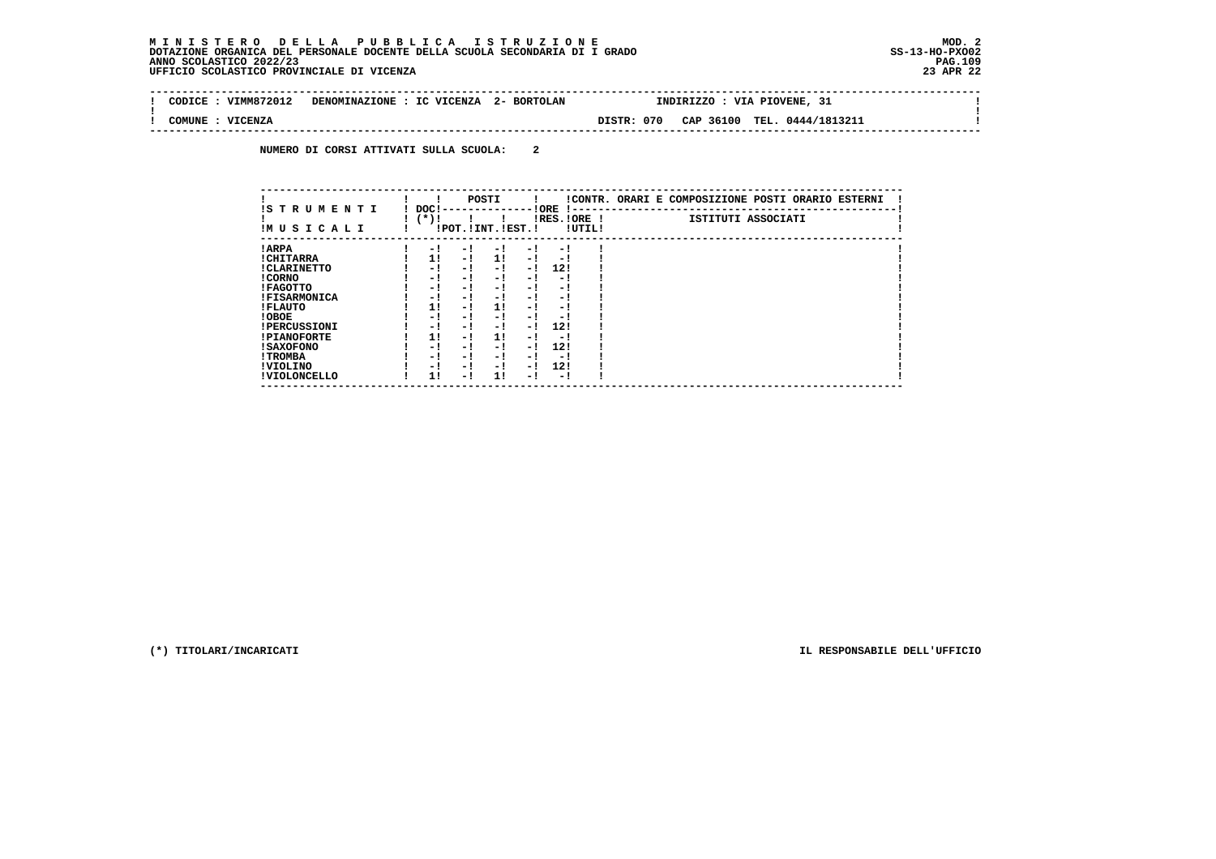**MINISTERO DELLA PUBBLICA ISTRUZIONE**
**DOTAZIONE ORGANICA DEL PERSONALE DOCENTE DELLA SCUOLA SECONDARIA DI I GRADO**
**ANNO SCOLASTICO 2022/23**
**UFFICIO SCOLASTICO PROVINCIALE DI VICENZA**

MOD. 2
SS-13-HO-PXO02
23 APR 22

CODICE : VIMM872012 DENOMINAZIONE : IC VICENZA 2- BORTOLAN INDIRIZZO : VIA PIOVENE, 31

COMUNE : VICENZA DISTR: 070 CAP 36100 TEL. 0444/1813211

**NUMERO DI CORSI ATTIVATI SULLA SCUOLA: 2**

| STRUMENTI MUSICALI | DOC (*) | POSTI POT. | POSTI INT. | POSTI EST. | ORE RES. | ORE UTIL. | CONTR. ORARI E COMPOSIZIONE POSTI ORARIO ESTERNI - ISTITUTI ASSOCIATI |
|---|---|---|---|---|---|---|---|
| ARPA | - | - | - | - | - | | |
| CHITARRA | 1 | - | 1 | - | - | | |
| CLARINETTO | - | - | - | - | 12 | | |
| CORNO | - | - | - | - | - | | |
| FAGOTTO | - | - | - | - | - | | |
| FISARMONICA | - | - | - | - | - | | |
| FLAUTO | 1 | - | 1 | - | - | | |
| OBOE | - | - | - | - | - | | |
| PERCUSSIONI | - | - | - | - | 12 | | |
| PIANOFORTE | 1 | - | 1 | - | - | | |
| SAXOFONO | - | - | - | - | 12 | | |
| TROMBA | - | - | - | - | - | | |
| VIOLINO | - | - | - | - | 12 | | |
| VIOLONCELLO | 1 | - | 1 | - | - | | |

(*) TITOLARI/INCARICATI

IL RESPONSABILE DELL'UFFICIO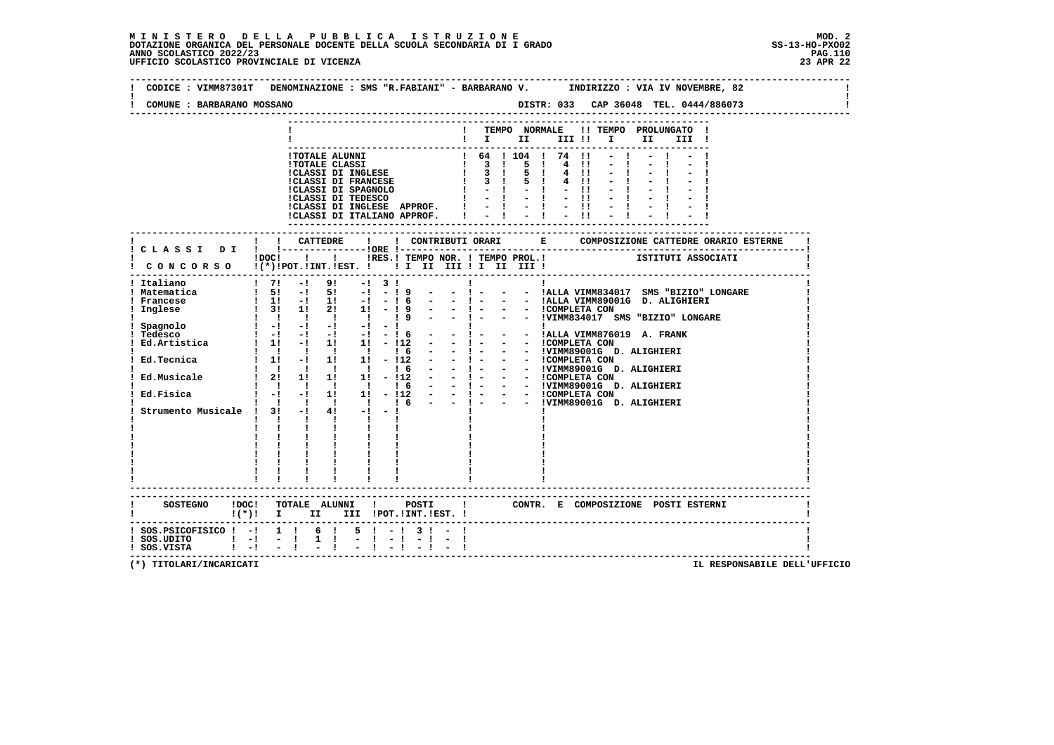# MINISTERO DELLA PUBBLICA ISTRUZIONE

DOTAZIONE ORGANICA DEL PERSONALE DOCENTE DELLA SCUOLA SECONDARIA DI I GRADO
ANNO SCOLASTICO 2022/23
UFFICIO SCOLASTICO PROVINCIALE DI VICENZA

MOD. 2
SS-13-HO-PXO02
23 APR 22

CODICE : VIMM87301T DENOMINAZIONE : SMS "R.FABIANI" - BARBARANO V. INDIRIZZO : VIA IV NOVEMBRE, 82

COMUNE : BARBARANO MOSSANO DISTR: 033 CAP 36048 TEL. 0444/886073

| | TEMPO NORMALE I | II | III | TEMPO PROLUNGATO I | II | III |
|---|---|---|---|---|---|---|
| TOTALE ALUNNI | 64 | 104 | 74 | - | - | - |
| TOTALE CLASSI | 3 | 5 | 4 | - | - | - |
| CLASSI DI INGLESE | 3 | 5 | 4 | - | - | - |
| CLASSI DI FRANCESE | 3 | 5 | 4 | - | - | - |
| CLASSI DI SPAGNOLO | - | - | - | - | - | - |
| CLASSI DI TEDESCO | - | - | - | - | - | - |
| CLASSI DI INGLESE APPROF. | - | - | - | - | - | - |
| CLASSI DI ITALIANO APPROF. | - | - | - | - | - | - |

| CLASSI DI CONCORSO | DOC (*) | CATTEDRE POT. | INT. | EST. | ORE RES. | TEMPO NOR. I | II | III | TEMPO PROL. I | II | III | ISTITUTI ASSOCIATI |
|---|---|---|---|---|---|---|---|---|---|---|---|---|
| Italiano | 7 | - | 9 | - | 3 | | | | | | | |
| Matematica | 5 | - | 5 | - | - | 9 | - | - | - | - | - | ALLA VIMM834017 SMS "BIZIO" LONGARE |
| Francese | 1 | - | 1 | - | - | 6 | - | - | - | - | - | ALLA VIMM89001G D. ALIGHIERI |
| Inglese | 3 | 1 | 2 | 1 | - | 9 | - | - | - | - | - | COMPLETA CON |
| | | | | | | 9 | - | - | - | - | - | VIMM834017 SMS "BIZIO" LONGARE |
| Spagnolo | - | - | - | - | - | | | | | | | |
| Tedesco | - | - | - | - | - | 6 | - | - | - | - | - | ALLA VIMM876019 A. FRANK |
| Ed.Artistica | 1 | - | 1 | 1 | - | 12 | - | - | - | - | - | COMPLETA CON |
| | | | | | | 6 | - | - | - | - | - | VIMM89001G D. ALIGHIERI |
| Ed.Tecnica | 1 | - | 1 | 1 | - | 12 | - | - | - | - | - | COMPLETA CON |
| | | | | | | 6 | - | - | - | - | - | VIMM89001G D. ALIGHIERI |
| Ed.Musicale | 2 | 1 | 1 | 1 | - | 12 | - | - | - | - | - | COMPLETA CON |
| | | | | | | 6 | - | - | - | - | - | VIMM89001G D. ALIGHIERI |
| Ed.Fisica | - | - | 1 | 1 | - | 12 | - | - | - | - | - | COMPLETA CON |
| | | | | | | 6 | - | - | - | - | - | VIMM89001G D. ALIGHIERI |
| Strumento Musicale | 3 | - | 4 | - | - | | | | | | | |

| SOSTEGNO | DOC (*) | TOTALE ALUNNI I | II | III | POSTI POT. | INT. | EST. | CONTR. E COMPOSIZIONE POSTI ESTERNI |
|---|---|---|---|---|---|---|---|---|
| SOS.PSICOFISICO | - | 1 | 6 | 5 | - | 3 | - | |
| SOS.UDITO | - | - | 1 | - | - | - | - | |
| SOS.VISTA | - | - | - | - | - | - | - | |

(*) TITOLARI/INCARICATI

IL RESPONSABILE DELL'UFFICIO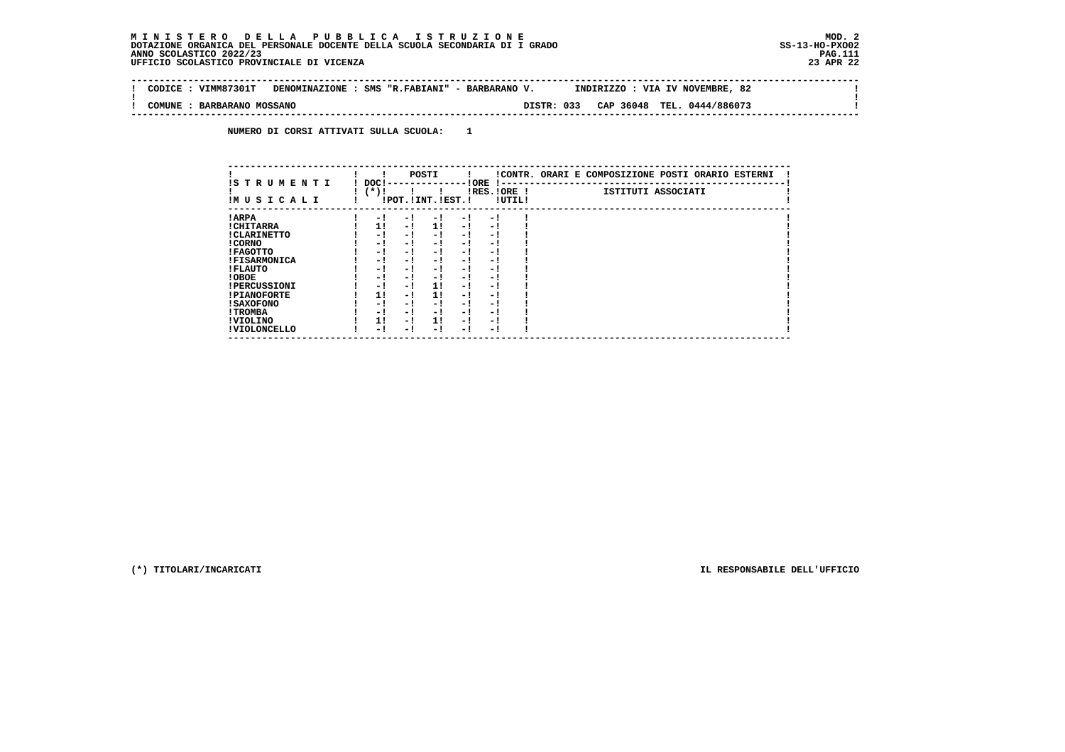**MINISTERO DELLA PUBBLICA ISTRUZIONE**
**DOTAZIONE ORGANICA DEL PERSONALE DOCENTE DELLA SCUOLA SECONDARIA DI I GRADO**
**ANNO SCOLASTICO 2022/23**
**UFFICIO SCOLASTICO PROVINCIALE DI VICENZA**

MOD. 2
SS-13-HO-PXO02
23 APR 22

CODICE : VIMM87301T   DENOMINAZIONE : SMS "R.FABIANI" - BARBARANO V.   INDIRIZZO : VIA IV NOVEMBRE, 82

COMUNE : BARBARANO MOSSANO   DISTR: 033   CAP 36048   TEL. 0444/886073

NUMERO DI CORSI ATTIVATI SULLA SCUOLA: 1

| STRUMENTI MUSICALI | DOC (*) | POSTI POT. | POSTI INT. | POSTI EST. | ORE RES. | ORE UTIL. | CONTR. ORARI E COMPOSIZIONE POSTI ORARIO ESTERNI - ISTITUTI ASSOCIATI |
|---|---|---|---|---|---|---|---|
| ARPA | - | - | - | - | - | | |
| CHITARRA | 1 | - | 1 | - | - | | |
| CLARINETTO | - | - | - | - | - | | |
| CORNO | - | - | - | - | - | | |
| FAGOTTO | - | - | - | - | - | | |
| FISARMONICA | - | - | - | - | - | | |
| FLAUTO | - | - | - | - | - | | |
| OBOE | - | - | - | - | - | | |
| PERCUSSIONI | - | - | 1 | - | - | | |
| PIANOFORTE | 1 | - | 1 | - | - | | |
| SAXOFONO | - | - | - | - | - | | |
| TROMBA | - | - | - | - | - | | |
| VIOLINO | 1 | - | 1 | - | - | | |
| VIOLONCELLO | - | - | - | - | - | | |

(*) TITOLARI/INCARICATI

IL RESPONSABILE DELL'UFFICIO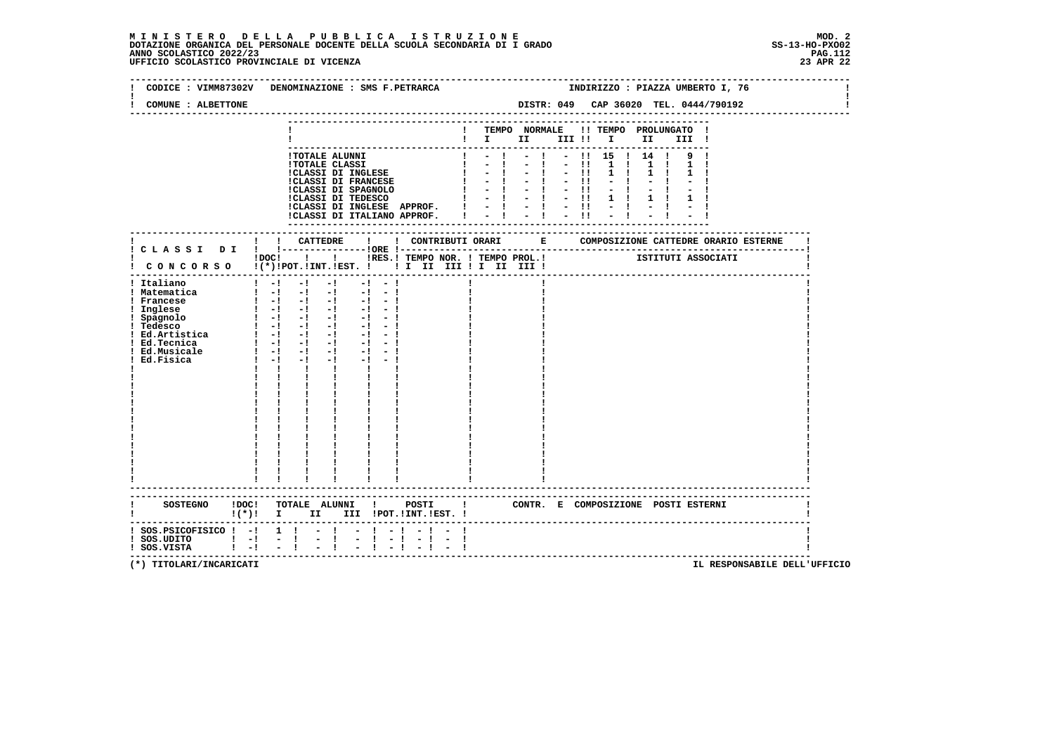# MINISTERO DELLA PUBBLICA ISTRUZIONE

**DOTAZIONE ORGANICA DEL PERSONALE DOCENTE DELLA SCUOLA SECONDARIA DI I GRADO**
**ANNO SCOLASTICO 2022/23**
**UFFICIO SCOLASTICO PROVINCIALE DI VICENZA**

MOD. 2
SS-13-HO-PXO02
23 APR 22

CODICE : VIMM87302V DENOMINAZIONE : SMS F.PETRARCA — INDIRIZZO : PIAZZA UMBERTO I, 76

COMUNE : ALBETTONE — DISTR: 049 CAP 36020 TEL. 0444/790192

| | TEMPO NORMALE I | II | III | TEMPO PROLUNGATO I | II | III |
|---|---|---|---|---|---|---|
| TOTALE ALUNNI | - | - | - | 15 | 14 | 9 |
| TOTALE CLASSI | - | - | - | 1 | 1 | 1 |
| CLASSI DI INGLESE | - | - | - | 1 | 1 | 1 |
| CLASSI DI FRANCESE | - | - | - | - | - | - |
| CLASSI DI SPAGNOLO | - | - | - | - | - | - |
| CLASSI DI TEDESCO | - | - | - | 1 | 1 | 1 |
| CLASSI DI INGLESE APPROF. | - | - | - | - | - | - |
| CLASSI DI ITALIANO APPROF. | - | - | - | - | - | - |

| CLASSI DI CONCORSO | DOC (*) | CATTEDRE POT. | INT. | EST. | ORE RES. | CONTRIBUTI ORARI TEMPO NOR. I II III | TEMPO PROL. I II III | COMPOSIZIONE CATTEDRE ORARIO ESTERNE - ISTITUTI ASSOCIATI |
|---|---|---|---|---|---|---|---|---|
| Italiano | - | - | - | - | - | | | |
| Matematica | - | - | - | - | - | | | |
| Francese | - | - | - | - | - | | | |
| Inglese | - | - | - | - | - | | | |
| Spagnolo | - | - | - | - | - | | | |
| Tedesco | - | - | - | - | - | | | |
| Ed.Artistica | - | - | - | - | - | | | |
| Ed.Tecnica | - | - | - | - | - | | | |
| Ed.Musicale | - | - | - | - | - | | | |
| Ed.Fisica | - | - | - | - | - | | | |

| SOSTEGNO | DOC (*) | TOTALE ALUNNI I | II | III | POSTI POT. | INT. | EST. | CONTR. E COMPOSIZIONE POSTI ESTERNI |
|---|---|---|---|---|---|---|---|---|
| SOS.PSICOFISICO | - | 1 | - | - | - | - | - | |
| SOS.UDITO | - | - | - | - | - | - | - | |
| SOS.VISTA | - | - | - | - | - | - | - | |

(*) TITOLARI/INCARICATI

IL RESPONSABILE DELL'UFFICIO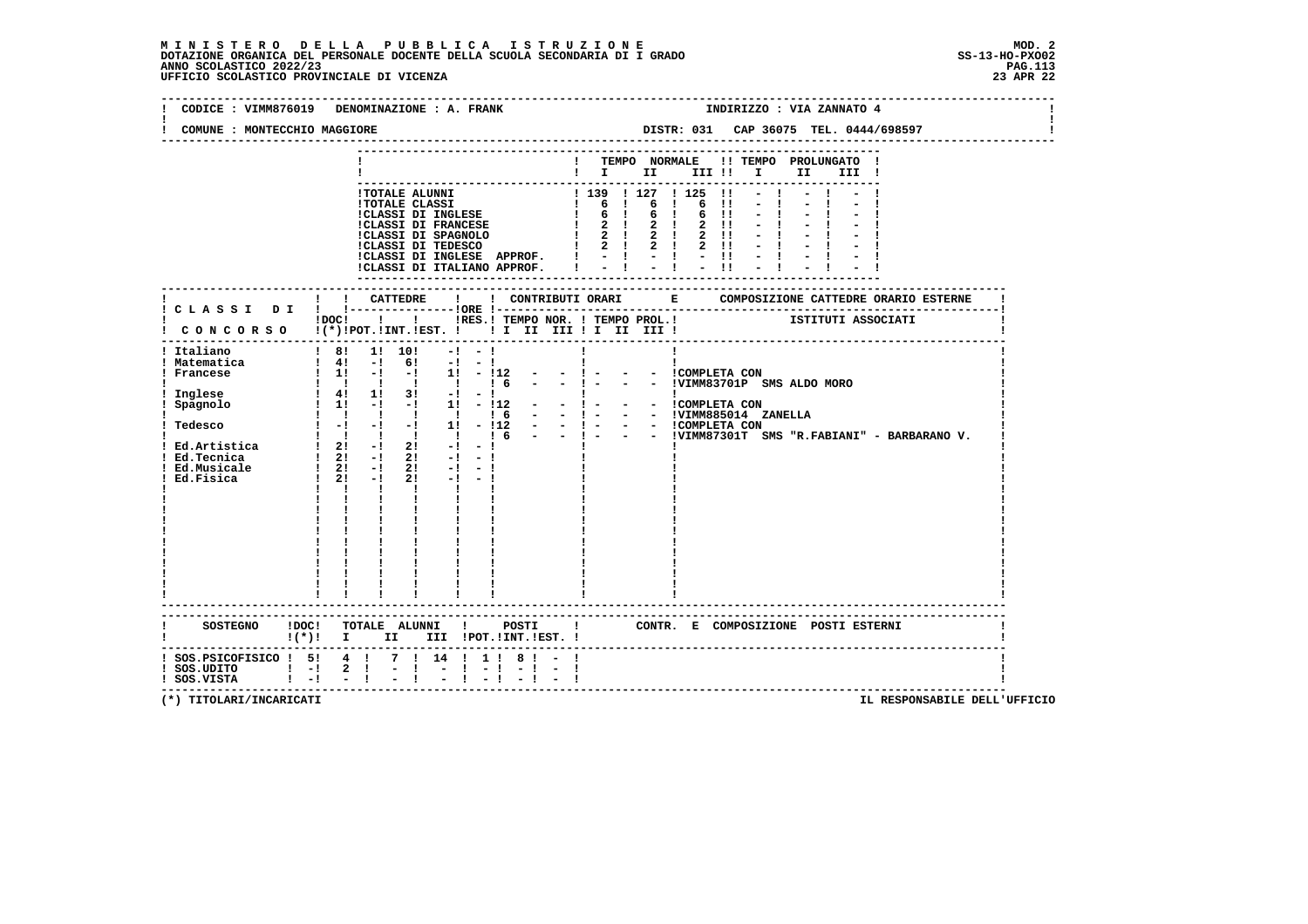**MINISTERO DELLA PUBBLICA ISTRUZIONE**
**DOTAZIONE ORGANICA DEL PERSONALE DOCENTE DELLA SCUOLA SECONDARIA DI I GRADO**
**ANNO SCOLASTICO 2022/23**
**UFFICIO SCOLASTICO PROVINCIALE DI VICENZA**

MOD. 2
SS-13-HO-PXO02
23 APR 22

CODICE : VIMM876019 DENOMINAZIONE : A. FRANK — INDIRIZZO : VIA ZANNATO 4

COMUNE : MONTECCHIO MAGGIORE — DISTR: 031 CAP 36075 TEL. 0444/698597

| | TEMPO NORMALE I | II | III | TEMPO PROLUNGATO I | II | III |
|---|---|---|---|---|---|---|
| TOTALE ALUNNI | 139 | 127 | 125 | - | - | - |
| TOTALE CLASSI | 6 | 6 | 6 | - | - | - |
| CLASSI DI INGLESE | 6 | 6 | 6 | - | - | - |
| CLASSI DI FRANCESE | 2 | 2 | 2 | - | - | - |
| CLASSI DI SPAGNOLO | 2 | 2 | 2 | - | - | - |
| CLASSI DI TEDESCO | 2 | 2 | 2 | - | - | - |
| CLASSI DI INGLESE APPROF. | - | - | - | - | - | - |
| CLASSI DI ITALIANO APPROF. | - | - | - | - | - | - |

| CLASSI DI CONCORSO | DOC (*) | CATTEDRE POT. | INT. | EST. | ORE RES. | TEMPO NOR. I | II | III | TEMPO PROL. I | II | III | COMPOSIZIONE CATTEDRE ORARIO ESTERNE / ISTITUTI ASSOCIATI |
|---|---|---|---|---|---|---|---|---|---|---|---|---|
| Italiano | 8 | 1 | 10 | - | - | | | | | | | |
| Matematica | 4 | - | 6 | - | - | | | | | | | |
| Francese | 1 | - | - | 1 | - | 12 | - | - | - | - | - | COMPLETA CON |
| | | | | | | 6 | - | - | - | - | - | VIMM83701P SMS ALDO MORO |
| Inglese | 4 | 1 | 3 | - | - | | | | | | | |
| Spagnolo | 1 | - | - | 1 | - | 12 | - | - | - | - | - | COMPLETA CON |
| | | | | | | 6 | - | - | - | - | - | VIMM885014 ZANELLA |
| Tedesco | - | - | - | 1 | - | 12 | - | - | - | - | - | COMPLETA CON |
| | | | | | | 6 | - | - | - | - | - | VIMM87301T SMS "R.FABIANI" - BARBARANO V. |
| Ed.Artistica | 2 | - | 2 | - | - | | | | | | | |
| Ed.Tecnica | 2 | - | 2 | - | - | | | | | | | |
| Ed.Musicale | 2 | - | 2 | - | - | | | | | | | |
| Ed.Fisica | 2 | - | 2 | - | - | | | | | | | |

| SOSTEGNO | DOC (*) | TOTALE ALUNNI I | II | III | POSTI POT. | INT. | EST. | CONTR. E COMPOSIZIONE POSTI ESTERNI |
|---|---|---|---|---|---|---|---|---|
| SOS.PSICOFISICO | 5 | 4 | 7 | 14 | 1 | 8 | - | |
| SOS.UDITO | - | 2 | - | - | - | - | - | |
| SOS.VISTA | - | - | - | - | - | - | - | |

(*) TITOLARI/INCARICATI — IL RESPONSABILE DELL'UFFICIO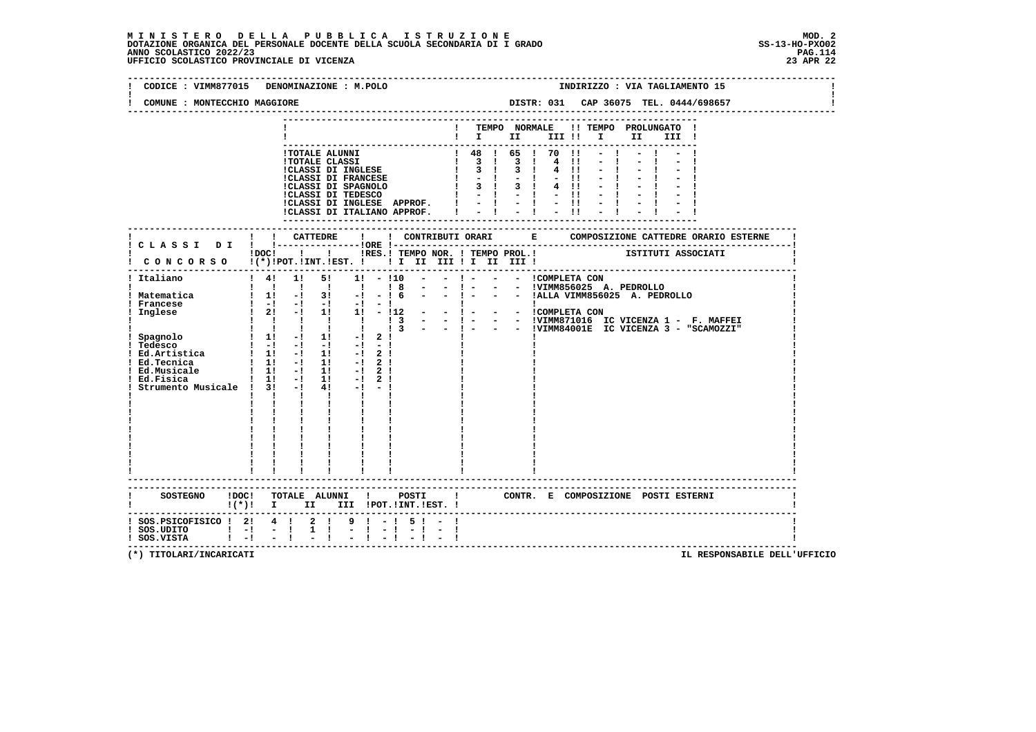**MINISTERO DELLA PUBBLICA ISTRUZIONE**
**DOTAZIONE ORGANICA DEL PERSONALE DOCENTE DELLA SCUOLA SECONDARIA DI I GRADO**
**ANNO SCOLASTICO 2022/23**
**UFFICIO SCOLASTICO PROVINCIALE DI VICENZA**

MOD. 2
SS-13-HO-PXO02
23 APR 22

CODICE : VIMM877015 DENOMINAZIONE : M.POLO — INDIRIZZO : VIA TAGLIAMENTO 15

COMUNE : MONTECCHIO MAGGIORE — DISTR: 031 CAP 36075 TEL. 0444/698657

| | TEMPO NORMALE I | II | III | TEMPO PROLUNGATO I | II | III |
|---|---|---|---|---|---|---|
| TOTALE ALUNNI | 48 | 65 | 70 | - | - | - |
| TOTALE CLASSI | 3 | 3 | 4 | - | - | - |
| CLASSI DI INGLESE | 3 | 3 | 4 | - | - | - |
| CLASSI DI FRANCESE | - | - | - | - | - | - |
| CLASSI DI SPAGNOLO | 3 | 3 | 4 | - | - | - |
| CLASSI DI TEDESCO | - | - | - | - | - | - |
| CLASSI DI INGLESE APPROF. | - | - | - | - | - | - |
| CLASSI DI ITALIANO APPROF. | - | - | - | - | - | - |

| CLASSI DI CONCORSO | DOC (*) | CATTEDRE POT. | CATTEDRE INT. | CATTEDRE EST. | ORE RES. | TEMPO NOR. I | II | III | TEMPO PROL. I | II | III | COMPOSIZIONE CATTEDRE ORARIO ESTERNE / ISTITUTI ASSOCIATI |
|---|---|---|---|---|---|---|---|---|---|---|---|---|
| Italiano | 4 | 1 | 5 | 1 | - | 10 | - | - | - | - | - | COMPLETA CON |
| | | | | | | 8 | - | - | - | - | - | VIMM856025 A. PEDROLLO |
| Matematica | 1 | - | 3 | - | - | 6 | - | - | - | - | - | ALLA VIMM856025 A. PEDROLLO |
| Francese | - | - | - | - | - | | | | | | | |
| Inglese | 2 | - | 1 | 1 | - | 12 | - | - | - | - | - | COMPLETA CON |
| | | | | | | 3 | - | - | - | - | - | VIMM871016 IC VICENZA 1 - F. MAFFEI |
| | | | | | | 3 | - | - | - | - | - | VIMM84001E IC VICENZA 3 - "SCAMOZZI" |
| Spagnolo | 1 | - | 1 | - | 2 | | | | | | | |
| Tedesco | - | - | - | - | - | | | | | | | |
| Ed.Artistica | 1 | - | 1 | - | 2 | | | | | | | |
| Ed.Tecnica | 1 | - | 1 | - | 2 | | | | | | | |
| Ed.Musicale | 1 | - | 1 | - | 2 | | | | | | | |
| Ed.Fisica | 1 | - | 1 | - | 2 | | | | | | | |
| Strumento Musicale | 3 | - | 4 | - | - | | | | | | | |

| SOSTEGNO | DOC (*) | TOTALE ALUNNI I | II | III | POSTI POT. | INT. | EST. | CONTR. E COMPOSIZIONE POSTI ESTERNI |
|---|---|---|---|---|---|---|---|---|
| SOS.PSICOFISICO | 2 | 4 | 2 | 9 | - | 5 | - | |
| SOS.UDITO | - | - | 1 | - | - | - | - | |
| SOS.VISTA | - | - | - | - | - | - | - | |

(*) TITOLARI/INCARICATI — IL RESPONSABILE DELL'UFFICIO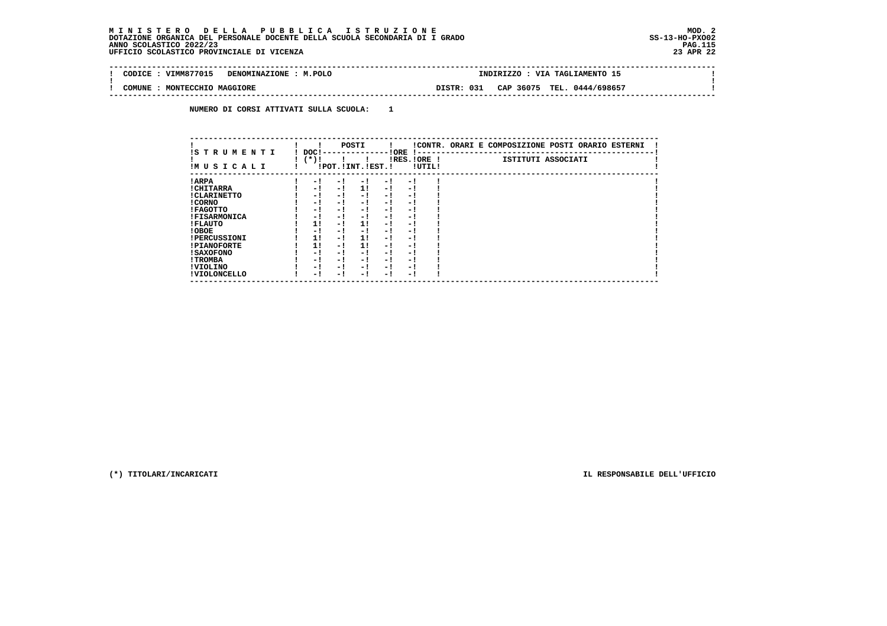**MINISTERO DELLA PUBBLICA ISTRUZIONE**
**DOTAZIONE ORGANICA DEL PERSONALE DOCENTE DELLA SCUOLA SECONDARIA DI I GRADO**
**ANNO SCOLASTICO 2022/23**
**UFFICIO SCOLASTICO PROVINCIALE DI VICENZA**

MOD. 2
SS-13-HO-PXO02
23 APR 22

| CODICE : VIMM877015 | DENOMINAZIONE : M.POLO | INDIRIZZO : VIA TAGLIAMENTO 15 |
|---|---|---|
| COMUNE : MONTECCHIO MAGGIORE | DISTR: 031 | CAP 36075 TEL. 0444/698657 |

**NUMERO DI CORSI ATTIVATI SULLA SCUOLA: 1**

| STRUMENTI MUSICALI | DOC (*) | POSTI POT. | POSTI INT. | POSTI EST. | ORE RES. | ORE UTIL. | CONTR. ORARI E COMPOSIZIONE POSTI ORARIO ESTERNI - ISTITUTI ASSOCIATI |
|---|---|---|---|---|---|---|---|
| ARPA | - | - | - | - | - | | |
| CHITARRA | - | - | 1 | - | - | | |
| CLARINETTO | - | - | - | - | - | | |
| CORNO | - | - | - | - | - | | |
| FAGOTTO | - | - | - | - | - | | |
| FISARMONICA | - | - | - | - | - | | |
| FLAUTO | 1 | - | 1 | - | - | | |
| OBOE | - | - | - | - | - | | |
| PERCUSSIONI | 1 | - | 1 | - | - | | |
| PIANOFORTE | 1 | - | 1 | - | - | | |
| SAXOFONO | - | - | - | - | - | | |
| TROMBA | - | - | - | - | - | | |
| VIOLINO | - | - | - | - | - | | |
| VIOLONCELLO | - | - | - | - | - | | |

(*) TITOLARI/INCARICATI

IL RESPONSABILE DELL'UFFICIO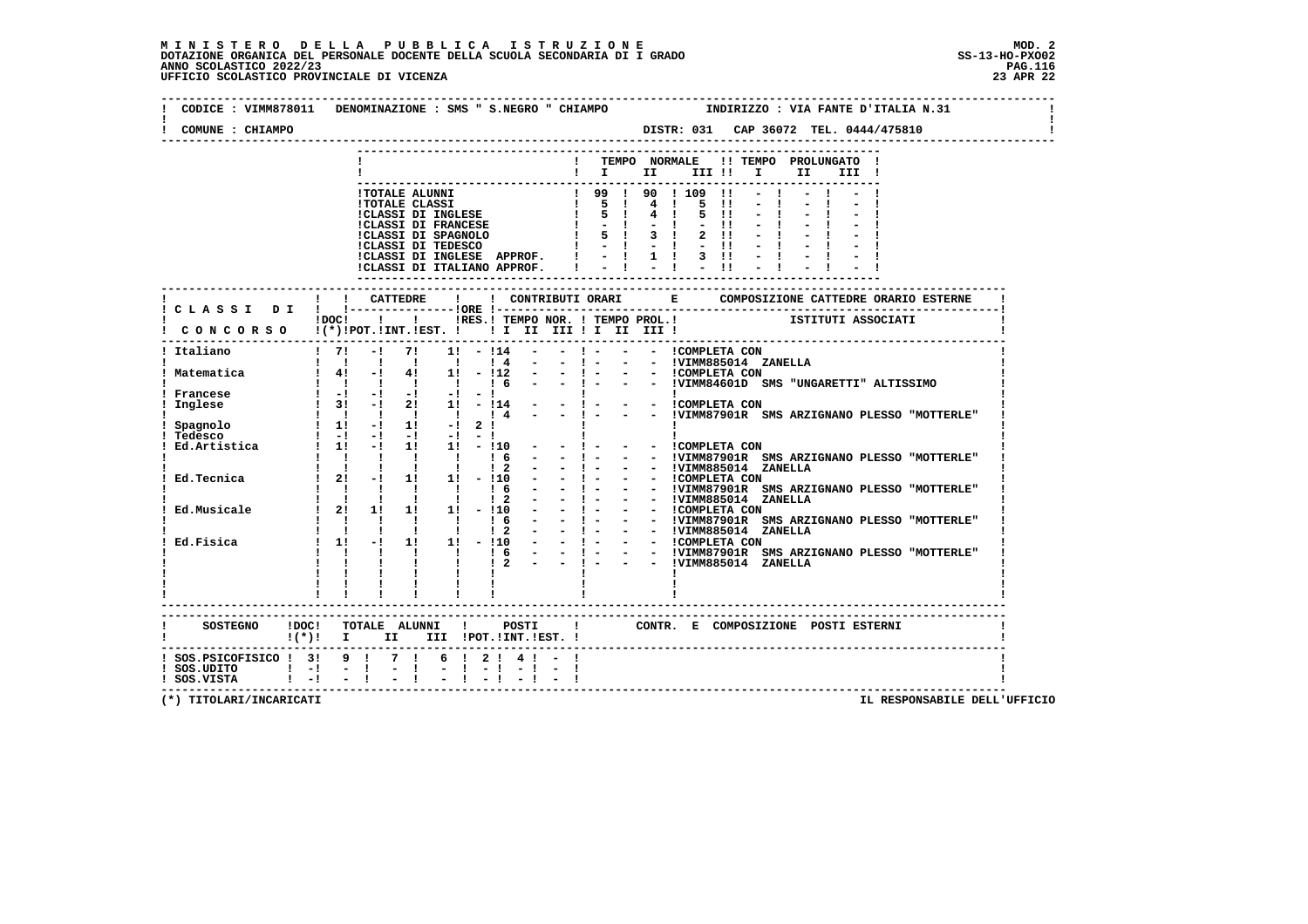# MINISTERO DELLA PUBBLICA ISTRUZIONE

DOTAZIONE ORGANICA DEL PERSONALE DOCENTE DELLA SCUOLA SECONDARIA DI I GRADO
ANNO SCOLASTICO 2022/23
UFFICIO SCOLASTICO PROVINCIALE DI VICENZA

MOD. 2
SS-13-HO-PXO02
23 APR 22

CODICE : VIMM878011   DENOMINAZIONE : SMS " S.NEGRO " CHIAMPO   INDIRIZZO : VIA FANTE D'ITALIA N.31

COMUNE : CHIAMPO   DISTR: 031   CAP 36072  TEL. 0444/475810

| | TEMPO NORMALE I | II | III | TEMPO PROLUNGATO I | II | III |
|---|---|---|---|---|---|---|
| TOTALE ALUNNI | 99 | 90 | 109 | - | - | - |
| TOTALE CLASSI | 5 | 4 | 5 | - | - | - |
| CLASSI DI INGLESE | 5 | 4 | 5 | - | - | - |
| CLASSI DI FRANCESE | - | - | - | - | - | - |
| CLASSI DI SPAGNOLO | 5 | 3 | 2 | - | - | - |
| CLASSI DI TEDESCO | - | - | - | - | - | - |
| CLASSI DI INGLESE APPROF. | - | 1 | 3 | - | - | - |
| CLASSI DI ITALIANO APPROF. | - | - | - | - | - | - |

| CLASSI DI CONCORSO | DOC (*) | CATTEDRE POT. | CATTEDRE INT. | CATTEDRE EST. | ORE RES. | TEMPO NOR. I | II | III | TEMPO PROL. I | II | III | COMPOSIZIONE CATTEDRE ORARIO ESTERNE - ISTITUTI ASSOCIATI |
|---|---|---|---|---|---|---|---|---|---|---|---|---|
| Italiano | 7 | - | 7 | 1 | - | 14 | - | - | - | - | - | COMPLETA CON |
| | | | | | | 4 | - | - | - | - | - | VIMM885014 ZANELLA |
| Matematica | 4 | - | 4 | 1 | - | 12 | - | - | - | - | - | COMPLETA CON |
| | | | | | | 6 | - | - | - | - | - | VIMM84601D SMS "UNGARETTI" ALTISSIMO |
| Francese | - | - | - | - | - | | | | | | | |
| Inglese | 3 | - | 2 | 1 | - | 14 | - | - | - | - | - | COMPLETA CON |
| | | | | | | 4 | - | - | - | - | - | VIMM87901R SMS ARZIGNANO PLESSO "MOTTERLE" |
| Spagnolo | 1 | - | 1 | - | 2 | | | | | | | |
| Tedesco | - | - | - | - | - | | | | | | | |
| Ed.Artistica | 1 | - | 1 | 1 | - | 10 | - | - | - | - | - | COMPLETA CON |
| | | | | | | 6 | - | - | - | - | - | VIMM87901R SMS ARZIGNANO PLESSO "MOTTERLE" |
| | | | | | | 2 | - | - | - | - | - | VIMM885014 ZANELLA |
| Ed.Tecnica | 2 | - | 1 | 1 | - | 10 | - | - | - | - | - | COMPLETA CON |
| | | | | | | 6 | - | - | - | - | - | VIMM87901R SMS ARZIGNANO PLESSO "MOTTERLE" |
| | | | | | | 2 | - | - | - | - | - | VIMM885014 ZANELLA |
| Ed.Musicale | 2 | 1 | 1 | 1 | - | 10 | - | - | - | - | - | COMPLETA CON |
| | | | | | | 6 | - | - | - | - | - | VIMM87901R SMS ARZIGNANO PLESSO "MOTTERLE" |
| | | | | | | 2 | - | - | - | - | - | VIMM885014 ZANELLA |
| Ed.Fisica | 1 | - | 1 | 1 | - | 10 | - | - | - | - | - | COMPLETA CON |
| | | | | | | 6 | - | - | - | - | - | VIMM87901R SMS ARZIGNANO PLESSO "MOTTERLE" |
| | | | | | | 2 | - | - | - | - | - | VIMM885014 ZANELLA |

| SOSTEGNO | DOC (*) | TOTALE ALUNNI I | II | III | POSTI POT. | INT. | EST. | CONTR. E COMPOSIZIONE POSTI ESTERNI |
|---|---|---|---|---|---|---|---|---|
| SOS.PSICOFISICO | 3 | 9 | 7 | 6 | 2 | 4 | - | |
| SOS.UDITO | - | - | - | - | - | - | - | |
| SOS.VISTA | - | - | - | - | - | - | - | |

(*) TITOLARI/INCARICATI

IL RESPONSABILE DELL'UFFICIO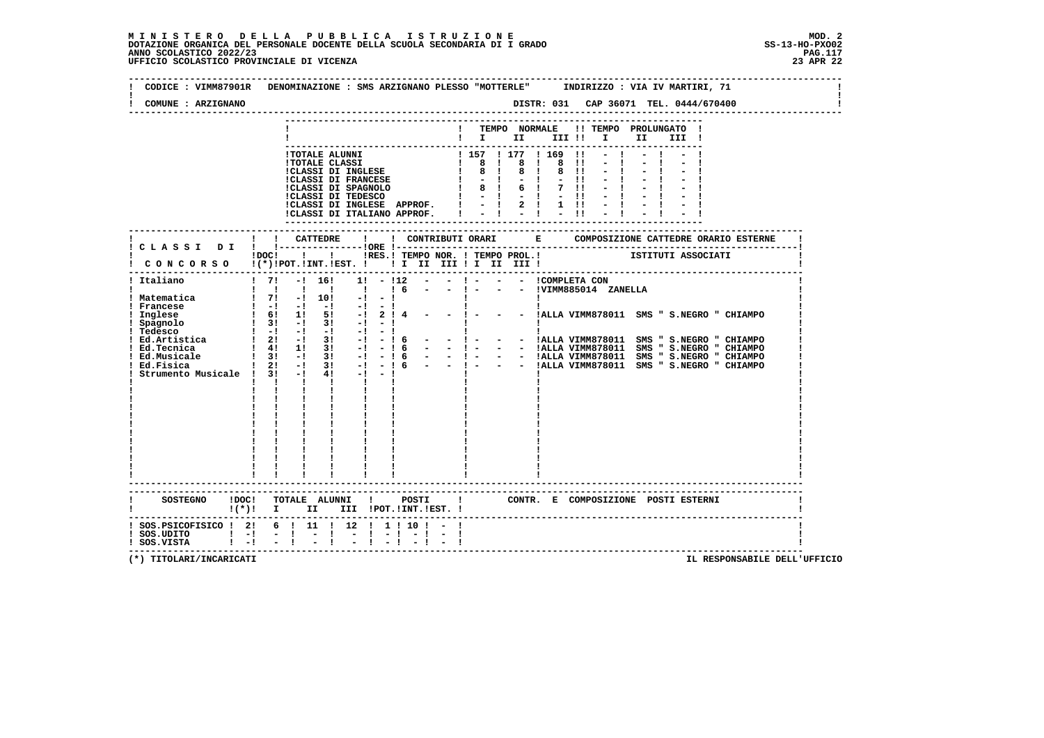# MINISTERO DELLA PUBBLICA ISTRUZIONE

DOTAZIONE ORGANICA DEL PERSONALE DOCENTE DELLA SCUOLA SECONDARIA DI I GRADO
ANNO SCOLASTICO 2022/23
UFFICIO SCOLASTICO PROVINCIALE DI VICENZA

MOD. 2
SS-13-HO-PXO02
23 APR 22

CODICE : VIMM87901R DENOMINAZIONE : SMS ARZIGNANO PLESSO "MOTTERLE" INDIRIZZO : VIA IV MARTIRI, 71

COMUNE : ARZIGNANO DISTR: 031 CAP 36071 TEL. 0444/670400

| | TEMPO NORMALE I | II | III | TEMPO PROLUNGATO I | II | III |
|---|---|---|---|---|---|---|
| TOTALE ALUNNI | 157 | 177 | 169 | - | - | - |
| TOTALE CLASSI | 8 | 8 | 8 | - | - | - |
| CLASSI DI INGLESE | 8 | 8 | 8 | - | - | - |
| CLASSI DI FRANCESE | - | - | - | - | - | - |
| CLASSI DI SPAGNOLO | 8 | 6 | 7 | - | - | - |
| CLASSI DI TEDESCO | - | - | - | - | - | - |
| CLASSI DI INGLESE APPROF. | - | 2 | 1 | - | - | - |
| CLASSI DI ITALIANO APPROF. | - | - | - | - | - | - |

| CLASSI DI CONCORSO | DOC (*) | CATTEDRE POT. | CATTEDRE INT. | CATTEDRE EST. | ORE RES. | TEMPO NOR. I | II | III | TEMPO PROL. I | II | III | COMPOSIZIONE CATTEDRE ORARIO ESTERNE - ISTITUTI ASSOCIATI |
|---|---|---|---|---|---|---|---|---|---|---|---|---|
| Italiano | 7 | - | 16 | 1 | - | 12 | - | - | - | - | - | COMPLETA CON |
| | | | | | | 6 | - | - | - | - | - | VIMM885014 ZANELLA |
| Matematica | 7 | - | 10 | - | - | | | | | | | |
| Francese | - | - | - | - | - | | | | | | | |
| Inglese | 6 | 1 | 5 | - | 2 | 4 | - | - | - | - | - | ALLA VIMM878011 SMS " S.NEGRO " CHIAMPO |
| Spagnolo | 3 | - | 3 | - | - | | | | | | | |
| Tedesco | - | - | - | - | - | | | | | | | |
| Ed.Artistica | 2 | - | 3 | - | - | 6 | - | - | - | - | - | ALLA VIMM878011 SMS " S.NEGRO " CHIAMPO |
| Ed.Tecnica | 4 | 1 | 3 | - | - | 6 | - | - | - | - | - | ALLA VIMM878011 SMS " S.NEGRO " CHIAMPO |
| Ed.Musicale | 3 | - | 3 | - | - | 6 | - | - | - | - | - | ALLA VIMM878011 SMS " S.NEGRO " CHIAMPO |
| Ed.Fisica | 2 | - | 3 | - | - | 6 | - | - | - | - | - | ALLA VIMM878011 SMS " S.NEGRO " CHIAMPO |
| Strumento Musicale | 3 | - | 4 | - | - | | | | | | | |

| SOSTEGNO | DOC (*) | TOTALE ALUNNI I | II | III | POSTI POT. | INT. | EST. | CONTR. E COMPOSIZIONE POSTI ESTERNI |
|---|---|---|---|---|---|---|---|---|
| SOS.PSICOFISICO | 2 | 6 | 11 | 12 | 1 | 10 | - | |
| SOS.UDITO | - | - | - | - | - | - | - | |
| SOS.VISTA | - | - | - | - | - | - | - | |

(*) TITOLARI/INCARICATI

IL RESPONSABILE DELL'UFFICIO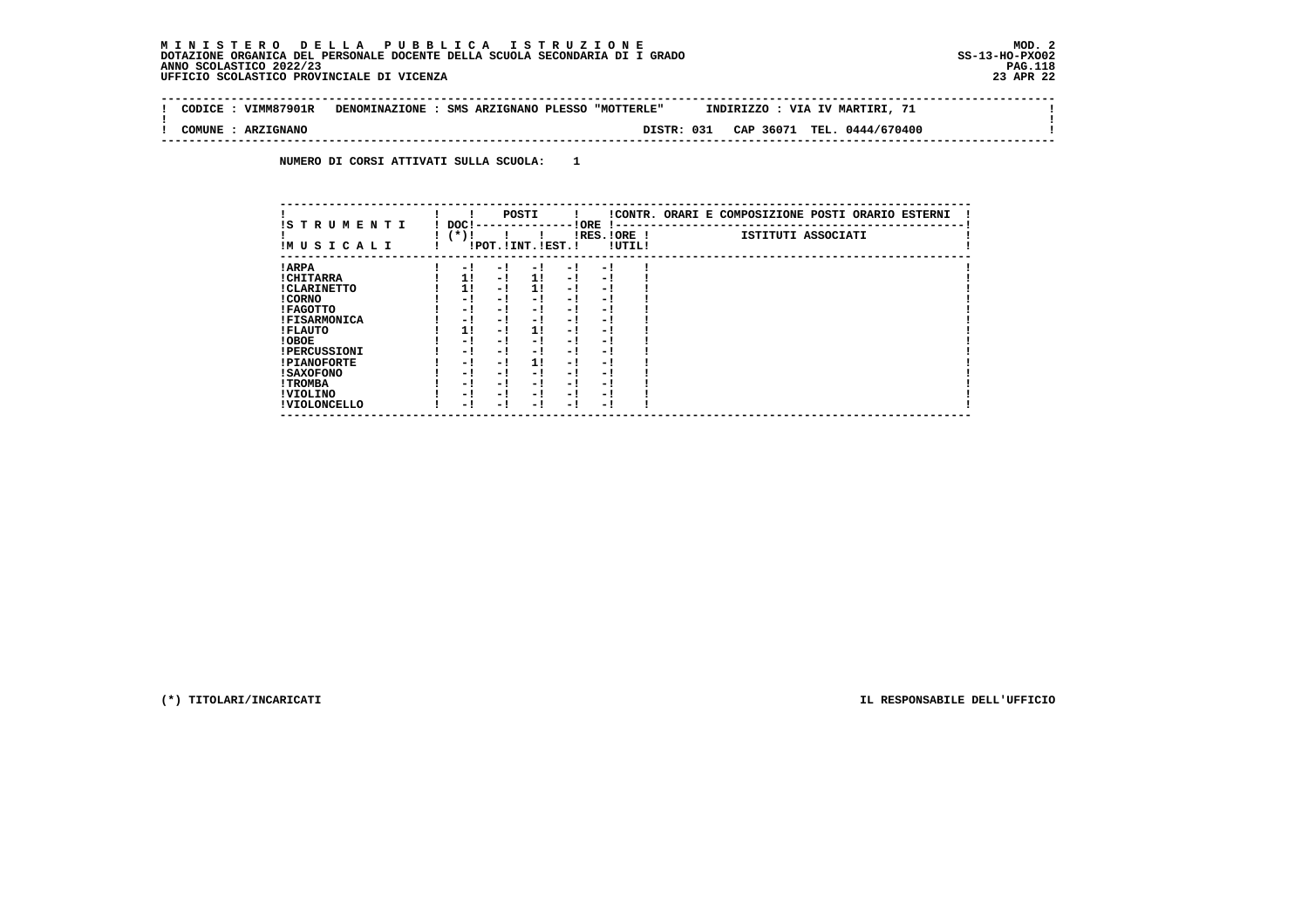**M I N I S T E R O D E L L A P U B B L I C A I S T R U Z I O N E** MOD. 2
**DOTAZIONE ORGANICA DEL PERSONALE DOCENTE DELLA SCUOLA SECONDARIA DI I GRADO** SS-13-HO-PXO02
**ANNO SCOLASTICO 2022/23**
**UFFICIO SCOLASTICO PROVINCIALE DI VICENZA** 23 APR 22

| CODICE : VIMM87901R | DENOMINAZIONE : SMS ARZIGNANO PLESSO "MOTTERLE" | INDIRIZZO : VIA IV MARTIRI, 71 |
|---|---|---|
| COMUNE : ARZIGNANO | DISTR: 031 | CAP 36071 TEL. 0444/670400 |

**NUMERO DI CORSI ATTIVATI SULLA SCUOLA: 1**

| STRUMENTI MUSICALI | DOC (*) | POSTI POT. | POSTI INT. | POSTI EST. | ORE RES. | ORE UTIL. | CONTR. ORARI E COMPOSIZIONE POSTI ORARIO ESTERNI - ISTITUTI ASSOCIATI |
|---|---|---|---|---|---|---|---|
| ARPA | - | - | - | - | - | | |
| CHITARRA | 1 | - | 1 | - | - | | |
| CLARINETTO | 1 | - | 1 | - | - | | |
| CORNO | - | - | - | - | - | | |
| FAGOTTO | - | - | - | - | - | | |
| FISARMONICA | - | - | - | - | - | | |
| FLAUTO | 1 | - | 1 | - | - | | |
| OBOE | - | - | - | - | - | | |
| PERCUSSIONI | - | - | - | - | - | | |
| PIANOFORTE | - | - | 1 | - | - | | |
| SAXOFONO | - | - | - | - | - | | |
| TROMBA | - | - | - | - | - | | |
| VIOLINO | - | - | - | - | - | | |
| VIOLONCELLO | - | - | - | - | - | | |

(*) TITOLARI/INCARICATI

IL RESPONSABILE DELL'UFFICIO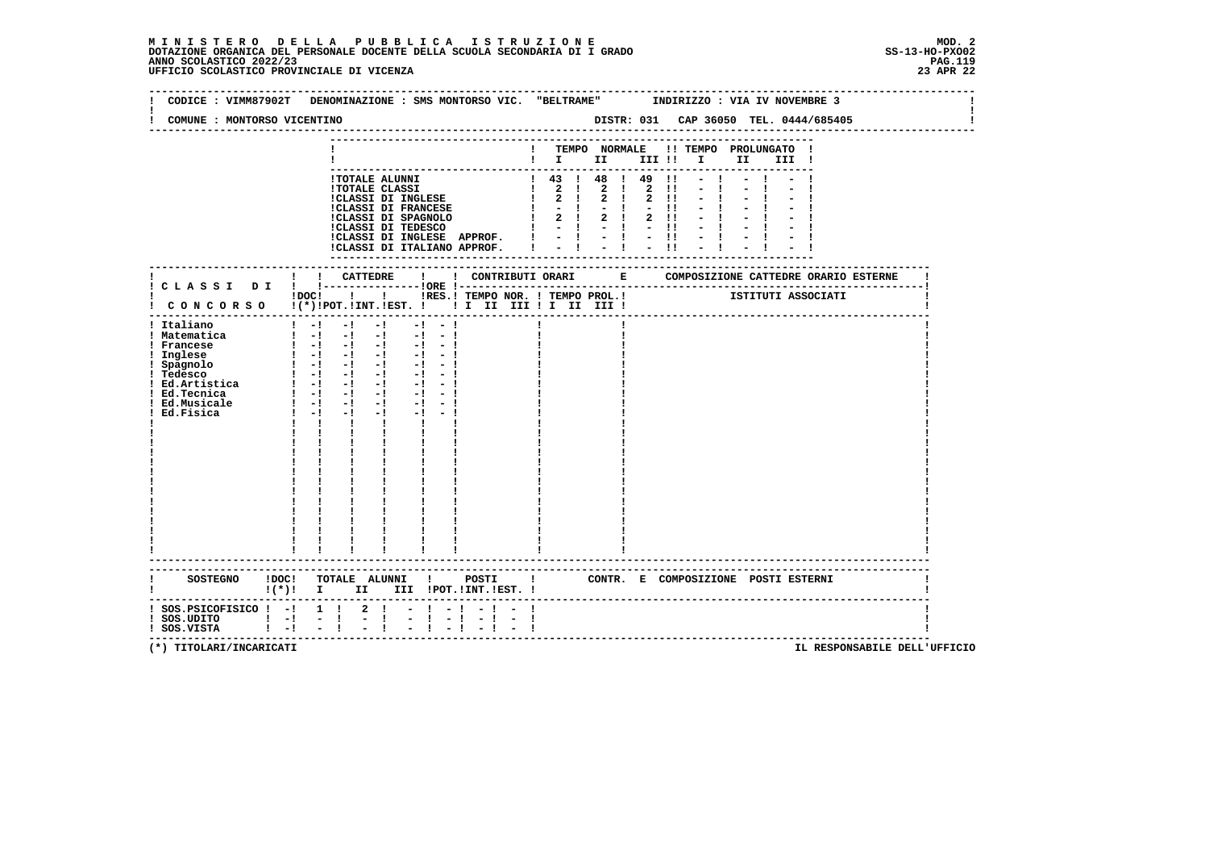**MINISTERO DELLA PUBBLICA ISTRUZIONE**
**DOTAZIONE ORGANICA DEL PERSONALE DOCENTE DELLA SCUOLA SECONDARIA DI I GRADO**
**ANNO SCOLASTICO 2022/23**
**UFFICIO SCOLASTICO PROVINCIALE DI VICENZA**

MOD. 2
SS-13-HO-PXO02
23 APR 22

CODICE : VIMM87902T DENOMINAZIONE : SMS MONTORSO VIC. "BELTRAME" INDIRIZZO : VIA IV NOVEMBRE 3

COMUNE : MONTORSO VICENTINO DISTR: 031 CAP 36050 TEL. 0444/685405

| | TEMPO NORMALE I | II | III | TEMPO PROLUNGATO I | II | III |
|---|---|---|---|---|---|---|
| TOTALE ALUNNI | 43 | 48 | 49 | - | - | - |
| TOTALE CLASSI | 2 | 2 | 2 | - | - | - |
| CLASSI DI INGLESE | 2 | 2 | 2 | - | - | - |
| CLASSI DI FRANCESE | - | - | - | - | - | - |
| CLASSI DI SPAGNOLO | 2 | 2 | 2 | - | - | - |
| CLASSI DI TEDESCO | - | - | - | - | - | - |
| CLASSI DI INGLESE APPROF. | - | - | - | - | - | - |
| CLASSI DI ITALIANO APPROF. | - | - | - | - | - | - |

| CLASSI DI CONCORSO | DOC (*) | CATTEDRE POT. | INT. | EST. | ORE RES. | CONTRIBUTI ORARI TEMPO NOR. I II III | TEMPO PROL. I II III | COMPOSIZIONE CATTEDRE ORARIO ESTERNE - ISTITUTI ASSOCIATI |
|---|---|---|---|---|---|---|---|---|
| Italiano | - | - | - | - | - | | | |
| Matematica | - | - | - | - | - | | | |
| Francese | - | - | - | - | - | | | |
| Inglese | - | - | - | - | - | | | |
| Spagnolo | - | - | - | - | - | | | |
| Tedesco | - | - | - | - | - | | | |
| Ed.Artistica | - | - | - | - | - | | | |
| Ed.Tecnica | - | - | - | - | - | | | |
| Ed.Musicale | - | - | - | - | - | | | |
| Ed.Fisica | - | - | - | - | - | | | |

| SOSTEGNO | DOC (*) | TOTALE ALUNNI I | II | III | POSTI POT. | INT. | EST. | CONTR. E COMPOSIZIONE POSTI ESTERNI |
|---|---|---|---|---|---|---|---|---|
| SOS.PSICOFISICO | - | 1 | 2 | - | - | - | - | |
| SOS.UDITO | - | - | - | - | - | - | - | |
| SOS.VISTA | - | - | - | - | - | - | - | |

(*) TITOLARI/INCARICATI

IL RESPONSABILE DELL'UFFICIO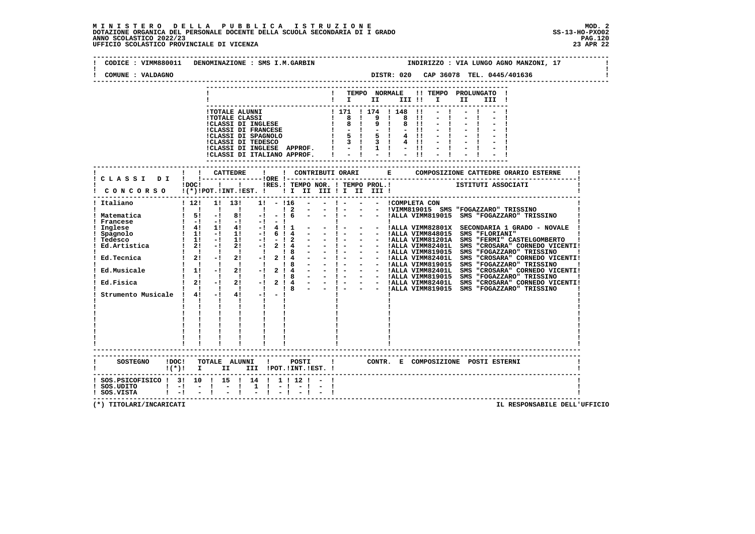# MINISTERO DELLA PUBBLICA ISTRUZIONE

DOTAZIONE ORGANICA DEL PERSONALE DOCENTE DELLA SCUOLA SECONDARIA DI I GRADO
ANNO SCOLASTICO 2022/23
UFFICIO SCOLASTICO PROVINCIALE DI VICENZA

MOD. 2
SS-13-HO-PXO02
23 APR 22

CODICE : VIMM880011 DENOMINAZIONE : SMS I.M.GARBIN — INDIRIZZO : VIA LUNGO AGNO MANZONI, 17

COMUNE : VALDAGNO — DISTR: 020 CAP 36078 TEL. 0445/401636

| | TEMPO NORMALE I | II | III | TEMPO PROLUNGATO I | II | III |
|---|---|---|---|---|---|---|
| TOTALE ALUNNI | 171 | 174 | 148 | - | - | - |
| TOTALE CLASSI | 8 | 9 | 8 | - | - | - |
| CLASSI DI INGLESE | 8 | 9 | 8 | - | - | - |
| CLASSI DI FRANCESE | - | - | - | - | - | - |
| CLASSI DI SPAGNOLO | 5 | 5 | 4 | - | - | - |
| CLASSI DI TEDESCO | 3 | 3 | 4 | - | - | - |
| CLASSI DI INGLESE APPROF. | - | 1 | - | - | - | - |
| CLASSI DI ITALIANO APPROF. | - | - | - | - | - | - |

| CLASSI DI CONCORSO | DOC (*) | CATTEDRE POT. | INT. | EST. | ORE RES. | CONTRIBUTI ORARI TEMPO NOR. I | II | III | TEMPO PROL. I | II | III | COMPOSIZIONE CATTEDRE ORARIO ESTERNE - ISTITUTI ASSOCIATI |
|---|---|---|---|---|---|---|---|---|---|---|---|---|
| Italiano | 12 | 1 | 13 | 1 | - | 16 | - | - | - | - | - | COMPLETA CON |
| | | | | | | 2 | - | - | - | - | - | VIMM819015 SMS "FOGAZZARO" TRISSINO |
| Matematica | 5 | - | 8 | - | - | 6 | - | - | - | - | - | ALLA VIMM819015 SMS "FOGAZZARO" TRISSINO |
| Francese | - | - | - | - | - | | | | | | | |
| Inglese | 4 | 1 | 4 | - | 4 | 1 | - | - | - | - | - | ALLA VIMM82801X SECONDARIA 1 GRADO - NOVALE |
| Spagnolo | 1 | - | 1 | - | 6 | 4 | - | - | - | - | - | ALLA VIMM848015 SMS "FLORIANI" |
| Tedesco | 1 | - | 1 | - | - | 2 | - | - | - | - | - | ALLA VIMM81201A SMS "FERMI" CASTELGOMBERTO |
| Ed.Artistica | 2 | - | 2 | - | 2 | 4 | - | - | - | - | - | ALLA VIMM82401L SMS "CROSARA" CORNEDO VICENTI |
| | | | | | | 8 | - | - | - | - | - | ALLA VIMM819015 SMS "FOGAZZARO" TRISSINO |
| Ed.Tecnica | 2 | - | 2 | - | 2 | 4 | - | - | - | - | - | ALLA VIMM82401L SMS "CROSARA" CORNEDO VICENTI |
| | | | | | | 8 | - | - | - | - | - | ALLA VIMM819015 SMS "FOGAZZARO" TRISSINO |
| Ed.Musicale | 1 | - | 2 | - | 2 | 4 | - | - | - | - | - | ALLA VIMM82401L SMS "CROSARA" CORNEDO VICENTI |
| | | | | | | 8 | - | - | - | - | - | ALLA VIMM819015 SMS "FOGAZZARO" TRISSINO |
| Ed.Fisica | 2 | - | 2 | - | 2 | 4 | - | - | - | - | - | ALLA VIMM82401L SMS "CROSARA" CORNEDO VICENTI |
| | | | | | | 8 | - | - | - | - | - | ALLA VIMM819015 SMS "FOGAZZARO" TRISSINO |
| Strumento Musicale | 4 | - | 4 | - | - | | | | | | | |

| SOSTEGNO | DOC (*) | TOTALE ALUNNI I | II | III | POSTI POT. | INT. | EST. | CONTR. E COMPOSIZIONE POSTI ESTERNI |
|---|---|---|---|---|---|---|---|---|
| SOS.PSICOFISICO | 3 | 10 | 15 | 14 | 1 | 12 | - | |
| SOS.UDITO | - | - | - | 1 | - | - | - | |
| SOS.VISTA | - | - | - | - | - | - | - | |

(*) TITOLARI/INCARICATI

IL RESPONSABILE DELL'UFFICIO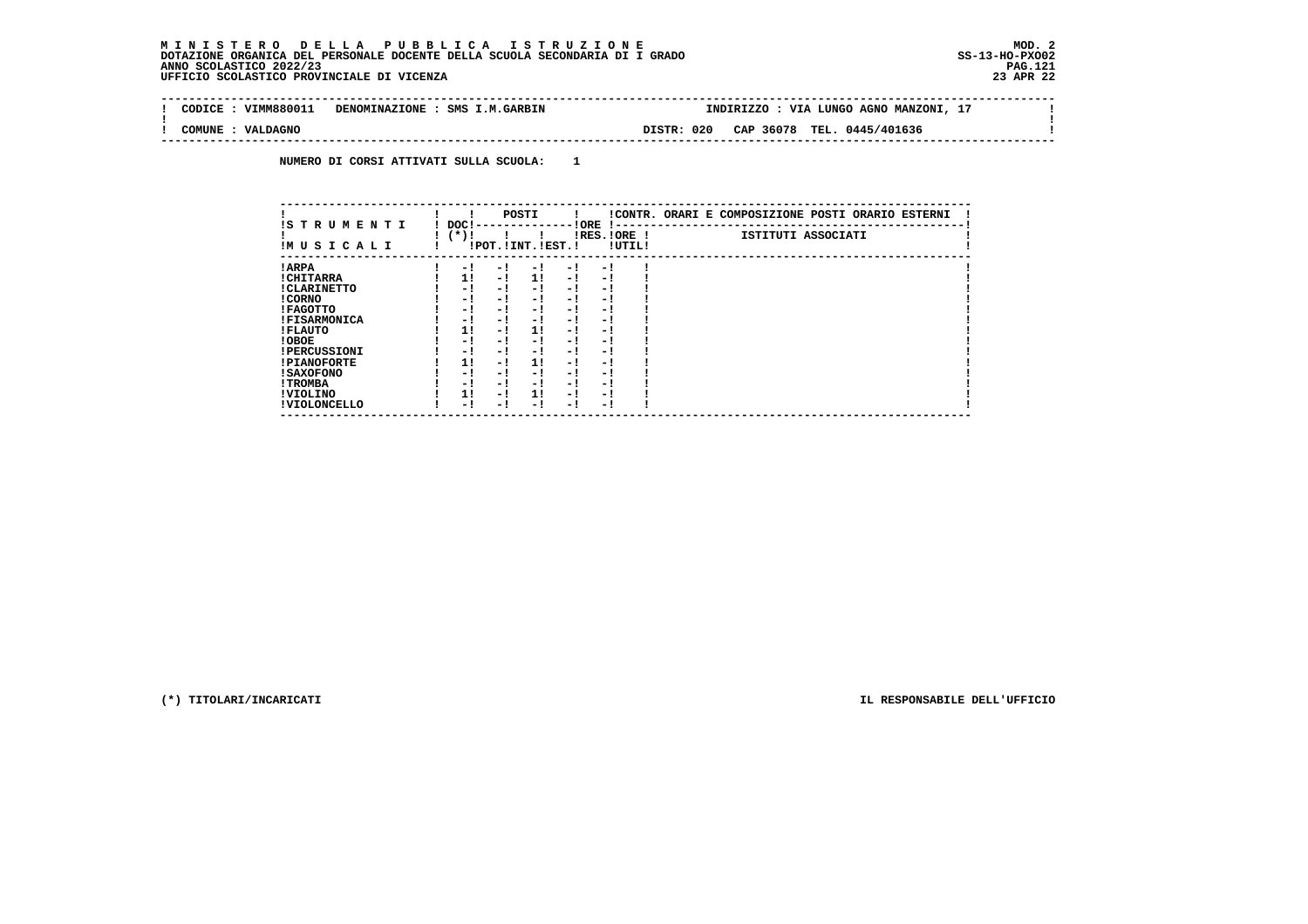**M I N I S T E R O   D E L L A   P U B B L I C A   I S T R U Z I O N E** MOD. 2
**DOTAZIONE ORGANICA DEL PERSONALE DOCENTE DELLA SCUOLA SECONDARIA DI I GRADO** SS-13-HO-PXO02
**ANNO SCOLASTICO 2022/23**
**UFFICIO SCOLASTICO PROVINCIALE DI VICENZA** 23 APR 22

| CODICE : VIMM880011 | DENOMINAZIONE : SMS I.M.GARBIN | INDIRIZZO : VIA LUNGO AGNO MANZONI, 17 |
|---|---|---|
| COMUNE : VALDAGNO | | DISTR: 020 CAP 36078 TEL. 0445/401636 |

**NUMERO DI CORSI ATTIVATI SULLA SCUOLA: 1**

| STRUMENTI MUSICALI | DOC (*) | POSTI POT. | POSTI INT. | POSTI EST. | ORE RES. | ORE UTIL. | CONTR. ORARI E COMPOSIZIONE POSTI ORARIO ESTERNI - ISTITUTI ASSOCIATI |
|---|---|---|---|---|---|---|---|
| ARPA | - | - | - | - | - | | |
| CHITARRA | 1 | - | 1 | - | - | | |
| CLARINETTO | - | - | - | - | - | | |
| CORNO | - | - | - | - | - | | |
| FAGOTTO | - | - | - | - | - | | |
| FISARMONICA | - | - | - | - | - | | |
| FLAUTO | 1 | - | 1 | - | - | | |
| OBOE | - | - | - | - | - | | |
| PERCUSSIONI | - | - | - | - | - | | |
| PIANOFORTE | 1 | - | 1 | - | - | | |
| SAXOFONO | - | - | - | - | - | | |
| TROMBA | - | - | - | - | - | | |
| VIOLINO | 1 | - | 1 | - | - | | |
| VIOLONCELLO | - | - | - | - | - | | |

(*) TITOLARI/INCARICATI

IL RESPONSABILE DELL'UFFICIO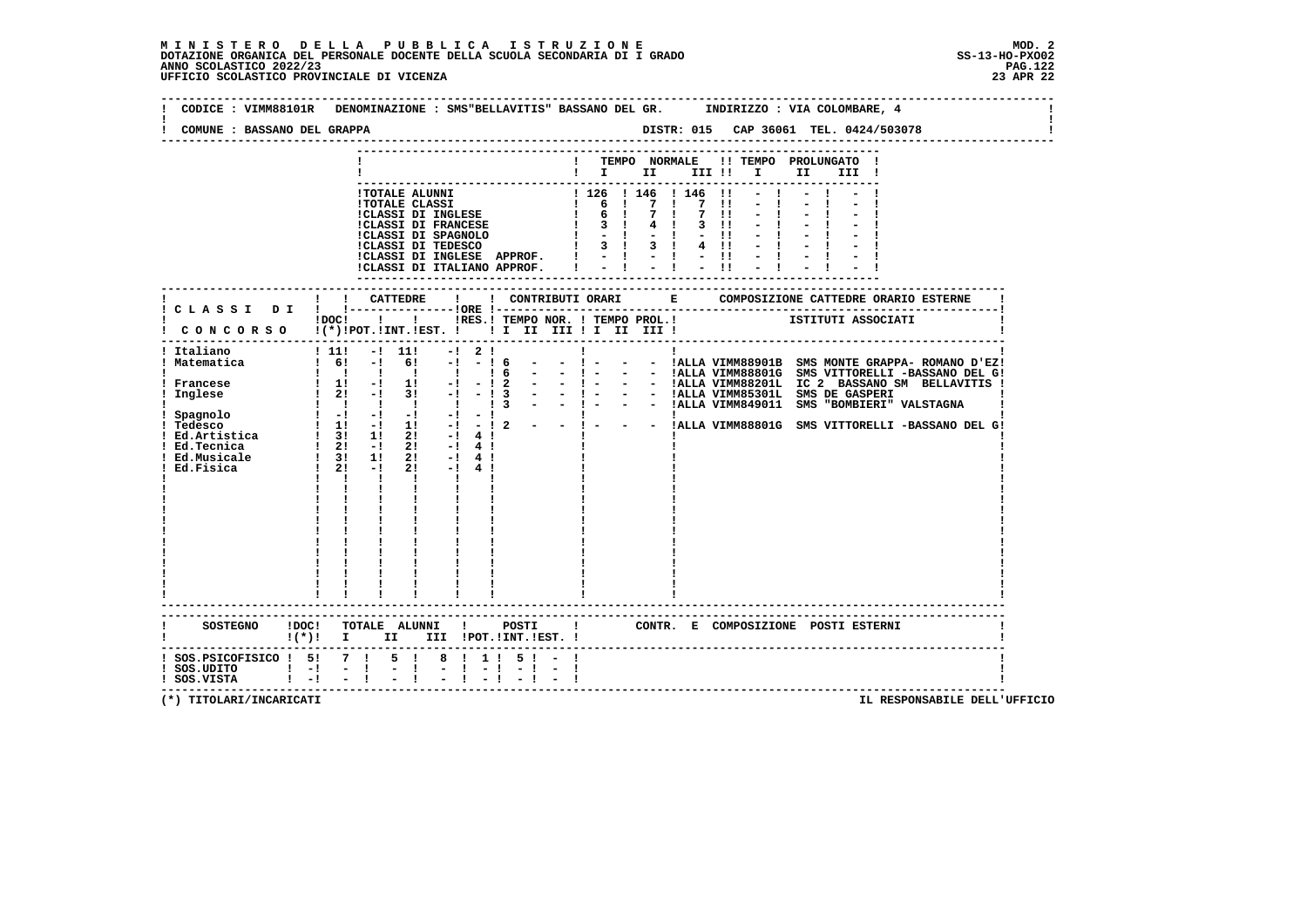# MINISTERO DELLA PUBBLICA ISTRUZIONE

DOTAZIONE ORGANICA DEL PERSONALE DOCENTE DELLA SCUOLA SECONDARIA DI I GRADO
ANNO SCOLASTICO 2022/23
UFFICIO SCOLASTICO PROVINCIALE DI VICENZA

MOD. 2
SS-13-HO-PXO02
23 APR 22

CODICE : VIMM88101R  DENOMINAZIONE : SMS"BELLAVITIS" BASSANO DEL GR.  INDIRIZZO : VIA COLOMBARE, 4

COMUNE : BASSANO DEL GRAPPA  DISTR: 015  CAP 36061  TEL. 0424/503078

| | TEMPO NORMALE I | II | III | TEMPO PROLUNGATO I | II | III |
|---|---|---|---|---|---|---|
| TOTALE ALUNNI | 126 | 146 | 146 | - | - | - |
| TOTALE CLASSI | 6 | 7 | 7 | - | - | - |
| CLASSI DI INGLESE | 6 | 7 | 7 | - | - | - |
| CLASSI DI FRANCESE | 3 | 4 | 3 | - | - | - |
| CLASSI DI SPAGNOLO | - | - | - | - | - | - |
| CLASSI DI TEDESCO | 3 | 3 | 4 | - | - | - |
| CLASSI DI INGLESE APPROF. | - | - | - | - | - | - |
| CLASSI DI ITALIANO APPROF. | - | - | - | - | - | - |

| CLASSI DI CONCORSO | DOC (*) | CATTEDRE POT. | INT. | EST. | ORE RES. | TEMPO NOR. I | II | III | TEMPO PROL. I | II | III | COMPOSIZIONE CATTEDRE ORARIO ESTERNE - ISTITUTI ASSOCIATI |
|---|---|---|---|---|---|---|---|---|---|---|---|---|
| Italiano | 11 | - | 11 | - | 2 | | | | | | | |
| Matematica | 6 | - | 6 | - | - | 6 | - | - | - | - | - | ALLA VIMM88901B SMS MONTE GRAPPA- ROMANO D'EZ |
| | | | | | | 6 | - | - | - | - | - | ALLA VIMM88801G SMS VITTORELLI -BASSANO DEL G |
| Francese | 1 | - | 1 | - | - | 2 | - | - | - | - | - | ALLA VIMM88201L IC 2 BASSANO SM BELLAVITIS |
| Inglese | 2 | - | 3 | - | - | 3 | - | - | - | - | - | ALLA VIMM85301L SMS DE GASPERI |
| | | | | | | 3 | - | - | - | - | - | ALLA VIMM849011 SMS "BOMBIERI" VALSTAGNA |
| Spagnolo | - | - | - | - | - | | | | | | | |
| Tedesco | 1 | - | 1 | - | - | 2 | - | - | - | - | - | ALLA VIMM88801G SMS VITTORELLI -BASSANO DEL G |
| Ed.Artistica | 3 | 1 | 2 | - | 4 | | | | | | | |
| Ed.Tecnica | 2 | - | 2 | - | 4 | | | | | | | |
| Ed.Musicale | 3 | 1 | 2 | - | 4 | | | | | | | |
| Ed.Fisica | 2 | - | 2 | - | 4 | | | | | | | |

| SOSTEGNO | DOC (*) | TOTALE ALUNNI I | II | III | POSTI POT. | INT. | EST. | CONTR. E COMPOSIZIONE POSTI ESTERNI |
|---|---|---|---|---|---|---|---|---|
| SOS.PSICOFISICO | 5 | 7 | 5 | 8 | 1 | 5 | - | |
| SOS.UDITO | - | - | - | - | - | - | - | |
| SOS.VISTA | - | - | - | - | - | - | - | |

(*) TITOLARI/INCARICATI

IL RESPONSABILE DELL'UFFICIO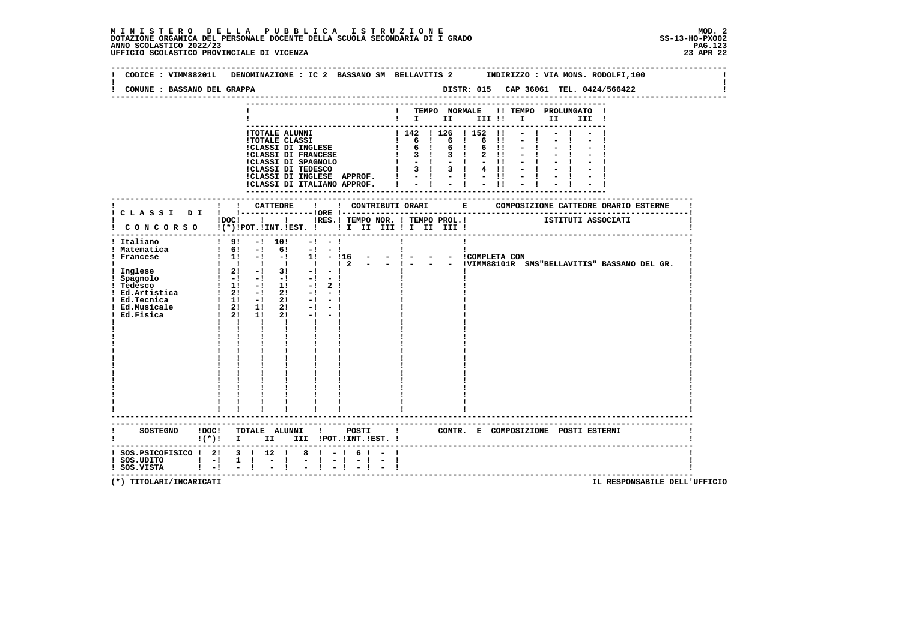**MINISTERO DELLA PUBBLICA ISTRUZIONE** — MOD. 2
DOTAZIONE ORGANICA DEL PERSONALE DOCENTE DELLA SCUOLA SECONDARIA DI I GRADO — SS-13-HO-PXO02
ANNO SCOLASTICO 2022/23 — PAG.123
UFFICIO SCOLASTICO PROVINCIALE DI VICENZA — 23 APR 22

CODICE : VIMM88201L DENOMINAZIONE : IC 2 BASSANO SM BELLAVITIS 2 INDIRIZZO : VIA MONS. RODOLFI,100

COMUNE : BASSANO DEL GRAPPA DISTR: 015 CAP 36061 TEL. 0424/566422

| | TEMPO NORMALE I | II | III | TEMPO PROLUNGATO I | II | III |
|---|---|---|---|---|---|---|
| TOTALE ALUNNI | 142 | 126 | 152 | - | - | - |
| TOTALE CLASSI | 6 | 6 | 6 | - | - | - |
| CLASSI DI INGLESE | 6 | 6 | 6 | - | - | - |
| CLASSI DI FRANCESE | 3 | 3 | 2 | - | - | - |
| CLASSI DI SPAGNOLO | - | - | - | - | - | - |
| CLASSI DI TEDESCO | 3 | 3 | 4 | - | - | - |
| CLASSI DI INGLESE APPROF. | - | - | - | - | - | - |
| CLASSI DI ITALIANO APPROF. | - | - | - | - | - | - |

| CLASSI DI CONCORSO | DOC (*) | CATTEDRE POT. | INT. | EST. | ORE RES. | TEMPO NOR. I | II | III | TEMPO PROL. I | II | III | ISTITUTI ASSOCIATI |
|---|---|---|---|---|---|---|---|---|---|---|---|---|
| Italiano | 9 | - | 10 | - | - | | | | | | | |
| Matematica | 6 | - | 6 | - | - | | | | | | | |
| Francese | 1 | - | - | 1 | - | 16 | - | - | - | - | - | COMPLETA CON |
| | | | | | | 2 | - | - | - | - | - | VIMM88101R SMS"BELLAVITIS" BASSANO DEL GR. |
| Inglese | 2 | - | 3 | - | - | | | | | | | |
| Spagnolo | - | - | - | - | - | | | | | | | |
| Tedesco | 1 | - | 1 | - | 2 | | | | | | | |
| Ed.Artistica | 2 | - | 2 | - | - | | | | | | | |
| Ed.Tecnica | 1 | - | 2 | - | - | | | | | | | |
| Ed.Musicale | 2 | 1 | 2 | - | - | | | | | | | |
| Ed.Fisica | 2 | 1 | 2 | - | - | | | | | | | |

| SOSTEGNO | DOC (*) | TOTALE ALUNNI I | II | III | POSTI POT. | INT. | EST. | CONTR. E COMPOSIZIONE POSTI ESTERNI |
|---|---|---|---|---|---|---|---|---|
| SOS.PSICOFISICO | 2 | 3 | 12 | 8 | - | 6 | - | |
| SOS.UDITO | - | 1 | - | - | - | - | - | |
| SOS.VISTA | - | - | - | - | - | - | - | |

(*) TITOLARI/INCARICATI — IL RESPONSABILE DELL'UFFICIO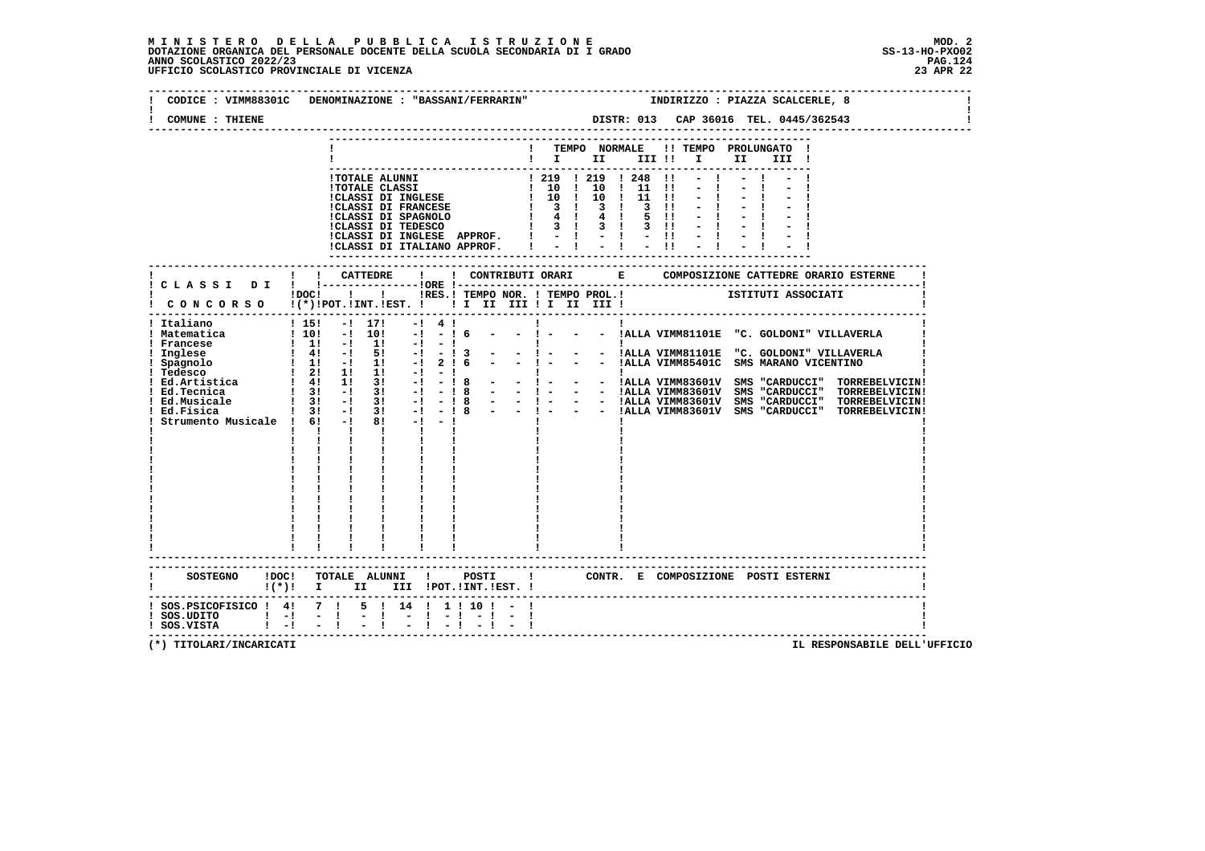# MINISTERO DELLA PUBBLICA ISTRUZIONE

**DOTAZIONE ORGANICA DEL PERSONALE DOCENTE DELLA SCUOLA SECONDARIA DI I GRADO**
**ANNO SCOLASTICO 2022/23**
**UFFICIO SCOLASTICO PROVINCIALE DI VICENZA**

MOD. 2
SS-13-HO-PXO02
23 APR 22

CODICE : VIMM88301C DENOMINAZIONE : "BASSANI/FERRARIN" INDIRIZZO : PIAZZA SCALCERLE, 8

COMUNE : THIENE DISTR: 013 CAP 36016 TEL. 0445/362543

| | TEMPO NORMALE I | II | III | TEMPO PROLUNGATO I | II | III |
|---|---|---|---|---|---|---|
| TOTALE ALUNNI | 219 | 219 | 248 | - | - | - |
| TOTALE CLASSI | 10 | 10 | 11 | - | - | - |
| CLASSI DI INGLESE | 10 | 10 | 11 | - | - | - |
| CLASSI DI FRANCESE | 3 | 3 | 3 | - | - | - |
| CLASSI DI SPAGNOLO | 4 | 4 | 5 | - | - | - |
| CLASSI DI TEDESCO | 3 | 3 | 3 | - | - | - |
| CLASSI DI INGLESE APPROF. | - | - | - | - | - | - |
| CLASSI DI ITALIANO APPROF. | - | - | - | - | - | - |

| CLASSI DI CONCORSO | DOC (*) | CATTEDRE POT. | INT. | EST. | ORE RES. | TEMPO NOR. I | II | III | TEMPO PROL. I | II | III | ISTITUTI ASSOCIATI |
|---|---|---|---|---|---|---|---|---|---|---|---|---|
| Italiano | 15 | - | 17 | - | 4 | | | | | | | |
| Matematica | 10 | - | 10 | - | - | 6 | - | - | - | - | - | ALLA VIMM81101E "C. GOLDONI" VILLAVERLA |
| Francese | 1 | - | 1 | - | - | | | | | | | |
| Inglese | 4 | - | 5 | - | - | 3 | - | - | - | - | - | ALLA VIMM81101E "C. GOLDONI" VILLAVERLA |
| Spagnolo | 1 | - | 1 | - | 2 | 6 | - | - | - | - | - | ALLA VIMM85401C SMS MARANO VICENTINO |
| Tedesco | 2 | 1 | 1 | - | - | | | | | | | |
| Ed.Artistica | 4 | 1 | 3 | - | - | 8 | - | - | - | - | - | ALLA VIMM83601V SMS "CARDUCCI" TORREBELVICIN |
| Ed.Tecnica | 3 | - | 3 | - | - | 8 | - | - | - | - | - | ALLA VIMM83601V SMS "CARDUCCI" TORREBELVICIN |
| Ed.Musicale | 3 | - | 3 | - | - | 8 | - | - | - | - | - | ALLA VIMM83601V SMS "CARDUCCI" TORREBELVICIN |
| Ed.Fisica | 3 | - | 3 | - | - | 8 | - | - | - | - | - | ALLA VIMM83601V SMS "CARDUCCI" TORREBELVICIN |
| Strumento Musicale | 6 | - | 8 | - | - | | | | | | | |

| SOSTEGNO | DOC (*) | TOTALE ALUNNI I | II | III | POSTI POT. | INT. | EST. | CONTR. E COMPOSIZIONE POSTI ESTERNI |
|---|---|---|---|---|---|---|---|---|
| SOS.PSICOFISICO | 4 | 7 | 5 | 14 | 1 | 10 | - | |
| SOS.UDITO | - | - | - | - | - | - | - | |
| SOS.VISTA | - | - | - | - | - | - | - | |

(*) TITOLARI/INCARICATI

IL RESPONSABILE DELL'UFFICIO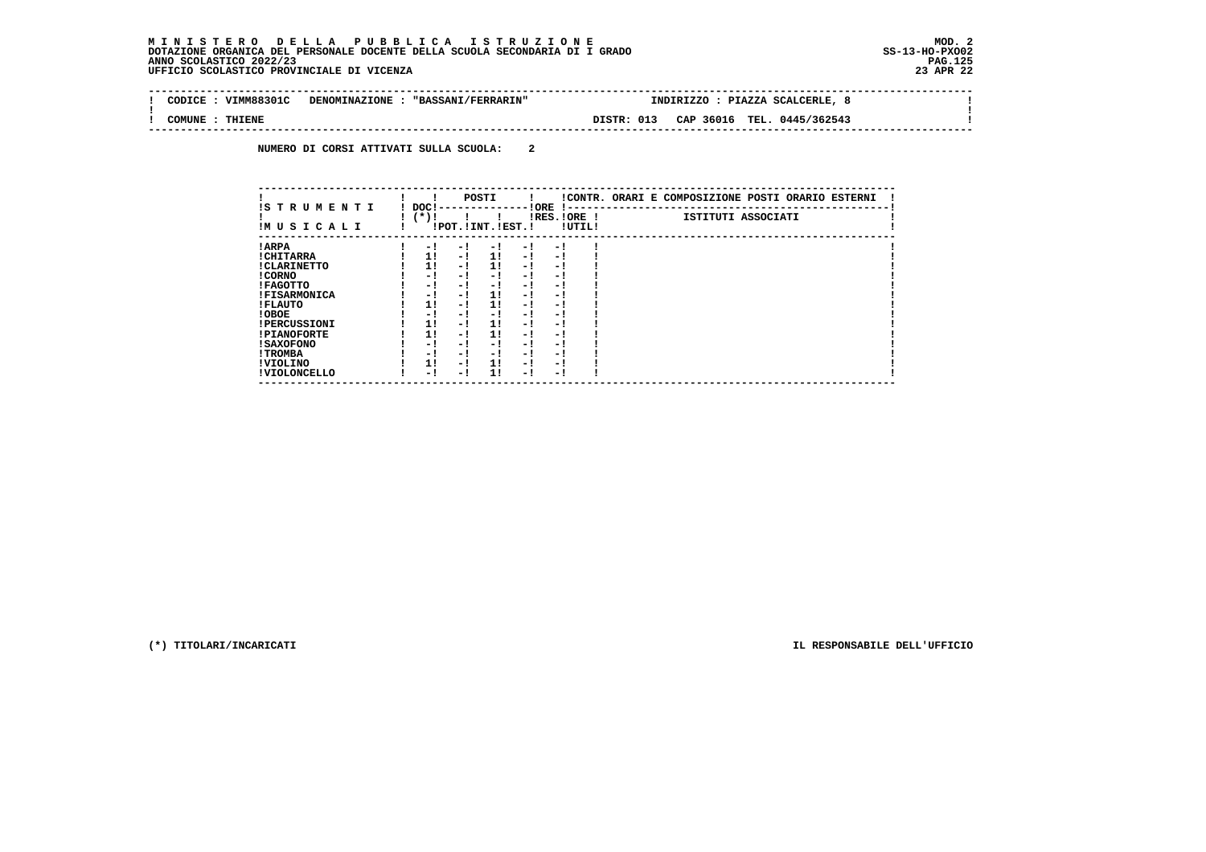**M I N I S T E R O   D E L L A   P U B B L I C A   I S T R U Z I O N E**
**DOTAZIONE ORGANICA DEL PERSONALE DOCENTE DELLA SCUOLA SECONDARIA DI I GRADO**
**ANNO SCOLASTICO 2022/23**
**UFFICIO SCOLASTICO PROVINCIALE DI VICENZA**

MOD. 2
SS-13-HO-PXO02
23 APR 22

| CODICE : VIMM88301C | DENOMINAZIONE : "BASSANI/FERRARIN" | INDIRIZZO : PIAZZA SCALCERLE, 8 |
|---|---|---|
| COMUNE : THIENE | | DISTR: 013 CAP 36016 TEL. 0445/362543 |

**NUMERO DI CORSI ATTIVATI SULLA SCUOLA: 2**

| STRUMENTI MUSICALI | DOC (*) | POSTI POT. | POSTI INT. | POSTI EST. | ORE RES. | ORE UTIL. | CONTR. ORARI E COMPOSIZIONE POSTI ORARIO ESTERNI - ISTITUTI ASSOCIATI |
|---|---|---|---|---|---|---|---|
| ARPA | - | - | - | - | - | | |
| CHITARRA | 1 | - | 1 | - | - | | |
| CLARINETTO | 1 | - | 1 | - | - | | |
| CORNO | - | - | - | - | - | | |
| FAGOTTO | - | - | - | - | - | | |
| FISARMONICA | - | - | 1 | - | - | | |
| FLAUTO | 1 | - | 1 | - | - | | |
| OBOE | - | - | - | - | - | | |
| PERCUSSIONI | 1 | - | 1 | - | - | | |
| PIANOFORTE | 1 | - | 1 | - | - | | |
| SAXOFONO | - | - | - | - | - | | |
| TROMBA | - | - | - | - | - | | |
| VIOLINO | 1 | - | 1 | - | - | | |
| VIOLONCELLO | - | - | 1 | - | - | | |

(*) TITOLARI/INCARICATI

IL RESPONSABILE DELL'UFFICIO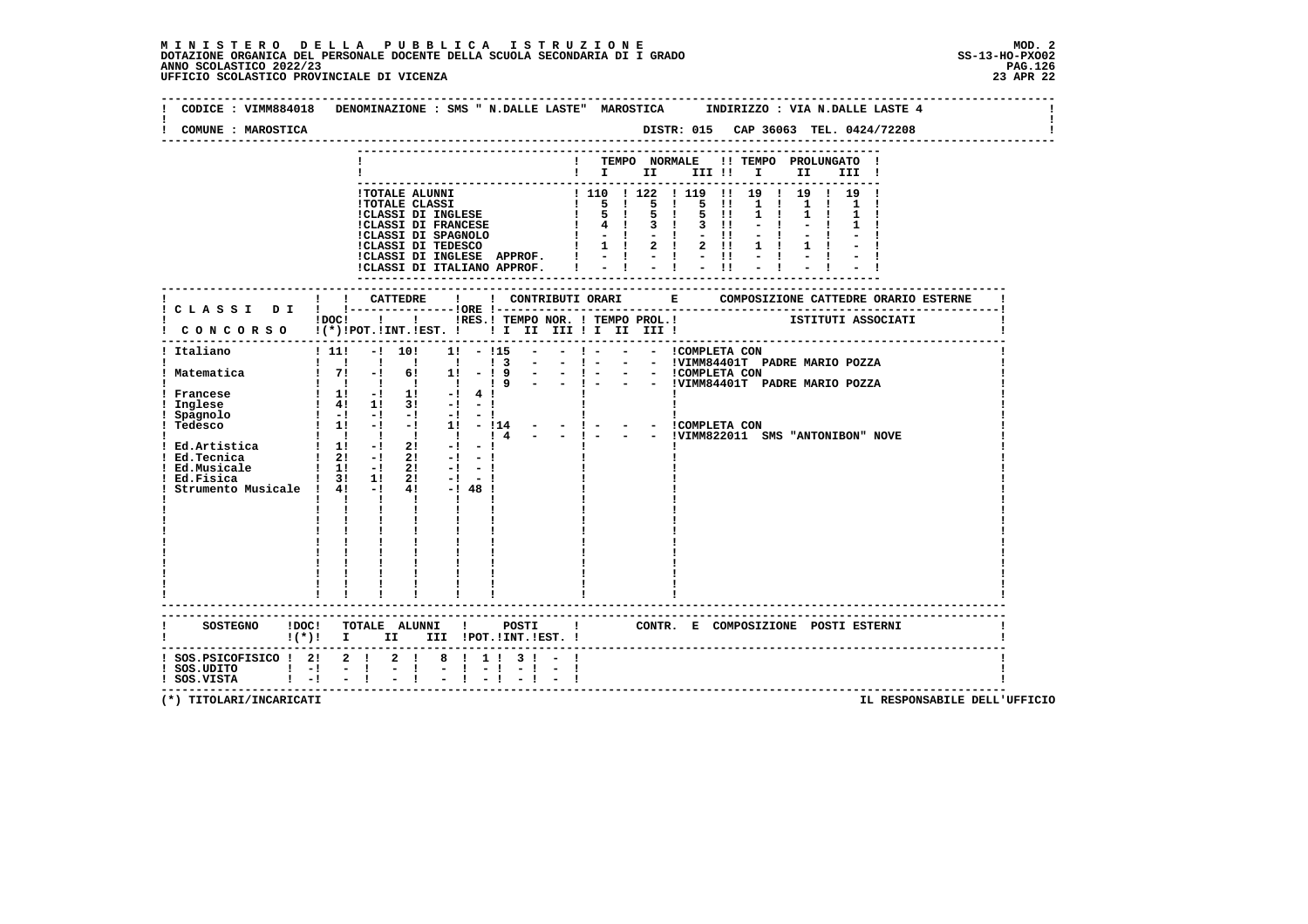# MINISTERO DELLA PUBBLICA ISTRUZIONE

DOTAZIONE ORGANICA DEL PERSONALE DOCENTE DELLA SCUOLA SECONDARIA DI I GRADO — MOD. 2 — SS-13-HO-PXO02

ANNO SCOLASTICO 2022/23

UFFICIO SCOLASTICO PROVINCIALE DI VICENZA — 23 APR 22

CODICE : VIMM884018 DENOMINAZIONE : SMS " N.DALLE LASTE" MAROSTICA INDIRIZZO : VIA N.DALLE LASTE 4

COMUNE : MAROSTICA DISTR: 015 CAP 36063 TEL. 0424/72208

| | TEMPO NORMALE I | II | III | TEMPO PROLUNGATO I | II | III |
|---|---|---|---|---|---|---|
| TOTALE ALUNNI | 110 | 122 | 119 | 19 | 19 | 19 |
| TOTALE CLASSI | 5 | 5 | 5 | 1 | 1 | 1 |
| CLASSI DI INGLESE | 5 | 5 | 5 | 1 | 1 | 1 |
| CLASSI DI FRANCESE | 4 | 3 | 3 | - | - | 1 |
| CLASSI DI SPAGNOLO | - | - | - | - | - | - |
| CLASSI DI TEDESCO | 1 | 2 | 2 | 1 | 1 | - |
| CLASSI DI INGLESE APPROF. | - | - | - | - | - | - |
| CLASSI DI ITALIANO APPROF. | - | - | - | - | - | - |

| CLASSI DI CONCORSO | DOC (*) | CATTEDRE POT. | CATTEDRE INT. | CATTEDRE EST. | ORE RES. | TEMPO NOR. I | II | III | TEMPO PROL. I | II | III | COMPOSIZIONE CATTEDRE ORARIO ESTERNE - ISTITUTI ASSOCIATI |
|---|---|---|---|---|---|---|---|---|---|---|---|---|
| Italiano | 11 | - | 10 | 1 | - | 15 | - | - | - | - | - | COMPLETA CON |
| | | | | | | 3 | - | - | - | - | - | VIMM84401T PADRE MARIO POZZA |
| Matematica | 7 | - | 6 | 1 | - | 9 | - | - | - | - | - | COMPLETA CON |
| | | | | | | 9 | - | - | - | - | - | VIMM84401T PADRE MARIO POZZA |
| Francese | 1 | - | 1 | - | 4 | | | | | | | |
| Inglese | 4 | 1 | 3 | - | - | | | | | | | |
| Spagnolo | - | - | - | - | - | | | | | | | |
| Tedesco | 1 | - | - | 1 | - | 14 | - | - | - | - | - | COMPLETA CON |
| | | | | | | 4 | - | - | - | - | - | VIMM822011 SMS "ANTONIBON" NOVE |
| Ed.Artistica | 1 | - | 2 | - | - | | | | | | | |
| Ed.Tecnica | 2 | - | 2 | - | - | | | | | | | |
| Ed.Musicale | 1 | - | 2 | - | - | | | | | | | |
| Ed.Fisica | 3 | 1 | 2 | - | - | | | | | | | |
| Strumento Musicale | 4 | - | 4 | - | 48 | | | | | | | |

| SOSTEGNO | DOC (*) | TOTALE ALUNNI I | II | III | POSTI POT. | INT. | EST. | CONTR. E COMPOSIZIONE POSTI ESTERNI |
|---|---|---|---|---|---|---|---|---|
| SOS.PSICOFISICO | 2 | 2 | 2 | 8 | 1 | 3 | - | |
| SOS.UDITO | - | - | - | - | - | - | - | |
| SOS.VISTA | - | - | - | - | - | - | - | |

(*) TITOLARI/INCARICATI

IL RESPONSABILE DELL'UFFICIO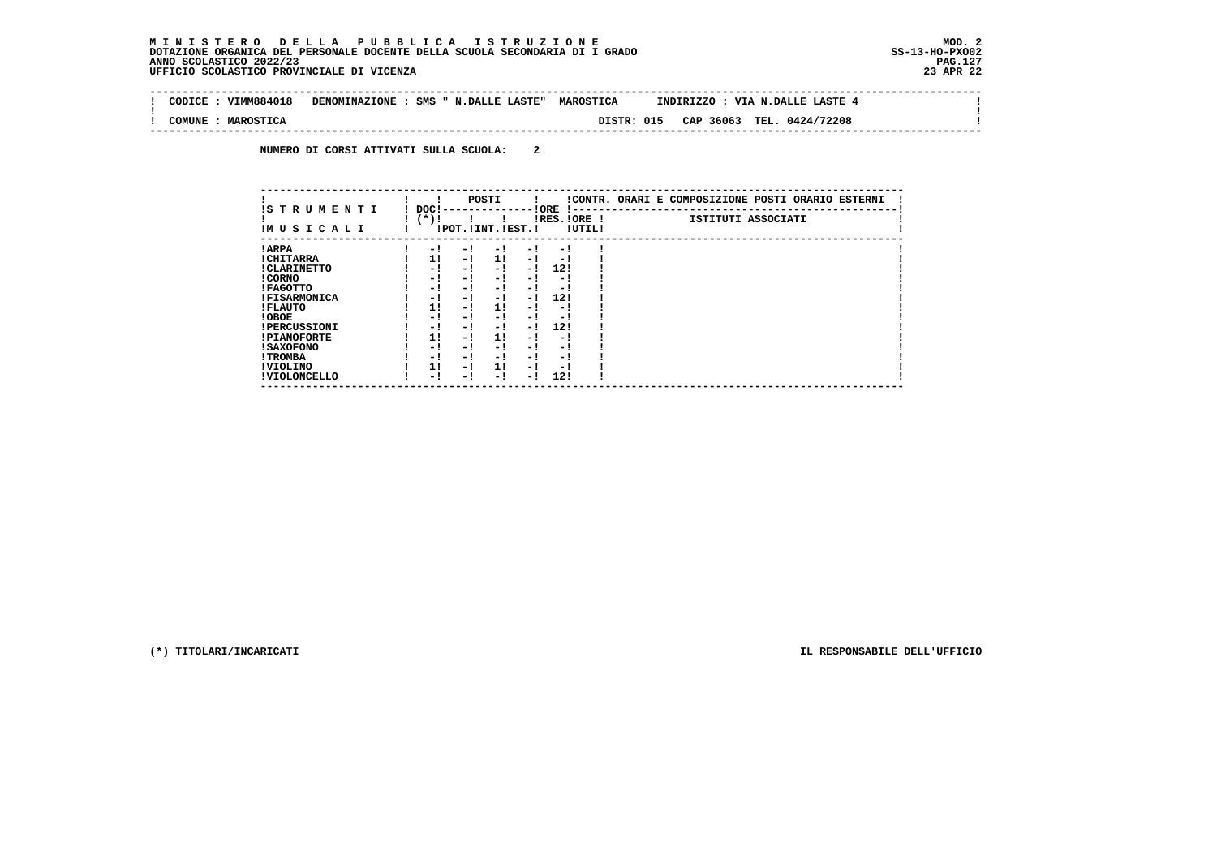**M I N I S T E R O   D E L L A   P U B B L I C A   I S T R U Z I O N E**
**DOTAZIONE ORGANICA DEL PERSONALE DOCENTE DELLA SCUOLA SECONDARIA DI I GRADO**
**ANNO SCOLASTICO 2022/23**
**UFFICIO SCOLASTICO PROVINCIALE DI VICENZA**

MOD. 2
SS-13-HO-PXO02
23 APR 22

CODICE : VIMM884018   DENOMINAZIONE : SMS " N.DALLE LASTE"  MAROSTICA   INDIRIZZO : VIA N.DALLE LASTE 4

COMUNE : MAROSTICA   DISTR: 015   CAP 36063   TEL. 0424/72208

NUMERO DI CORSI ATTIVATI SULLA SCUOLA: 2

| STRUMENTI MUSICALI | DOC (*) | POSTI POT. | POSTI INT. | POSTI EST. | ORE RES. | ORE UTIL | CONTR. ORARI E COMPOSIZIONE POSTI ORARIO ESTERNI - ISTITUTI ASSOCIATI |
|---|---|---|---|---|---|---|---|
| ARPA | - | - | - | - | - | | |
| CHITARRA | 1 | - | 1 | - | - | | |
| CLARINETTO | - | - | - | - | 12 | | |
| CORNO | - | - | - | - | - | | |
| FAGOTTO | - | - | - | - | - | | |
| FISARMONICA | - | - | - | - | 12 | | |
| FLAUTO | 1 | - | 1 | - | - | | |
| OBOE | - | - | - | - | - | | |
| PERCUSSIONI | - | - | - | - | 12 | | |
| PIANOFORTE | 1 | - | 1 | - | - | | |
| SAXOFONO | - | - | - | - | - | | |
| TROMBA | - | - | - | - | - | | |
| VIOLINO | 1 | - | 1 | - | - | | |
| VIOLONCELLO | - | - | - | - | 12 | | |

(*) TITOLARI/INCARICATI

IL RESPONSABILE DELL'UFFICIO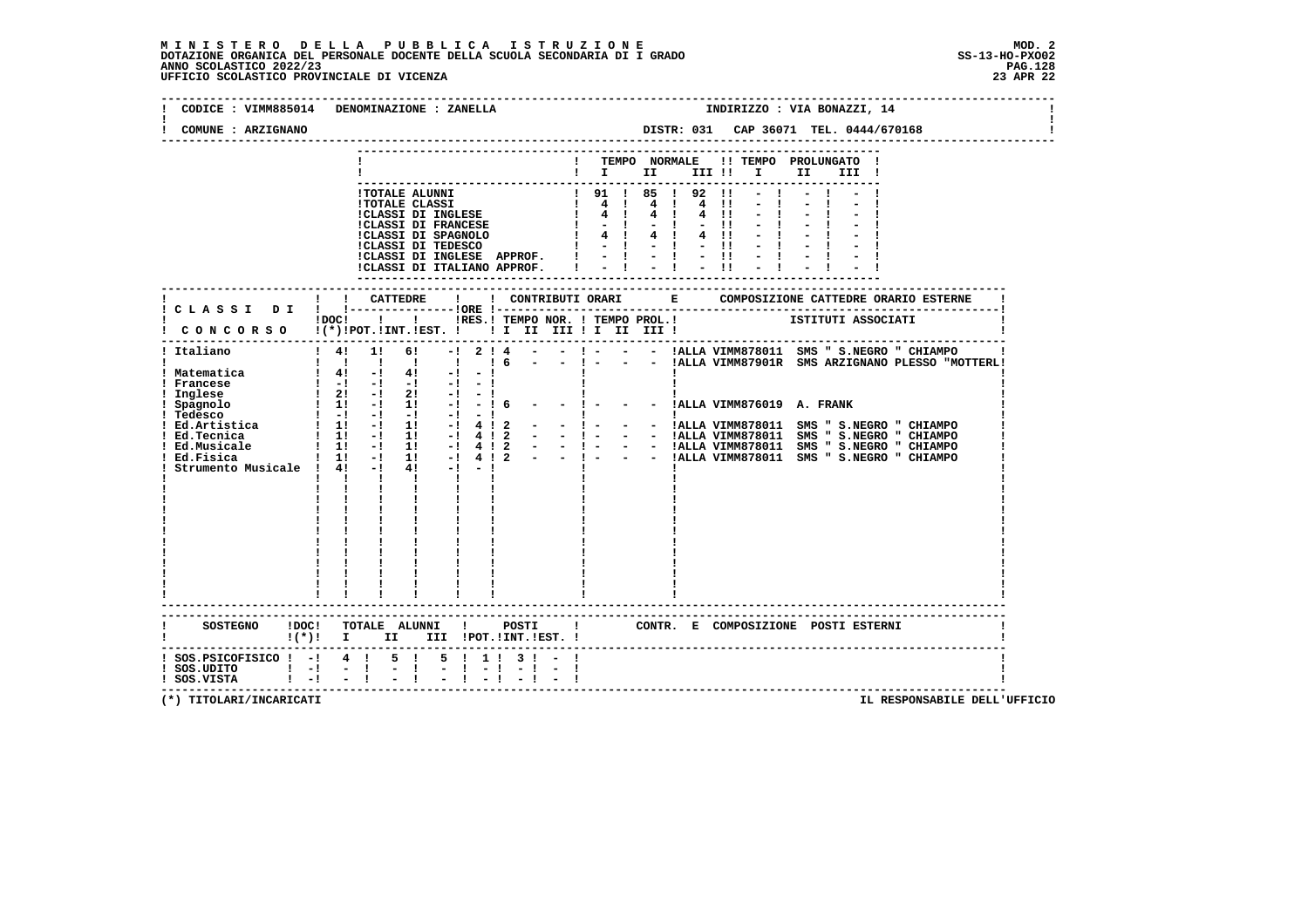# MINISTERO DELLA PUBBLICA ISTRUZIONE

DOTAZIONE ORGANICA DEL PERSONALE DOCENTE DELLA SCUOLA SECONDARIA DI I GRADO
ANNO SCOLASTICO 2022/23
UFFICIO SCOLASTICO PROVINCIALE DI VICENZA

MOD. 2
SS-13-HO-PXO02
23 APR 22

CODICE : VIMM885014 DENOMINAZIONE : ZANELLA — INDIRIZZO : VIA BONAZZI, 14

COMUNE : ARZIGNANO — DISTR: 031 CAP 36071 TEL. 0444/670168

| | TEMPO NORMALE I | II | III | TEMPO PROLUNGATO I | II | III |
|---|---|---|---|---|---|---|
| TOTALE ALUNNI | 91 | 85 | 92 | - | - | - |
| TOTALE CLASSI | 4 | 4 | 4 | - | - | - |
| CLASSI DI INGLESE | 4 | 4 | 4 | - | - | - |
| CLASSI DI FRANCESE | - | - | - | - | - | - |
| CLASSI DI SPAGNOLO | 4 | 4 | 4 | - | - | - |
| CLASSI DI TEDESCO | - | - | - | - | - | - |
| CLASSI DI INGLESE APPROF. | - | - | - | - | - | - |
| CLASSI DI ITALIANO APPROF. | - | - | - | - | - | - |

| CLASSI DI CONCORSO | DOC (*) | CATTEDRE POT. | INT. | EST. | ORE RES. | TEMPO NOR. I | II | III | TEMPO PROL. I | II | III | COMPOSIZIONE CATTEDRE ORARIO ESTERNE - ISTITUTI ASSOCIATI |
|---|---|---|---|---|---|---|---|---|---|---|---|---|
| Italiano | 4 | 1 | 6 | - | 2 | 4 | - | - | - | - | - | ALLA VIMM878011 SMS " S.NEGRO " CHIAMPO |
| | | | | | | 6 | - | - | - | - | - | ALLA VIMM87901R SMS ARZIGNANO PLESSO "MOTTERL |
| Matematica | 4 | - | 4 | - | - | | | | | | | |
| Francese | - | - | - | - | - | | | | | | | |
| Inglese | 2 | - | 2 | - | - | | | | | | | |
| Spagnolo | 1 | - | 1 | - | - | 6 | - | - | - | - | - | ALLA VIMM876019 A. FRANK |
| Tedesco | - | - | - | - | - | | | | | | | |
| Ed.Artistica | 1 | - | 1 | - | 4 | 2 | - | - | - | - | - | ALLA VIMM878011 SMS " S.NEGRO " CHIAMPO |
| Ed.Tecnica | 1 | - | 1 | - | 4 | 2 | - | - | - | - | - | ALLA VIMM878011 SMS " S.NEGRO " CHIAMPO |
| Ed.Musicale | 1 | - | 1 | - | 4 | 2 | - | - | - | - | - | ALLA VIMM878011 SMS " S.NEGRO " CHIAMPO |
| Ed.Fisica | 1 | - | 1 | - | 4 | 2 | - | - | - | - | - | ALLA VIMM878011 SMS " S.NEGRO " CHIAMPO |
| Strumento Musicale | 4 | - | 4 | - | - | | | | | | | |

| SOSTEGNO | DOC (*) | TOTALE ALUNNI I | II | III | POSTI POT. | INT. | EST. | CONTR. E COMPOSIZIONE POSTI ESTERNI |
|---|---|---|---|---|---|---|---|---|
| SOS.PSICOFISICO | - | 4 | 5 | 5 | 1 | 3 | - | |
| SOS.UDITO | - | - | - | - | - | - | - | |
| SOS.VISTA | - | - | - | - | - | - | - | |

(*) TITOLARI/INCARICATI — IL RESPONSABILE DELL'UFFICIO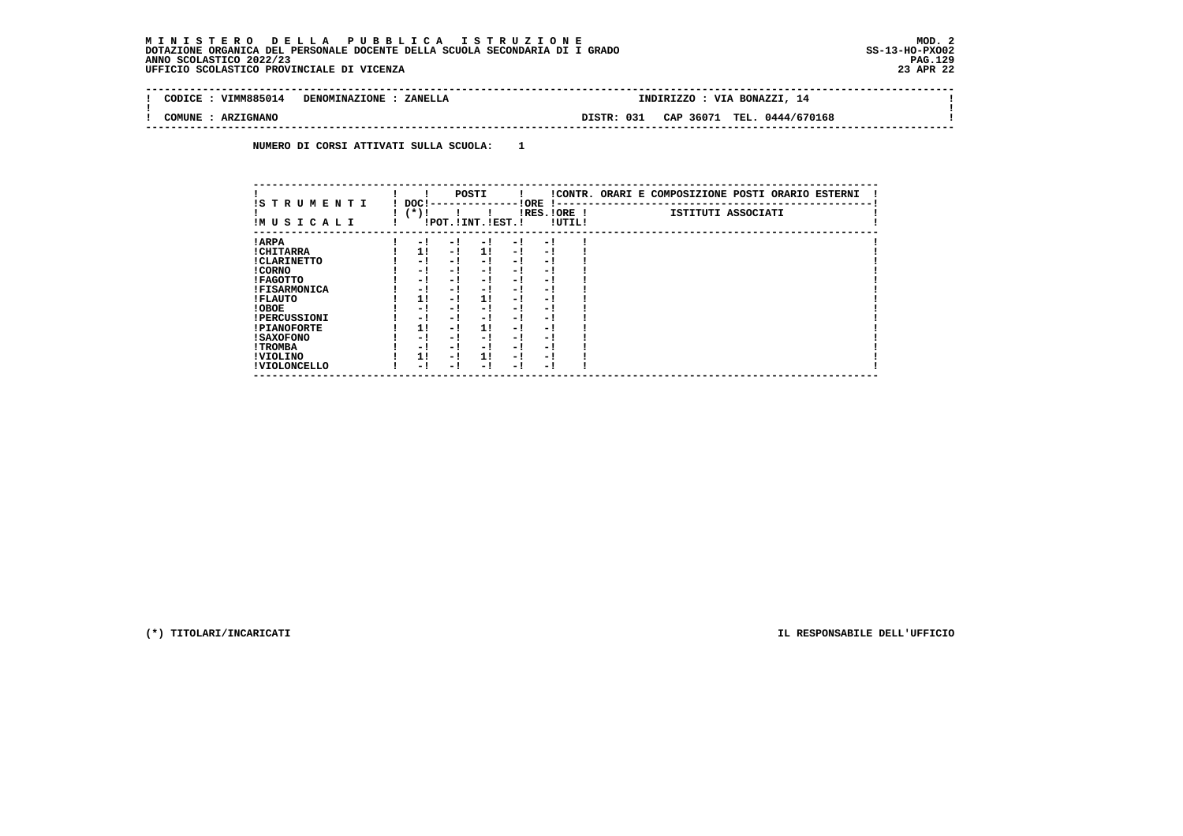**MINISTERO DELLA PUBBLICA ISTRUZIONE** — MOD. 2
**DOTAZIONE ORGANICA DEL PERSONALE DOCENTE DELLA SCUOLA SECONDARIA DI I GRADO** — SS-13-HO-PXO02
**ANNO SCOLASTICO 2022/23**
**UFFICIO SCOLASTICO PROVINCIALE DI VICENZA** — 23 APR 22

**CODICE : VIMM885014   DENOMINAZIONE : ZANELLA**   INDIRIZZO : VIA BONAZZI, 14
**COMUNE : ARZIGNANO**   DISTR: 031   CAP 36071   TEL. 0444/670168

**NUMERO DI CORSI ATTIVATI SULLA SCUOLA: 1**

| STRUMENTI MUSICALI | DOC (*) | POSTI POT. | POSTI INT. | POSTI EST. | ORE RES. | ORE UTIL. | CONTR. ORARI E COMPOSIZIONE POSTI ORARIO ESTERNI - ISTITUTI ASSOCIATI |
|---|---|---|---|---|---|---|---|
| ARPA | - | - | - | - | - | | |
| CHITARRA | 1 | - | 1 | - | - | | |
| CLARINETTO | - | - | - | - | - | | |
| CORNO | - | - | - | - | - | | |
| FAGOTTO | - | - | - | - | - | | |
| FISARMONICA | - | - | - | - | - | | |
| FLAUTO | 1 | - | 1 | - | - | | |
| OBOE | - | - | - | - | - | | |
| PERCUSSIONI | - | - | - | - | - | | |
| PIANOFORTE | 1 | - | 1 | - | - | | |
| SAXOFONO | - | - | - | - | - | | |
| TROMBA | - | - | - | - | - | | |
| VIOLINO | 1 | - | 1 | - | - | | |
| VIOLONCELLO | - | - | - | - | - | | |

(*) TITOLARI/INCARICATI

IL RESPONSABILE DELL'UFFICIO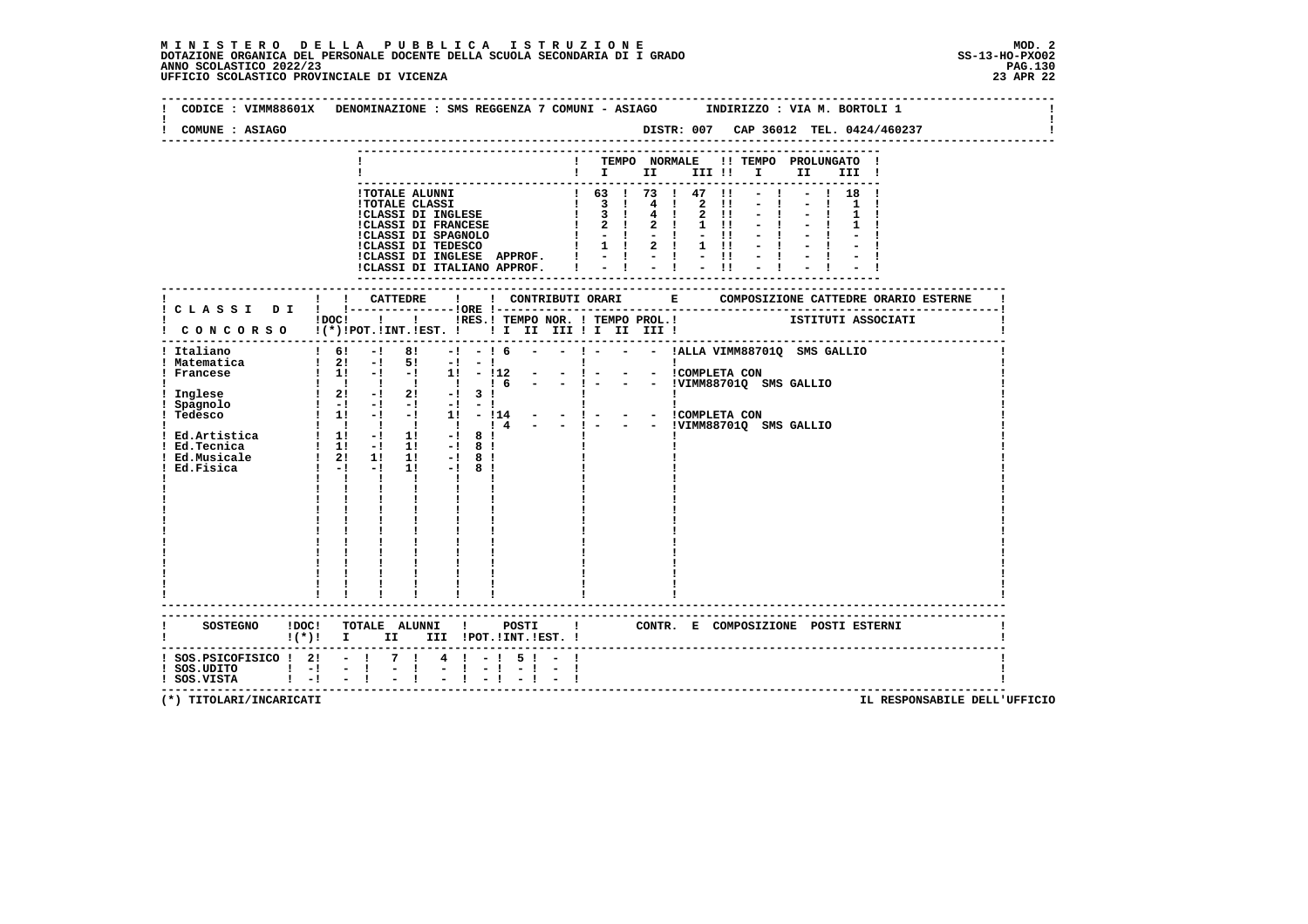**MINISTERO DELLA PUBBLICA ISTRUZIONE**
**DOTAZIONE ORGANICA DEL PERSONALE DOCENTE DELLA SCUOLA SECONDARIA DI I GRADO**
**ANNO SCOLASTICO 2022/23**
**UFFICIO SCOLASTICO PROVINCIALE DI VICENZA**

MOD. 2
SS-13-HO-PXO02
23 APR 22

CODICE : VIMM88601X DENOMINAZIONE : SMS REGGENZA 7 COMUNI - ASIAGO INDIRIZZO : VIA M. BORTOLI 1

COMUNE : ASIAGO DISTR: 007 CAP 36012 TEL. 0424/460237

| | TEMPO NORMALE I | II | III | TEMPO PROLUNGATO I | II | III |
|---|---|---|---|---|---|---|
| TOTALE ALUNNI | 63 | 73 | 47 | - | - | 18 |
| TOTALE CLASSI | 3 | 4 | 2 | - | - | 1 |
| CLASSI DI INGLESE | 3 | 4 | 2 | - | - | 1 |
| CLASSI DI FRANCESE | 2 | 2 | 1 | - | - | 1 |
| CLASSI DI SPAGNOLO | - | - | - | - | - | - |
| CLASSI DI TEDESCO | 1 | 2 | 1 | - | - | - |
| CLASSI DI INGLESE APPROF. | - | - | - | - | - | - |
| CLASSI DI ITALIANO APPROF. | - | - | - | - | - | - |

| CLASSI DI CONCORSO | DOC (*) | CATTEDRE POT. | INT. | EST. | ORE RES. | TEMPO NOR. I | II | III | TEMPO PROL. I | II | III | ISTITUTI ASSOCIATI |
|---|---|---|---|---|---|---|---|---|---|---|---|---|
| Italiano | 6 | - | 8 | - | - | 6 | - | - | - | - | - | ALLA VIMM88701Q SMS GALLIO |
| Matematica | 2 | - | 5 | - | - | | | | | | | |
| Francese | 1 | - | - | 1 | - | 12 | - | - | - | - | - | COMPLETA CON |
| | | | | | | 6 | - | - | - | - | - | VIMM88701Q SMS GALLIO |
| Inglese | 2 | - | 2 | - | 3 | | | | | | | |
| Spagnolo | - | - | - | - | - | | | | | | | |
| Tedesco | 1 | - | - | 1 | - | 14 | - | - | - | - | - | COMPLETA CON |
| | | | | | | 4 | - | - | - | - | - | VIMM88701Q SMS GALLIO |
| Ed.Artistica | 1 | - | 1 | - | 8 | | | | | | | |
| Ed.Tecnica | 1 | - | 1 | - | 8 | | | | | | | |
| Ed.Musicale | 2 | 1 | 1 | - | 8 | | | | | | | |
| Ed.Fisica | - | - | 1 | - | 8 | | | | | | | |

| SOSTEGNO | DOC (*) | TOTALE ALUNNI I | II | III | POSTI POT. | INT. | EST. | CONTR. E COMPOSIZIONE POSTI ESTERNI |
|---|---|---|---|---|---|---|---|---|
| SOS.PSICOFISICO | 2 | - | 7 | 4 | - | 5 | - | |
| SOS.UDITO | - | - | - | - | - | - | - | |
| SOS.VISTA | - | - | - | - | - | - | - | |

(*) TITOLARI/INCARICATI

IL RESPONSABILE DELL'UFFICIO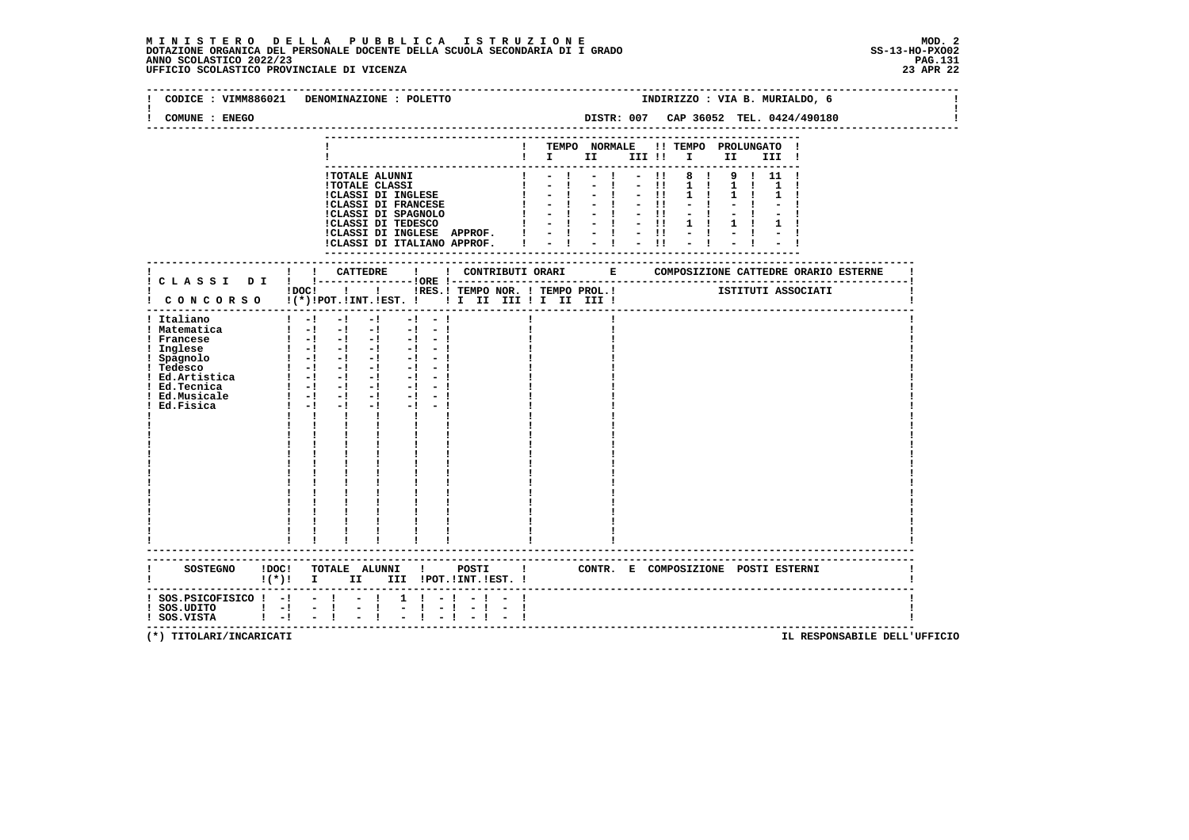**MINISTERO DELLA PUBBLICA ISTRUZIONE**
**DOTAZIONE ORGANICA DEL PERSONALE DOCENTE DELLA SCUOLA SECONDARIA DI I GRADO**
**ANNO SCOLASTICO 2022/23**
**UFFICIO SCOLASTICO PROVINCIALE DI VICENZA**

MOD. 2
SS-13-HO-PXO02
23 APR 22

CODICE : VIMM886021 DENOMINAZIONE : POLETTO — INDIRIZZO : VIA B. MURIALDO, 6

COMUNE : ENEGO — DISTR: 007 CAP 36052 TEL. 0424/490180

| | TEMPO NORMALE I | II | III | TEMPO PROLUNGATO I | II | III |
|---|---|---|---|---|---|---|
| TOTALE ALUNNI | - | - | - | 8 | 9 | 11 |
| TOTALE CLASSI | - | - | - | 1 | 1 | 1 |
| CLASSI DI INGLESE | - | - | - | 1 | 1 | 1 |
| CLASSI DI FRANCESE | - | - | - | - | - | - |
| CLASSI DI SPAGNOLO | - | - | - | - | - | - |
| CLASSI DI TEDESCO | - | - | - | 1 | 1 | 1 |
| CLASSI DI INGLESE APPROF. | - | - | - | - | - | - |
| CLASSI DI ITALIANO APPROF. | - | - | - | - | - | - |

| CLASSI DI CONCORSO | DOC (*) | CATTEDRE POT. | INT. | EST. | ORE RES. | CONTRIBUTI ORARI TEMPO NOR. I II III | TEMPO PROL. I II III | COMPOSIZIONE CATTEDRE ORARIO ESTERNE - ISTITUTI ASSOCIATI |
|---|---|---|---|---|---|---|---|---|
| Italiano | - | - | - | - | - | | | |
| Matematica | - | - | - | - | - | | | |
| Francese | - | - | - | - | - | | | |
| Inglese | - | - | - | - | - | | | |
| Spagnolo | - | - | - | - | - | | | |
| Tedesco | - | - | - | - | - | | | |
| Ed.Artistica | - | - | - | - | - | | | |
| Ed.Tecnica | - | - | - | - | - | | | |
| Ed.Musicale | - | - | - | - | - | | | |
| Ed.Fisica | - | - | - | - | - | | | |

| SOSTEGNO | DOC (*) | TOTALE ALUNNI I | II | III | POSTI POT. | INT. | EST. | CONTR. E COMPOSIZIONE POSTI ESTERNI |
|---|---|---|---|---|---|---|---|---|
| SOS.PSICOFISICO | - | - | - | 1 | - | - | - | |
| SOS.UDITO | - | - | - | - | - | - | - | |
| SOS.VISTA | - | - | - | - | - | - | - | |

(*) TITOLARI/INCARICATI — IL RESPONSABILE DELL'UFFICIO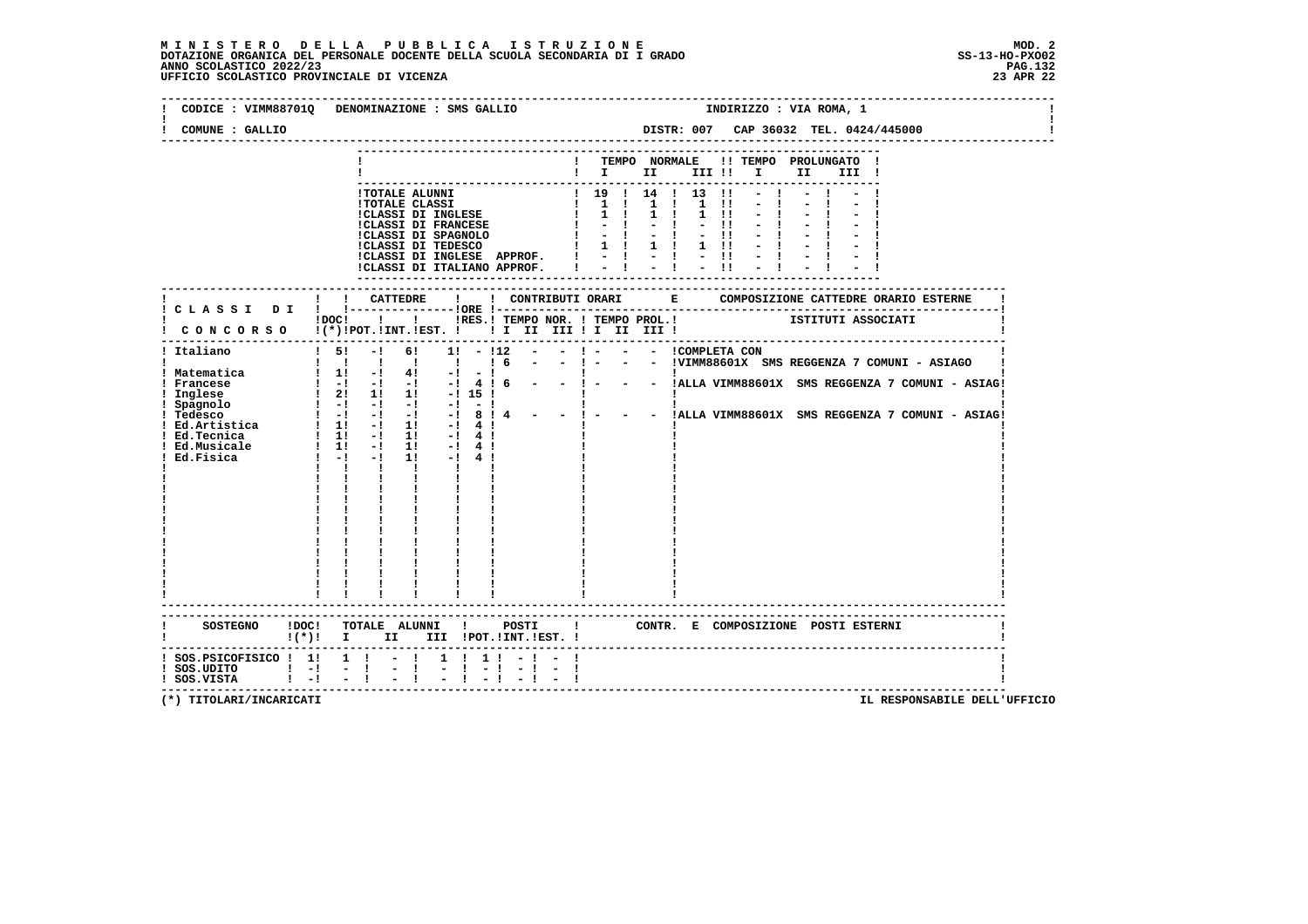**MINISTERO DELLA PUBBLICA ISTRUZIONE**
**DOTAZIONE ORGANICA DEL PERSONALE DOCENTE DELLA SCUOLA SECONDARIA DI I GRADO**
**ANNO SCOLASTICO 2022/23**
**UFFICIO SCOLASTICO PROVINCIALE DI VICENZA**

MOD. 2
SS-13-HO-PXO02
23 APR 22

CODICE : VIMM88701Q DENOMINAZIONE : SMS GALLIO INDIRIZZO : VIA ROMA, 1
COMUNE : GALLIO DISTR: 007 CAP 36032 TEL. 0424/445000

| | TEMPO NORMALE I | II | III | TEMPO PROLUNGATO I | II | III |
|---|---|---|---|---|---|---|
| TOTALE ALUNNI | 19 | 14 | 13 | - | - | - |
| TOTALE CLASSI | 1 | 1 | 1 | - | - | - |
| CLASSI DI INGLESE | 1 | 1 | 1 | - | - | - |
| CLASSI DI FRANCESE | - | - | - | - | - | - |
| CLASSI DI SPAGNOLO | - | - | - | - | - | - |
| CLASSI DI TEDESCO | 1 | 1 | 1 | - | - | - |
| CLASSI DI INGLESE APPROF. | - | - | - | - | - | - |
| CLASSI DI ITALIANO APPROF. | - | - | - | - | - | - |

| CLASSI DI CONCORSO | DOC (*) | CATTEDRE POT. | INT. | EST. | ORE RES. | TEMPO NOR. I | II | III | TEMPO PROL. I | II | III | COMPOSIZIONE CATTEDRE ORARIO ESTERNE - ISTITUTI ASSOCIATI |
|---|---|---|---|---|---|---|---|---|---|---|---|---|
| Italiano | 5 | - | 6 | 1 | - | 12 | - | - | - | - | - | COMPLETA CON |
| | | | | | | 6 | - | - | - | - | - | VIMM88601X SMS REGGENZA 7 COMUNI - ASIAGO |
| Matematica | 1 | - | 4 | - | - | | | | | | | |
| Francese | - | - | - | - | 4 | 6 | - | - | - | - | - | ALLA VIMM88601X SMS REGGENZA 7 COMUNI - ASIAG |
| Inglese | 2 | 1 | 1 | - | 15 | | | | | | | |
| Spagnolo | - | - | - | - | - | | | | | | | |
| Tedesco | - | - | - | - | 8 | 4 | - | - | - | - | - | ALLA VIMM88601X SMS REGGENZA 7 COMUNI - ASIAG |
| Ed.Artistica | 1 | - | 1 | - | 4 | | | | | | | |
| Ed.Tecnica | 1 | - | 1 | - | 4 | | | | | | | |
| Ed.Musicale | 1 | - | 1 | - | 4 | | | | | | | |
| Ed.Fisica | - | - | 1 | - | 4 | | | | | | | |

| SOSTEGNO | DOC (*) | TOTALE ALUNNI I | II | III | POSTI POT. | INT. | EST. | CONTR. E COMPOSIZIONE POSTI ESTERNI |
|---|---|---|---|---|---|---|---|---|
| SOS.PSICOFISICO | 1 | 1 | - | 1 | 1 | - | - | |
| SOS.UDITO | - | - | - | - | - | - | - | |
| SOS.VISTA | - | - | - | - | - | - | - | |

(*) TITOLARI/INCARICATI IL RESPONSABILE DELL'UFFICIO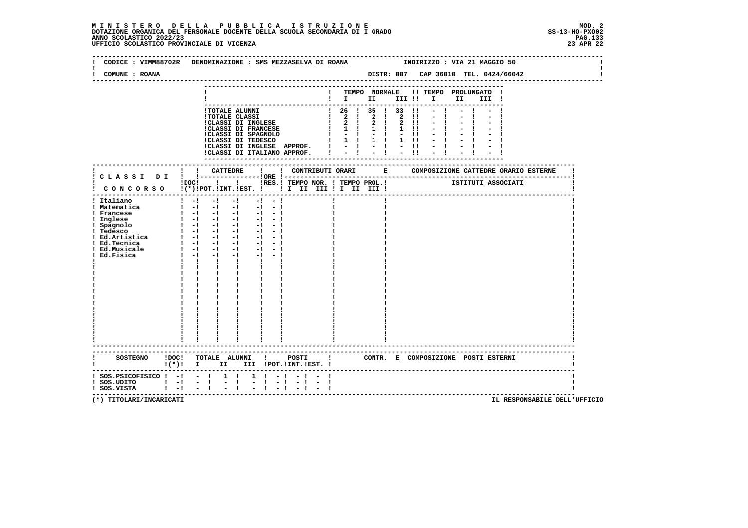**MINISTERO DELLA PUBBLICA ISTRUZIONE**
**DOTAZIONE ORGANICA DEL PERSONALE DOCENTE DELLA SCUOLA SECONDARIA DI I GRADO**
**ANNO SCOLASTICO 2022/23**
**UFFICIO SCOLASTICO PROVINCIALE DI VICENZA**

MOD. 2
SS-13-HO-PXO02
23 APR 22

CODICE : VIMM88702R   DENOMINAZIONE : SMS MEZZASELVA DI ROANA   INDIRIZZO : VIA 21 MAGGIO 50
COMUNE : ROANA   DISTR: 007   CAP 36010   TEL. 0424/66042

| | TEMPO NORMALE I | II | III | TEMPO PROLUNGATO I | II | III |
|---|---|---|---|---|---|---|
| TOTALE ALUNNI | 26 | 35 | 33 | - | - | - |
| TOTALE CLASSI | 2 | 2 | 2 | - | - | - |
| CLASSI DI INGLESE | 2 | 2 | 2 | - | - | - |
| CLASSI DI FRANCESE | 1 | 1 | 1 | - | - | - |
| CLASSI DI SPAGNOLO | - | - | - | - | - | - |
| CLASSI DI TEDESCO | 1 | 1 | 1 | - | - | - |
| CLASSI DI INGLESE APPROF. | - | - | - | - | - | - |
| CLASSI DI ITALIANO APPROF. | - | - | - | - | - | - |

| CLASSI DI CONCORSO | DOC (*) | CATTEDRE POT. | INT. | EST. | ORE RES. | CONTRIBUTI ORARI TEMPO NOR. I II III | TEMPO PROL. I II III | COMPOSIZIONE CATTEDRE ORARIO ESTERNE - ISTITUTI ASSOCIATI |
|---|---|---|---|---|---|---|---|---|
| Italiano | - | - | - | - | - | | | |
| Matematica | - | - | - | - | - | | | |
| Francese | - | - | - | - | - | | | |
| Inglese | - | - | - | - | - | | | |
| Spagnolo | - | - | - | - | - | | | |
| Tedesco | - | - | - | - | - | | | |
| Ed.Artistica | - | - | - | - | - | | | |
| Ed.Tecnica | - | - | - | - | - | | | |
| Ed.Musicale | - | - | - | - | - | | | |
| Ed.Fisica | - | - | - | - | - | | | |

| SOSTEGNO | DOC (*) | TOTALE ALUNNI I | II | III | POSTI POT. | INT. | EST. | CONTR. E COMPOSIZIONE POSTI ESTERNI |
|---|---|---|---|---|---|---|---|---|
| SOS.PSICOFISICO | - | - | 1 | 1 | - | - | - | |
| SOS.UDITO | - | - | - | - | - | - | - | |
| SOS.VISTA | - | - | - | - | - | - | - | |

(*) TITOLARI/INCARICATI

IL RESPONSABILE DELL'UFFICIO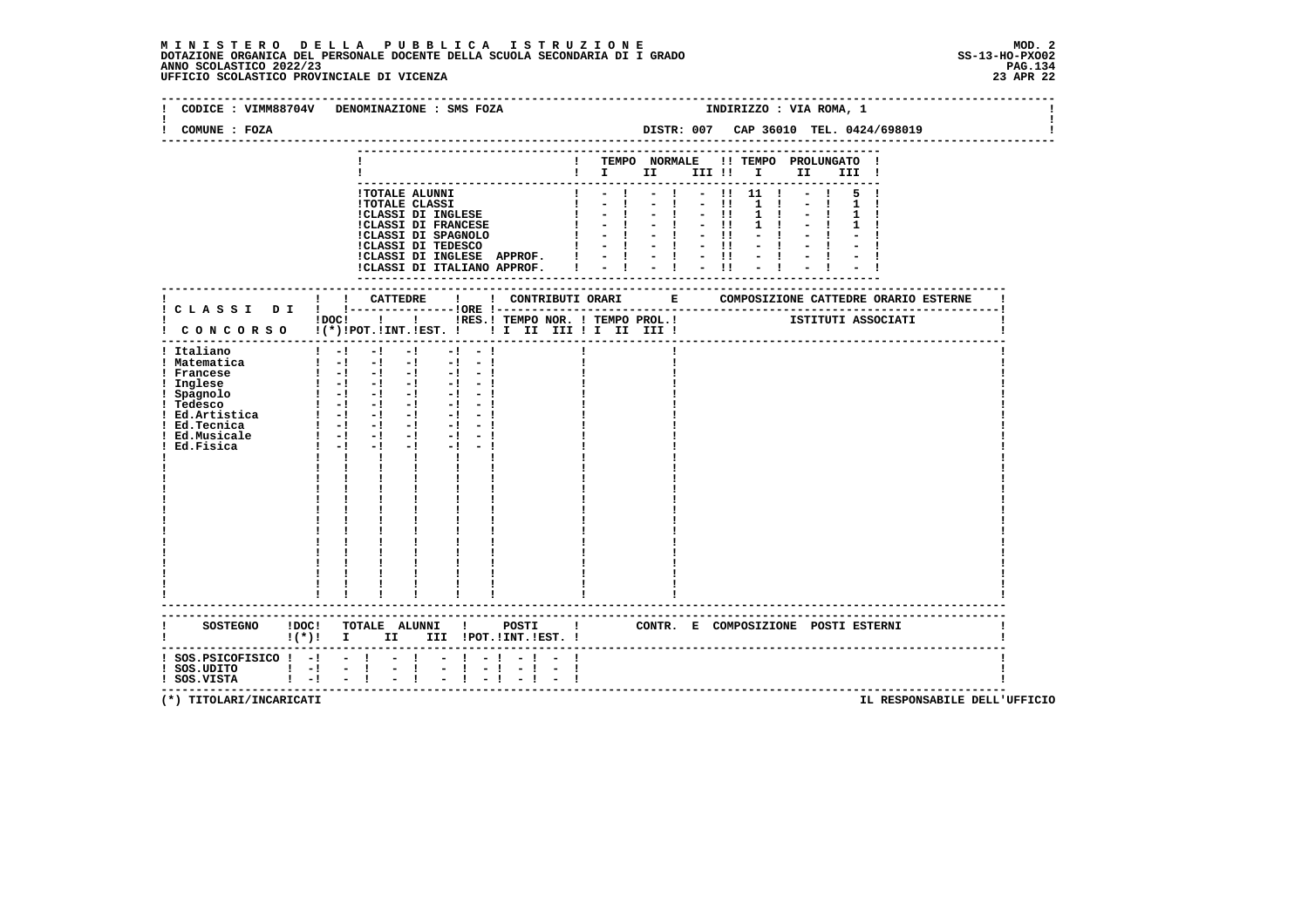**M I N I S T E R O D E L L A P U B B L I C A I S T R U Z I O N E**
**DOTAZIONE ORGANICA DEL PERSONALE DOCENTE DELLA SCUOLA SECONDARIA DI I GRADO**
**ANNO SCOLASTICO 2022/23**
**UFFICIO SCOLASTICO PROVINCIALE DI VICENZA**

MOD. 2
SS-13-HO-PXO02
23 APR 22

CODICE : VIMM88704V DENOMINAZIONE : SMS FOZA — INDIRIZZO : VIA ROMA, 1

COMUNE : FOZA — DISTR: 007 CAP 36010 TEL. 0424/698019

| | TEMPO NORMALE I | II | III | TEMPO PROLUNGATO I | II | III |
|---|---|---|---|---|---|---|
| TOTALE ALUNNI | - | - | - | 11 | - | 5 |
| TOTALE CLASSI | - | - | - | 1 | - | 1 |
| CLASSI DI INGLESE | - | - | - | 1 | - | 1 |
| CLASSI DI FRANCESE | - | - | - | 1 | - | 1 |
| CLASSI DI SPAGNOLO | - | - | - | - | - | - |
| CLASSI DI TEDESCO | - | - | - | - | - | - |
| CLASSI DI INGLESE APPROF. | - | - | - | - | - | - |
| CLASSI DI ITALIANO APPROF. | - | - | - | - | - | - |

| CLASSI DI CONCORSO | DOC (*) | CATTEDRE POT. | INT. | EST. | ORE RES. | CONTRIBUTI ORARI TEMPO NOR. I II III | TEMPO PROL. I II III | COMPOSIZIONE CATTEDRE ORARIO ESTERNE - ISTITUTI ASSOCIATI |
|---|---|---|---|---|---|---|---|---|
| Italiano | - | - | - | - | - | | | |
| Matematica | - | - | - | - | - | | | |
| Francese | - | - | - | - | - | | | |
| Inglese | - | - | - | - | - | | | |
| Spagnolo | - | - | - | - | - | | | |
| Tedesco | - | - | - | - | - | | | |
| Ed.Artistica | - | - | - | - | - | | | |
| Ed.Tecnica | - | - | - | - | - | | | |
| Ed.Musicale | - | - | - | - | - | | | |
| Ed.Fisica | - | - | - | - | - | | | |

| SOSTEGNO | DOC (*) | TOTALE ALUNNI I | II | III | POSTI POT. | INT. | EST. | CONTR. E COMPOSIZIONE POSTI ESTERNI |
|---|---|---|---|---|---|---|---|---|
| SOS.PSICOFISICO | - | - | - | - | - | - | - | |
| SOS.UDITO | - | - | - | - | - | - | - | |
| SOS.VISTA | - | - | - | - | - | - | - | |

(*) TITOLARI/INCARICATI — IL RESPONSABILE DELL'UFFICIO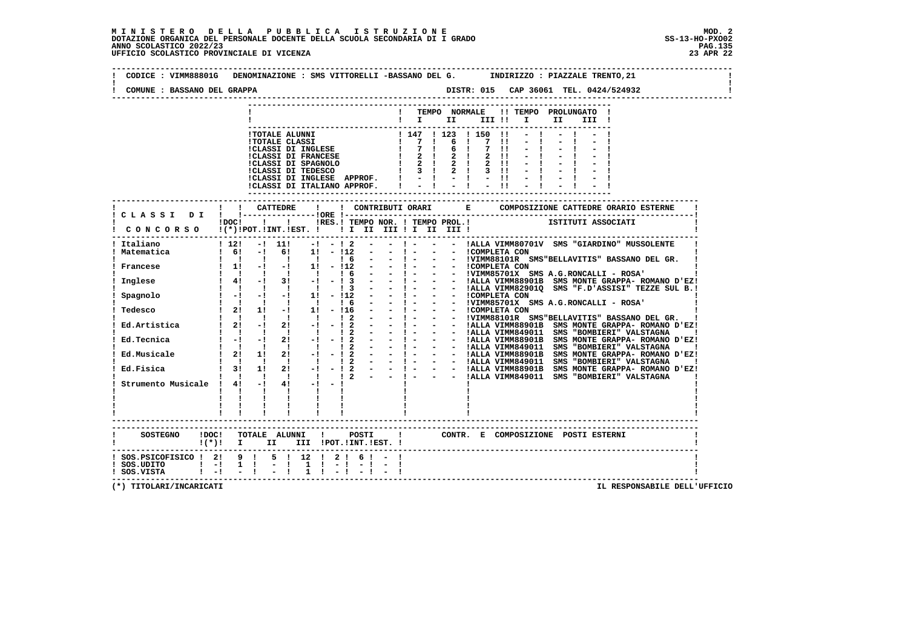**MINISTERO DELLA PUBBLICA ISTRUZIONE**
**DOTAZIONE ORGANICA DEL PERSONALE DOCENTE DELLA SCUOLA SECONDARIA DI I GRADO**
**ANNO SCOLASTICO 2022/23**
**UFFICIO SCOLASTICO PROVINCIALE DI VICENZA**

MOD. 2
SS-13-HO-PXO02
23 APR 22

CODICE : VIMM88801G DENOMINAZIONE : SMS VITTORELLI -BASSANO DEL G. INDIRIZZO : PIAZZALE TRENTO,21

COMUNE : BASSANO DEL GRAPPA DISTR: 015 CAP 36061 TEL. 0424/524932

| | TEMPO NORMALE I | II | III | TEMPO PROLUNGATO I | II | III |
|---|---|---|---|---|---|---|
| TOTALE ALUNNI | 147 | 123 | 150 | - | - | - |
| TOTALE CLASSI | 7 | 6 | 7 | - | - | - |
| CLASSI DI INGLESE | 7 | 6 | 7 | - | - | - |
| CLASSI DI FRANCESE | 2 | 2 | 2 | - | - | - |
| CLASSI DI SPAGNOLO | 2 | 2 | 2 | - | - | - |
| CLASSI DI TEDESCO | 3 | 2 | 3 | - | - | - |
| CLASSI DI INGLESE APPROF. | - | - | - | - | - | - |
| CLASSI DI ITALIANO APPROF. | - | - | - | - | - | - |

| CLASSI DI CONCORSO | DOC (*) | CATTEDRE POT. | INT. | EST. | ORE RES. | TEMPO NOR. I | II | III | TEMPO PROL. I | II | III | COMPOSIZIONE CATTEDRE ORARIO ESTERNE - ISTITUTI ASSOCIATI |
|---|---|---|---|---|---|---|---|---|---|---|---|---|
| Italiano | 12 | - | 11 | - | - | 2 | - | - | - | - | - | ALLA VIMM80701V SMS "GIARDINO" MUSSOLENTE |
| Matematica | 6 | - | 6 | 1 | - | 12 | - | - | - | - | - | COMPLETA CON |
| | | | | | | 6 | - | - | - | - | - | VIMM88101R SMS"BELLAVITIS" BASSANO DEL GR. |
| Francese | 1 | - | - | 1 | - | 12 | - | - | - | - | - | COMPLETA CON |
| | | | | | | 6 | - | - | - | - | - | VIMM85701X SMS A.G.RONCALLI - ROSA' |
| Inglese | 4 | - | 3 | - | - | 3 | - | - | - | - | - | ALLA VIMM88901B SMS MONTE GRAPPA- ROMANO D'EZ |
| | | | | | | 3 | - | - | - | - | - | ALLA VIMM82901Q SMS "F.D'ASSISI" TEZZE SUL B. |
| Spagnolo | - | - | - | 1 | - | 12 | - | - | - | - | - | COMPLETA CON |
| | | | | | | 6 | - | - | - | - | - | VIMM85701X SMS A.G.RONCALLI - ROSA' |
| Tedesco | 2 | 1 | - | 1 | - | 16 | - | - | - | - | - | COMPLETA CON |
| | | | | | | 2 | - | - | - | - | - | VIMM88101R SMS"BELLAVITIS" BASSANO DEL GR. |
| Ed.Artistica | 2 | - | 2 | - | - | 2 | - | - | - | - | - | ALLA VIMM88901B SMS MONTE GRAPPA- ROMANO D'EZ |
| | | | | | | 2 | - | - | - | - | - | ALLA VIMM849011 SMS "BOMBIERI" VALSTAGNA |
| Ed.Tecnica | - | - | 2 | - | - | 2 | - | - | - | - | - | ALLA VIMM88901B SMS MONTE GRAPPA- ROMANO D'EZ |
| | | | | | | 2 | - | - | - | - | - | ALLA VIMM849011 SMS "BOMBIERI" VALSTAGNA |
| Ed.Musicale | 2 | 1 | 2 | - | - | 2 | - | - | - | - | - | ALLA VIMM88901B SMS MONTE GRAPPA- ROMANO D'EZ |
| | | | | | | 2 | - | - | - | - | - | ALLA VIMM849011 SMS "BOMBIERI" VALSTAGNA |
| Ed.Fisica | 3 | 1 | 2 | - | - | 2 | - | - | - | - | - | ALLA VIMM88901B SMS MONTE GRAPPA- ROMANO D'EZ |
| | | | | | | 2 | - | - | - | - | - | ALLA VIMM849011 SMS "BOMBIERI" VALSTAGNA |
| Strumento Musicale | 4 | - | 4 | - | - | | | | | | | |

| SOSTEGNO | DOC (*) | TOTALE ALUNNI I | II | III | POSTI POT. | INT. | EST. | CONTR. E COMPOSIZIONE POSTI ESTERNI |
|---|---|---|---|---|---|---|---|---|
| SOS.PSICOFISICO | 2 | 9 | 5 | 12 | 2 | 6 | - | |
| SOS.UDITO | - | 1 | - | 1 | - | - | - | |
| SOS.VISTA | - | - | - | 1 | - | - | - | |

(*) TITOLARI/INCARICATI

IL RESPONSABILE DELL'UFFICIO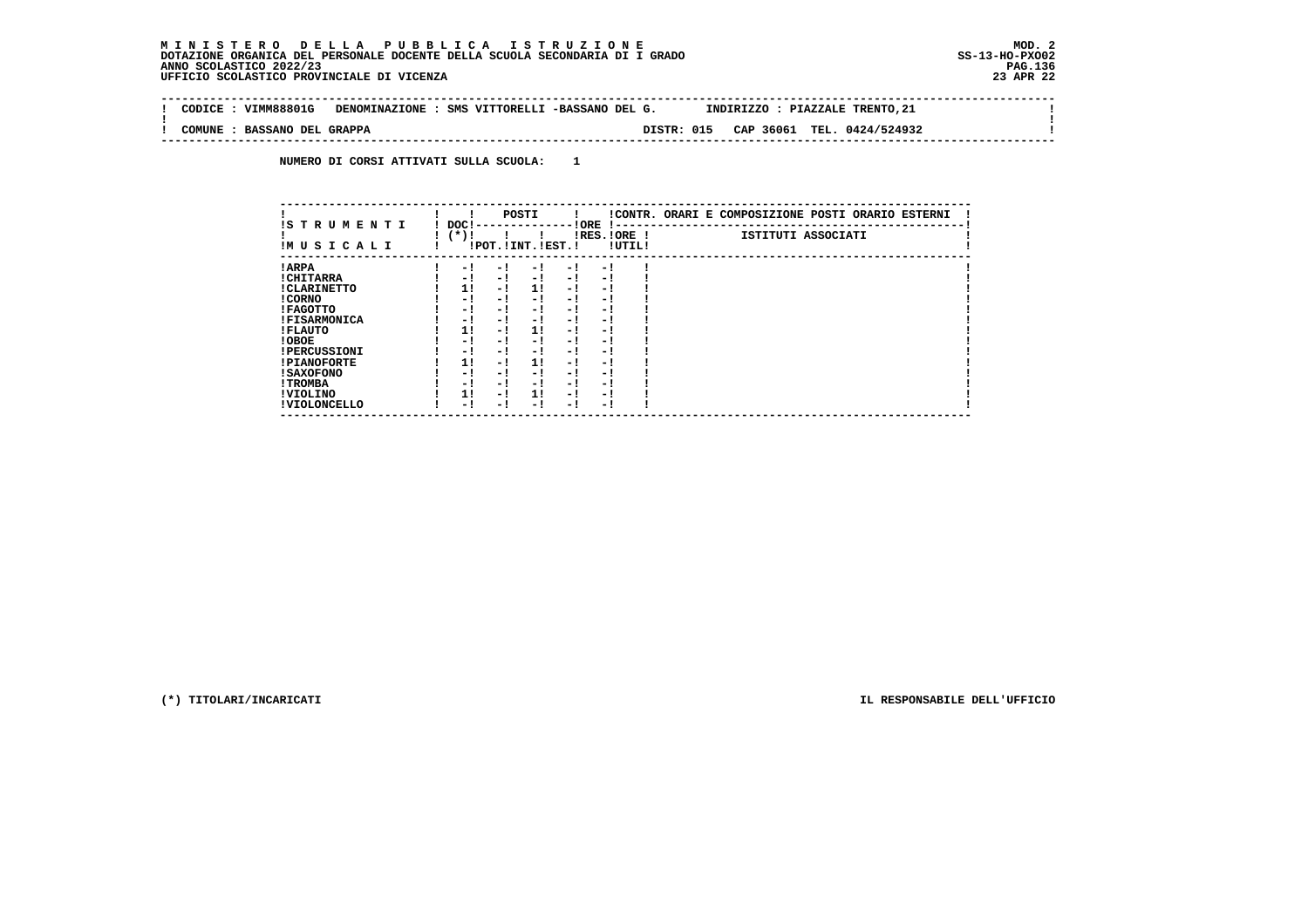**MINISTERO DELLA PUBBLICA ISTRUZIONE**
**DOTAZIONE ORGANICA DEL PERSONALE DOCENTE DELLA SCUOLA SECONDARIA DI I GRADO**
**ANNO SCOLASTICO 2022/23**
**UFFICIO SCOLASTICO PROVINCIALE DI VICENZA**

MOD. 2
SS-13-HO-PXO02
23 APR 22

CODICE : VIMM88801G   DENOMINAZIONE : SMS VITTORELLI -BASSANO DEL G.   INDIRIZZO : PIAZZALE TRENTO,21

COMUNE : BASSANO DEL GRAPPA   DISTR: 015   CAP 36061   TEL. 0424/524932

NUMERO DI CORSI ATTIVATI SULLA SCUOLA: 1

| STRUMENTI MUSICALI | DOC (*) | POSTI POT. | POSTI INT. | POSTI EST. | ORE RES. | ORE UTIL. | CONTR. ORARI E COMPOSIZIONE POSTI ORARIO ESTERNI - ISTITUTI ASSOCIATI |
|---|---|---|---|---|---|---|---|
| ARPA | - | - | - | - | - | | |
| CHITARRA | - | - | - | - | - | | |
| CLARINETTO | 1 | - | 1 | - | - | | |
| CORNO | - | - | - | - | - | | |
| FAGOTTO | - | - | - | - | - | | |
| FISARMONICA | - | - | - | - | - | | |
| FLAUTO | 1 | - | 1 | - | - | | |
| OBOE | - | - | - | - | - | | |
| PERCUSSIONI | - | - | - | - | - | | |
| PIANOFORTE | 1 | - | 1 | - | - | | |
| SAXOFONO | - | - | - | - | - | | |
| TROMBA | - | - | - | - | - | | |
| VIOLINO | 1 | - | 1 | - | - | | |
| VIOLONCELLO | - | - | - | - | - | | |

(*) TITOLARI/INCARICATI

IL RESPONSABILE DELL'UFFICIO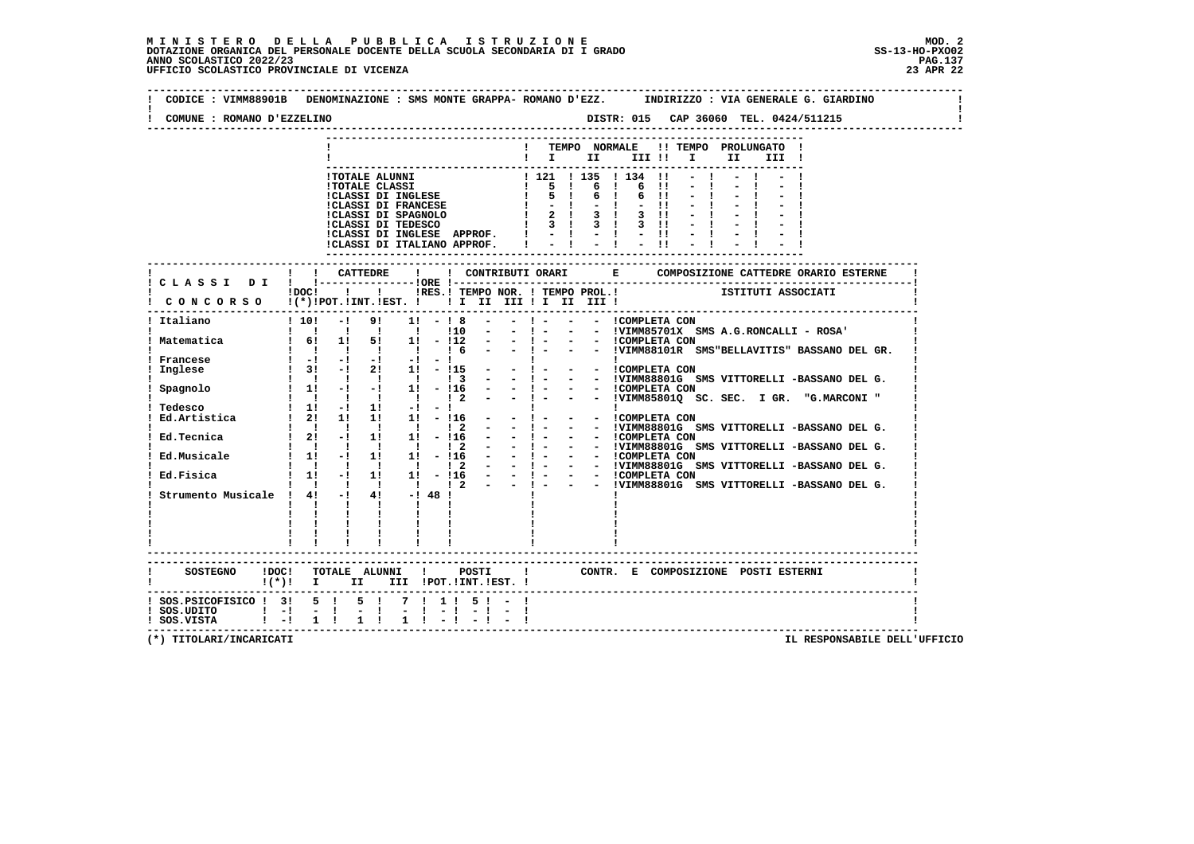**MINISTERO DELLA PUBBLICA ISTRUZIONE**
**DOTAZIONE ORGANICA DEL PERSONALE DOCENTE DELLA SCUOLA SECONDARIA DI I GRADO**
**ANNO SCOLASTICO 2022/23**
**UFFICIO SCOLASTICO PROVINCIALE DI VICENZA**

MOD. 2
SS-13-HO-PXO02
23 APR 22

CODICE : VIMM88901B DENOMINAZIONE : SMS MONTE GRAPPA- ROMANO D'EZZ. INDIRIZZO : VIA GENERALE G. GIARDINO

COMUNE : ROMANO D'EZZELINO DISTR: 015 CAP 36060 TEL. 0424/511215

| | TEMPO NORMALE I | II | III | TEMPO PROLUNGATO I | II | III |
|---|---|---|---|---|---|---|
| TOTALE ALUNNI | 121 | 135 | 134 | - | - | - |
| TOTALE CLASSI | 5 | 6 | 6 | - | - | - |
| CLASSI DI INGLESE | 5 | 6 | 6 | - | - | - |
| CLASSI DI FRANCESE | - | - | - | - | - | - |
| CLASSI DI SPAGNOLO | 2 | 3 | 3 | - | - | - |
| CLASSI DI TEDESCO | 3 | 3 | 3 | - | - | - |
| CLASSI DI INGLESE APPROF. | - | - | - | - | - | - |
| CLASSI DI ITALIANO APPROF. | - | - | - | - | - | - |

| CLASSI DI CONCORSO | DOC (*) | CATTEDRE POT. | INT. | EST. | ORE RES. | TEMPO NOR. I | II | III | TEMPO PROL. I | II | III | COMPOSIZIONE CATTEDRE ORARIO ESTERNE - ISTITUTI ASSOCIATI |
|---|---|---|---|---|---|---|---|---|---|---|---|---|
| Italiano | 10 | - | 9 | 1 | - | 8 | - | - | - | - | - | COMPLETA CON |
| | | | | | | 10 | - | - | - | - | - | VIMM85701X SMS A.G.RONCALLI - ROSA' |
| Matematica | 6 | 1 | 5 | 1 | - | 12 | - | - | - | - | - | COMPLETA CON |
| | | | | | | 6 | - | - | - | - | - | VIMM88101R SMS"BELLAVITIS" BASSANO DEL GR. |
| Francese | - | - | - | - | - | | | | | | | |
| Inglese | 3 | - | 2 | 1 | - | 15 | - | - | - | - | - | COMPLETA CON |
| | | | | | | 3 | - | - | - | - | - | VIMM88801G SMS VITTORELLI -BASSANO DEL G. |
| Spagnolo | 1 | - | - | 1 | - | 16 | - | - | - | - | - | COMPLETA CON |
| | | | | | | 2 | - | - | - | - | - | VIMM85801Q SC. SEC. I GR. "G.MARCONI " |
| Tedesco | 1 | - | 1 | - | - | | | | | | | |
| Ed.Artistica | 2 | 1 | 1 | 1 | - | 16 | - | - | - | - | - | COMPLETA CON |
| | | | | | | 2 | - | - | - | - | - | VIMM88801G SMS VITTORELLI -BASSANO DEL G. |
| Ed.Tecnica | 2 | - | 1 | 1 | - | 16 | - | - | - | - | - | COMPLETA CON |
| | | | | | | 2 | - | - | - | - | - | VIMM88801G SMS VITTORELLI -BASSANO DEL G. |
| Ed.Musicale | 1 | - | 1 | 1 | - | 16 | - | - | - | - | - | COMPLETA CON |
| | | | | | | 2 | - | - | - | - | - | VIMM88801G SMS VITTORELLI -BASSANO DEL G. |
| Ed.Fisica | 1 | - | 1 | 1 | - | 16 | - | - | - | - | - | COMPLETA CON |
| | | | | | | 2 | - | - | - | - | - | VIMM88801G SMS VITTORELLI -BASSANO DEL G. |
| Strumento Musicale | 4 | - | 4 | - | 48 | | | | | | | |

| SOSTEGNO | DOC (*) | TOTALE ALUNNI I | II | III | POSTI POT. | INT. | EST. | CONTR. E COMPOSIZIONE POSTI ESTERNI |
|---|---|---|---|---|---|---|---|---|
| SOS.PSICOFISICO | 3 | 5 | 5 | 7 | 1 | 5 | - | |
| SOS.UDITO | - | - | - | - | - | - | - | |
| SOS.VISTA | - | 1 | 1 | 1 | - | - | - | |

(*) TITOLARI/INCARICATI

IL RESPONSABILE DELL'UFFICIO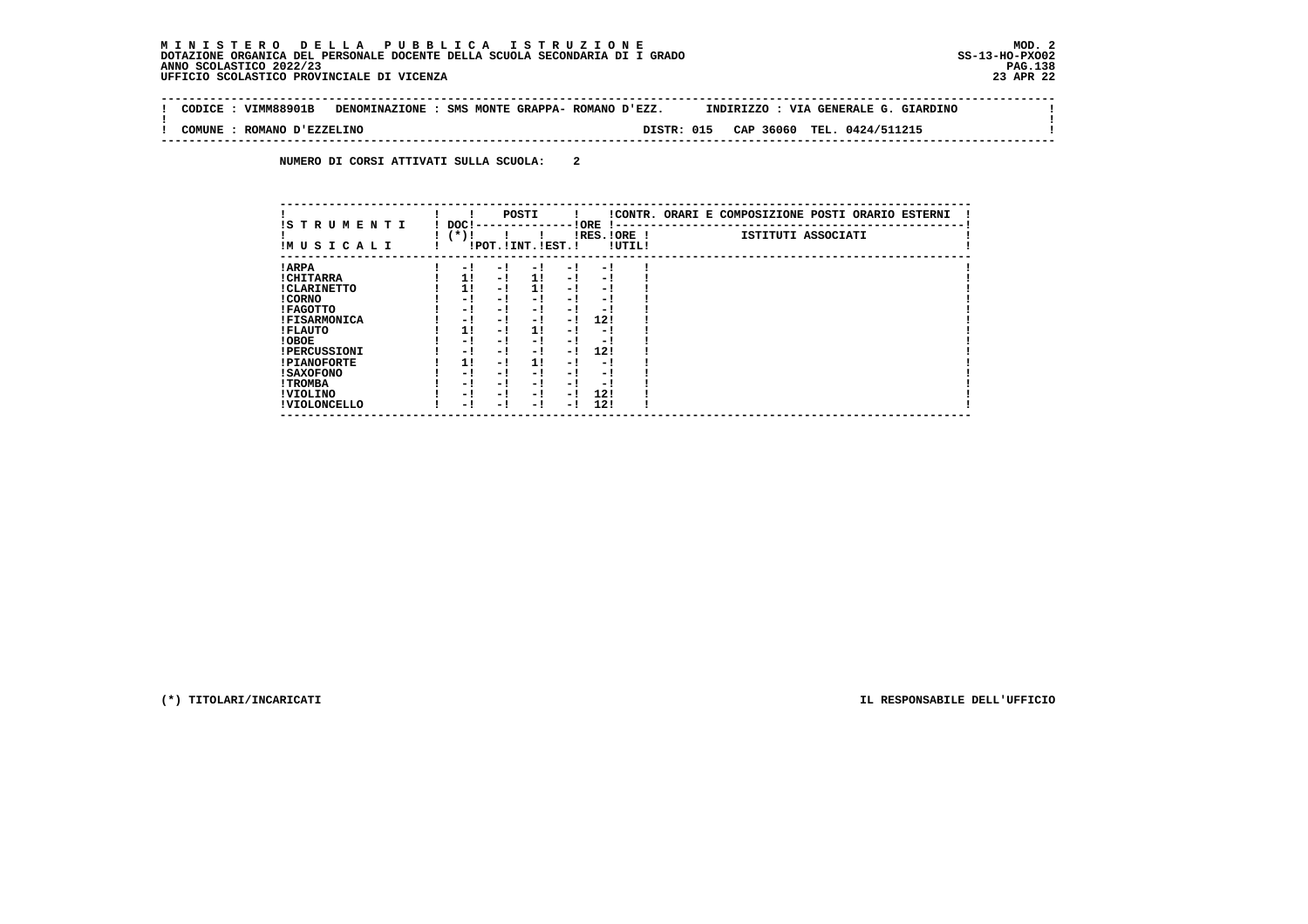**MINISTERO DELLA PUBBLICA ISTRUZIONE**
**DOTAZIONE ORGANICA DEL PERSONALE DOCENTE DELLA SCUOLA SECONDARIA DI I GRADO**
**ANNO SCOLASTICO 2022/23**
**UFFICIO SCOLASTICO PROVINCIALE DI VICENZA**

MOD. 2
SS-13-HO-PXO02
23 APR 22

CODICE : VIMM88901B   DENOMINAZIONE : SMS MONTE GRAPPA- ROMANO D'EZZ.   INDIRIZZO : VIA GENERALE G. GIARDINO

COMUNE : ROMANO D'EZZELINO   DISTR: 015   CAP 36060   TEL. 0424/511215

NUMERO DI CORSI ATTIVATI SULLA SCUOLA: 2

| STRUMENTI MUSICALI | DOC (*) | POSTI POT. | POSTI INT. | POSTI EST. | ORE RES. | ORE UTIL | CONTR. ORARI E COMPOSIZIONE POSTI ORARIO ESTERNI - ISTITUTI ASSOCIATI |
|---|---|---|---|---|---|---|---|
| ARPA | - | - | - | - | - | | |
| CHITARRA | 1 | - | 1 | - | - | | |
| CLARINETTO | 1 | - | 1 | - | - | | |
| CORNO | - | - | - | - | - | | |
| FAGOTTO | - | - | - | - | - | | |
| FISARMONICA | - | - | - | - | 12 | | |
| FLAUTO | 1 | - | 1 | - | - | | |
| OBOE | - | - | - | - | - | | |
| PERCUSSIONI | - | - | - | - | 12 | | |
| PIANOFORTE | 1 | - | 1 | - | - | | |
| SAXOFONO | - | - | - | - | - | | |
| TROMBA | - | - | - | - | - | | |
| VIOLINO | - | - | - | - | 12 | | |
| VIOLONCELLO | - | - | - | - | 12 | | |

(*) TITOLARI/INCARICATI

IL RESPONSABILE DELL'UFFICIO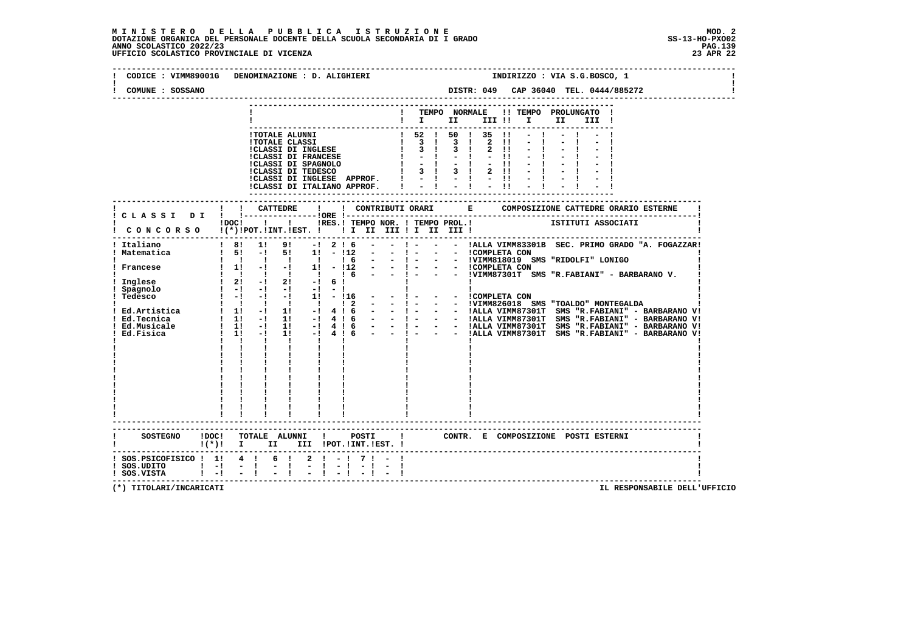# MINISTERO DELLA PUBBLICA ISTRUZIONE

DOTAZIONE ORGANICA DEL PERSONALE DOCENTE DELLA SCUOLA SECONDARIA DI I GRADO
ANNO SCOLASTICO 2022/23
UFFICIO SCOLASTICO PROVINCIALE DI VICENZA

MOD. 2
SS-13-HO-PXO02
23 APR 22

CODICE : VIMM89001G DENOMINAZIONE : D. ALIGHIERI — INDIRIZZO : VIA S.G.BOSCO, 1

COMUNE : SOSSANO — DISTR: 049 CAP 36040 TEL. 0444/885272

| | TEMPO NORMALE I | II | III | TEMPO PROLUNGATO I | II | III |
|---|---|---|---|---|---|---|
| TOTALE ALUNNI | 52 | 50 | 35 | - | - | - |
| TOTALE CLASSI | 3 | 3 | 2 | - | - | - |
| CLASSI DI INGLESE | 3 | 3 | 2 | - | - | - |
| CLASSI DI FRANCESE | - | - | - | - | - | - |
| CLASSI DI SPAGNOLO | - | - | - | - | - | - |
| CLASSI DI TEDESCO | 3 | 3 | 2 | - | - | - |
| CLASSI DI INGLESE APPROF. | - | - | - | - | - | - |
| CLASSI DI ITALIANO APPROF. | - | - | - | - | - | - |

| CLASSI DI CONCORSO | DOC (*) | CATTEDRE POT. | INT. | EST. | ORE RES. | TEMPO NOR. I | II | III | TEMPO PROL. I | II | III | COMPOSIZIONE CATTEDRE ORARIO ESTERNE - ISTITUTI ASSOCIATI |
|---|---|---|---|---|---|---|---|---|---|---|---|---|
| Italiano | 8 | 1 | 9 | - | 2 | 6 | - | - | - | - | - | ALLA VIMM83301B SEC. PRIMO GRADO "A. FOGAZZAR |
| Matematica | 5 | - | 5 | 1 | - | 12 | - | - | - | - | - | COMPLETA CON |
| | | | | | | 6 | - | - | - | - | - | VIMM818019 SMS "RIDOLFI" LONIGO |
| Francese | 1 | - | - | 1 | - | 12 | - | - | - | - | - | COMPLETA CON |
| | | | | | | 6 | - | - | - | - | - | VIMM87301T SMS "R.FABIANI" - BARBARANO V. |
| Inglese | 2 | - | 2 | - | 6 | | | | | | | |
| Spagnolo | - | - | - | - | - | | | | | | | |
| Tedesco | - | - | - | 1 | - | 16 | - | - | - | - | - | COMPLETA CON |
| | | | | | | 2 | - | - | - | - | - | VIMM826018 SMS "TOALDO" MONTEGALDA |
| Ed.Artistica | 1 | - | 1 | - | 4 | 6 | - | - | - | - | - | ALLA VIMM87301T SMS "R.FABIANI" - BARBARANO V |
| Ed.Tecnica | 1 | - | 1 | - | 4 | 6 | - | - | - | - | - | ALLA VIMM87301T SMS "R.FABIANI" - BARBARANO V |
| Ed.Musicale | 1 | - | 1 | - | 4 | 6 | - | - | - | - | - | ALLA VIMM87301T SMS "R.FABIANI" - BARBARANO V |
| Ed.Fisica | 1 | - | 1 | - | 4 | 6 | - | - | - | - | - | ALLA VIMM87301T SMS "R.FABIANI" - BARBARANO V |

| SOSTEGNO | DOC (*) | TOTALE ALUNNI I | II | III | POSTI POT. | INT. | EST. | CONTR. E COMPOSIZIONE POSTI ESTERNI |
|---|---|---|---|---|---|---|---|---|
| SOS.PSICOFISICO | 1 | 4 | 6 | 2 | - | 7 | - | |
| SOS.UDITO | - | - | - | - | - | - | - | |
| SOS.VISTA | - | - | - | - | - | - | - | |

(*) TITOLARI/INCARICATI

IL RESPONSABILE DELL'UFFICIO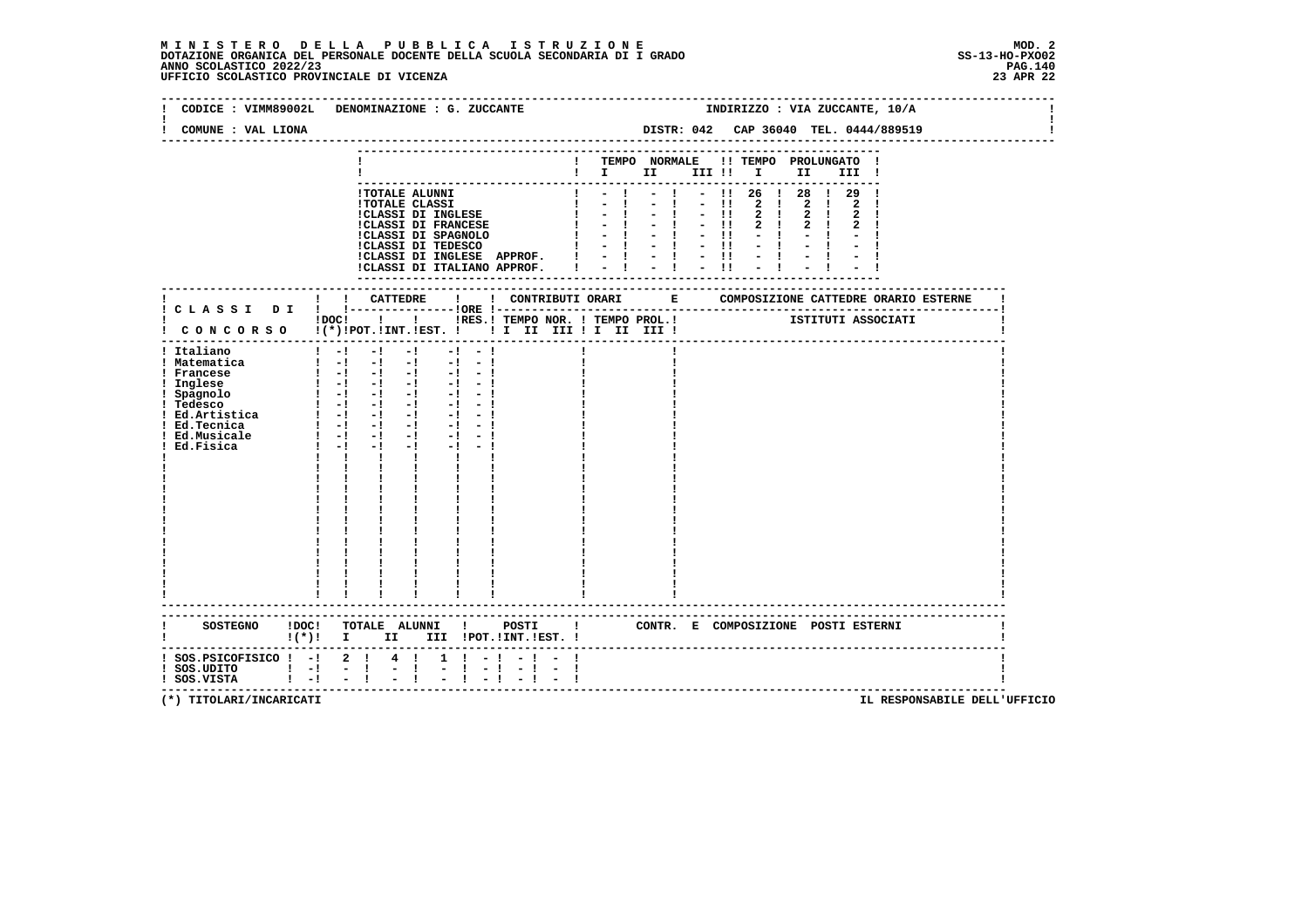**M I N I S T E R O D E L L A P U B B L I C A I S T R U Z I O N E**
**DOTAZIONE ORGANICA DEL PERSONALE DOCENTE DELLA SCUOLA SECONDARIA DI I GRADO**
**ANNO SCOLASTICO 2022/23**
**UFFICIO SCOLASTICO PROVINCIALE DI VICENZA**

MOD. 2
SS-13-HO-PXO02
23 APR 22

CODICE : VIMM89002L DENOMINAZIONE : G. ZUCCANTE INDIRIZZO : VIA ZUCCANTE, 10/A

COMUNE : VAL LIONA DISTR: 042 CAP 36040 TEL. 0444/889519

| | TEMPO NORMALE I | II | III | TEMPO PROLUNGATO I | II | III |
|---|---|---|---|---|---|---|
| TOTALE ALUNNI | - | - | - | 26 | 28 | 29 |
| TOTALE CLASSI | - | - | - | 2 | 2 | 2 |
| CLASSI DI INGLESE | - | - | - | 2 | 2 | 2 |
| CLASSI DI FRANCESE | - | - | - | 2 | 2 | 2 |
| CLASSI DI SPAGNOLO | - | - | - | - | - | - |
| CLASSI DI TEDESCO | - | - | - | - | - | - |
| CLASSI DI INGLESE APPROF. | - | - | - | - | - | - |
| CLASSI DI ITALIANO APPROF. | - | - | - | - | - | - |

| CLASSI DI CONCORSO | DOC (*) | CATTEDRE POT. | CATTEDRE INT. | CATTEDRE EST. | ORE RES. | CONTRIBUTI ORARI TEMPO NOR. I II III | CONTRIBUTI ORARI TEMPO PROL. I II III | COMPOSIZIONE CATTEDRE ORARIO ESTERNE - ISTITUTI ASSOCIATI |
|---|---|---|---|---|---|---|---|---|
| Italiano | - | - | - | - | - | | | |
| Matematica | - | - | - | - | - | | | |
| Francese | - | - | - | - | - | | | |
| Inglese | - | - | - | - | - | | | |
| Spagnolo | - | - | - | - | - | | | |
| Tedesco | - | - | - | - | - | | | |
| Ed.Artistica | - | - | - | - | - | | | |
| Ed.Tecnica | - | - | - | - | - | | | |
| Ed.Musicale | - | - | - | - | - | | | |
| Ed.Fisica | - | - | - | - | - | | | |

| SOSTEGNO | DOC (*) | TOTALE ALUNNI I | II | III | POSTI POT. | POSTI INT. | POSTI EST. | CONTR. E COMPOSIZIONE POSTI ESTERNI |
|---|---|---|---|---|---|---|---|---|
| SOS.PSICOFISICO | - | 2 | 4 | 1 | - | - | - | |
| SOS.UDITO | - | - | - | - | - | - | - | |
| SOS.VISTA | - | - | - | - | - | - | - | |

(*) TITOLARI/INCARICATI

IL RESPONSABILE DELL'UFFICIO